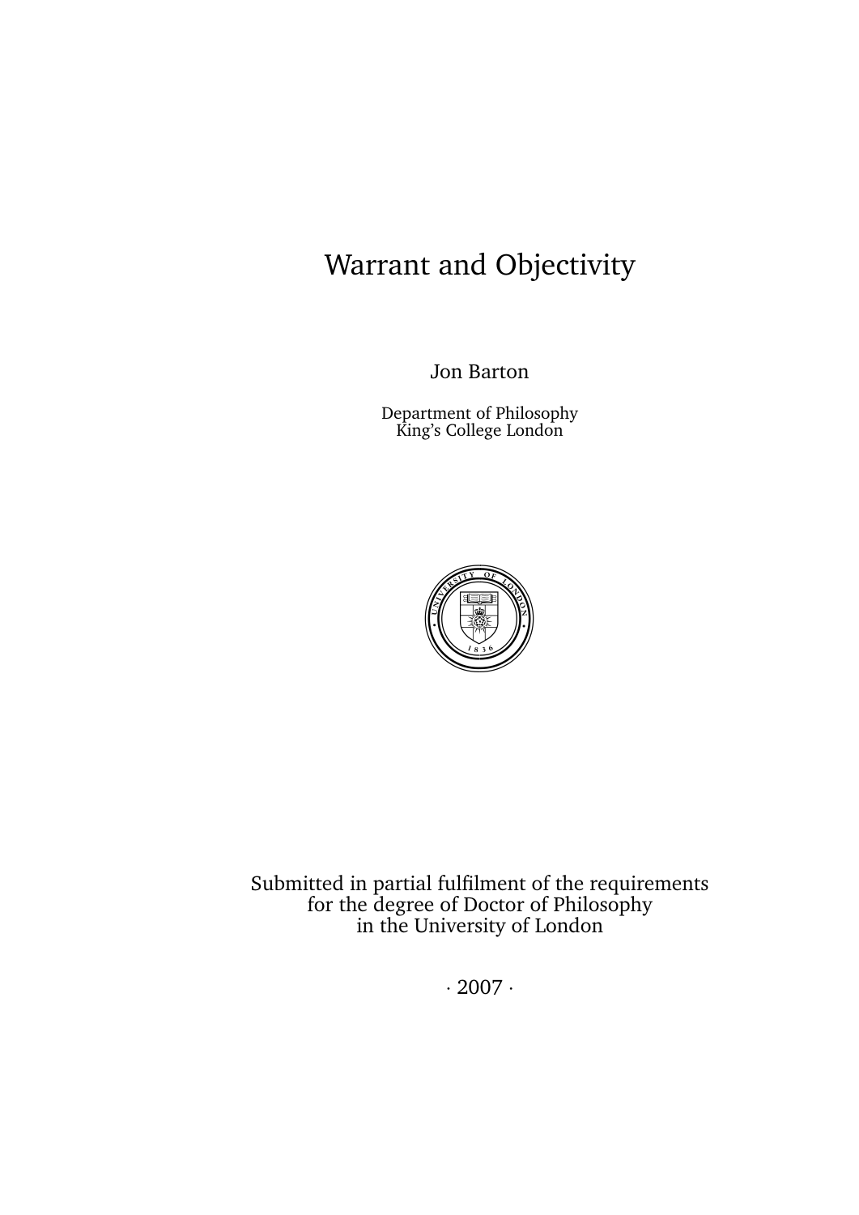# Warrant and Objectivity

Jon Barton

Department of Philosophy
King's College London

Submitted in partial fulfilment of the requirements
for the degree of Doctor of Philosophy
in the University of London

· 2007 ·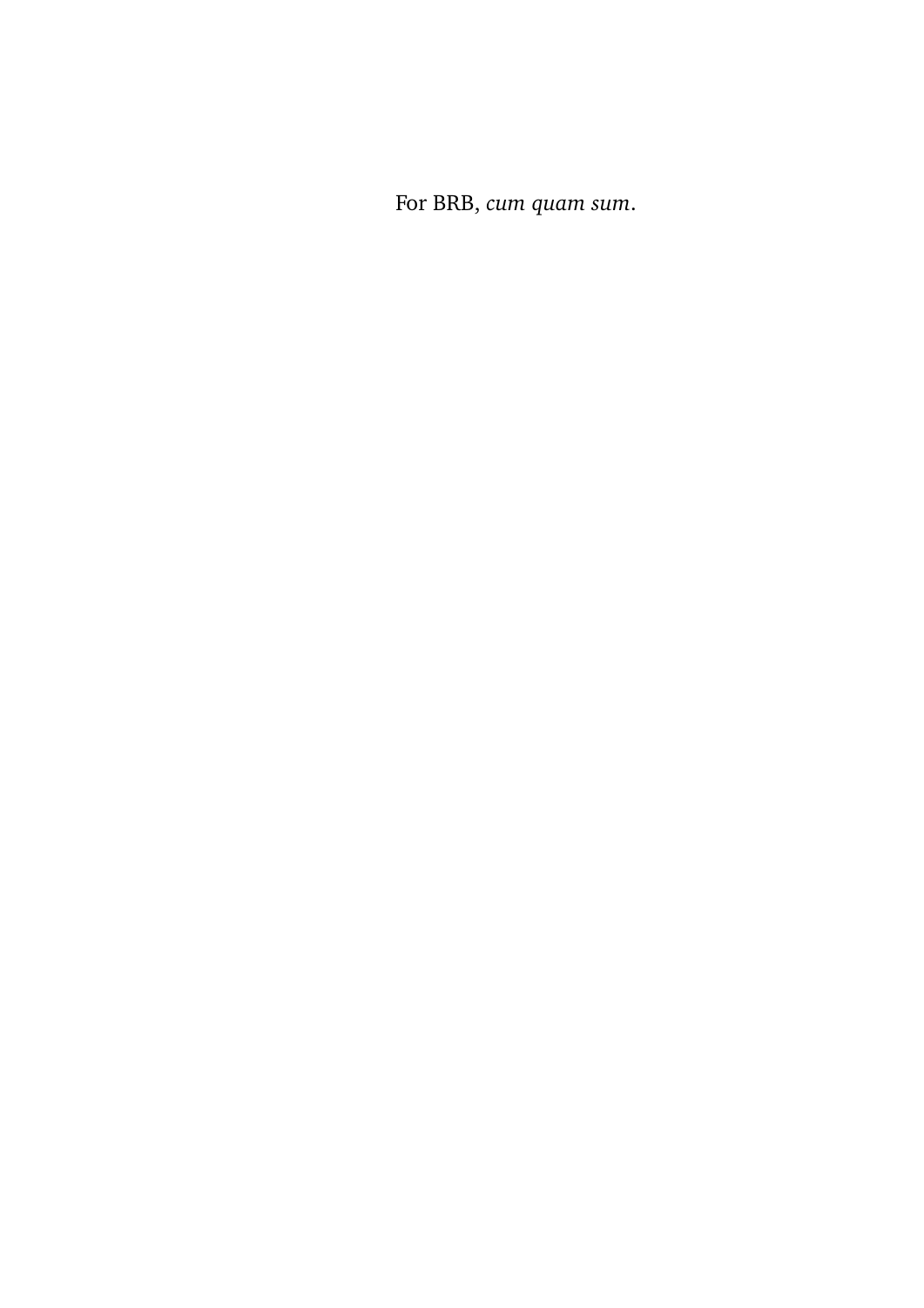For BRB, *cum quam sum*.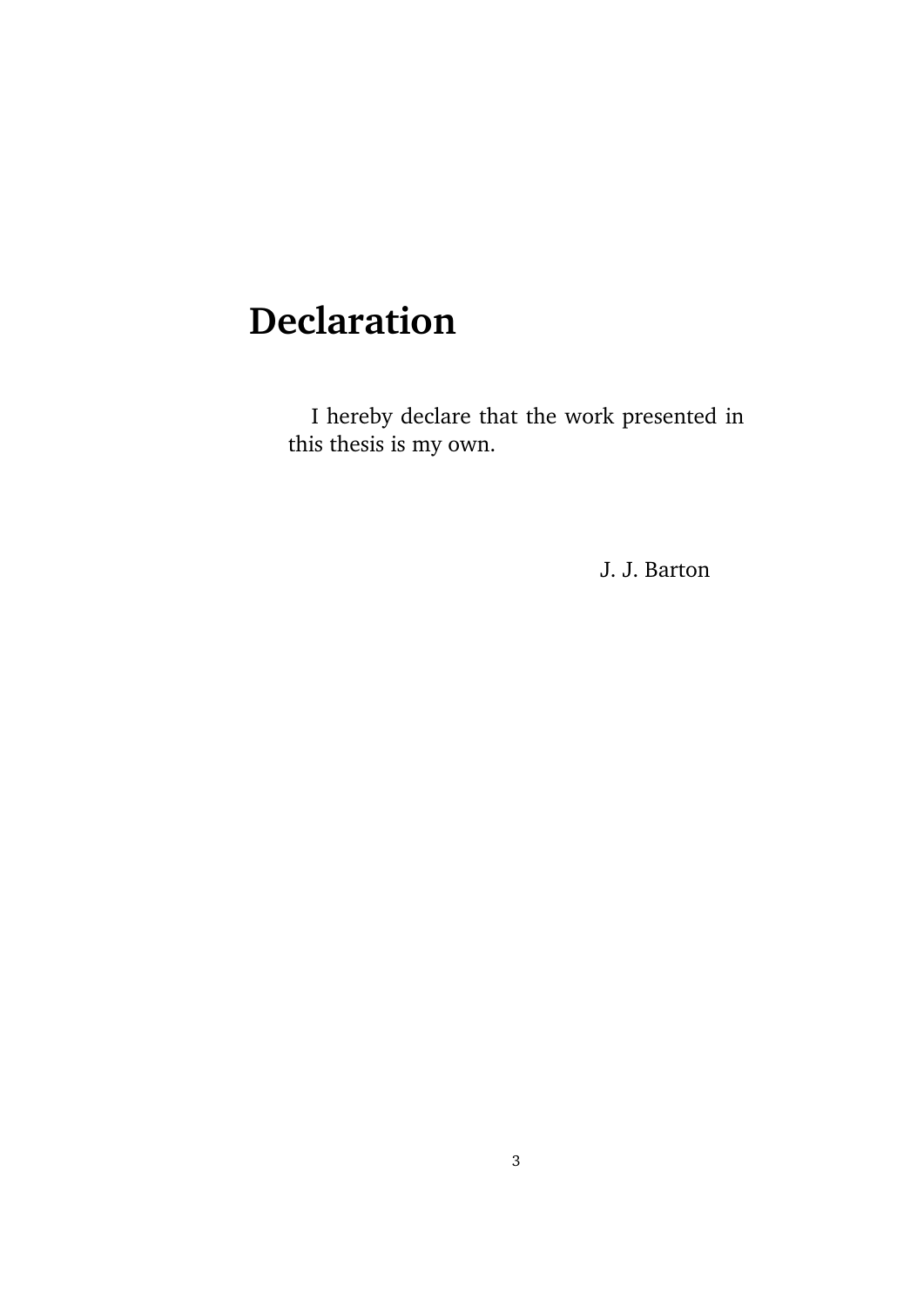# Declaration

I hereby declare that the work presented in this thesis is my own.

J. J. Barton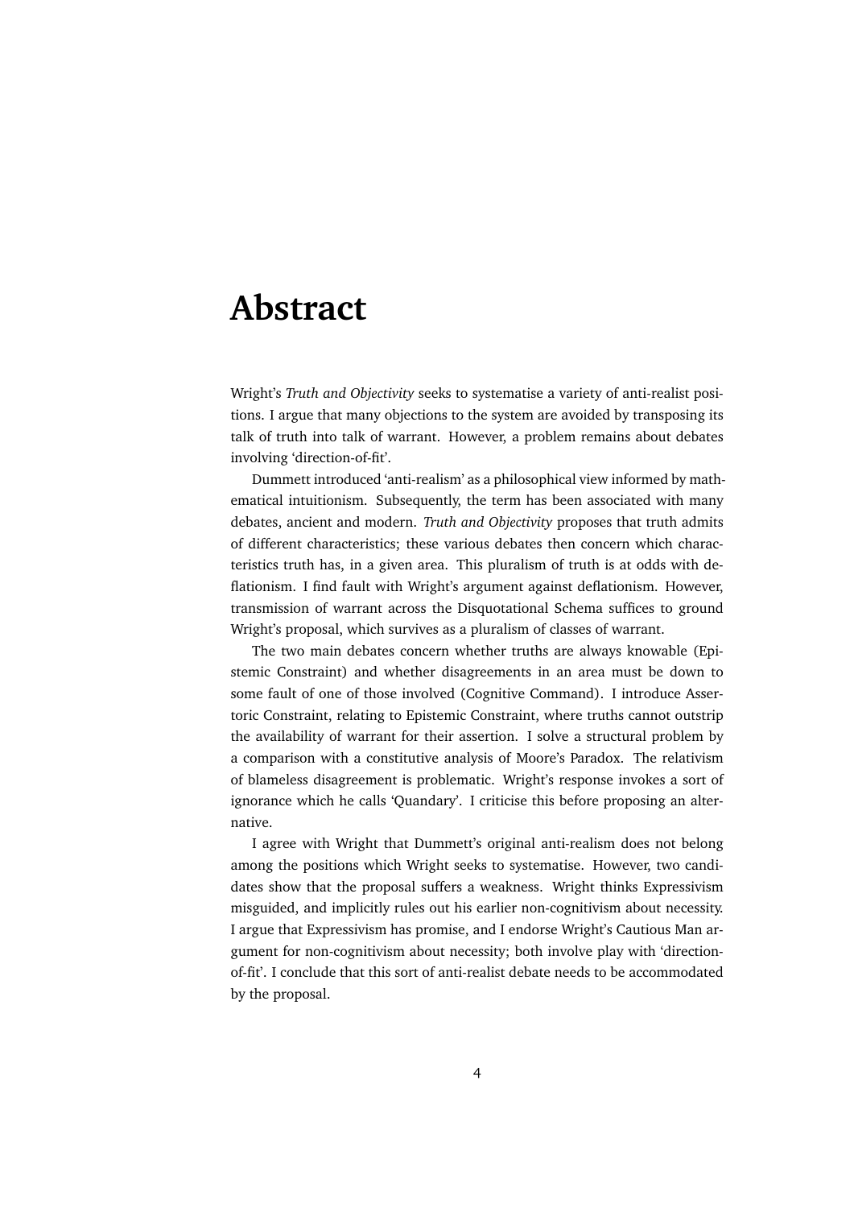# Abstract

Wright's *Truth and Objectivity* seeks to systematise a variety of anti-realist positions. I argue that many objections to the system are avoided by transposing its talk of truth into talk of warrant. However, a problem remains about debates involving 'direction-of-fit'.

Dummett introduced 'anti-realism' as a philosophical view informed by mathematical intuitionism. Subsequently, the term has been associated with many debates, ancient and modern. *Truth and Objectivity* proposes that truth admits of different characteristics; these various debates then concern which characteristics truth has, in a given area. This pluralism of truth is at odds with deflationism. I find fault with Wright's argument against deflationism. However, transmission of warrant across the Disquotational Schema suffices to ground Wright's proposal, which survives as a pluralism of classes of warrant.

The two main debates concern whether truths are always knowable (Epistemic Constraint) and whether disagreements in an area must be down to some fault of one of those involved (Cognitive Command). I introduce Assertoric Constraint, relating to Epistemic Constraint, where truths cannot outstrip the availability of warrant for their assertion. I solve a structural problem by a comparison with a constitutive analysis of Moore's Paradox. The relativism of blameless disagreement is problematic. Wright's response invokes a sort of ignorance which he calls 'Quandary'. I criticise this before proposing an alternative.

I agree with Wright that Dummett's original anti-realism does not belong among the positions which Wright seeks to systematise. However, two candidates show that the proposal suffers a weakness. Wright thinks Expressivism misguided, and implicitly rules out his earlier non-cognitivism about necessity. I argue that Expressivism has promise, and I endorse Wright's Cautious Man argument for non-cognitivism about necessity; both involve play with 'direction-of-fit'. I conclude that this sort of anti-realist debate needs to be accommodated by the proposal.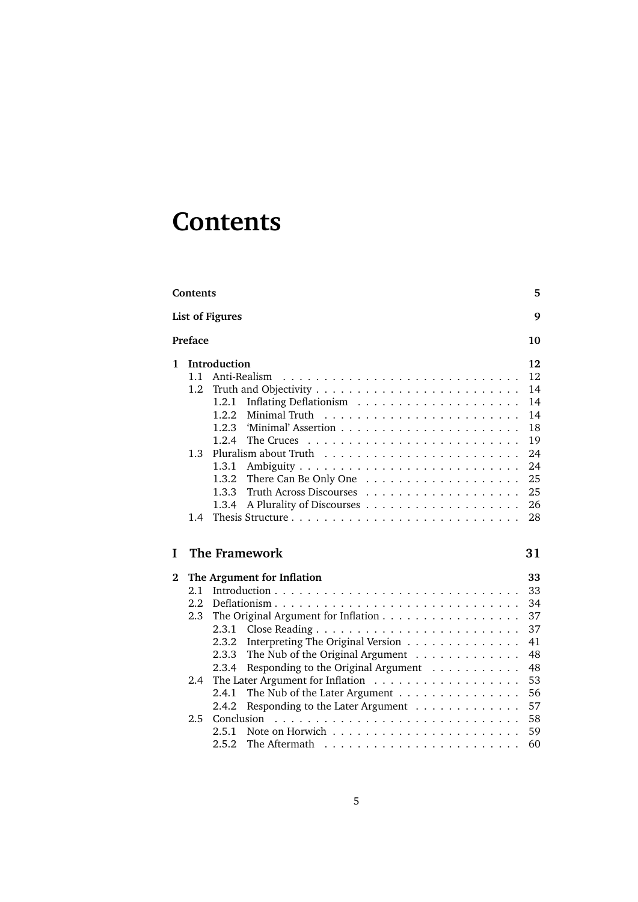# Contents

**Contents** **5**

**List of Figures** **9**

**Preface** **10**

**1 Introduction** **12**
- 1.1 Anti-Realism . . . 12
- 1.2 Truth and Objectivity . . . 14
  - 1.2.1 Inflating Deflationism . . . 14
  - 1.2.2 Minimal Truth . . . 14
  - 1.2.3 'Minimal' Assertion . . . 18
  - 1.2.4 The Cruces . . . 19
- 1.3 Pluralism about Truth . . . 24
  - 1.3.1 Ambiguity . . . 24
  - 1.3.2 There Can Be Only One . . . 25
  - 1.3.3 Truth Across Discourses . . . 25
  - 1.3.4 A Plurality of Discourses . . . 26
- 1.4 Thesis Structure . . . 28

## I The Framework 31

**2 The Argument for Inflation** **33**
- 2.1 Introduction . . . 33
- 2.2 Deflationism . . . 34
- 2.3 The Original Argument for Inflation . . . 37
  - 2.3.1 Close Reading . . . 37
  - 2.3.2 Interpreting The Original Version . . . 41
  - 2.3.3 The Nub of the Original Argument . . . 48
  - 2.3.4 Responding to the Original Argument . . . 48
- 2.4 The Later Argument for Inflation . . . 53
  - 2.4.1 The Nub of the Later Argument . . . 56
  - 2.4.2 Responding to the Later Argument . . . 57
- 2.5 Conclusion . . . 58
  - 2.5.1 Note on Horwich . . . 59
  - 2.5.2 The Aftermath . . . 60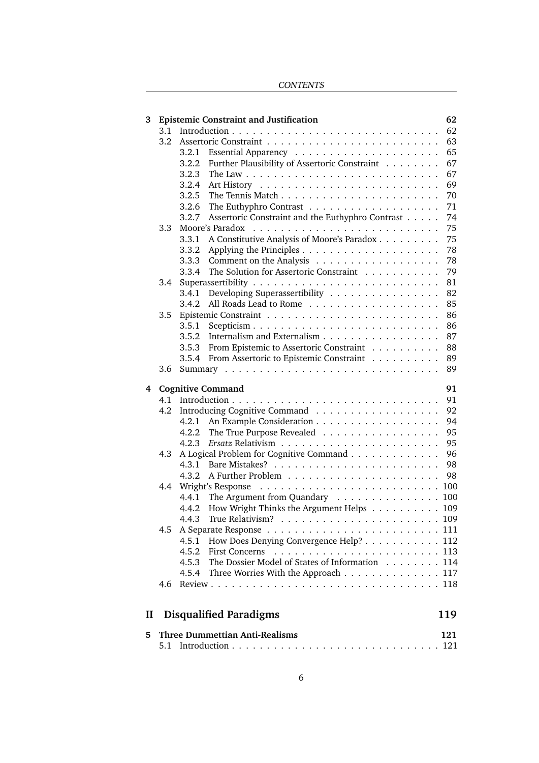**3 Epistemic Constraint and Justification** **62**

- 3.1 Introduction . . . . . 62
- 3.2 Assertoric Constraint . . . . . 63
  - 3.2.1 Essential Apparency . . . . . 65
  - 3.2.2 Further Plausibility of Assertoric Constraint . . . . . 67
  - 3.2.3 The Law . . . . . 67
  - 3.2.4 Art History . . . . . 69
  - 3.2.5 The Tennis Match . . . . . 70
  - 3.2.6 The Euthyphro Contrast . . . . . 71
  - 3.2.7 Assertoric Constraint and the Euthyphro Contrast . . . . . 74
- 3.3 Moore's Paradox . . . . . 75
  - 3.3.1 A Constitutive Analysis of Moore's Paradox . . . . . 75
  - 3.3.2 Applying the Principles . . . . . 78
  - 3.3.3 Comment on the Analysis . . . . . 78
  - 3.3.4 The Solution for Assertoric Constraint . . . . . 79
- 3.4 Superassertibility . . . . . 81
  - 3.4.1 Developing Superassertibility . . . . . 82
  - 3.4.2 All Roads Lead to Rome . . . . . 85
- 3.5 Epistemic Constraint . . . . . 86
  - 3.5.1 Scepticism . . . . . 86
  - 3.5.2 Internalism and Externalism . . . . . 87
  - 3.5.3 From Epistemic to Assertoric Constraint . . . . . 88
  - 3.5.4 From Assertoric to Epistemic Constraint . . . . . 89
- 3.6 Summary . . . . . 89

**4 Cognitive Command** **91**

- 4.1 Introduction . . . . . 91
- 4.2 Introducing Cognitive Command . . . . . 92
  - 4.2.1 An Example Consideration . . . . . 94
  - 4.2.2 The True Purpose Revealed . . . . . 95
  - 4.2.3 *Ersatz* Relativism . . . . . 95
- 4.3 A Logical Problem for Cognitive Command . . . . . 96
  - 4.3.1 Bare Mistakes? . . . . . 98
  - 4.3.2 A Further Problem . . . . . 98
- 4.4 Wright's Response . . . . . 100
  - 4.4.1 The Argument from Quandary . . . . . 100
  - 4.4.2 How Wright Thinks the Argument Helps . . . . . 109
  - 4.4.3 True Relativism? . . . . . 109
- 4.5 A Separate Response . . . . . 111
  - 4.5.1 How Does Denying Convergence Help? . . . . . 112
  - 4.5.2 First Concerns . . . . . 113
  - 4.5.3 The Dossier Model of States of Information . . . . . 114
  - 4.5.4 Three Worries With the Approach . . . . . 117
- 4.6 Review . . . . . 118

# II Disqualified Paradigms **119**

**5 Three Dummettian Anti-Realisms** **121**

- 5.1 Introduction . . . . . 121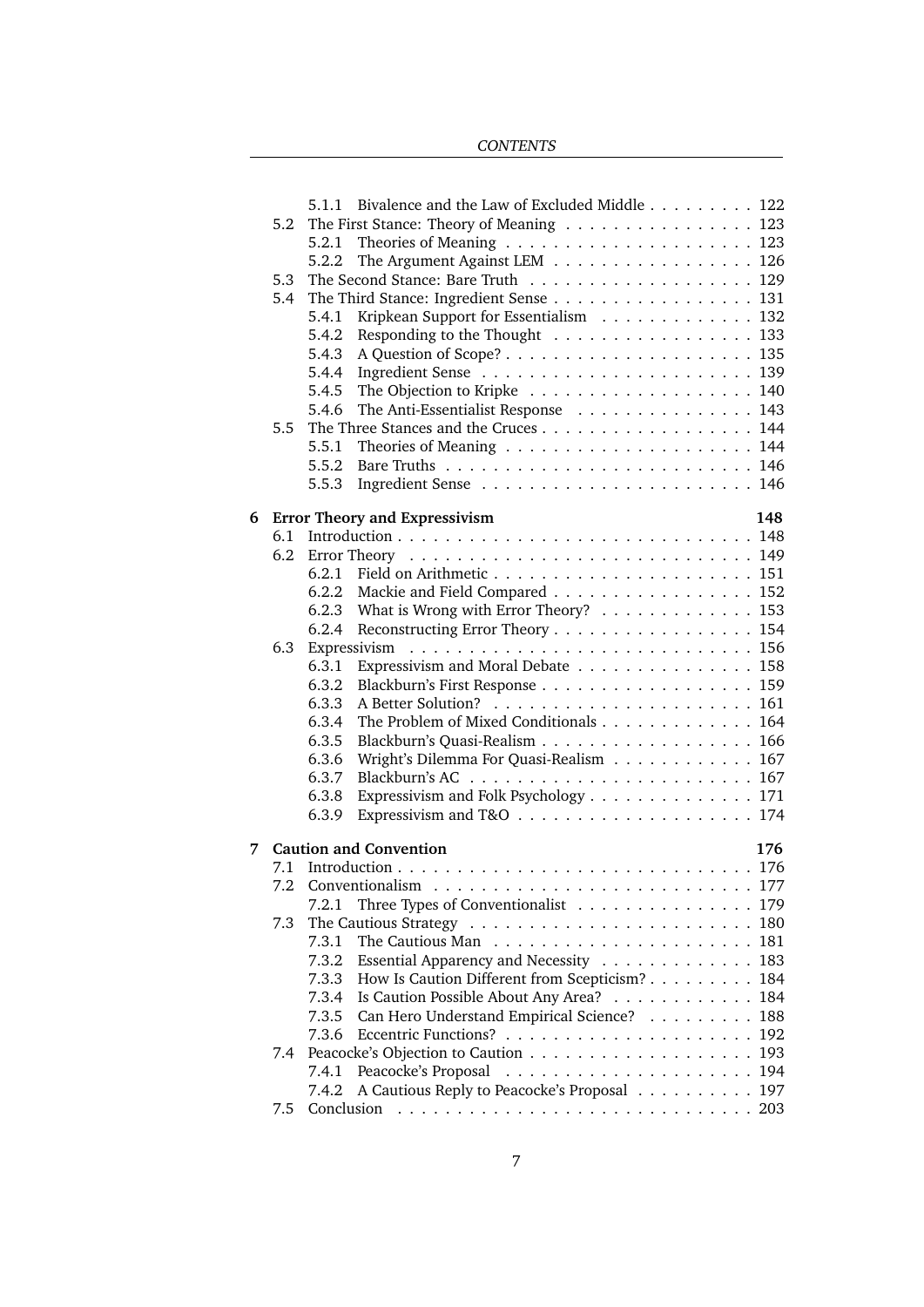- 5.1.1 Bivalence and the Law of Excluded Middle . . . . . . . . . 122
- 5.2 The First Stance: Theory of Meaning . . . . . . . . . . . . . . . . 123
  - 5.2.1 Theories of Meaning . . . . . . . . . . . . . . . . . . . . . 123
  - 5.2.2 The Argument Against LEM . . . . . . . . . . . . . . . . . 126
- 5.3 The Second Stance: Bare Truth . . . . . . . . . . . . . . . . . . . 129
- 5.4 The Third Stance: Ingredient Sense . . . . . . . . . . . . . . . . . 131
  - 5.4.1 Kripkean Support for Essentialism . . . . . . . . . . . . . 132
  - 5.4.2 Responding to the Thought . . . . . . . . . . . . . . . . . 133
  - 5.4.3 A Question of Scope? . . . . . . . . . . . . . . . . . . . . . 135
  - 5.4.4 Ingredient Sense . . . . . . . . . . . . . . . . . . . . . . . 139
  - 5.4.5 The Objection to Kripke . . . . . . . . . . . . . . . . . . . 140
  - 5.4.6 The Anti-Essentialist Response . . . . . . . . . . . . . . . 143
- 5.5 The Three Stances and the Cruces . . . . . . . . . . . . . . . . . . 144
  - 5.5.1 Theories of Meaning . . . . . . . . . . . . . . . . . . . . . 144
  - 5.5.2 Bare Truths . . . . . . . . . . . . . . . . . . . . . . . . . 146
  - 5.5.3 Ingredient Sense . . . . . . . . . . . . . . . . . . . . . . . 146

**6 Error Theory and Expressivism** **148**

- 6.1 Introduction . . . . . . . . . . . . . . . . . . . . . . . . . . . . . 148
- 6.2 Error Theory . . . . . . . . . . . . . . . . . . . . . . . . . . . . 149
  - 6.2.1 Field on Arithmetic . . . . . . . . . . . . . . . . . . . . . 151
  - 6.2.2 Mackie and Field Compared . . . . . . . . . . . . . . . . . 152
  - 6.2.3 What is Wrong with Error Theory? . . . . . . . . . . . . . 153
  - 6.2.4 Reconstructing Error Theory . . . . . . . . . . . . . . . . . 154
- 6.3 Expressivism . . . . . . . . . . . . . . . . . . . . . . . . . . . . 156
  - 6.3.1 Expressivism and Moral Debate . . . . . . . . . . . . . . . 158
  - 6.3.2 Blackburn's First Response . . . . . . . . . . . . . . . . . . 159
  - 6.3.3 A Better Solution? . . . . . . . . . . . . . . . . . . . . . . 161
  - 6.3.4 The Problem of Mixed Conditionals . . . . . . . . . . . . . 164
  - 6.3.5 Blackburn's Quasi-Realism . . . . . . . . . . . . . . . . . . 166
  - 6.3.6 Wright's Dilemma For Quasi-Realism . . . . . . . . . . . . 167
  - 6.3.7 Blackburn's AC . . . . . . . . . . . . . . . . . . . . . . . 167
  - 6.3.8 Expressivism and Folk Psychology . . . . . . . . . . . . . . 171
  - 6.3.9 Expressivism and T&O . . . . . . . . . . . . . . . . . . . . 174

**7 Caution and Convention** **176**

- 7.1 Introduction . . . . . . . . . . . . . . . . . . . . . . . . . . . . . 176
- 7.2 Conventionalism . . . . . . . . . . . . . . . . . . . . . . . . . . . 177
  - 7.2.1 Three Types of Conventionalist . . . . . . . . . . . . . . . 179
- 7.3 The Cautious Strategy . . . . . . . . . . . . . . . . . . . . . . . . 180
  - 7.3.1 The Cautious Man . . . . . . . . . . . . . . . . . . . . . . 181
  - 7.3.2 Essential Apparency and Necessity . . . . . . . . . . . . . 183
  - 7.3.3 How Is Caution Different from Scepticism? . . . . . . . . . 184
  - 7.3.4 Is Caution Possible About Any Area? . . . . . . . . . . . . 184
  - 7.3.5 Can Hero Understand Empirical Science? . . . . . . . . . 188
  - 7.3.6 Eccentric Functions? . . . . . . . . . . . . . . . . . . . . . 192
- 7.4 Peacocke's Objection to Caution . . . . . . . . . . . . . . . . . . . 193
  - 7.4.1 Peacocke's Proposal . . . . . . . . . . . . . . . . . . . . . 194
  - 7.4.2 A Cautious Reply to Peacocke's Proposal . . . . . . . . . . 197
- 7.5 Conclusion . . . . . . . . . . . . . . . . . . . . . . . . . . . . . 203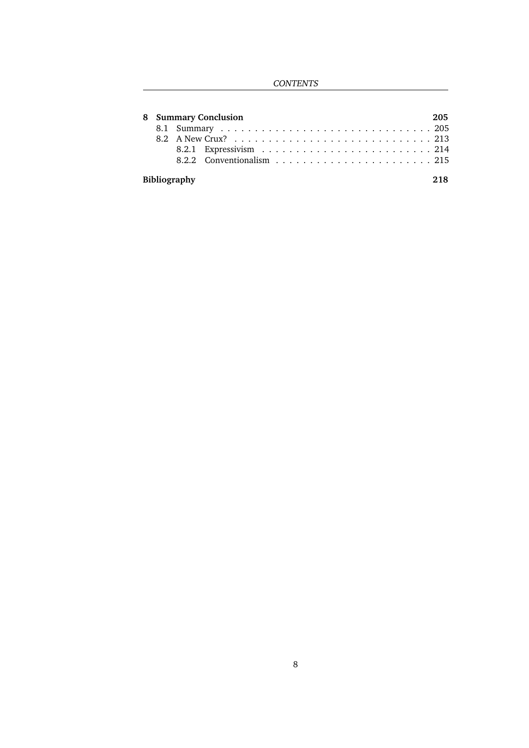**8 Summary Conclusion** **205**

- 8.1 Summary . . . . . . . . . . 205
- 8.2 A New Crux? . . . . . . . . . . 213
  - 8.2.1 Expressivism . . . . . . . . . . 214
  - 8.2.2 Conventionalism . . . . . . . . . . 215

**Bibliography** **218**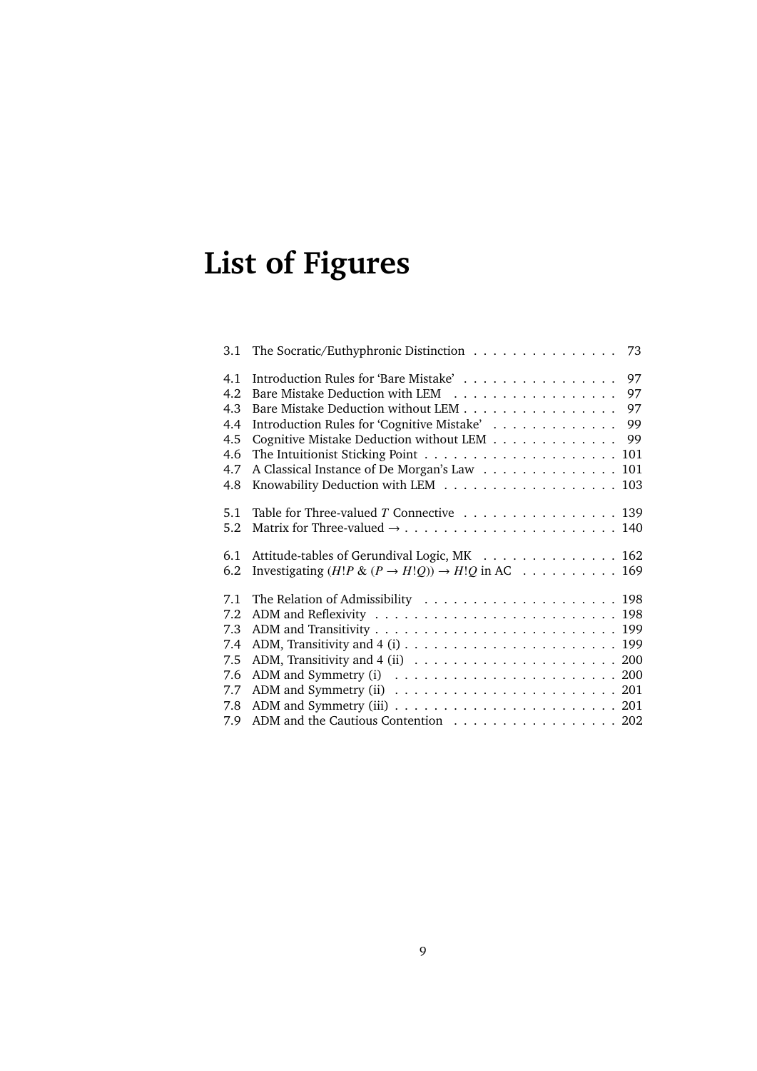# List of Figures

3.1 The Socratic/Euthyphronic Distinction . . . . . . . . . . . . . . . 73

4.1 Introduction Rules for 'Bare Mistake' . . . . . . . . . . . . . . . . 97
4.2 Bare Mistake Deduction with LEM . . . . . . . . . . . . . . . . . 97
4.3 Bare Mistake Deduction without LEM . . . . . . . . . . . . . . . . 97
4.4 Introduction Rules for 'Cognitive Mistake' . . . . . . . . . . . . . 99
4.5 Cognitive Mistake Deduction without LEM . . . . . . . . . . . . . 99
4.6 The Intuitionist Sticking Point . . . . . . . . . . . . . . . . . . . . 101
4.7 A Classical Instance of De Morgan's Law . . . . . . . . . . . . . . 101
4.8 Knowability Deduction with LEM . . . . . . . . . . . . . . . . . . 103

5.1 Table for Three-valued $T$ Connective . . . . . . . . . . . . . . . . 139
5.2 Matrix for Three-valued $\rightarrow$ . . . . . . . . . . . . . . . . . . . . . . 140

6.1 Attitude-tables of Gerundival Logic, MK . . . . . . . . . . . . . . 162
6.2 Investigating $(H!P \,\&\, (P \rightarrow H!Q)) \rightarrow H!Q$ in AC . . . . . . . . . . 169

7.1 The Relation of Admissibility . . . . . . . . . . . . . . . . . . . . 198
7.2 ADM and Reflexivity . . . . . . . . . . . . . . . . . . . . . . . . . 198
7.3 ADM and Transitivity . . . . . . . . . . . . . . . . . . . . . . . . . 199
7.4 ADM, Transitivity and 4 (i) . . . . . . . . . . . . . . . . . . . . . . 199
7.5 ADM, Transitivity and 4 (ii) . . . . . . . . . . . . . . . . . . . . . 200
7.6 ADM and Symmetry (i) . . . . . . . . . . . . . . . . . . . . . . . 200
7.7 ADM and Symmetry (ii) . . . . . . . . . . . . . . . . . . . . . . . 201
7.8 ADM and Symmetry (iii) . . . . . . . . . . . . . . . . . . . . . . . 201
7.9 ADM and the Cautious Contention . . . . . . . . . . . . . . . . . 202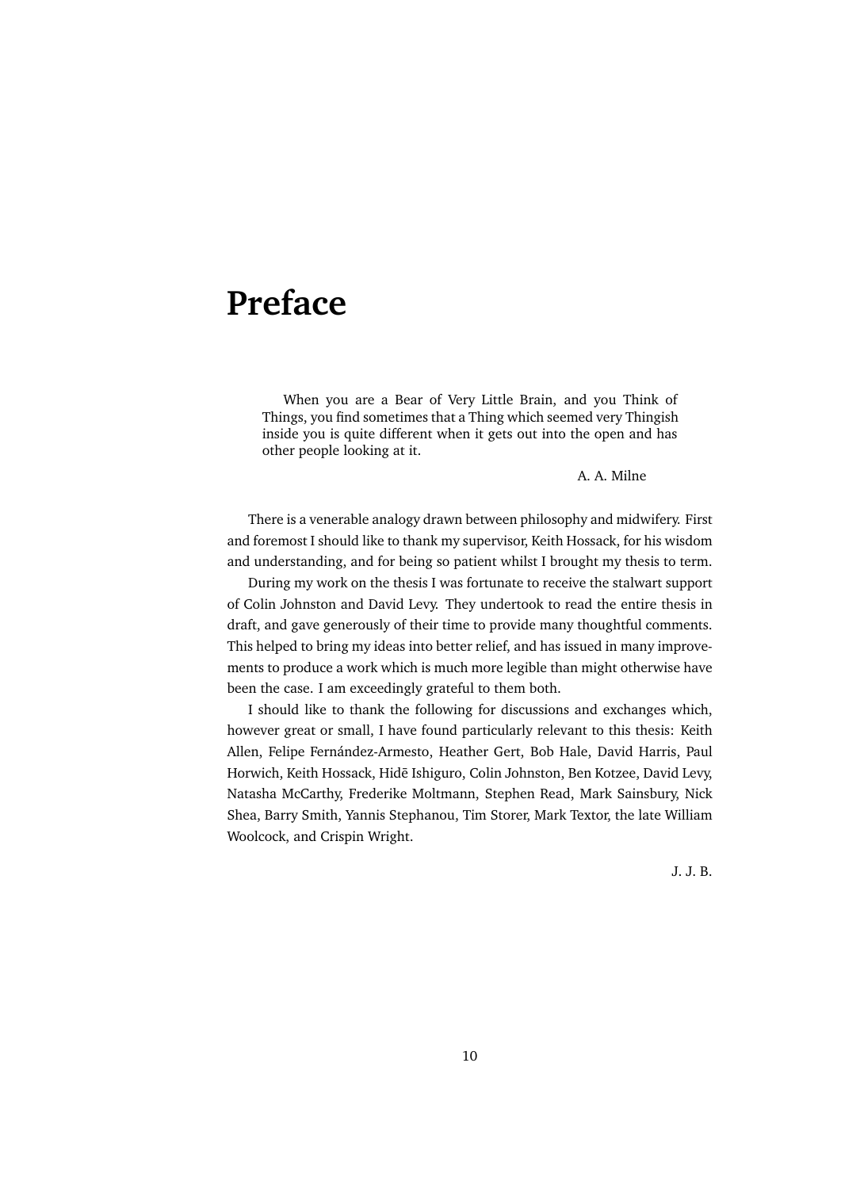# Preface

> When you are a Bear of Very Little Brain, and you Think of Things, you find sometimes that a Thing which seemed very Thingish inside you is quite different when it gets out into the open and has other people looking at it.
>
> A. A. Milne

There is a venerable analogy drawn between philosophy and midwifery. First and foremost I should like to thank my supervisor, Keith Hossack, for his wisdom and understanding, and for being so patient whilst I brought my thesis to term.

During my work on the thesis I was fortunate to receive the stalwart support of Colin Johnston and David Levy. They undertook to read the entire thesis in draft, and gave generously of their time to provide many thoughtful comments. This helped to bring my ideas into better relief, and has issued in many improvements to produce a work which is much more legible than might otherwise have been the case. I am exceedingly grateful to them both.

I should like to thank the following for discussions and exchanges which, however great or small, I have found particularly relevant to this thesis: Keith Allen, Felipe Fernández-Armesto, Heather Gert, Bob Hale, David Harris, Paul Horwich, Keith Hossack, Hidē Ishiguro, Colin Johnston, Ben Kotzee, David Levy, Natasha McCarthy, Frederike Moltmann, Stephen Read, Mark Sainsbury, Nick Shea, Barry Smith, Yannis Stephanou, Tim Storer, Mark Textor, the late William Woolcock, and Crispin Wright.

J. J. B.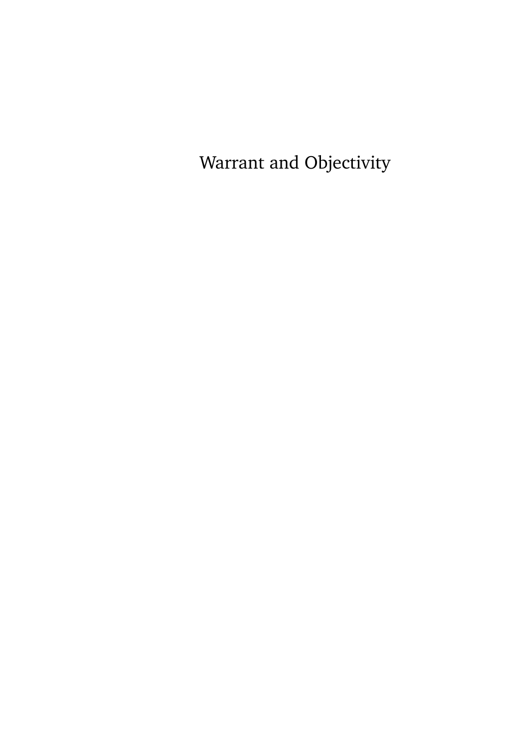# Warrant and Objectivity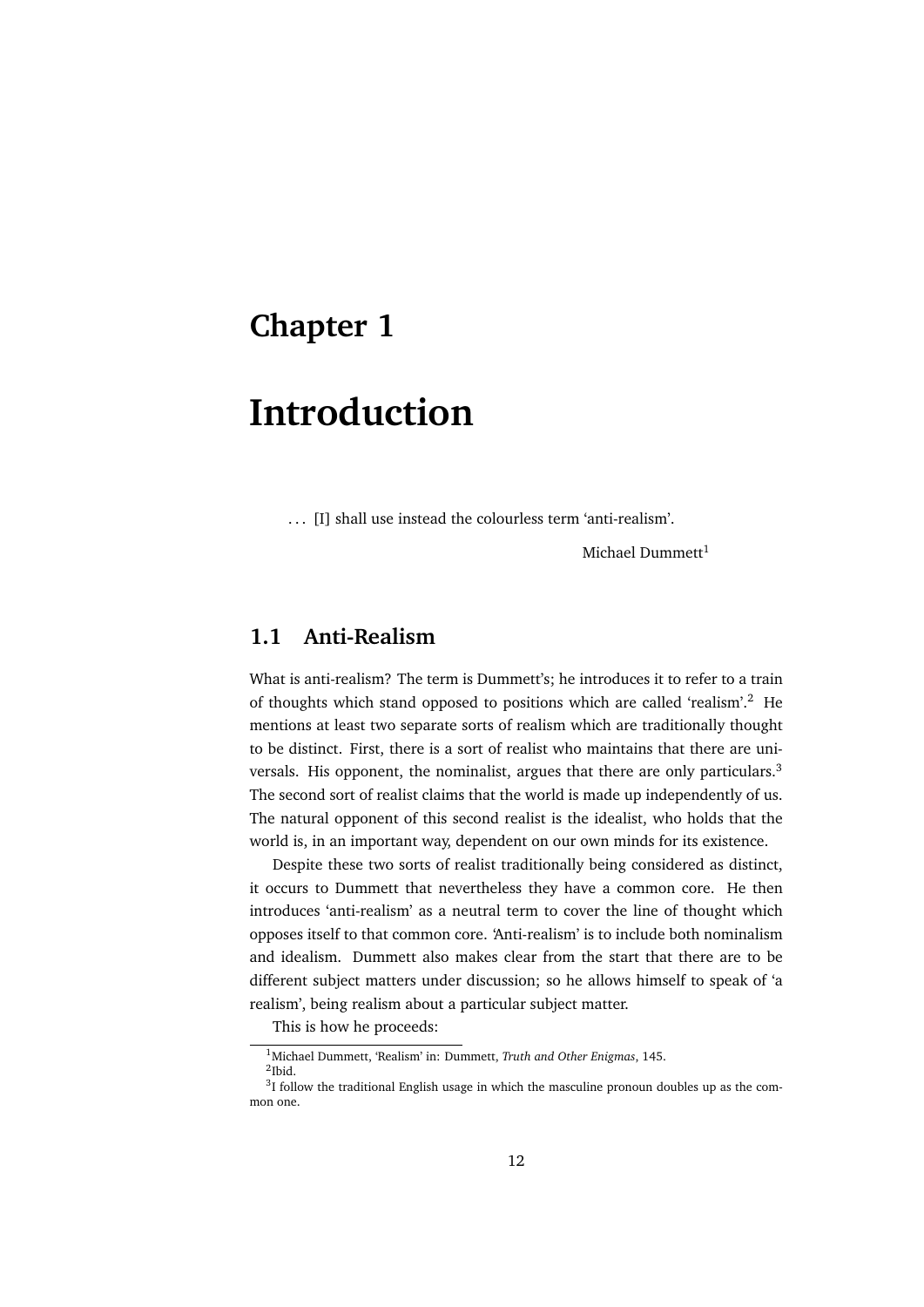# Chapter 1

# Introduction

> ... [I] shall use instead the colourless term 'anti-realism'.
>
> Michael Dummett[1]

## 1.1 Anti-Realism

What is anti-realism? The term is Dummett's; he introduces it to refer to a train of thoughts which stand opposed to positions which are called 'realism'.[2] He mentions at least two separate sorts of realism which are traditionally thought to be distinct. First, there is a sort of realist who maintains that there are universals. His opponent, the nominalist, argues that there are only particulars.[3] The second sort of realist claims that the world is made up independently of us. The natural opponent of this second realist is the idealist, who holds that the world is, in an important way, dependent on our own minds for its existence.

Despite these two sorts of realist traditionally being considered as distinct, it occurs to Dummett that nevertheless they have a common core. He then introduces 'anti-realism' as a neutral term to cover the line of thought which opposes itself to that common core. 'Anti-realism' is to include both nominalism and idealism. Dummett also makes clear from the start that there are to be different subject matters under discussion; so he allows himself to speak of 'a realism', being realism about a particular subject matter.

This is how he proceeds:

---

[1] Michael Dummett, 'Realism' in: Dummett, *Truth and Other Enigmas*, 145.

[2] Ibid.

[3] I follow the traditional English usage in which the masculine pronoun doubles up as the common one.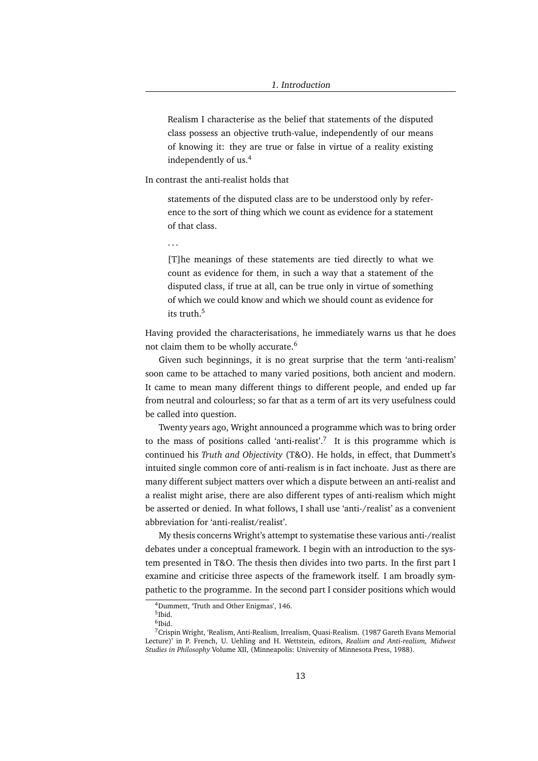> Realism I characterise as the belief that statements of the disputed class possess an objective truth-value, independently of our means of knowing it: they are true or false in virtue of a reality existing independently of us.[4]

In contrast the anti-realist holds that

> statements of the disputed class are to be understood only by reference to the sort of thing which we count as evidence for a statement of that class.
>
> . . .
>
> [T]he meanings of these statements are tied directly to what we count as evidence for them, in such a way that a statement of the disputed class, if true at all, can be true only in virtue of something of which we could know and which we should count as evidence for its truth.[5]

Having provided the characterisations, he immediately warns us that he does not claim them to be wholly accurate.[6]

Given such beginnings, it is no great surprise that the term 'anti-realism' soon came to be attached to many varied positions, both ancient and modern. It came to mean many different things to different people, and ended up far from neutral and colourless; so far that as a term of art its very usefulness could be called into question.

Twenty years ago, Wright announced a programme which was to bring order to the mass of positions called 'anti-realist'.[7] It is this programme which is continued his *Truth and Objectivity* (T&O). He holds, in effect, that Dummett's intuited single common core of anti-realism is in fact inchoate. Just as there are many different subject matters over which a dispute between an anti-realist and a realist might arise, there are also different types of anti-realism which might be asserted or denied. In what follows, I shall use 'anti-/realist' as a convenient abbreviation for 'anti-realist/realist'.

My thesis concerns Wright's attempt to systematise these various anti-/realist debates under a conceptual framework. I begin with an introduction to the system presented in T&O. The thesis then divides into two parts. In the first part I examine and criticise three aspects of the framework itself. I am broadly sympathetic to the programme. In the second part I consider positions which would

---

[4] Dummett, 'Truth and Other Enigmas', 146.

[5] Ibid.

[6] Ibid.

[7] Crispin Wright, 'Realism, Anti-Realism, Irrealism, Quasi-Realism. (1987 Gareth Evans Memorial Lecture)' in P. French, U. Uehling and H. Wettstein, editors, *Realism and Anti-realism, Midwest Studies in Philosophy* Volume XII, (Minneapolis: University of Minnesota Press, 1988).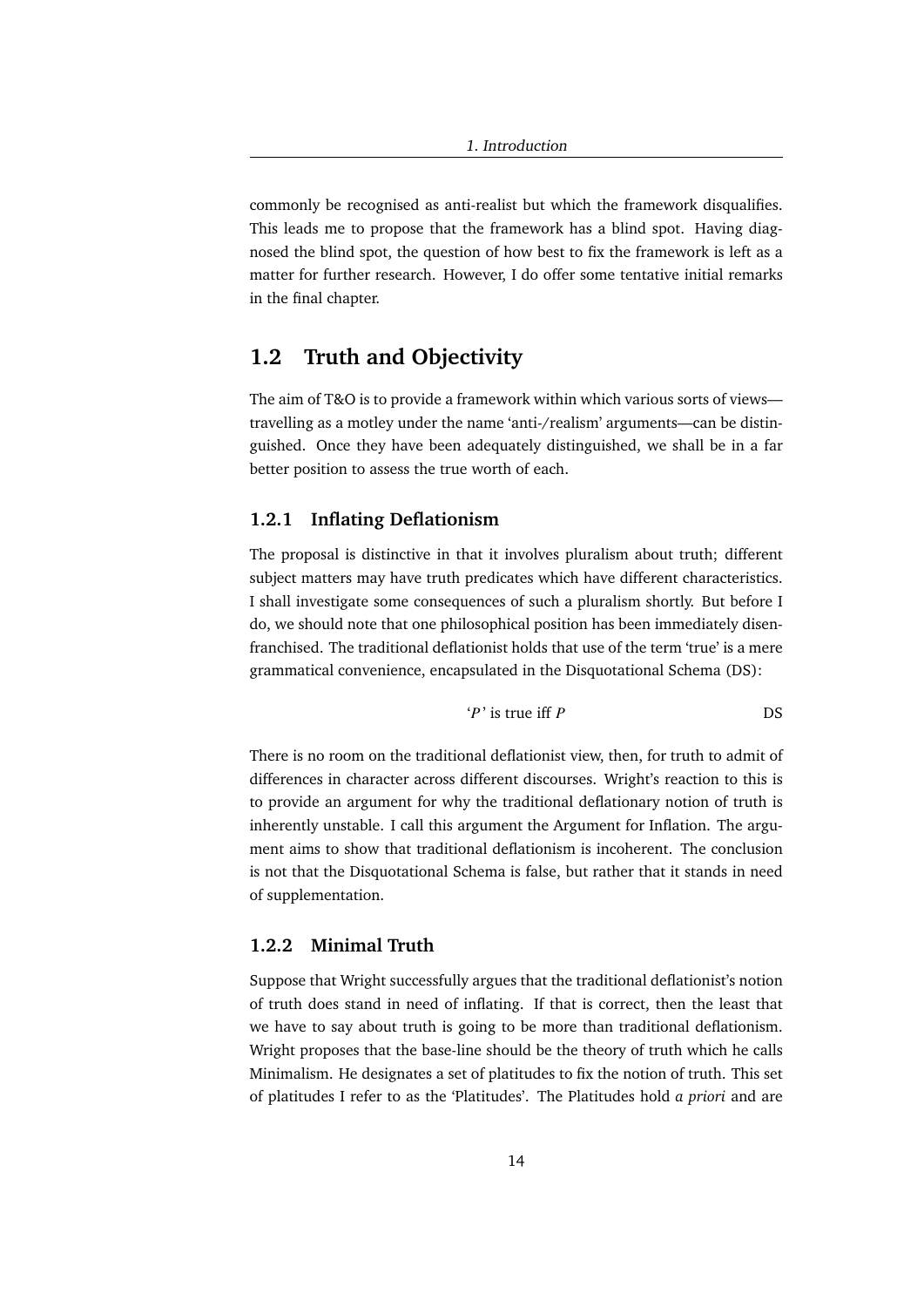commonly be recognised as anti-realist but which the framework disqualifies. This leads me to propose that the framework has a blind spot. Having diagnosed the blind spot, the question of how best to fix the framework is left as a matter for further research. However, I do offer some tentative initial remarks in the final chapter.

## 1.2 Truth and Objectivity

The aim of T&O is to provide a framework within which various sorts of views—travelling as a motley under the name 'anti-/realism' arguments—can be distinguished. Once they have been adequately distinguished, we shall be in a far better position to assess the true worth of each.

### 1.2.1 Inflating Deflationism

The proposal is distinctive in that it involves pluralism about truth; different subject matters may have truth predicates which have different characteristics. I shall investigate some consequences of such a pluralism shortly. But before I do, we should note that one philosophical position has been immediately disenfranchised. The traditional deflationist holds that use of the term 'true' is a mere grammatical convenience, encapsulated in the Disquotational Schema (DS):

$$\text{`}P\text{' is true iff } P \qquad \text{DS}$$

There is no room on the traditional deflationist view, then, for truth to admit of differences in character across different discourses. Wright's reaction to this is to provide an argument for why the traditional deflationary notion of truth is inherently unstable. I call this argument the Argument for Inflation. The argument aims to show that traditional deflationism is incoherent. The conclusion is not that the Disquotational Schema is false, but rather that it stands in need of supplementation.

### 1.2.2 Minimal Truth

Suppose that Wright successfully argues that the traditional deflationist's notion of truth does stand in need of inflating. If that is correct, then the least that we have to say about truth is going to be more than traditional deflationism. Wright proposes that the base-line should be the theory of truth which he calls Minimalism. He designates a set of platitudes to fix the notion of truth. This set of platitudes I refer to as the 'Platitudes'. The Platitudes hold *a priori* and are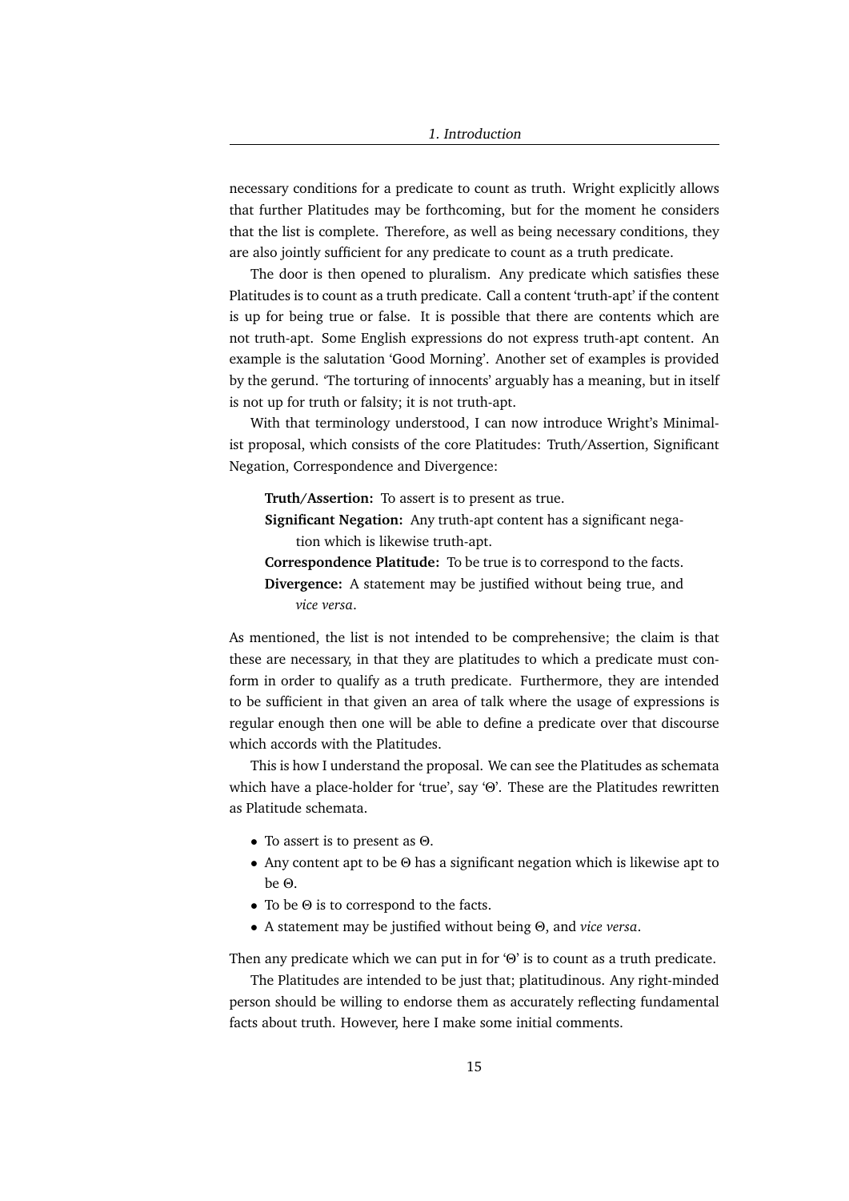necessary conditions for a predicate to count as truth. Wright explicitly allows that further Platitudes may be forthcoming, but for the moment he considers that the list is complete. Therefore, as well as being necessary conditions, they are also jointly sufficient for any predicate to count as a truth predicate.

The door is then opened to pluralism. Any predicate which satisfies these Platitudes is to count as a truth predicate. Call a content 'truth-apt' if the content is up for being true or false. It is possible that there are contents which are not truth-apt. Some English expressions do not express truth-apt content. An example is the salutation 'Good Morning'. Another set of examples is provided by the gerund. 'The torturing of innocents' arguably has a meaning, but in itself is not up for truth or falsity; it is not truth-apt.

With that terminology understood, I can now introduce Wright's Minimalist proposal, which consists of the core Platitudes: Truth/Assertion, Significant Negation, Correspondence and Divergence:

> **Truth/Assertion:** To assert is to present as true.
>
> **Significant Negation:** Any truth-apt content has a significant negation which is likewise truth-apt.
>
> **Correspondence Platitude:** To be true is to correspond to the facts.
>
> **Divergence:** A statement may be justified without being true, and *vice versa*.

As mentioned, the list is not intended to be comprehensive; the claim is that these are necessary, in that they are platitudes to which a predicate must conform in order to qualify as a truth predicate. Furthermore, they are intended to be sufficient in that given an area of talk where the usage of expressions is regular enough then one will be able to define a predicate over that discourse which accords with the Platitudes.

This is how I understand the proposal. We can see the Platitudes as schemata which have a place-holder for 'true', say '$\Theta$'. These are the Platitudes rewritten as Platitude schemata.

- To assert is to present as $\Theta$.
- Any content apt to be $\Theta$ has a significant negation which is likewise apt to be $\Theta$.
- To be $\Theta$ is to correspond to the facts.
- A statement may be justified without being $\Theta$, and *vice versa*.

Then any predicate which we can put in for '$\Theta$' is to count as a truth predicate.

The Platitudes are intended to be just that; platitudinous. Any right-minded person should be willing to endorse them as accurately reflecting fundamental facts about truth. However, here I make some initial comments.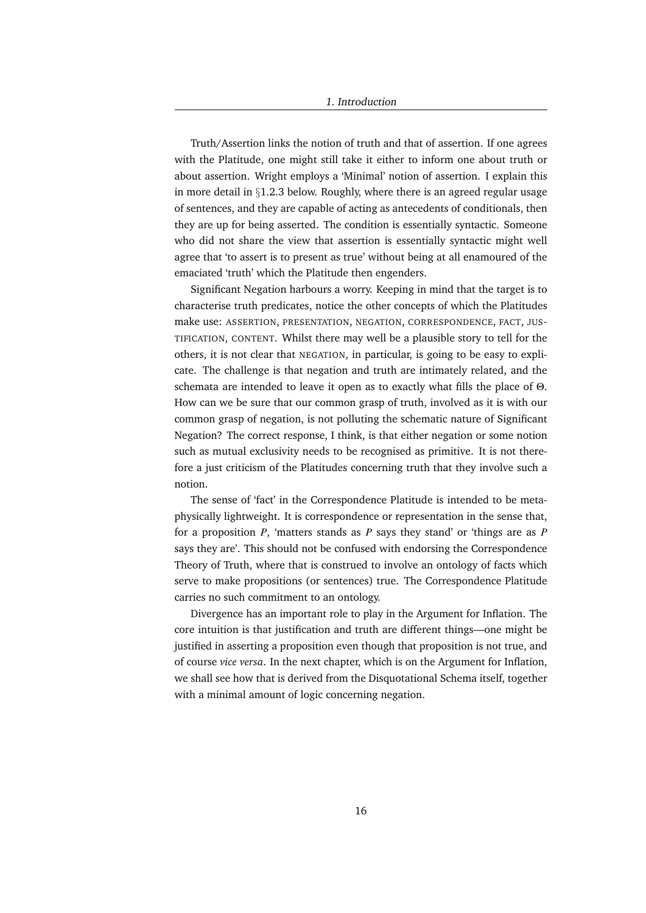Truth/Assertion links the notion of truth and that of assertion. If one agrees with the Platitude, one might still take it either to inform one about truth or about assertion. Wright employs a 'Minimal' notion of assertion. I explain this in more detail in §1.2.3 below. Roughly, where there is an agreed regular usage of sentences, and they are capable of acting as antecedents of conditionals, then they are up for being asserted. The condition is essentially syntactic. Someone who did not share the view that assertion is essentially syntactic might well agree that 'to assert is to present as true' without being at all enamoured of the emaciated 'truth' which the Platitude then engenders.

Significant Negation harbours a worry. Keeping in mind that the target is to characterise truth predicates, notice the other concepts of which the Platitudes make use: ASSERTION, PRESENTATION, NEGATION, CORRESPONDENCE, FACT, JUSTIFICATION, CONTENT. Whilst there may well be a plausible story to tell for the others, it is not clear that NEGATION, in particular, is going to be easy to explicate. The challenge is that negation and truth are intimately related, and the schemata are intended to leave it open as to exactly what fills the place of $\Theta$. How can we be sure that our common grasp of truth, involved as it is with our common grasp of negation, is not polluting the schematic nature of Significant Negation? The correct response, I think, is that either negation or some notion such as mutual exclusivity needs to be recognised as primitive. It is not therefore a just criticism of the Platitudes concerning truth that they involve such a notion.

The sense of 'fact' in the Correspondence Platitude is intended to be metaphysically lightweight. It is correspondence or representation in the sense that, for a proposition $P$, 'matters stands as $P$ says they stand' or 'things are as $P$ says they are'. This should not be confused with endorsing the Correspondence Theory of Truth, where that is construed to involve an ontology of facts which serve to make propositions (or sentences) true. The Correspondence Platitude carries no such commitment to an ontology.

Divergence has an important role to play in the Argument for Inflation. The core intuition is that justification and truth are different things—one might be justified in asserting a proposition even though that proposition is not true, and of course *vice versa*. In the next chapter, which is on the Argument for Inflation, we shall see how that is derived from the Disquotational Schema itself, together with a minimal amount of logic concerning negation.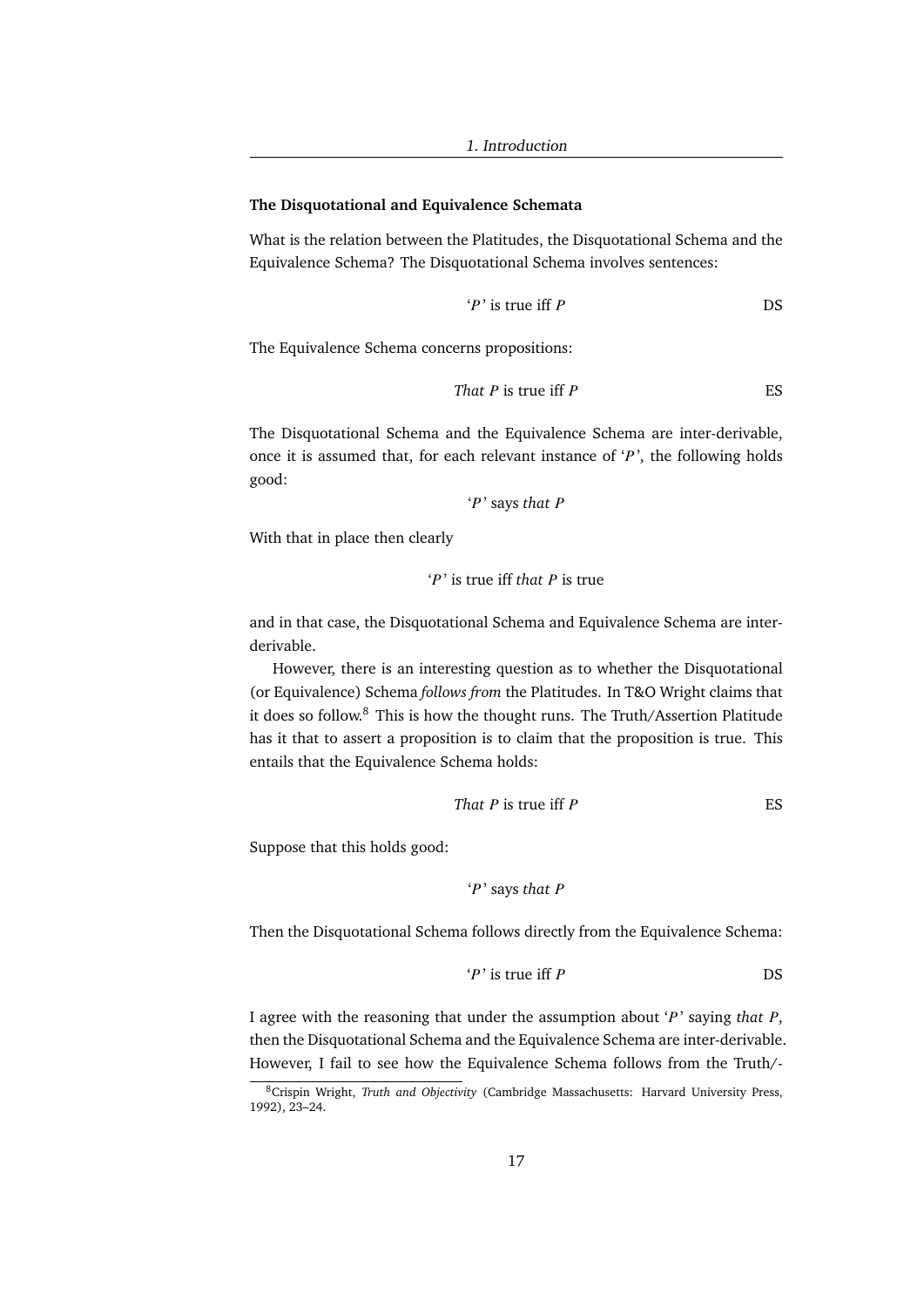### The Disquotational and Equivalence Schemata

What is the relation between the Platitudes, the Disquotational Schema and the Equivalence Schema? The Disquotational Schema involves sentences:

'*P*' is true iff *P* &nbsp;&nbsp;&nbsp;&nbsp;&nbsp;&nbsp;&nbsp;&nbsp; DS

The Equivalence Schema concerns propositions:

*That P* is true iff *P* &nbsp;&nbsp;&nbsp;&nbsp;&nbsp;&nbsp;&nbsp;&nbsp; ES

The Disquotational Schema and the Equivalence Schema are inter-derivable, once it is assumed that, for each relevant instance of '*P*', the following holds good:

'*P*' says *that P*

With that in place then clearly

'*P*' is true iff *that P* is true

and in that case, the Disquotational Schema and Equivalence Schema are inter-derivable.

However, there is an interesting question as to whether the Disquotational (or Equivalence) Schema *follows from* the Platitudes. In T&O Wright claims that it does so follow.[8] This is how the thought runs. The Truth/Assertion Platitude has it that to assert a proposition is to claim that the proposition is true. This entails that the Equivalence Schema holds:

*That P* is true iff *P* &nbsp;&nbsp;&nbsp;&nbsp;&nbsp;&nbsp;&nbsp;&nbsp; ES

Suppose that this holds good:

'*P*' says *that P*

Then the Disquotational Schema follows directly from the Equivalence Schema:

'*P*' is true iff *P* &nbsp;&nbsp;&nbsp;&nbsp;&nbsp;&nbsp;&nbsp;&nbsp; DS

I agree with the reasoning that under the assumption about '*P*' saying *that P*, then the Disquotational Schema and the Equivalence Schema are inter-derivable. However, I fail to see how the Equivalence Schema follows from the Truth/-

[8] Crispin Wright, *Truth and Objectivity* (Cambridge Massachusetts: Harvard University Press, 1992), 23–24.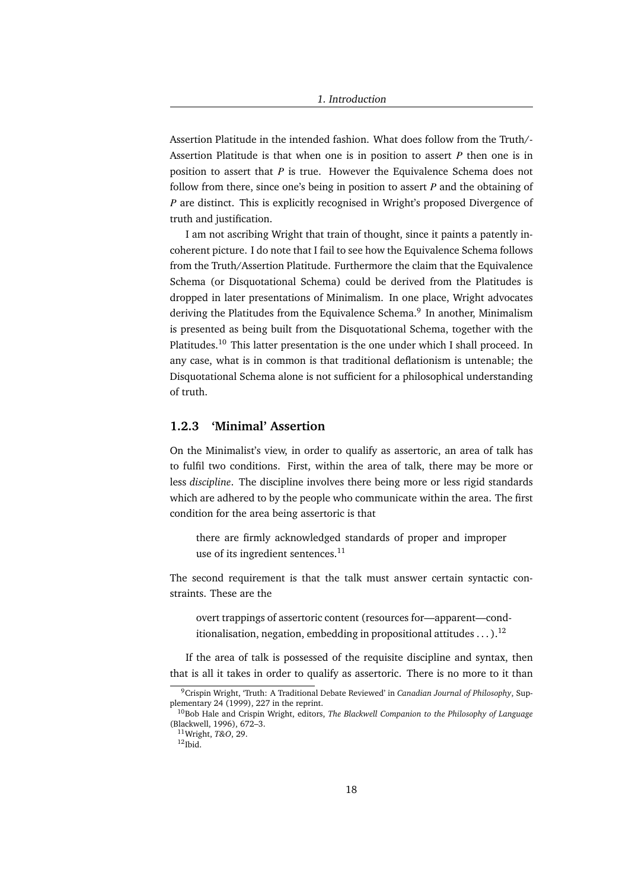Assertion Platitude in the intended fashion. What does follow from the Truth/-Assertion Platitude is that when one is in position to assert *P* then one is in position to assert that *P* is true. However the Equivalence Schema does not follow from there, since one's being in position to assert *P* and the obtaining of *P* are distinct. This is explicitly recognised in Wright's proposed Divergence of truth and justification.

I am not ascribing Wright that train of thought, since it paints a patently incoherent picture. I do note that I fail to see how the Equivalence Schema follows from the Truth/Assertion Platitude. Furthermore the claim that the Equivalence Schema (or Disquotational Schema) could be derived from the Platitudes is dropped in later presentations of Minimalism. In one place, Wright advocates deriving the Platitudes from the Equivalence Schema.[9] In another, Minimalism is presented as being built from the Disquotational Schema, together with the Platitudes.[10] This latter presentation is the one under which I shall proceed. In any case, what is in common is that traditional deflationism is untenable; the Disquotational Schema alone is not sufficient for a philosophical understanding of truth.

### 1.2.3 'Minimal' Assertion

On the Minimalist's view, in order to qualify as assertoric, an area of talk has to fulfil two conditions. First, within the area of talk, there may be more or less *discipline*. The discipline involves there being more or less rigid standards which are adhered to by the people who communicate within the area. The first condition for the area being assertoric is that

> there are firmly acknowledged standards of proper and improper use of its ingredient sentences.[11]

The second requirement is that the talk must answer certain syntactic constraints. These are the

> overt trappings of assertoric content (resources for—apparent—conditionalisation, negation, embedding in propositional attitudes . . . ).[12]

If the area of talk is possessed of the requisite discipline and syntax, then that is all it takes in order to qualify as assertoric. There is no more to it than

[9] Crispin Wright, 'Truth: A Traditional Debate Reviewed' in *Canadian Journal of Philosophy*, Supplementary 24 (1999), 227 in the reprint.

[10] Bob Hale and Crispin Wright, editors, *The Blackwell Companion to the Philosophy of Language* (Blackwell, 1996), 672–3.

[11] Wright, *T&O*, 29.

[12] Ibid.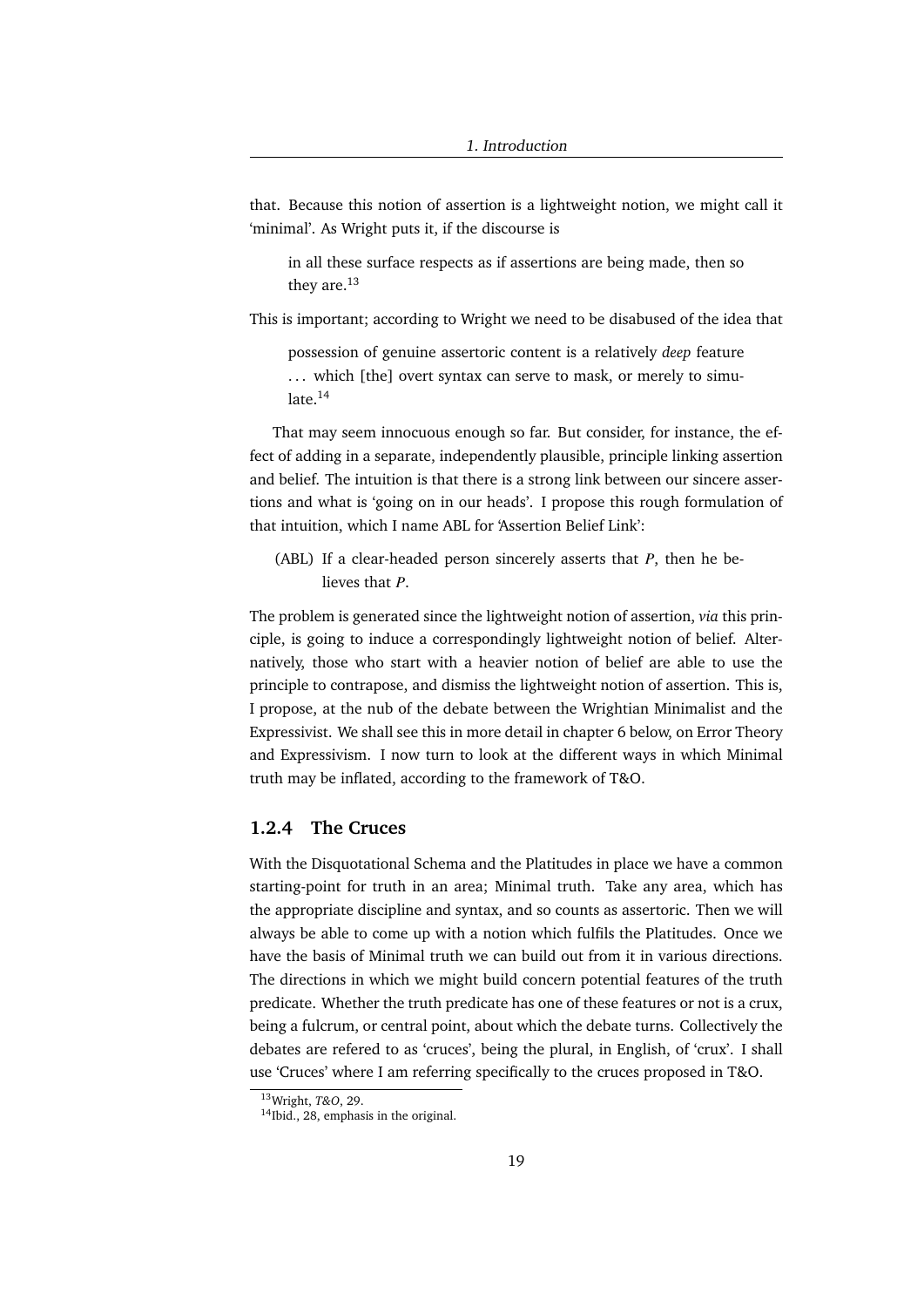that. Because this notion of assertion is a lightweight notion, we might call it 'minimal'. As Wright puts it, if the discourse is

> in all these surface respects as if assertions are being made, then so they are.[13]

This is important; according to Wright we need to be disabused of the idea that

> possession of genuine assertoric content is a relatively *deep* feature ... which [the] overt syntax can serve to mask, or merely to simulate.[14]

That may seem innocuous enough so far. But consider, for instance, the effect of adding in a separate, independently plausible, principle linking assertion and belief. The intuition is that there is a strong link between our sincere assertions and what is 'going on in our heads'. I propose this rough formulation of that intuition, which I name ABL for 'Assertion Belief Link':

> (ABL) If a clear-headed person sincerely asserts that *P*, then he believes that *P*.

The problem is generated since the lightweight notion of assertion, *via* this principle, is going to induce a correspondingly lightweight notion of belief. Alternatively, those who start with a heavier notion of belief are able to use the principle to contrapose, and dismiss the lightweight notion of assertion. This is, I propose, at the nub of the debate between the Wrightian Minimalist and the Expressivist. We shall see this in more detail in chapter 6 below, on Error Theory and Expressivism. I now turn to look at the different ways in which Minimal truth may be inflated, according to the framework of T&O.

### 1.2.4 The Cruces

With the Disquotational Schema and the Platitudes in place we have a common starting-point for truth in an area; Minimal truth. Take any area, which has the appropriate discipline and syntax, and so counts as assertoric. Then we will always be able to come up with a notion which fulfils the Platitudes. Once we have the basis of Minimal truth we can build out from it in various directions. The directions in which we might build concern potential features of the truth predicate. Whether the truth predicate has one of these features or not is a crux, being a fulcrum, or central point, about which the debate turns. Collectively the debates are refered to as 'cruces', being the plural, in English, of 'crux'. I shall use 'Cruces' where I am referring specifically to the cruces proposed in T&O.

[13] Wright, *T&O*, 29.

[14] Ibid., 28, emphasis in the original.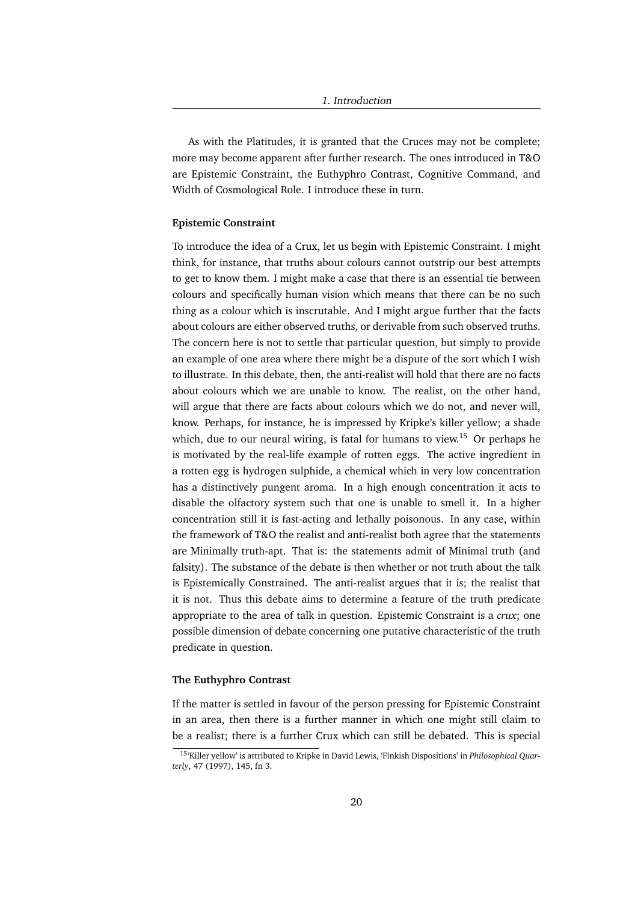As with the Platitudes, it is granted that the Cruces may not be complete; more may become apparent after further research. The ones introduced in T&O are Epistemic Constraint, the Euthyphro Contrast, Cognitive Command, and Width of Cosmological Role. I introduce these in turn.

### Epistemic Constraint

To introduce the idea of a Crux, let us begin with Epistemic Constraint. I might think, for instance, that truths about colours cannot outstrip our best attempts to get to know them. I might make a case that there is an essential tie between colours and specifically human vision which means that there can be no such thing as a colour which is inscrutable. And I might argue further that the facts about colours are either observed truths, or derivable from such observed truths. The concern here is not to settle that particular question, but simply to provide an example of one area where there might be a dispute of the sort which I wish to illustrate. In this debate, then, the anti-realist will hold that there are no facts about colours which we are unable to know. The realist, on the other hand, will argue that there are facts about colours which we do not, and never will, know. Perhaps, for instance, he is impressed by Kripke's killer yellow; a shade which, due to our neural wiring, is fatal for humans to view.[15] Or perhaps he is motivated by the real-life example of rotten eggs. The active ingredient in a rotten egg is hydrogen sulphide, a chemical which in very low concentration has a distinctively pungent aroma. In a high enough concentration it acts to disable the olfactory system such that one is unable to smell it. In a higher concentration still it is fast-acting and lethally poisonous. In any case, within the framework of T&O the realist and anti-realist both agree that the statements are Minimally truth-apt. That is: the statements admit of Minimal truth (and falsity). The substance of the debate is then whether or not truth about the talk is Epistemically Constrained. The anti-realist argues that it is; the realist that it is not. Thus this debate aims to determine a feature of the truth predicate appropriate to the area of talk in question. Epistemic Constraint is a *crux*; one possible dimension of debate concerning one putative characteristic of the truth predicate in question.

### The Euthyphro Contrast

If the matter is settled in favour of the person pressing for Epistemic Constraint in an area, then there is a further manner in which one might still claim to be a realist; there is a further Crux which can still be debated. This is special

[15] 'Killer yellow' is attributed to Kripke in David Lewis, 'Finkish Dispositions' in *Philosophical Quarterly*, 47 (1997), 145, fn 3.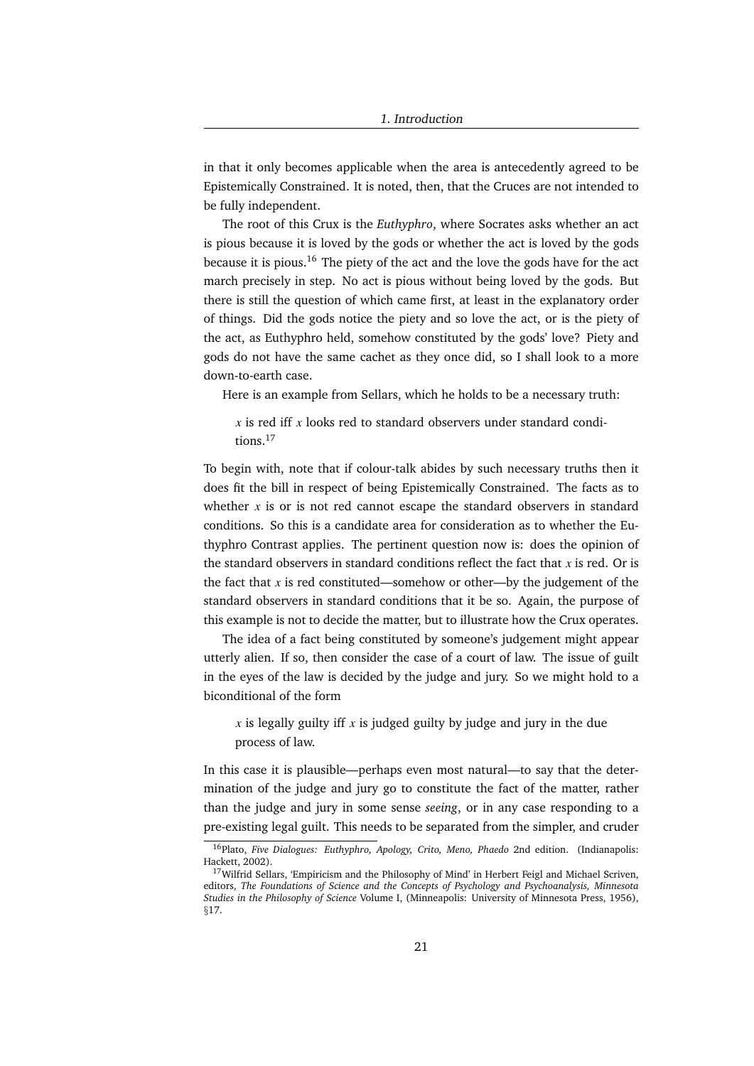in that it only becomes applicable when the area is antecedently agreed to be Epistemically Constrained. It is noted, then, that the Cruces are not intended to be fully independent.

The root of this Crux is the *Euthyphro*, where Socrates asks whether an act is pious because it is loved by the gods or whether the act is loved by the gods because it is pious.[16] The piety of the act and the love the gods have for the act march precisely in step. No act is pious without being loved by the gods. But there is still the question of which came first, at least in the explanatory order of things. Did the gods notice the piety and so love the act, or is the piety of the act, as Euthyphro held, somehow constituted by the gods' love? Piety and gods do not have the same cachet as they once did, so I shall look to a more down-to-earth case.

Here is an example from Sellars, which he holds to be a necessary truth:

> $x$ is red iff $x$ looks red to standard observers under standard conditions.[17]

To begin with, note that if colour-talk abides by such necessary truths then it does fit the bill in respect of being Epistemically Constrained. The facts as to whether $x$ is or is not red cannot escape the standard observers in standard conditions. So this is a candidate area for consideration as to whether the Euthyphro Contrast applies. The pertinent question now is: does the opinion of the standard observers in standard conditions reflect the fact that $x$ is red. Or is the fact that $x$ is red constituted—somehow or other—by the judgement of the standard observers in standard conditions that it be so. Again, the purpose of this example is not to decide the matter, but to illustrate how the Crux operates.

The idea of a fact being constituted by someone's judgement might appear utterly alien. If so, then consider the case of a court of law. The issue of guilt in the eyes of the law is decided by the judge and jury. So we might hold to a biconditional of the form

> $x$ is legally guilty iff $x$ is judged guilty by judge and jury in the due process of law.

In this case it is plausible—perhaps even most natural—to say that the determination of the judge and jury go to constitute the fact of the matter, rather than the judge and jury in some sense *seeing*, or in any case responding to a pre-existing legal guilt. This needs to be separated from the simpler, and cruder

---

[16] Plato, *Five Dialogues: Euthyphro, Apology, Crito, Meno, Phaedo* 2nd edition. (Indianapolis: Hackett, 2002).

[17] Wilfrid Sellars, 'Empiricism and the Philosophy of Mind' in Herbert Feigl and Michael Scriven, editors, *The Foundations of Science and the Concepts of Psychology and Psychoanalysis, Minnesota Studies in the Philosophy of Science* Volume I, (Minneapolis: University of Minnesota Press, 1956), §17.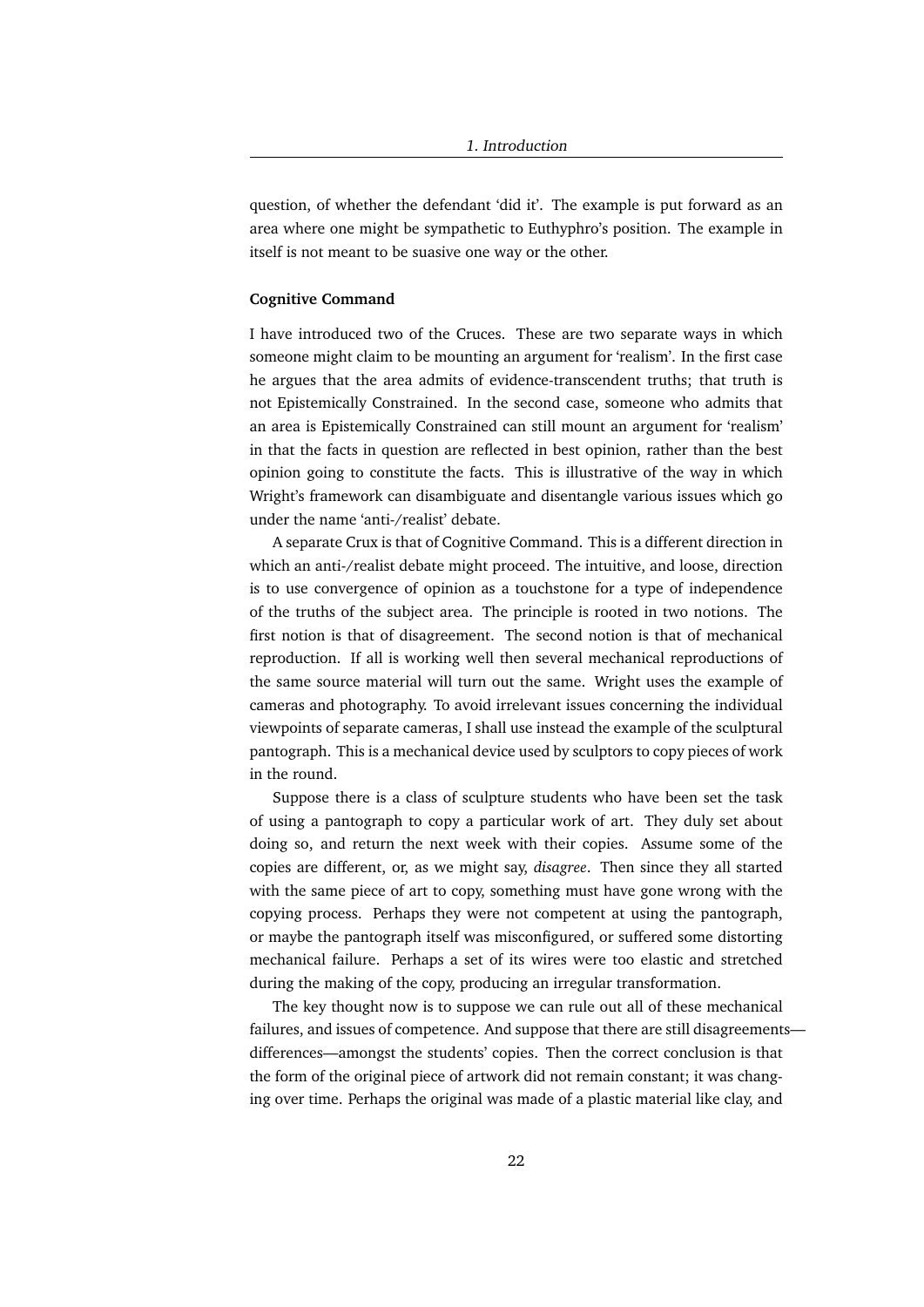question, of whether the defendant 'did it'. The example is put forward as an area where one might be sympathetic to Euthyphro's position. The example in itself is not meant to be suasive one way or the other.

**Cognitive Command**

I have introduced two of the Cruces. These are two separate ways in which someone might claim to be mounting an argument for 'realism'. In the first case he argues that the area admits of evidence-transcendent truths; that truth is not Epistemically Constrained. In the second case, someone who admits that an area is Epistemically Constrained can still mount an argument for 'realism' in that the facts in question are reflected in best opinion, rather than the best opinion going to constitute the facts. This is illustrative of the way in which Wright's framework can disambiguate and disentangle various issues which go under the name 'anti-/realist' debate.

A separate Crux is that of Cognitive Command. This is a different direction in which an anti-/realist debate might proceed. The intuitive, and loose, direction is to use convergence of opinion as a touchstone for a type of independence of the truths of the subject area. The principle is rooted in two notions. The first notion is that of disagreement. The second notion is that of mechanical reproduction. If all is working well then several mechanical reproductions of the same source material will turn out the same. Wright uses the example of cameras and photography. To avoid irrelevant issues concerning the individual viewpoints of separate cameras, I shall use instead the example of the sculptural pantograph. This is a mechanical device used by sculptors to copy pieces of work in the round.

Suppose there is a class of sculpture students who have been set the task of using a pantograph to copy a particular work of art. They duly set about doing so, and return the next week with their copies. Assume some of the copies are different, or, as we might say, *disagree*. Then since they all started with the same piece of art to copy, something must have gone wrong with the copying process. Perhaps they were not competent at using the pantograph, or maybe the pantograph itself was misconfigured, or suffered some distorting mechanical failure. Perhaps a set of its wires were too elastic and stretched during the making of the copy, producing an irregular transformation.

The key thought now is to suppose we can rule out all of these mechanical failures, and issues of competence. And suppose that there are still disagreements—differences—amongst the students' copies. Then the correct conclusion is that the form of the original piece of artwork did not remain constant; it was changing over time. Perhaps the original was made of a plastic material like clay, and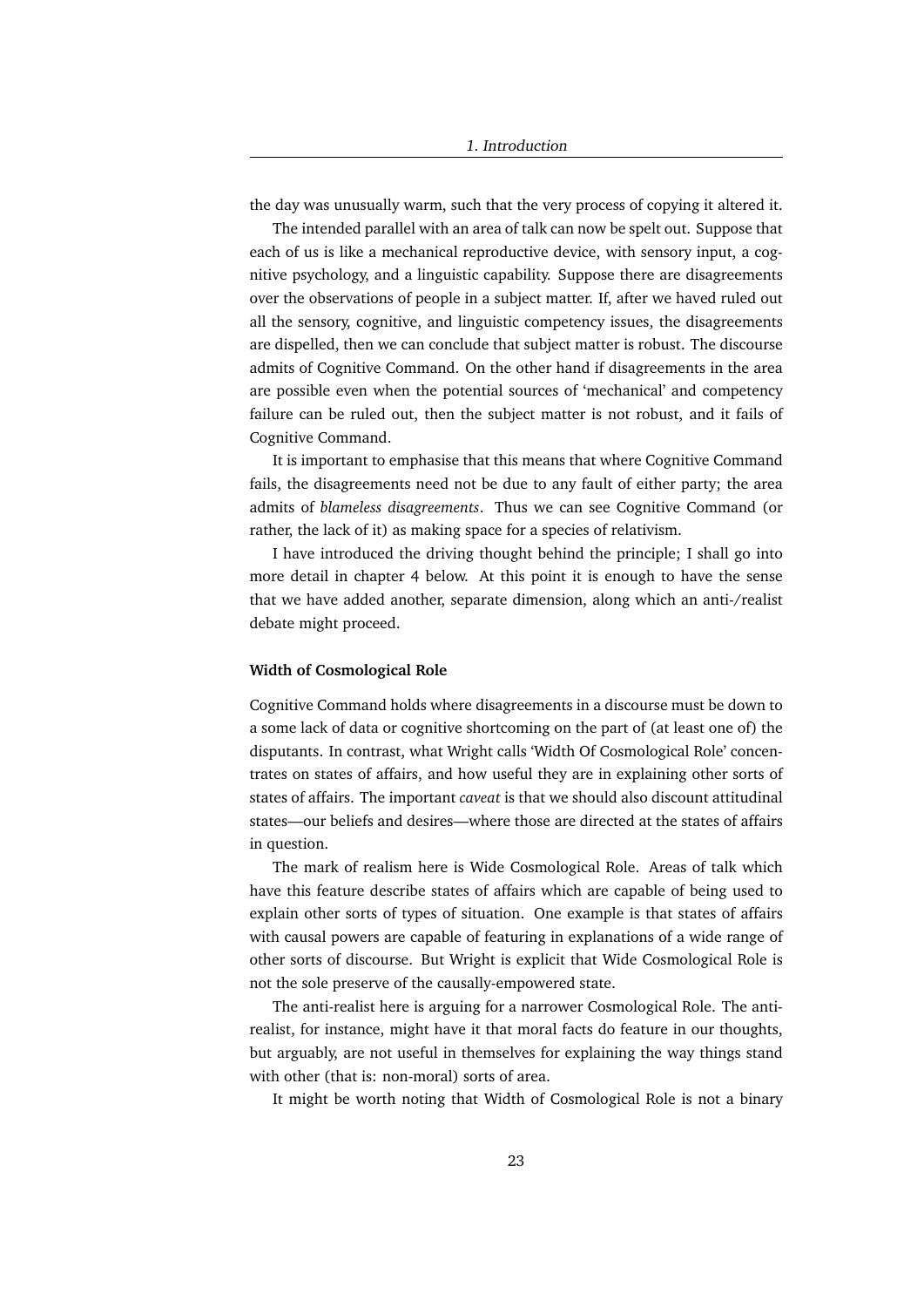the day was unusually warm, such that the very process of copying it altered it.

The intended parallel with an area of talk can now be spelt out. Suppose that each of us is like a mechanical reproductive device, with sensory input, a cognitive psychology, and a linguistic capability. Suppose there are disagreements over the observations of people in a subject matter. If, after we haved ruled out all the sensory, cognitive, and linguistic competency issues, the disagreements are dispelled, then we can conclude that subject matter is robust. The discourse admits of Cognitive Command. On the other hand if disagreements in the area are possible even when the potential sources of 'mechanical' and competency failure can be ruled out, then the subject matter is not robust, and it fails of Cognitive Command.

It is important to emphasise that this means that where Cognitive Command fails, the disagreements need not be due to any fault of either party; the area admits of *blameless disagreements*. Thus we can see Cognitive Command (or rather, the lack of it) as making space for a species of relativism.

I have introduced the driving thought behind the principle; I shall go into more detail in chapter 4 below. At this point it is enough to have the sense that we have added another, separate dimension, along which an anti-/realist debate might proceed.

#### Width of Cosmological Role

Cognitive Command holds where disagreements in a discourse must be down to a some lack of data or cognitive shortcoming on the part of (at least one of) the disputants. In contrast, what Wright calls 'Width Of Cosmological Role' concentrates on states of affairs, and how useful they are in explaining other sorts of states of affairs. The important *caveat* is that we should also discount attitudinal states—our beliefs and desires—where those are directed at the states of affairs in question.

The mark of realism here is Wide Cosmological Role. Areas of talk which have this feature describe states of affairs which are capable of being used to explain other sorts of types of situation. One example is that states of affairs with causal powers are capable of featuring in explanations of a wide range of other sorts of discourse. But Wright is explicit that Wide Cosmological Role is not the sole preserve of the causally-empowered state.

The anti-realist here is arguing for a narrower Cosmological Role. The anti-realist, for instance, might have it that moral facts do feature in our thoughts, but arguably, are not useful in themselves for explaining the way things stand with other (that is: non-moral) sorts of area.

It might be worth noting that Width of Cosmological Role is not a binary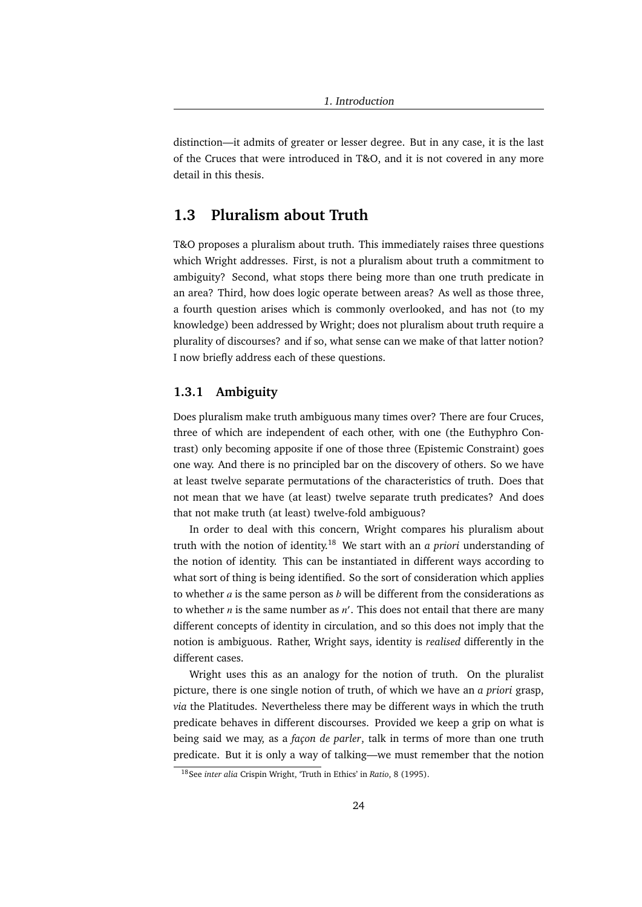distinction—it admits of greater or lesser degree. But in any case, it is the last of the Cruces that were introduced in T&O, and it is not covered in any more detail in this thesis.

## 1.3 Pluralism about Truth

T&O proposes a pluralism about truth. This immediately raises three questions which Wright addresses. First, is not a pluralism about truth a commitment to ambiguity? Second, what stops there being more than one truth predicate in an area? Third, how does logic operate between areas? As well as those three, a fourth question arises which is commonly overlooked, and has not (to my knowledge) been addressed by Wright; does not pluralism about truth require a plurality of discourses? and if so, what sense can we make of that latter notion? I now briefly address each of these questions.

### 1.3.1 Ambiguity

Does pluralism make truth ambiguous many times over? There are four Cruces, three of which are independent of each other, with one (the Euthyphro Contrast) only becoming apposite if one of those three (Epistemic Constraint) goes one way. And there is no principled bar on the discovery of others. So we have at least twelve separate permutations of the characteristics of truth. Does that not mean that we have (at least) twelve separate truth predicates? And does that not make truth (at least) twelve-fold ambiguous?

In order to deal with this concern, Wright compares his pluralism about truth with the notion of identity.[18] We start with an *a priori* understanding of the notion of identity. This can be instantiated in different ways according to what sort of thing is being identified. So the sort of consideration which applies to whether $a$ is the same person as $b$ will be different from the considerations as to whether $n$ is the same number as $n'$. This does not entail that there are many different concepts of identity in circulation, and so this does not imply that the notion is ambiguous. Rather, Wright says, identity is *realised* differently in the different cases.

Wright uses this as an analogy for the notion of truth. On the pluralist picture, there is one single notion of truth, of which we have an *a priori* grasp, *via* the Platitudes. Nevertheless there may be different ways in which the truth predicate behaves in different discourses. Provided we keep a grip on what is being said we may, as a *façon de parler*, talk in terms of more than one truth predicate. But it is only a way of talking—we must remember that the notion

[18] See *inter alia* Crispin Wright, 'Truth in Ethics' in *Ratio*, 8 (1995).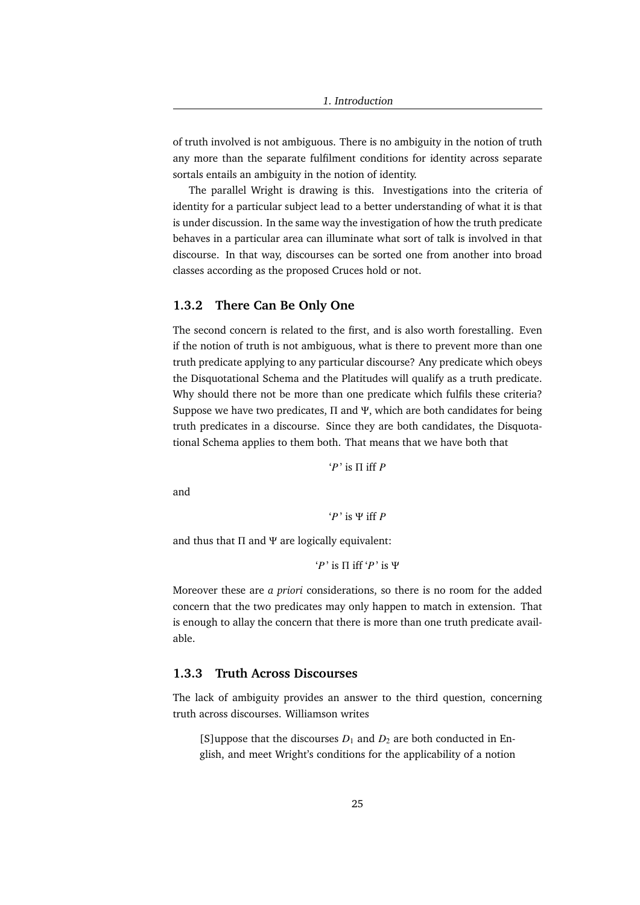of truth involved is not ambiguous. There is no ambiguity in the notion of truth any more than the separate fulfilment conditions for identity across separate sortals entails an ambiguity in the notion of identity.

The parallel Wright is drawing is this. Investigations into the criteria of identity for a particular subject lead to a better understanding of what it is that is under discussion. In the same way the investigation of how the truth predicate behaves in a particular area can illuminate what sort of talk is involved in that discourse. In that way, discourses can be sorted one from another into broad classes according as the proposed Cruces hold or not.

### 1.3.2 There Can Be Only One

The second concern is related to the first, and is also worth forestalling. Even if the notion of truth is not ambiguous, what is there to prevent more than one truth predicate applying to any particular discourse? Any predicate which obeys the Disquotational Schema and the Platitudes will qualify as a truth predicate. Why should there not be more than one predicate which fulfils these criteria? Suppose we have two predicates, $\Pi$ and $\Psi$, which are both candidates for being truth predicates in a discourse. Since they are both candidates, the Disquotational Schema applies to them both. That means that we have both that

$$\text{`}P\text{' is } \Pi \text{ iff } P$$

and

$$\text{`}P\text{' is } \Psi \text{ iff } P$$

and thus that $\Pi$ and $\Psi$ are logically equivalent:

$$\text{`}P\text{' is } \Pi \text{ iff `}P\text{' is } \Psi$$

Moreover these are *a priori* considerations, so there is no room for the added concern that the two predicates may only happen to match in extension. That is enough to allay the concern that there is more than one truth predicate available.

### 1.3.3 Truth Across Discourses

The lack of ambiguity provides an answer to the third question, concerning truth across discourses. Williamson writes

> [S]uppose that the discourses $D_1$ and $D_2$ are both conducted in English, and meet Wright's conditions for the applicability of a notion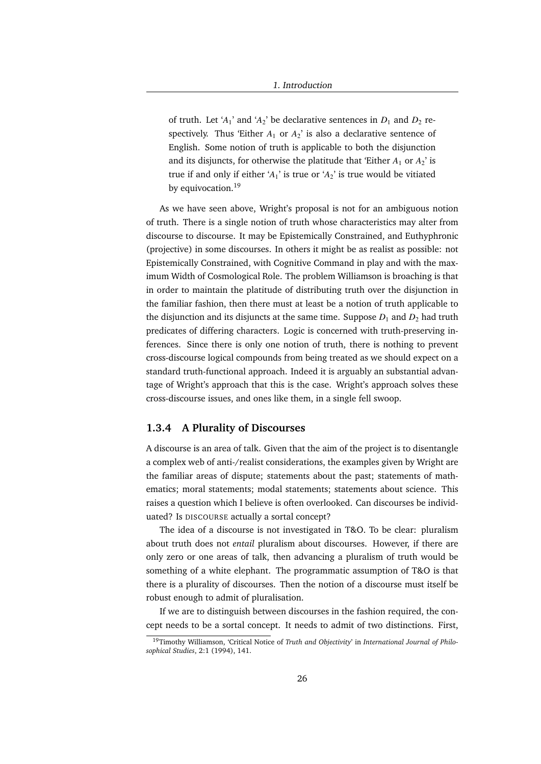> of truth. Let '$A_1$' and '$A_2$' be declarative sentences in $D_1$ and $D_2$ respectively. Thus 'Either $A_1$ or $A_2$' is also a declarative sentence of English. Some notion of truth is applicable to both the disjunction and its disjuncts, for otherwise the platitude that 'Either $A_1$ or $A_2$' is true if and only if either '$A_1$' is true or '$A_2$' is true would be vitiated by equivocation.[19]

As we have seen above, Wright's proposal is not for an ambiguous notion of truth. There is a single notion of truth whose characteristics may alter from discourse to discourse. It may be Epistemically Constrained, and Euthyphronic (projective) in some discourses. In others it might be as realist as possible: not Epistemically Constrained, with Cognitive Command in play and with the maximum Width of Cosmological Role. The problem Williamson is broaching is that in order to maintain the platitude of distributing truth over the disjunction in the familiar fashion, then there must at least be a notion of truth applicable to the disjunction and its disjuncts at the same time. Suppose $D_1$ and $D_2$ had truth predicates of differing characters. Logic is concerned with truth-preserving inferences. Since there is only one notion of truth, there is nothing to prevent cross-discourse logical compounds from being treated as we should expect on a standard truth-functional approach. Indeed it is arguably an substantial advantage of Wright's approach that this is the case. Wright's approach solves these cross-discourse issues, and ones like them, in a single fell swoop.

### 1.3.4 A Plurality of Discourses

A discourse is an area of talk. Given that the aim of the project is to disentangle a complex web of anti-/realist considerations, the examples given by Wright are the familiar areas of dispute; statements about the past; statements of mathematics; moral statements; modal statements; statements about science. This raises a question which I believe is often overlooked. Can discourses be individuated? Is DISCOURSE actually a sortal concept?

The idea of a discourse is not investigated in T&O. To be clear: pluralism about truth does not *entail* pluralism about discourses. However, if there are only zero or one areas of talk, then advancing a pluralism of truth would be something of a white elephant. The programmatic assumption of T&O is that there is a plurality of discourses. Then the notion of a discourse must itself be robust enough to admit of pluralisation.

If we are to distinguish between discourses in the fashion required, the concept needs to be a sortal concept. It needs to admit of two distinctions. First,

[19] Timothy Williamson, 'Critical Notice of *Truth and Objectivity*' in *International Journal of Philosophical Studies*, 2:1 (1994), 141.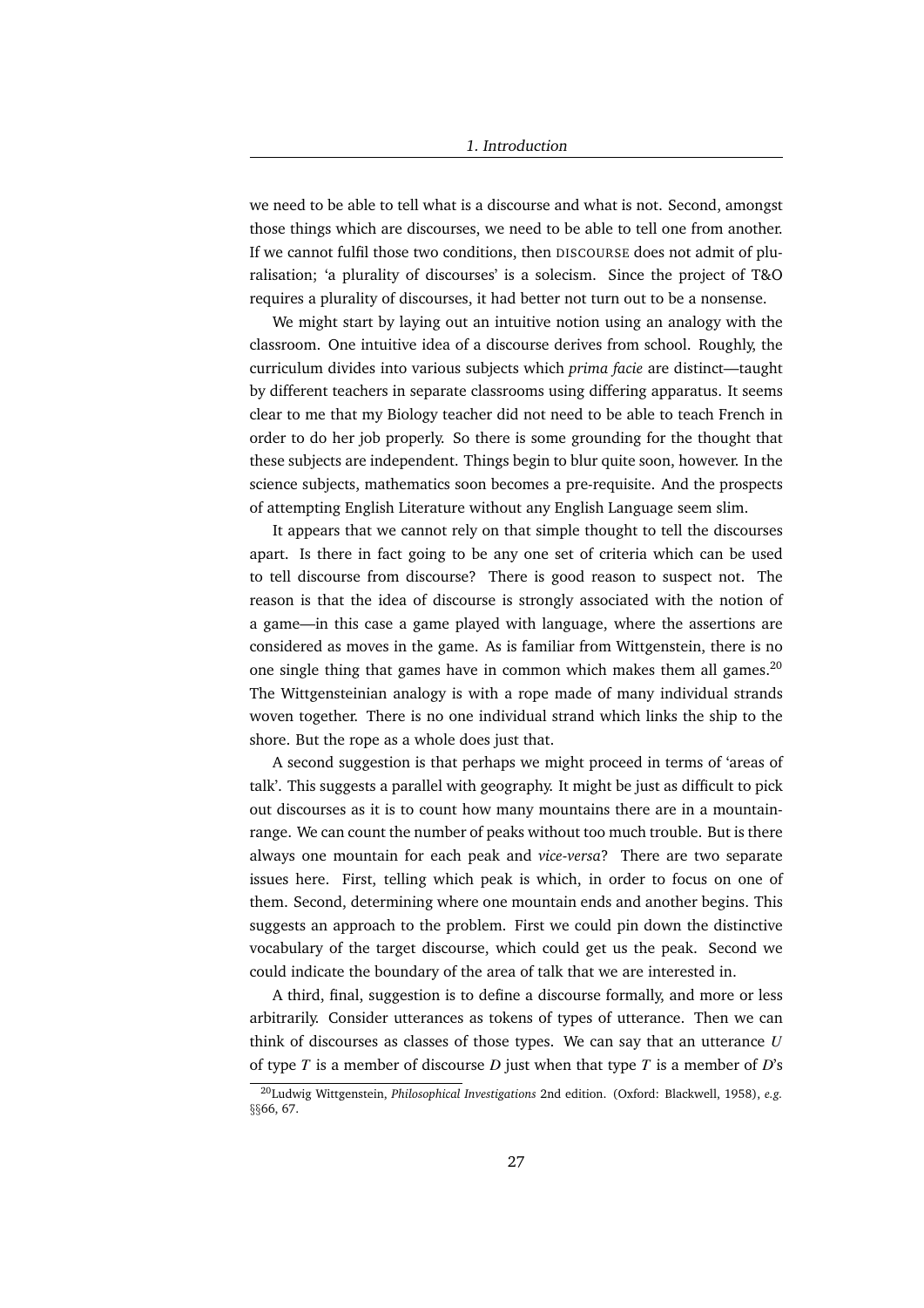we need to be able to tell what is a discourse and what is not. Second, amongst those things which are discourses, we need to be able to tell one from another. If we cannot fulfil those two conditions, then DISCOURSE does not admit of pluralisation; 'a plurality of discourses' is a solecism. Since the project of T&O requires a plurality of discourses, it had better not turn out to be a nonsense.

We might start by laying out an intuitive notion using an analogy with the classroom. One intuitive idea of a discourse derives from school. Roughly, the curriculum divides into various subjects which *prima facie* are distinct—taught by different teachers in separate classrooms using differing apparatus. It seems clear to me that my Biology teacher did not need to be able to teach French in order to do her job properly. So there is some grounding for the thought that these subjects are independent. Things begin to blur quite soon, however. In the science subjects, mathematics soon becomes a pre-requisite. And the prospects of attempting English Literature without any English Language seem slim.

It appears that we cannot rely on that simple thought to tell the discourses apart. Is there in fact going to be any one set of criteria which can be used to tell discourse from discourse? There is good reason to suspect not. The reason is that the idea of discourse is strongly associated with the notion of a game—in this case a game played with language, where the assertions are considered as moves in the game. As is familiar from Wittgenstein, there is no one single thing that games have in common which makes them all games.[20] The Wittgensteinian analogy is with a rope made of many individual strands woven together. There is no one individual strand which links the ship to the shore. But the rope as a whole does just that.

A second suggestion is that perhaps we might proceed in terms of 'areas of talk'. This suggests a parallel with geography. It might be just as difficult to pick out discourses as it is to count how many mountains there are in a mountain-range. We can count the number of peaks without too much trouble. But is there always one mountain for each peak and *vice-versa*? There are two separate issues here. First, telling which peak is which, in order to focus on one of them. Second, determining where one mountain ends and another begins. This suggests an approach to the problem. First we could pin down the distinctive vocabulary of the target discourse, which could get us the peak. Second we could indicate the boundary of the area of talk that we are interested in.

A third, final, suggestion is to define a discourse formally, and more or less arbitrarily. Consider utterances as tokens of types of utterance. Then we can think of discourses as classes of those types. We can say that an utterance $U$ of type $T$ is a member of discourse $D$ just when that type $T$ is a member of $D$'s

[20] Ludwig Wittgenstein, *Philosophical Investigations* 2nd edition. (Oxford: Blackwell, 1958), *e.g.* §§66, 67.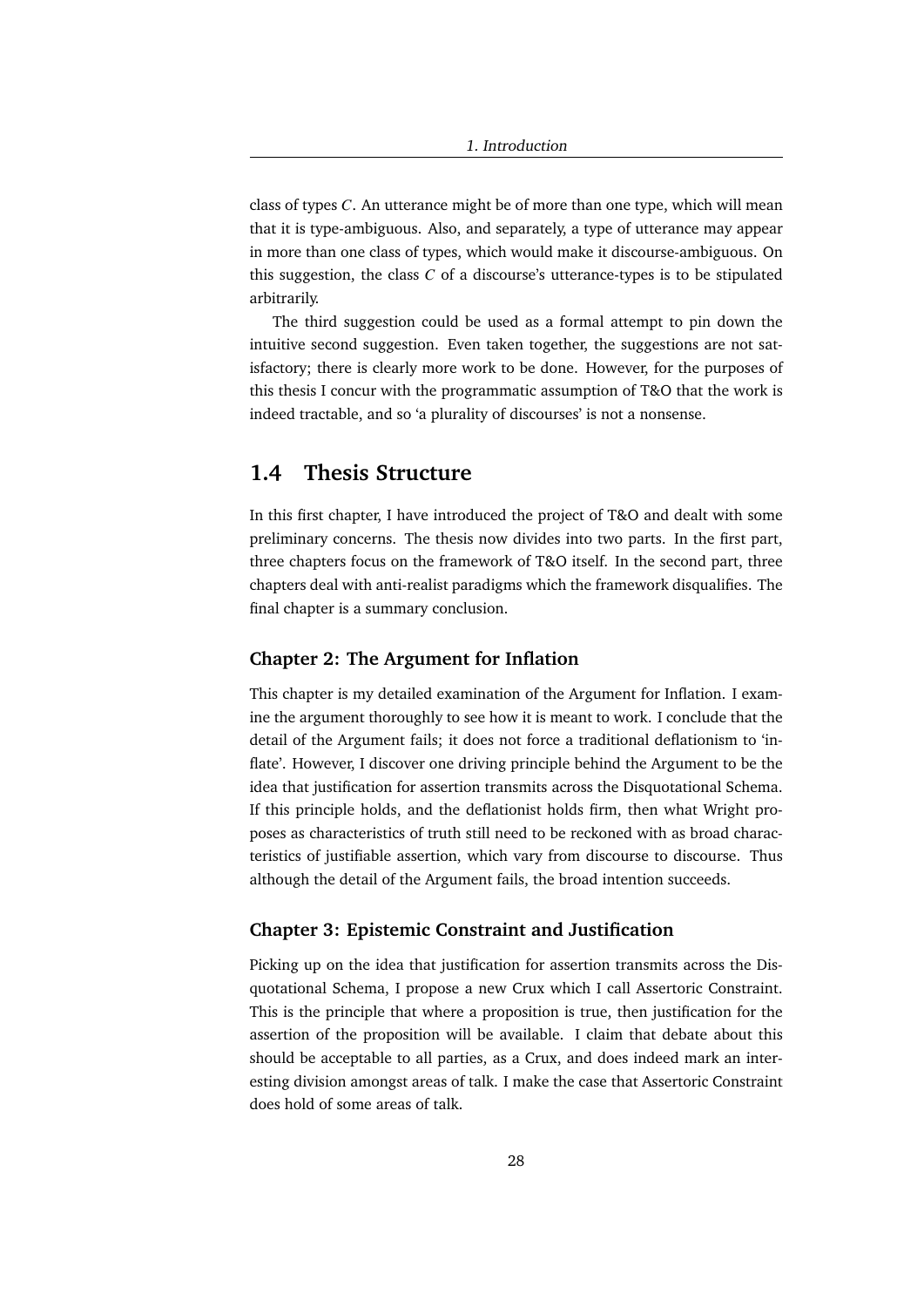class of types $C$. An utterance might be of more than one type, which will mean that it is type-ambiguous. Also, and separately, a type of utterance may appear in more than one class of types, which would make it discourse-ambiguous. On this suggestion, the class $C$ of a discourse's utterance-types is to be stipulated arbitrarily.

The third suggestion could be used as a formal attempt to pin down the intuitive second suggestion. Even taken together, the suggestions are not satisfactory; there is clearly more work to be done. However, for the purposes of this thesis I concur with the programmatic assumption of T&O that the work is indeed tractable, and so 'a plurality of discourses' is not a nonsense.

## 1.4 Thesis Structure

In this first chapter, I have introduced the project of T&O and dealt with some preliminary concerns. The thesis now divides into two parts. In the first part, three chapters focus on the framework of T&O itself. In the second part, three chapters deal with anti-realist paradigms which the framework disqualifies. The final chapter is a summary conclusion.

### Chapter 2: The Argument for Inflation

This chapter is my detailed examination of the Argument for Inflation. I examine the argument thoroughly to see how it is meant to work. I conclude that the detail of the Argument fails; it does not force a traditional deflationism to 'inflate'. However, I discover one driving principle behind the Argument to be the idea that justification for assertion transmits across the Disquotational Schema. If this principle holds, and the deflationist holds firm, then what Wright proposes as characteristics of truth still need to be reckoned with as broad characteristics of justifiable assertion, which vary from discourse to discourse. Thus although the detail of the Argument fails, the broad intention succeeds.

### Chapter 3: Epistemic Constraint and Justification

Picking up on the idea that justification for assertion transmits across the Disquotational Schema, I propose a new Crux which I call Assertoric Constraint. This is the principle that where a proposition is true, then justification for the assertion of the proposition will be available. I claim that debate about this should be acceptable to all parties, as a Crux, and does indeed mark an interesting division amongst areas of talk. I make the case that Assertoric Constraint does hold of some areas of talk.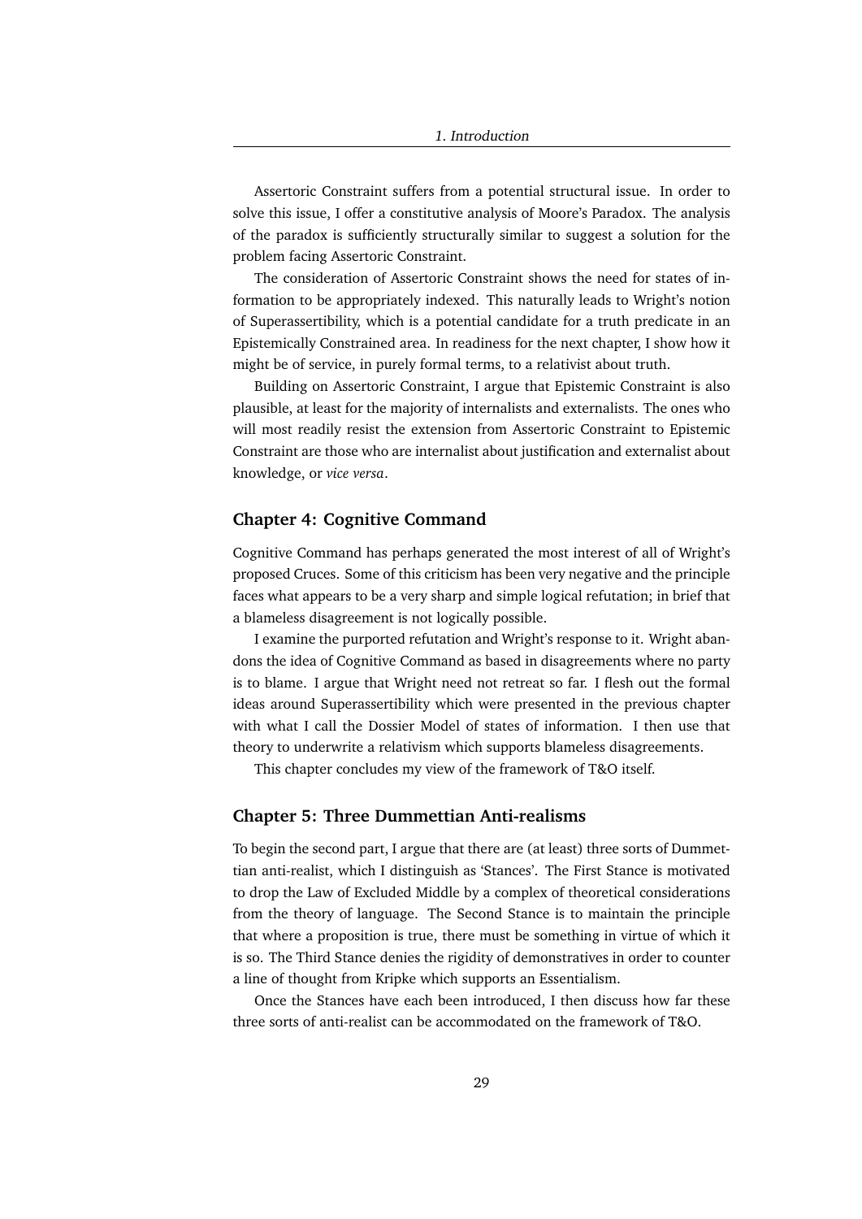Assertoric Constraint suffers from a potential structural issue. In order to solve this issue, I offer a constitutive analysis of Moore's Paradox. The analysis of the paradox is sufficiently structurally similar to suggest a solution for the problem facing Assertoric Constraint.

The consideration of Assertoric Constraint shows the need for states of information to be appropriately indexed. This naturally leads to Wright's notion of Superassertibility, which is a potential candidate for a truth predicate in an Epistemically Constrained area. In readiness for the next chapter, I show how it might be of service, in purely formal terms, to a relativist about truth.

Building on Assertoric Constraint, I argue that Epistemic Constraint is also plausible, at least for the majority of internalists and externalists. The ones who will most readily resist the extension from Assertoric Constraint to Epistemic Constraint are those who are internalist about justification and externalist about knowledge, or *vice versa*.

### Chapter 4: Cognitive Command

Cognitive Command has perhaps generated the most interest of all of Wright's proposed Cruces. Some of this criticism has been very negative and the principle faces what appears to be a very sharp and simple logical refutation; in brief that a blameless disagreement is not logically possible.

I examine the purported refutation and Wright's response to it. Wright abandons the idea of Cognitive Command as based in disagreements where no party is to blame. I argue that Wright need not retreat so far. I flesh out the formal ideas around Superassertibility which were presented in the previous chapter with what I call the Dossier Model of states of information. I then use that theory to underwrite a relativism which supports blameless disagreements.

This chapter concludes my view of the framework of T&O itself.

### Chapter 5: Three Dummettian Anti-realisms

To begin the second part, I argue that there are (at least) three sorts of Dummettian anti-realist, which I distinguish as 'Stances'. The First Stance is motivated to drop the Law of Excluded Middle by a complex of theoretical considerations from the theory of language. The Second Stance is to maintain the principle that where a proposition is true, there must be something in virtue of which it is so. The Third Stance denies the rigidity of demonstratives in order to counter a line of thought from Kripke which supports an Essentialism.

Once the Stances have each been introduced, I then discuss how far these three sorts of anti-realist can be accommodated on the framework of T&O.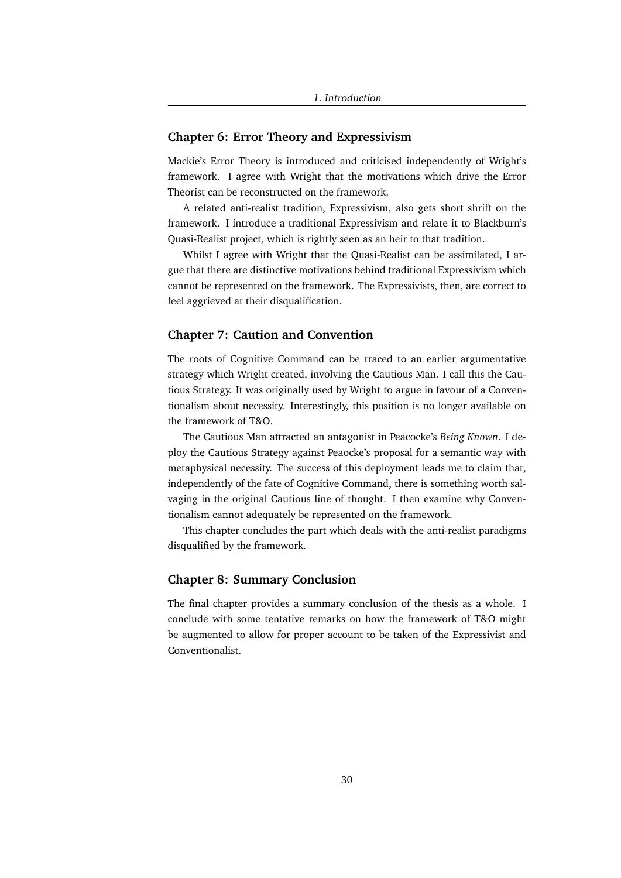### Chapter 6: Error Theory and Expressivism

Mackie's Error Theory is introduced and criticised independently of Wright's framework. I agree with Wright that the motivations which drive the Error Theorist can be reconstructed on the framework.

A related anti-realist tradition, Expressivism, also gets short shrift on the framework. I introduce a traditional Expressivism and relate it to Blackburn's Quasi-Realist project, which is rightly seen as an heir to that tradition.

Whilst I agree with Wright that the Quasi-Realist can be assimilated, I argue that there are distinctive motivations behind traditional Expressivism which cannot be represented on the framework. The Expressivists, then, are correct to feel aggrieved at their disqualification.

### Chapter 7: Caution and Convention

The roots of Cognitive Command can be traced to an earlier argumentative strategy which Wright created, involving the Cautious Man. I call this the Cautious Strategy. It was originally used by Wright to argue in favour of a Conventionalism about necessity. Interestingly, this position is no longer available on the framework of T&O.

The Cautious Man attracted an antagonist in Peacocke's *Being Known*. I deploy the Cautious Strategy against Peacocke's proposal for a semantic way with metaphysical necessity. The success of this deployment leads me to claim that, independently of the fate of Cognitive Command, there is something worth salvaging in the original Cautious line of thought. I then examine why Conventionalism cannot adequately be represented on the framework.

This chapter concludes the part which deals with the anti-realist paradigms disqualified by the framework.

### Chapter 8: Summary Conclusion

The final chapter provides a summary conclusion of the thesis as a whole. I conclude with some tentative remarks on how the framework of T&O might be augmented to allow for proper account to be taken of the Expressivist and Conventionalist.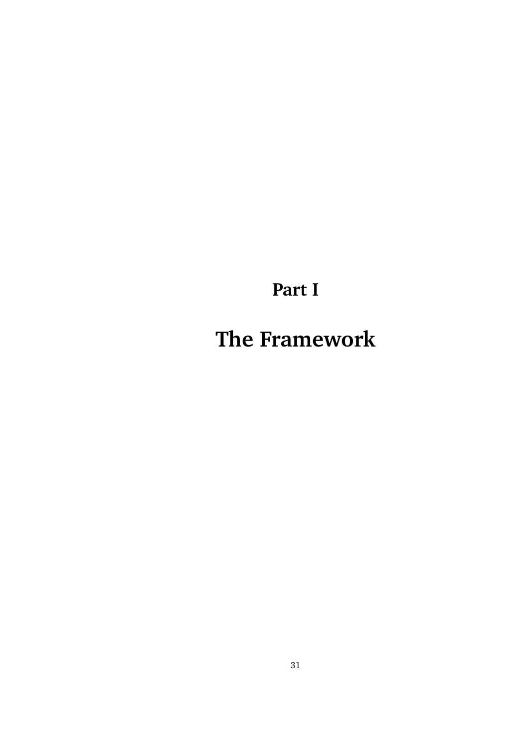# Part I

# The Framework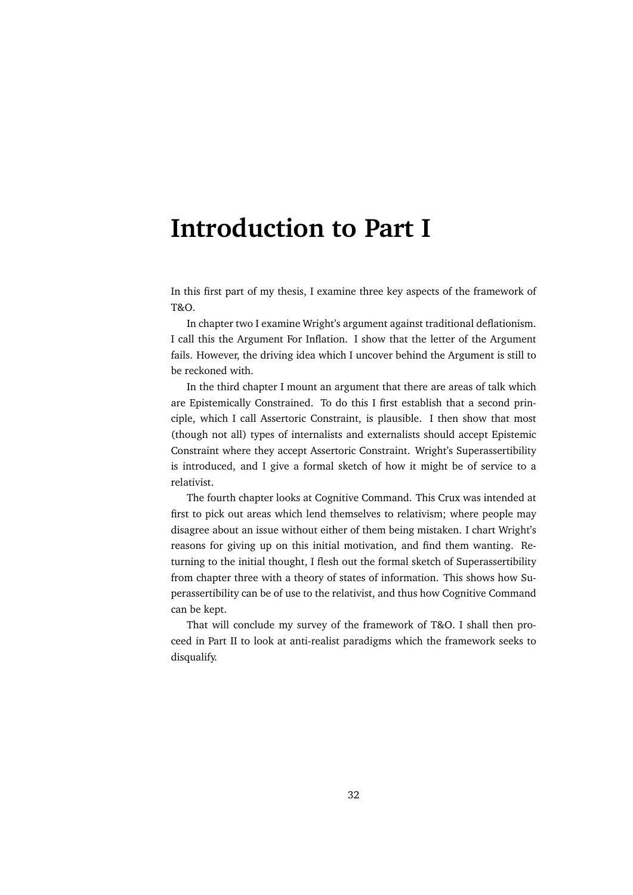# Introduction to Part I

In this first part of my thesis, I examine three key aspects of the framework of T&O.

In chapter two I examine Wright's argument against traditional deflationism. I call this the Argument For Inflation. I show that the letter of the Argument fails. However, the driving idea which I uncover behind the Argument is still to be reckoned with.

In the third chapter I mount an argument that there are areas of talk which are Epistemically Constrained. To do this I first establish that a second principle, which I call Assertoric Constraint, is plausible. I then show that most (though not all) types of internalists and externalists should accept Epistemic Constraint where they accept Assertoric Constraint. Wright's Superassertibility is introduced, and I give a formal sketch of how it might be of service to a relativist.

The fourth chapter looks at Cognitive Command. This Crux was intended at first to pick out areas which lend themselves to relativism; where people may disagree about an issue without either of them being mistaken. I chart Wright's reasons for giving up on this initial motivation, and find them wanting. Returning to the initial thought, I flesh out the formal sketch of Superassertibility from chapter three with a theory of states of information. This shows how Superassertibility can be of use to the relativist, and thus how Cognitive Command can be kept.

That will conclude my survey of the framework of T&O. I shall then proceed in Part II to look at anti-realist paradigms which the framework seeks to disqualify.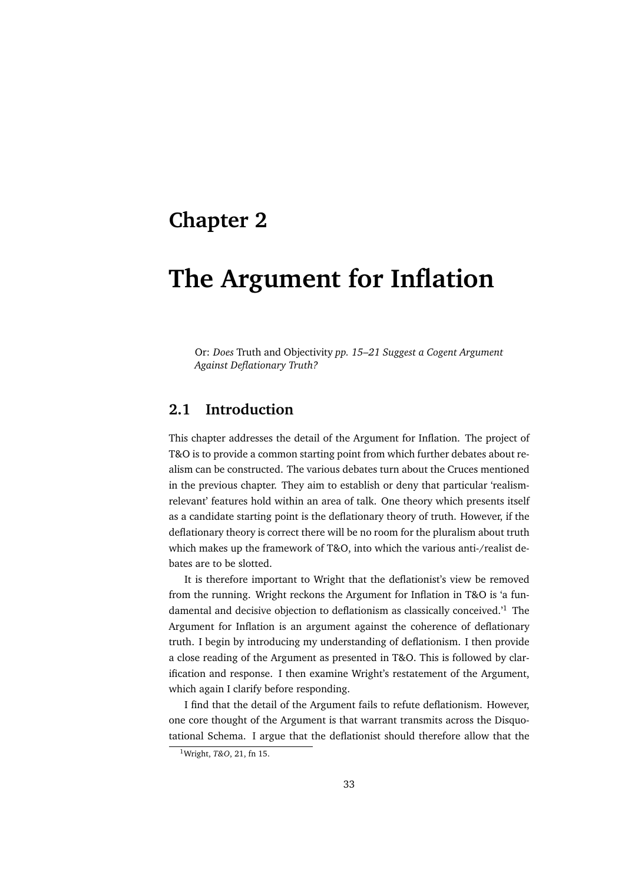# Chapter 2

# The Argument for Inflation

Or: *Does* Truth and Objectivity *pp. 15–21 Suggest a Cogent Argument Against Deflationary Truth?*

## 2.1 Introduction

This chapter addresses the detail of the Argument for Inflation. The project of T&O is to provide a common starting point from which further debates about realism can be constructed. The various debates turn about the Cruces mentioned in the previous chapter. They aim to establish or deny that particular 'realism-relevant' features hold within an area of talk. One theory which presents itself as a candidate starting point is the deflationary theory of truth. However, if the deflationary theory is correct there will be no room for the pluralism about truth which makes up the framework of T&O, into which the various anti-/realist debates are to be slotted.

It is therefore important to Wright that the deflationist's view be removed from the running. Wright reckons the Argument for Inflation in T&O is 'a fundamental and decisive objection to deflationism as classically conceived.'[1] The Argument for Inflation is an argument against the coherence of deflationary truth. I begin by introducing my understanding of deflationism. I then provide a close reading of the Argument as presented in T&O. This is followed by clarification and response. I then examine Wright's restatement of the Argument, which again I clarify before responding.

I find that the detail of the Argument fails to refute deflationism. However, one core thought of the Argument is that warrant transmits across the Disquotational Schema. I argue that the deflationist should therefore allow that the

[1] Wright, *T&O*, 21, fn 15.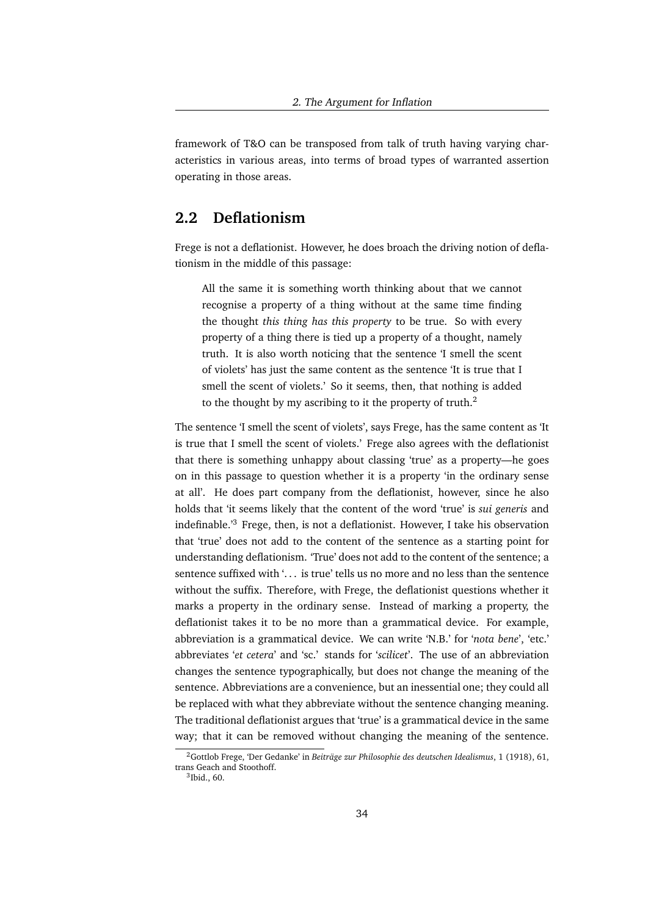framework of T&O can be transposed from talk of truth having varying characteristics in various areas, into terms of broad types of warranted assertion operating in those areas.

## 2.2 Deflationism

Frege is not a deflationist. However, he does broach the driving notion of deflationism in the middle of this passage:

> All the same it is something worth thinking about that we cannot recognise a property of a thing without at the same time finding the thought *this thing has this property* to be true. So with every property of a thing there is tied up a property of a thought, namely truth. It is also worth noticing that the sentence 'I smell the scent of violets' has just the same content as the sentence 'It is true that I smell the scent of violets.' So it seems, then, that nothing is added to the thought by my ascribing to it the property of truth.[2]

The sentence 'I smell the scent of violets', says Frege, has the same content as 'It is true that I smell the scent of violets.' Frege also agrees with the deflationist that there is something unhappy about classing 'true' as a property—he goes on in this passage to question whether it is a property 'in the ordinary sense at all'. He does part company from the deflationist, however, since he also holds that 'it seems likely that the content of the word 'true' is *sui generis* and indefinable.'[3] Frege, then, is not a deflationist. However, I take his observation that 'true' does not add to the content of the sentence as a starting point for understanding deflationism. 'True' does not add to the content of the sentence; a sentence suffixed with '... is true' tells us no more and no less than the sentence without the suffix. Therefore, with Frege, the deflationist questions whether it marks a property in the ordinary sense. Instead of marking a property, the deflationist takes it to be no more than a grammatical device. For example, abbreviation is a grammatical device. We can write 'N.B.' for '*nota bene*', 'etc.' abbreviates '*et cetera*' and 'sc.' stands for '*scilicet*'. The use of an abbreviation changes the sentence typographically, but does not change the meaning of the sentence. Abbreviations are a convenience, but an inessential one; they could all be replaced with what they abbreviate without the sentence changing meaning. The traditional deflationist argues that 'true' is a grammatical device in the same way; that it can be removed without changing the meaning of the sentence.

[2] Gottlob Frege, 'Der Gedanke' in *Beiträge zur Philosophie des deutschen Idealismus*, 1 (1918), 61, trans Geach and Stoothoff.

[3] Ibid., 60.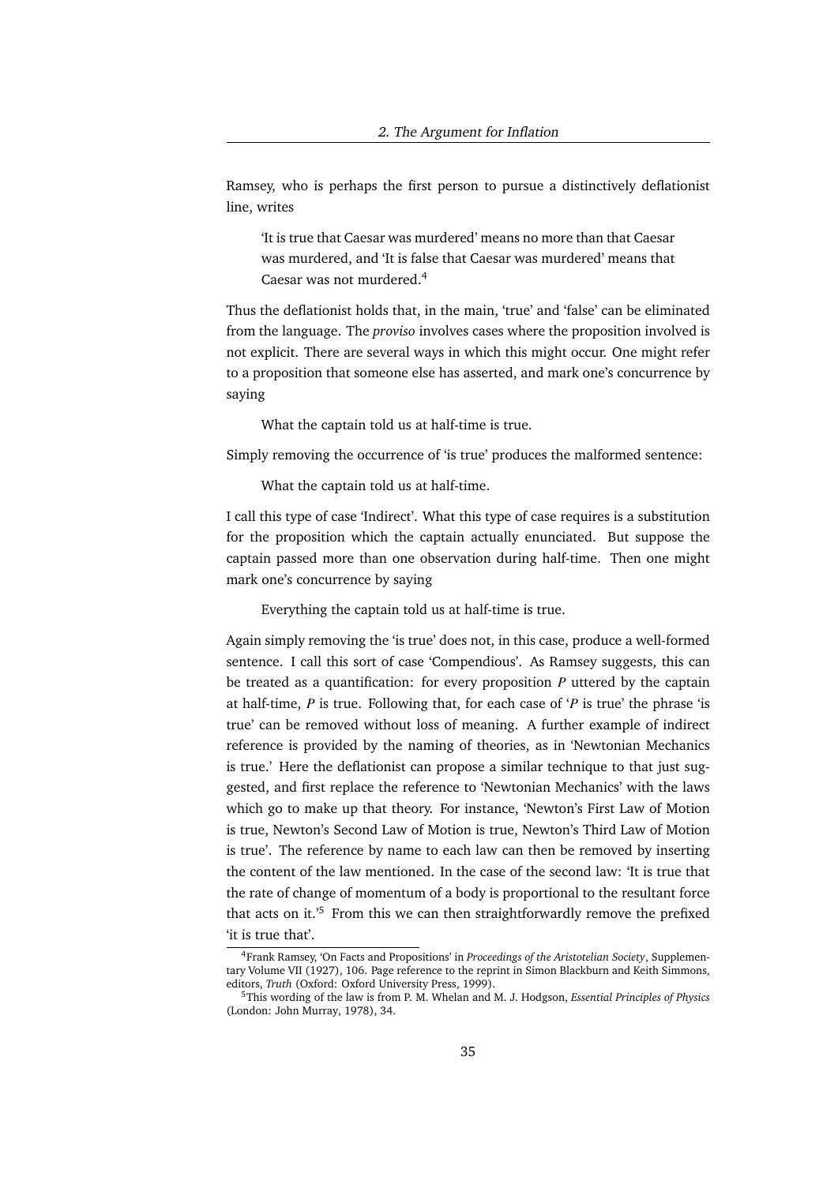Ramsey, who is perhaps the first person to pursue a distinctively deflationist line, writes

> 'It is true that Caesar was murdered' means no more than that Caesar was murdered, and 'It is false that Caesar was murdered' means that Caesar was not murdered.[4]

Thus the deflationist holds that, in the main, 'true' and 'false' can be eliminated from the language. The *proviso* involves cases where the proposition involved is not explicit. There are several ways in which this might occur. One might refer to a proposition that someone else has asserted, and mark one's concurrence by saying

> What the captain told us at half-time is true.

Simply removing the occurrence of 'is true' produces the malformed sentence:

> What the captain told us at half-time.

I call this type of case 'Indirect'. What this type of case requires is a substitution for the proposition which the captain actually enunciated. But suppose the captain passed more than one observation during half-time. Then one might mark one's concurrence by saying

> Everything the captain told us at half-time is true.

Again simply removing the 'is true' does not, in this case, produce a well-formed sentence. I call this sort of case 'Compendious'. As Ramsey suggests, this can be treated as a quantification: for every proposition *P* uttered by the captain at half-time, *P* is true. Following that, for each case of '*P* is true' the phrase 'is true' can be removed without loss of meaning. A further example of indirect reference is provided by the naming of theories, as in 'Newtonian Mechanics is true.' Here the deflationist can propose a similar technique to that just suggested, and first replace the reference to 'Newtonian Mechanics' with the laws which go to make up that theory. For instance, 'Newton's First Law of Motion is true, Newton's Second Law of Motion is true, Newton's Third Law of Motion is true'. The reference by name to each law can then be removed by inserting the content of the law mentioned. In the case of the second law: 'It is true that the rate of change of momentum of a body is proportional to the resultant force that acts on it.'[5] From this we can then straightforwardly remove the prefixed 'it is true that'.

---

[4] Frank Ramsey, 'On Facts and Propositions' in *Proceedings of the Aristotelian Society*, Supplementary Volume VII (1927), 106. Page reference to the reprint in Simon Blackburn and Keith Simmons, editors, *Truth* (Oxford: Oxford University Press, 1999).

[5] This wording of the law is from P. M. Whelan and M. J. Hodgson, *Essential Principles of Physics* (London: John Murray, 1978), 34.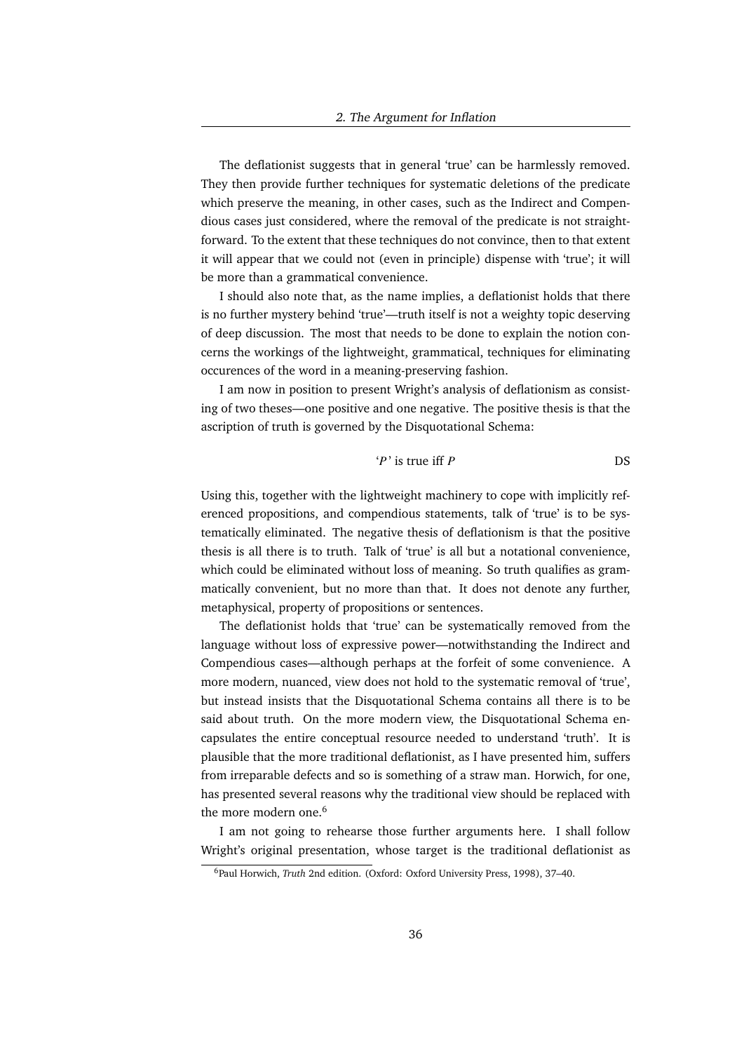The deflationist suggests that in general 'true' can be harmlessly removed. They then provide further techniques for systematic deletions of the predicate which preserve the meaning, in other cases, such as the Indirect and Compendious cases just considered, where the removal of the predicate is not straightforward. To the extent that these techniques do not convince, then to that extent it will appear that we could not (even in principle) dispense with 'true'; it will be more than a grammatical convenience.

I should also note that, as the name implies, a deflationist holds that there is no further mystery behind 'true'—truth itself is not a weighty topic deserving of deep discussion. The most that needs to be done to explain the notion concerns the workings of the lightweight, grammatical, techniques for eliminating occurences of the word in a meaning-preserving fashion.

I am now in position to present Wright's analysis of deflationism as consisting of two theses—one positive and one negative. The positive thesis is that the ascription of truth is governed by the Disquotational Schema:

$$\text{`}P\text{' is true iff } P \qquad \text{DS}$$

Using this, together with the lightweight machinery to cope with implicitly referenced propositions, and compendious statements, talk of 'true' is to be systematically eliminated. The negative thesis of deflationism is that the positive thesis is all there is to truth. Talk of 'true' is all but a notational convenience, which could be eliminated without loss of meaning. So truth qualifies as grammatically convenient, but no more than that. It does not denote any further, metaphysical, property of propositions or sentences.

The deflationist holds that 'true' can be systematically removed from the language without loss of expressive power—notwithstanding the Indirect and Compendious cases—although perhaps at the forfeit of some convenience. A more modern, nuanced, view does not hold to the systematic removal of 'true', but instead insists that the Disquotational Schema contains all there is to be said about truth. On the more modern view, the Disquotational Schema encapsulates the entire conceptual resource needed to understand 'truth'. It is plausible that the more traditional deflationist, as I have presented him, suffers from irreparable defects and so is something of a straw man. Horwich, for one, has presented several reasons why the traditional view should be replaced with the more modern one.[6]

I am not going to rehearse those further arguments here. I shall follow Wright's original presentation, whose target is the traditional deflationist as

[6]Paul Horwich, *Truth* 2nd edition. (Oxford: Oxford University Press, 1998), 37–40.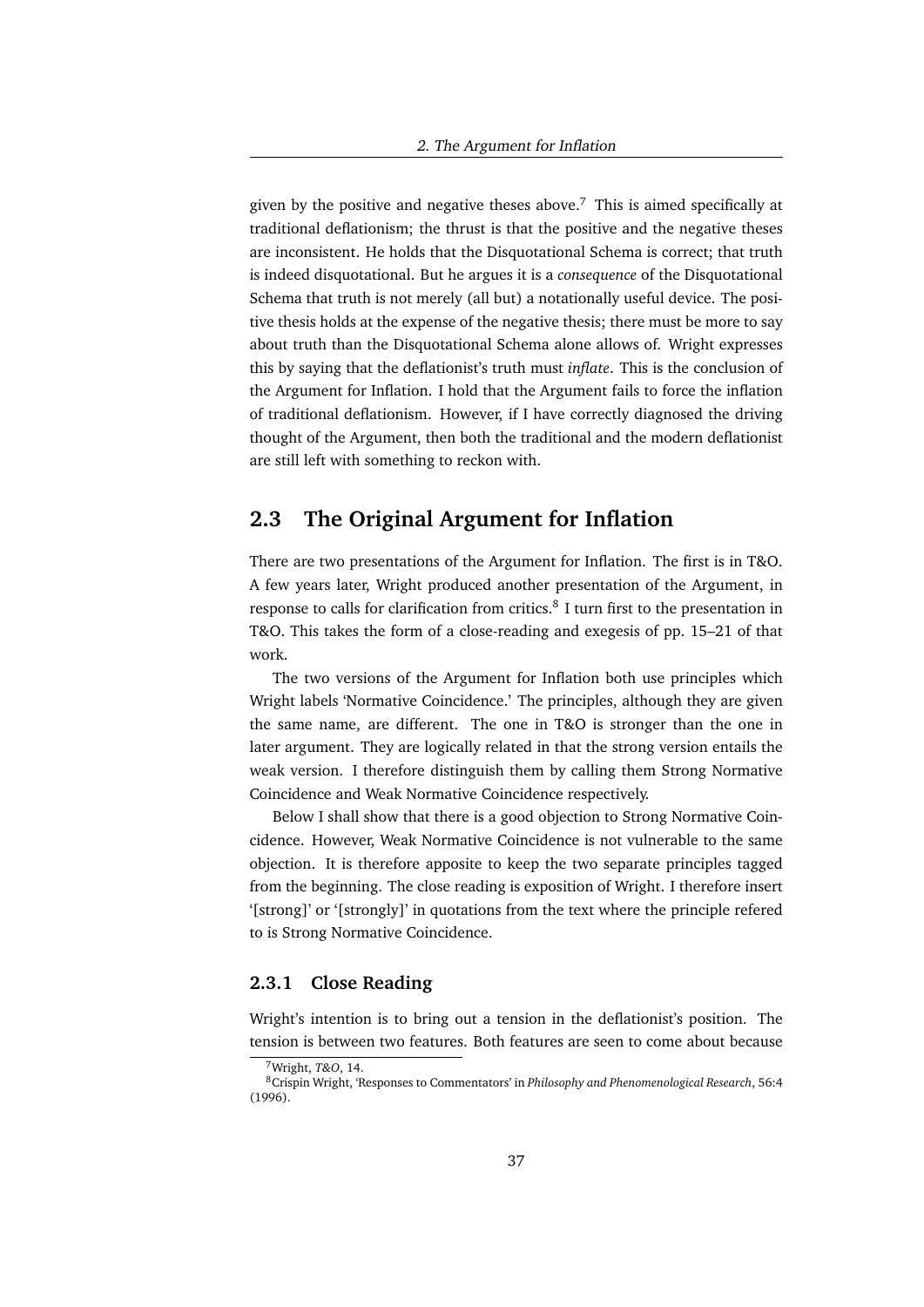given by the positive and negative theses above.[7] This is aimed specifically at traditional deflationism; the thrust is that the positive and the negative theses are inconsistent. He holds that the Disquotational Schema is correct; that truth is indeed disquotational. But he argues it is a *consequence* of the Disquotational Schema that truth is not merely (all but) a notationally useful device. The positive thesis holds at the expense of the negative thesis; there must be more to say about truth than the Disquotational Schema alone allows of. Wright expresses this by saying that the deflationist's truth must *inflate*. This is the conclusion of the Argument for Inflation. I hold that the Argument fails to force the inflation of traditional deflationism. However, if I have correctly diagnosed the driving thought of the Argument, then both the traditional and the modern deflationist are still left with something to reckon with.

## 2.3 The Original Argument for Inflation

There are two presentations of the Argument for Inflation. The first is in T&O. A few years later, Wright produced another presentation of the Argument, in response to calls for clarification from critics.[8] I turn first to the presentation in T&O. This takes the form of a close-reading and exegesis of pp. 15–21 of that work.

The two versions of the Argument for Inflation both use principles which Wright labels 'Normative Coincidence.' The principles, although they are given the same name, are different. The one in T&O is stronger than the one in later argument. They are logically related in that the strong version entails the weak version. I therefore distinguish them by calling them Strong Normative Coincidence and Weak Normative Coincidence respectively.

Below I shall show that there is a good objection to Strong Normative Coincidence. However, Weak Normative Coincidence is not vulnerable to the same objection. It is therefore apposite to keep the two separate principles tagged from the beginning. The close reading is exposition of Wright. I therefore insert '[strong]' or '[strongly]' in quotations from the text where the principle refered to is Strong Normative Coincidence.

### 2.3.1 Close Reading

Wright's intention is to bring out a tension in the deflationist's position. The tension is between two features. Both features are seen to come about because

[7] Wright, *T&O*, 14.

[8] Crispin Wright, 'Responses to Commentators' in *Philosophy and Phenomenological Research*, 56:4 (1996).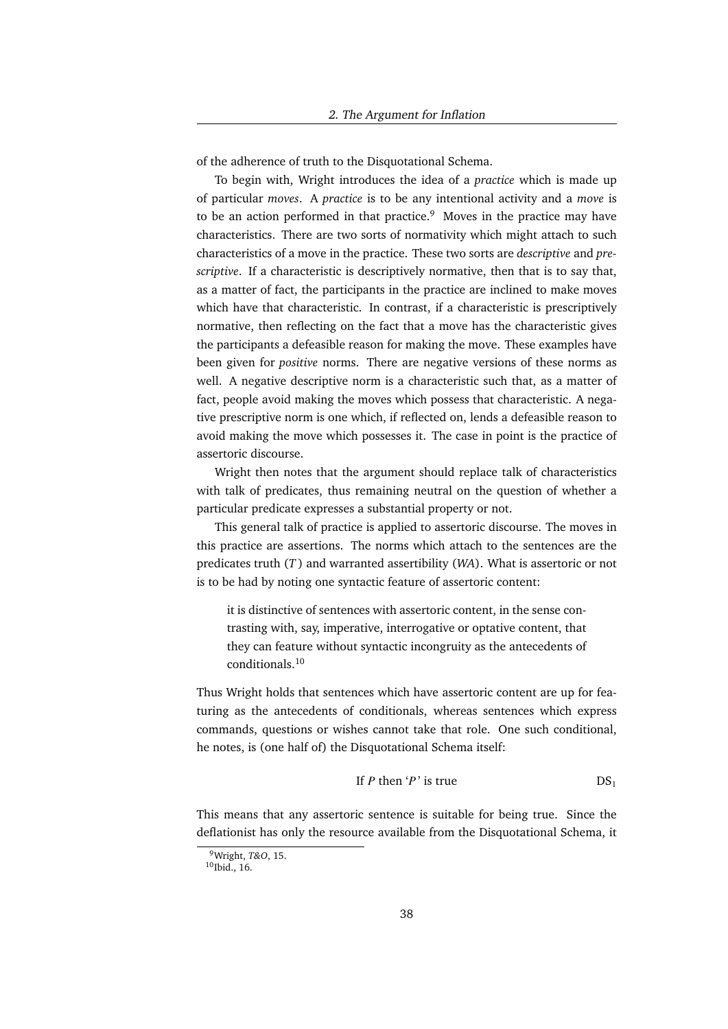of the adherence of truth to the Disquotational Schema.

To begin with, Wright introduces the idea of a *practice* which is made up of particular *moves*. A *practice* is to be any intentional activity and a *move* is to be an action performed in that practice.[9] Moves in the practice may have characteristics. There are two sorts of normativity which might attach to such characteristics of a move in the practice. These two sorts are *descriptive* and *prescriptive*. If a characteristic is descriptively normative, then that is to say that, as a matter of fact, the participants in the practice are inclined to make moves which have that characteristic. In contrast, if a characteristic is prescriptively normative, then reflecting on the fact that a move has the characteristic gives the participants a defeasible reason for making the move. These examples have been given for *positive* norms. There are negative versions of these norms as well. A negative descriptive norm is a characteristic such that, as a matter of fact, people avoid making the moves which possess that characteristic. A negative prescriptive norm is one which, if reflected on, lends a defeasible reason to avoid making the move which possesses it. The case in point is the practice of assertoric discourse.

Wright then notes that the argument should replace talk of characteristics with talk of predicates, thus remaining neutral on the question of whether a particular predicate expresses a substantial property or not.

This general talk of practice is applied to assertoric discourse. The moves in this practice are assertions. The norms which attach to the sentences are the predicates truth (*T*) and warranted assertibility (*WA*). What is assertoric or not is to be had by noting one syntactic feature of assertoric content:

> it is distinctive of sentences with assertoric content, in the sense contrasting with, say, imperative, interrogative or optative content, that they can feature without syntactic incongruity as the antecedents of conditionals.[10]

Thus Wright holds that sentences which have assertoric content are up for featuring as the antecedents of conditionals, whereas sentences which express commands, questions or wishes cannot take that role. One such conditional, he notes, is (one half of) the Disquotational Schema itself:

$$\text{If } P \text{ then `}P\text{' is true} \qquad \text{DS}_1$$

This means that any assertoric sentence is suitable for being true. Since the deflationist has only the resource available from the Disquotational Schema, it

[9] Wright, *T&O*, 15.

[10] Ibid., 16.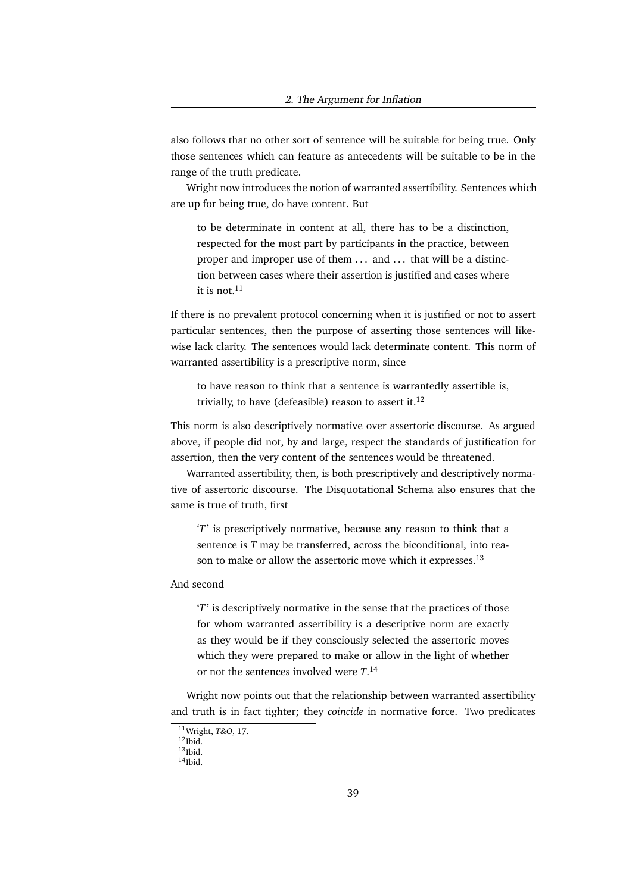also follows that no other sort of sentence will be suitable for being true. Only those sentences which can feature as antecedents will be suitable to be in the range of the truth predicate.

Wright now introduces the notion of warranted assertibility. Sentences which are up for being true, do have content. But

> to be determinate in content at all, there has to be a distinction, respected for the most part by participants in the practice, between proper and improper use of them . . . and . . . that will be a distinction between cases where their assertion is justified and cases where it is not.[11]

If there is no prevalent protocol concerning when it is justified or not to assert particular sentences, then the purpose of asserting those sentences will likewise lack clarity. The sentences would lack determinate content. This norm of warranted assertibility is a prescriptive norm, since

> to have reason to think that a sentence is warrantedly assertible is, trivially, to have (defeasible) reason to assert it.[12]

This norm is also descriptively normative over assertoric discourse. As argued above, if people did not, by and large, respect the standards of justification for assertion, then the very content of the sentences would be threatened.

Warranted assertibility, then, is both prescriptively and descriptively normative of assertoric discourse. The Disquotational Schema also ensures that the same is true of truth, first

> '*T*' is prescriptively normative, because any reason to think that a sentence is *T* may be transferred, across the biconditional, into reason to make or allow the assertoric move which it expresses.[13]

And second

> '*T*' is descriptively normative in the sense that the practices of those for whom warranted assertibility is a descriptive norm are exactly as they would be if they consciously selected the assertoric moves which they were prepared to make or allow in the light of whether or not the sentences involved were *T*.[14]

Wright now points out that the relationship between warranted assertibility and truth is in fact tighter; they *coincide* in normative force. Two predicates

[11] Wright, *T&O*, 17.
[12] Ibid.
[13] Ibid.
[14] Ibid.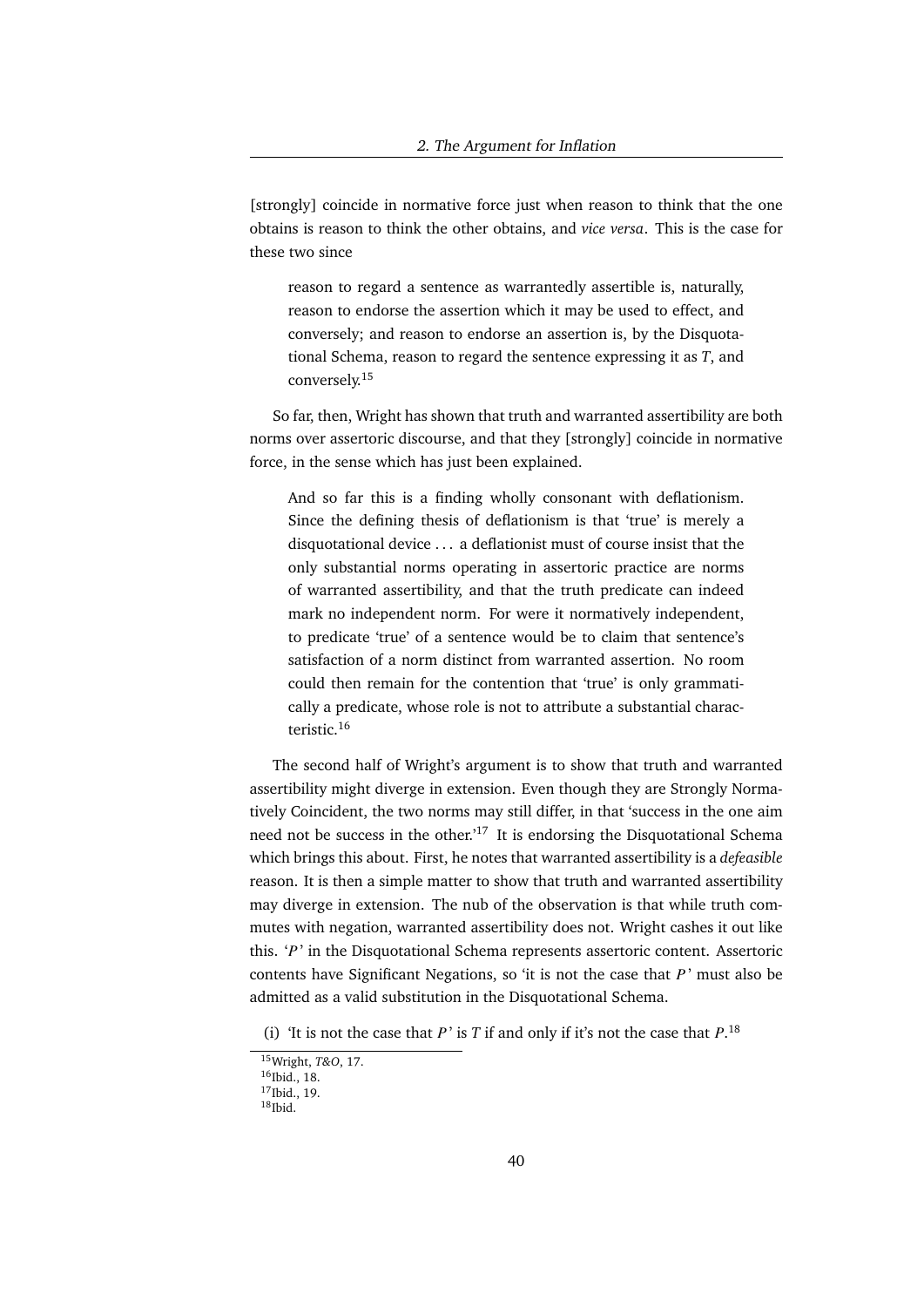[strongly] coincide in normative force just when reason to think that the one obtains is reason to think the other obtains, and *vice versa*. This is the case for these two since

> reason to regard a sentence as warrantedly assertible is, naturally, reason to endorse the assertion which it may be used to effect, and conversely; and reason to endorse an assertion is, by the Disquotational Schema, reason to regard the sentence expressing it as *T*, and conversely.[15]

So far, then, Wright has shown that truth and warranted assertibility are both norms over assertoric discourse, and that they [strongly] coincide in normative force, in the sense which has just been explained.

> And so far this is a finding wholly consonant with deflationism. Since the defining thesis of deflationism is that 'true' is merely a disquotational device . . . a deflationist must of course insist that the only substantial norms operating in assertoric practice are norms of warranted assertibility, and that the truth predicate can indeed mark no independent norm. For were it normatively independent, to predicate 'true' of a sentence would be to claim that sentence's satisfaction of a norm distinct from warranted assertion. No room could then remain for the contention that 'true' is only grammatically a predicate, whose role is not to attribute a substantial characteristic.[16]

The second half of Wright's argument is to show that truth and warranted assertibility might diverge in extension. Even though they are Strongly Normatively Coincident, the two norms may still differ, in that 'success in the one aim need not be success in the other.'[17] It is endorsing the Disquotational Schema which brings this about. First, he notes that warranted assertibility is a *defeasible* reason. It is then a simple matter to show that truth and warranted assertibility may diverge in extension. The nub of the observation is that while truth commutes with negation, warranted assertibility does not. Wright cashes it out like this. '*P*' in the Disquotational Schema represents assertoric content. Assertoric contents have Significant Negations, so 'it is not the case that *P*' must also be admitted as a valid substitution in the Disquotational Schema.

(i) 'It is not the case that *P*' is *T* if and only if it's not the case that *P*.[18]

[15] Wright, *T&O*, 17.
[16] Ibid., 18.
[17] Ibid., 19.
[18] Ibid.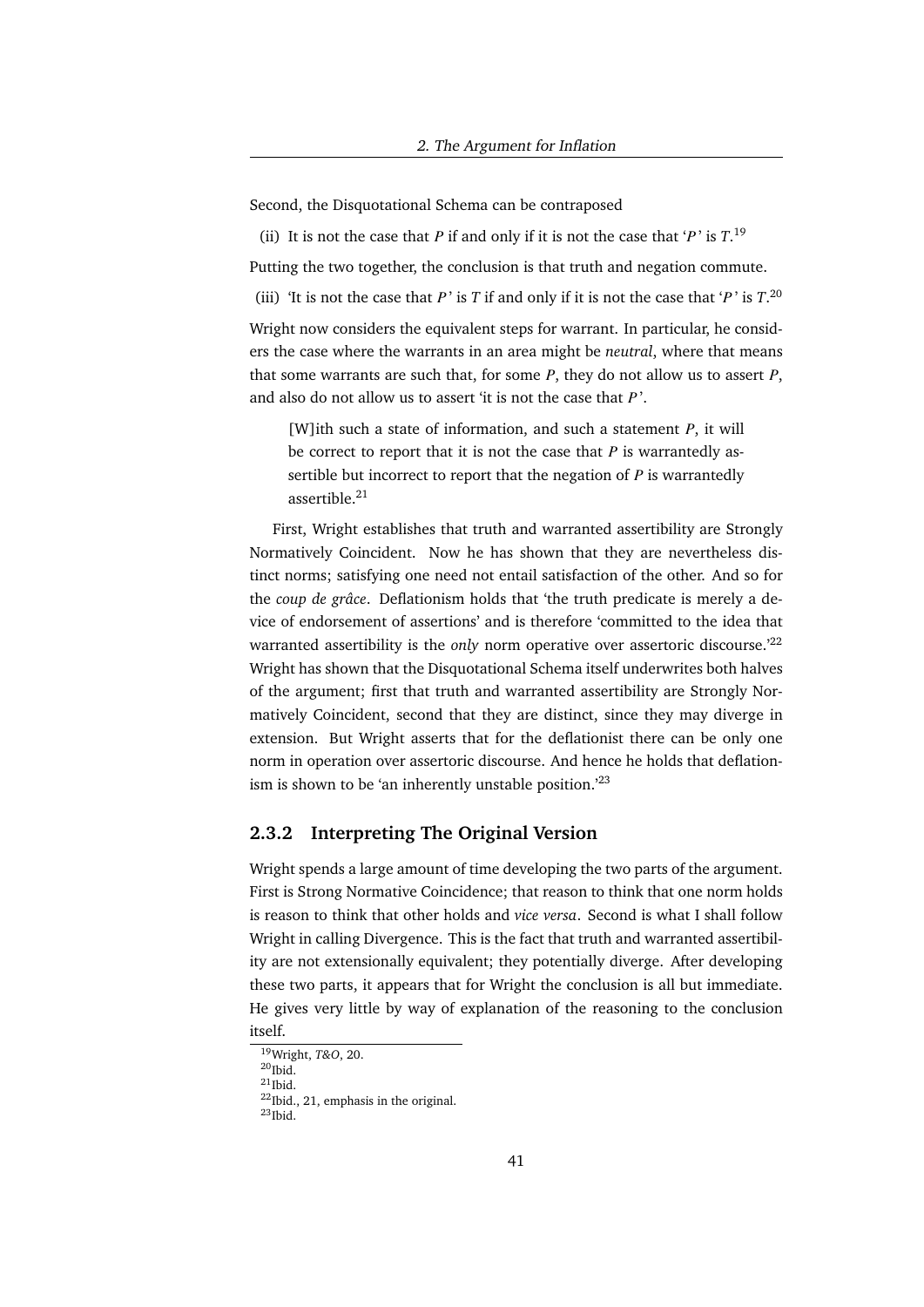Second, the Disquotational Schema can be contraposed

(ii) It is not the case that *P* if and only if it is not the case that '*P*' is *T*.[19]

Putting the two together, the conclusion is that truth and negation commute.

(iii) 'It is not the case that *P*' is *T* if and only if it is not the case that '*P*' is *T*.[20]

Wright now considers the equivalent steps for warrant. In particular, he considers the case where the warrants in an area might be *neutral*, where that means that some warrants are such that, for some *P*, they do not allow us to assert *P*, and also do not allow us to assert 'it is not the case that *P*'.

> [W]ith such a state of information, and such a statement *P*, it will be correct to report that it is not the case that *P* is warrantedly assertible but incorrect to report that the negation of *P* is warrantedly assertible.[21]

First, Wright establishes that truth and warranted assertibility are Strongly Normatively Coincident. Now he has shown that they are nevertheless distinct norms; satisfying one need not entail satisfaction of the other. And so for the *coup de grâce*. Deflationism holds that 'the truth predicate is merely a device of endorsement of assertions' and is therefore 'committed to the idea that warranted assertibility is the *only* norm operative over assertoric discourse.'[22] Wright has shown that the Disquotational Schema itself underwrites both halves of the argument; first that truth and warranted assertibility are Strongly Normatively Coincident, second that they are distinct, since they may diverge in extension. But Wright asserts that for the deflationist there can be only one norm in operation over assertoric discourse. And hence he holds that deflationism is shown to be 'an inherently unstable position.'[23]

### 2.3.2 Interpreting The Original Version

Wright spends a large amount of time developing the two parts of the argument. First is Strong Normative Coincidence; that reason to think that one norm holds is reason to think that other holds and *vice versa*. Second is what I shall follow Wright in calling Divergence. This is the fact that truth and warranted assertibility are not extensionally equivalent; they potentially diverge. After developing these two parts, it appears that for Wright the conclusion is all but immediate. He gives very little by way of explanation of the reasoning to the conclusion itself.

[19] Wright, *T&O*, 20.
[20] Ibid.
[21] Ibid.
[22] Ibid., 21, emphasis in the original.
[23] Ibid.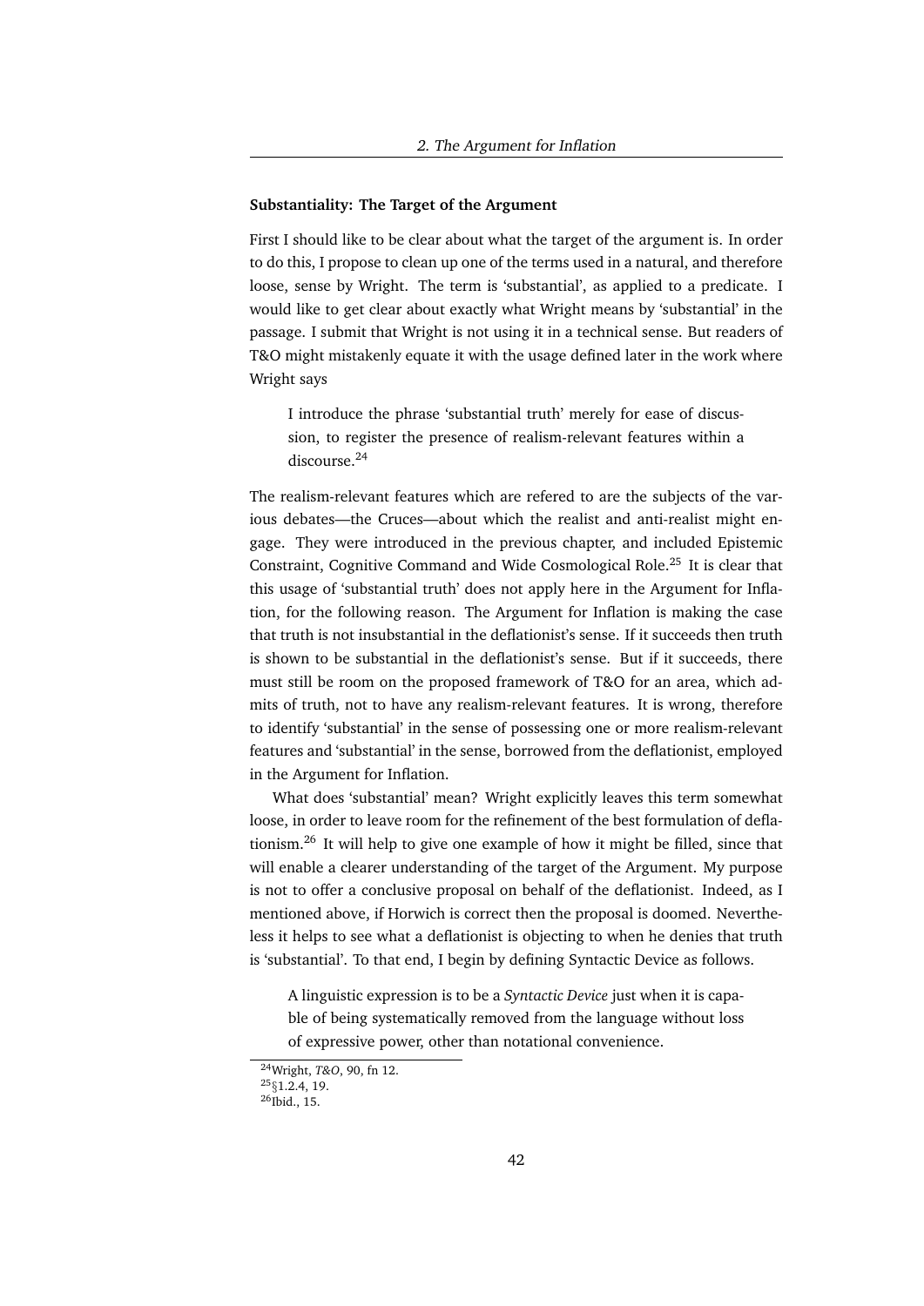### Substantiality: The Target of the Argument

First I should like to be clear about what the target of the argument is. In order to do this, I propose to clean up one of the terms used in a natural, and therefore loose, sense by Wright. The term is 'substantial', as applied to a predicate. I would like to get clear about exactly what Wright means by 'substantial' in the passage. I submit that Wright is not using it in a technical sense. But readers of T&O might mistakenly equate it with the usage defined later in the work where Wright says

> I introduce the phrase 'substantial truth' merely for ease of discussion, to register the presence of realism-relevant features within a discourse.[24]

The realism-relevant features which are refered to are the subjects of the various debates—the Cruces—about which the realist and anti-realist might engage. They were introduced in the previous chapter, and included Epistemic Constraint, Cognitive Command and Wide Cosmological Role.[25] It is clear that this usage of 'substantial truth' does not apply here in the Argument for Inflation, for the following reason. The Argument for Inflation is making the case that truth is not insubstantial in the deflationist's sense. If it succeeds then truth is shown to be substantial in the deflationist's sense. But if it succeeds, there must still be room on the proposed framework of T&O for an area, which admits of truth, not to have any realism-relevant features. It is wrong, therefore to identify 'substantial' in the sense of possessing one or more realism-relevant features and 'substantial' in the sense, borrowed from the deflationist, employed in the Argument for Inflation.

What does 'substantial' mean? Wright explicitly leaves this term somewhat loose, in order to leave room for the refinement of the best formulation of deflationism.[26] It will help to give one example of how it might be filled, since that will enable a clearer understanding of the target of the Argument. My purpose is not to offer a conclusive proposal on behalf of the deflationist. Indeed, as I mentioned above, if Horwich is correct then the proposal is doomed. Nevertheless it helps to see what a deflationist is objecting to when he denies that truth is 'substantial'. To that end, I begin by defining Syntactic Device as follows.

> A linguistic expression is to be a *Syntactic Device* just when it is capable of being systematically removed from the language without loss of expressive power, other than notational convenience.

[24] Wright, *T&O*, 90, fn 12.

[25] §1.2.4, 19.

[26] Ibid., 15.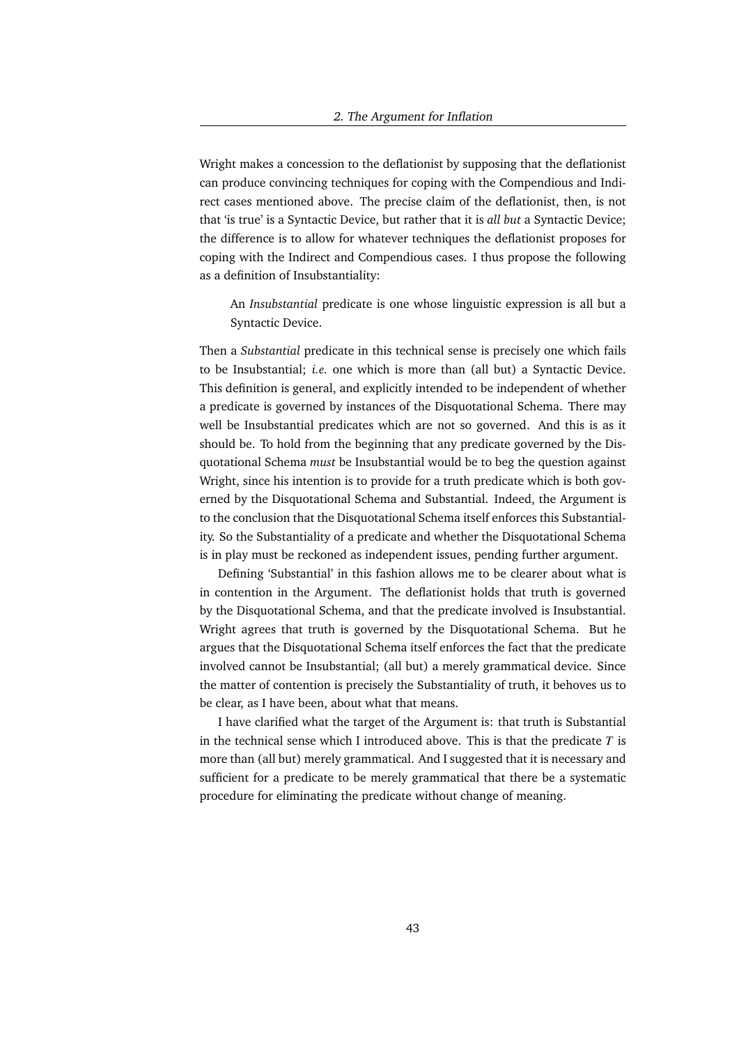Wright makes a concession to the deflationist by supposing that the deflationist can produce convincing techniques for coping with the Compendious and Indirect cases mentioned above. The precise claim of the deflationist, then, is not that 'is true' is a Syntactic Device, but rather that it is *all but* a Syntactic Device; the difference is to allow for whatever techniques the deflationist proposes for coping with the Indirect and Compendious cases. I thus propose the following as a definition of Insubstantiality:

> An *Insubstantial* predicate is one whose linguistic expression is all but a Syntactic Device.

Then a *Substantial* predicate in this technical sense is precisely one which fails to be Insubstantial; *i.e.* one which is more than (all but) a Syntactic Device. This definition is general, and explicitly intended to be independent of whether a predicate is governed by instances of the Disquotational Schema. There may well be Insubstantial predicates which are not so governed. And this is as it should be. To hold from the beginning that any predicate governed by the Disquotational Schema *must* be Insubstantial would be to beg the question against Wright, since his intention is to provide for a truth predicate which is both governed by the Disquotational Schema and Substantial. Indeed, the Argument is to the conclusion that the Disquotational Schema itself enforces this Substantiality. So the Substantiality of a predicate and whether the Disquotational Schema is in play must be reckoned as independent issues, pending further argument.

Defining 'Substantial' in this fashion allows me to be clearer about what is in contention in the Argument. The deflationist holds that truth is governed by the Disquotational Schema, and that the predicate involved is Insubstantial. Wright agrees that truth is governed by the Disquotational Schema. But he argues that the Disquotational Schema itself enforces the fact that the predicate involved cannot be Insubstantial; (all but) a merely grammatical device. Since the matter of contention is precisely the Substantiality of truth, it behoves us to be clear, as I have been, about what that means.

I have clarified what the target of the Argument is: that truth is Substantial in the technical sense which I introduced above. This is that the predicate $T$ is more than (all but) merely grammatical. And I suggested that it is necessary and sufficient for a predicate to be merely grammatical that there be a systematic procedure for eliminating the predicate without change of meaning.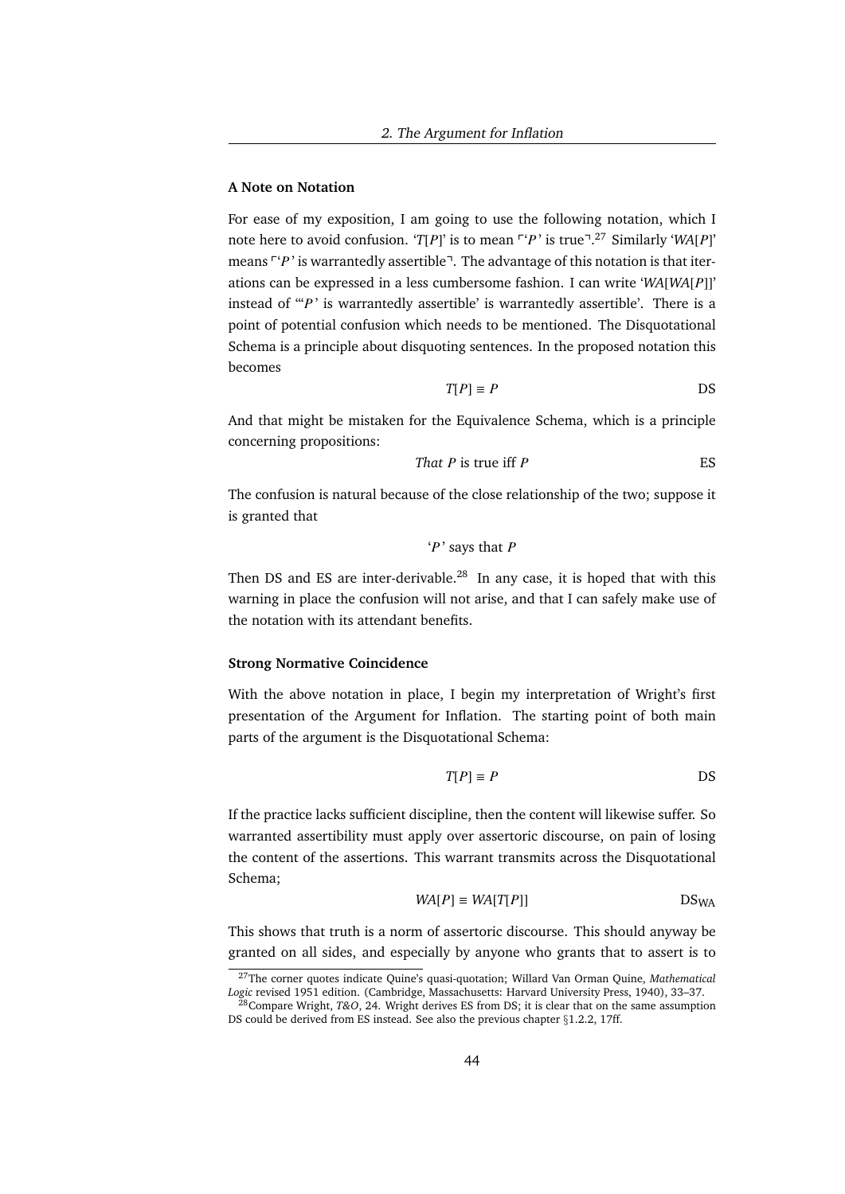### A Note on Notation

For ease of my exposition, I am going to use the following notation, which I note here to avoid confusion. '*T*[*P*]' is to mean ⌜'*P*' is true⌝.[27] Similarly '*WA*[*P*]' means ⌜'*P*' is warrantedly assertible⌝. The advantage of this notation is that iterations can be expressed in a less cumbersome fashion. I can write '*WA*[*WA*[*P*]]' instead of '"*P*' is warrantedly assertible' is warrantedly assertible'. There is a point of potential confusion which needs to be mentioned. The Disquotational Schema is a principle about disquoting sentences. In the proposed notation this becomes

$$T[P] \equiv P \qquad \text{DS}$$

And that might be mistaken for the Equivalence Schema, which is a principle concerning propositions:

$$\textit{That } P \text{ is true iff } P \qquad \text{ES}$$

The confusion is natural because of the close relationship of the two; suppose it is granted that

'*P*' says that *P*

Then DS and ES are inter-derivable.[28] In any case, it is hoped that with this warning in place the confusion will not arise, and that I can safely make use of the notation with its attendant benefits.

### Strong Normative Coincidence

With the above notation in place, I begin my interpretation of Wright's first presentation of the Argument for Inflation. The starting point of both main parts of the argument is the Disquotational Schema:

$$T[P] \equiv P \qquad \text{DS}$$

If the practice lacks sufficient discipline, then the content will likewise suffer. So warranted assertibility must apply over assertoric discourse, on pain of losing the content of the assertions. This warrant transmits across the Disquotational Schema;

$$WA[P] \equiv WA[T[P]] \qquad \text{DS}_{\text{WA}}$$

This shows that truth is a norm of assertoric discourse. This should anyway be granted on all sides, and especially by anyone who grants that to assert is to

[27] The corner quotes indicate Quine's quasi-quotation; Willard Van Orman Quine, *Mathematical Logic* revised 1951 edition. (Cambridge, Massachusetts: Harvard University Press, 1940), 33–37.

[28] Compare Wright, *T&O*, 24. Wright derives ES from DS; it is clear that on the same assumption DS could be derived from ES instead. See also the previous chapter §1.2.2, 17ff.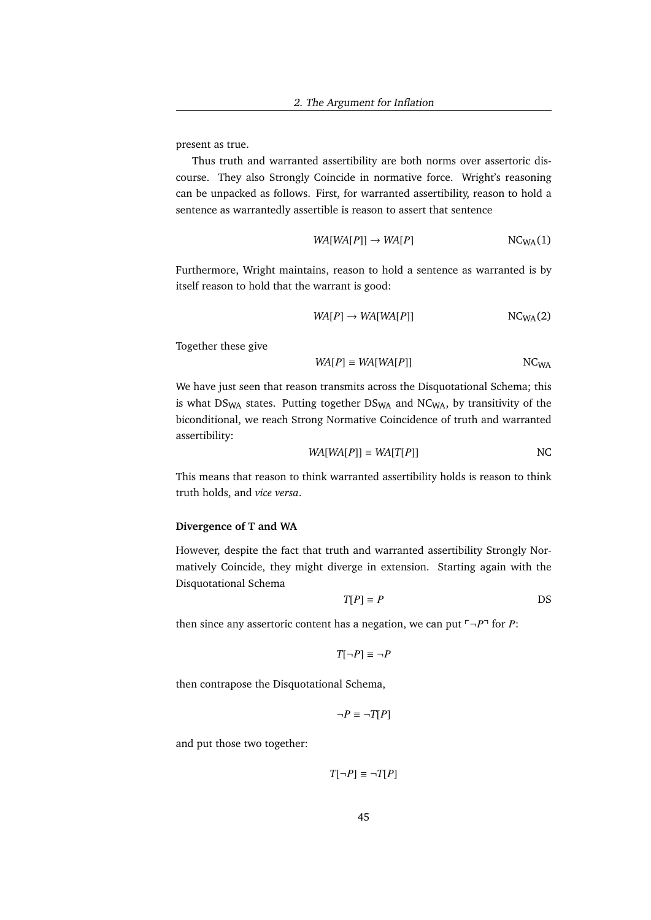present as true.

Thus truth and warranted assertibility are both norms over assertoric discourse. They also Strongly Coincide in normative force. Wright's reasoning can be unpacked as follows. First, for warranted assertibility, reason to hold a sentence as warrantedly assertible is reason to assert that sentence

$$WA[WA[P]] \rightarrow WA[P] \qquad \text{NC}_{\text{WA}}(1)$$

Furthermore, Wright maintains, reason to hold a sentence as warranted is by itself reason to hold that the warrant is good:

$$WA[P] \rightarrow WA[WA[P]] \qquad \text{NC}_{\text{WA}}(2)$$

Together these give

$$WA[P] \equiv WA[WA[P]] \qquad \text{NC}_{\text{WA}}$$

We have just seen that reason transmits across the Disquotational Schema; this is what $\text{DS}_{\text{WA}}$ states. Putting together $\text{DS}_{\text{WA}}$ and $\text{NC}_{\text{WA}}$, by transitivity of the biconditional, we reach Strong Normative Coincidence of truth and warranted assertibility:

$$WA[WA[P]] \equiv WA[T[P]] \qquad \text{NC}$$

This means that reason to think warranted assertibility holds is reason to think truth holds, and *vice versa*.

**Divergence of T and WA**

However, despite the fact that truth and warranted assertibility Strongly Normatively Coincide, they might diverge in extension. Starting again with the Disquotational Schema

$$T[P] \equiv P \qquad \text{DS}$$

then since any assertoric content has a negation, we can put $\ulcorner \neg P \urcorner$ for $P$:

$$T[\neg P] \equiv \neg P$$

then contrapose the Disquotational Schema,

$$\neg P \equiv \neg T[P]$$

and put those two together:

$$T[\neg P] \equiv \neg T[P]$$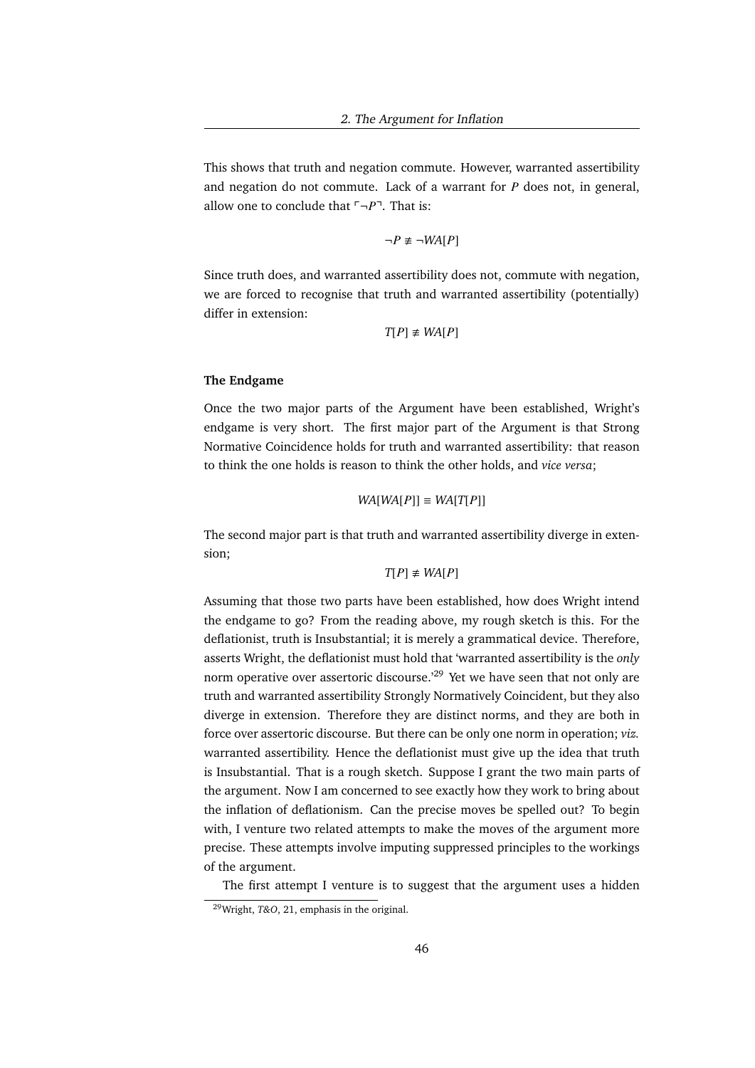This shows that truth and negation commute. However, warranted assertibility and negation do not commute. Lack of a warrant for *P* does not, in general, allow one to conclude that $\ulcorner\neg P\urcorner$. That is:

$$\neg P \not\equiv \neg WA[P]$$

Since truth does, and warranted assertibility does not, commute with negation, we are forced to recognise that truth and warranted assertibility (potentially) differ in extension:

$$T[P] \not\equiv WA[P]$$

**The Endgame**

Once the two major parts of the Argument have been established, Wright's endgame is very short. The first major part of the Argument is that Strong Normative Coincidence holds for truth and warranted assertibility: that reason to think the one holds is reason to think the other holds, and *vice versa*;

$$WA[WA[P]] \equiv WA[T[P]]$$

The second major part is that truth and warranted assertibility diverge in extension;

$$T[P] \not\equiv WA[P]$$

Assuming that those two parts have been established, how does Wright intend the endgame to go? From the reading above, my rough sketch is this. For the deflationist, truth is Insubstantial; it is merely a grammatical device. Therefore, asserts Wright, the deflationist must hold that 'warranted assertibility is the *only* norm operative over assertoric discourse.'[29] Yet we have seen that not only are truth and warranted assertibility Strongly Normatively Coincident, but they also diverge in extension. Therefore they are distinct norms, and they are both in force over assertoric discourse. But there can be only one norm in operation; *viz.* warranted assertibility. Hence the deflationist must give up the idea that truth is Insubstantial. That is a rough sketch. Suppose I grant the two main parts of the argument. Now I am concerned to see exactly how they work to bring about the inflation of deflationism. Can the precise moves be spelled out? To begin with, I venture two related attempts to make the moves of the argument more precise. These attempts involve imputing suppressed principles to the workings of the argument.

The first attempt I venture is to suggest that the argument uses a hidden

[29] Wright, *T&O*, 21, emphasis in the original.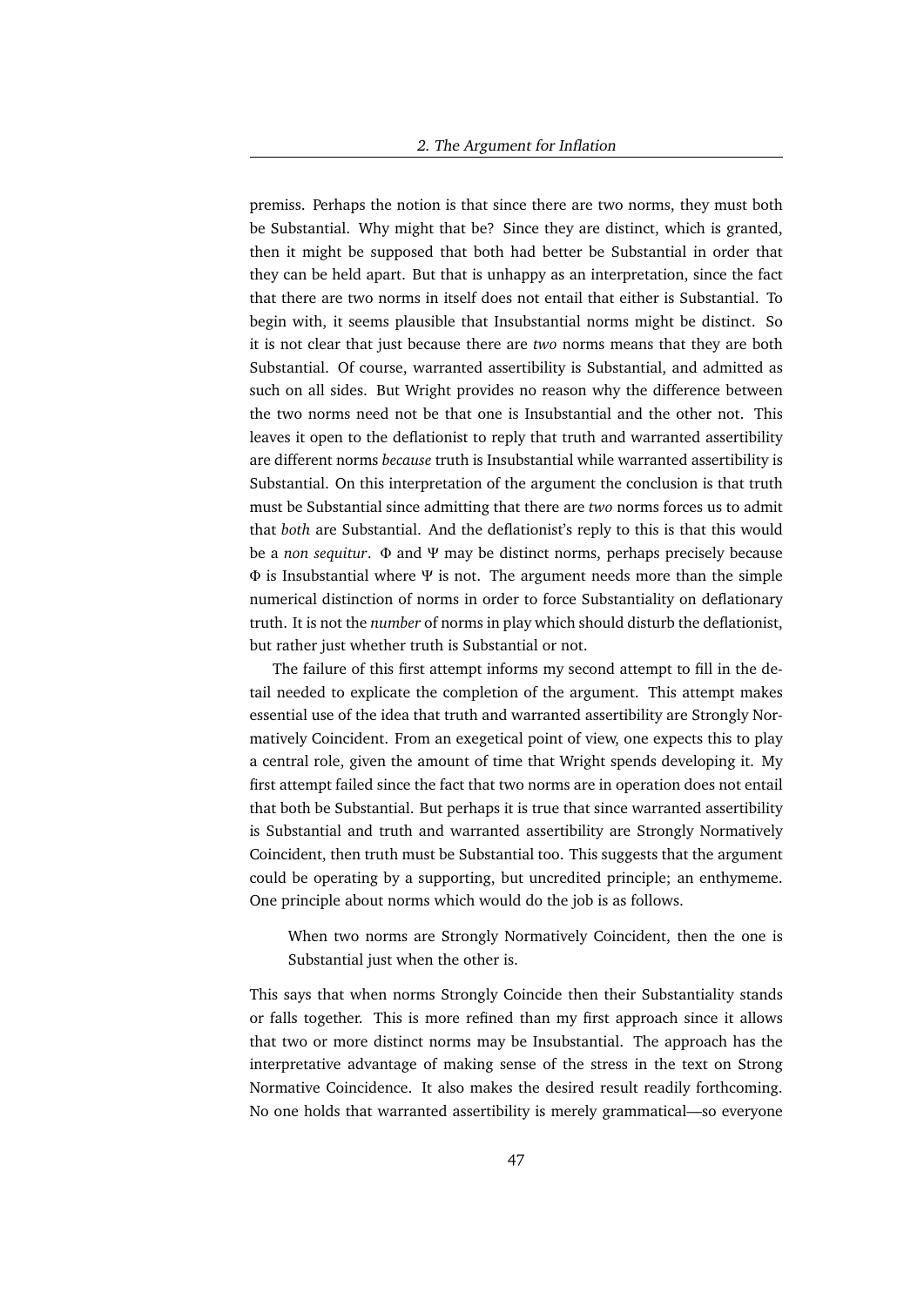premiss. Perhaps the notion is that since there are two norms, they must both be Substantial. Why might that be? Since they are distinct, which is granted, then it might be supposed that both had better be Substantial in order that they can be held apart. But that is unhappy as an interpretation, since the fact that there are two norms in itself does not entail that either is Substantial. To begin with, it seems plausible that Insubstantial norms might be distinct. So it is not clear that just because there are *two* norms means that they are both Substantial. Of course, warranted assertibility is Substantial, and admitted as such on all sides. But Wright provides no reason why the difference between the two norms need not be that one is Insubstantial and the other not. This leaves it open to the deflationist to reply that truth and warranted assertibility are different norms *because* truth is Insubstantial while warranted assertibility is Substantial. On this interpretation of the argument the conclusion is that truth must be Substantial since admitting that there are *two* norms forces us to admit that *both* are Substantial. And the deflationist's reply to this is that this would be a *non sequitur*. $\Phi$ and $\Psi$ may be distinct norms, perhaps precisely because $\Phi$ is Insubstantial where $\Psi$ is not. The argument needs more than the simple numerical distinction of norms in order to force Substantiality on deflationary truth. It is not the *number* of norms in play which should disturb the deflationist, but rather just whether truth is Substantial or not.

The failure of this first attempt informs my second attempt to fill in the detail needed to explicate the completion of the argument. This attempt makes essential use of the idea that truth and warranted assertibility are Strongly Normatively Coincident. From an exegetical point of view, one expects this to play a central role, given the amount of time that Wright spends developing it. My first attempt failed since the fact that two norms are in operation does not entail that both be Substantial. But perhaps it is true that since warranted assertibility is Substantial and truth and warranted assertibility are Strongly Normatively Coincident, then truth must be Substantial too. This suggests that the argument could be operating by a supporting, but uncredited principle; an enthymeme. One principle about norms which would do the job is as follows.

> When two norms are Strongly Normatively Coincident, then the one is Substantial just when the other is.

This says that when norms Strongly Coincide then their Substantiality stands or falls together. This is more refined than my first approach since it allows that two or more distinct norms may be Insubstantial. The approach has the interpretative advantage of making sense of the stress in the text on Strong Normative Coincidence. It also makes the desired result readily forthcoming. No one holds that warranted assertibility is merely grammatical—so everyone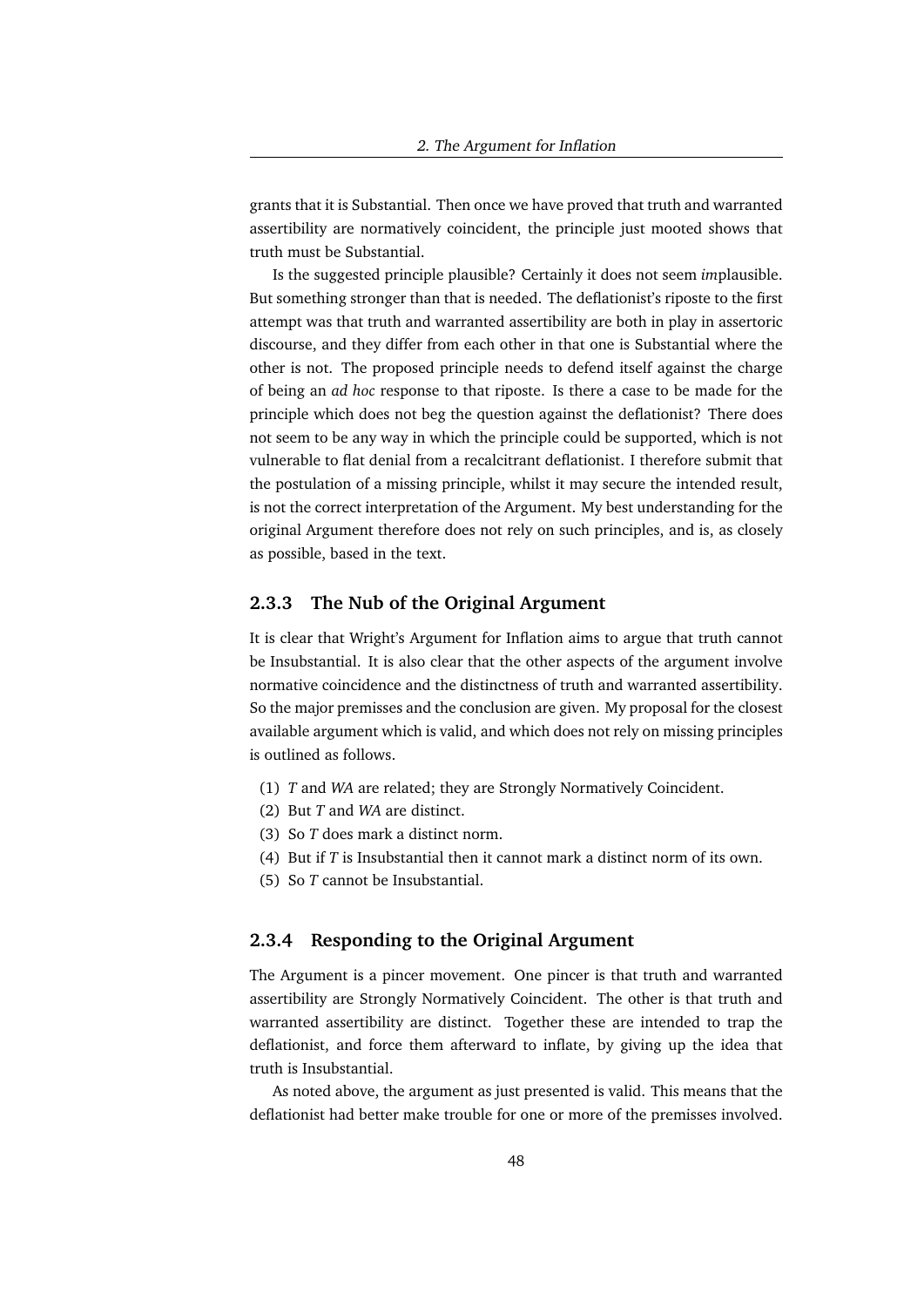grants that it is Substantial. Then once we have proved that truth and warranted assertibility are normatively coincident, the principle just mooted shows that truth must be Substantial.

Is the suggested principle plausible? Certainly it does not seem *im*plausible. But something stronger than that is needed. The deflationist's riposte to the first attempt was that truth and warranted assertibility are both in play in assertoric discourse, and they differ from each other in that one is Substantial where the other is not. The proposed principle needs to defend itself against the charge of being an *ad hoc* response to that riposte. Is there a case to be made for the principle which does not beg the question against the deflationist? There does not seem to be any way in which the principle could be supported, which is not vulnerable to flat denial from a recalcitrant deflationist. I therefore submit that the postulation of a missing principle, whilst it may secure the intended result, is not the correct interpretation of the Argument. My best understanding for the original Argument therefore does not rely on such principles, and is, as closely as possible, based in the text.

### 2.3.3 The Nub of the Original Argument

It is clear that Wright's Argument for Inflation aims to argue that truth cannot be Insubstantial. It is also clear that the other aspects of the argument involve normative coincidence and the distinctness of truth and warranted assertibility. So the major premisses and the conclusion are given. My proposal for the closest available argument which is valid, and which does not rely on missing principles is outlined as follows.

(1) *T* and *WA* are related; they are Strongly Normatively Coincident.
(2) But *T* and *WA* are distinct.
(3) So *T* does mark a distinct norm.
(4) But if *T* is Insubstantial then it cannot mark a distinct norm of its own.
(5) So *T* cannot be Insubstantial.

### 2.3.4 Responding to the Original Argument

The Argument is a pincer movement. One pincer is that truth and warranted assertibility are Strongly Normatively Coincident. The other is that truth and warranted assertibility are distinct. Together these are intended to trap the deflationist, and force them afterward to inflate, by giving up the idea that truth is Insubstantial.

As noted above, the argument as just presented is valid. This means that the deflationist had better make trouble for one or more of the premisses involved.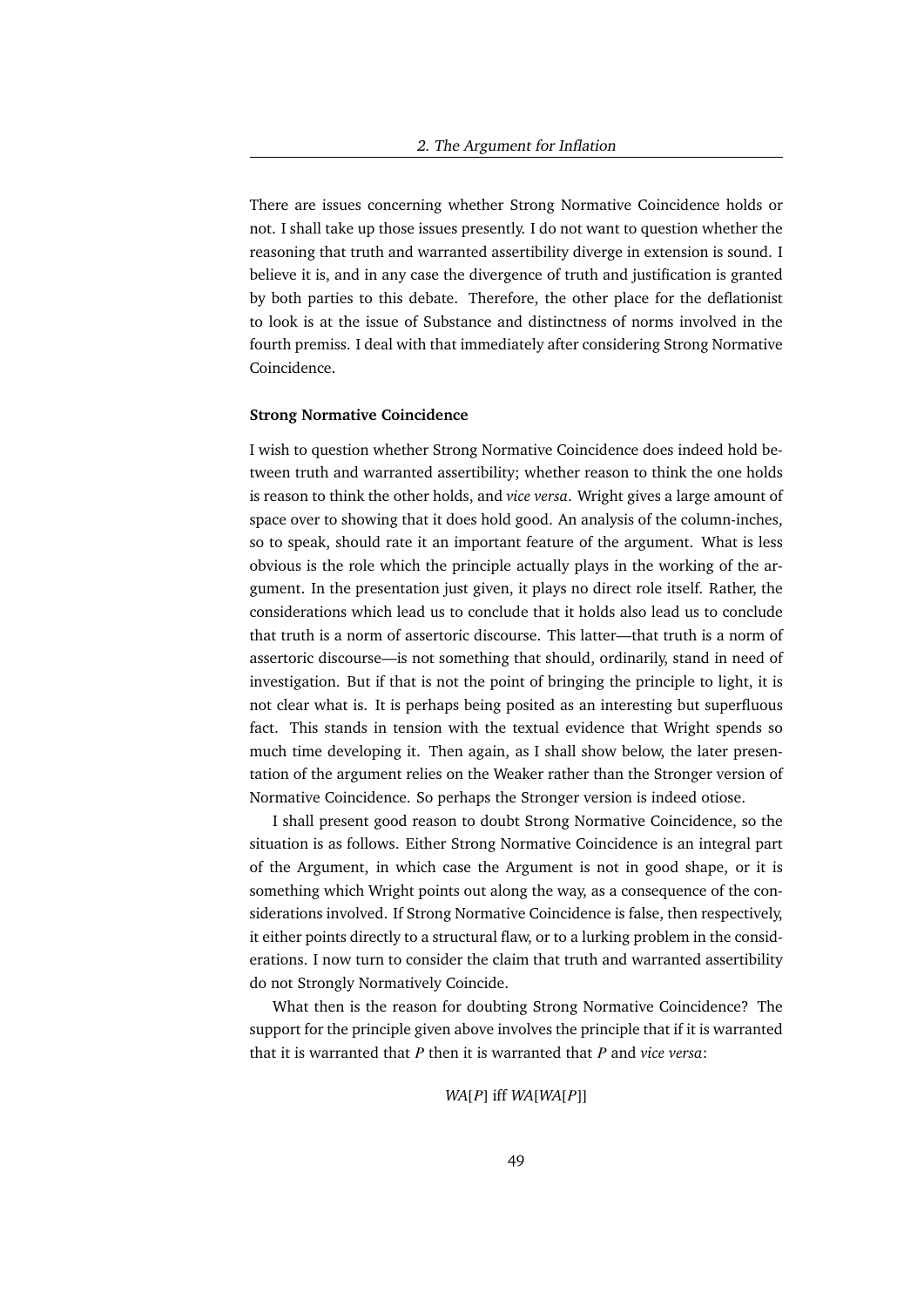There are issues concerning whether Strong Normative Coincidence holds or not. I shall take up those issues presently. I do not want to question whether the reasoning that truth and warranted assertibility diverge in extension is sound. I believe it is, and in any case the divergence of truth and justification is granted by both parties to this debate. Therefore, the other place for the deflationist to look is at the issue of Substance and distinctness of norms involved in the fourth premiss. I deal with that immediately after considering Strong Normative Coincidence.

**Strong Normative Coincidence**

I wish to question whether Strong Normative Coincidence does indeed hold between truth and warranted assertibility; whether reason to think the one holds is reason to think the other holds, and *vice versa*. Wright gives a large amount of space over to showing that it does hold good. An analysis of the column-inches, so to speak, should rate it an important feature of the argument. What is less obvious is the role which the principle actually plays in the working of the argument. In the presentation just given, it plays no direct role itself. Rather, the considerations which lead us to conclude that it holds also lead us to conclude that truth is a norm of assertoric discourse. This latter—that truth is a norm of assertoric discourse—is not something that should, ordinarily, stand in need of investigation. But if that is not the point of bringing the principle to light, it is not clear what is. It is perhaps being posited as an interesting but superfluous fact. This stands in tension with the textual evidence that Wright spends so much time developing it. Then again, as I shall show below, the later presentation of the argument relies on the Weaker rather than the Stronger version of Normative Coincidence. So perhaps the Stronger version is indeed otiose.

I shall present good reason to doubt Strong Normative Coincidence, so the situation is as follows. Either Strong Normative Coincidence is an integral part of the Argument, in which case the Argument is not in good shape, or it is something which Wright points out along the way, as a consequence of the considerations involved. If Strong Normative Coincidence is false, then respectively, it either points directly to a structural flaw, or to a lurking problem in the considerations. I now turn to consider the claim that truth and warranted assertibility do not Strongly Normatively Coincide.

What then is the reason for doubting Strong Normative Coincidence? The support for the principle given above involves the principle that if it is warranted that it is warranted that *P* then it is warranted that *P* and *vice versa*:

$$WA[P] \text{ iff } WA[WA[P]]$$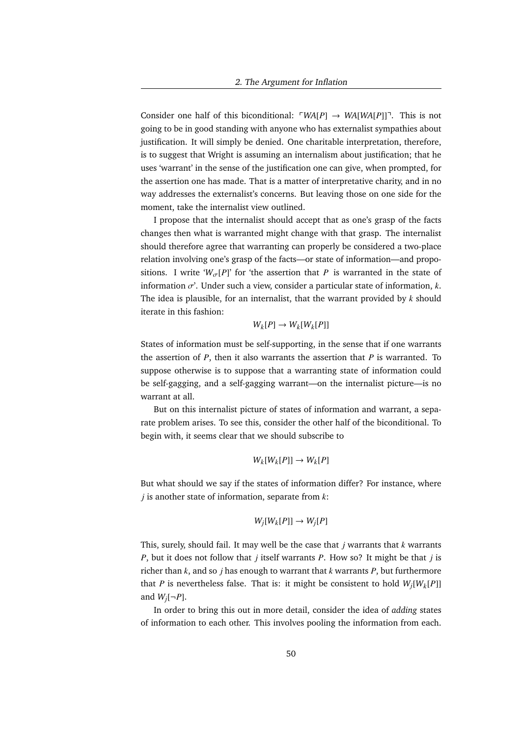Consider one half of this biconditional: $\ulcorner WA[P] \rightarrow WA[WA[P]]\urcorner$. This is not going to be in good standing with anyone who has externalist sympathies about justification. It will simply be denied. One charitable interpretation, therefore, is to suggest that Wright is assuming an internalism about justification; that he uses 'warrant' in the sense of the justification one can give, when prompted, for the assertion one has made. That is a matter of interpretative charity, and in no way addresses the externalist's concerns. But leaving those on one side for the moment, take the internalist view outlined.

I propose that the internalist should accept that as one's grasp of the facts changes then what is warranted might change with that grasp. The internalist should therefore agree that warranting can properly be considered a two-place relation involving one's grasp of the facts—or state of information—and propositions. I write '$W_\sigma[P]$' for 'the assertion that $P$ is warranted in the state of information $\sigma$'. Under such a view, consider a particular state of information, $k$. The idea is plausible, for an internalist, that the warrant provided by $k$ should iterate in this fashion:

$$W_k[P] \rightarrow W_k[W_k[P]]$$

States of information must be self-supporting, in the sense that if one warrants the assertion of $P$, then it also warrants the assertion that $P$ is warranted. To suppose otherwise is to suppose that a warranting state of information could be self-gagging, and a self-gagging warrant—on the internalist picture—is no warrant at all.

But on this internalist picture of states of information and warrant, a separate problem arises. To see this, consider the other half of the biconditional. To begin with, it seems clear that we should subscribe to

$$W_k[W_k[P]] \rightarrow W_k[P]$$

But what should we say if the states of information differ? For instance, where $j$ is another state of information, separate from $k$:

$$W_j[W_k[P]] \rightarrow W_j[P]$$

This, surely, should fail. It may well be the case that $j$ warrants that $k$ warrants $P$, but it does not follow that $j$ itself warrants $P$. How so? It might be that $j$ is richer than $k$, and so $j$ has enough to warrant that $k$ warrants $P$, but furthermore that $P$ is nevertheless false. That is: it might be consistent to hold $W_j[W_k[P]]$ and $W_j[\neg P]$.

In order to bring this out in more detail, consider the idea of *adding* states of information to each other. This involves pooling the information from each.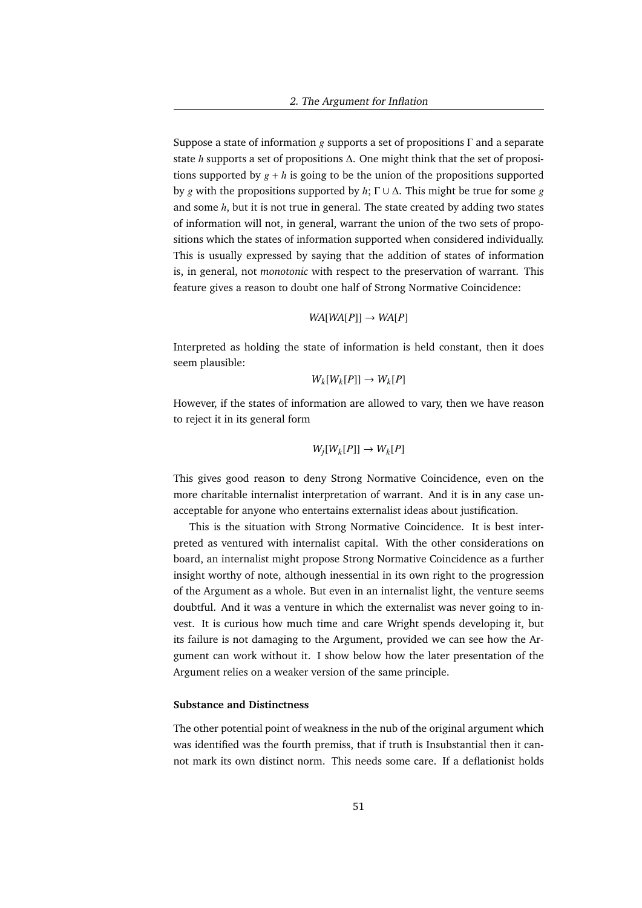Suppose a state of information $g$ supports a set of propositions $\Gamma$ and a separate state $h$ supports a set of propositions $\Delta$. One might think that the set of propositions supported by $g + h$ is going to be the union of the propositions supported by $g$ with the propositions supported by $h$; $\Gamma \cup \Delta$. This might be true for some $g$ and some $h$, but it is not true in general. The state created by adding two states of information will not, in general, warrant the union of the two sets of propositions which the states of information supported when considered individually. This is usually expressed by saying that the addition of states of information is, in general, not *monotonic* with respect to the preservation of warrant. This feature gives a reason to doubt one half of Strong Normative Coincidence:

$$WA[WA[P]] \rightarrow WA[P]$$

Interpreted as holding the state of information is held constant, then it does seem plausible:

$$W_k[W_k[P]] \rightarrow W_k[P]$$

However, if the states of information are allowed to vary, then we have reason to reject it in its general form

$$W_j[W_k[P]] \rightarrow W_k[P]$$

This gives good reason to deny Strong Normative Coincidence, even on the more charitable internalist interpretation of warrant. And it is in any case unacceptable for anyone who entertains externalist ideas about justification.

This is the situation with Strong Normative Coincidence. It is best interpreted as ventured with internalist capital. With the other considerations on board, an internalist might propose Strong Normative Coincidence as a further insight worthy of note, although inessential in its own right to the progression of the Argument as a whole. But even in an internalist light, the venture seems doubtful. And it was a venture in which the externalist was never going to invest. It is curious how much time and care Wright spends developing it, but its failure is not damaging to the Argument, provided we can see how the Argument can work without it. I show below how the later presentation of the Argument relies on a weaker version of the same principle.

**Substance and Distinctness**

The other potential point of weakness in the nub of the original argument which was identified was the fourth premiss, that if truth is Insubstantial then it cannot mark its own distinct norm. This needs some care. If a deflationist holds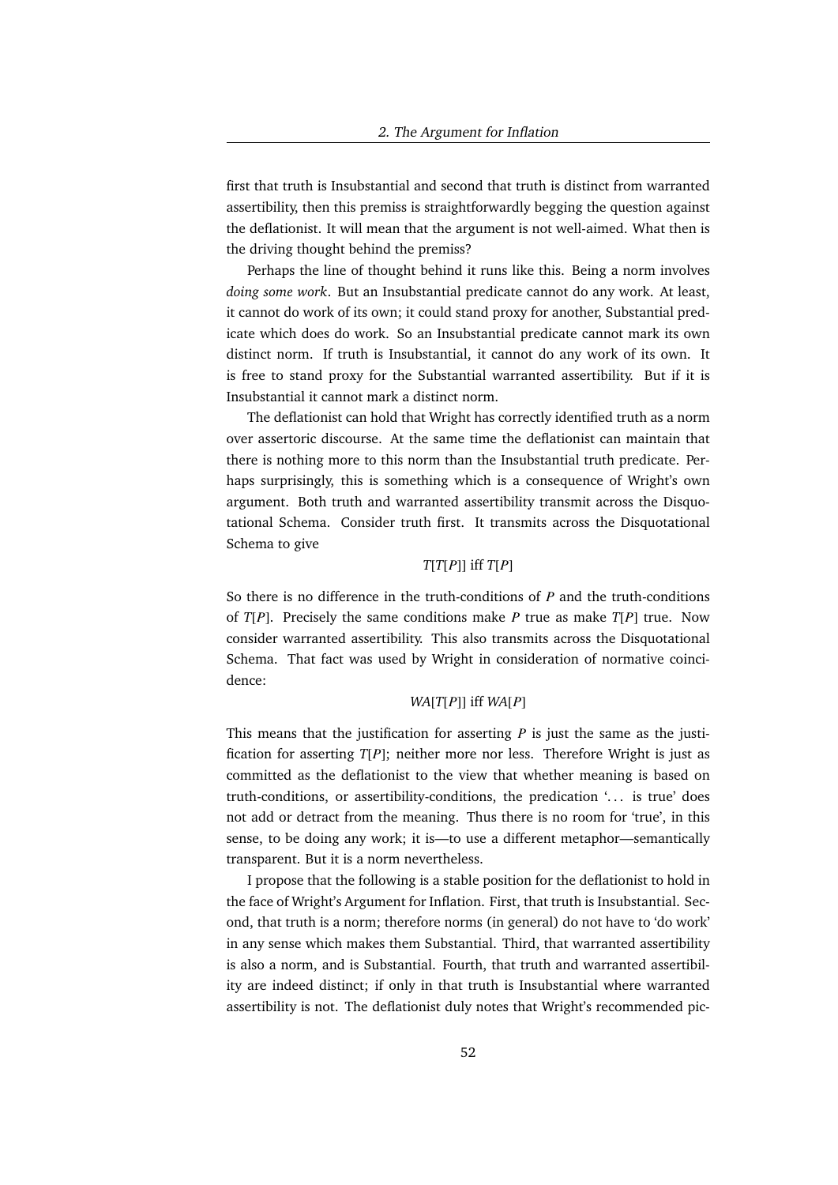first that truth is Insubstantial and second that truth is distinct from warranted assertibility, then this premiss is straightforwardly begging the question against the deflationist. It will mean that the argument is not well-aimed. What then is the driving thought behind the premiss?

Perhaps the line of thought behind it runs like this. Being a norm involves *doing some work*. But an Insubstantial predicate cannot do any work. At least, it cannot do work of its own; it could stand proxy for another, Substantial predicate which does do work. So an Insubstantial predicate cannot mark its own distinct norm. If truth is Insubstantial, it cannot do any work of its own. It is free to stand proxy for the Substantial warranted assertibility. But if it is Insubstantial it cannot mark a distinct norm.

The deflationist can hold that Wright has correctly identified truth as a norm over assertoric discourse. At the same time the deflationist can maintain that there is nothing more to this norm than the Insubstantial truth predicate. Perhaps surprisingly, this is something which is a consequence of Wright's own argument. Both truth and warranted assertibility transmit across the Disquotational Schema. Consider truth first. It transmits across the Disquotational Schema to give

$$T[T[P]] \text{ iff } T[P]$$

So there is no difference in the truth-conditions of $P$ and the truth-conditions of $T[P]$. Precisely the same conditions make $P$ true as make $T[P]$ true. Now consider warranted assertibility. This also transmits across the Disquotational Schema. That fact was used by Wright in consideration of normative coincidence:

$$WA[T[P]] \text{ iff } WA[P]$$

This means that the justification for asserting $P$ is just the same as the justification for asserting $T[P]$; neither more nor less. Therefore Wright is just as committed as the deflationist to the view that whether meaning is based on truth-conditions, or assertibility-conditions, the predication '... is true' does not add or detract from the meaning. Thus there is no room for 'true', in this sense, to be doing any work; it is—to use a different metaphor—semantically transparent. But it is a norm nevertheless.

I propose that the following is a stable position for the deflationist to hold in the face of Wright's Argument for Inflation. First, that truth is Insubstantial. Second, that truth is a norm; therefore norms (in general) do not have to 'do work' in any sense which makes them Substantial. Third, that warranted assertibility is also a norm, and is Substantial. Fourth, that truth and warranted assertibility are indeed distinct; if only in that truth is Insubstantial where warranted assertibility is not. The deflationist duly notes that Wright's recommended pic-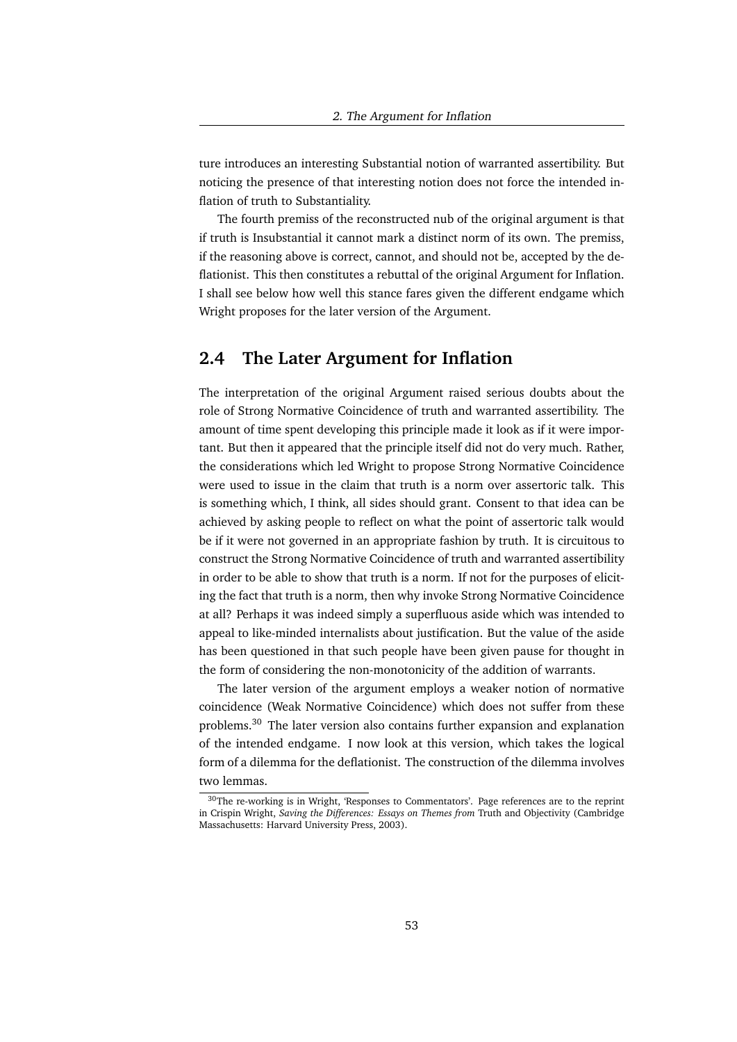ture introduces an interesting Substantial notion of warranted assertibility. But noticing the presence of that interesting notion does not force the intended inflation of truth to Substantiality.

The fourth premiss of the reconstructed nub of the original argument is that if truth is Insubstantial it cannot mark a distinct norm of its own. The premiss, if the reasoning above is correct, cannot, and should not be, accepted by the deflationist. This then constitutes a rebuttal of the original Argument for Inflation. I shall see below how well this stance fares given the different endgame which Wright proposes for the later version of the Argument.

## 2.4 The Later Argument for Inflation

The interpretation of the original Argument raised serious doubts about the role of Strong Normative Coincidence of truth and warranted assertibility. The amount of time spent developing this principle made it look as if it were important. But then it appeared that the principle itself did not do very much. Rather, the considerations which led Wright to propose Strong Normative Coincidence were used to issue in the claim that truth is a norm over assertoric talk. This is something which, I think, all sides should grant. Consent to that idea can be achieved by asking people to reflect on what the point of assertoric talk would be if it were not governed in an appropriate fashion by truth. It is circuitous to construct the Strong Normative Coincidence of truth and warranted assertibility in order to be able to show that truth is a norm. If not for the purposes of eliciting the fact that truth is a norm, then why invoke Strong Normative Coincidence at all? Perhaps it was indeed simply a superfluous aside which was intended to appeal to like-minded internalists about justification. But the value of the aside has been questioned in that such people have been given pause for thought in the form of considering the non-monotonicity of the addition of warrants.

The later version of the argument employs a weaker notion of normative coincidence (Weak Normative Coincidence) which does not suffer from these problems.[30] The later version also contains further expansion and explanation of the intended endgame. I now look at this version, which takes the logical form of a dilemma for the deflationist. The construction of the dilemma involves two lemmas.

[30] The re-working is in Wright, 'Responses to Commentators'. Page references are to the reprint in Crispin Wright, *Saving the Differences: Essays on Themes from* Truth and Objectivity (Cambridge Massachusetts: Harvard University Press, 2003).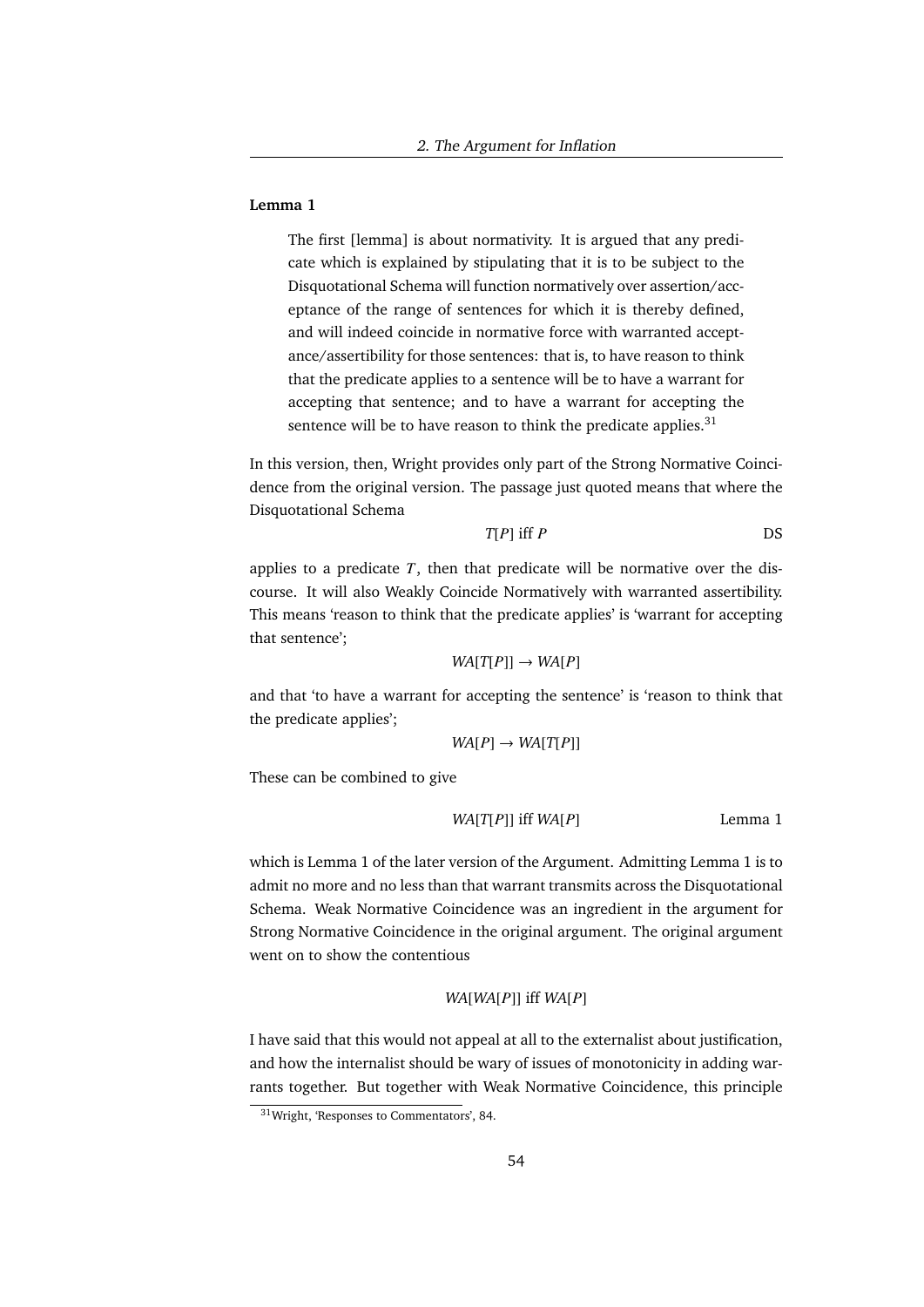**Lemma 1**

> The first [lemma] is about normativity. It is argued that any predicate which is explained by stipulating that it is to be subject to the Disquotational Schema will function normatively over assertion/acceptance of the range of sentences for which it is thereby defined, and will indeed coincide in normative force with warranted acceptance/assertibility for those sentences: that is, to have reason to think that the predicate applies to a sentence will be to have a warrant for accepting that sentence; and to have a warrant for accepting the sentence will be to have reason to think the predicate applies.[31]

In this version, then, Wright provides only part of the Strong Normative Coincidence from the original version. The passage just quoted means that where the Disquotational Schema

$$T[P] \text{ iff } P \qquad \text{DS}$$

applies to a predicate $T$, then that predicate will be normative over the discourse. It will also Weakly Coincide Normatively with warranted assertibility. This means 'reason to think that the predicate applies' is 'warrant for accepting that sentence';

$$WA[T[P]] \rightarrow WA[P]$$

and that 'to have a warrant for accepting the sentence' is 'reason to think that the predicate applies';

$$WA[P] \rightarrow WA[T[P]]$$

These can be combined to give

$$WA[T[P]] \text{ iff } WA[P] \qquad \text{Lemma 1}$$

which is Lemma 1 of the later version of the Argument. Admitting Lemma 1 is to admit no more and no less than that warrant transmits across the Disquotational Schema. Weak Normative Coincidence was an ingredient in the argument for Strong Normative Coincidence in the original argument. The original argument went on to show the contentious

$$WA[WA[P]] \text{ iff } WA[P]$$

I have said that this would not appeal at all to the externalist about justification, and how the internalist should be wary of issues of monotonicity in adding warrants together. But together with Weak Normative Coincidence, this principle

[31] Wright, 'Responses to Commentators', 84.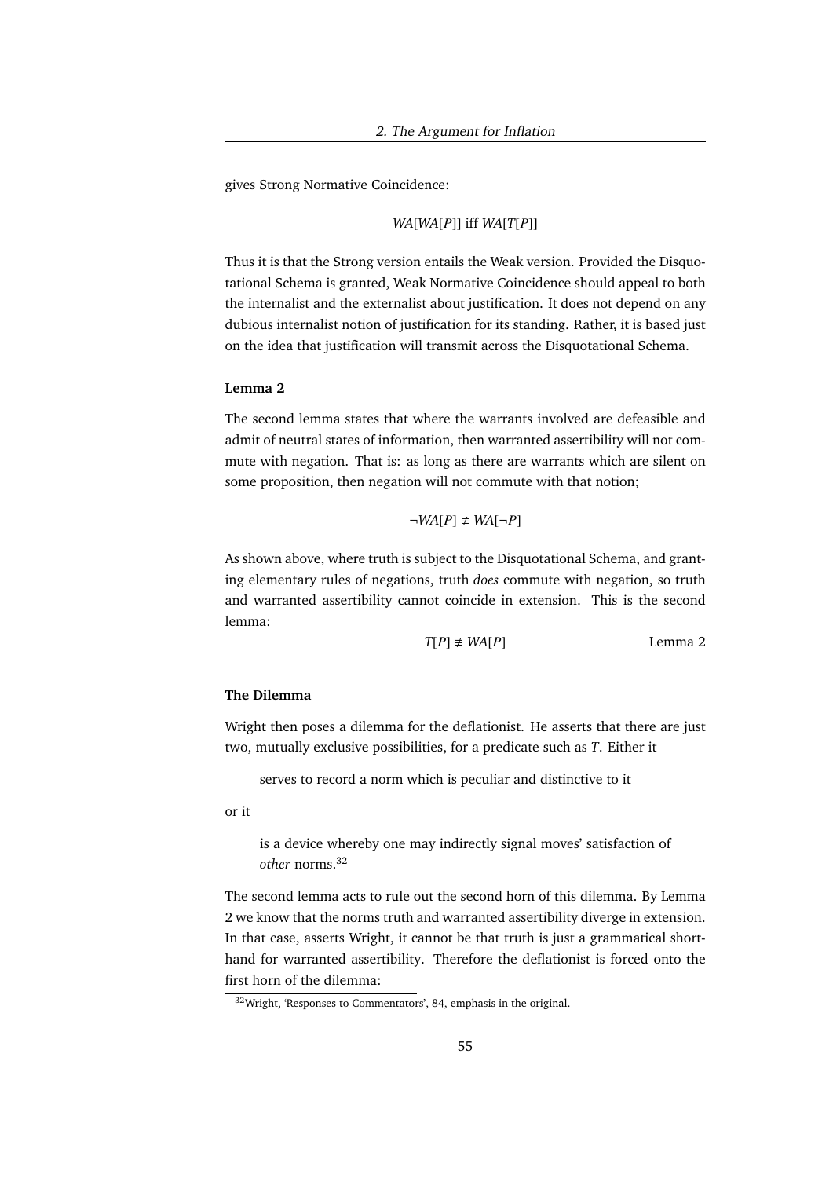gives Strong Normative Coincidence:

$$WA[WA[P]] \text{ iff } WA[T[P]]$$

Thus it is that the Strong version entails the Weak version. Provided the Disquotational Schema is granted, Weak Normative Coincidence should appeal to both the internalist and the externalist about justification. It does not depend on any dubious internalist notion of justification for its standing. Rather, it is based just on the idea that justification will transmit across the Disquotational Schema.

**Lemma 2**

The second lemma states that where the warrants involved are defeasible and admit of neutral states of information, then warranted assertibility will not commute with negation. That is: as long as there are warrants which are silent on some proposition, then negation will not commute with that notion;

$$\neg WA[P] \not\equiv WA[\neg P]$$

As shown above, where truth is subject to the Disquotational Schema, and granting elementary rules of negations, truth *does* commute with negation, so truth and warranted assertibility cannot coincide in extension. This is the second lemma:

$$T[P] \not\equiv WA[P] \qquad \text{Lemma 2}$$

**The Dilemma**

Wright then poses a dilemma for the deflationist. He asserts that there are just two, mutually exclusive possibilities, for a predicate such as $T$. Either it

> serves to record a norm which is peculiar and distinctive to it

or it

> is a device whereby one may indirectly signal moves' satisfaction of *other* norms.[32]

The second lemma acts to rule out the second horn of this dilemma. By Lemma 2 we know that the norms truth and warranted assertibility diverge in extension. In that case, asserts Wright, it cannot be that truth is just a grammatical shorthand for warranted assertibility. Therefore the deflationist is forced onto the first horn of the dilemma:

[32] Wright, 'Responses to Commentators', 84, emphasis in the original.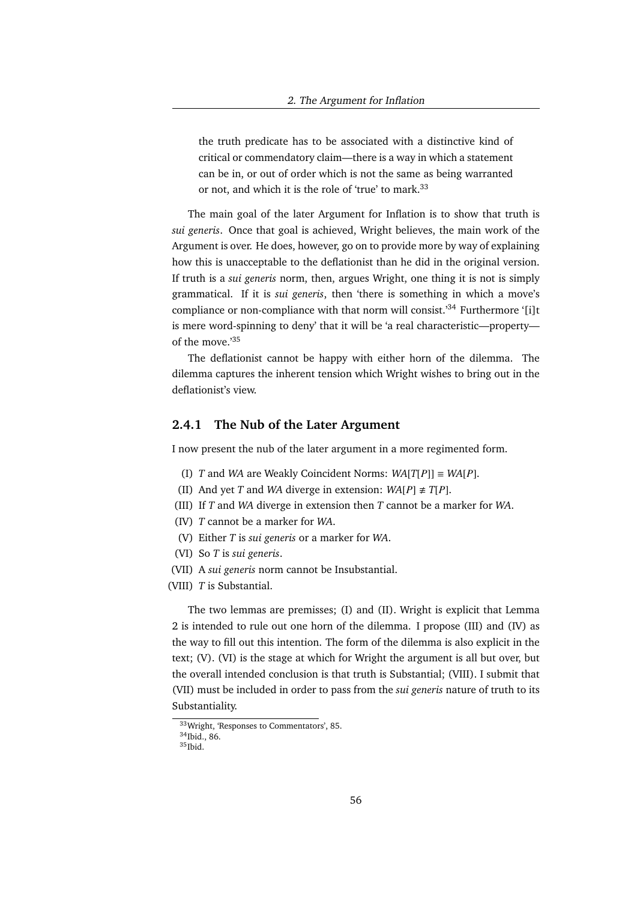> the truth predicate has to be associated with a distinctive kind of critical or commendatory claim—there is a way in which a statement can be in, or out of order which is not the same as being warranted or not, and which it is the role of 'true' to mark.[33]

The main goal of the later Argument for Inflation is to show that truth is *sui generis*. Once that goal is achieved, Wright believes, the main work of the Argument is over. He does, however, go on to provide more by way of explaining how this is unacceptable to the deflationist than he did in the original version. If truth is a *sui generis* norm, then, argues Wright, one thing it is not is simply grammatical. If it is *sui generis*, then 'there is something in which a move's compliance or non-compliance with that norm will consist.'[34] Furthermore '[i]t is mere word-spinning to deny' that it will be 'a real characteristic—property—of the move.'[35]

The deflationist cannot be happy with either horn of the dilemma. The dilemma captures the inherent tension which Wright wishes to bring out in the deflationist's view.

### 2.4.1 The Nub of the Later Argument

I now present the nub of the later argument in a more regimented form.

(I) *T* and *WA* are Weakly Coincident Norms: $WA[T[P]] \equiv WA[P]$.

(II) And yet *T* and *WA* diverge in extension: $WA[P] \not\equiv T[P]$.

(III) If *T* and *WA* diverge in extension then *T* cannot be a marker for *WA*.

(IV) *T* cannot be a marker for *WA*.

(V) Either *T* is *sui generis* or a marker for *WA*.

(VI) So *T* is *sui generis*.

(VII) A *sui generis* norm cannot be Insubstantial.

(VIII) *T* is Substantial.

The two lemmas are premisses; (I) and (II). Wright is explicit that Lemma 2 is intended to rule out one horn of the dilemma. I propose (III) and (IV) as the way to fill out this intention. The form of the dilemma is also explicit in the text; (V). (VI) is the stage at which for Wright the argument is all but over, but the overall intended conclusion is that truth is Substantial; (VIII). I submit that (VII) must be included in order to pass from the *sui generis* nature of truth to its Substantiality.

---

[33] Wright, 'Responses to Commentators', 85.

[34] Ibid., 86.

[35] Ibid.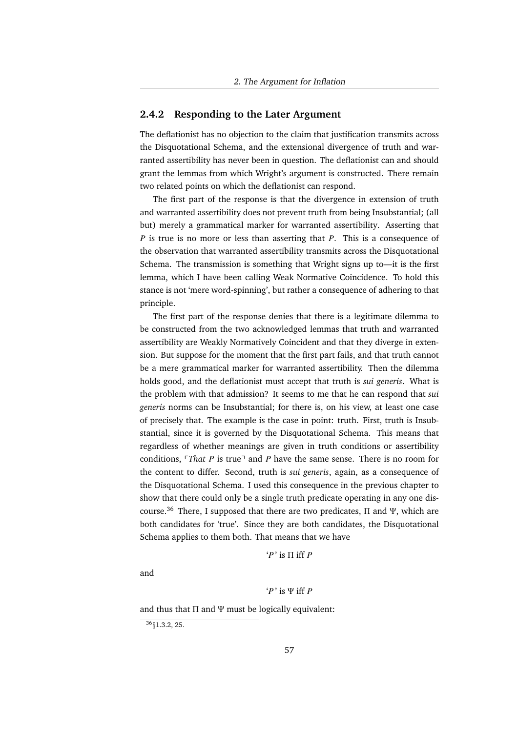### 2.4.2 Responding to the Later Argument

The deflationist has no objection to the claim that justification transmits across the Disquotational Schema, and the extensional divergence of truth and warranted assertibility has never been in question. The deflationist can and should grant the lemmas from which Wright's argument is constructed. There remain two related points on which the deflationist can respond.

The first part of the response is that the divergence in extension of truth and warranted assertibility does not prevent truth from being Insubstantial; (all but) merely a grammatical marker for warranted assertibility. Asserting that *P* is true is no more or less than asserting that *P*. This is a consequence of the observation that warranted assertibility transmits across the Disquotational Schema. The transmission is something that Wright signs up to—it is the first lemma, which I have been calling Weak Normative Coincidence. To hold this stance is not 'mere word-spinning', but rather a consequence of adhering to that principle.

The first part of the response denies that there is a legitimate dilemma to be constructed from the two acknowledged lemmas that truth and warranted assertibility are Weakly Normatively Coincident and that they diverge in extension. But suppose for the moment that the first part fails, and that truth cannot be a mere grammatical marker for warranted assertibility. Then the dilemma holds good, and the deflationist must accept that truth is *sui generis*. What is the problem with that admission? It seems to me that he can respond that *sui generis* norms can be Insubstantial; for there is, on his view, at least one case of precisely that. The example is the case in point: truth. First, truth is Insubstantial, since it is governed by the Disquotational Schema. This means that regardless of whether meanings are given in truth conditions or assertibility conditions, ⌜*That P* is true⌝ and *P* have the same sense. There is no room for the content to differ. Second, truth is *sui generis*, again, as a consequence of the Disquotational Schema. I used this consequence in the previous chapter to show that there could only be a single truth predicate operating in any one discourse.[36] There, I supposed that there are two predicates, $\Pi$ and $\Psi$, which are both candidates for 'true'. Since they are both candidates, the Disquotational Schema applies to them both. That means that we have

$$\text{`}P\text{' is } \Pi \text{ iff } P$$

and

$$\text{`}P\text{' is } \Psi \text{ iff } P$$

and thus that $\Pi$ and $\Psi$ must be logically equivalent:

[36] §1.3.2, 25.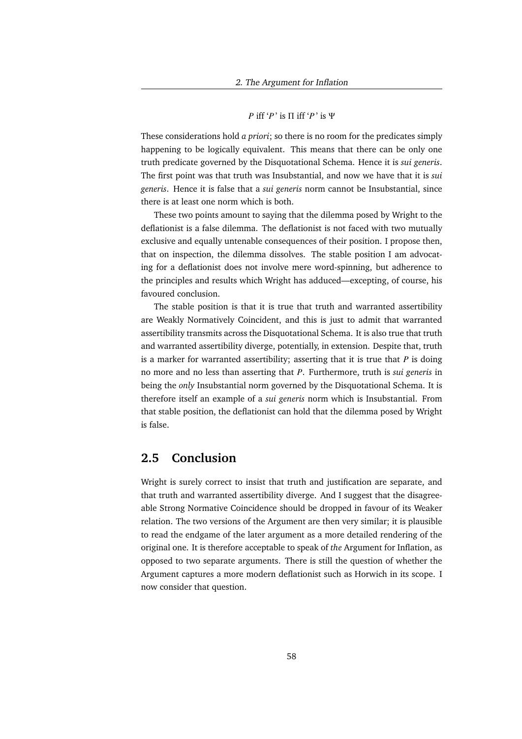$$P \text{ iff } `P' \text{ is } \Pi \text{ iff } `P' \text{ is } \Psi$$

These considerations hold *a priori*; so there is no room for the predicates simply happening to be logically equivalent. This means that there can be only one truth predicate governed by the Disquotational Schema. Hence it is *sui generis*. The first point was that truth was Insubstantial, and now we have that it is *sui generis*. Hence it is false that a *sui generis* norm cannot be Insubstantial, since there is at least one norm which is both.

These two points amount to saying that the dilemma posed by Wright to the deflationist is a false dilemma. The deflationist is not faced with two mutually exclusive and equally untenable consequences of their position. I propose then, that on inspection, the dilemma dissolves. The stable position I am advocating for a deflationist does not involve mere word-spinning, but adherence to the principles and results which Wright has adduced—excepting, of course, his favoured conclusion.

The stable position is that it is true that truth and warranted assertibility are Weakly Normatively Coincident, and this is just to admit that warranted assertibility transmits across the Disquotational Schema. It is also true that truth and warranted assertibility diverge, potentially, in extension. Despite that, truth is a marker for warranted assertibility; asserting that it is true that *P* is doing no more and no less than asserting that *P*. Furthermore, truth is *sui generis* in being the *only* Insubstantial norm governed by the Disquotational Schema. It is therefore itself an example of a *sui generis* norm which is Insubstantial. From that stable position, the deflationist can hold that the dilemma posed by Wright is false.

## 2.5 Conclusion

Wright is surely correct to insist that truth and justification are separate, and that truth and warranted assertibility diverge. And I suggest that the disagreeable Strong Normative Coincidence should be dropped in favour of its Weaker relation. The two versions of the Argument are then very similar; it is plausible to read the endgame of the later argument as a more detailed rendering of the original one. It is therefore acceptable to speak of *the* Argument for Inflation, as opposed to two separate arguments. There is still the question of whether the Argument captures a more modern deflationist such as Horwich in its scope. I now consider that question.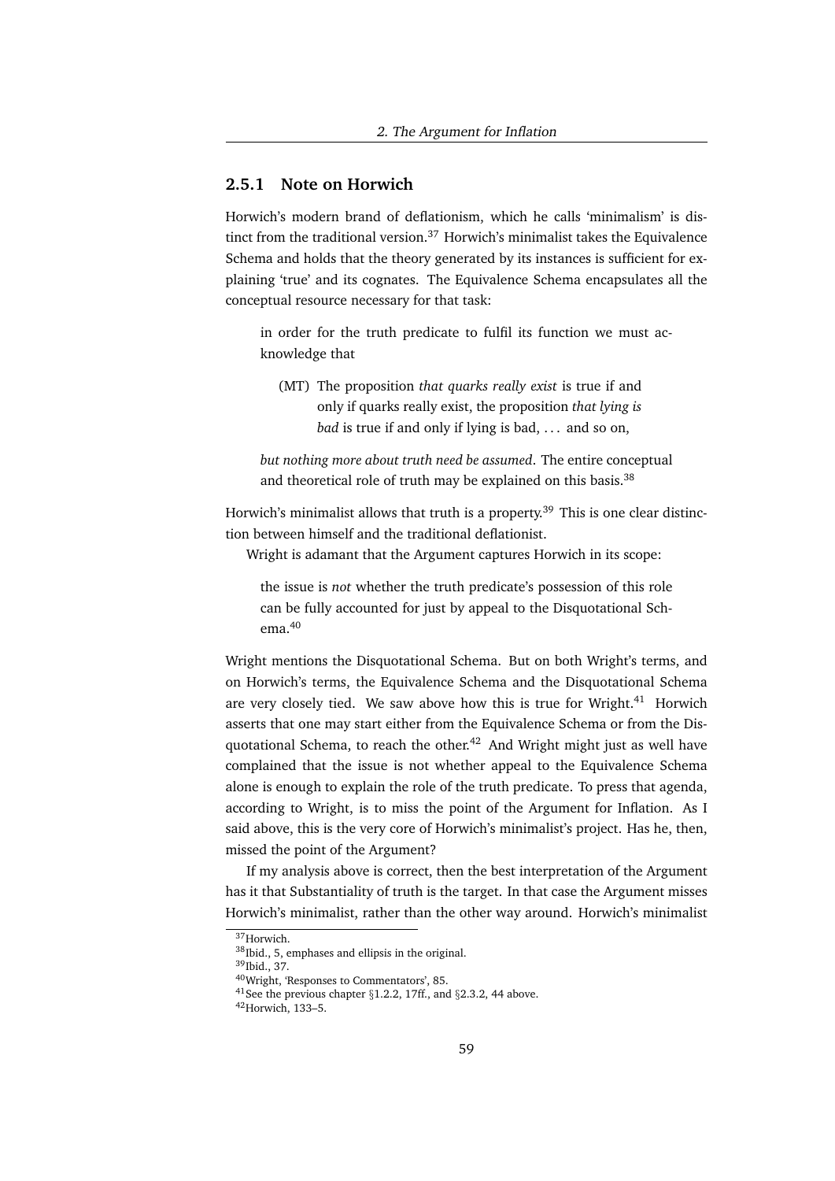### 2.5.1 Note on Horwich

Horwich's modern brand of deflationism, which he calls 'minimalism' is distinct from the traditional version.[37] Horwich's minimalist takes the Equivalence Schema and holds that the theory generated by its instances is sufficient for explaining 'true' and its cognates. The Equivalence Schema encapsulates all the conceptual resource necessary for that task:

> in order for the truth predicate to fulfil its function we must acknowledge that
>
> (MT) The proposition *that quarks really exist* is true if and only if quarks really exist, the proposition *that lying is bad* is true if and only if lying is bad, ... and so on,
>
> *but nothing more about truth need be assumed*. The entire conceptual and theoretical role of truth may be explained on this basis.[38]

Horwich's minimalist allows that truth is a property.[39] This is one clear distinction between himself and the traditional deflationist.

Wright is adamant that the Argument captures Horwich in its scope:

> the issue is *not* whether the truth predicate's possession of this role can be fully accounted for just by appeal to the Disquotational Schema.[40]

Wright mentions the Disquotational Schema. But on both Wright's terms, and on Horwich's terms, the Equivalence Schema and the Disquotational Schema are very closely tied. We saw above how this is true for Wright.[41] Horwich asserts that one may start either from the Equivalence Schema or from the Disquotational Schema, to reach the other.[42] And Wright might just as well have complained that the issue is not whether appeal to the Equivalence Schema alone is enough to explain the role of the truth predicate. To press that agenda, according to Wright, is to miss the point of the Argument for Inflation. As I said above, this is the very core of Horwich's minimalist's project. Has he, then, missed the point of the Argument?

If my analysis above is correct, then the best interpretation of the Argument has it that Substantiality of truth is the target. In that case the Argument misses Horwich's minimalist, rather than the other way around. Horwich's minimalist

---

[37] Horwich.

[38] Ibid., 5, emphases and ellipsis in the original.

[39] Ibid., 37.

[40] Wright, 'Responses to Commentators', 85.

[41] See the previous chapter §1.2.2, 17ff., and §2.3.2, 44 above.

[42] Horwich, 133–5.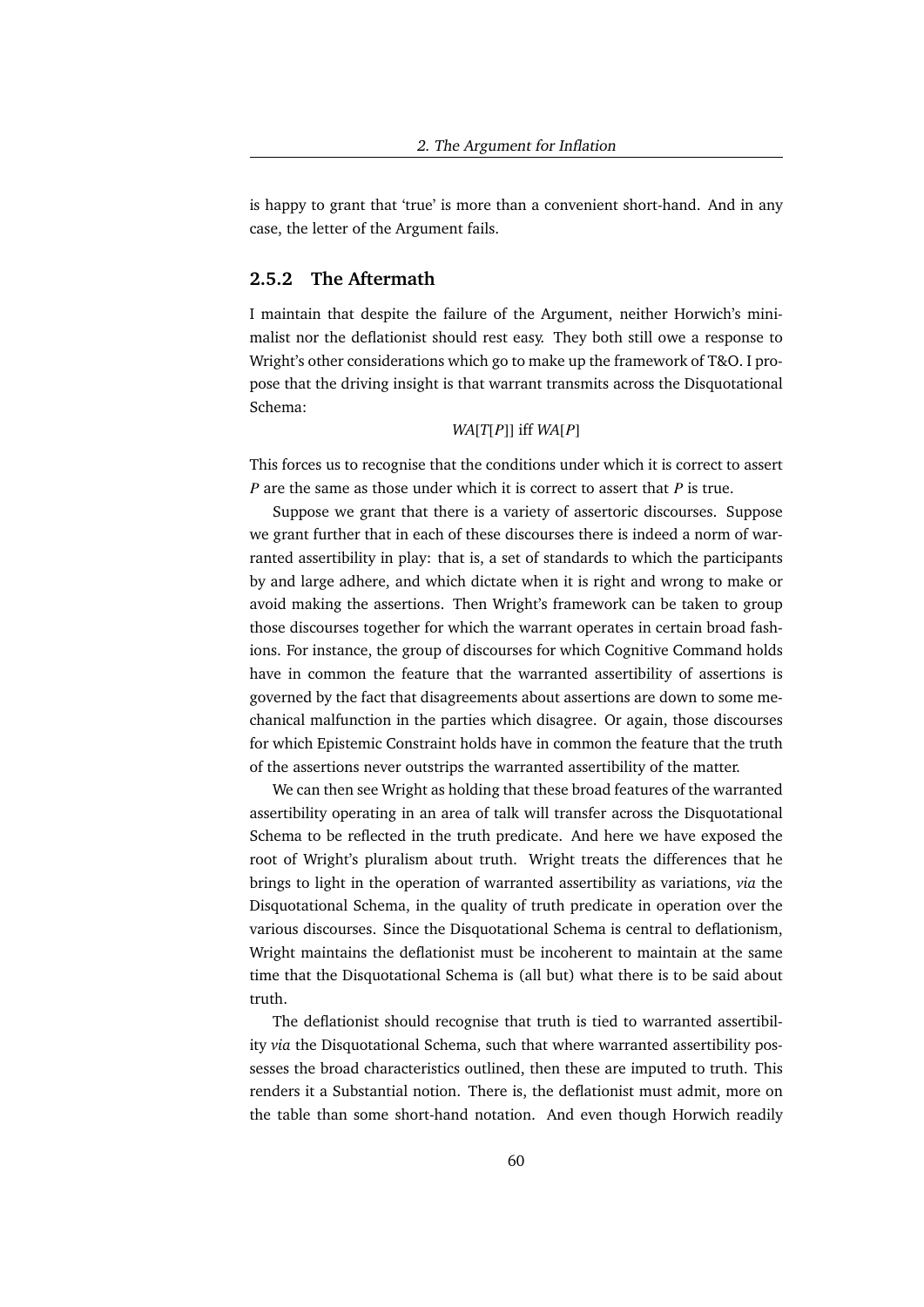is happy to grant that 'true' is more than a convenient short-hand. And in any case, the letter of the Argument fails.

### 2.5.2 The Aftermath

I maintain that despite the failure of the Argument, neither Horwich's minimalist nor the deflationist should rest easy. They both still owe a response to Wright's other considerations which go to make up the framework of T&O. I propose that the driving insight is that warrant transmits across the Disquotational Schema:

$$WA[T[P]] \text{ iff } WA[P]$$

This forces us to recognise that the conditions under which it is correct to assert *P* are the same as those under which it is correct to assert that *P* is true.

Suppose we grant that there is a variety of assertoric discourses. Suppose we grant further that in each of these discourses there is indeed a norm of warranted assertibility in play: that is, a set of standards to which the participants by and large adhere, and which dictate when it is right and wrong to make or avoid making the assertions. Then Wright's framework can be taken to group those discourses together for which the warrant operates in certain broad fashions. For instance, the group of discourses for which Cognitive Command holds have in common the feature that the warranted assertibility of assertions is governed by the fact that disagreements about assertions are down to some mechanical malfunction in the parties which disagree. Or again, those discourses for which Epistemic Constraint holds have in common the feature that the truth of the assertions never outstrips the warranted assertibility of the matter.

We can then see Wright as holding that these broad features of the warranted assertibility operating in an area of talk will transfer across the Disquotational Schema to be reflected in the truth predicate. And here we have exposed the root of Wright's pluralism about truth. Wright treats the differences that he brings to light in the operation of warranted assertibility as variations, *via* the Disquotational Schema, in the quality of truth predicate in operation over the various discourses. Since the Disquotational Schema is central to deflationism, Wright maintains the deflationist must be incoherent to maintain at the same time that the Disquotational Schema is (all but) what there is to be said about truth.

The deflationist should recognise that truth is tied to warranted assertibility *via* the Disquotational Schema, such that where warranted assertibility possesses the broad characteristics outlined, then these are imputed to truth. This renders it a Substantial notion. There is, the deflationist must admit, more on the table than some short-hand notation. And even though Horwich readily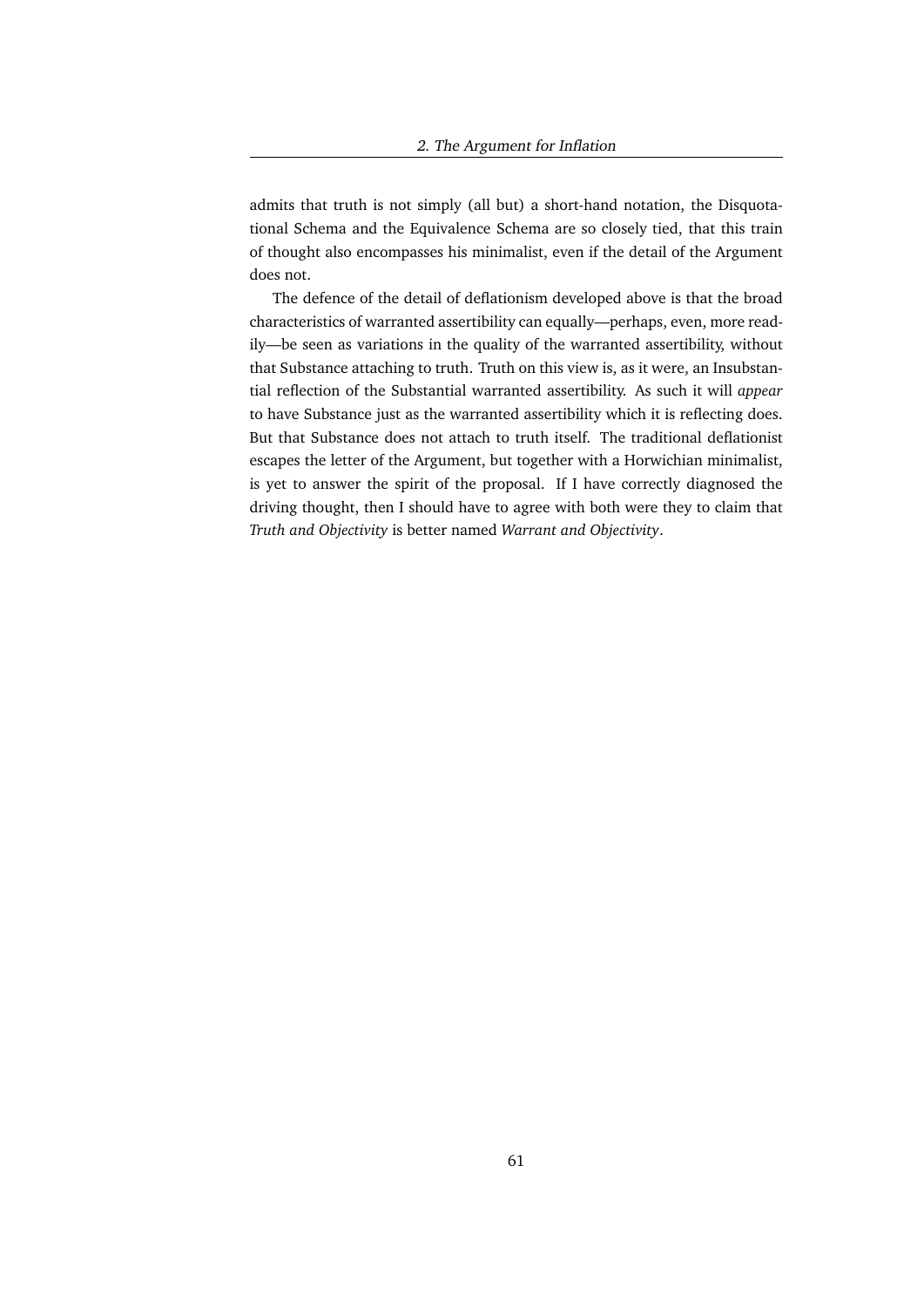admits that truth is not simply (all but) a short-hand notation, the Disquotational Schema and the Equivalence Schema are so closely tied, that this train of thought also encompasses his minimalist, even if the detail of the Argument does not.

The defence of the detail of deflationism developed above is that the broad characteristics of warranted assertibility can equally—perhaps, even, more readily—be seen as variations in the quality of the warranted assertibility, without that Substance attaching to truth. Truth on this view is, as it were, an Insubstantial reflection of the Substantial warranted assertibility. As such it will *appear* to have Substance just as the warranted assertibility which it is reflecting does. But that Substance does not attach to truth itself. The traditional deflationist escapes the letter of the Argument, but together with a Horwichian minimalist, is yet to answer the spirit of the proposal. If I have correctly diagnosed the driving thought, then I should have to agree with both were they to claim that *Truth and Objectivity* is better named *Warrant and Objectivity*.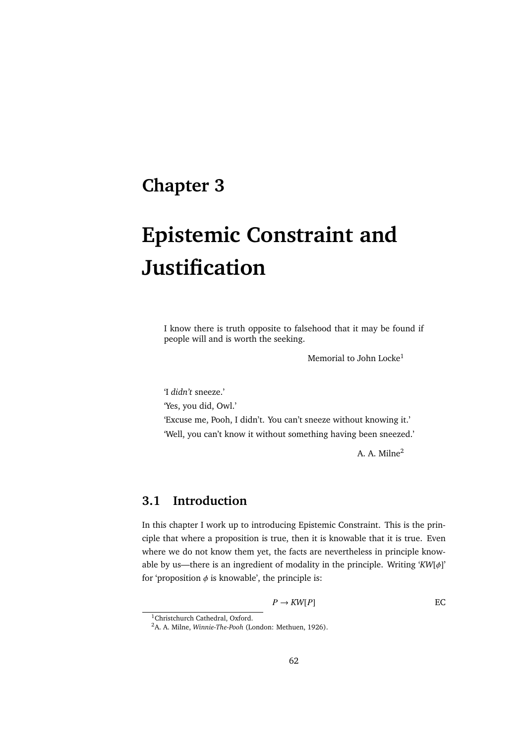# Chapter 3

# Epistemic Constraint and Justification

> I know there is truth opposite to falsehood that it may be found if people will and is worth the seeking.
>
> Memorial to John Locke[1]

> ‘I *didn’t* sneeze.’
>
> ‘Yes, you did, Owl.’
>
> ‘Excuse me, Pooh, I didn’t. You can’t sneeze without knowing it.’
>
> ‘Well, you can’t know it without something having been sneezed.’
>
> A. A. Milne[2]

## 3.1 Introduction

In this chapter I work up to introducing Epistemic Constraint. This is the principle that where a proposition is true, then it is knowable that it is true. Even where we do not know them yet, the facts are nevertheless in principle knowable by us—there is an ingredient of modality in the principle. Writing ‘$KW[\phi]$’ for ‘proposition $\phi$ is knowable’, the principle is:

$$P \rightarrow KW[P] \qquad \text{EC}$$

[1] Christchurch Cathedral, Oxford.

[2] A. A. Milne, *Winnie-The-Pooh* (London: Methuen, 1926).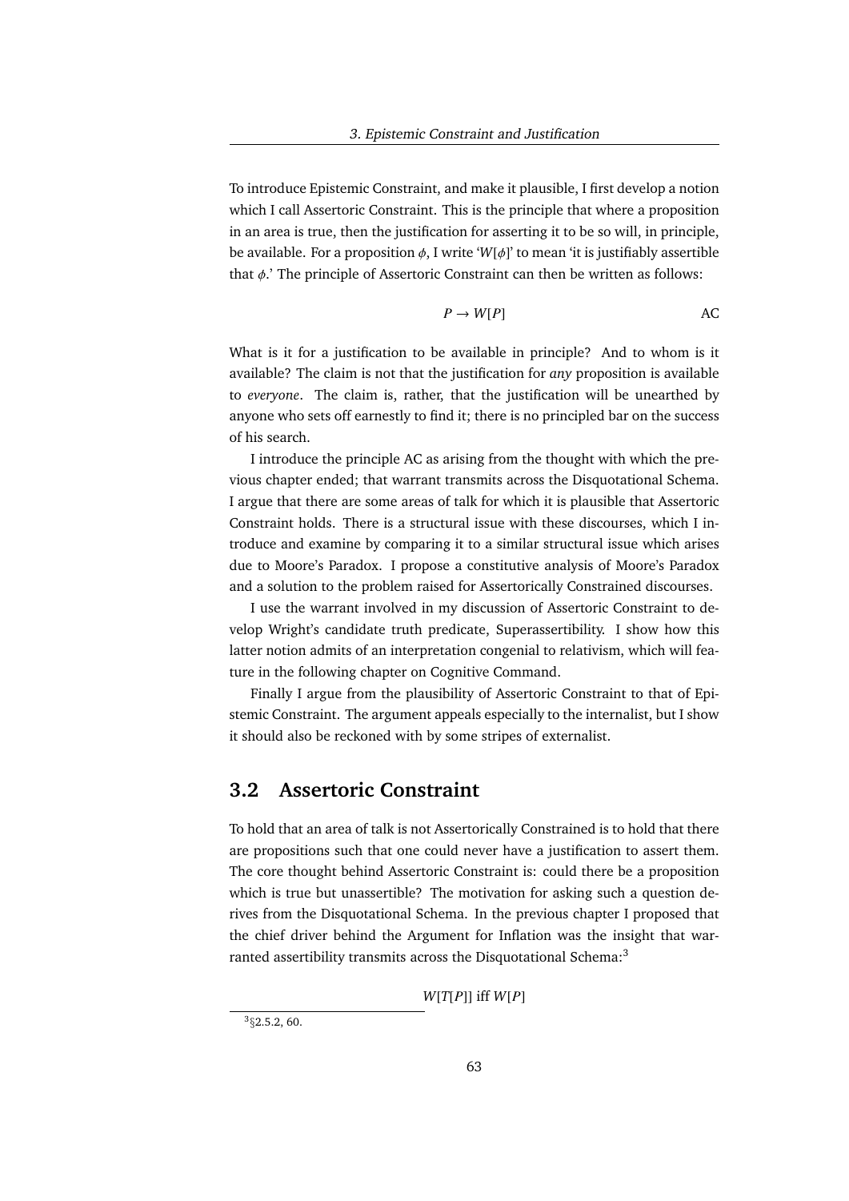To introduce Epistemic Constraint, and make it plausible, I first develop a notion which I call Assertoric Constraint. This is the principle that where a proposition in an area is true, then the justification for asserting it to be so will, in principle, be available. For a proposition $\phi$, I write '$W[\phi]$' to mean 'it is justifiably assertible that $\phi$.' The principle of Assertoric Constraint can then be written as follows:

$$P \rightarrow W[P] \qquad \text{AC}$$

What is it for a justification to be available in principle? And to whom is it available? The claim is not that the justification for *any* proposition is available to *everyone*. The claim is, rather, that the justification will be unearthed by anyone who sets off earnestly to find it; there is no principled bar on the success of his search.

I introduce the principle AC as arising from the thought with which the previous chapter ended; that warrant transmits across the Disquotational Schema. I argue that there are some areas of talk for which it is plausible that Assertoric Constraint holds. There is a structural issue with these discourses, which I introduce and examine by comparing it to a similar structural issue which arises due to Moore's Paradox. I propose a constitutive analysis of Moore's Paradox and a solution to the problem raised for Assertorically Constrained discourses.

I use the warrant involved in my discussion of Assertoric Constraint to develop Wright's candidate truth predicate, Superassertibility. I show how this latter notion admits of an interpretation congenial to relativism, which will feature in the following chapter on Cognitive Command.

Finally I argue from the plausibility of Assertoric Constraint to that of Epistemic Constraint. The argument appeals especially to the internalist, but I show it should also be reckoned with by some stripes of externalist.

## 3.2 Assertoric Constraint

To hold that an area of talk is not Assertorically Constrained is to hold that there are propositions such that one could never have a justification to assert them. The core thought behind Assertoric Constraint is: could there be a proposition which is true but unassertible? The motivation for asking such a question derives from the Disquotational Schema. In the previous chapter I proposed that the chief driver behind the Argument for Inflation was the insight that warranted assertibility transmits across the Disquotational Schema:[3]

$$W[T[P]] \text{ iff } W[P]$$

[3] §2.5.2, 60.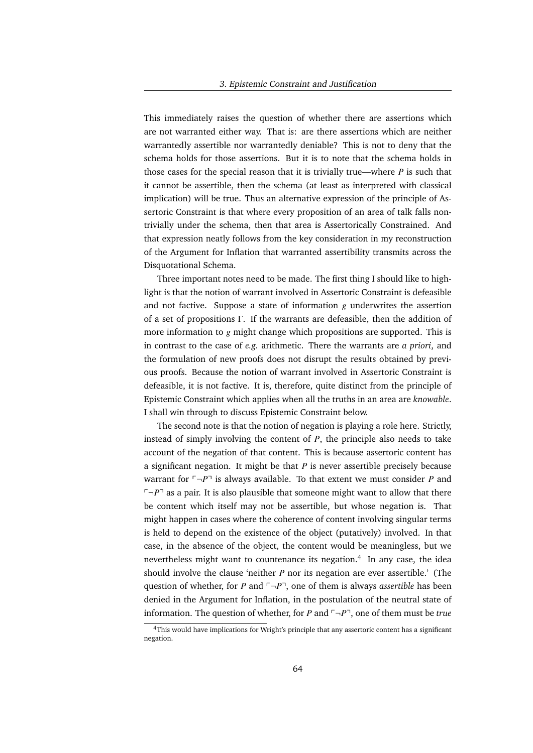This immediately raises the question of whether there are assertions which are not warranted either way. That is: are there assertions which are neither warrantedly assertible nor warrantedly deniable? This is not to deny that the schema holds for those assertions. But it is to note that the schema holds in those cases for the special reason that it is trivially true—where $P$ is such that it cannot be assertible, then the schema (at least as interpreted with classical implication) will be true. Thus an alternative expression of the principle of Assertoric Constraint is that where every proposition of an area of talk falls non-trivially under the schema, then that area is Assertorically Constrained. And that expression neatly follows from the key consideration in my reconstruction of the Argument for Inflation that warranted assertibility transmits across the Disquotational Schema.

Three important notes need to be made. The first thing I should like to highlight is that the notion of warrant involved in Assertoric Constraint is defeasible and not factive. Suppose a state of information $g$ underwrites the assertion of a set of propositions $\Gamma$. If the warrants are defeasible, then the addition of more information to $g$ might change which propositions are supported. This is in contrast to the case of *e.g.* arithmetic. There the warrants are *a priori*, and the formulation of new proofs does not disrupt the results obtained by previous proofs. Because the notion of warrant involved in Assertoric Constraint is defeasible, it is not factive. It is, therefore, quite distinct from the principle of Epistemic Constraint which applies when all the truths in an area are *knowable*. I shall win through to discuss Epistemic Constraint below.

The second note is that the notion of negation is playing a role here. Strictly, instead of simply involving the content of $P$, the principle also needs to take account of the negation of that content. This is because assertoric content has a significant negation. It might be that $P$ is never assertible precisely because warrant for $\ulcorner \neg P \urcorner$ is always available. To that extent we must consider $P$ and $\ulcorner \neg P \urcorner$ as a pair. It is also plausible that someone might want to allow that there be content which itself may not be assertible, but whose negation is. That might happen in cases where the coherence of content involving singular terms is held to depend on the existence of the object (putatively) involved. In that case, in the absence of the object, the content would be meaningless, but we nevertheless might want to countenance its negation.[4] In any case, the idea should involve the clause 'neither $P$ nor its negation are ever assertible.' (The question of whether, for $P$ and $\ulcorner \neg P \urcorner$, one of them is always *assertible* has been denied in the Argument for Inflation, in the postulation of the neutral state of information. The question of whether, for $P$ and $\ulcorner \neg P \urcorner$, one of them must be *true*

[4]This would have implications for Wright's principle that any assertoric content has a significant negation.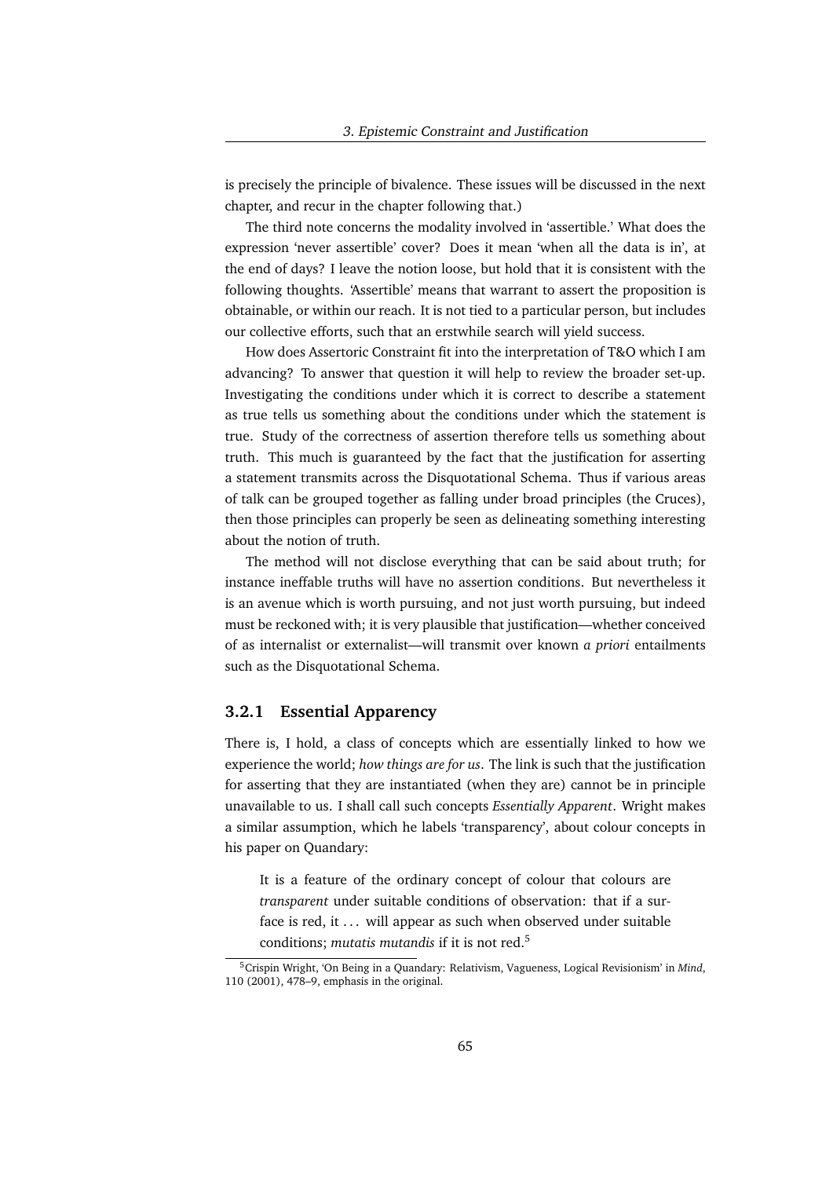is precisely the principle of bivalence. These issues will be discussed in the next chapter, and recur in the chapter following that.)

The third note concerns the modality involved in 'assertible.' What does the expression 'never assertible' cover? Does it mean 'when all the data is in', at the end of days? I leave the notion loose, but hold that it is consistent with the following thoughts. 'Assertible' means that warrant to assert the proposition is obtainable, or within our reach. It is not tied to a particular person, but includes our collective efforts, such that an erstwhile search will yield success.

How does Assertoric Constraint fit into the interpretation of T&O which I am advancing? To answer that question it will help to review the broader set-up. Investigating the conditions under which it is correct to describe a statement as true tells us something about the conditions under which the statement is true. Study of the correctness of assertion therefore tells us something about truth. This much is guaranteed by the fact that the justification for asserting a statement transmits across the Disquotational Schema. Thus if various areas of talk can be grouped together as falling under broad principles (the Cruces), then those principles can properly be seen as delineating something interesting about the notion of truth.

The method will not disclose everything that can be said about truth; for instance ineffable truths will have no assertion conditions. But nevertheless it is an avenue which is worth pursuing, and not just worth pursuing, but indeed must be reckoned with; it is very plausible that justification—whether conceived of as internalist or externalist—will transmit over known *a priori* entailments such as the Disquotational Schema.

### 3.2.1 Essential Apparency

There is, I hold, a class of concepts which are essentially linked to how we experience the world; *how things are for us*. The link is such that the justification for asserting that they are instantiated (when they are) cannot be in principle unavailable to us. I shall call such concepts *Essentially Apparent*. Wright makes a similar assumption, which he labels 'transparency', about colour concepts in his paper on Quandary:

> It is a feature of the ordinary concept of colour that colours are *transparent* under suitable conditions of observation: that if a surface is red, it . . . will appear as such when observed under suitable conditions; *mutatis mutandis* if it is not red.[5]

[5] Crispin Wright, 'On Being in a Quandary: Relativism, Vagueness, Logical Revisionism' in *Mind*, 110 (2001), 478–9, emphasis in the original.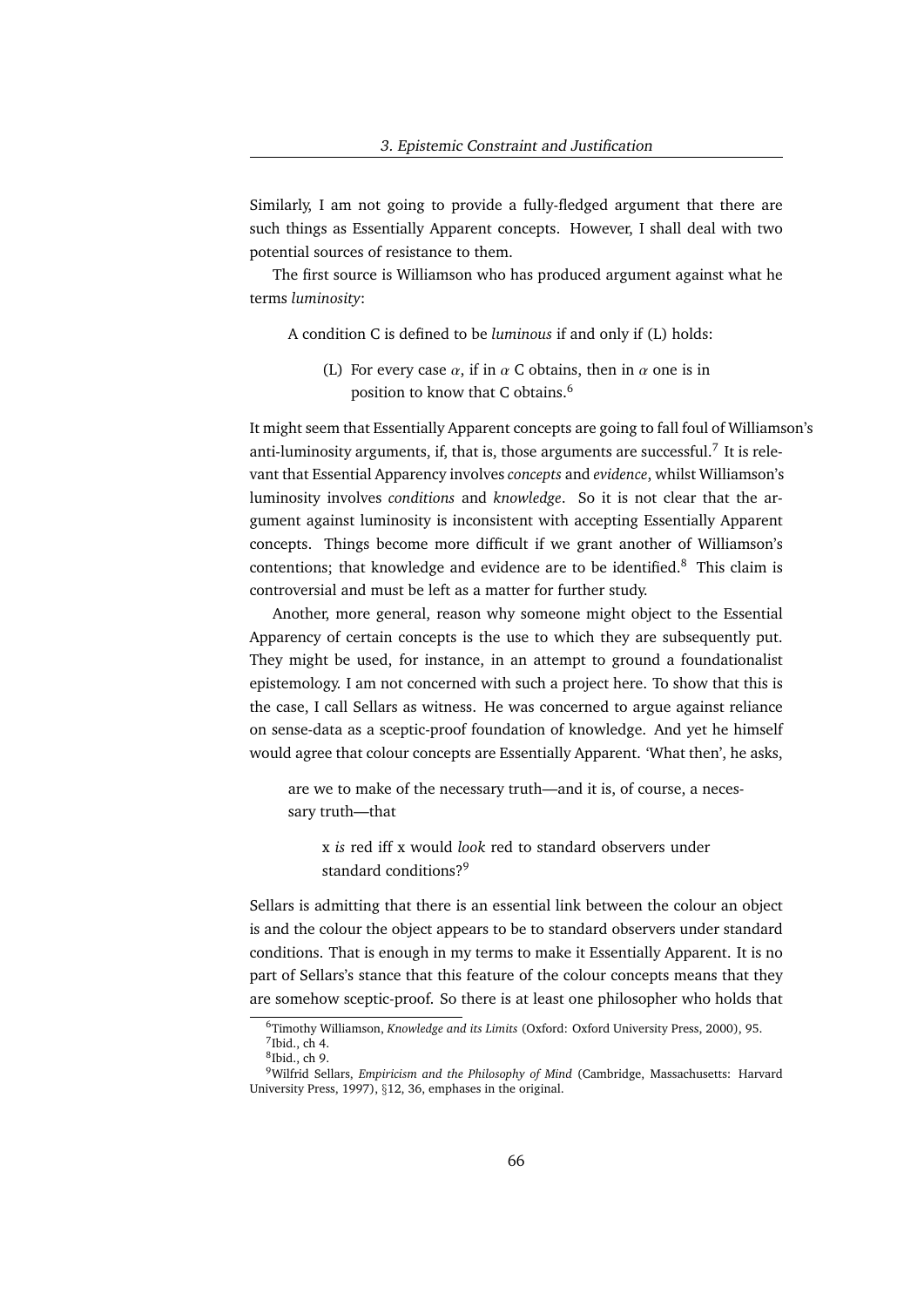Similarly, I am not going to provide a fully-fledged argument that there are such things as Essentially Apparent concepts. However, I shall deal with two potential sources of resistance to them.

The first source is Williamson who has produced argument against what he terms *luminosity*:

> A condition C is defined to be *luminous* if and only if (L) holds:
>
> > (L) For every case $\alpha$, if in $\alpha$ C obtains, then in $\alpha$ one is in position to know that C obtains.[6]

It might seem that Essentially Apparent concepts are going to fall foul of Williamson's anti-luminosity arguments, if, that is, those arguments are successful.[7] It is relevant that Essential Apparency involves *concepts* and *evidence*, whilst Williamson's luminosity involves *conditions* and *knowledge*. So it is not clear that the argument against luminosity is inconsistent with accepting Essentially Apparent concepts. Things become more difficult if we grant another of Williamson's contentions; that knowledge and evidence are to be identified.[8] This claim is controversial and must be left as a matter for further study.

Another, more general, reason why someone might object to the Essential Apparency of certain concepts is the use to which they are subsequently put. They might be used, for instance, in an attempt to ground a foundationalist epistemology. I am not concerned with such a project here. To show that this is the case, I call Sellars as witness. He was concerned to argue against reliance on sense-data as a sceptic-proof foundation of knowledge. And yet he himself would agree that colour concepts are Essentially Apparent. 'What then', he asks,

> are we to make of the necessary truth—and it is, of course, a necessary truth—that
>
> > x *is* red iff x would *look* red to standard observers under standard conditions?[9]

Sellars is admitting that there is an essential link between the colour an object is and the colour the object appears to be to standard observers under standard conditions. That is enough in my terms to make it Essentially Apparent. It is no part of Sellars's stance that this feature of the colour concepts means that they are somehow sceptic-proof. So there is at least one philosopher who holds that

---

[6] Timothy Williamson, *Knowledge and its Limits* (Oxford: Oxford University Press, 2000), 95.

[7] Ibid., ch 4.

[8] Ibid., ch 9.

[9] Wilfrid Sellars, *Empiricism and the Philosophy of Mind* (Cambridge, Massachusetts: Harvard University Press, 1997), §12, 36, emphases in the original.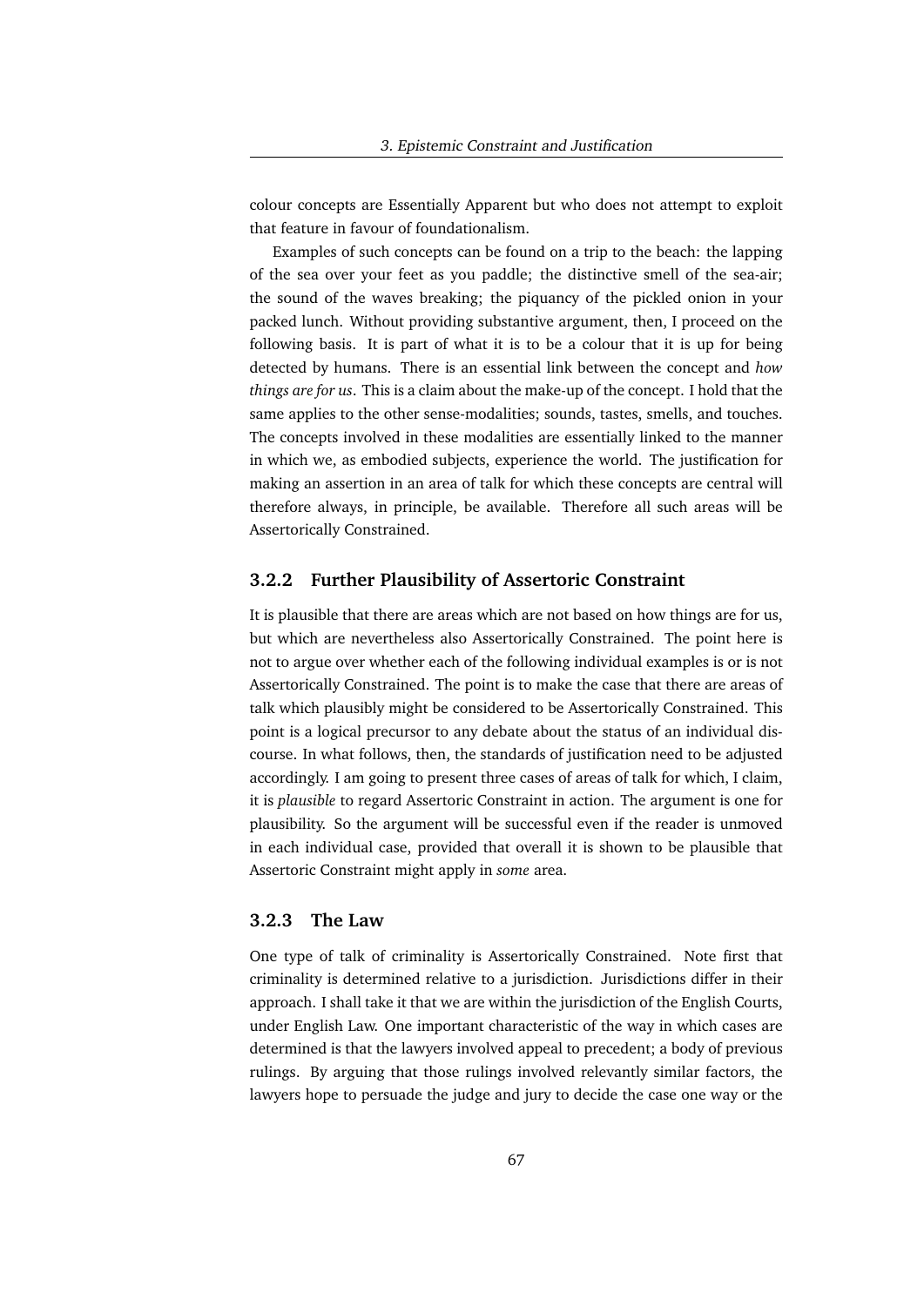colour concepts are Essentially Apparent but who does not attempt to exploit that feature in favour of foundationalism.

Examples of such concepts can be found on a trip to the beach: the lapping of the sea over your feet as you paddle; the distinctive smell of the sea-air; the sound of the waves breaking; the piquancy of the pickled onion in your packed lunch. Without providing substantive argument, then, I proceed on the following basis. It is part of what it is to be a colour that it is up for being detected by humans. There is an essential link between the concept and *how things are for us*. This is a claim about the make-up of the concept. I hold that the same applies to the other sense-modalities; sounds, tastes, smells, and touches. The concepts involved in these modalities are essentially linked to the manner in which we, as embodied subjects, experience the world. The justification for making an assertion in an area of talk for which these concepts are central will therefore always, in principle, be available. Therefore all such areas will be Assertorically Constrained.

### 3.2.2 Further Plausibility of Assertoric Constraint

It is plausible that there are areas which are not based on how things are for us, but which are nevertheless also Assertorically Constrained. The point here is not to argue over whether each of the following individual examples is or is not Assertorically Constrained. The point is to make the case that there are areas of talk which plausibly might be considered to be Assertorically Constrained. This point is a logical precursor to any debate about the status of an individual discourse. In what follows, then, the standards of justification need to be adjusted accordingly. I am going to present three cases of areas of talk for which, I claim, it is *plausible* to regard Assertoric Constraint in action. The argument is one for plausibility. So the argument will be successful even if the reader is unmoved in each individual case, provided that overall it is shown to be plausible that Assertoric Constraint might apply in *some* area.

### 3.2.3 The Law

One type of talk of criminality is Assertorically Constrained. Note first that criminality is determined relative to a jurisdiction. Jurisdictions differ in their approach. I shall take it that we are within the jurisdiction of the English Courts, under English Law. One important characteristic of the way in which cases are determined is that the lawyers involved appeal to precedent; a body of previous rulings. By arguing that those rulings involved relevantly similar factors, the lawyers hope to persuade the judge and jury to decide the case one way or the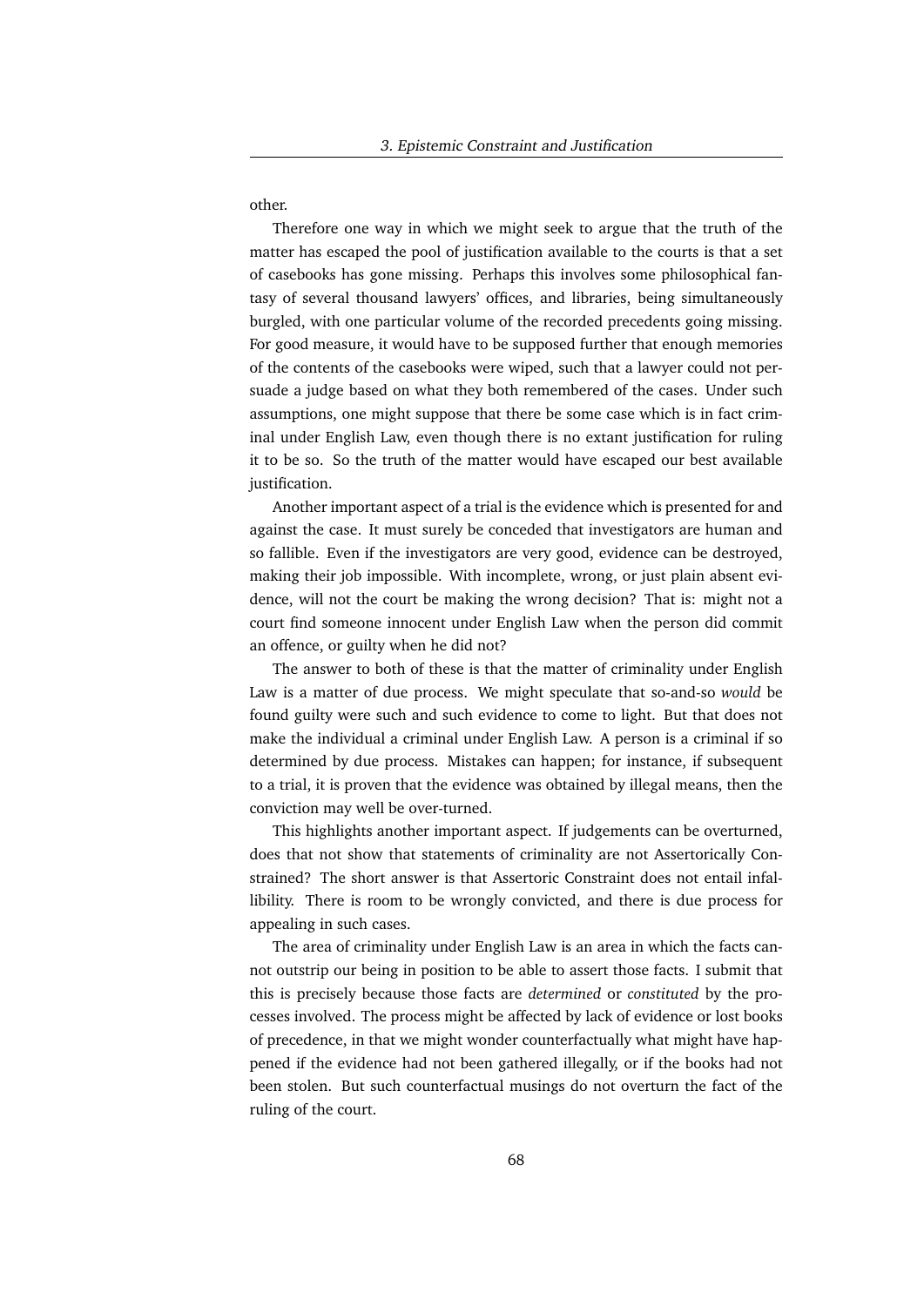other.

Therefore one way in which we might seek to argue that the truth of the matter has escaped the pool of justification available to the courts is that a set of casebooks has gone missing. Perhaps this involves some philosophical fantasy of several thousand lawyers' offices, and libraries, being simultaneously burgled, with one particular volume of the recorded precedents going missing. For good measure, it would have to be supposed further that enough memories of the contents of the casebooks were wiped, such that a lawyer could not persuade a judge based on what they both remembered of the cases. Under such assumptions, one might suppose that there be some case which is in fact criminal under English Law, even though there is no extant justification for ruling it to be so. So the truth of the matter would have escaped our best available justification.

Another important aspect of a trial is the evidence which is presented for and against the case. It must surely be conceded that investigators are human and so fallible. Even if the investigators are very good, evidence can be destroyed, making their job impossible. With incomplete, wrong, or just plain absent evidence, will not the court be making the wrong decision? That is: might not a court find someone innocent under English Law when the person did commit an offence, or guilty when he did not?

The answer to both of these is that the matter of criminality under English Law is a matter of due process. We might speculate that so-and-so *would* be found guilty were such and such evidence to come to light. But that does not make the individual a criminal under English Law. A person is a criminal if so determined by due process. Mistakes can happen; for instance, if subsequent to a trial, it is proven that the evidence was obtained by illegal means, then the conviction may well be over-turned.

This highlights another important aspect. If judgements can be overturned, does that not show that statements of criminality are not Assertorically Constrained? The short answer is that Assertoric Constraint does not entail infallibility. There is room to be wrongly convicted, and there is due process for appealing in such cases.

The area of criminality under English Law is an area in which the facts cannot outstrip our being in position to be able to assert those facts. I submit that this is precisely because those facts are *determined* or *constituted* by the processes involved. The process might be affected by lack of evidence or lost books of precedence, in that we might wonder counterfactually what might have happened if the evidence had not been gathered illegally, or if the books had not been stolen. But such counterfactual musings do not overturn the fact of the ruling of the court.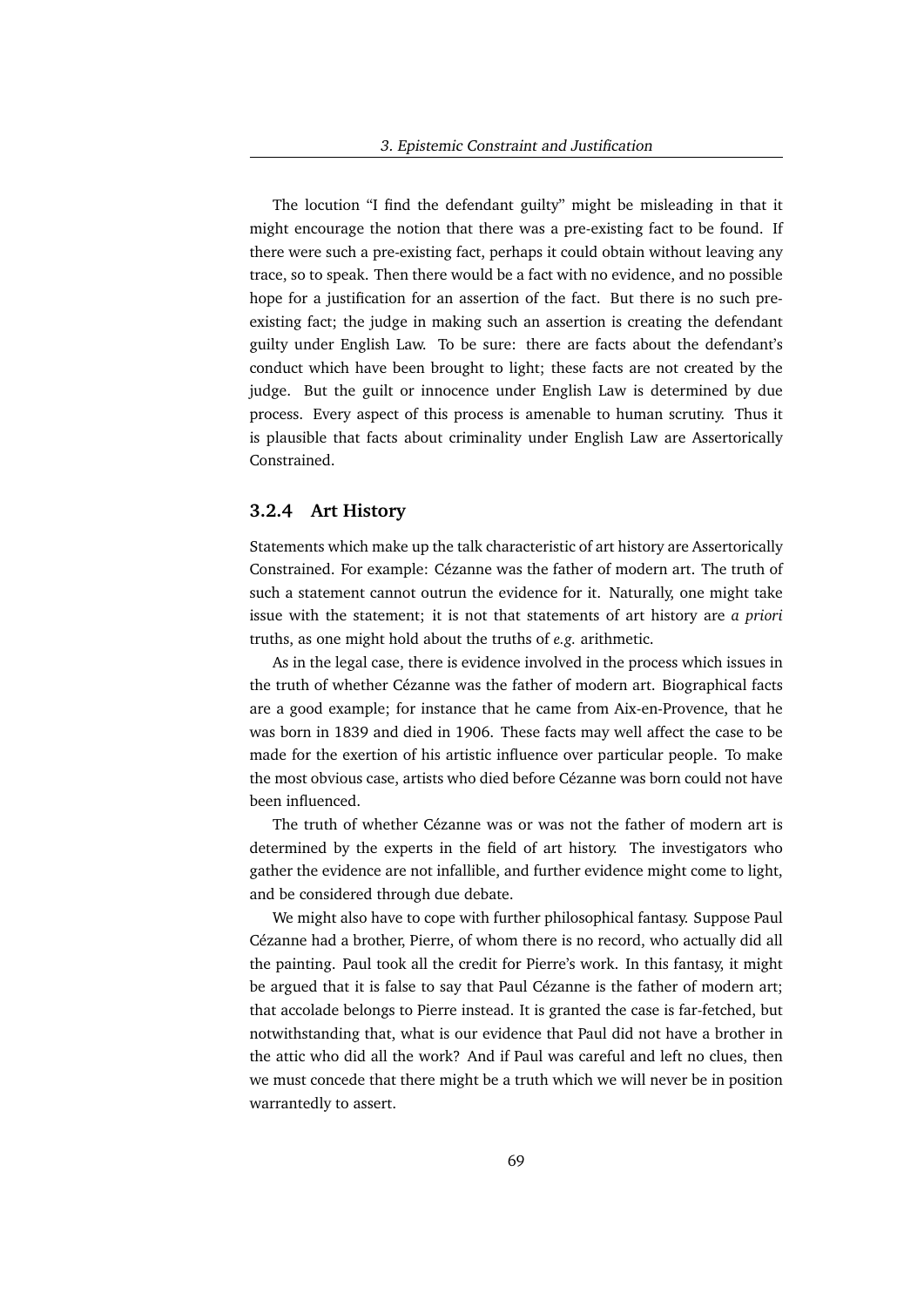The locution "I find the defendant guilty" might be misleading in that it might encourage the notion that there was a pre-existing fact to be found. If there were such a pre-existing fact, perhaps it could obtain without leaving any trace, so to speak. Then there would be a fact with no evidence, and no possible hope for a justification for an assertion of the fact. But there is no such pre-existing fact; the judge in making such an assertion is creating the defendant guilty under English Law. To be sure: there are facts about the defendant's conduct which have been brought to light; these facts are not created by the judge. But the guilt or innocence under English Law is determined by due process. Every aspect of this process is amenable to human scrutiny. Thus it is plausible that facts about criminality under English Law are Assertorically Constrained.

### 3.2.4 Art History

Statements which make up the talk characteristic of art history are Assertorically Constrained. For example: Cézanne was the father of modern art. The truth of such a statement cannot outrun the evidence for it. Naturally, one might take issue with the statement; it is not that statements of art history are *a priori* truths, as one might hold about the truths of *e.g.* arithmetic.

As in the legal case, there is evidence involved in the process which issues in the truth of whether Cézanne was the father of modern art. Biographical facts are a good example; for instance that he came from Aix-en-Provence, that he was born in 1839 and died in 1906. These facts may well affect the case to be made for the exertion of his artistic influence over particular people. To make the most obvious case, artists who died before Cézanne was born could not have been influenced.

The truth of whether Cézanne was or was not the father of modern art is determined by the experts in the field of art history. The investigators who gather the evidence are not infallible, and further evidence might come to light, and be considered through due debate.

We might also have to cope with further philosophical fantasy. Suppose Paul Cézanne had a brother, Pierre, of whom there is no record, who actually did all the painting. Paul took all the credit for Pierre's work. In this fantasy, it might be argued that it is false to say that Paul Cézanne is the father of modern art; that accolade belongs to Pierre instead. It is granted the case is far-fetched, but notwithstanding that, what is our evidence that Paul did not have a brother in the attic who did all the work? And if Paul was careful and left no clues, then we must concede that there might be a truth which we will never be in position warrantedly to assert.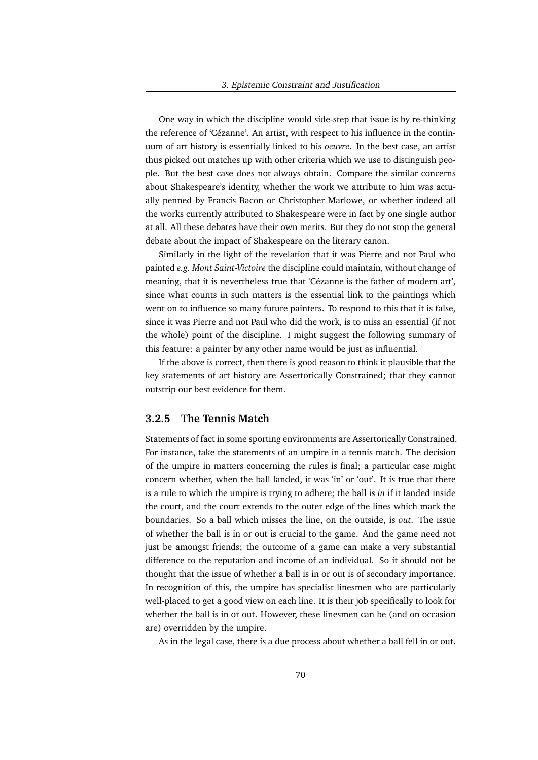One way in which the discipline would side-step that issue is by re-thinking the reference of 'Cézanne'. An artist, with respect to his influence in the continuum of art history is essentially linked to his *oeuvre*. In the best case, an artist thus picked out matches up with other criteria which we use to distinguish people. But the best case does not always obtain. Compare the similar concerns about Shakespeare's identity, whether the work we attribute to him was actually penned by Francis Bacon or Christopher Marlowe, or whether indeed all the works currently attributed to Shakespeare were in fact by one single author at all. All these debates have their own merits. But they do not stop the general debate about the impact of Shakespeare on the literary canon.

Similarly in the light of the revelation that it was Pierre and not Paul who painted *e.g. Mont Saint-Victoire* the discipline could maintain, without change of meaning, that it is nevertheless true that 'Cézanne is the father of modern art', since what counts in such matters is the essential link to the paintings which went on to influence so many future painters. To respond to this that it is false, since it was Pierre and not Paul who did the work, is to miss an essential (if not the whole) point of the discipline. I might suggest the following summary of this feature: a painter by any other name would be just as influential.

If the above is correct, then there is good reason to think it plausible that the key statements of art history are Assertorically Constrained; that they cannot outstrip our best evidence for them.

### 3.2.5 The Tennis Match

Statements of fact in some sporting environments are Assertorically Constrained. For instance, take the statements of an umpire in a tennis match. The decision of the umpire in matters concerning the rules is final; a particular case might concern whether, when the ball landed, it was 'in' or 'out'. It is true that there is a rule to which the umpire is trying to adhere; the ball is *in* if it landed inside the court, and the court extends to the outer edge of the lines which mark the boundaries. So a ball which misses the line, on the outside, is *out*. The issue of whether the ball is in or out is crucial to the game. And the game need not just be amongst friends; the outcome of a game can make a very substantial difference to the reputation and income of an individual. So it should not be thought that the issue of whether a ball is in or out is of secondary importance. In recognition of this, the umpire has specialist linesmen who are particularly well-placed to get a good view on each line. It is their job specifically to look for whether the ball is in or out. However, these linesmen can be (and on occasion are) overridden by the umpire.

As in the legal case, there is a due process about whether a ball fell in or out.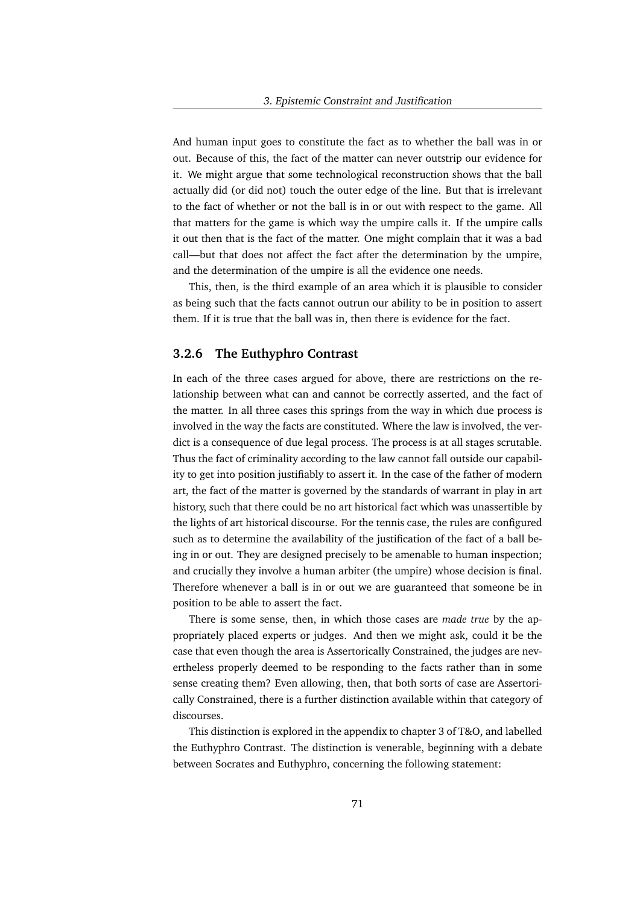And human input goes to constitute the fact as to whether the ball was in or out. Because of this, the fact of the matter can never outstrip our evidence for it. We might argue that some technological reconstruction shows that the ball actually did (or did not) touch the outer edge of the line. But that is irrelevant to the fact of whether or not the ball is in or out with respect to the game. All that matters for the game is which way the umpire calls it. If the umpire calls it out then that is the fact of the matter. One might complain that it was a bad call—but that does not affect the fact after the determination by the umpire, and the determination of the umpire is all the evidence one needs.

This, then, is the third example of an area which it is plausible to consider as being such that the facts cannot outrun our ability to be in position to assert them. If it is true that the ball was in, then there is evidence for the fact.

### 3.2.6 The Euthyphro Contrast

In each of the three cases argued for above, there are restrictions on the relationship between what can and cannot be correctly asserted, and the fact of the matter. In all three cases this springs from the way in which due process is involved in the way the facts are constituted. Where the law is involved, the verdict is a consequence of due legal process. The process is at all stages scrutable. Thus the fact of criminality according to the law cannot fall outside our capability to get into position justifiably to assert it. In the case of the father of modern art, the fact of the matter is governed by the standards of warrant in play in art history, such that there could be no art historical fact which was unassertible by the lights of art historical discourse. For the tennis case, the rules are configured such as to determine the availability of the justification of the fact of a ball being in or out. They are designed precisely to be amenable to human inspection; and crucially they involve a human arbiter (the umpire) whose decision is final. Therefore whenever a ball is in or out we are guaranteed that someone be in position to be able to assert the fact.

There is some sense, then, in which those cases are *made true* by the appropriately placed experts or judges. And then we might ask, could it be the case that even though the area is Assertorically Constrained, the judges are nevertheless properly deemed to be responding to the facts rather than in some sense creating them? Even allowing, then, that both sorts of case are Assertorically Constrained, there is a further distinction available within that category of discourses.

This distinction is explored in the appendix to chapter 3 of T&O, and labelled the Euthyphro Contrast. The distinction is venerable, beginning with a debate between Socrates and Euthyphro, concerning the following statement: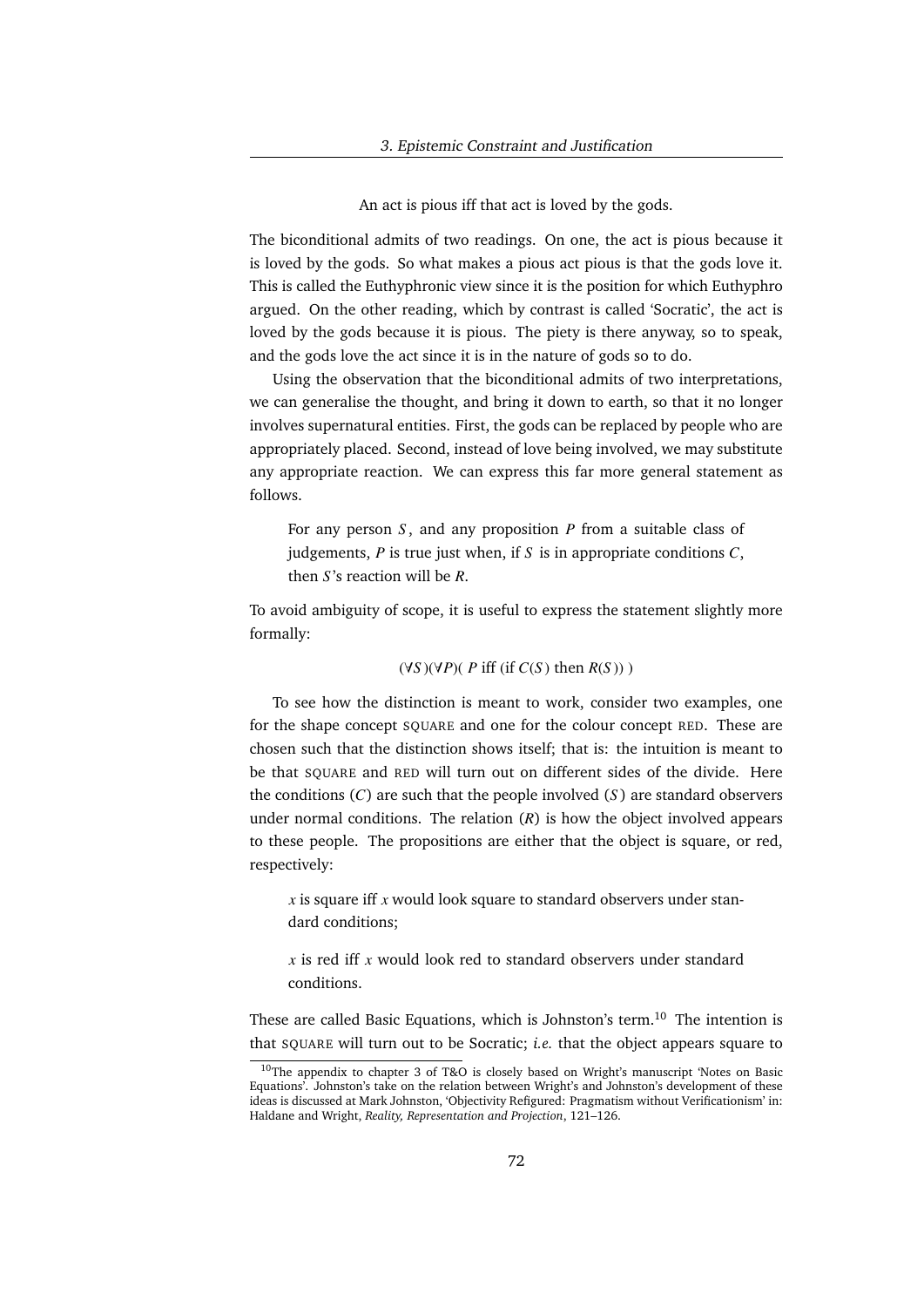An act is pious iff that act is loved by the gods.

The biconditional admits of two readings. On one, the act is pious because it is loved by the gods. So what makes a pious act pious is that the gods love it. This is called the Euthyphronic view since it is the position for which Euthyphro argued. On the other reading, which by contrast is called 'Socratic', the act is loved by the gods because it is pious. The piety is there anyway, so to speak, and the gods love the act since it is in the nature of gods so to do.

Using the observation that the biconditional admits of two interpretations, we can generalise the thought, and bring it down to earth, so that it no longer involves supernatural entities. First, the gods can be replaced by people who are appropriately placed. Second, instead of love being involved, we may substitute any appropriate reaction. We can express this far more general statement as follows.

> For any person $S$, and any proposition $P$ from a suitable class of judgements, $P$ is true just when, if $S$ is in appropriate conditions $C$, then $S$'s reaction will be $R$.

To avoid ambiguity of scope, it is useful to express the statement slightly more formally:

$$(\forall S)(\forall P)(\ P \text{ iff (if } C(S) \text{ then } R(S))\ )$$

To see how the distinction is meant to work, consider two examples, one for the shape concept SQUARE and one for the colour concept RED. These are chosen such that the distinction shows itself; that is: the intuition is meant to be that SQUARE and RED will turn out on different sides of the divide. Here the conditions ($C$) are such that the people involved ($S$) are standard observers under normal conditions. The relation ($R$) is how the object involved appears to these people. The propositions are either that the object is square, or red, respectively:

> $x$ is square iff $x$ would look square to standard observers under standard conditions;

> $x$ is red iff $x$ would look red to standard observers under standard conditions.

These are called Basic Equations, which is Johnston's term.[10] The intention is that SQUARE will turn out to be Socratic; *i.e.* that the object appears square to

[10] The appendix to chapter 3 of T&O is closely based on Wright's manuscript 'Notes on Basic Equations'. Johnston's take on the relation between Wright's and Johnston's development of these ideas is discussed at Mark Johnston, 'Objectivity Refigured: Pragmatism without Verificationism' in: Haldane and Wright, *Reality, Representation and Projection*, 121–126.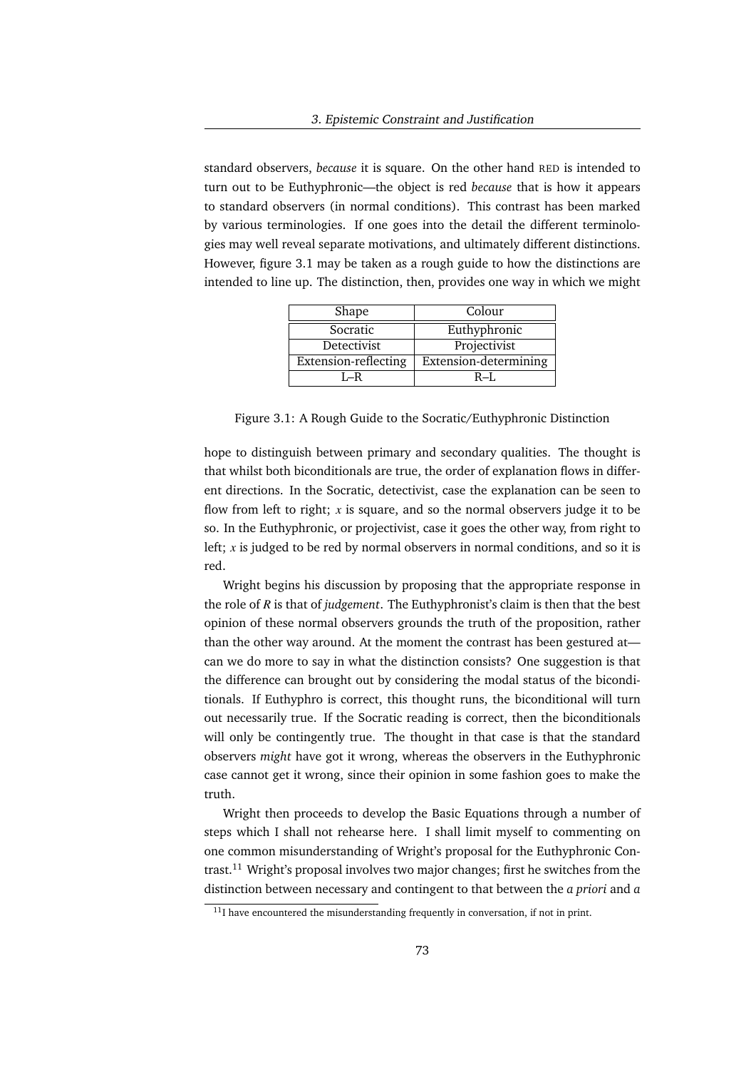standard observers, *because* it is square. On the other hand RED is intended to turn out to be Euthyphronic—the object is red *because* that is how it appears to standard observers (in normal conditions). This contrast has been marked by various terminologies. If one goes into the detail the different terminologies may well reveal separate motivations, and ultimately different distinctions. However, figure 3.1 may be taken as a rough guide to how the distinctions are intended to line up. The distinction, then, provides one way in which we might

| Shape | Colour |
|---|---|
| Socratic | Euthyphronic |
| Detectivist | Projectivist |
| Extension-reflecting | Extension-determining |
| L–R | R–L |

Figure 3.1: A Rough Guide to the Socratic/Euthyphronic Distinction

hope to distinguish between primary and secondary qualities. The thought is that whilst both biconditionals are true, the order of explanation flows in different directions. In the Socratic, detectivist, case the explanation can be seen to flow from left to right; $x$ is square, and so the normal observers judge it to be so. In the Euthyphronic, or projectivist, case it goes the other way, from right to left; $x$ is judged to be red by normal observers in normal conditions, and so it is red.

Wright begins his discussion by proposing that the appropriate response in the role of $R$ is that of *judgement*. The Euthyphronist's claim is then that the best opinion of these normal observers grounds the truth of the proposition, rather than the other way around. At the moment the contrast has been gestured at—can we do more to say in what the distinction consists? One suggestion is that the difference can brought out by considering the modal status of the biconditionals. If Euthyphro is correct, this thought runs, the biconditional will turn out necessarily true. If the Socratic reading is correct, then the biconditionals will only be contingently true. The thought in that case is that the standard observers *might* have got it wrong, whereas the observers in the Euthyphronic case cannot get it wrong, since their opinion in some fashion goes to make the truth.

Wright then proceeds to develop the Basic Equations through a number of steps which I shall not rehearse here. I shall limit myself to commenting on one common misunderstanding of Wright's proposal for the Euthyphronic Contrast.[11] Wright's proposal involves two major changes; first he switches from the distinction between necessary and contingent to that between the *a priori* and *a*

[11] I have encountered the misunderstanding frequently in conversation, if not in print.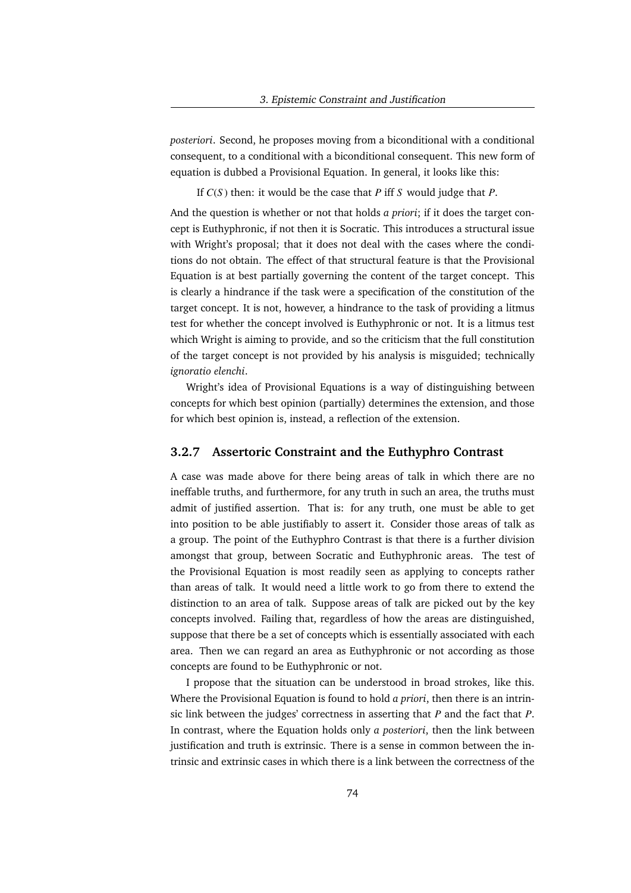*posteriori*. Second, he proposes moving from a biconditional with a conditional consequent, to a conditional with a biconditional consequent. This new form of equation is dubbed a Provisional Equation. In general, it looks like this:

If $C(S)$ then: it would be the case that $P$ iff $S$ would judge that $P$.

And the question is whether or not that holds *a priori*; if it does the target concept is Euthyphronic, if not then it is Socratic. This introduces a structural issue with Wright's proposal; that it does not deal with the cases where the conditions do not obtain. The effect of that structural feature is that the Provisional Equation is at best partially governing the content of the target concept. This is clearly a hindrance if the task were a specification of the constitution of the target concept. It is not, however, a hindrance to the task of providing a litmus test for whether the concept involved is Euthyphronic or not. It is a litmus test which Wright is aiming to provide, and so the criticism that the full constitution of the target concept is not provided by his analysis is misguided; technically *ignoratio elenchi*.

Wright's idea of Provisional Equations is a way of distinguishing between concepts for which best opinion (partially) determines the extension, and those for which best opinion is, instead, a reflection of the extension.

### 3.2.7 Assertoric Constraint and the Euthyphro Contrast

A case was made above for there being areas of talk in which there are no ineffable truths, and furthermore, for any truth in such an area, the truths must admit of justified assertion. That is: for any truth, one must be able to get into position to be able justifiably to assert it. Consider those areas of talk as a group. The point of the Euthyphro Contrast is that there is a further division amongst that group, between Socratic and Euthyphronic areas. The test of the Provisional Equation is most readily seen as applying to concepts rather than areas of talk. It would need a little work to go from there to extend the distinction to an area of talk. Suppose areas of talk are picked out by the key concepts involved. Failing that, regardless of how the areas are distinguished, suppose that there be a set of concepts which is essentially associated with each area. Then we can regard an area as Euthyphronic or not according as those concepts are found to be Euthyphronic or not.

I propose that the situation can be understood in broad strokes, like this. Where the Provisional Equation is found to hold *a priori*, then there is an intrinsic link between the judges' correctness in asserting that $P$ and the fact that $P$. In contrast, where the Equation holds only *a posteriori*, then the link between justification and truth is extrinsic. There is a sense in common between the intrinsic and extrinsic cases in which there is a link between the correctness of the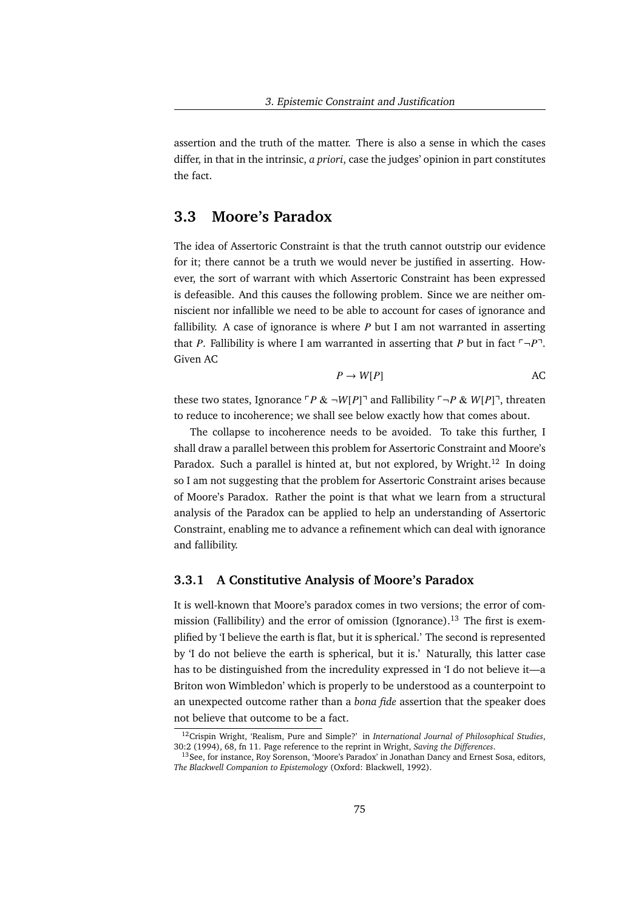assertion and the truth of the matter. There is also a sense in which the cases differ, in that in the intrinsic, *a priori*, case the judges' opinion in part constitutes the fact.

## 3.3 Moore's Paradox

The idea of Assertoric Constraint is that the truth cannot outstrip our evidence for it; there cannot be a truth we would never be justified in asserting. However, the sort of warrant with which Assertoric Constraint has been expressed is defeasible. And this causes the following problem. Since we are neither omniscient nor infallible we need to be able to account for cases of ignorance and fallibility. A case of ignorance is where $P$ but I am not warranted in asserting that $P$. Fallibility is where I am warranted in asserting that $P$ but in fact $\ulcorner \neg P \urcorner$. Given AC

$$P \rightarrow W[P] \qquad \text{AC}$$

these two states, Ignorance $\ulcorner P \;\&\; \neg W[P] \urcorner$ and Fallibility $\ulcorner \neg P \;\&\; W[P] \urcorner$, threaten to reduce to incoherence; we shall see below exactly how that comes about.

The collapse to incoherence needs to be avoided. To take this further, I shall draw a parallel between this problem for Assertoric Constraint and Moore's Paradox. Such a parallel is hinted at, but not explored, by Wright.[12] In doing so I am not suggesting that the problem for Assertoric Constraint arises because of Moore's Paradox. Rather the point is that what we learn from a structural analysis of the Paradox can be applied to help an understanding of Assertoric Constraint, enabling me to advance a refinement which can deal with ignorance and fallibility.

### 3.3.1 A Constitutive Analysis of Moore's Paradox

It is well-known that Moore's paradox comes in two versions; the error of commission (Fallibility) and the error of omission (Ignorance).[13] The first is exemplified by 'I believe the earth is flat, but it is spherical.' The second is represented by 'I do not believe the earth is spherical, but it is.' Naturally, this latter case has to be distinguished from the incredulity expressed in 'I do not believe it—a Briton won Wimbledon' which is properly to be understood as a counterpoint to an unexpected outcome rather than a *bona fide* assertion that the speaker does not believe that outcome to be a fact.

---

[12] Crispin Wright, 'Realism, Pure and Simple?' in *International Journal of Philosophical Studies*, 30:2 (1994), 68, fn 11. Page reference to the reprint in Wright, *Saving the Differences*.

[13] See, for instance, Roy Sorenson, 'Moore's Paradox' in Jonathan Dancy and Ernest Sosa, editors, *The Blackwell Companion to Epistemology* (Oxford: Blackwell, 1992).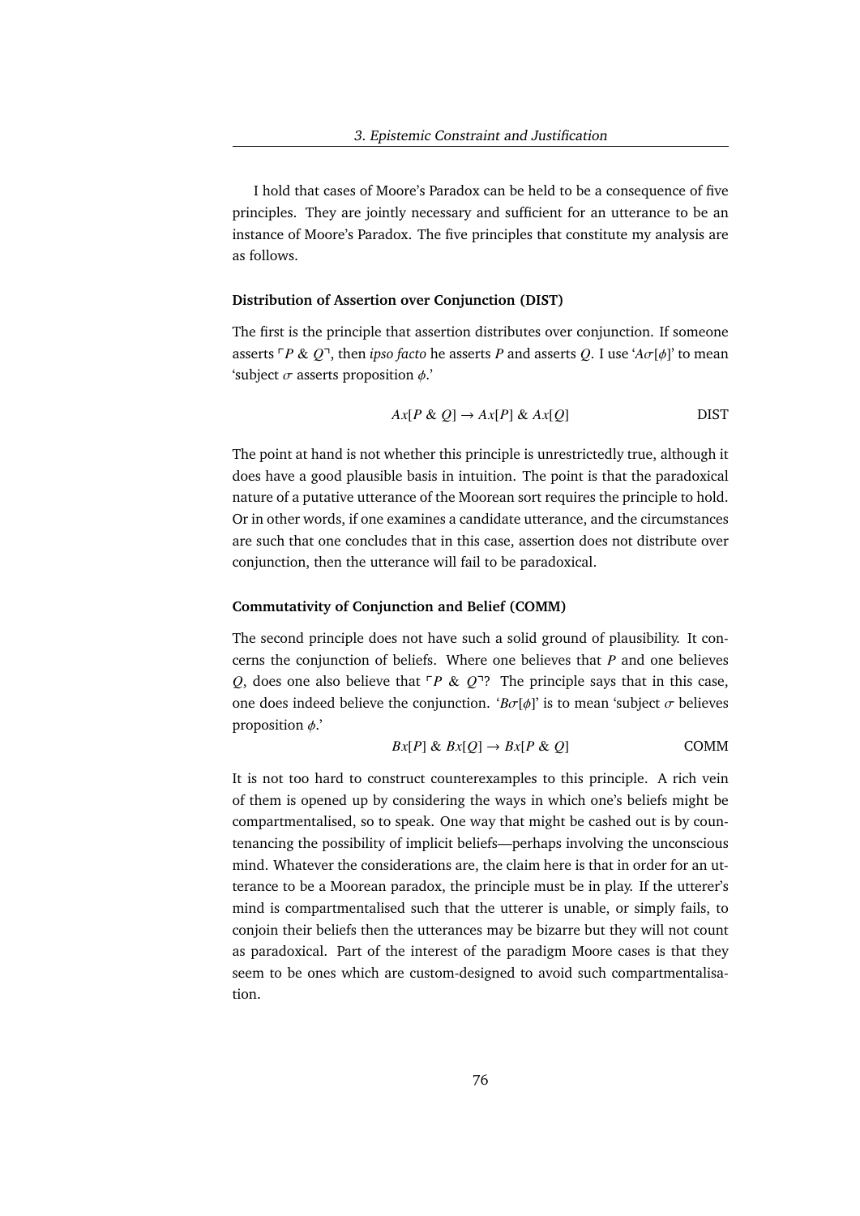I hold that cases of Moore's Paradox can be held to be a consequence of five principles. They are jointly necessary and sufficient for an utterance to be an instance of Moore's Paradox. The five principles that constitute my analysis are as follows.

#### Distribution of Assertion over Conjunction (DIST)

The first is the principle that assertion distributes over conjunction. If someone asserts $\ulcorner P \,\&\, Q \urcorner$, then *ipso facto* he asserts $P$ and asserts $Q$. I use '$A\sigma[\phi]$' to mean 'subject $\sigma$ asserts proposition $\phi$.'

$$Ax[P \,\&\, Q] \rightarrow Ax[P] \,\&\, Ax[Q] \qquad \text{DIST}$$

The point at hand is not whether this principle is unrestrictedly true, although it does have a good plausible basis in intuition. The point is that the paradoxical nature of a putative utterance of the Moorean sort requires the principle to hold. Or in other words, if one examines a candidate utterance, and the circumstances are such that one concludes that in this case, assertion does not distribute over conjunction, then the utterance will fail to be paradoxical.

#### Commutativity of Conjunction and Belief (COMM)

The second principle does not have such a solid ground of plausibility. It concerns the conjunction of beliefs. Where one believes that $P$ and one believes $Q$, does one also believe that $\ulcorner P \,\&\, Q \urcorner$? The principle says that in this case, one does indeed believe the conjunction. '$B\sigma[\phi]$' is to mean 'subject $\sigma$ believes proposition $\phi$.'

$$Bx[P] \,\&\, Bx[Q] \rightarrow Bx[P \,\&\, Q] \qquad \text{COMM}$$

It is not too hard to construct counterexamples to this principle. A rich vein of them is opened up by considering the ways in which one's beliefs might be compartmentalised, so to speak. One way that might be cashed out is by countenancing the possibility of implicit beliefs—perhaps involving the unconscious mind. Whatever the considerations are, the claim here is that in order for an utterance to be a Moorean paradox, the principle must be in play. If the utterer's mind is compartmentalised such that the utterer is unable, or simply fails, to conjoin their beliefs then the utterances may be bizarre but they will not count as paradoxical. Part of the interest of the paradigm Moore cases is that they seem to be ones which are custom-designed to avoid such compartmentalisation.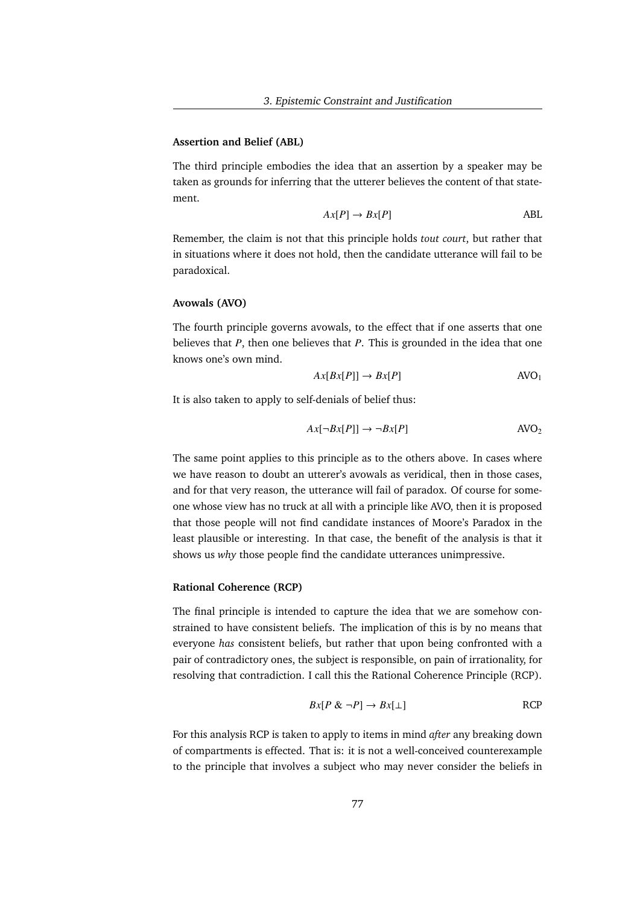**Assertion and Belief (ABL)**

The third principle embodies the idea that an assertion by a speaker may be taken as grounds for inferring that the utterer believes the content of that statement.

$$Ax[P] \rightarrow Bx[P] \qquad \text{ABL}$$

Remember, the claim is not that this principle holds *tout court*, but rather that in situations where it does not hold, then the candidate utterance will fail to be paradoxical.

**Avowals (AVO)**

The fourth principle governs avowals, to the effect that if one asserts that one believes that $P$, then one believes that $P$. This is grounded in the idea that one knows one's own mind.

$$Ax[Bx[P]] \rightarrow Bx[P] \qquad \text{AVO}_1$$

It is also taken to apply to self-denials of belief thus:

$$Ax[\neg Bx[P]] \rightarrow \neg Bx[P] \qquad \text{AVO}_2$$

The same point applies to this principle as to the others above. In cases where we have reason to doubt an utterer's avowals as veridical, then in those cases, and for that very reason, the utterance will fail of paradox. Of course for someone whose view has no truck at all with a principle like AVO, then it is proposed that those people will not find candidate instances of Moore's Paradox in the least plausible or interesting. In that case, the benefit of the analysis is that it shows us *why* those people find the candidate utterances unimpressive.

**Rational Coherence (RCP)**

The final principle is intended to capture the idea that we are somehow constrained to have consistent beliefs. The implication of this is by no means that everyone *has* consistent beliefs, but rather that upon being confronted with a pair of contradictory ones, the subject is responsible, on pain of irrationality, for resolving that contradiction. I call this the Rational Coherence Principle (RCP).

$$Bx[P \ \& \ \neg P] \rightarrow Bx[\bot] \qquad \text{RCP}$$

For this analysis RCP is taken to apply to items in mind *after* any breaking down of compartments is effected. That is: it is not a well-conceived counterexample to the principle that involves a subject who may never consider the beliefs in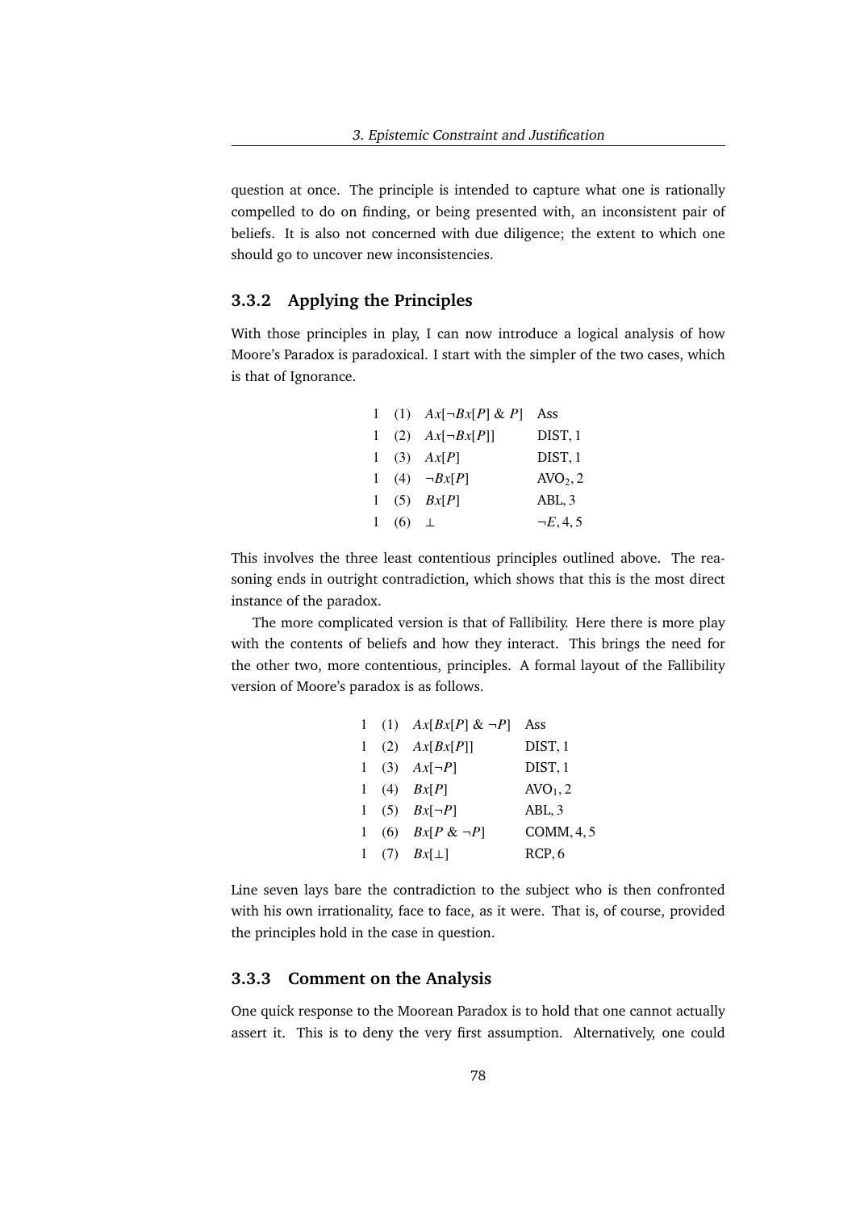question at once. The principle is intended to capture what one is rationally compelled to do on finding, or being presented with, an inconsistent pair of beliefs. It is also not concerned with due diligence; the extent to which one should go to uncover new inconsistencies.

### 3.3.2 Applying the Principles

With those principles in play, I can now introduce a logical analysis of how Moore's Paradox is paradoxical. I start with the simpler of the two cases, which is that of Ignorance.

| | | | |
|---|---|---|---|
| 1 | (1) | $Ax[\neg Bx[P] \;\&\; P]$ | Ass |
| 1 | (2) | $Ax[\neg Bx[P]]$ | DIST, 1 |
| 1 | (3) | $Ax[P]$ | DIST, 1 |
| 1 | (4) | $\neg Bx[P]$ | $AVO_2$, 2 |
| 1 | (5) | $Bx[P]$ | ABL, 3 |
| 1 | (6) | $\bot$ | $\neg E$, 4, 5 |

This involves the three least contentious principles outlined above. The reasoning ends in outright contradiction, which shows that this is the most direct instance of the paradox.

The more complicated version is that of Fallibility. Here there is more play with the contents of beliefs and how they interact. This brings the need for the other two, more contentious, principles. A formal layout of the Fallibility version of Moore's paradox is as follows.

| | | | |
|---|---|---|---|
| 1 | (1) | $Ax[Bx[P] \;\&\; \neg P]$ | Ass |
| 1 | (2) | $Ax[Bx[P]]$ | DIST, 1 |
| 1 | (3) | $Ax[\neg P]$ | DIST, 1 |
| 1 | (4) | $Bx[P]$ | $AVO_1$, 2 |
| 1 | (5) | $Bx[\neg P]$ | ABL, 3 |
| 1 | (6) | $Bx[P \;\&\; \neg P]$ | COMM, 4, 5 |
| 1 | (7) | $Bx[\bot]$ | RCP, 6 |

Line seven lays bare the contradiction to the subject who is then confronted with his own irrationality, face to face, as it were. That is, of course, provided the principles hold in the case in question.

### 3.3.3 Comment on the Analysis

One quick response to the Moorean Paradox is to hold that one cannot actually assert it. This is to deny the very first assumption. Alternatively, one could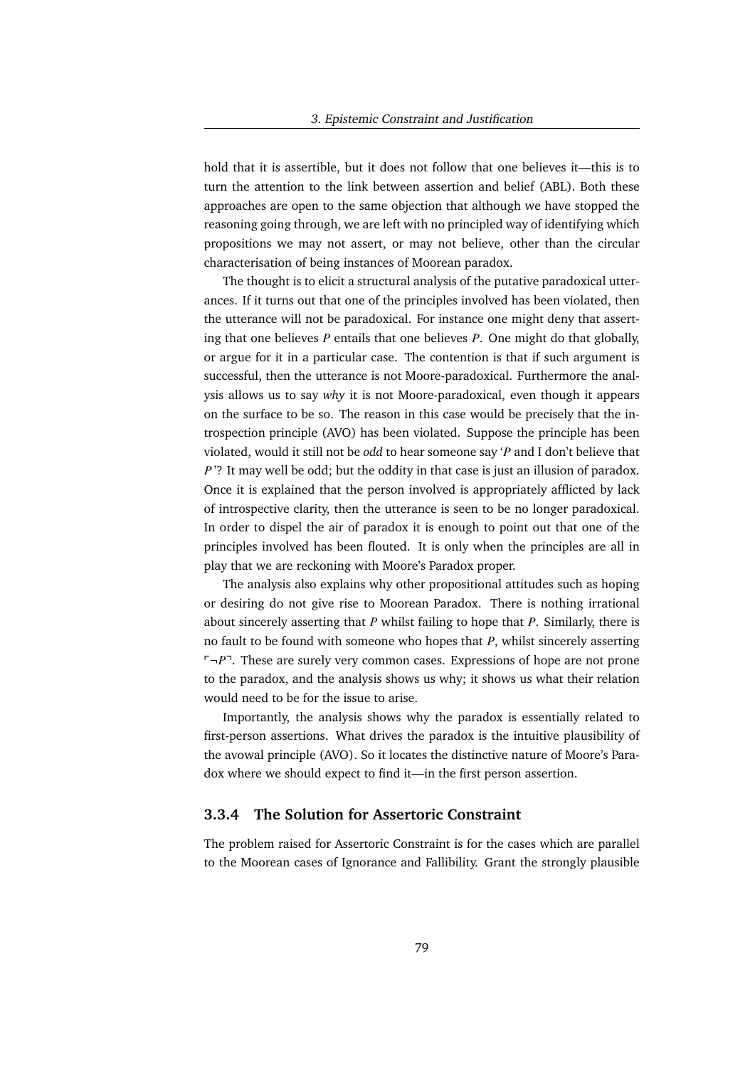hold that it is assertible, but it does not follow that one believes it—this is to turn the attention to the link between assertion and belief (ABL). Both these approaches are open to the same objection that although we have stopped the reasoning going through, we are left with no principled way of identifying which propositions we may not assert, or may not believe, other than the circular characterisation of being instances of Moorean paradox.

The thought is to elicit a structural analysis of the putative paradoxical utterances. If it turns out that one of the principles involved has been violated, then the utterance will not be paradoxical. For instance one might deny that asserting that one believes *P* entails that one believes *P*. One might do that globally, or argue for it in a particular case. The contention is that if such argument is successful, then the utterance is not Moore-paradoxical. Furthermore the analysis allows us to say *why* it is not Moore-paradoxical, even though it appears on the surface to be so. The reason in this case would be precisely that the introspection principle (AVO) has been violated. Suppose the principle has been violated, would it still not be *odd* to hear someone say '*P* and I don't believe that *P*'? It may well be odd; but the oddity in that case is just an illusion of paradox. Once it is explained that the person involved is appropriately afflicted by lack of introspective clarity, then the utterance is seen to be no longer paradoxical. In order to dispel the air of paradox it is enough to point out that one of the principles involved has been flouted. It is only when the principles are all in play that we are reckoning with Moore's Paradox proper.

The analysis also explains why other propositional attitudes such as hoping or desiring do not give rise to Moorean Paradox. There is nothing irrational about sincerely asserting that *P* whilst failing to hope that *P*. Similarly, there is no fault to be found with someone who hopes that *P*, whilst sincerely asserting $\ulcorner \neg P \urcorner$. These are surely very common cases. Expressions of hope are not prone to the paradox, and the analysis shows us why; it shows us what their relation would need to be for the issue to arise.

Importantly, the analysis shows why the paradox is essentially related to first-person assertions. What drives the paradox is the intuitive plausibility of the avowal principle (AVO). So it locates the distinctive nature of Moore's Paradox where we should expect to find it—in the first person assertion.

### 3.3.4 The Solution for Assertoric Constraint

The problem raised for Assertoric Constraint is for the cases which are parallel to the Moorean cases of Ignorance and Fallibility. Grant the strongly plausible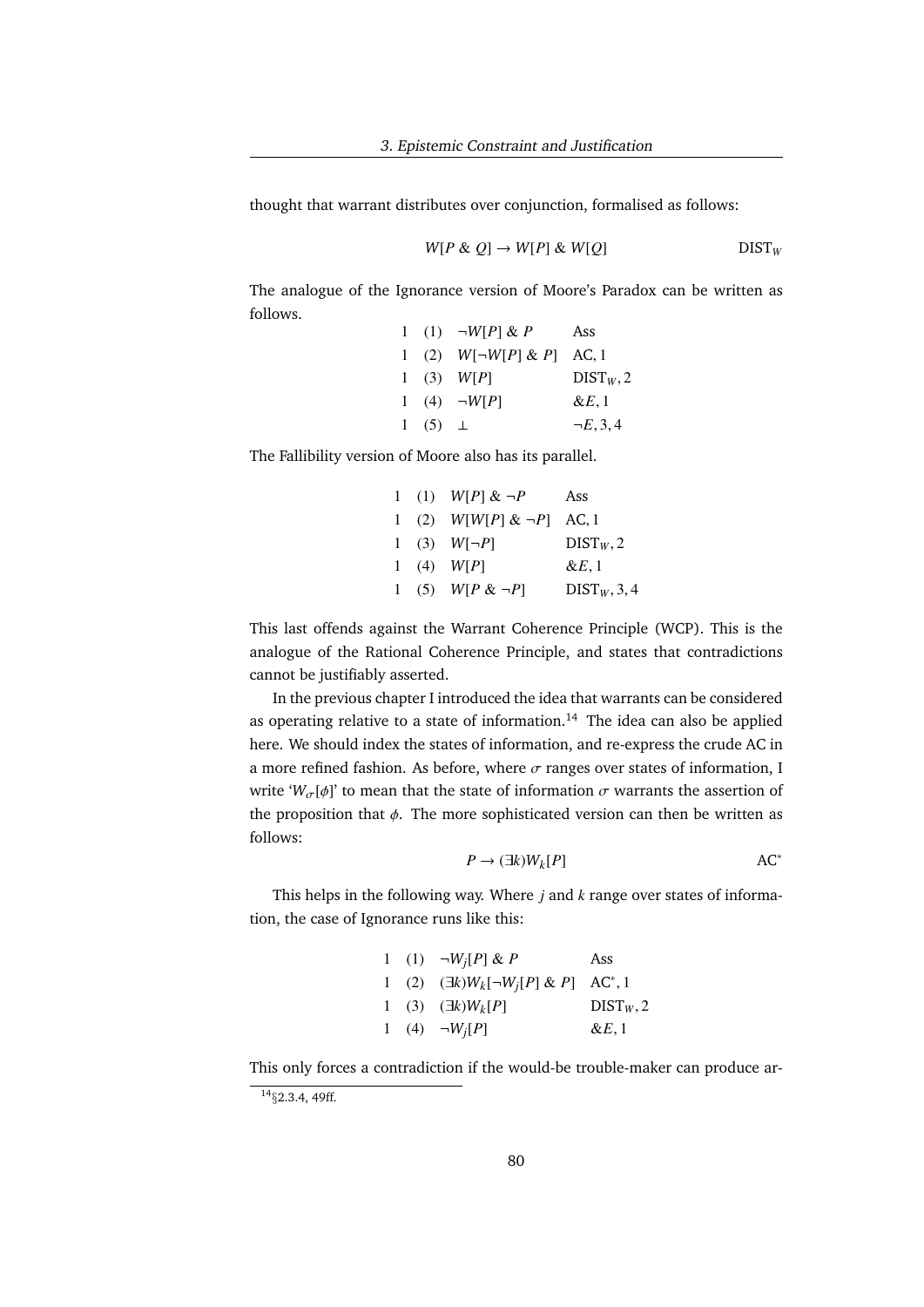thought that warrant distributes over conjunction, formalised as follows:

$$W[P \ \& \ Q] \rightarrow W[P] \ \& \ W[Q] \qquad \text{DIST}_W$$

The analogue of the Ignorance version of Moore's Paradox can be written as follows.

| | | | |
|---|---|---|---|
| 1 | (1) | $\neg W[P] \ \& \ P$ | Ass |
| 1 | (2) | $W[\neg W[P] \ \& \ P]$ | AC, 1 |
| 1 | (3) | $W[P]$ | $\text{DIST}_W, 2$ |
| 1 | (4) | $\neg W[P]$ | $\& E, 1$ |
| 1 | (5) | $\bot$ | $\neg E, 3, 4$ |

The Fallibility version of Moore also has its parallel.

| | | | |
|---|---|---|---|
| 1 | (1) | $W[P] \ \& \ \neg P$ | Ass |
| 1 | (2) | $W[W[P] \ \& \ \neg P]$ | AC, 1 |
| 1 | (3) | $W[\neg P]$ | $\text{DIST}_W, 2$ |
| 1 | (4) | $W[P]$ | $\& E, 1$ |
| 1 | (5) | $W[P \ \& \ \neg P]$ | $\text{DIST}_W, 3, 4$ |

This last offends against the Warrant Coherence Principle (WCP). This is the analogue of the Rational Coherence Principle, and states that contradictions cannot be justifiably asserted.

In the previous chapter I introduced the idea that warrants can be considered as operating relative to a state of information.[14] The idea can also be applied here. We should index the states of information, and re-express the crude AC in a more refined fashion. As before, where $\sigma$ ranges over states of information, I write '$W_\sigma[\phi]$' to mean that the state of information $\sigma$ warrants the assertion of the proposition that $\phi$. The more sophisticated version can then be written as follows:

$$P \rightarrow (\exists k) W_k[P] \qquad \text{AC}^*$$

This helps in the following way. Where $j$ and $k$ range over states of information, the case of Ignorance runs like this:

| | | | |
|---|---|---|---|
| 1 | (1) | $\neg W_j[P] \ \& \ P$ | Ass |
| 1 | (2) | $(\exists k) W_k[\neg W_j[P] \ \& \ P]$ | $\text{AC}^*, 1$ |
| 1 | (3) | $(\exists k) W_k[P]$ | $\text{DIST}_W, 2$ |
| 1 | (4) | $\neg W_j[P]$ | $\& E, 1$ |

This only forces a contradiction if the would-be trouble-maker can produce ar-

[14] §2.3.4, 49ff.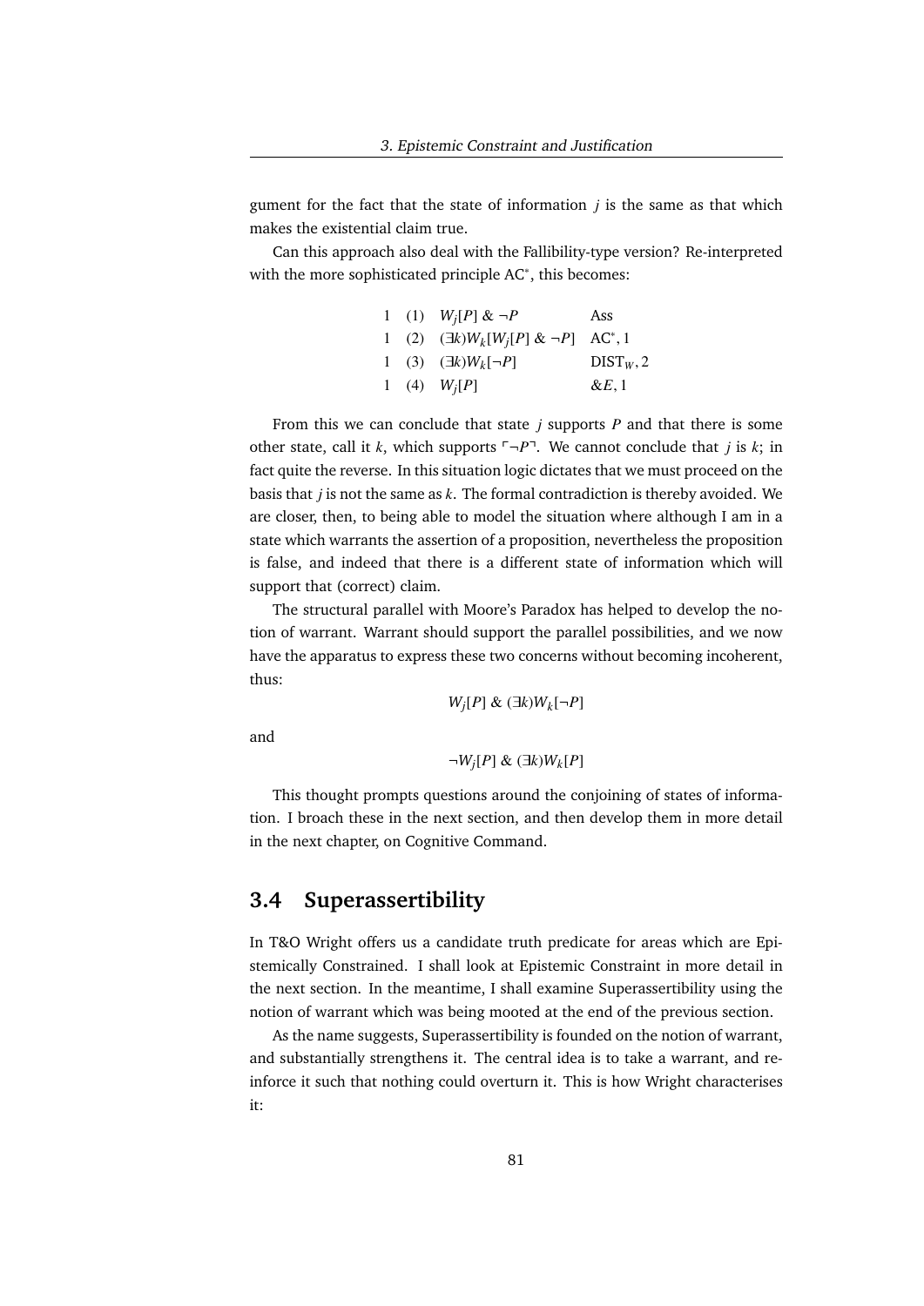gument for the fact that the state of information $j$ is the same as that which makes the existential claim true.

Can this approach also deal with the Fallibility-type version? Re-interpreted with the more sophisticated principle AC*, this becomes:

| | | | |
|---|---|---|---|
| 1 | (1) | $W_j[P]$ & $\neg P$ | Ass |
| 1 | (2) | $(\exists k)W_k[W_j[P]$ & $\neg P]$ | AC*, 1 |
| 1 | (3) | $(\exists k)W_k[\neg P]$ | $\text{DIST}_W$, 2 |
| 1 | (4) | $W_j[P]$ | &$E$, 1 |

From this we can conclude that state $j$ supports $P$ and that there is some other state, call it $k$, which supports $\ulcorner \neg P \urcorner$. We cannot conclude that $j$ is $k$; in fact quite the reverse. In this situation logic dictates that we must proceed on the basis that $j$ is not the same as $k$. The formal contradiction is thereby avoided. We are closer, then, to being able to model the situation where although I am in a state which warrants the assertion of a proposition, nevertheless the proposition is false, and indeed that there is a different state of information which will support that (correct) claim.

The structural parallel with Moore's Paradox has helped to develop the notion of warrant. Warrant should support the parallel possibilities, and we now have the apparatus to express these two concerns without becoming incoherent, thus:

$$W_j[P] \ \& \ (\exists k)W_k[\neg P]$$

and

$$\neg W_j[P] \ \& \ (\exists k)W_k[P]$$

This thought prompts questions around the conjoining of states of information. I broach these in the next section, and then develop them in more detail in the next chapter, on Cognitive Command.

## 3.4 Superassertibility

In T&O Wright offers us a candidate truth predicate for areas which are Epistemically Constrained. I shall look at Epistemic Constraint in more detail in the next section. In the meantime, I shall examine Superassertibility using the notion of warrant which was being mooted at the end of the previous section.

As the name suggests, Superassertibility is founded on the notion of warrant, and substantially strengthens it. The central idea is to take a warrant, and reinforce it such that nothing could overturn it. This is how Wright characterises it: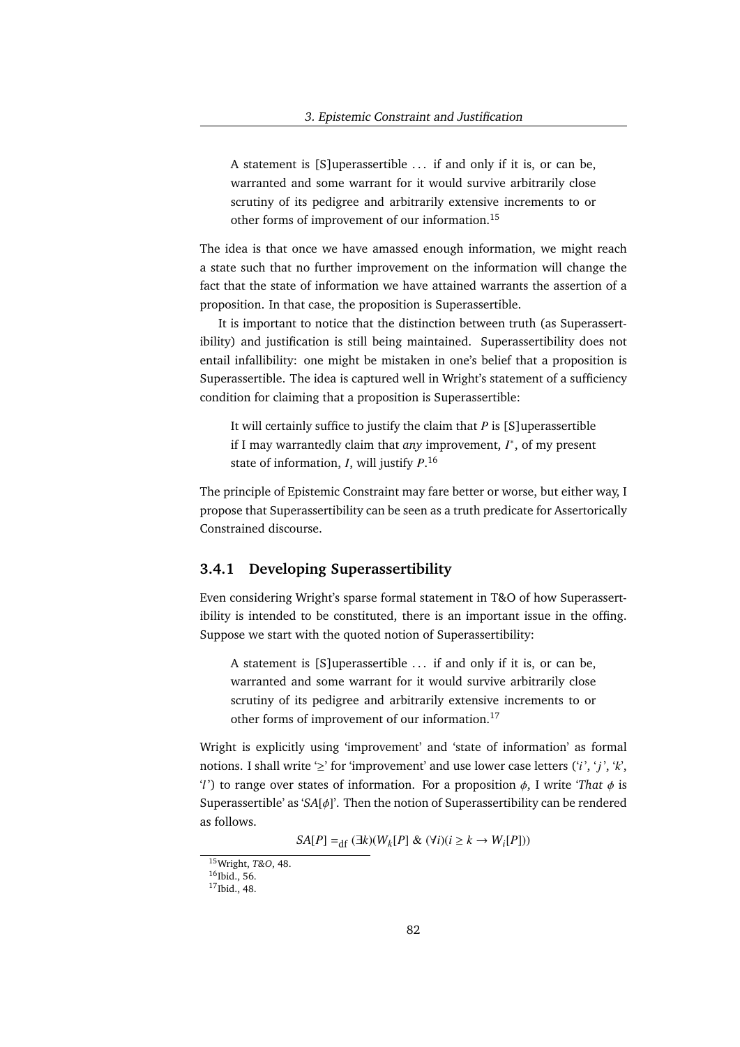> A statement is [S]uperassertible ... if and only if it is, or can be, warranted and some warrant for it would survive arbitrarily close scrutiny of its pedigree and arbitrarily extensive increments to or other forms of improvement of our information.[15]

The idea is that once we have amassed enough information, we might reach a state such that no further improvement on the information will change the fact that the state of information we have attained warrants the assertion of a proposition. In that case, the proposition is Superassertible.

It is important to notice that the distinction between truth (as Superassertibility) and justification is still being maintained. Superassertibility does not entail infallibility: one might be mistaken in one's belief that a proposition is Superassertible. The idea is captured well in Wright's statement of a sufficiency condition for claiming that a proposition is Superassertible:

> It will certainly suffice to justify the claim that $P$ is [S]uperassertible if I may warrantedly claim that *any* improvement, $I^*$, of my present state of information, $I$, will justify $P$.[16]

The principle of Epistemic Constraint may fare better or worse, but either way, I propose that Superassertibility can be as a truth predicate for Assertorically Constrained discourse.

### 3.4.1 Developing Superassertibility

Even considering Wright's sparse formal statement in T&O of how Superassertibility is intended to be constituted, there is an important issue in the offing. Suppose we start with the quoted notion of Superassertibility:

> A statement is [S]uperassertible ... if and only if it is, or can be, warranted and some warrant for it would survive arbitrarily close scrutiny of its pedigree and arbitrarily extensive increments to or other forms of improvement of our information.[17]

Wright is explicitly using 'improvement' and 'state of information' as formal notions. I shall write '$\geq$' for 'improvement' and use lower case letters ('$i$', '$j$', '$k$', '$l$') to range over states of information. For a proposition $\phi$, I write '*That* $\phi$ is Superassertible' as '$SA[\phi]$'. Then the notion of Superassertibility can be rendered as follows.

$$SA[P] =_{\text{df}} (\exists k)(W_k[P] \; \& \; (\forall i)(i \geq k \rightarrow W_i[P]))$$

[15] Wright, *T&O*, 48.

[16] Ibid., 56.

[17] Ibid., 48.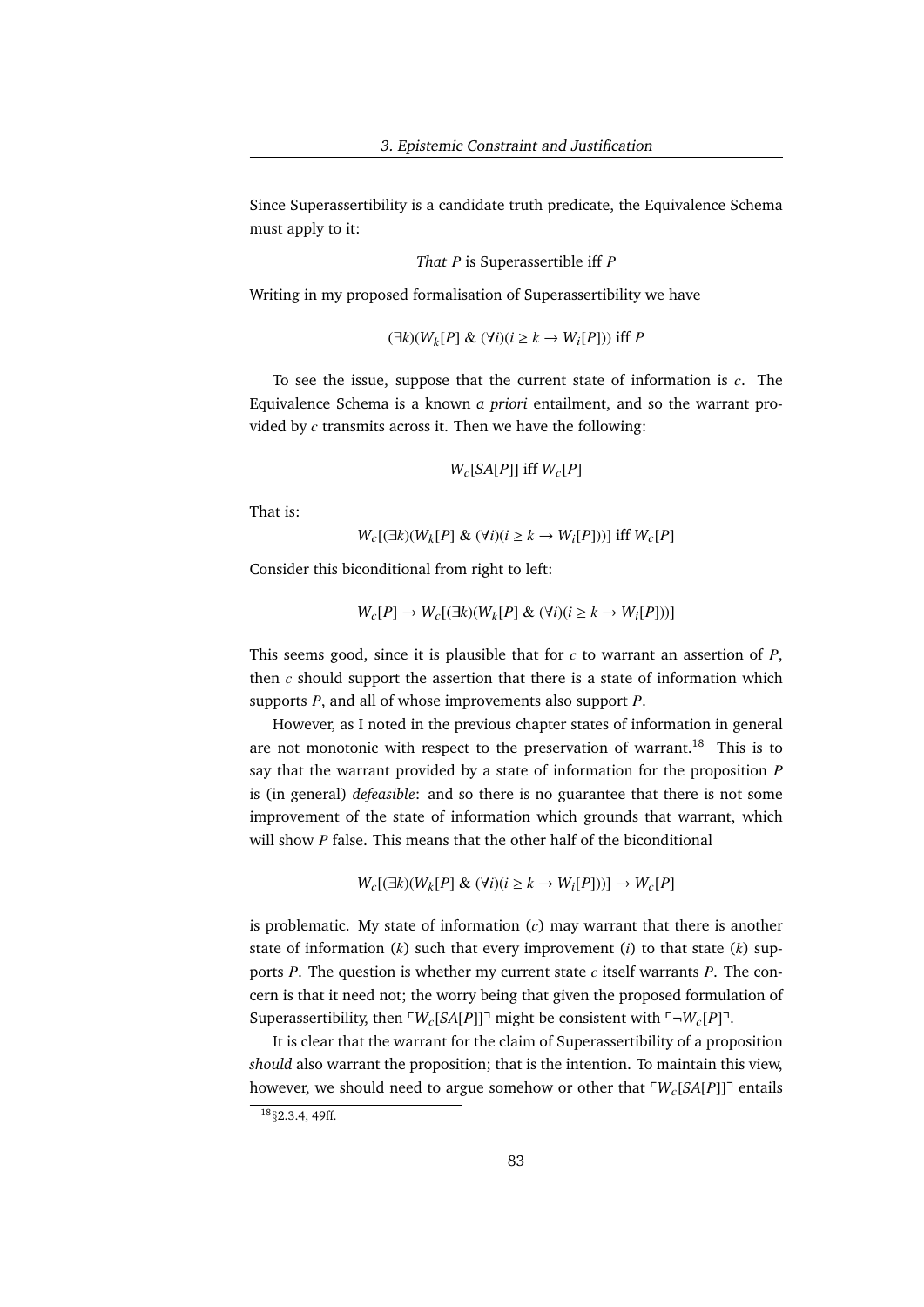Since Superassertibility is a candidate truth predicate, the Equivalence Schema must apply to it:

$$\textit{That } P \text{ is Superassertible iff } P$$

Writing in my proposed formalisation of Superassertibility we have

$$(\exists k)(W_k[P] \,\&\, (\forall i)(i \geq k \rightarrow W_i[P])) \text{ iff } P$$

To see the issue, suppose that the current state of information is $c$. The Equivalence Schema is a known *a priori* entailment, and so the warrant provided by $c$ transmits across it. Then we have the following:

$$W_c[SA[P]] \text{ iff } W_c[P]$$

That is:

$$W_c[(\exists k)(W_k[P] \,\&\, (\forall i)(i \geq k \rightarrow W_i[P]))] \text{ iff } W_c[P]$$

Consider this biconditional from right to left:

$$W_c[P] \rightarrow W_c[(\exists k)(W_k[P] \,\&\, (\forall i)(i \geq k \rightarrow W_i[P]))]$$

This seems good, since it is plausible that for $c$ to warrant an assertion of $P$, then $c$ should support the assertion that there is a state of information which supports $P$, and all of whose improvements also support $P$.

However, as I noted in the previous chapter states of information in general are not monotonic with respect to the preservation of warrant.[18] This is to say that the warrant provided by a state of information for the proposition $P$ is (in general) *defeasible*: and so there is no guarantee that there is not some improvement of the state of information which grounds that warrant, which will show $P$ false. This means that the other half of the biconditional

$$W_c[(\exists k)(W_k[P] \,\&\, (\forall i)(i \geq k \rightarrow W_i[P]))] \rightarrow W_c[P]$$

is problematic. My state of information ($c$) may warrant that there is another state of information ($k$) such that every improvement ($i$) to that state ($k$) supports $P$. The question is whether my current state $c$ itself warrants $P$. The concern is that it need not; the worry being that given the proposed formulation of Superassertibility, then $\ulcorner W_c[SA[P]] \urcorner$ might be consistent with $\ulcorner \neg W_c[P] \urcorner$.

It is clear that the warrant for the claim of Superassertibility of a proposition *should* also warrant the proposition; that is the intention. To maintain this view, however, we should need to argue somehow or other that $\ulcorner W_c[SA[P]] \urcorner$ entails

[18] §2.3.4, 49ff.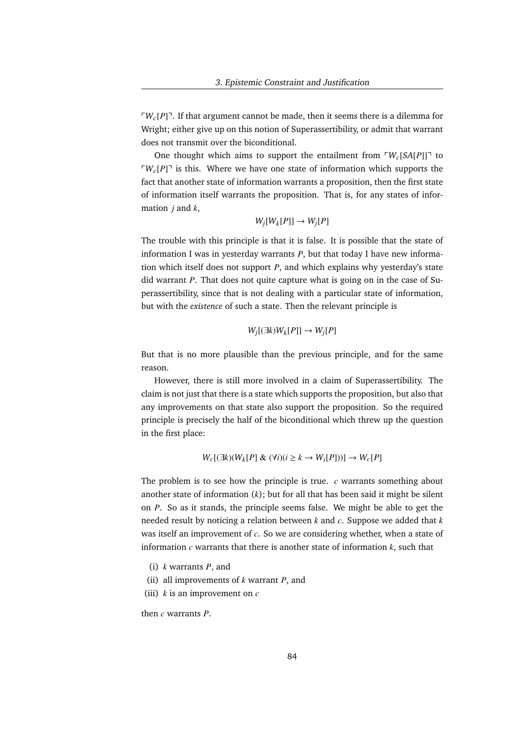$\ulcorner W_c[P] \urcorner$. If that argument cannot be made, then it seems there is a dilemma for Wright; either give up on this notion of Superassertibility, or admit that warrant does not transmit over the biconditional.

One thought which aims to support the entailment from $\ulcorner W_c[SA[P]] \urcorner$ to $\ulcorner W_c[P] \urcorner$ is this. Where we have one state of information which supports the fact that another state of information warrants a proposition, then the first state of information itself warrants the proposition. That is, for any states of information $j$ and $k$,

$$W_j[W_k[P]] \rightarrow W_j[P]$$

The trouble with this principle is that it is false. It is possible that the state of information I was in yesterday warrants $P$, but that today I have new information which itself does not support $P$, and which explains why yesterday's state did warrant $P$. That does not quite capture what is going on in the case of Superassertibility, since that is not dealing with a particular state of information, but with the *existence* of such a state. Then the relevant principle is

$$W_j[(\exists k)W_k[P]] \rightarrow W_j[P]$$

But that is no more plausible than the previous principle, and for the same reason.

However, there is still more involved in a claim of Superassertibility. The claim is not just that there is a state which supports the proposition, but also that any improvements on that state also support the proposition. So the required principle is precisely the half of the biconditional which threw up the question in the first place:

$$W_c[(\exists k)(W_k[P] \;\&\; (\forall i)(i \geq k \rightarrow W_i[P]))] \rightarrow W_c[P]$$

The problem is to see how the principle is true. $c$ warrants something about another state of information ($k$); but for all that has been said it might be silent on $P$. So as it stands, the principle seems false. We might be able to get the needed result by noticing a relation between $k$ and $c$. Suppose we added that $k$ was itself an improvement of $c$. So we are considering whether, when a state of information $c$ warrants that there is another state of information $k$, such that

(i) $k$ warrants $P$, and
(ii) all improvements of $k$ warrant $P$, and
(iii) $k$ is an improvement on $c$

then $c$ warrants $P$.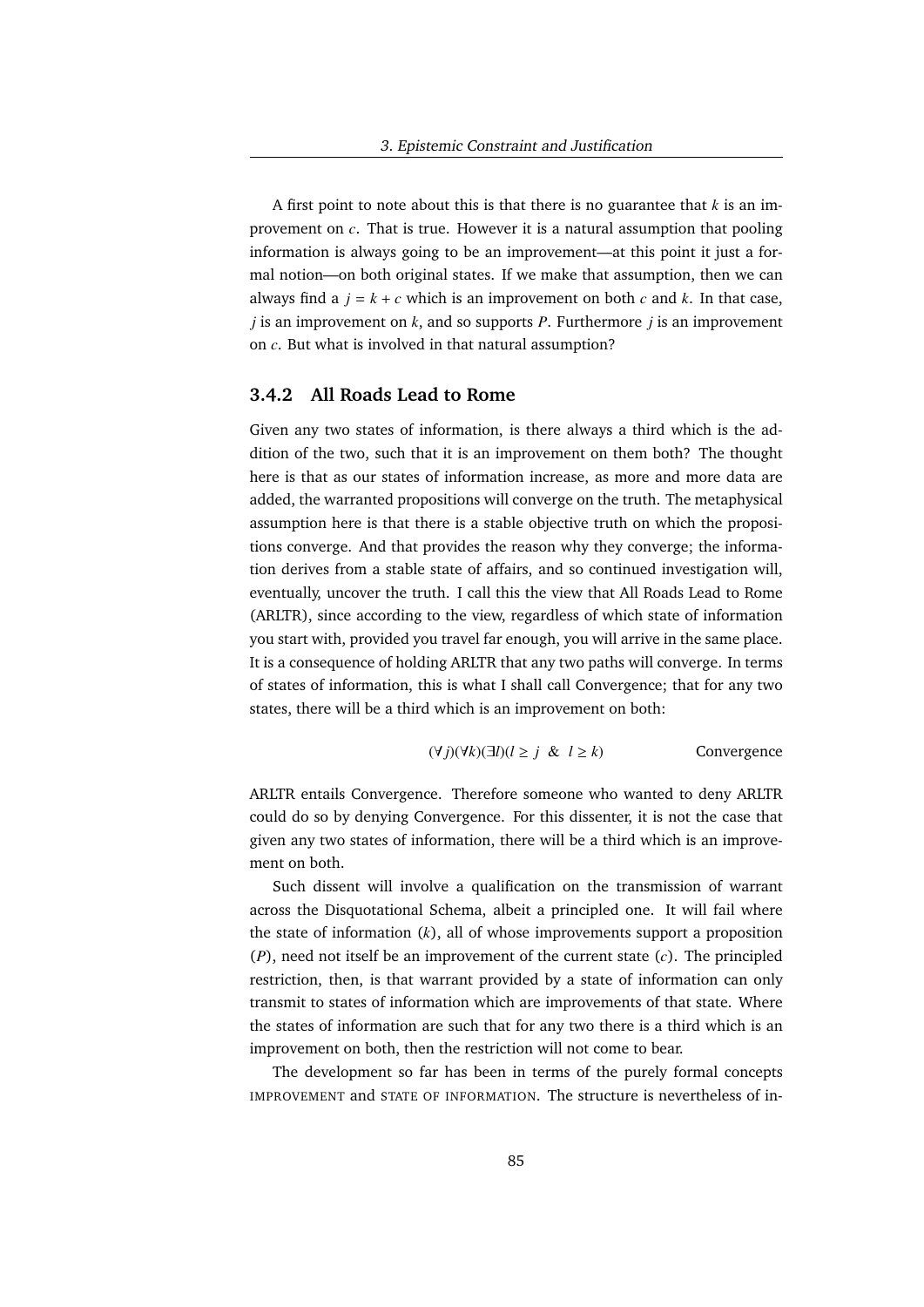A first point to note about this is that there is no guarantee that $k$ is an improvement on $c$. That is true. However it is a natural assumption that pooling information is always going to be an improvement—at this point it just a formal notion—on both original states. If we make that assumption, then we can always find a $j = k + c$ which is an improvement on both $c$ and $k$. In that case, $j$ is an improvement on $k$, and so supports $P$. Furthermore $j$ is an improvement on $c$. But what is involved in that natural assumption?

### 3.4.2 All Roads Lead to Rome

Given any two states of information, is there always a third which is the addition of the two, such that it is an improvement on them both? The thought here is that as our states of information increase, as more and more data are added, the warranted propositions will converge on the truth. The metaphysical assumption here is that there is a stable objective truth on which the propositions converge. And that provides the reason why they converge; the information derives from a stable state of affairs, and so continued investigation will, eventually, uncover the truth. I call this the view that All Roads Lead to Rome (ARLTR), since according to the view, regardless of which state of information you start with, provided you travel far enough, you will arrive in the same place. It is a consequence of holding ARLTR that any two paths will converge. In terms of states of information, this is what I shall call Convergence; that for any two states, there will be a third which is an improvement on both:

$$(\forall j)(\forall k)(\exists l)(l \geq j \ \ \& \ \ l \geq k) \qquad \text{Convergence}$$

ARLTR entails Convergence. Therefore someone who wanted to deny ARLTR could do so by denying Convergence. For this dissenter, it is not the case that given any two states of information, there will be a third which is an improvement on both.

Such dissent will involve a qualification on the transmission of warrant across the Disquotational Schema, albeit a principled one. It will fail where the state of information ($k$), all of whose improvements support a proposition ($P$), need not itself be an improvement of the current state ($c$). The principled restriction, then, is that warrant provided by a state of information can only transmit to states of information which are improvements of that state. Where the states of information are such that for any two there is a third which is an improvement on both, then the restriction will not come to bear.

The development so far has been in terms of the purely formal concepts IMPROVEMENT and STATE OF INFORMATION. The structure is nevertheless of in-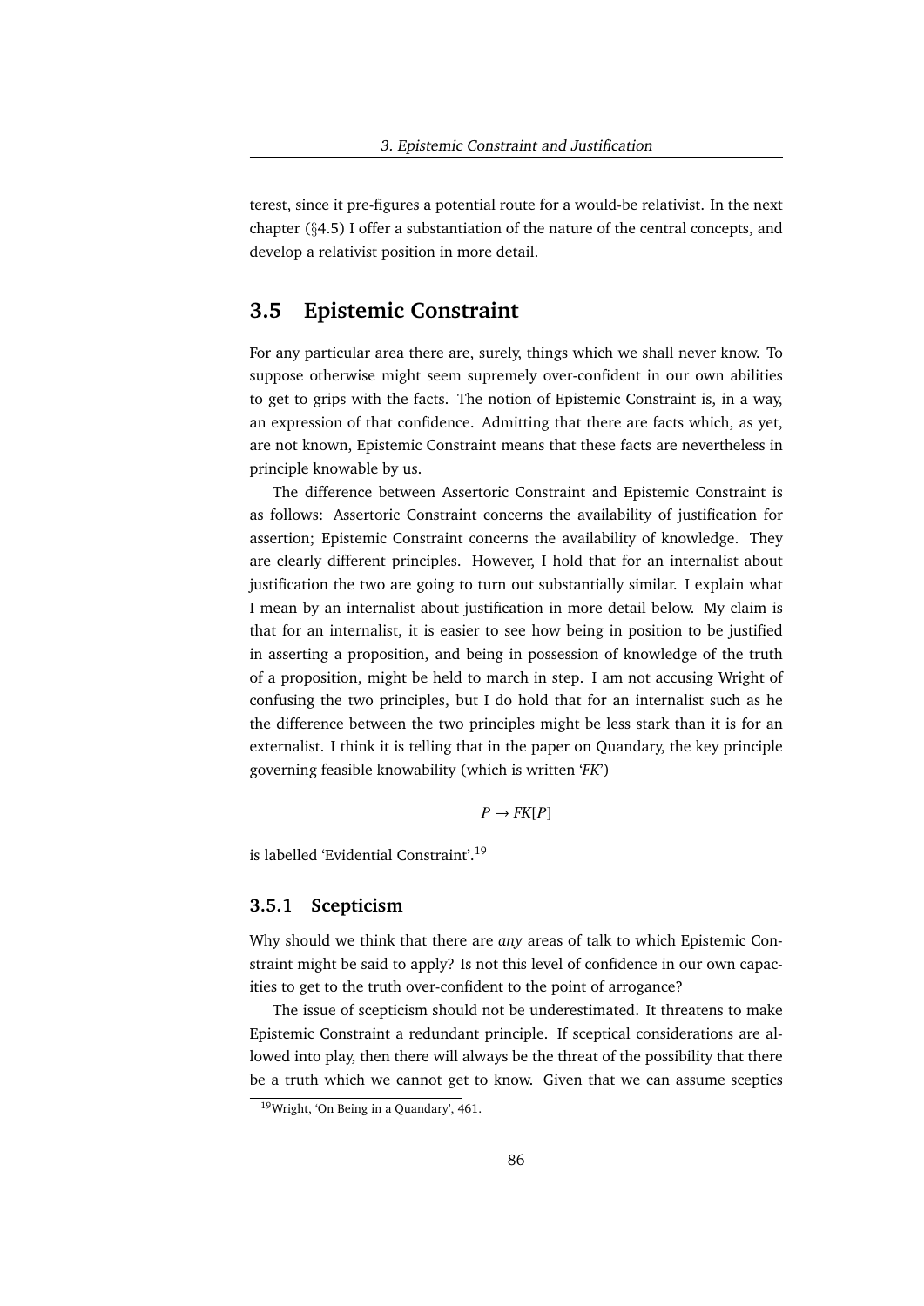terest, since it pre-figures a potential route for a would-be relativist. In the next chapter (§4.5) I offer a substantiation of the nature of the central concepts, and develop a relativist position in more detail.

## 3.5 Epistemic Constraint

For any particular area there are, surely, things which we shall never know. To suppose otherwise might seem supremely over-confident in our own abilities to get to grips with the facts. The notion of Epistemic Constraint is, in a way, an expression of that confidence. Admitting that there are facts which, as yet, are not known, Epistemic Constraint means that these facts are nevertheless in principle knowable by us.

The difference between Assertoric Constraint and Epistemic Constraint is as follows: Assertoric Constraint concerns the availability of justification for assertion; Epistemic Constraint concerns the availability of knowledge. They are clearly different principles. However, I hold that for an internalist about justification the two are going to turn out substantially similar. I explain what I mean by an internalist about justification in more detail below. My claim is that for an internalist, it is easier to see how being in position to be justified in asserting a proposition, and being in possession of knowledge of the truth of a proposition, might be held to march in step. I am not accusing Wright of confusing the two principles, but I do hold that for an internalist such as he the difference between the two principles might be less stark than it is for an externalist. I think it is telling that in the paper on Quandary, the key principle governing feasible knowability (which is written '*FK*')

$$P \rightarrow FK[P]$$

is labelled 'Evidential Constraint'.[19]

### 3.5.1 Scepticism

Why should we think that there are *any* areas of talk to which Epistemic Constraint might be said to apply? Is not this level of confidence in our own capacities to get to the truth over-confident to the point of arrogance?

The issue of scepticism should not be underestimated. It threatens to make Epistemic Constraint a redundant principle. If sceptical considerations are allowed into play, then there will always be the threat of the possibility that there be a truth which we cannot get to know. Given that we can assume sceptics

[19] Wright, 'On Being in a Quandary', 461.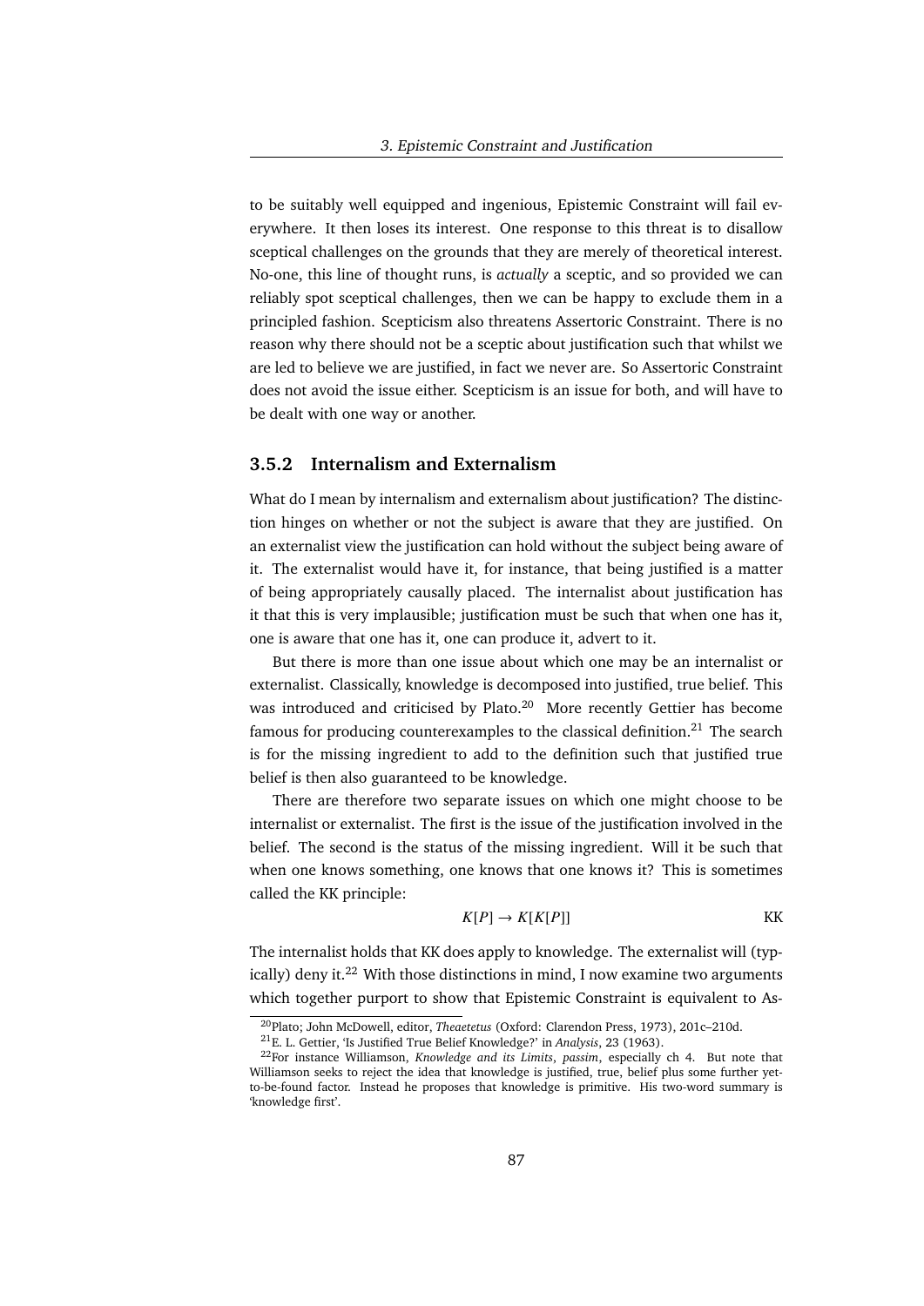to be suitably well equipped and ingenious, Epistemic Constraint will fail everywhere. It then loses its interest. One response to this threat is to disallow sceptical challenges on the grounds that they are merely of theoretical interest. No-one, this line of thought runs, is *actually* a sceptic, and so provided we can reliably spot sceptical challenges, then we can be happy to exclude them in a principled fashion. Scepticism also threatens Assertoric Constraint. There is no reason why there should not be a sceptic about justification such that whilst we are led to believe we are justified, in fact we never are. So Assertoric Constraint does not avoid the issue either. Scepticism is an issue for both, and will have to be dealt with one way or another.

### 3.5.2 Internalism and Externalism

What do I mean by internalism and externalism about justification? The distinction hinges on whether or not the subject is aware that they are justified. On an externalist view the justification can hold without the subject being aware of it. The externalist would have it, for instance, that being justified is a matter of being appropriately causally placed. The internalist about justification has it that this is very implausible; justification must be such that when one has it, one is aware that one has it, one can produce it, advert to it.

But there is more than one issue about which one may be an internalist or externalist. Classically, knowledge is decomposed into justified, true belief. This was introduced and criticised by Plato.[20] More recently Gettier has become famous for producing counterexamples to the classical definition.[21] The search is for the missing ingredient to add to the definition such that justified true belief is then also guaranteed to be knowledge.

There are therefore two separate issues on which one might choose to be internalist or externalist. The first is the issue of the justification involved in the belief. The second is the status of the missing ingredient. Will it be such that when one knows something, one knows that one knows it? This is sometimes called the KK principle:

$$K[P] \rightarrow K[K[P]] \qquad \text{KK}$$

The internalist holds that KK does apply to knowledge. The externalist will (typically) deny it.[22] With those distinctions in mind, I now examine two arguments which together purport to show that Epistemic Constraint is equivalent to As-

[20] Plato; John McDowell, editor, *Theaetetus* (Oxford: Clarendon Press, 1973), 201c–210d.

[21] E. L. Gettier, 'Is Justified True Belief Knowledge?' in *Analysis*, 23 (1963).

[22] For instance Williamson, *Knowledge and its Limits*, *passim*, especially ch 4. But note that Williamson seeks to reject the idea that knowledge is justified, true, belief plus some further yet-to-be-found factor. Instead he proposes that knowledge is primitive. His two-word summary is 'knowledge first'.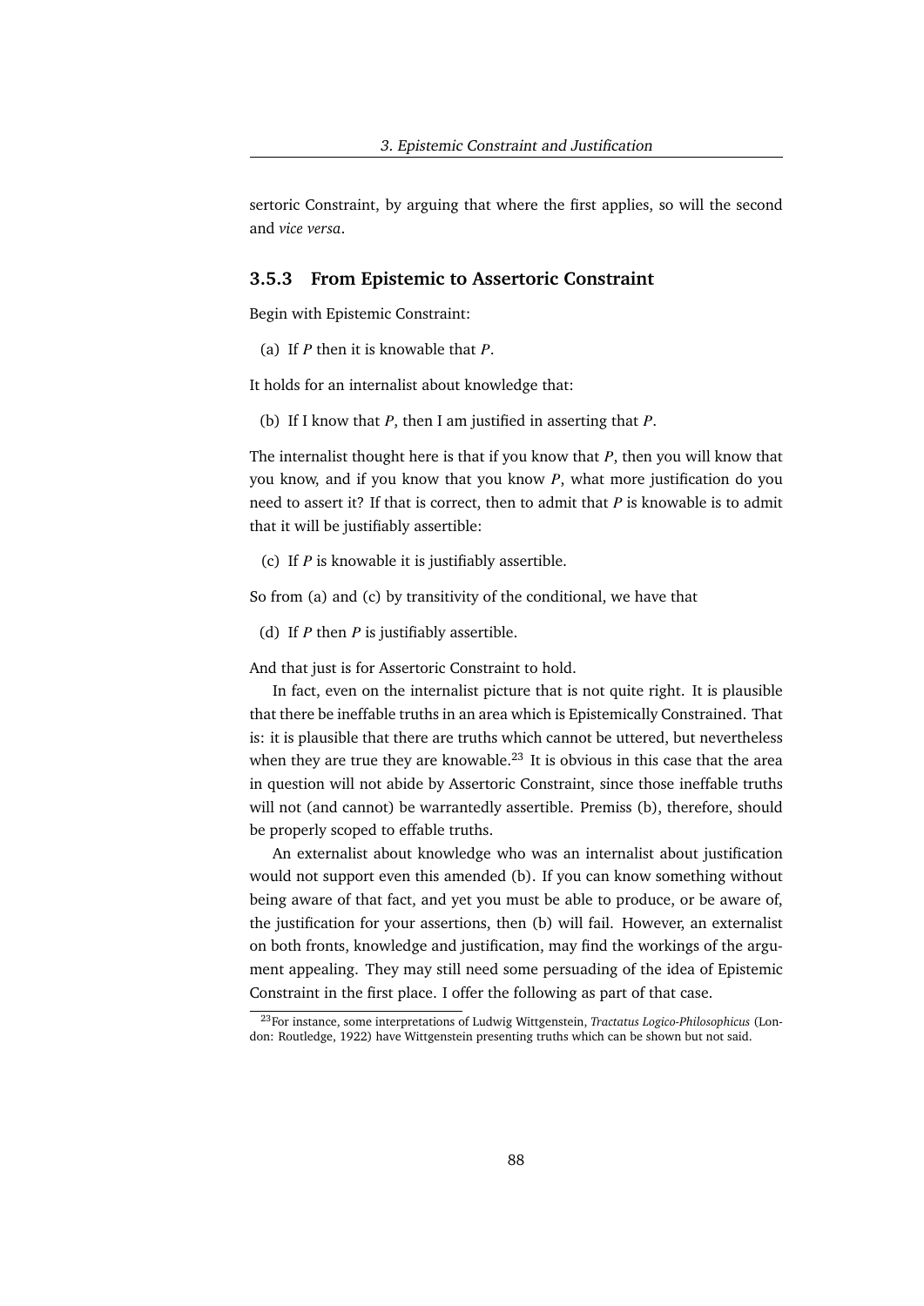sertoric Constraint, by arguing that where the first applies, so will the second and *vice versa*.

### 3.5.3 From Epistemic to Assertoric Constraint

Begin with Epistemic Constraint:

(a) If *P* then it is knowable that *P*.

It holds for an internalist about knowledge that:

(b) If I know that *P*, then I am justified in asserting that *P*.

The internalist thought here is that if you know that *P*, then you will know that you know, and if you know that you know *P*, what more justification do you need to assert it? If that is correct, then to admit that *P* is knowable is to admit that it will be justifiably assertible:

(c) If *P* is knowable it is justifiably assertible.

So from (a) and (c) by transitivity of the conditional, we have that

(d) If *P* then *P* is justifiably assertible.

And that just is for Assertoric Constraint to hold.

In fact, even on the internalist picture that is not quite right. It is plausible that there be ineffable truths in an area which is Epistemically Constrained. That is: it is plausible that there are truths which cannot be uttered, but nevertheless when they are true they are knowable.[23] It is obvious in this case that the area in question will not abide by Assertoric Constraint, since those ineffable truths will not (and cannot) be warrantedly assertible. Premiss (b), therefore, should be properly scoped to effable truths.

An externalist about knowledge who was an internalist about justification would not support even this amended (b). If you can know something without being aware of that fact, and yet you must be able to produce, or be aware of, the justification for your assertions, then (b) will fail. However, an externalist on both fronts, knowledge and justification, may find the workings of the argument appealing. They may still need some persuading of the idea of Epistemic Constraint in the first place. I offer the following as part of that case.

[23] For instance, some interpretations of Ludwig Wittgenstein, *Tractatus Logico-Philosophicus* (London: Routledge, 1922) have Wittgenstein presenting truths which can be shown but not said.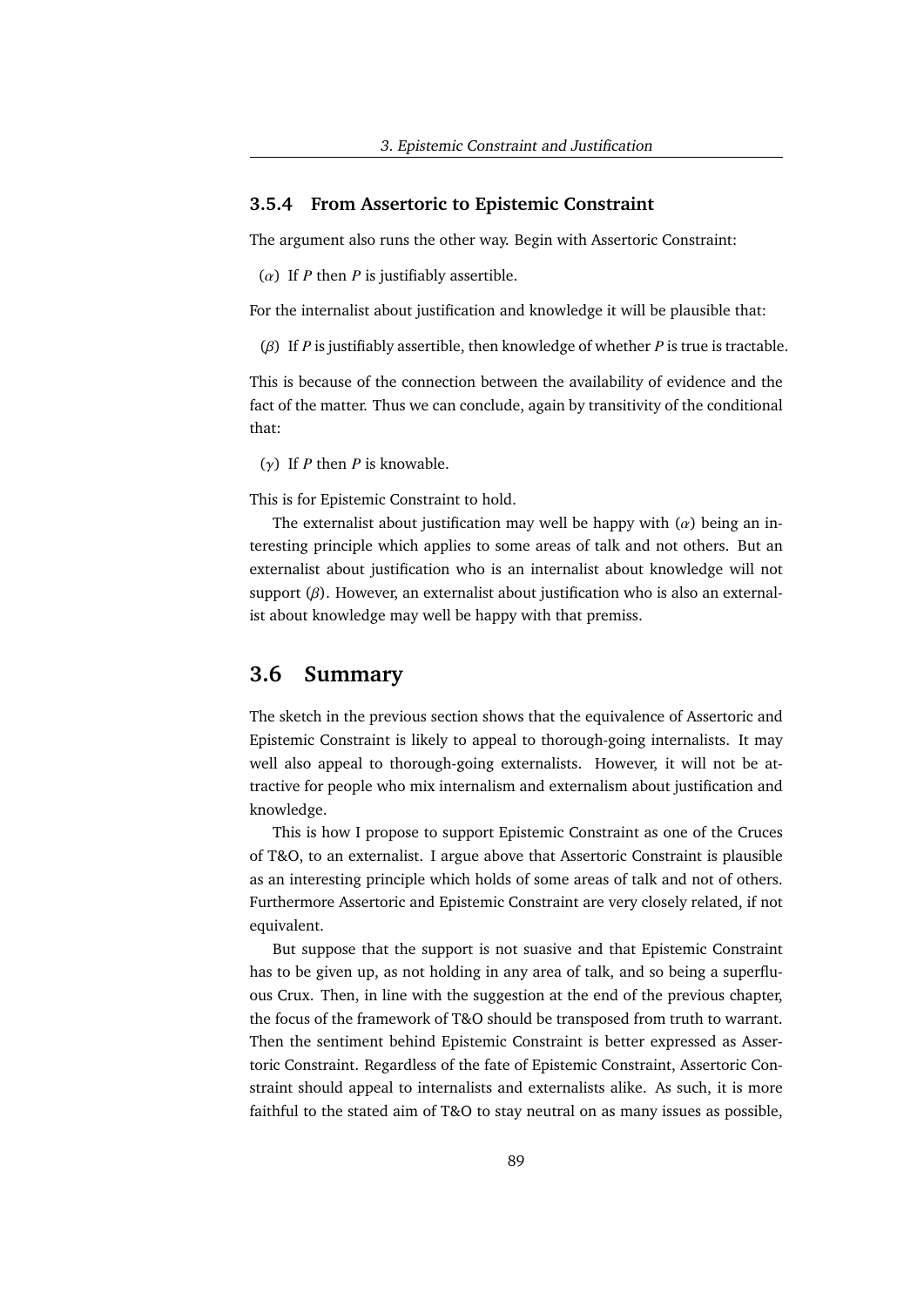### 3.5.4 From Assertoric to Epistemic Constraint

The argument also runs the other way. Begin with Assertoric Constraint:

($\alpha$) If *P* then *P* is justifiably assertible.

For the internalist about justification and knowledge it will be plausible that:

($\beta$) If *P* is justifiably assertible, then knowledge of whether *P* is true is tractable.

This is because of the connection between the availability of evidence and the fact of the matter. Thus we can conclude, again by transitivity of the conditional that:

($\gamma$) If *P* then *P* is knowable.

This is for Epistemic Constraint to hold.

The externalist about justification may well be happy with ($\alpha$) being an interesting principle which applies to some areas of talk and not others. But an externalist about justification who is an internalist about knowledge will not support ($\beta$). However, an externalist about justification who is also an externalist about knowledge may well be happy with that premiss.

## 3.6 Summary

The sketch in the previous section shows that the equivalence of Assertoric and Epistemic Constraint is likely to appeal to thorough-going internalists. It may well also appeal to thorough-going externalists. However, it will not be attractive for people who mix internalism and externalism about justification and knowledge.

This is how I propose to support Epistemic Constraint as one of the Cruces of T&O, to an externalist. I argue above that Assertoric Constraint is plausible as an interesting principle which holds of some areas of talk and not of others. Furthermore Assertoric and Epistemic Constraint are very closely related, if not equivalent.

But suppose that the support is not suasive and that Epistemic Constraint has to be given up, as not holding in any area of talk, and so being a superfluous Crux. Then, in line with the suggestion at the end of the previous chapter, the focus of the framework of T&O should be transposed from truth to warrant. Then the sentiment behind Epistemic Constraint is better expressed as Assertoric Constraint. Regardless of the fate of Epistemic Constraint, Assertoric Constraint should appeal to internalists and externalists alike. As such, it is more faithful to the stated aim of T&O to stay neutral on as many issues as possible,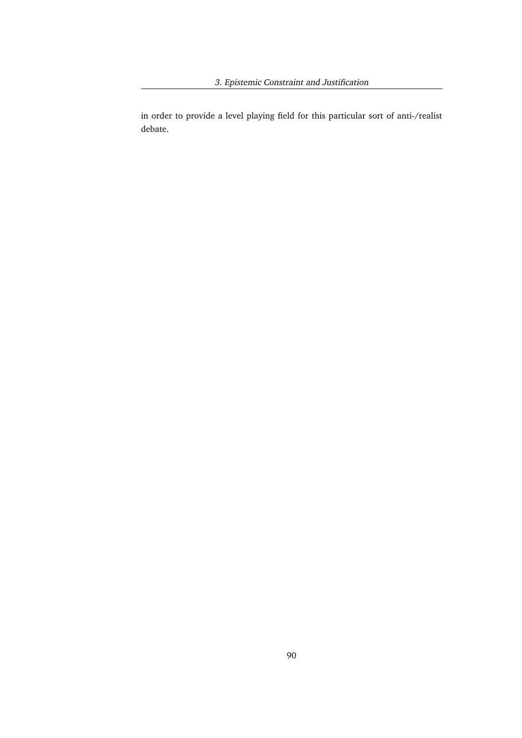in order to provide a level playing field for this particular sort of anti-/realist debate.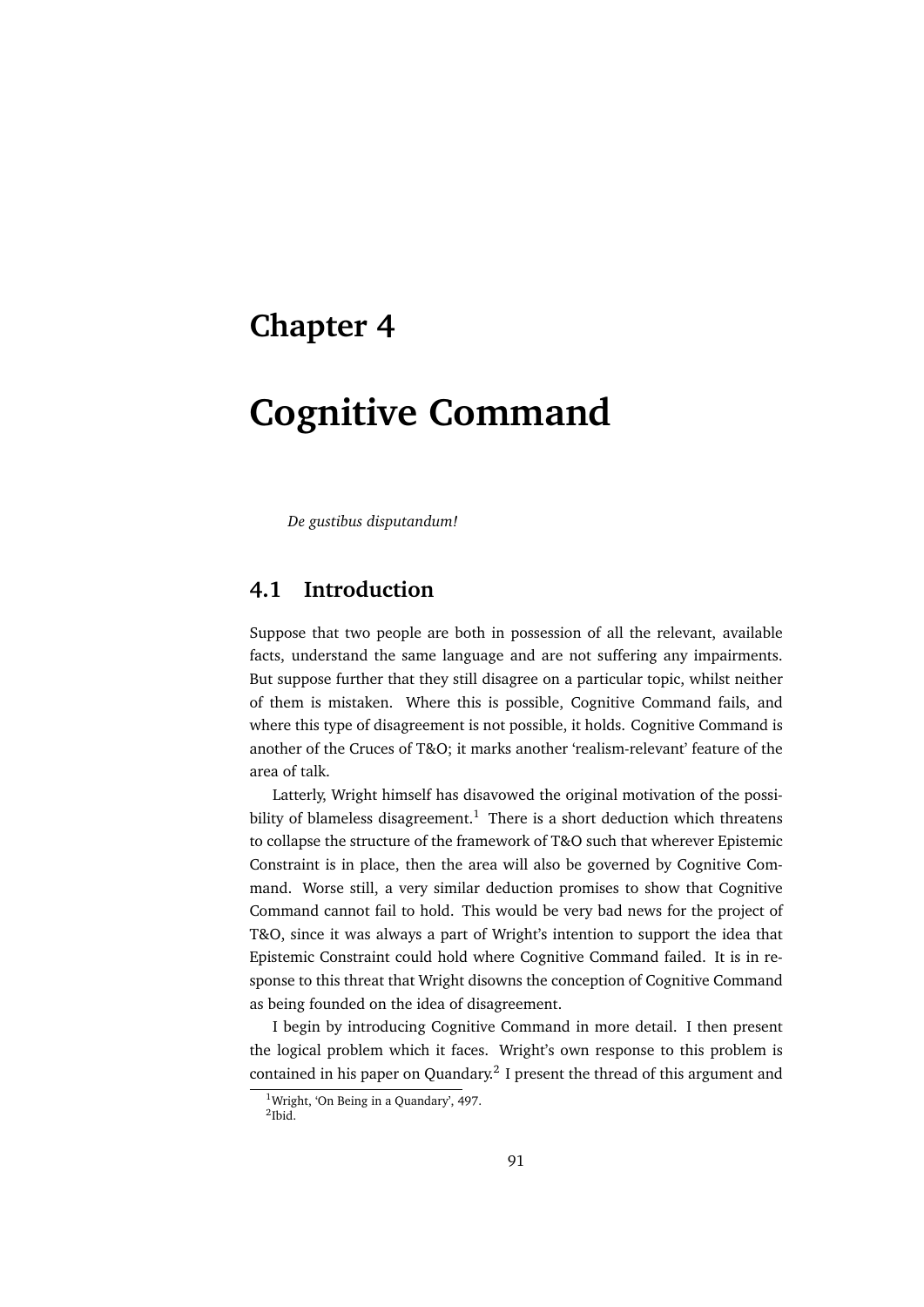# Chapter 4

# Cognitive Command

*De gustibus disputandum!*

## 4.1 Introduction

Suppose that two people are both in possession of all the relevant, available facts, understand the same language and are not suffering any impairments. But suppose further that they still disagree on a particular topic, whilst neither of them is mistaken. Where this is possible, Cognitive Command fails, and where this type of disagreement is not possible, it holds. Cognitive Command is another of the Cruces of T&O; it marks another 'realism-relevant' feature of the area of talk.

Latterly, Wright himself has disavowed the original motivation of the possibility of blameless disagreement.[1] There is a short deduction which threatens to collapse the structure of the framework of T&O such that wherever Epistemic Constraint is in place, then the area will also be governed by Cognitive Command. Worse still, a very similar deduction promises to show that Cognitive Command cannot fail to hold. This would be very bad news for the project of T&O, since it was always a part of Wright's intention to support the idea that Epistemic Constraint could hold where Cognitive Command failed. It is in response to this threat that Wright disowns the conception of Cognitive Command as being founded on the idea of disagreement.

I begin by introducing Cognitive Command in more detail. I then present the logical problem which it faces. Wright's own response to this problem is contained in his paper on Quandary.[2] I present the thread of this argument and

[1] Wright, 'On Being in a Quandary', 497.

[2] Ibid.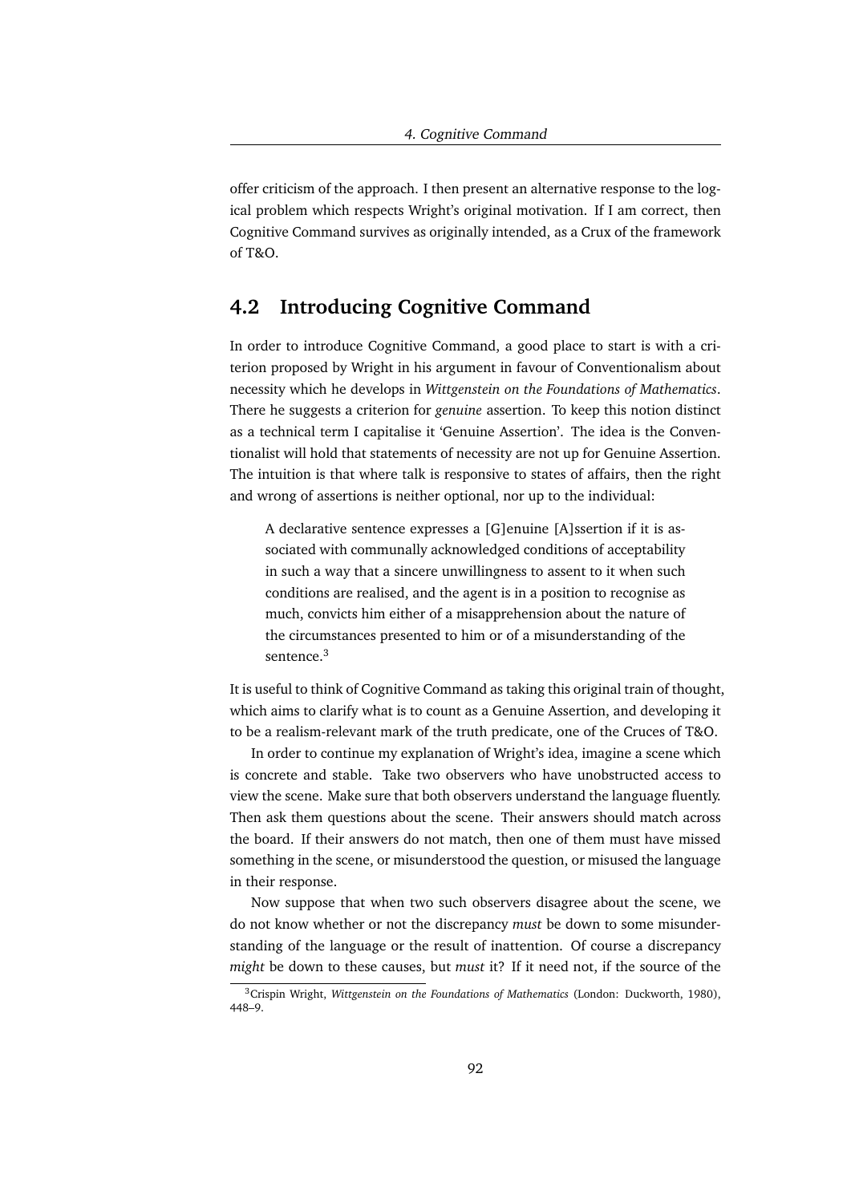offer criticism of the approach. I then present an alternative response to the logical problem which respects Wright's original motivation. If I am correct, then Cognitive Command survives as originally intended, as a Crux of the framework of T&O.

## 4.2 Introducing Cognitive Command

In order to introduce Cognitive Command, a good place to start is with a criterion proposed by Wright in his argument in favour of Conventionalism about necessity which he develops in *Wittgenstein on the Foundations of Mathematics*. There he suggests a criterion for *genuine* assertion. To keep this notion distinct as a technical term I capitalise it 'Genuine Assertion'. The idea is the Conventionalist will hold that statements of necessity are not up for Genuine Assertion. The intuition is that where talk is responsive to states of affairs, then the right and wrong of assertions is neither optional, nor up to the individual:

> A declarative sentence expresses a [G]enuine [A]ssertion if it is associated with communally acknowledged conditions of acceptability in such a way that a sincere unwillingness to assent to it when such conditions are realised, and the agent is in a position to recognise as much, convicts him either of a misapprehension about the nature of the circumstances presented to him or of a misunderstanding of the sentence.[3]

It is useful to think of Cognitive Command as taking this original train of thought, which aims to clarify what is to count as a Genuine Assertion, and developing it to be a realism-relevant mark of the truth predicate, one of the Cruces of T&O.

In order to continue my explanation of Wright's idea, imagine a scene which is concrete and stable. Take two observers who have unobstructed access to view the scene. Make sure that both observers understand the language fluently. Then ask them questions about the scene. Their answers should match across the board. If their answers do not match, then one of them must have missed something in the scene, or misunderstood the question, or misused the language in their response.

Now suppose that when two such observers disagree about the scene, we do not know whether or not the discrepancy *must* be down to some misunderstanding of the language or the result of inattention. Of course a discrepancy *might* be down to these causes, but *must* it? If it need not, if the source of the

[3] Crispin Wright, *Wittgenstein on the Foundations of Mathematics* (London: Duckworth, 1980), 448–9.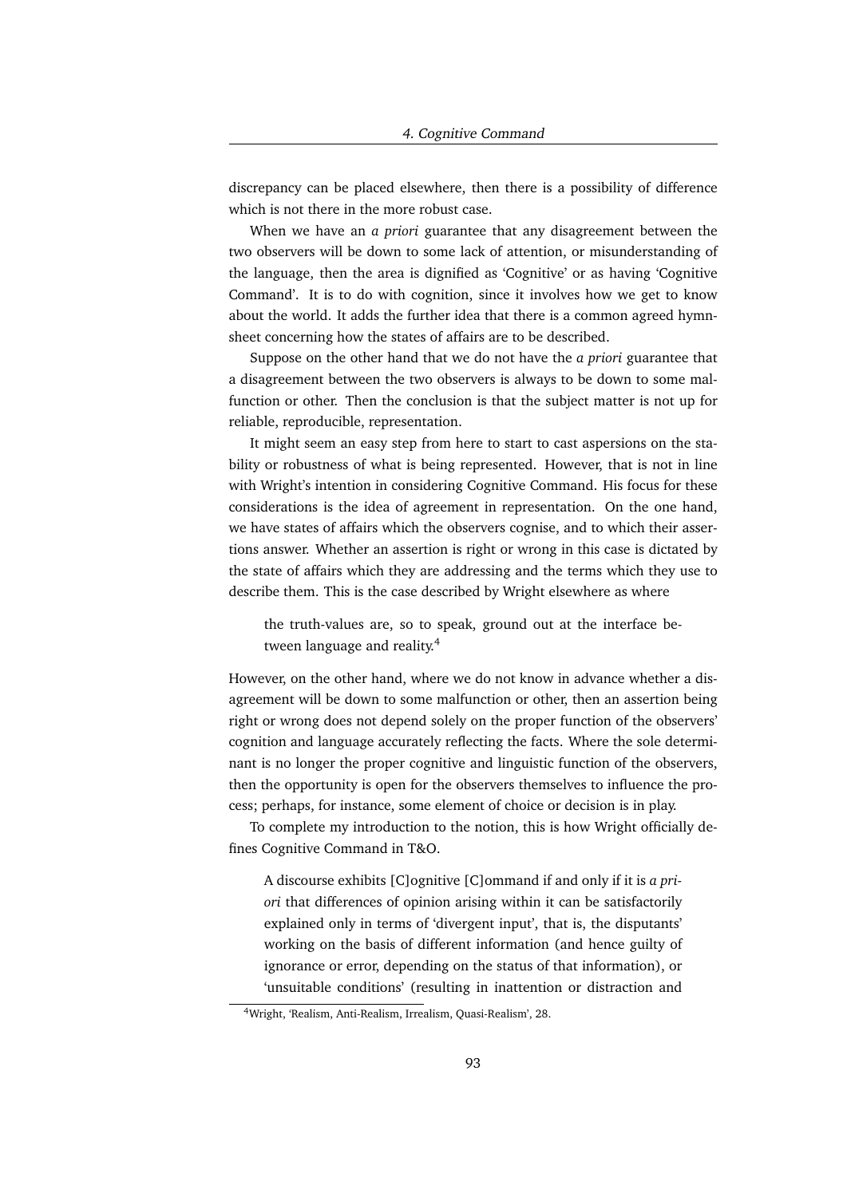discrepancy can be placed elsewhere, then there is a possibility of difference which is not there in the more robust case.

When we have an *a priori* guarantee that any disagreement between the two observers will be down to some lack of attention, or misunderstanding of the language, then the area is dignified as 'Cognitive' or as having 'Cognitive Command'. It is to do with cognition, since it involves how we get to know about the world. It adds the further idea that there is a common agreed hymn-sheet concerning how the states of affairs are to be described.

Suppose on the other hand that we do not have the *a priori* guarantee that a disagreement between the two observers is always to be down to some malfunction or other. Then the conclusion is that the subject matter is not up for reliable, reproducible, representation.

It might seem an easy step from here to start to cast aspersions on the stability or robustness of what is being represented. However, that is not in line with Wright's intention in considering Cognitive Command. His focus for these considerations is the idea of agreement in representation. On the one hand, we have states of affairs which the observers cognise, and to which their assertions answer. Whether an assertion is right or wrong in this case is dictated by the state of affairs which they are addressing and the terms which they use to describe them. This is the case described by Wright elsewhere as where

> the truth-values are, so to speak, ground out at the interface between language and reality.[4]

However, on the other hand, where we do not know in advance whether a disagreement will be down to some malfunction or other, then an assertion being right or wrong does not depend solely on the proper function of the observers' cognition and language accurately reflecting the facts. Where the sole determinant is no longer the proper cognitive and linguistic function of the observers, then the opportunity is open for the observers themselves to influence the process; perhaps, for instance, some element of choice or decision is in play.

To complete my introduction to the notion, this is how Wright officially defines Cognitive Command in T&O.

> A discourse exhibits [C]ognitive [C]ommand if and only if it is *a priori* that differences of opinion arising within it can be satisfactorily explained only in terms of 'divergent input', that is, the disputants' working on the basis of different information (and hence guilty of ignorance or error, depending on the status of that information), or 'unsuitable conditions' (resulting in inattention or distraction and

[4]Wright, 'Realism, Anti-Realism, Irrealism, Quasi-Realism', 28.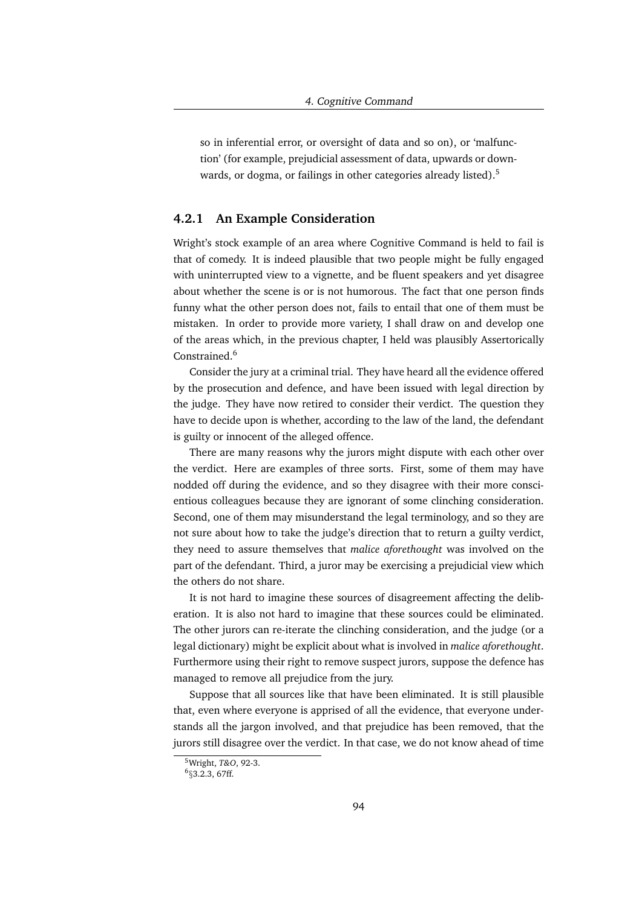so in inferential error, or oversight of data and so on), or 'malfunction' (for example, prejudicial assessment of data, upwards or downwards, or dogma, or failings in other categories already listed).[5]

### 4.2.1 An Example Consideration

Wright's stock example of an area where Cognitive Command is held to fail is that of comedy. It is indeed plausible that two people might be fully engaged with uninterrupted view to a vignette, and be fluent speakers and yet disagree about whether the scene is or is not humorous. The fact that one person finds funny what the other person does not, fails to entail that one of them must be mistaken. In order to provide more variety, I shall draw on and develop one of the areas which, in the previous chapter, I held was plausibly Assertorically Constrained.[6]

Consider the jury at a criminal trial. They have heard all the evidence offered by the prosecution and defence, and have been issued with legal direction by the judge. They have now retired to consider their verdict. The question they have to decide upon is whether, according to the law of the land, the defendant is guilty or innocent of the alleged offence.

There are many reasons why the jurors might dispute with each other over the verdict. Here are examples of three sorts. First, some of them may have nodded off during the evidence, and so they disagree with their more conscientious colleagues because they are ignorant of some clinching consideration. Second, one of them may misunderstand the legal terminology, and so they are not sure about how to take the judge's direction that to return a guilty verdict, they need to assure themselves that *malice aforethought* was involved on the part of the defendant. Third, a juror may be exercising a prejudicial view which the others do not share.

It is not hard to imagine these sources of disagreement affecting the deliberation. It is also not hard to imagine that these sources could be eliminated. The other jurors can re-iterate the clinching consideration, and the judge (or a legal dictionary) might be explicit about what is involved in *malice aforethought*. Furthermore using their right to remove suspect jurors, suppose the defence has managed to remove all prejudice from the jury.

Suppose that all sources like that have been eliminated. It is still plausible that, even where everyone is apprised of all the evidence, that everyone understands all the jargon involved, and that prejudice has been removed, that the jurors still disagree over the verdict. In that case, we do not know ahead of time

[5] Wright, *T&O*, 92-3.

[6] §3.2.3, 67ff.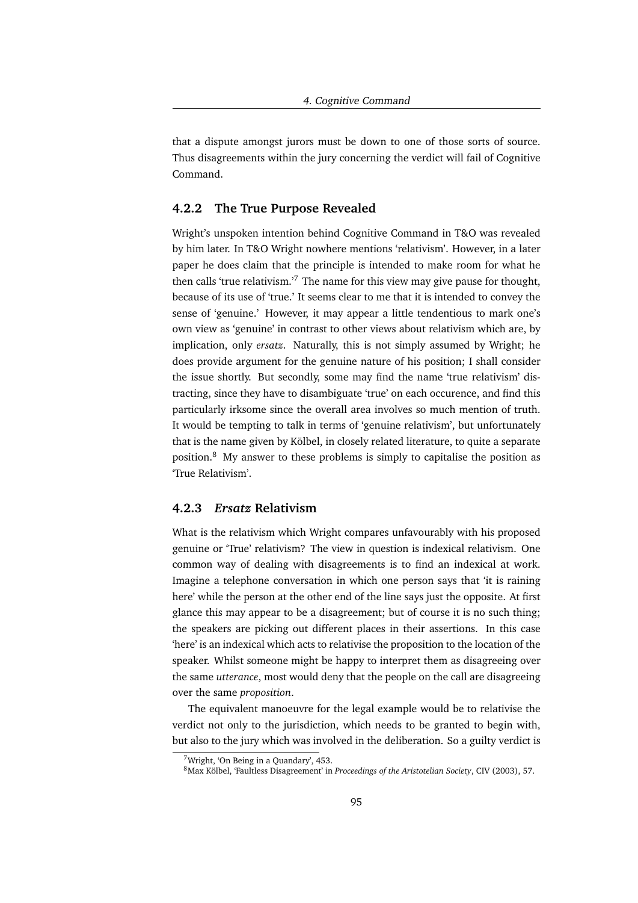that a dispute amongst jurors must be down to one of those sorts of source. Thus disagreements within the jury concerning the verdict will fail of Cognitive Command.

### 4.2.2 The True Purpose Revealed

Wright's unspoken intention behind Cognitive Command in T&O was revealed by him later. In T&O Wright nowhere mentions 'relativism'. However, in a later paper he does claim that the principle is intended to make room for what he then calls 'true relativism.'[7] The name for this view may give pause for thought, because of its use of 'true.' It seems clear to me that it is intended to convey the sense of 'genuine.' However, it may appear a little tendentious to mark one's own view as 'genuine' in contrast to other views about relativism which are, by implication, only *ersatz*. Naturally, this is not simply assumed by Wright; he does provide argument for the genuine nature of his position; I shall consider the issue shortly. But secondly, some may find the name 'true relativism' distracting, since they have to disambiguate 'true' on each occurence, and find this particularly irksome since the overall area involves so much mention of truth. It would be tempting to talk in terms of 'genuine relativism', but unfortunately that is the name given by Kölbel, in closely related literature, to quite a separate position.[8] My answer to these problems is simply to capitalise the position as 'True Relativism'.

### 4.2.3 *Ersatz* Relativism

What is the relativism which Wright compares unfavourably with his proposed genuine or 'True' relativism? The view in question is indexical relativism. One common way of dealing with disagreements is to find an indexical at work. Imagine a telephone conversation in which one person says that 'it is raining here' while the person at the other end of the line says just the opposite. At first glance this may appear to be a disagreement; but of course it is no such thing; the speakers are picking out different places in their assertions. In this case 'here' is an indexical which acts to relativise the proposition to the location of the speaker. Whilst someone might be happy to interpret them as disagreeing over the same *utterance*, most would deny that the people on the call are disagreeing over the same *proposition*.

The equivalent manoeuvre for the legal example would be to relativise the verdict not only to the jurisdiction, which needs to be granted to begin with, but also to the jury which was involved in the deliberation. So a guilty verdict is

[7] Wright, 'On Being in a Quandary', 453.

[8] Max Kölbel, 'Faultless Disagreement' in *Proceedings of the Aristotelian Society*, CIV (2003), 57.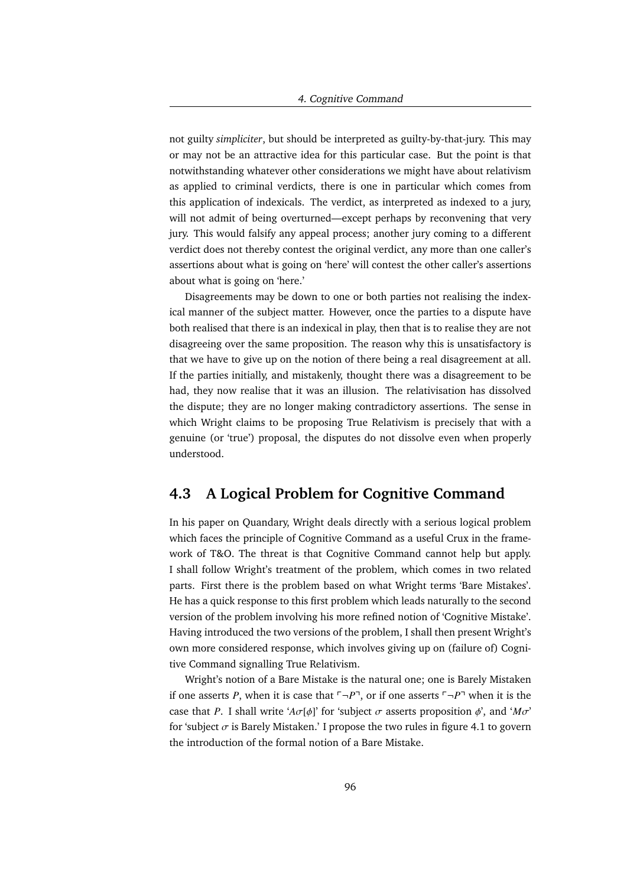not guilty *simpliciter*, but should be interpreted as guilty-by-that-jury. This may or may not be an attractive idea for this particular case. But the point is that notwithstanding whatever other considerations we might have about relativism as applied to criminal verdicts, there is one in particular which comes from this application of indexicals. The verdict, as interpreted as indexed to a jury, will not admit of being overturned—except perhaps by reconvening that very jury. This would falsify any appeal process; another jury coming to a different verdict does not thereby contest the original verdict, any more than one caller's assertions about what is going on 'here' will contest the other caller's assertions about what is going on 'here.'

Disagreements may be down to one or both parties not realising the indexical manner of the subject matter. However, once the parties to a dispute have both realised that there is an indexical in play, then that is to realise they are not disagreeing over the same proposition. The reason why this is unsatisfactory is that we have to give up on the notion of there being a real disagreement at all. If the parties initially, and mistakenly, thought there was a disagreement to be had, they now realise that it was an illusion. The relativisation has dissolved the dispute; they are no longer making contradictory assertions. The sense in which Wright claims to be proposing True Relativism is precisely that with a genuine (or 'true') proposal, the disputes do not dissolve even when properly understood.

## 4.3 A Logical Problem for Cognitive Command

In his paper on Quandary, Wright deals directly with a serious logical problem which faces the principle of Cognitive Command as a useful Crux in the framework of T&O. The threat is that Cognitive Command cannot help but apply. I shall follow Wright's treatment of the problem, which comes in two related parts. First there is the problem based on what Wright terms 'Bare Mistakes'. He has a quick response to this first problem which leads naturally to the second version of the problem involving his more refined notion of 'Cognitive Mistake'. Having introduced the two versions of the problem, I shall then present Wright's own more considered response, which involves giving up on (failure of) Cognitive Command signalling True Relativism.

Wright's notion of a Bare Mistake is the natural one; one is Barely Mistaken if one asserts $P$, when it is case that $\ulcorner \neg P \urcorner$, or if one asserts $\ulcorner \neg P \urcorner$ when it is the case that $P$. I shall write '$A\sigma[\phi]$' for 'subject $\sigma$ asserts proposition $\phi$', and '$M\sigma$' for 'subject $\sigma$ is Barely Mistaken.' I propose the two rules in figure 4.1 to govern the introduction of the formal notion of a Bare Mistake.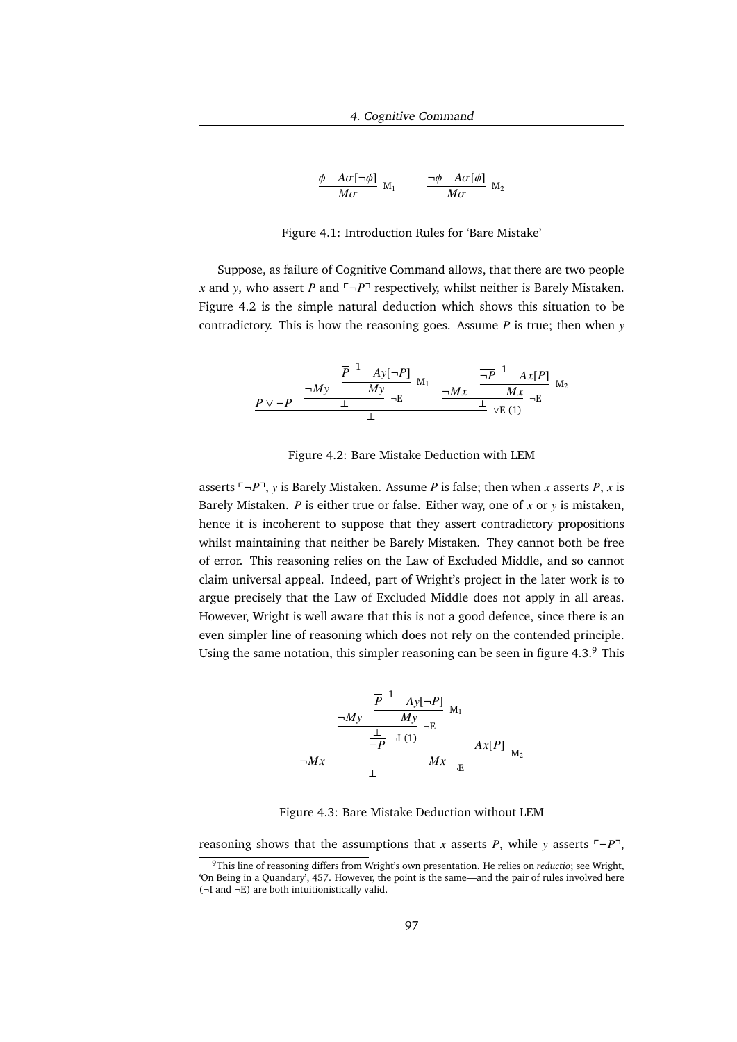$$\frac{\phi \quad A\sigma[\neg\phi]}{M\sigma}\ \mathrm{M}_1 \qquad \frac{\neg\phi \quad A\sigma[\phi]}{M\sigma}\ \mathrm{M}_2$$

Figure 4.1: Introduction Rules for 'Bare Mistake'

Suppose, as failure of Cognitive Command allows, that there are two people $x$ and $y$, who assert $P$ and $\ulcorner\neg P\urcorner$ respectively, whilst neither is Barely Mistaken. Figure 4.2 is the simple natural deduction which shows this situation to be contradictory. This is how the reasoning goes. Assume $P$ is true; then when $y$

$$\dfrac{P \vee \neg P \qquad \dfrac{\neg My \qquad \dfrac{\overline{P}^{\,1} \quad Ay[\neg P]}{My}\ \mathrm{M}_1}{\bot}\ \neg\mathrm{E} \qquad \dfrac{\neg Mx \qquad \dfrac{\overline{\neg P}^{\,1} \quad Ax[P]}{Mx}\ \mathrm{M}_2}{\bot}\ \neg\mathrm{E}}{\bot}\ \vee\mathrm{E}\ (1)$$

Figure 4.2: Bare Mistake Deduction with LEM

asserts $\ulcorner\neg P\urcorner$, $y$ is Barely Mistaken. Assume $P$ is false; then when $x$ asserts $P$, $x$ is Barely Mistaken. $P$ is either true or false. Either way, one of $x$ or $y$ is mistaken, hence it is incoherent to suppose that they assert contradictory propositions whilst maintaining that neither be Barely Mistaken. They cannot both be free of error. This reasoning relies on the Law of Excluded Middle, and so cannot claim universal appeal. Indeed, part of Wright's project in the later work is to argue precisely that the Law of Excluded Middle does not apply in all areas. However, Wright is well aware that this is not a good defence, since there is an even simpler line of reasoning which does not rely on the contended principle. Using the same notation, this simpler reasoning can be seen in figure 4.3.[9] This

$$\dfrac{\neg Mx \qquad \dfrac{\dfrac{\dfrac{\neg My \qquad \dfrac{\overline{P}^{\,1} \quad Ay[\neg P]}{My}\ \mathrm{M}_1}{\bot}\ \neg\mathrm{E}}{\neg P}\ \neg\mathrm{I}\ (1) \qquad Ax[P]}{Mx}\ \mathrm{M}_2}{\bot}\ \neg\mathrm{E}$$

Figure 4.3: Bare Mistake Deduction without LEM

reasoning shows that the assumptions that $x$ asserts $P$, while $y$ asserts $\ulcorner\neg P\urcorner$,

[9] This line of reasoning differs from Wright's own presentation. He relies on *reductio*; see Wright, 'On Being in a Quandary', 457. However, the point is the same—and the pair of rules involved here (¬I and ¬E) are both intuitionistically valid.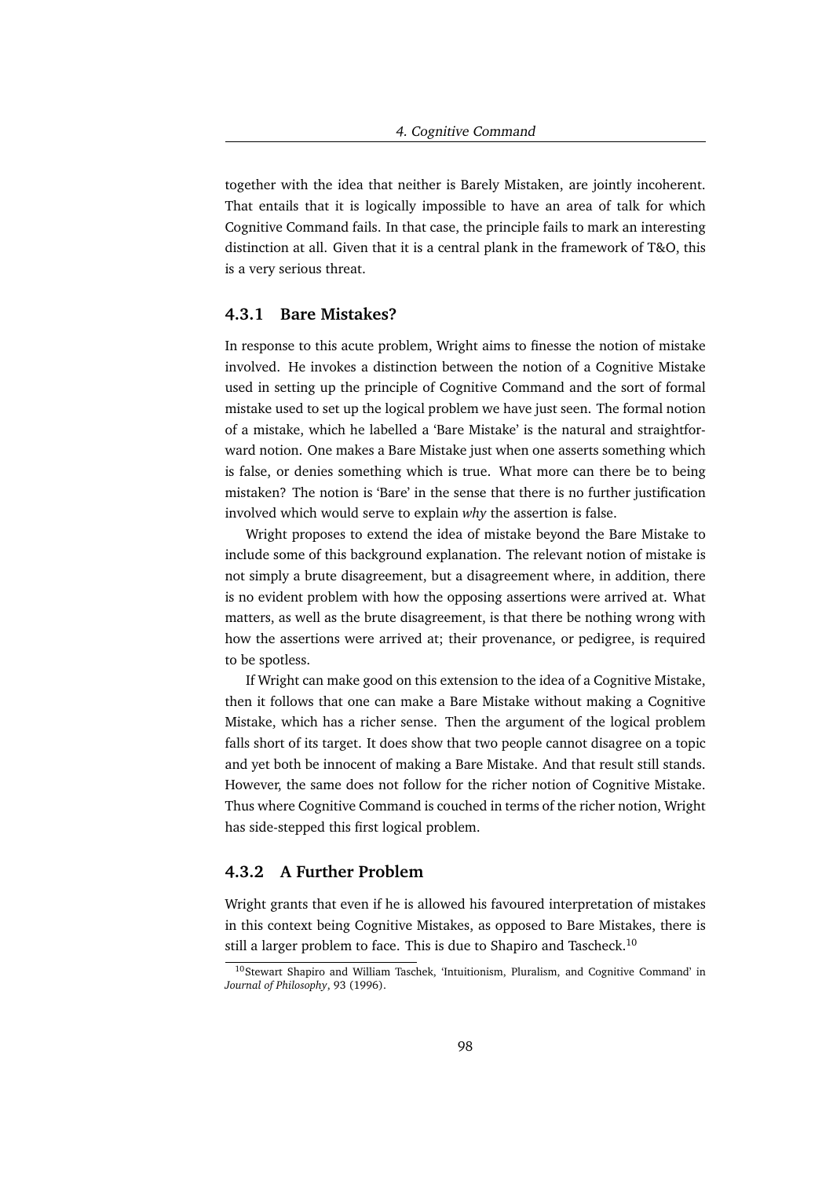together with the idea that neither is Barely Mistaken, are jointly incoherent. That entails that it is logically impossible to have an area of talk for which Cognitive Command fails. In that case, the principle fails to mark an interesting distinction at all. Given that it is a central plank in the framework of T&O, this is a very serious threat.

### 4.3.1 Bare Mistakes?

In response to this acute problem, Wright aims to finesse the notion of mistake involved. He invokes a distinction between the notion of a Cognitive Mistake used in setting up the principle of Cognitive Command and the sort of formal mistake used to set up the logical problem we have just seen. The formal notion of a mistake, which he labelled a 'Bare Mistake' is the natural and straightforward notion. One makes a Bare Mistake just when one asserts something which is false, or denies something which is true. What more can there be to being mistaken? The notion is 'Bare' in the sense that there is no further justification involved which would serve to explain *why* the assertion is false.

Wright proposes to extend the idea of mistake beyond the Bare Mistake to include some of this background explanation. The relevant notion of mistake is not simply a brute disagreement, but a disagreement where, in addition, there is no evident problem with how the opposing assertions were arrived at. What matters, as well as the brute disagreement, is that there be nothing wrong with how the assertions were arrived at; their provenance, or pedigree, is required to be spotless.

If Wright can make good on this extension to the idea of a Cognitive Mistake, then it follows that one can make a Bare Mistake without making a Cognitive Mistake, which has a richer sense. Then the argument of the logical problem falls short of its target. It does show that two people cannot disagree on a topic and yet both be innocent of making a Bare Mistake. And that result still stands. However, the same does not follow for the richer notion of Cognitive Mistake. Thus where Cognitive Command is couched in terms of the richer notion, Wright has side-stepped this first logical problem.

### 4.3.2 A Further Problem

Wright grants that even if he is allowed his favoured interpretation of mistakes in this context being Cognitive Mistakes, as opposed to Bare Mistakes, there is still a larger problem to face. This is due to Shapiro and Tascheck.[10]

[10] Stewart Shapiro and William Taschek, 'Intuitionism, Pluralism, and Cognitive Command' in *Journal of Philosophy*, 93 (1996).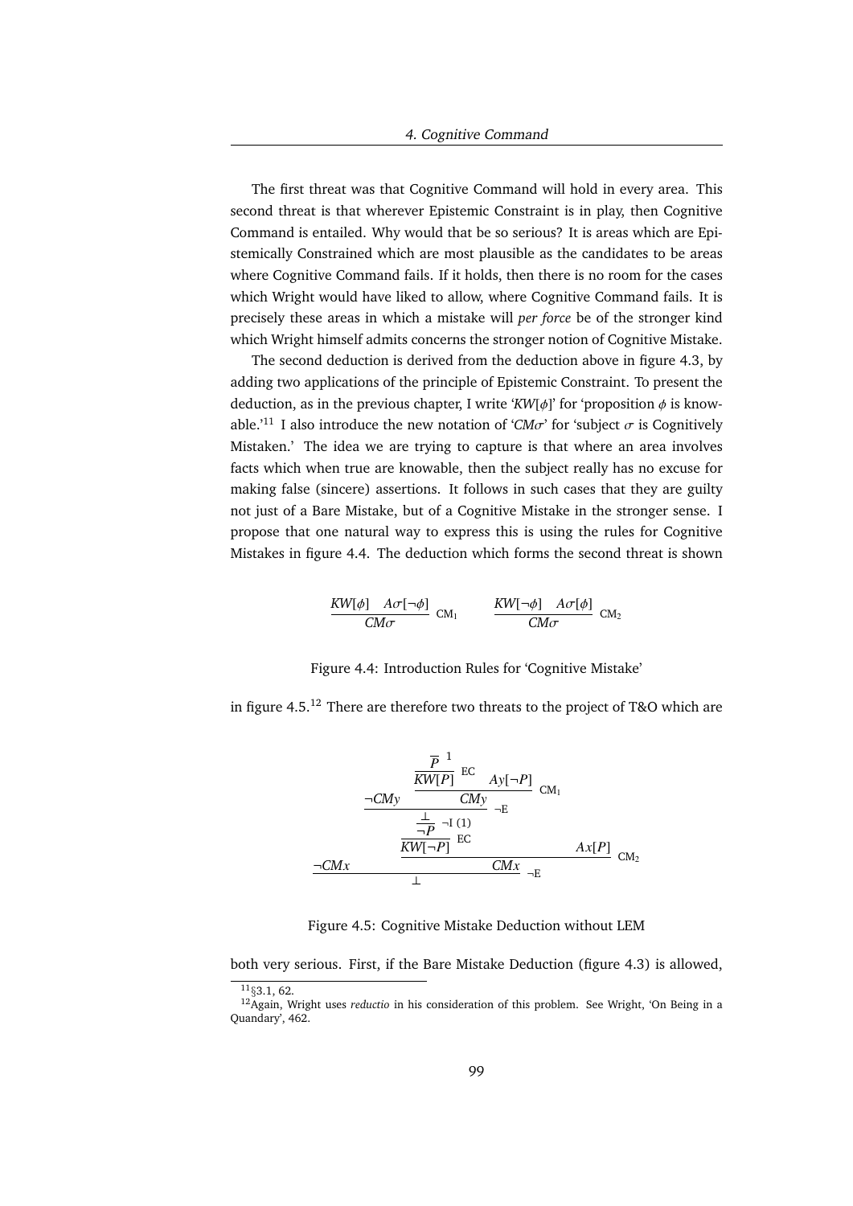The first threat was that Cognitive Command will hold in every area. This second threat is that wherever Epistemic Constraint is in play, then Cognitive Command is entailed. Why would that be so serious? It is areas which are Epistemically Constrained which are most plausible as the candidates to be areas where Cognitive Command fails. If it holds, then there is no room for the cases which Wright would have liked to allow, where Cognitive Command fails. It is precisely these areas in which a mistake will *per force* be of the stronger kind which Wright himself admits concerns the stronger notion of Cognitive Mistake.

The second deduction is derived from the deduction above in figure 4.3, by adding two applications of the principle of Epistemic Constraint. To present the deduction, as in the previous chapter, I write '$KW[\phi]$' for 'proposition $\phi$ is knowable.'[11] I also introduce the new notation of '$CM\sigma$' for 'subject $\sigma$ is Cognitively Mistaken.' The idea we are trying to capture is that where an area involves facts which when true are knowable, then the subject really has no excuse for making false (sincere) assertions. It follows in such cases that they are guilty not just of a Bare Mistake, but of a Cognitive Mistake in the stronger sense. I propose that one natural way to express this is using the rules for Cognitive Mistakes in figure 4.4. The deduction which forms the second threat is shown in figure 4.5.[12] There are therefore two threats to the project of T&O which are

$$\frac{KW[\phi] \quad A\sigma[\neg\phi]}{CM\sigma}\ \text{CM}_1 \qquad\qquad \frac{KW[\neg\phi] \quad A\sigma[\phi]}{CM\sigma}\ \text{CM}_2$$

Figure 4.4: Introduction Rules for 'Cognitive Mistake'

$$\dfrac{\neg CMx \qquad \dfrac{\dfrac{\dfrac{\neg CMy \qquad \dfrac{\dfrac{\overline{P}^{\,1}}{KW[P]}\ \text{EC} \qquad Ay[\neg P]}{CMy}\ \text{CM}_1}{\dfrac{\bot}{\neg P}\ \neg\text{I}\ (1)}\ \neg\text{E}}{KW[\neg P]}\ \text{EC} \qquad Ax[P]}{CMx}\ \text{CM}_2}{\bot}\ \neg\text{E}$$

Figure 4.5: Cognitive Mistake Deduction without LEM

both very serious. First, if the Bare Mistake Deduction (figure 4.3) is allowed,

[11] §3.1, 62.

[12] Again, Wright uses *reductio* in his consideration of this problem. See Wright, 'On Being in a Quandary', 462.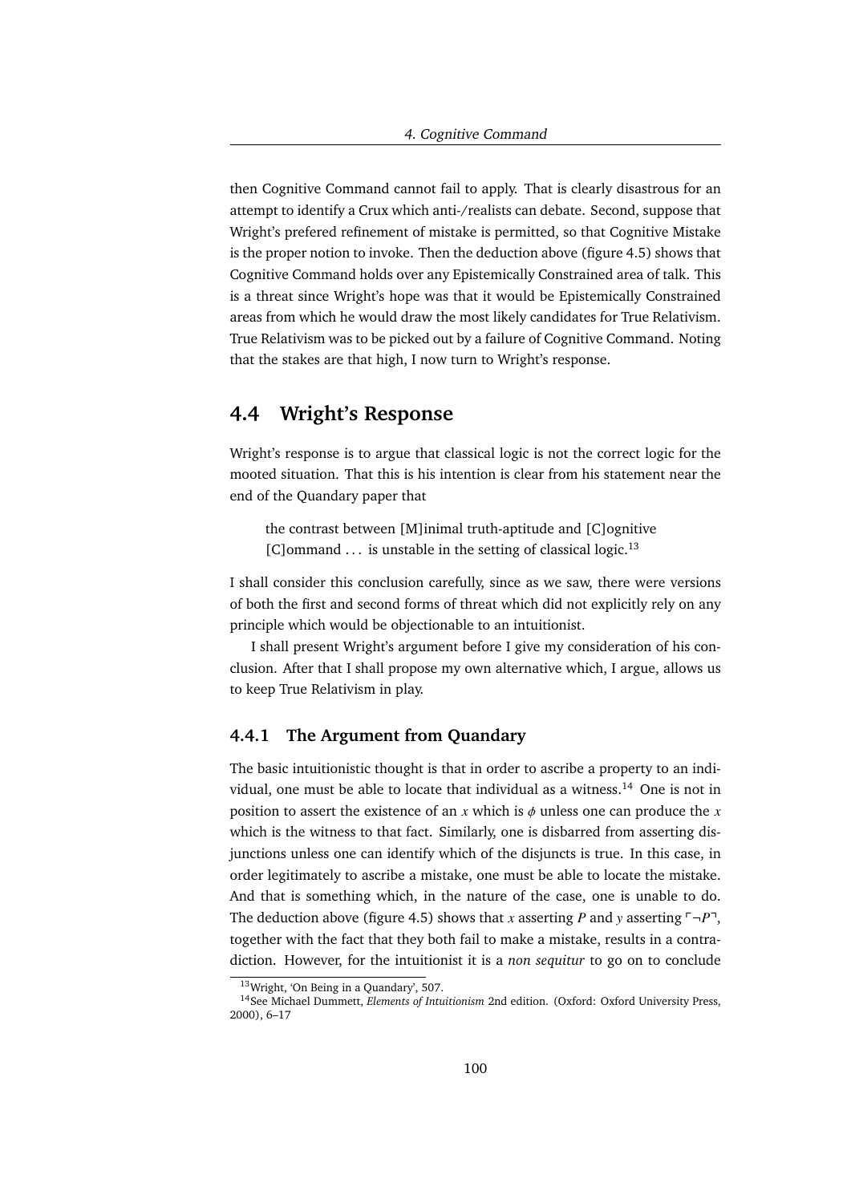then Cognitive Command cannot fail to apply. That is clearly disastrous for an attempt to identify a Crux which anti-/realists can debate. Second, suppose that Wright's prefered refinement of mistake is permitted, so that Cognitive Mistake is the proper notion to invoke. Then the deduction above (figure 4.5) shows that Cognitive Command holds over any Epistemically Constrained area of talk. This is a threat since Wright's hope was that it would be Epistemically Constrained areas from which he would draw the most likely candidates for True Relativism. True Relativism was to be picked out by a failure of Cognitive Command. Noting that the stakes are that high, I now turn to Wright's response.

## 4.4 Wright's Response

Wright's response is to argue that classical logic is not the correct logic for the mooted situation. That this is his intention is clear from his statement near the end of the Quandary paper that

> the contrast between [M]inimal truth-aptitude and [C]ognitive [C]ommand ... is unstable in the setting of classical logic.[13]

I shall consider this conclusion carefully, since as we saw, there were versions of both the first and second forms of threat which did not explicitly rely on any principle which would be objectionable to an intuitionist.

I shall present Wright's argument before I give my consideration of his conclusion. After that I shall propose my own alternative which, I argue, allows us to keep True Relativism in play.

### 4.4.1 The Argument from Quandary

The basic intuitionistic thought is that in order to ascribe a property to an individual, one must be able to locate that individual as a witness.[14] One is not in position to assert the existence of an $x$ which is $\phi$ unless one can produce the $x$ which is the witness to that fact. Similarly, one is disbarred from asserting disjunctions unless one can identify which of the disjuncts is true. In this case, in order legitimately to ascribe a mistake, one must be able to locate the mistake. And that is something which, in the nature of the case, one is unable to do. The deduction above (figure 4.5) shows that $x$ asserting $P$ and $y$ asserting $\ulcorner \neg P \urcorner$, together with the fact that they both fail to make a mistake, results in a contradiction. However, for the intuitionist it is a *non sequitur* to go on to conclude

[13] Wright, 'On Being in a Quandary', 507.

[14] See Michael Dummett, *Elements of Intuitionism* 2nd edition. (Oxford: Oxford University Press, 2000), 6–17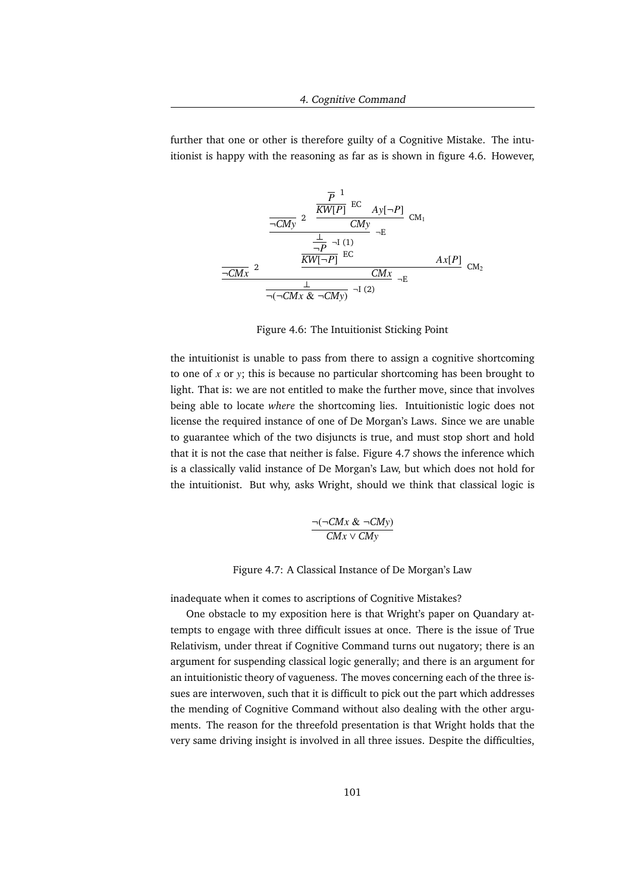further that one or other is therefore guilty of a Cognitive Mistake. The intuitionist is happy with the reasoning as far as is shown in figure 4.6. However,

$$
\dfrac{\dfrac{\overline{\neg CMx}^{\,2} \qquad \dfrac{\dfrac{\dfrac{\dfrac{\overline{\neg CMy}^{\,2} \qquad \dfrac{\dfrac{\overline{P}^{\,1}}{KW[P]}\,\text{EC} \qquad Ay[\neg P]}{CMy}\,\text{CM}_1}{\bot}\,\neg\text{E}}{\neg P}\,\neg\text{I}\,(1)}{KW[\neg P]}\,\text{EC} \qquad Ax[P]}{CMx}\,\text{CM}_2}{\bot}\,\neg\text{E}}{\neg(\neg CMx \,\&\, \neg CMy)}\,\neg\text{I}\,(2)
$$

Figure 4.6: The Intuitionist Sticking Point

the intuitionist is unable to pass from there to assign a cognitive shortcoming to one of $x$ or $y$; this is because no particular shortcoming has been brought to light. That is: we are not entitled to make the further move, since that involves being able to locate *where* the shortcoming lies. Intuitionistic logic does not license the required instance of one of De Morgan's Laws. Since we are unable to guarantee which of the two disjuncts is true, and must stop short and hold that it is not the case that neither is false. Figure 4.7 shows the inference which is a classically valid instance of De Morgan's Law, but which does not hold for the intuitionist. But why, asks Wright, should we think that classical logic is

$$
\dfrac{\neg(\neg CMx \,\&\, \neg CMy)}{CMx \vee CMy}
$$

Figure 4.7: A Classical Instance of De Morgan's Law

inadequate when it comes to ascriptions of Cognitive Mistakes?

One obstacle to my exposition here is that Wright's paper on Quandary attempts to engage with three difficult issues at once. There is the issue of True Relativism, under threat if Cognitive Command turns out nugatory; there is an argument for suspending classical logic generally; and there is an argument for an intuitionistic theory of vagueness. The moves concerning each of the three issues are interwoven, such that it is difficult to pick out the part which addresses the mending of Cognitive Command without also dealing with the other arguments. The reason for the threefold presentation is that Wright holds that the very same driving insight is involved in all three issues. Despite the difficulties,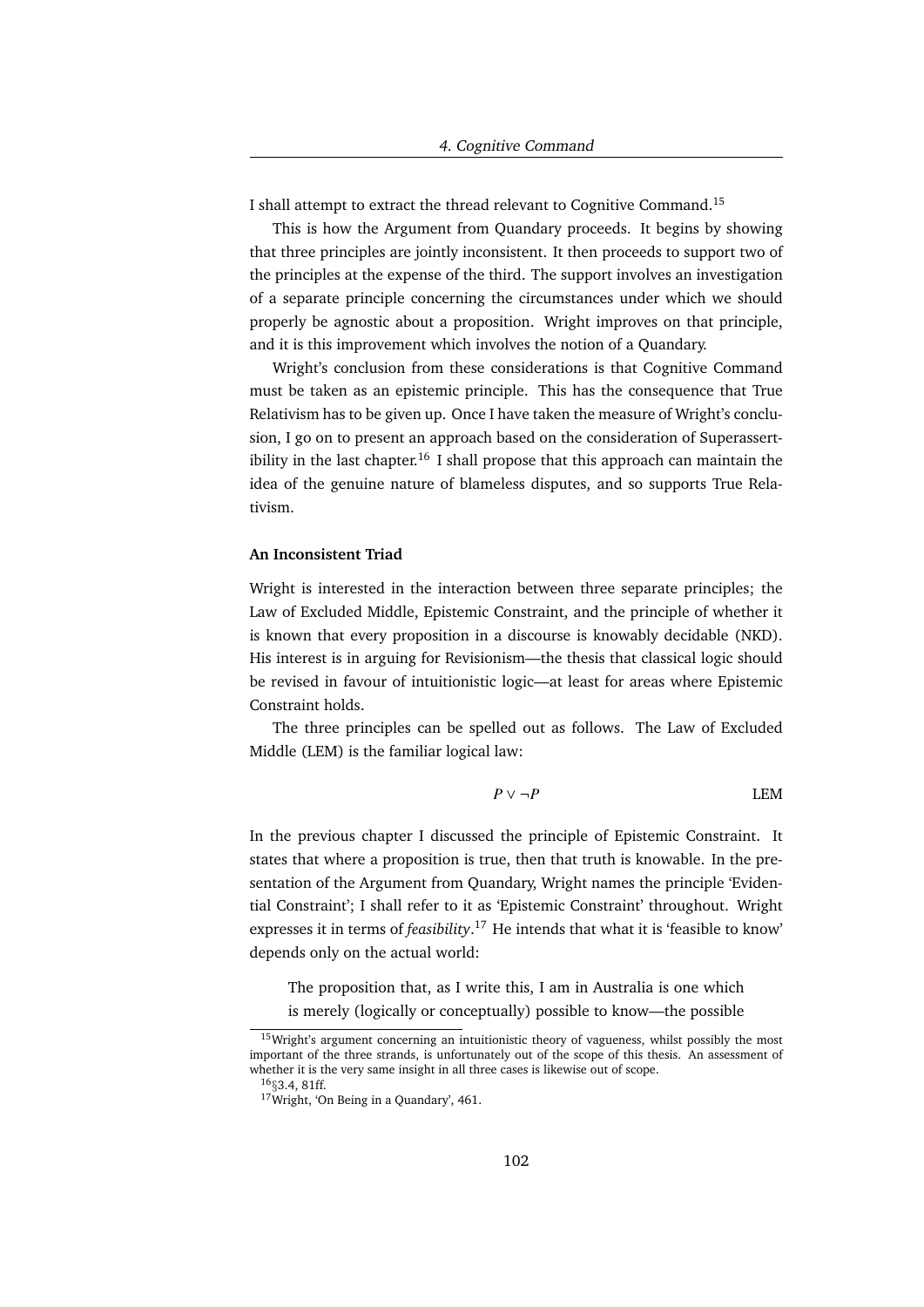I shall attempt to extract the thread relevant to Cognitive Command.[15]

This is how the Argument from Quandary proceeds. It begins by showing that three principles are jointly inconsistent. It then proceeds to support two of the principles at the expense of the third. The support involves an investigation of a separate principle concerning the circumstances under which we should properly be agnostic about a proposition. Wright improves on that principle, and it is this improvement which involves the notion of a Quandary.

Wright's conclusion from these considerations is that Cognitive Command must be taken as an epistemic principle. This has the consequence that True Relativism has to be given up. Once I have taken the measure of Wright's conclusion, I go on to present an approach based on the consideration of Superassertibility in the last chapter.[16] I shall propose that this approach can maintain the idea of the genuine nature of blameless disputes, and so supports True Relativism.

**An Inconsistent Triad**

Wright is interested in the interaction between three separate principles; the Law of Excluded Middle, Epistemic Constraint, and the principle of whether it is known that every proposition in a discourse is knowably decidable (NKD). His interest is in arguing for Revisionism—the thesis that classical logic should be revised in favour of intuitionistic logic—at least for areas where Epistemic Constraint holds.

The three principles can be spelled out as follows. The Law of Excluded Middle (LEM) is the familiar logical law:

$$P \vee \neg P \qquad \text{LEM}$$

In the previous chapter I discussed the principle of Epistemic Constraint. It states that where a proposition is true, then that truth is knowable. In the presentation of the Argument from Quandary, Wright names the principle 'Evidential Constraint'; I shall refer to it as 'Epistemic Constraint' throughout. Wright expresses it in terms of *feasibility*.[17] He intends that what it is 'feasible to know' depends only on the actual world:

> The proposition that, as I write this, I am in Australia is one which is merely (logically or conceptually) possible to know—the possible

[15] Wright's argument concerning an intuitionistic theory of vagueness, whilst possibly the most important of the three strands, is unfortunately out of the scope of this thesis. An assessment of whether it is the very same insight in all three cases is likewise out of scope.

[16] §3.4, 81ff.

[17] Wright, 'On Being in a Quandary', 461.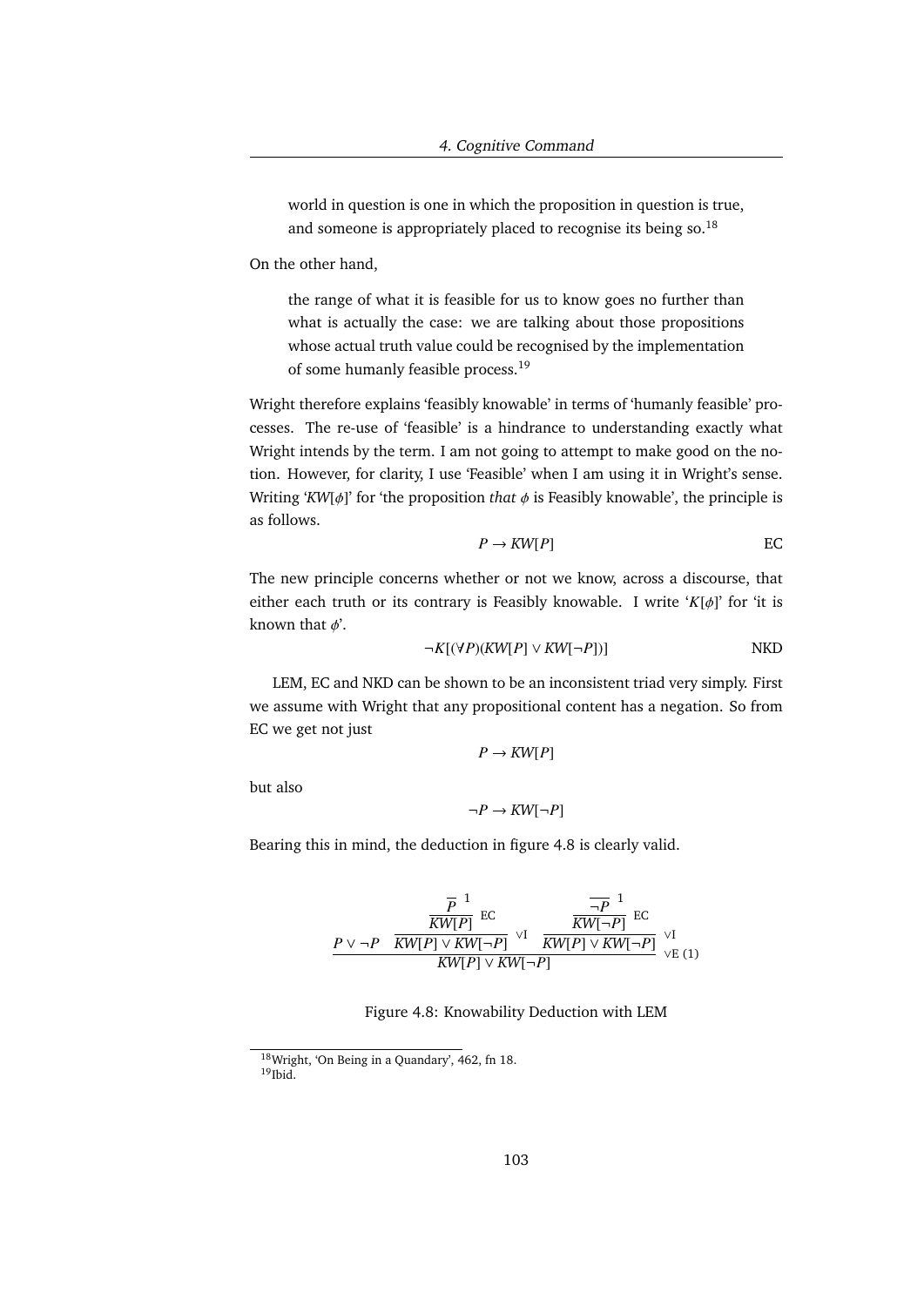> world in question is one in which the proposition in question is true, and someone is appropriately placed to recognise its being so.[18]

On the other hand,

> the range of what it is feasible for us to know goes no further than what is actually the case: we are talking about those propositions whose actual truth value could be recognised by the implementation of some humanly feasible process.[19]

Wright therefore explains 'feasibly knowable' in terms of 'humanly feasible' processes. The re-use of 'feasible' is a hindrance to understanding exactly what Wright intends by the term. I am not going to attempt to make good on the notion. However, for clarity, I use 'Feasible' when I am using it in Wright's sense. Writing '$KW[\phi]$' for 'the proposition *that* $\phi$ is Feasibly knowable', the principle is as follows.

$$P \rightarrow KW[P] \qquad \text{EC}$$

The new principle concerns whether or not we know, across a discourse, that either each truth or its contrary is Feasibly knowable. I write '$K[\phi]$' for 'it is known that $\phi$'.

$$\neg K[(\forall P)(KW[P] \vee KW[\neg P])] \qquad \text{NKD}$$

LEM, EC and NKD can be shown to be an inconsistent triad very simply. First we assume with Wright that any propositional content has a negation. So from EC we get not just

$$P \rightarrow KW[P]$$

but also

$$\neg P \rightarrow KW[\neg P]$$

Bearing this in mind, the deduction in figure 4.8 is clearly valid.

$$\dfrac{P \vee \neg P \qquad \dfrac{\dfrac{\overline{P}^{\,1}}{KW[P]}\,\text{EC}}{KW[P] \vee KW[\neg P]}\,\vee\text{I} \qquad \dfrac{\dfrac{\overline{\neg P}^{\,1}}{KW[\neg P]}\,\text{EC}}{KW[P] \vee KW[\neg P]}\,\vee\text{I}}{KW[P] \vee KW[\neg P]}\,\vee\text{E}\ (1)$$

Figure 4.8: Knowability Deduction with LEM

[18] Wright, 'On Being in a Quandary', 462, fn 18.

[19] Ibid.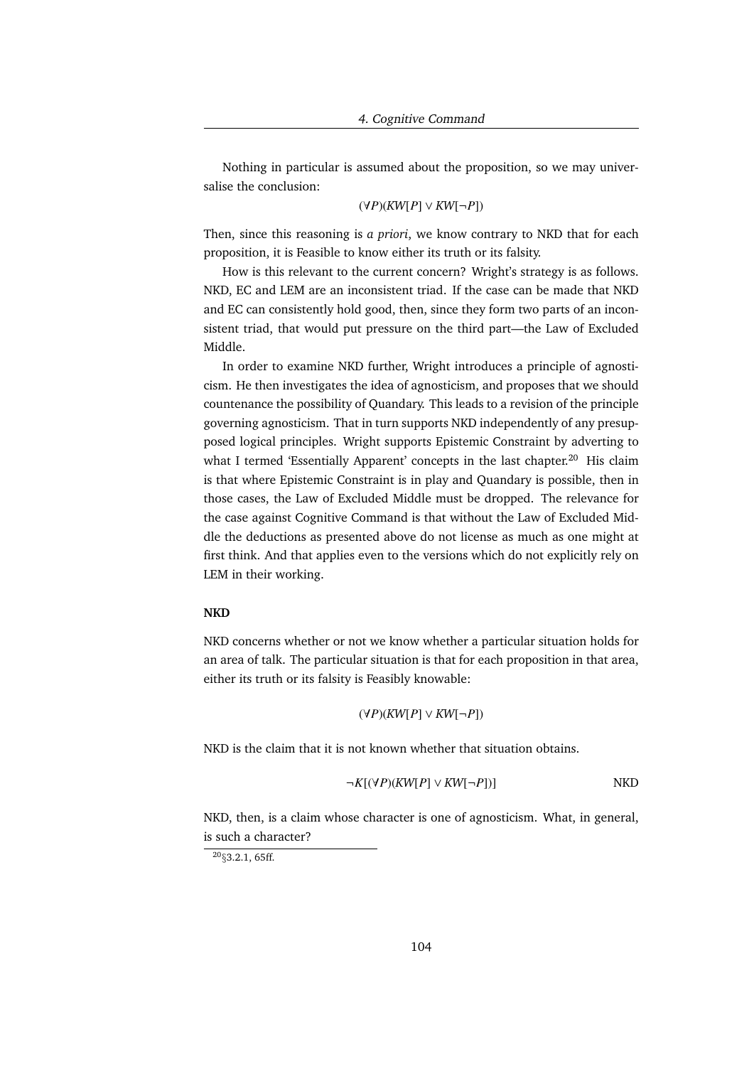Nothing in particular is assumed about the proposition, so we may universalise the conclusion:

$$(\forall P)(KW[P] \vee KW[\neg P])$$

Then, since this reasoning is *a priori*, we know contrary to NKD that for each proposition, it is Feasible to know either its truth or its falsity.

How is this relevant to the current concern? Wright's strategy is as follows. NKD, EC and LEM are an inconsistent triad. If the case can be made that NKD and EC can consistently hold good, then, since they form two parts of an inconsistent triad, that would put pressure on the third part—the Law of Excluded Middle.

In order to examine NKD further, Wright introduces a principle of agnosticism. He then investigates the idea of agnosticism, and proposes that we should countenance the possibility of Quandary. This leads to a revision of the principle governing agnosticism. That in turn supports NKD independently of any presupposed logical principles. Wright supports Epistemic Constraint by adverting to what I termed 'Essentially Apparent' concepts in the last chapter.[20] His claim is that where Epistemic Constraint is in play and Quandary is possible, then in those cases, the Law of Excluded Middle must be dropped. The relevance for the case against Cognitive Command is that without the Law of Excluded Middle the deductions as presented above do not license as much as one might at first think. And that applies even to the versions which do not explicitly rely on LEM in their working.

**NKD**

NKD concerns whether or not we know whether a particular situation holds for an area of talk. The particular situation is that for each proposition in that area, either its truth or its falsity is Feasibly knowable:

$$(\forall P)(KW[P] \vee KW[\neg P])$$

NKD is the claim that it is not known whether that situation obtains.

$$\neg K[(\forall P)(KW[P] \vee KW[\neg P])] \qquad \text{NKD}$$

NKD, then, is a claim whose character is one of agnosticism. What, in general, is such a character?

[20] §3.2.1, 65ff.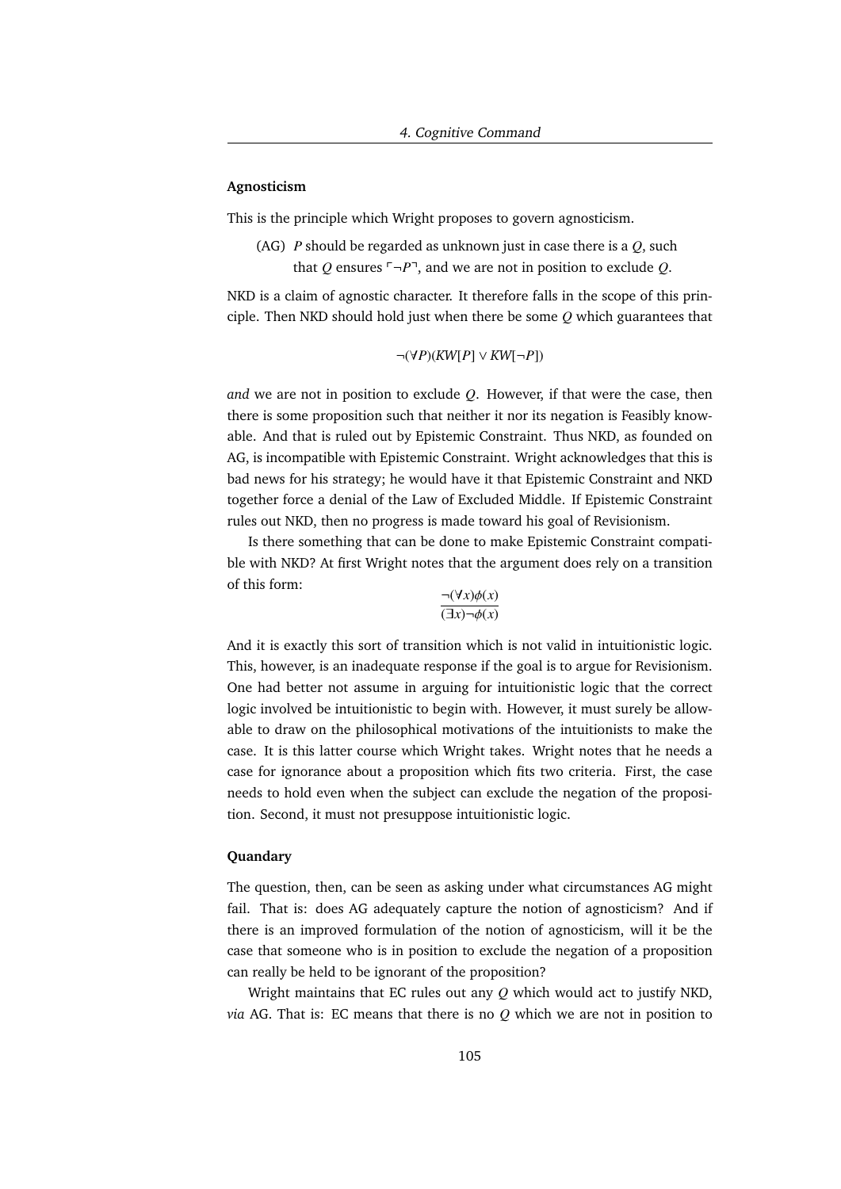### Agnosticism

This is the principle which Wright proposes to govern agnosticism.

(AG) $P$ should be regarded as unknown just in case there is a $Q$, such that $Q$ ensures $\ulcorner \neg P \urcorner$, and we are not in position to exclude $Q$.

NKD is a claim of agnostic character. It therefore falls in the scope of this principle. Then NKD should hold just when there be some $Q$ which guarantees that

$$\neg(\forall P)(KW[P] \vee KW[\neg P])$$

*and* we are not in position to exclude $Q$. However, if that were the case, then there is some proposition such that neither it nor its negation is Feasibly knowable. And that is ruled out by Epistemic Constraint. Thus NKD, as founded on AG, is incompatible with Epistemic Constraint. Wright acknowledges that this is bad news for his strategy; he would have it that Epistemic Constraint and NKD together force a denial of the Law of Excluded Middle. If Epistemic Constraint rules out NKD, then no progress is made toward his goal of Revisionism.

Is there something that can be done to make Epistemic Constraint compatible with NKD? At first Wright notes that the argument does rely on a transition of this form:

$$\frac{\neg(\forall x)\phi(x)}{(\exists x)\neg\phi(x)}$$

And it is exactly this sort of transition which is not valid in intuitionistic logic. This, however, is an inadequate response if the goal is to argue for Revisionism. One had better not assume in arguing for intuitionistic logic that the correct logic involved be intuitionistic to begin with. However, it must surely be allowable to draw on the philosophical motivations of the intuitionists to make the case. It is this latter course which Wright takes. Wright notes that he needs a case for ignorance about a proposition which fits two criteria. First, the case needs to hold even when the subject can exclude the negation of the proposition. Second, it must not presuppose intuitionistic logic.

### Quandary

The question, then, can be seen as asking under what circumstances AG might fail. That is: does AG adequately capture the notion of agnosticism? And if there is an improved formulation of the notion of agnosticism, will it be the case that someone who is in position to exclude the negation of a proposition can really be held to be ignorant of the proposition?

Wright maintains that EC rules out any $Q$ which would act to justify NKD, *via* AG. That is: EC means that there is no $Q$ which we are not in position to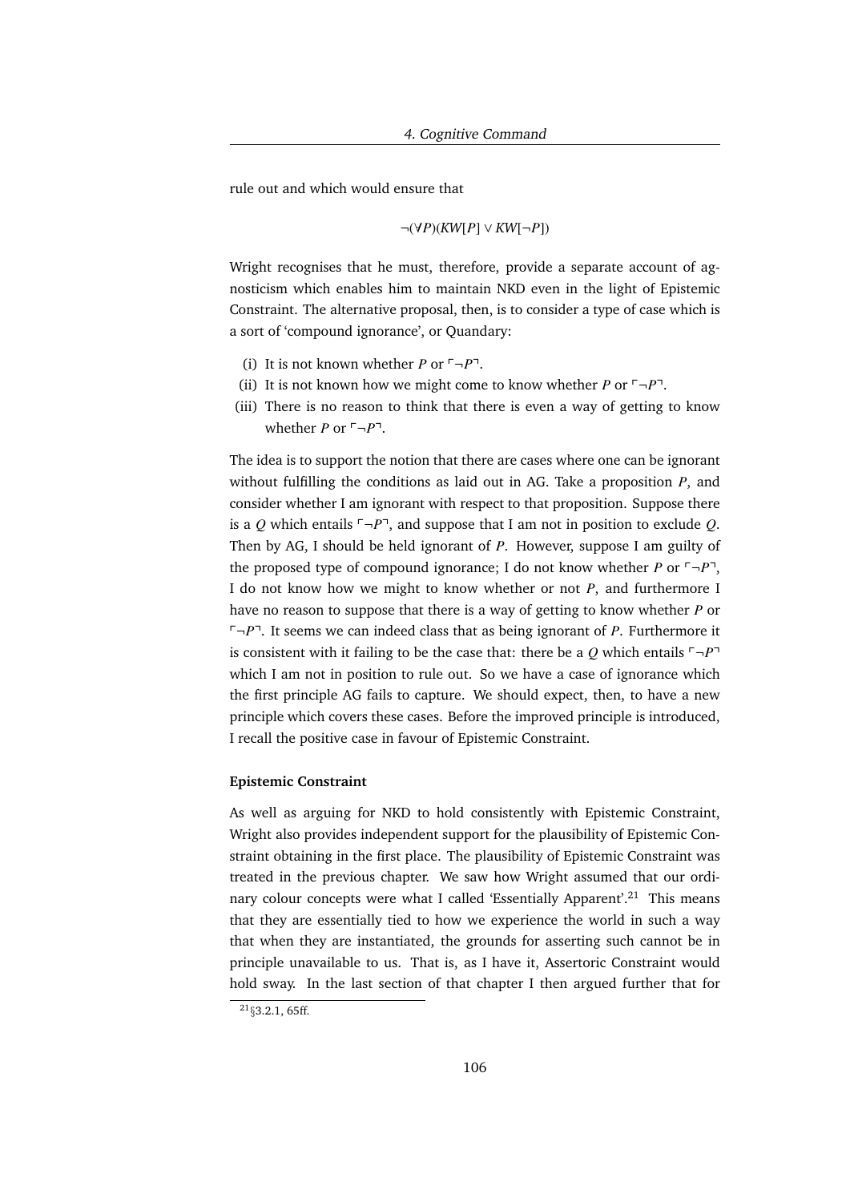rule out and which would ensure that

$$\neg(\forall P)(KW[P] \vee KW[\neg P])$$

Wright recognises that he must, therefore, provide a separate account of agnosticism which enables him to maintain NKD even in the light of Epistemic Constraint. The alternative proposal, then, is to consider a type of case which is a sort of 'compound ignorance', or Quandary:

(i) It is not known whether $P$ or $\ulcorner\neg P\urcorner$.
(ii) It is not known how we might come to know whether $P$ or $\ulcorner\neg P\urcorner$.
(iii) There is no reason to think that there is even a way of getting to know whether $P$ or $\ulcorner\neg P\urcorner$.

The idea is to support the notion that there are cases where one can be ignorant without fulfilling the conditions as laid out in AG. Take a proposition $P$, and consider whether I am ignorant with respect to that proposition. Suppose there is a $Q$ which entails $\ulcorner\neg P\urcorner$, and suppose that I am not in position to exclude $Q$. Then by AG, I should be held ignorant of $P$. However, suppose I am guilty of the proposed type of compound ignorance; I do not know whether $P$ or $\ulcorner\neg P\urcorner$, I do not know how we might to know whether or not $P$, and furthermore I have no reason to suppose that there is a way of getting to know whether $P$ or $\ulcorner\neg P\urcorner$. It seems we can indeed class that as being ignorant of $P$. Furthermore it is consistent with it failing to be the case that: there be a $Q$ which entails $\ulcorner\neg P\urcorner$ which I am not in position to rule out. So we have a case of ignorance which the first principle AG fails to capture. We should expect, then, to have a new principle which covers these cases. Before the improved principle is introduced, I recall the positive case in favour of Epistemic Constraint.

**Epistemic Constraint**

As well as arguing for NKD to hold consistently with Epistemic Constraint, Wright also provides independent support for the plausibility of Epistemic Constraint obtaining in the first place. The plausibility of Epistemic Constraint was treated in the previous chapter. We saw how Wright assumed that our ordinary colour concepts were what I called 'Essentially Apparent'.[21] This means that they are essentially tied to how we experience the world in such a way that when they are instantiated, the grounds for asserting such cannot be in principle unavailable to us. That is, as I have it, Assertoric Constraint would hold sway. In the last section of that chapter I then argued further that for

[21] §3.2.1, 65ff.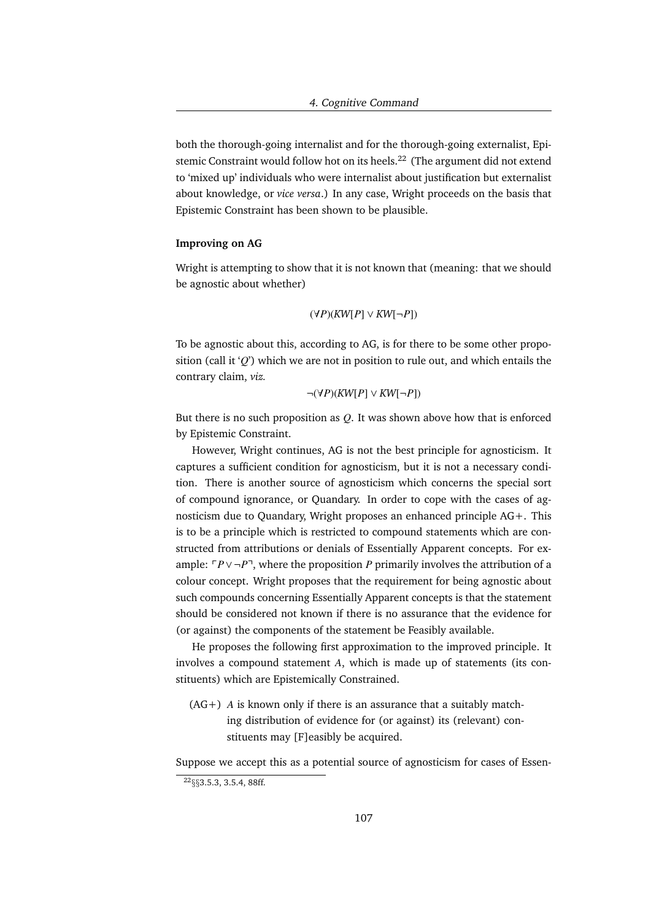both the thorough-going internalist and for the thorough-going externalist, Epistemic Constraint would follow hot on its heels.[22] (The argument did not extend to 'mixed up' individuals who were internalist about justification but externalist about knowledge, or *vice versa*.) In any case, Wright proceeds on the basis that Epistemic Constraint has been shown to be plausible.

**Improving on AG**

Wright is attempting to show that it is not known that (meaning: that we should be agnostic about whether)

$$(\forall P)(KW[P] \lor KW[\neg P])$$

To be agnostic about this, according to AG, is for there to be some other proposition (call it '$Q$') which we are not in position to rule out, and which entails the contrary claim, *viz.*

$$\neg(\forall P)(KW[P] \lor KW[\neg P])$$

But there is no such proposition as $Q$. It was shown above how that is enforced by Epistemic Constraint.

However, Wright continues, AG is not the best principle for agnosticism. It captures a sufficient condition for agnosticism, but it is not a necessary condition. There is another source of agnosticism which concerns the special sort of compound ignorance, or Quandary. In order to cope with the cases of agnosticism due to Quandary, Wright proposes an enhanced principle AG+. This is to be a principle which is restricted to compound statements which are constructed from attributions or denials of Essentially Apparent concepts. For example: $\ulcorner P \lor \neg P \urcorner$, where the proposition $P$ primarily involves the attribution of a colour concept. Wright proposes that the requirement for being agnostic about such compounds concerning Essentially Apparent concepts is that the statement should be considered not known if there is no assurance that the evidence for (or against) the components of the statement be Feasibly available.

He proposes the following first approximation to the improved principle. It involves a compound statement $A$, which is made up of statements (its constituents) which are Epistemically Constrained.

(AG+) $A$ is known only if there is an assurance that a suitably matching distribution of evidence for (or against) its (relevant) constituents may [F]easibly be acquired.

Suppose we accept this as a potential source of agnosticism for cases of Essen-

[22] §§3.5.3, 3.5.4, 88ff.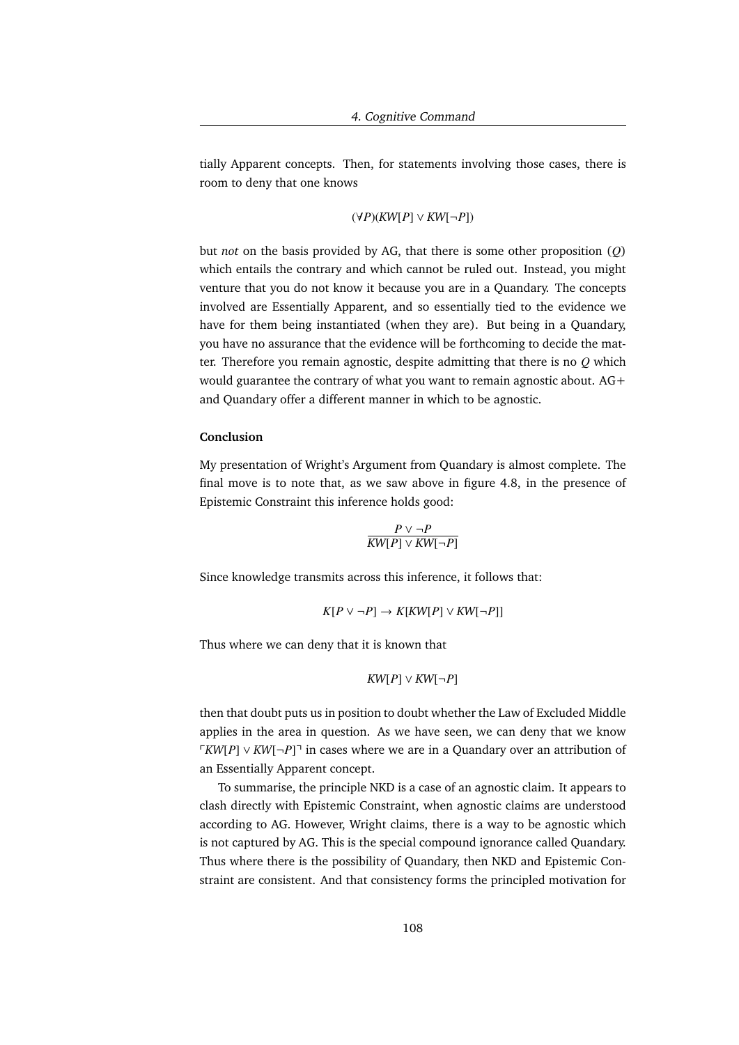tially Apparent concepts. Then, for statements involving those cases, there is room to deny that one knows

$$(\forall P)(KW[P] \vee KW[\neg P])$$

but *not* on the basis provided by AG, that there is some other proposition ($Q$) which entails the contrary and which cannot be ruled out. Instead, you might venture that you do not know it because you are in a Quandary. The concepts involved are Essentially Apparent, and so essentially tied to the evidence we have for them being instantiated (when they are). But being in a Quandary, you have no assurance that the evidence will be forthcoming to decide the matter. Therefore you remain agnostic, despite admitting that there is no $Q$ which would guarantee the contrary of what you want to remain agnostic about. AG+ and Quandary offer a different manner in which to be agnostic.

**Conclusion**

My presentation of Wright's Argument from Quandary is almost complete. The final move is to note that, as we saw above in figure 4.8, in the presence of Epistemic Constraint this inference holds good:

$$\frac{P \vee \neg P}{KW[P] \vee KW[\neg P]}$$

Since knowledge transmits across this inference, it follows that:

$$K[P \vee \neg P] \rightarrow K[KW[P] \vee KW[\neg P]]$$

Thus where we can deny that it is known that

$$KW[P] \vee KW[\neg P]$$

then that doubt puts us in position to doubt whether the Law of Excluded Middle applies in the area in question. As we have seen, we can deny that we know $\ulcorner KW[P] \vee KW[\neg P] \urcorner$ in cases where we are in a Quandary over an attribution of an Essentially Apparent concept.

To summarise, the principle NKD is a case of an agnostic claim. It appears to clash directly with Epistemic Constraint, when agnostic claims are understood according to AG. However, Wright claims, there is a way to be agnostic which is not captured by AG. This is the special compound ignorance called Quandary. Thus where there is the possibility of Quandary, then NKD and Epistemic Constraint are consistent. And that consistency forms the principled motivation for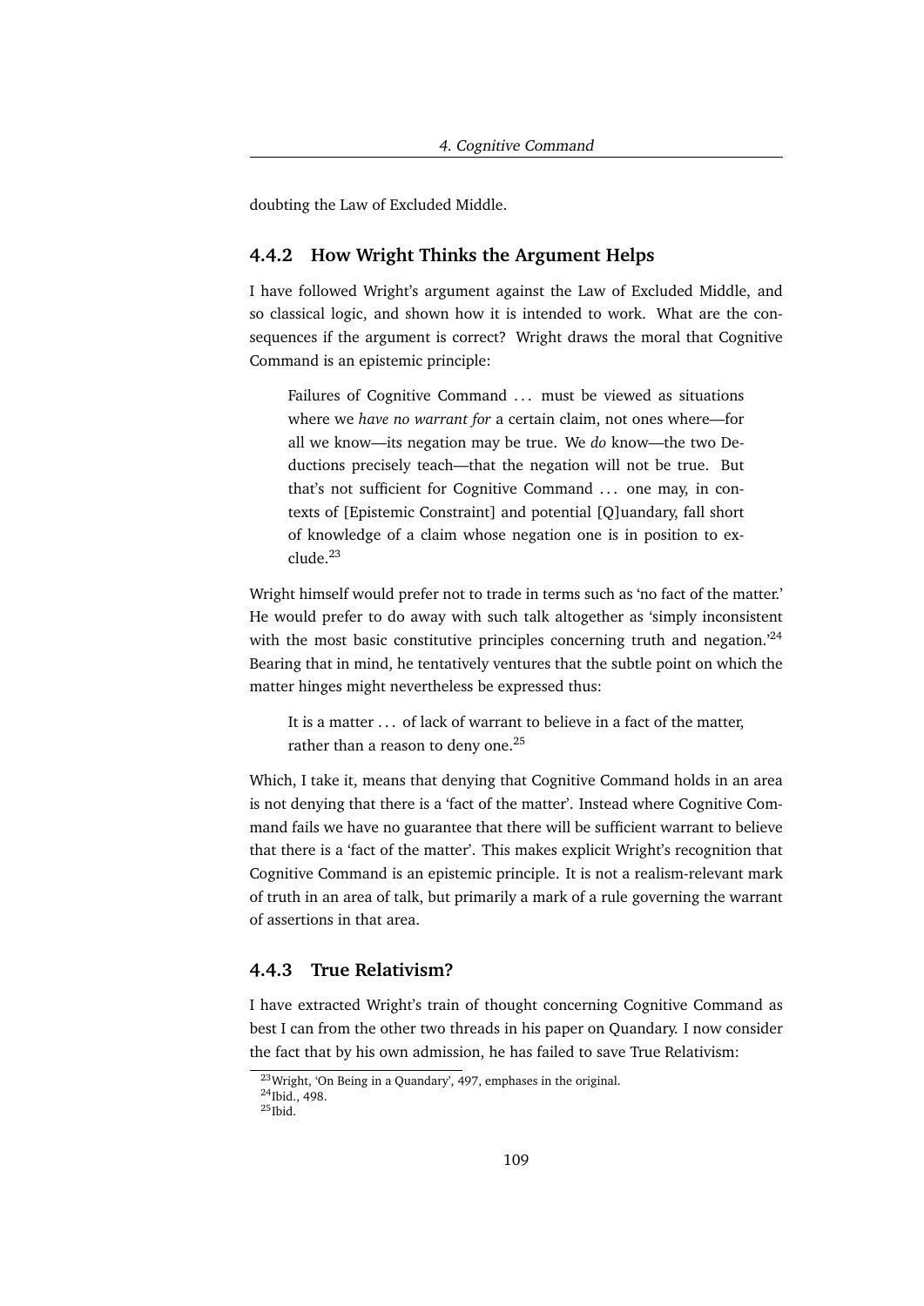doubting the Law of Excluded Middle.

### 4.4.2 How Wright Thinks the Argument Helps

I have followed Wright's argument against the Law of Excluded Middle, and so classical logic, and shown how it is intended to work. What are the consequences if the argument is correct? Wright draws the moral that Cognitive Command is an epistemic principle:

> Failures of Cognitive Command ... must be viewed as situations where we *have no warrant for* a certain claim, not ones where—for all we know—its negation may be true. We *do* know—the two Deductions precisely teach—that the negation will not be true. But that's not sufficient for Cognitive Command ... one may, in contexts of [Epistemic Constraint] and potential [Q]uandary, fall short of knowledge of a claim whose negation one is in position to exclude.[23]

Wright himself would prefer not to trade in terms such as 'no fact of the matter.' He would prefer to do away with such talk altogether as 'simply inconsistent with the most basic constitutive principles concerning truth and negation.'[24] Bearing that in mind, he tentatively ventures that the subtle point on which the matter hinges might nevertheless be expressed thus:

> It is a matter ... of lack of warrant to believe in a fact of the matter, rather than a reason to deny one.[25]

Which, I take it, means that denying that Cognitive Command holds in an area is not denying that there is a 'fact of the matter'. Instead where Cognitive Command fails we have no guarantee that there will be sufficient warrant to believe that there is a 'fact of the matter'. This makes explicit Wright's recognition that Cognitive Command is an epistemic principle. It is not a realism-relevant mark of truth in an area of talk, but primarily a mark of a rule governing the warrant of assertions in that area.

### 4.4.3 True Relativism?

I have extracted Wright's train of thought concerning Cognitive Command as best I can from the other two threads in his paper on Quandary. I now consider the fact that by his own admission, he has failed to save True Relativism:

[23] Wright, 'On Being in a Quandary', 497, emphases in the original.
[24] Ibid., 498.
[25] Ibid.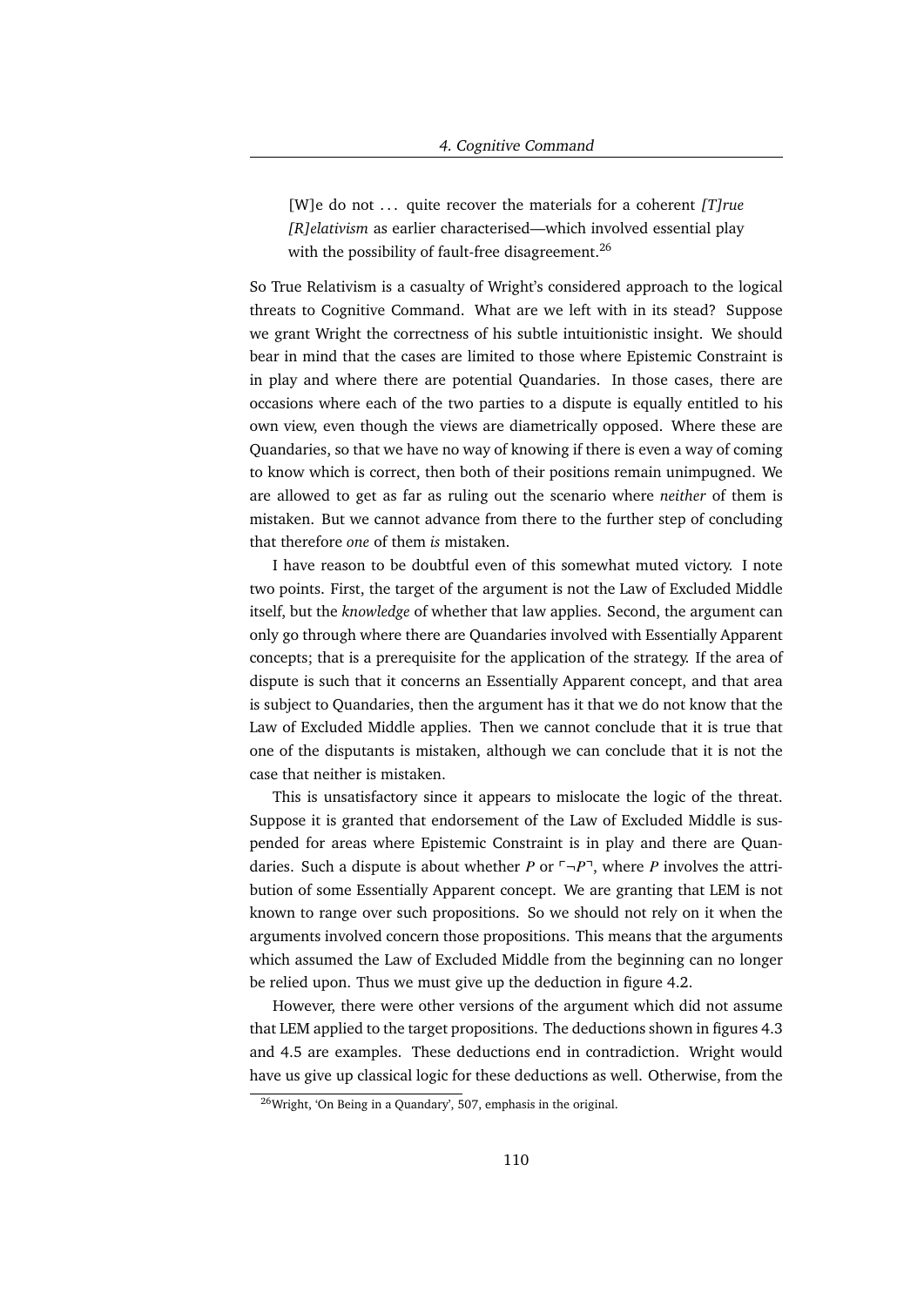> [W]e do not ... quite recover the materials for a coherent *[T]rue [R]elativism* as earlier characterised—which involved essential play with the possibility of fault-free disagreement.[26]

So True Relativism is a casualty of Wright's considered approach to the logical threats to Cognitive Command. What are we left with in its stead? Suppose we grant Wright the correctness of his subtle intuitionistic insight. We should bear in mind that the cases are limited to those where Epistemic Constraint is in play and where there are potential Quandaries. In those cases, there are occasions where each of the two parties to a dispute is equally entitled to his own view, even though the views are diametrically opposed. Where these are Quandaries, so that we have no way of knowing if there is even a way of coming to know which is correct, then both of their positions remain unimpugned. We are allowed to get as far as ruling out the scenario where *neither* of them is mistaken. But we cannot advance from there to the further step of concluding that therefore *one* of them *is* mistaken.

I have reason to be doubtful even of this somewhat muted victory. I note two points. First, the target of the argument is not the Law of Excluded Middle itself, but the *knowledge* of whether that law applies. Second, the argument can only go through where there are Quandaries involved with Essentially Apparent concepts; that is a prerequisite for the application of the strategy. If the area of dispute is such that it concerns an Essentially Apparent concept, and that area is subject to Quandaries, then the argument has it that we do not know that the Law of Excluded Middle applies. Then we cannot conclude that it is true that one of the disputants is mistaken, although we can conclude that it is not the case that neither is mistaken.

This is unsatisfactory since it appears to mislocate the logic of the threat. Suppose it is granted that endorsement of the Law of Excluded Middle is suspended for areas where Epistemic Constraint is in play and there are Quandaries. Such a dispute is about whether $P$ or $\ulcorner \neg P \urcorner$, where $P$ involves the attribution of some Essentially Apparent concept. We are granting that LEM is not known to range over such propositions. So we should not rely on it when the arguments involved concern those propositions. This means that the arguments which assumed the Law of Excluded Middle from the beginning can no longer be relied upon. Thus we must give up the deduction in figure 4.2.

However, there were other versions of the argument which did not assume that LEM applied to the target propositions. The deductions shown in figures 4.3 and 4.5 are examples. These deductions end in contradiction. Wright would have us give up classical logic for these deductions as well. Otherwise, from the

[26] Wright, 'On Being in a Quandary', 507, emphasis in the original.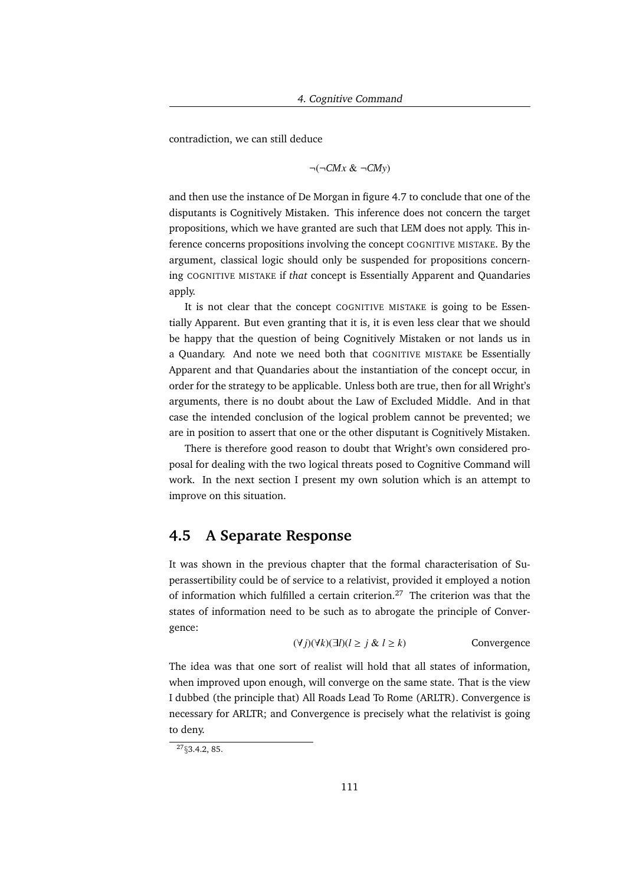contradiction, we can still deduce

$$\neg(\neg CMx \ \& \ \neg CMy)$$

and then use the instance of De Morgan in figure 4.7 to conclude that one of the disputants is Cognitively Mistaken. This inference does not concern the target propositions, which we have granted are such that LEM does not apply. This inference concerns propositions involving the concept COGNITIVE MISTAKE. By the argument, classical logic should only be suspended for propositions concerning COGNITIVE MISTAKE if *that* concept is Essentially Apparent and Quandaries apply.

It is not clear that the concept COGNITIVE MISTAKE is going to be Essentially Apparent. But even granting that it is, it is even less clear that we should be happy that the question of being Cognitively Mistaken or not lands us in a Quandary. And note we need both that COGNITIVE MISTAKE be Essentially Apparent and that Quandaries about the instantiation of the concept occur, in order for the strategy to be applicable. Unless both are true, then for all Wright's arguments, there is no doubt about the Law of Excluded Middle. And in that case the intended conclusion of the logical problem cannot be prevented; we are in position to assert that one or the other disputant is Cognitively Mistaken.

There is therefore good reason to doubt that Wright's own considered proposal for dealing with the two logical threats posed to Cognitive Command will work. In the next section I present my own solution which is an attempt to improve on this situation.

## 4.5 A Separate Response

It was shown in the previous chapter that the formal characterisation of Superassertibility could be of service to a relativist, provided it employed a notion of information which fulfilled a certain criterion.[27] The criterion was that the states of information need to be such as to abrogate the principle of Convergence:

$$(\forall j)(\forall k)(\exists l)(l \geq j \ \& \ l \geq k) \qquad \text{Convergence}$$

The idea was that one sort of realist will hold that all states of information, when improved upon enough, will converge on the same state. That is the view I dubbed (the principle that) All Roads Lead To Rome (ARLTR). Convergence is necessary for ARLTR; and Convergence is precisely what the relativist is going to deny.

[27] §3.4.2, 85.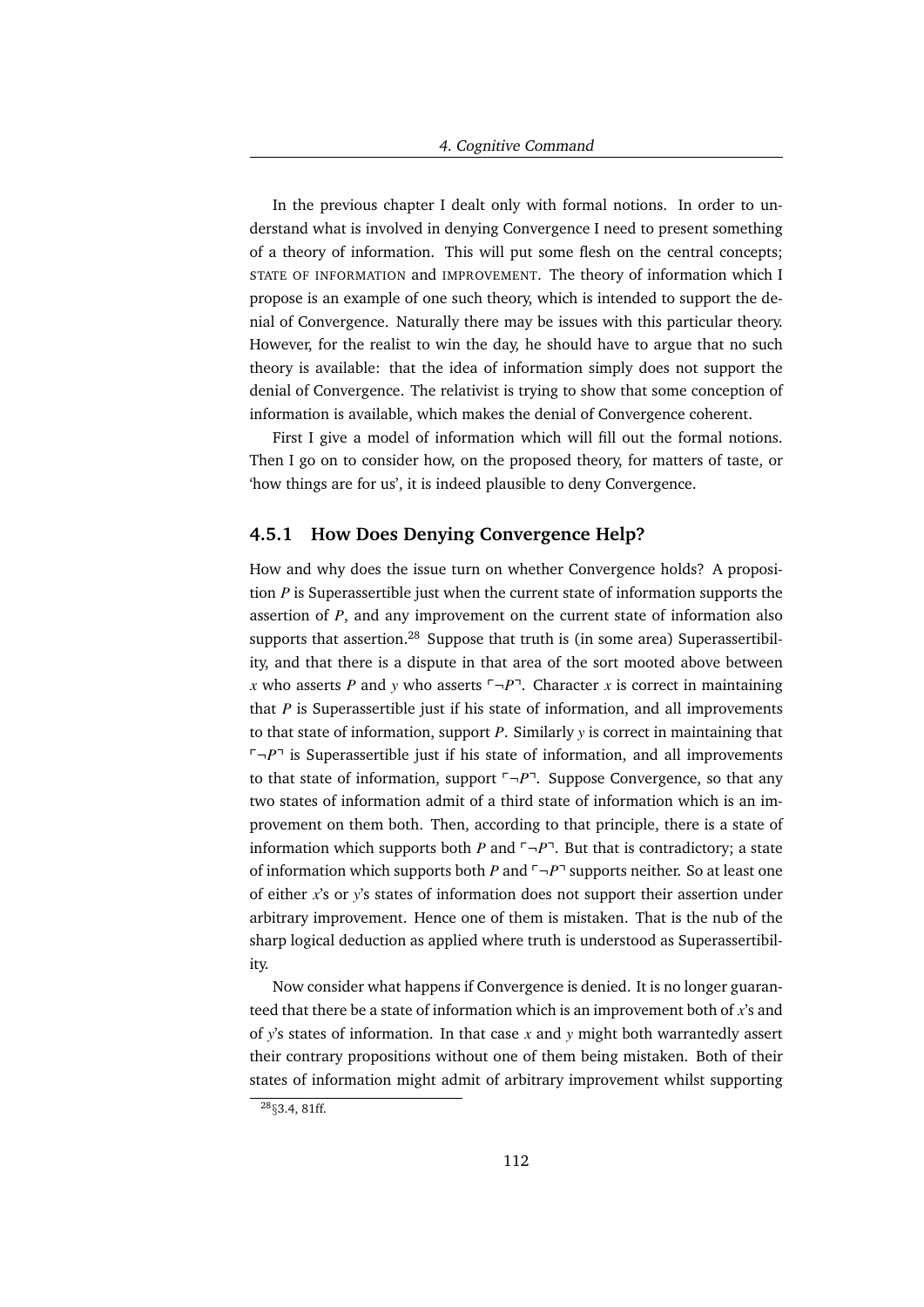In the previous chapter I dealt only with formal notions. In order to understand what is involved in denying Convergence I need to present something of a theory of information. This will put some flesh on the central concepts; STATE OF INFORMATION and IMPROVEMENT. The theory of information which I propose is an example of one such theory, which is intended to support the denial of Convergence. Naturally there may be issues with this particular theory. However, for the realist to win the day, he should have to argue that no such theory is available: that the idea of information simply does not support the denial of Convergence. The relativist is trying to show that some conception of information is available, which makes the denial of Convergence coherent.

First I give a model of information which will fill out the formal notions. Then I go on to consider how, on the proposed theory, for matters of taste, or 'how things are for us', it is indeed plausible to deny Convergence.

### 4.5.1 How Does Denying Convergence Help?

How and why does the issue turn on whether Convergence holds? A proposition $P$ is Superassertible just when the current state of information supports the assertion of $P$, and any improvement on the current state of information also supports that assertion.[28] Suppose that truth is (in some area) Superassertibility, and that there is a dispute in that area of the sort mooted above between $x$ who asserts $P$ and $y$ who asserts $\ulcorner\neg P\urcorner$. Character $x$ is correct in maintaining that $P$ is Superassertible just if his state of information, and all improvements to that state of information, support $P$. Similarly $y$ is correct in maintaining that $\ulcorner\neg P\urcorner$ is Superassertible just if his state of information, and all improvements to that state of information, support $\ulcorner\neg P\urcorner$. Suppose Convergence, so that any two states of information admit of a third state of information which is an improvement on them both. Then, according to that principle, there is a state of information which supports both $P$ and $\ulcorner\neg P\urcorner$. But that is contradictory; a state of information which supports both $P$ and $\ulcorner\neg P\urcorner$ supports neither. So at least one of either $x$'s or $y$'s states of information does not support their assertion under arbitrary improvement. Hence one of them is mistaken. That is the nub of the sharp logical deduction as applied where truth is understood as Superassertibility.

Now consider what happens if Convergence is denied. It is no longer guaranteed that there be a state of information which is an improvement both of $x$'s and of $y$'s states of information. In that case $x$ and $y$ might both warrantedly assert their contrary propositions without one of them being mistaken. Both of their states of information might admit of arbitrary improvement whilst supporting

[28] §3.4, 81ff.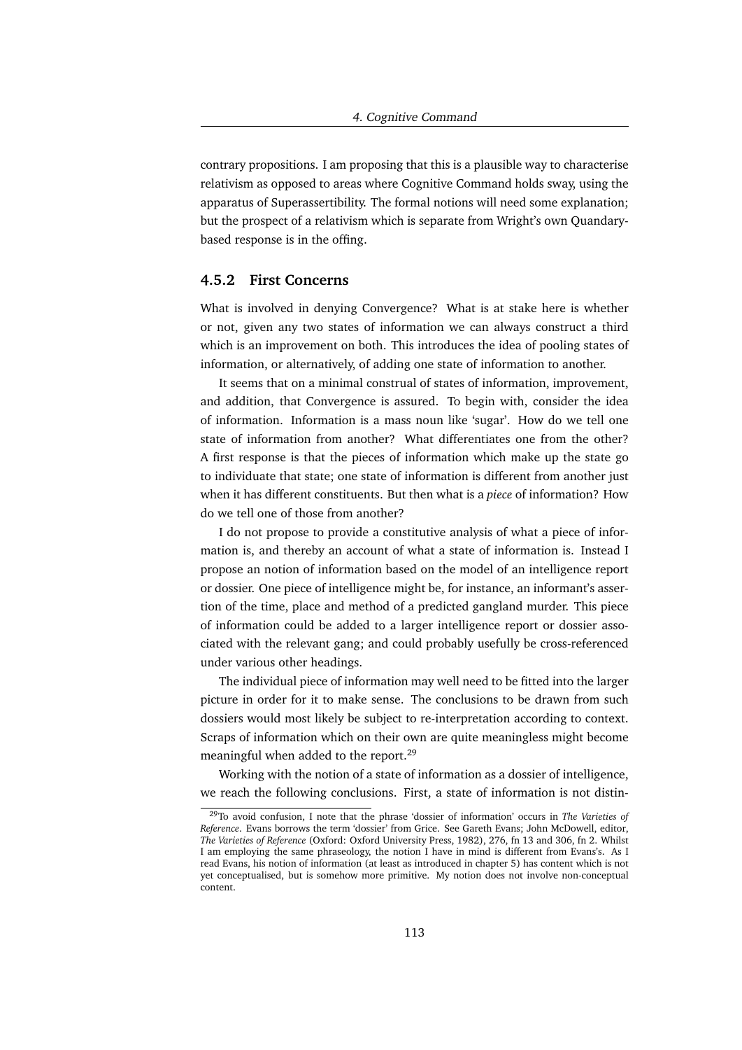contrary propositions. I am proposing that this is a plausible way to characterise relativism as opposed to areas where Cognitive Command holds sway, using the apparatus of Superassertibility. The formal notions will need some explanation; but the prospect of a relativism which is separate from Wright's own Quandary-based response is in the offing.

### 4.5.2 First Concerns

What is involved in denying Convergence? What is at stake here is whether or not, given any two states of information we can always construct a third which is an improvement on both. This introduces the idea of pooling states of information, or alternatively, of adding one state of information to another.

It seems that on a minimal construal of states of information, improvement, and addition, that Convergence is assured. To begin with, consider the idea of information. Information is a mass noun like 'sugar'. How do we tell one state of information from another? What differentiates one from the other? A first response is that the pieces of information which make up the state go to individuate that state; one state of information is different from another just when it has different constituents. But then what is a *piece* of information? How do we tell one of those from another?

I do not propose to provide a constitutive analysis of what a piece of information is, and thereby an account of what a state of information is. Instead I propose an notion of information based on the model of an intelligence report or dossier. One piece of intelligence might be, for instance, an informant's assertion of the time, place and method of a predicted gangland murder. This piece of information could be added to a larger intelligence report or dossier associated with the relevant gang; and could probably usefully be cross-referenced under various other headings.

The individual piece of information may well need to be fitted into the larger picture in order for it to make sense. The conclusions to be drawn from such dossiers would most likely be subject to re-interpretation according to context. Scraps of information which on their own are quite meaningless might become meaningful when added to the report.[29]

Working with the notion of a state of information as a dossier of intelligence, we reach the following conclusions. First, a state of information is not distin-

[29] To avoid confusion, I note that the phrase 'dossier of information' occurs in *The Varieties of Reference*. Evans borrows the term 'dossier' from Grice. See Gareth Evans; John McDowell, editor, *The Varieties of Reference* (Oxford: Oxford University Press, 1982), 276, fn 13 and 306, fn 2. Whilst I am employing the same phraseology, the notion I have in mind is different from Evans's. As I read Evans, his notion of information (at least as introduced in chapter 5) has content which is not yet conceptualised, but is somehow more primitive. My notion does not involve non-conceptual content.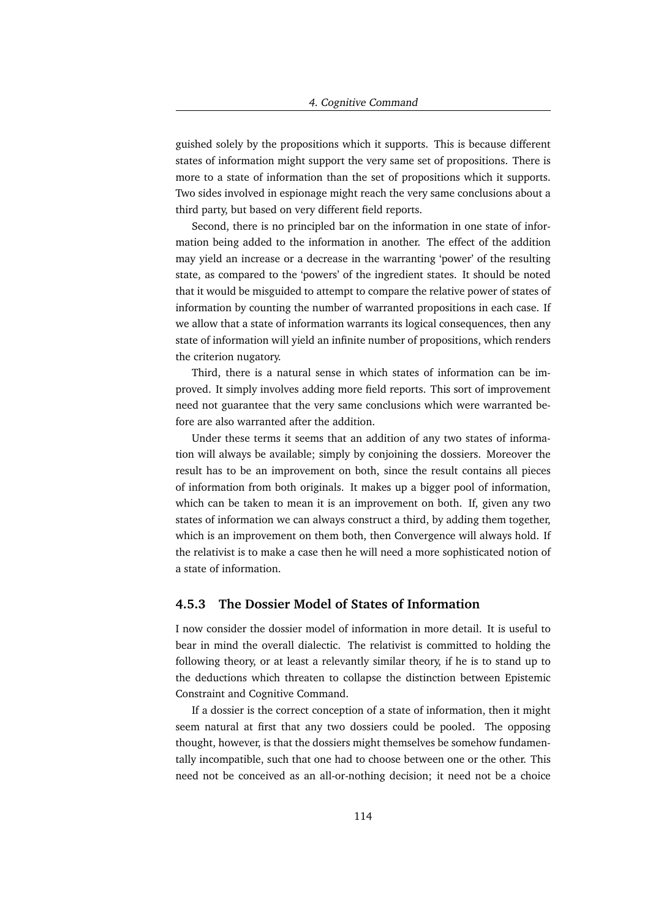guished solely by the propositions which it supports. This is because different states of information might support the very same set of propositions. There is more to a state of information than the set of propositions which it supports. Two sides involved in espionage might reach the very same conclusions about a third party, but based on very different field reports.

Second, there is no principled bar on the information in one state of information being added to the information in another. The effect of the addition may yield an increase or a decrease in the warranting 'power' of the resulting state, as compared to the 'powers' of the ingredient states. It should be noted that it would be misguided to attempt to compare the relative power of states of information by counting the number of warranted propositions in each case. If we allow that a state of information warrants its logical consequences, then any state of information will yield an infinite number of propositions, which renders the criterion nugatory.

Third, there is a natural sense in which states of information can be improved. It simply involves adding more field reports. This sort of improvement need not guarantee that the very same conclusions which were warranted before are also warranted after the addition.

Under these terms it seems that an addition of any two states of information will always be available; simply by conjoining the dossiers. Moreover the result has to be an improvement on both, since the result contains all pieces of information from both originals. It makes up a bigger pool of information, which can be taken to mean it is an improvement on both. If, given any two states of information we can always construct a third, by adding them together, which is an improvement on them both, then Convergence will always hold. If the relativist is to make a case then he will need a more sophisticated notion of a state of information.

### 4.5.3 The Dossier Model of States of Information

I now consider the dossier model of information in more detail. It is useful to bear in mind the overall dialectic. The relativist is committed to holding the following theory, or at least a relevantly similar theory, if he is to stand up to the deductions which threaten to collapse the distinction between Epistemic Constraint and Cognitive Command.

If a dossier is the correct conception of a state of information, then it might seem natural at first that any two dossiers could be pooled. The opposing thought, however, is that the dossiers might themselves be somehow fundamentally incompatible, such that one had to choose between one or the other. This need not be conceived as an all-or-nothing decision; it need not be a choice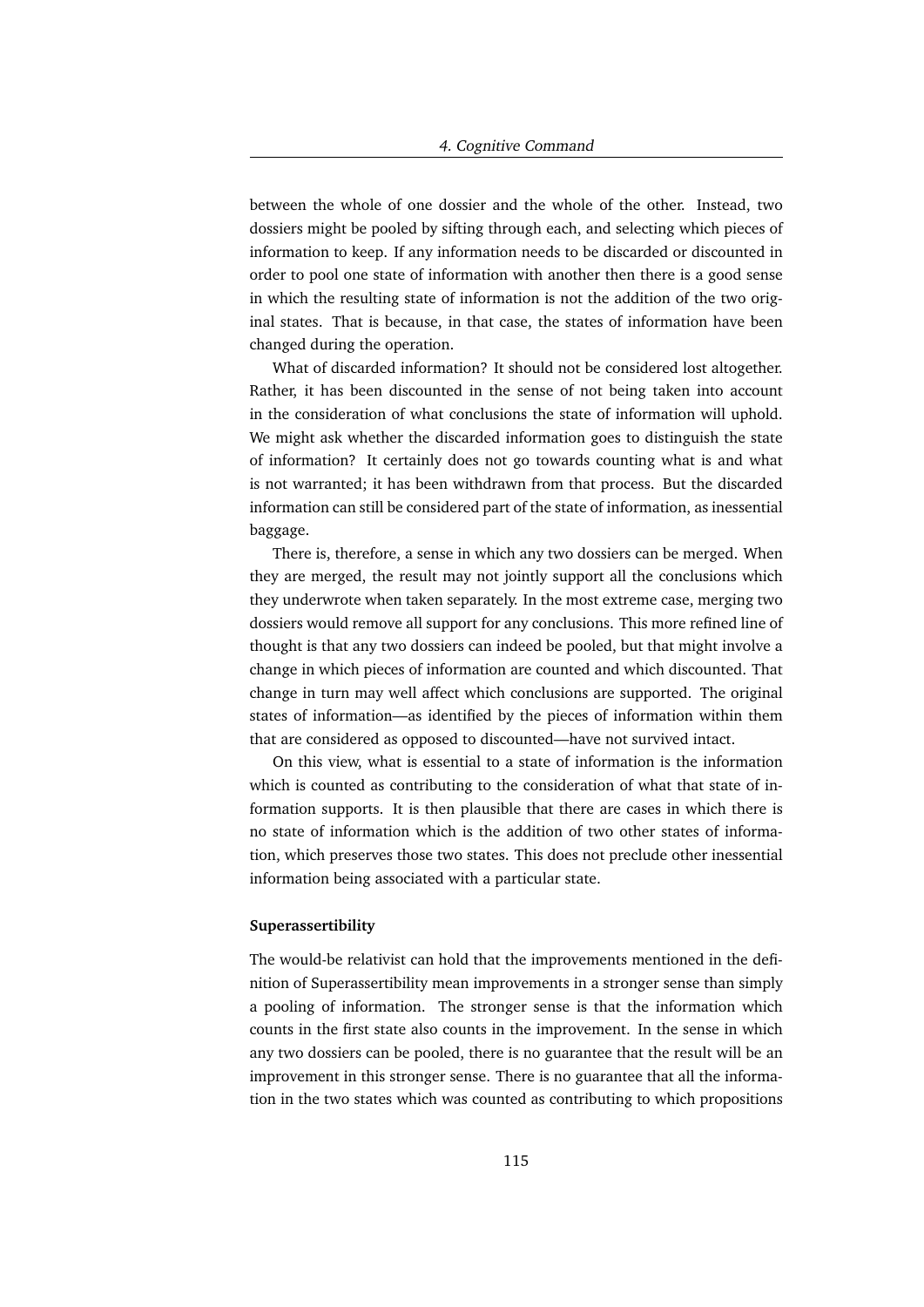between the whole of one dossier and the whole of the other. Instead, two dossiers might be pooled by sifting through each, and selecting which pieces of information to keep. If any information needs to be discarded or discounted in order to pool one state of information with another then there is a good sense in which the resulting state of information is not the addition of the two original states. That is because, in that case, the states of information have been changed during the operation.

What of discarded information? It should not be considered lost altogether. Rather, it has been discounted in the sense of not being taken into account in the consideration of what conclusions the state of information will uphold. We might ask whether the discarded information goes to distinguish the state of information? It certainly does not go towards counting what is and what is not warranted; it has been withdrawn from that process. But the discarded information can still be considered part of the state of information, as inessential baggage.

There is, therefore, a sense in which any two dossiers can be merged. When they are merged, the result may not jointly support all the conclusions which they underwrote when taken separately. In the most extreme case, merging two dossiers would remove all support for any conclusions. This more refined line of thought is that any two dossiers can indeed be pooled, but that might involve a change in which pieces of information are counted and which discounted. That change in turn may well affect which conclusions are supported. The original states of information—as identified by the pieces of information within them that are considered as opposed to discounted—have not survived intact.

On this view, what is essential to a state of information is the information which is counted as contributing to the consideration of what that state of information supports. It is then plausible that there are cases in which there is no state of information which is the addition of two other states of information, which preserves those two states. This does not preclude other inessential information being associated with a particular state.

#### Superassertibility

The would-be relativist can hold that the improvements mentioned in the definition of Superassertibility mean improvements in a stronger sense than simply a pooling of information. The stronger sense is that the information which counts in the first state also counts in the improvement. In the sense in which any two dossiers can be pooled, there is no guarantee that the result will be an improvement in this stronger sense. There is no guarantee that all the information in the two states which was counted as contributing to which propositions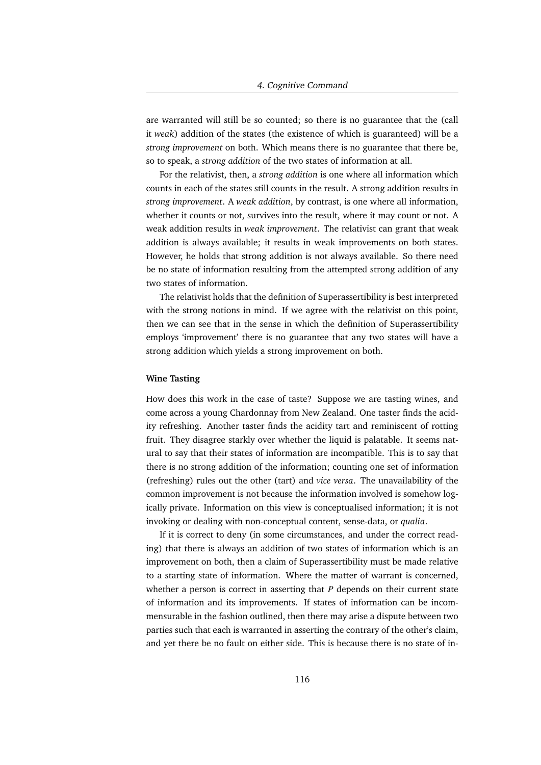are warranted will still be so counted; so there is no guarantee that the (call it *weak*) addition of the states (the existence of which is guaranteed) will be a *strong improvement* on both. Which means there is no guarantee that there be, so to speak, a *strong addition* of the two states of information at all.

For the relativist, then, a *strong addition* is one where all information which counts in each of the states still counts in the result. A strong addition results in *strong improvement*. A *weak addition*, by contrast, is one where all information, whether it counts or not, survives into the result, where it may count or not. A weak addition results in *weak improvement*. The relativist can grant that weak addition is always available; it results in weak improvements on both states. However, he holds that strong addition is not always available. So there need be no state of information resulting from the attempted strong addition of any two states of information.

The relativist holds that the definition of Superassertibility is best interpreted with the strong notions in mind. If we agree with the relativist on this point, then we can see that in the sense in which the definition of Superassertibility employs 'improvement' there is no guarantee that any two states will have a strong addition which yields a strong improvement on both.

**Wine Tasting**

How does this work in the case of taste? Suppose we are tasting wines, and come across a young Chardonnay from New Zealand. One taster finds the acidity refreshing. Another taster finds the acidity tart and reminiscent of rotting fruit. They disagree starkly over whether the liquid is palatable. It seems natural to say that their states of information are incompatible. This is to say that there is no strong addition of the information; counting one set of information (refreshing) rules out the other (tart) and *vice versa*. The unavailability of the common improvement is not because the information involved is somehow logically private. Information on this view is conceptualised information; it is not invoking or dealing with non-conceptual content, sense-data, or *qualia*.

If it is correct to deny (in some circumstances, and under the correct reading) that there is always an addition of two states of information which is an improvement on both, then a claim of Superassertibility must be made relative to a starting state of information. Where the matter of warrant is concerned, whether a person is correct in asserting that $P$ depends on their current state of information and its improvements. If states of information can be incommensurable in the fashion outlined, then there may arise a dispute between two parties such that each is warranted in asserting the contrary of the other's claim, and yet there be no fault on either side. This is because there is no state of in-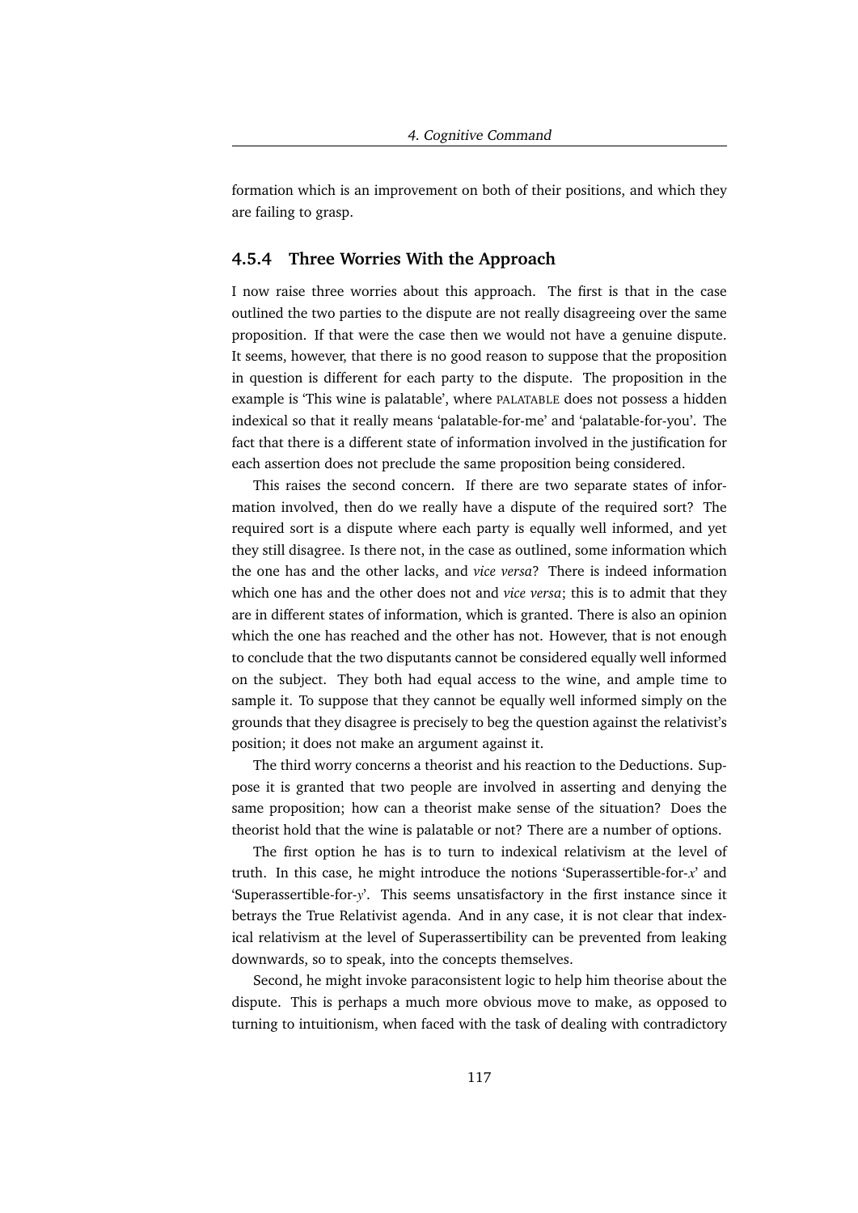formation which is an improvement on both of their positions, and which they are failing to grasp.

### 4.5.4 Three Worries With the Approach

I now raise three worries about this approach. The first is that in the case outlined the two parties to the dispute are not really disagreeing over the same proposition. If that were the case then we would not have a genuine dispute. It seems, however, that there is no good reason to suppose that the proposition in question is different for each party to the dispute. The proposition in the example is 'This wine is palatable', where PALATABLE does not possess a hidden indexical so that it really means 'palatable-for-me' and 'palatable-for-you'. The fact that there is a different state of information involved in the justification for each assertion does not preclude the same proposition being considered.

This raises the second concern. If there are two separate states of information involved, then do we really have a dispute of the required sort? The required sort is a dispute where each party is equally well informed, and yet they still disagree. Is there not, in the case as outlined, some information which the one has and the other lacks, and *vice versa*? There is indeed information which one has and the other does not and *vice versa*; this is to admit that they are in different states of information, which is granted. There is also an opinion which the one has reached and the other has not. However, that is not enough to conclude that the two disputants cannot be considered equally well informed on the subject. They both had equal access to the wine, and ample time to sample it. To suppose that they cannot be equally well informed simply on the grounds that they disagree is precisely to beg the question against the relativist's position; it does not make an argument against it.

The third worry concerns a theorist and his reaction to the Deductions. Suppose it is granted that two people are involved in asserting and denying the same proposition; how can a theorist make sense of the situation? Does the theorist hold that the wine is palatable or not? There are a number of options.

The first option he has is to turn to indexical relativism at the level of truth. In this case, he might introduce the notions 'Superassertible-for-*x*' and 'Superassertible-for-*y*'. This seems unsatisfactory in the first instance since it betrays the True Relativist agenda. And in any case, it is not clear that indexical relativism at the level of Superassertibility can be prevented from leaking downwards, so to speak, into the concepts themselves.

Second, he might invoke paraconsistent logic to help him theorise about the dispute. This is perhaps a much more obvious move to make, as opposed to turning to intuitionism, when faced with the task of dealing with contradictory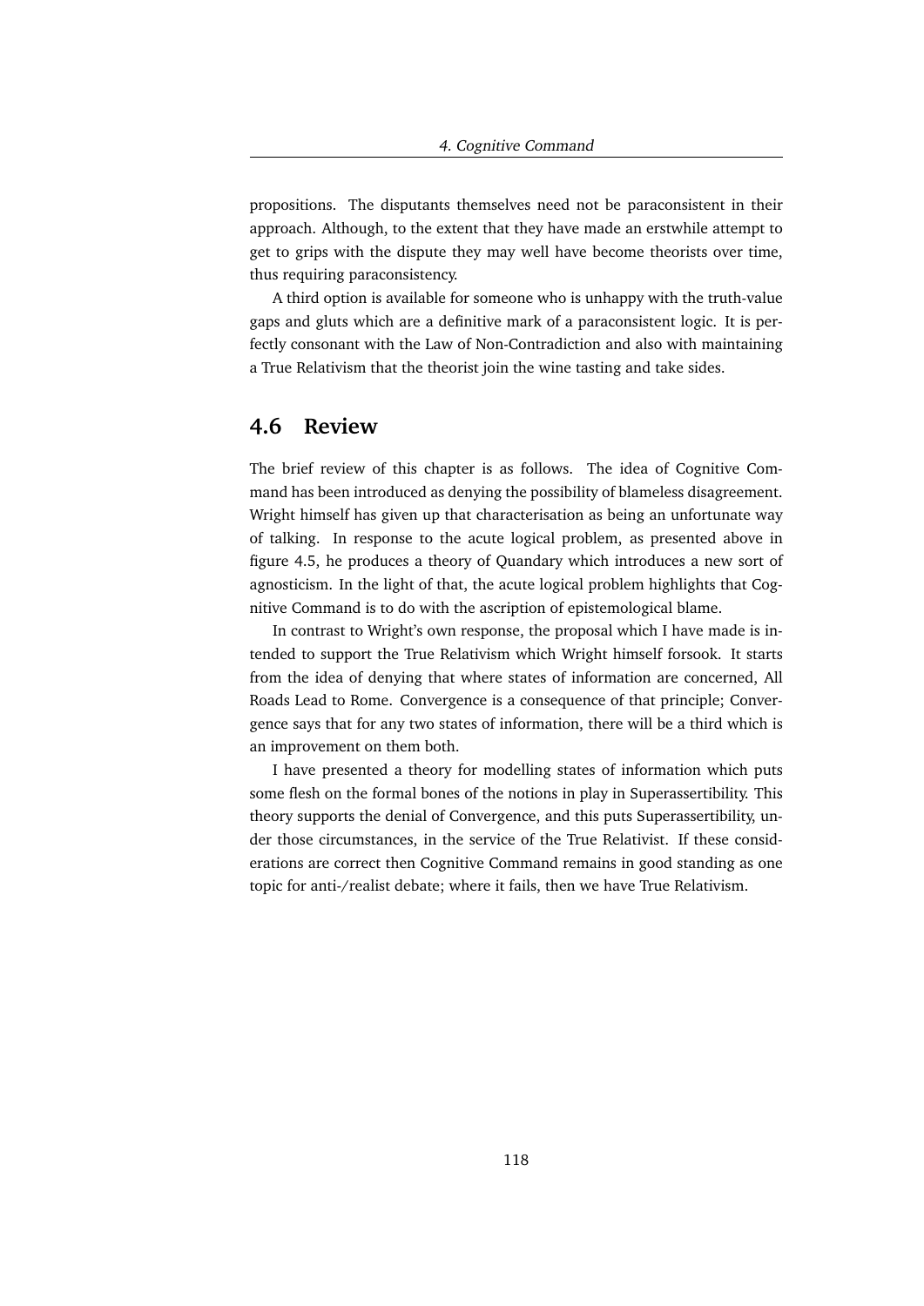propositions. The disputants themselves need not be paraconsistent in their approach. Although, to the extent that they have made an erstwhile attempt to get to grips with the dispute they may well have become theorists over time, thus requiring paraconsistency.

A third option is available for someone who is unhappy with the truth-value gaps and gluts which are a definitive mark of a paraconsistent logic. It is perfectly consonant with the Law of Non-Contradiction and also with maintaining a True Relativism that the theorist join the wine tasting and take sides.

## 4.6 Review

The brief review of this chapter is as follows. The idea of Cognitive Command has been introduced as denying the possibility of blameless disagreement. Wright himself has given up that characterisation as being an unfortunate way of talking. In response to the acute logical problem, as presented above in figure 4.5, he produces a theory of Quandary which introduces a new sort of agnosticism. In the light of that, the acute logical problem highlights that Cognitive Command is to do with the ascription of epistemological blame.

In contrast to Wright's own response, the proposal which I have made is intended to support the True Relativism which Wright himself forsook. It starts from the idea of denying that where states of information are concerned, All Roads Lead to Rome. Convergence is a consequence of that principle; Convergence says that for any two states of information, there will be a third which is an improvement on them both.

I have presented a theory for modelling states of information which puts some flesh on the formal bones of the notions in play in Superassertibility. This theory supports the denial of Convergence, and this puts Superassertibility, under those circumstances, in the service of the True Relativist. If these considerations are correct then Cognitive Command remains in good standing as one topic for anti-/realist debate; where it fails, then we have True Relativism.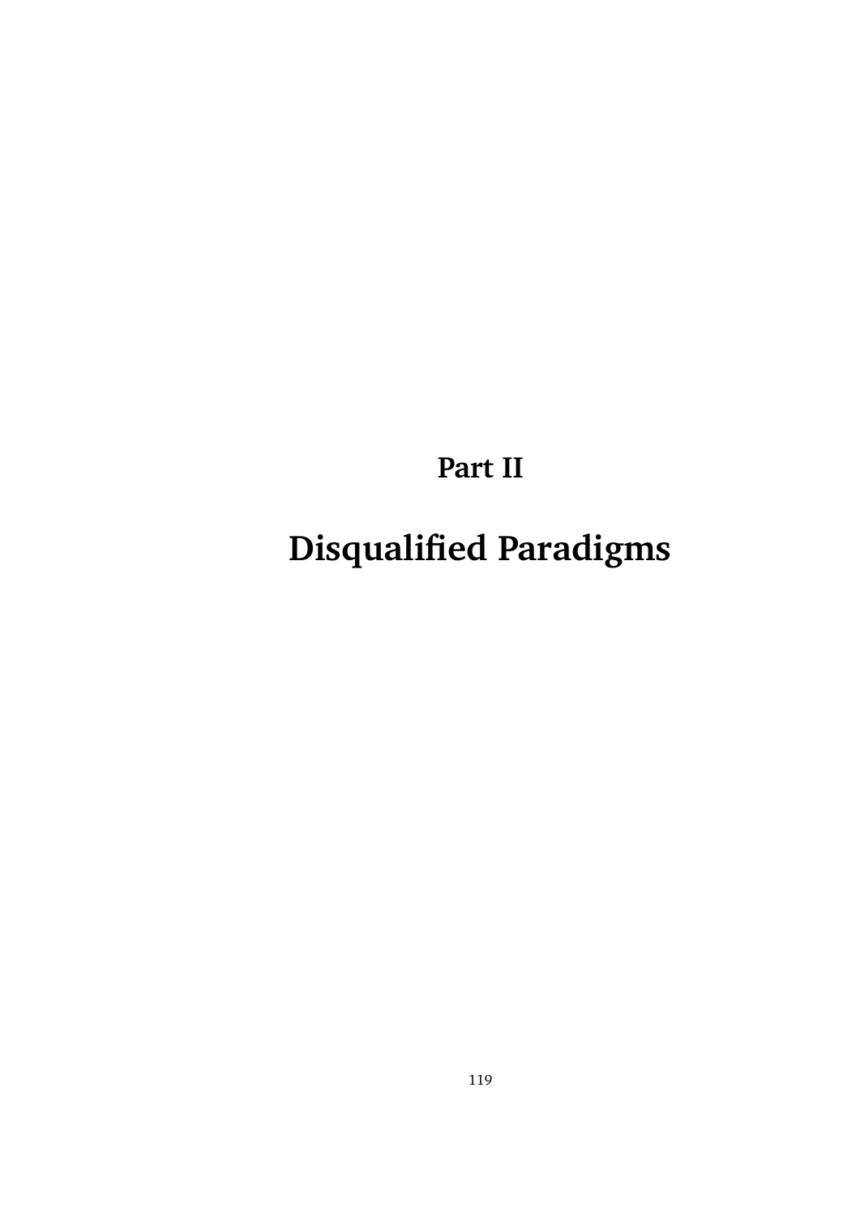# Part II

# Disqualified Paradigms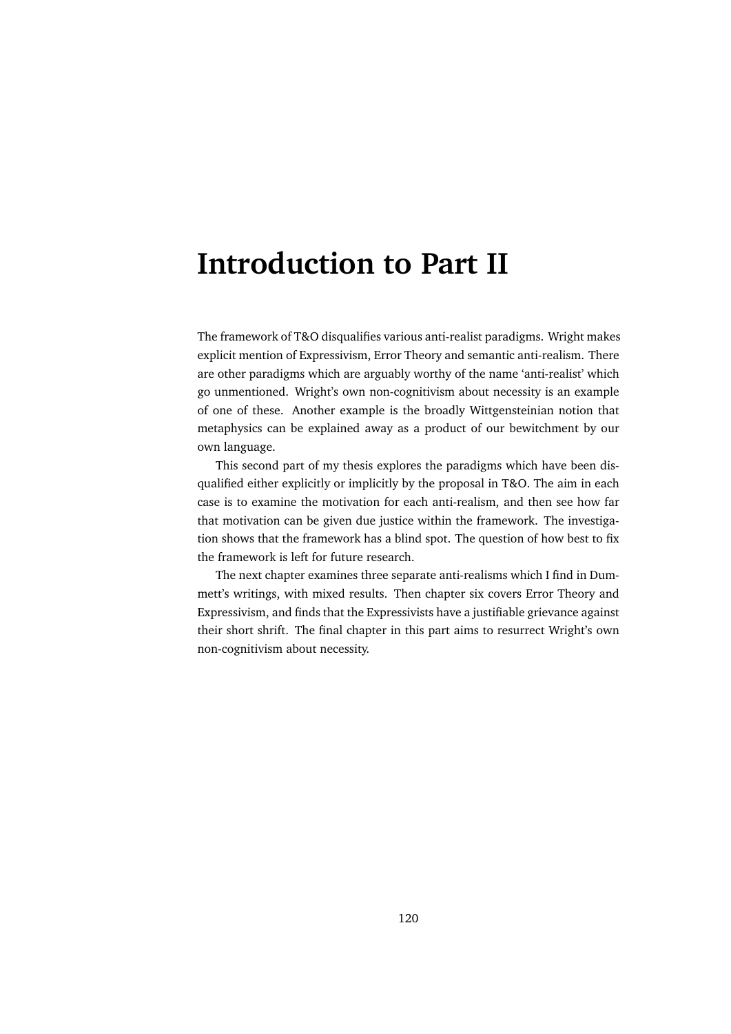# Introduction to Part II

The framework of T&O disqualifies various anti-realist paradigms. Wright makes explicit mention of Expressivism, Error Theory and semantic anti-realism. There are other paradigms which are arguably worthy of the name 'anti-realist' which go unmentioned. Wright's own non-cognitivism about necessity is an example of one of these. Another example is the broadly Wittgensteinian notion that metaphysics can be explained away as a product of our bewitchment by our own language.

This second part of my thesis explores the paradigms which have been disqualified either explicitly or implicitly by the proposal in T&O. The aim in each case is to examine the motivation for each anti-realism, and then see how far that motivation can be given due justice within the framework. The investigation shows that the framework has a blind spot. The question of how best to fix the framework is left for future research.

The next chapter examines three separate anti-realisms which I find in Dummett's writings, with mixed results. Then chapter six covers Error Theory and Expressivism, and finds that the Expressivists have a justifiable grievance against their short shrift. The final chapter in this part aims to resurrect Wright's own non-cognitivism about necessity.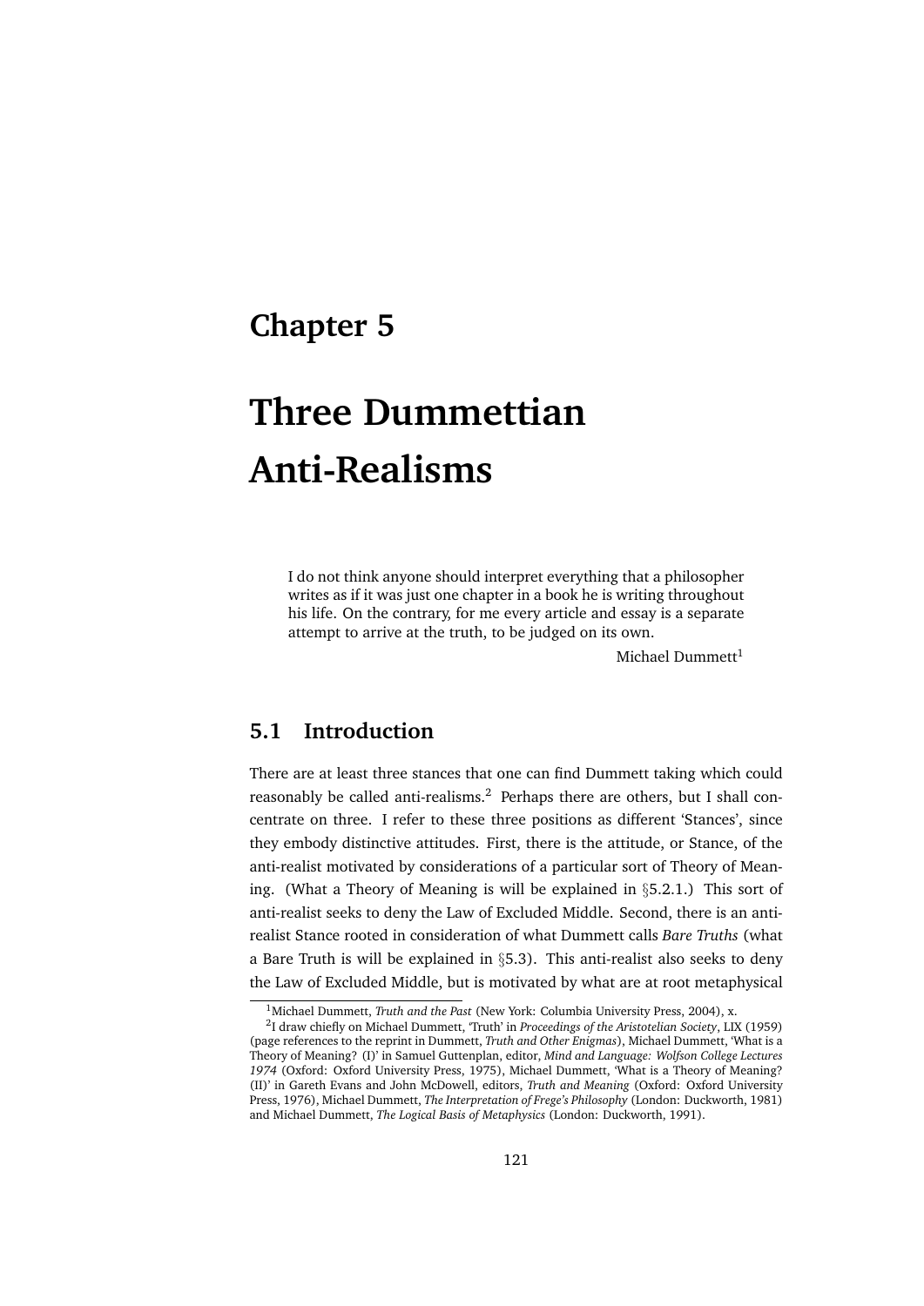# Chapter 5

# Three Dummettian Anti-Realisms

> I do not think anyone should interpret everything that a philosopher writes as if it was just one chapter in a book he is writing throughout his life. On the contrary, for me every article and essay is a separate attempt to arrive at the truth, to be judged on its own.
>
> Michael Dummett[1]

## 5.1 Introduction

There are at least three stances that one can find Dummett taking which could reasonably be called anti-realisms.[2] Perhaps there are others, but I shall concentrate on three. I refer to these three positions as different 'Stances', since they embody distinctive attitudes. First, there is the attitude, or Stance, of the anti-realist motivated by considerations of a particular sort of Theory of Meaning. (What a Theory of Meaning is will be explained in §5.2.1.) This sort of anti-realist seeks to deny the Law of Excluded Middle. Second, there is an anti-realist Stance rooted in consideration of what Dummett calls *Bare Truths* (what a Bare Truth is will be explained in §5.3). This anti-realist also seeks to deny the Law of Excluded Middle, but is motivated by what are at root metaphysical

---

[1] Michael Dummett, *Truth and the Past* (New York: Columbia University Press, 2004), x.

[2] I draw chiefly on Michael Dummett, 'Truth' in *Proceedings of the Aristotelian Society*, LIX (1959) (page references to the reprint in Dummett, *Truth and Other Enigmas*), Michael Dummett, 'What is a Theory of Meaning? (I)' in Samuel Guttenplan, editor, *Mind and Language: Wolfson College Lectures 1974* (Oxford: Oxford University Press, 1975), Michael Dummett, 'What is a Theory of Meaning? (II)' in Gareth Evans and John McDowell, editors, *Truth and Meaning* (Oxford: Oxford University Press, 1976), Michael Dummett, *The Interpretation of Frege's Philosophy* (London: Duckworth, 1981) and Michael Dummett, *The Logical Basis of Metaphysics* (London: Duckworth, 1991).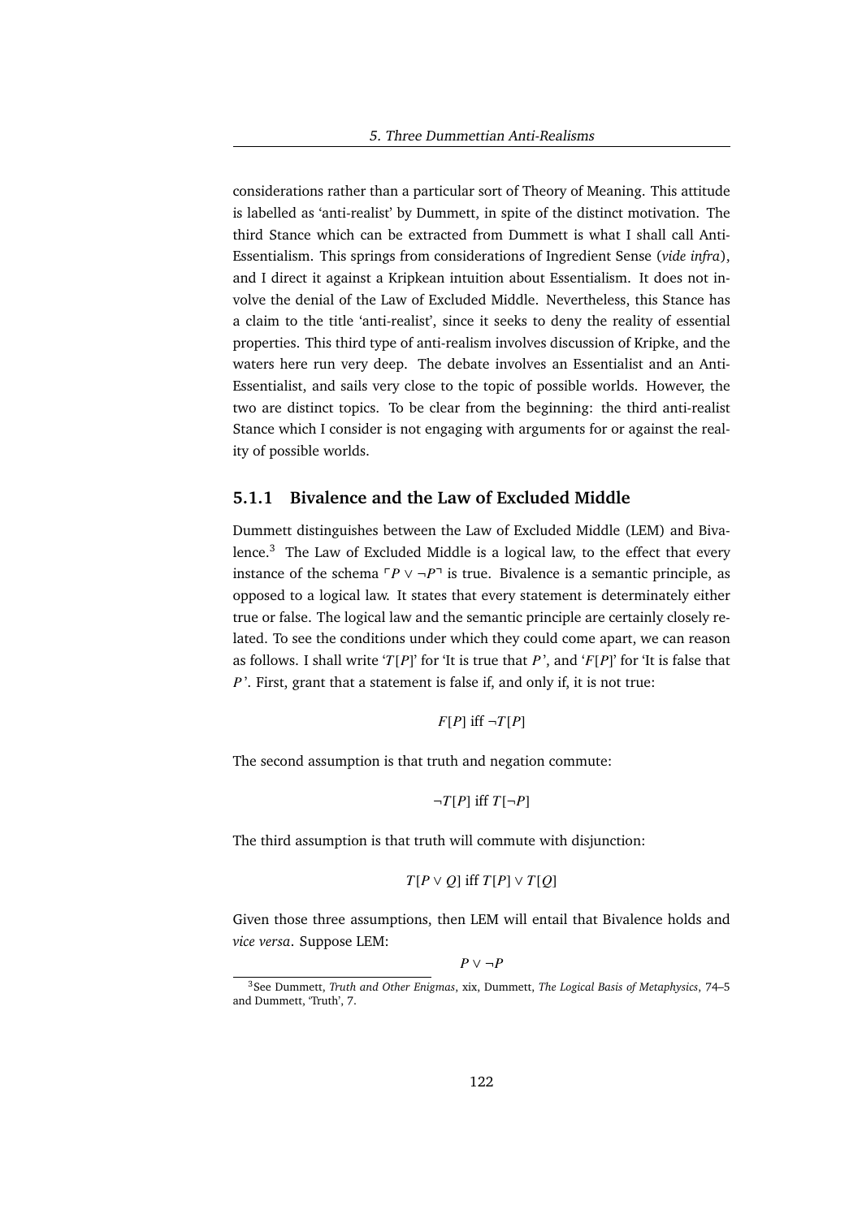considerations rather than a particular sort of Theory of Meaning. This attitude is labelled as 'anti-realist' by Dummett, in spite of the distinct motivation. The third Stance which can be extracted from Dummett is what I shall call Anti-Essentialism. This springs from considerations of Ingredient Sense (*vide infra*), and I direct it against a Kripkean intuition about Essentialism. It does not involve the denial of the Law of Excluded Middle. Nevertheless, this Stance has a claim to the title 'anti-realist', since it seeks to deny the reality of essential properties. This third type of anti-realism involves discussion of Kripke, and the waters here run very deep. The debate involves an Essentialist and an Anti-Essentialist, and sails very close to the topic of possible worlds. However, the two are distinct topics. To be clear from the beginning: the third anti-realist Stance which I consider is not engaging with arguments for or against the reality of possible worlds.

### 5.1.1 Bivalence and the Law of Excluded Middle

Dummett distinguishes between the Law of Excluded Middle (LEM) and Bivalence.[3] The Law of Excluded Middle is a logical law, to the effect that every instance of the schema $\ulcorner P \vee \neg P \urcorner$ is true. Bivalence is a semantic principle, as opposed to a logical law. It states that every statement is determinately either true or false. The logical law and the semantic principle are certainly closely related. To see the conditions under which they could come apart, we can reason as follows. I shall write '$T[P]$' for 'It is true that $P$', and '$F[P]$' for 'It is false that $P$'. First, grant that a statement is false if, and only if, it is not true:

$$F[P] \text{ iff } \neg T[P]$$

The second assumption is that truth and negation commute:

$$\neg T[P] \text{ iff } T[\neg P]$$

The third assumption is that truth will commute with disjunction:

$$T[P \vee Q] \text{ iff } T[P] \vee T[Q]$$

Given those three assumptions, then LEM will entail that Bivalence holds and *vice versa*. Suppose LEM:

$$P \vee \neg P$$

[3] See Dummett, *Truth and Other Enigmas*, xix, Dummett, *The Logical Basis of Metaphysics*, 74–5 and Dummett, 'Truth', 7.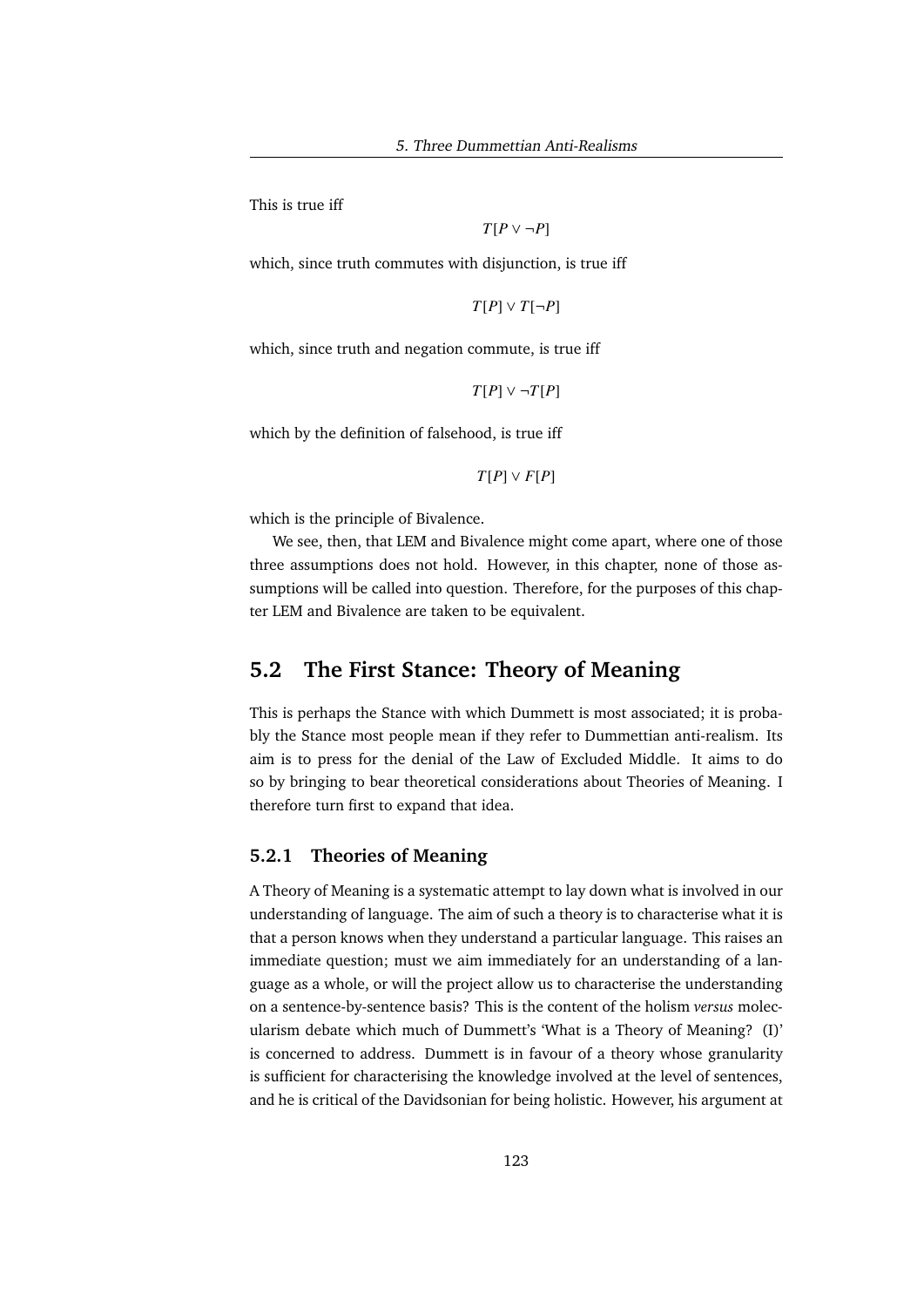This is true iff

$$T[P \vee \neg P]$$

which, since truth commutes with disjunction, is true iff

$$T[P] \vee T[\neg P]$$

which, since truth and negation commute, is true iff

$$T[P] \vee \neg T[P]$$

which by the definition of falsehood, is true iff

$$T[P] \vee F[P]$$

which is the principle of Bivalence.

We see, then, that LEM and Bivalence might come apart, where one of those three assumptions does not hold. However, in this chapter, none of those assumptions will be called into question. Therefore, for the purposes of this chapter LEM and Bivalence are taken to be equivalent.

## 5.2 The First Stance: Theory of Meaning

This is perhaps the Stance with which Dummett is most associated; it is probably the Stance most people mean if they refer to Dummettian anti-realism. Its aim is to press for the denial of the Law of Excluded Middle. It aims to do so by bringing to bear theoretical considerations about Theories of Meaning. I therefore turn first to expand that idea.

### 5.2.1 Theories of Meaning

A Theory of Meaning is a systematic attempt to lay down what is involved in our understanding of language. The aim of such a theory is to characterise what it is that a person knows when they understand a particular language. This raises an immediate question; must we aim immediately for an understanding of a language as a whole, or will the project allow us to characterise the understanding on a sentence-by-sentence basis? This is the content of the holism *versus* molecularism debate which much of Dummett's 'What is a Theory of Meaning? (I)' is concerned to address. Dummett is in favour of a theory whose granularity is sufficient for characterising the knowledge involved at the level of sentences, and he is critical of the Davidsonian for being holistic. However, his argument at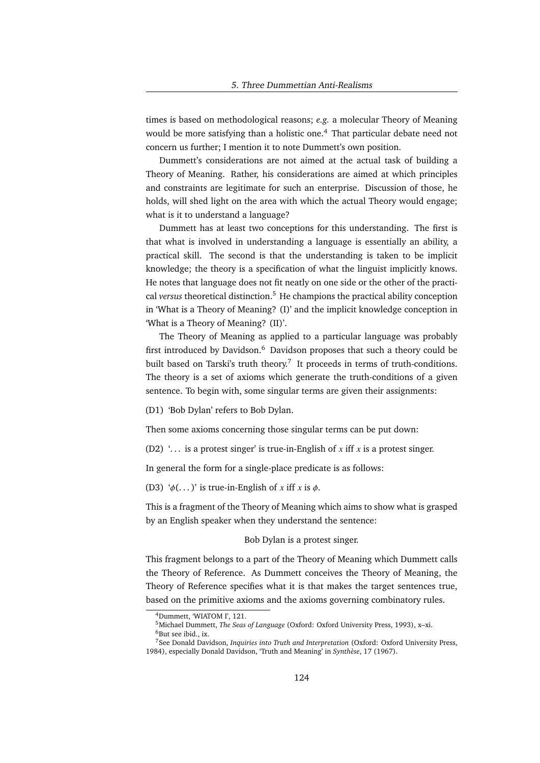times is based on methodological reasons; *e.g.* a molecular Theory of Meaning would be more satisfying than a holistic one.[4] That particular debate need not concern us further; I mention it to note Dummett's own position.

Dummett's considerations are not aimed at the actual task of building a Theory of Meaning. Rather, his considerations are aimed at which principles and constraints are legitimate for such an enterprise. Discussion of those, he holds, will shed light on the area with which the actual Theory would engage; what is it to understand a language?

Dummett has at least two conceptions for this understanding. The first is that what is involved in understanding a language is essentially an ability, a practical skill. The second is that the understanding is taken to be implicit knowledge; the theory is a specification of what the linguist implicitly knows. He notes that language does not fit neatly on one side or the other of the practical *versus* theoretical distinction.[5] He champions the practical ability conception in 'What is a Theory of Meaning? (I)' and the implicit knowledge conception in 'What is a Theory of Meaning? (II)'.

The Theory of Meaning as applied to a particular language was probably first introduced by Davidson.[6] Davidson proposes that such a theory could be built based on Tarski's truth theory.[7] It proceeds in terms of truth-conditions. The theory is a set of axioms which generate the truth-conditions of a given sentence. To begin with, some singular terms are given their assignments:

(D1) 'Bob Dylan' refers to Bob Dylan.

Then some axioms concerning those singular terms can be put down:

(D2) '... is a protest singer' is true-in-English of $x$ iff $x$ is a protest singer.

In general the form for a single-place predicate is as follows:

(D3) '$\phi(\ldots)$' is true-in-English of $x$ iff $x$ is $\phi$.

This is a fragment of the Theory of Meaning which aims to show what is grasped by an English speaker when they understand the sentence:

Bob Dylan is a protest singer.

This fragment belongs to a part of the Theory of Meaning which Dummett calls the Theory of Reference. As Dummett conceives the Theory of Meaning, the Theory of Reference specifies what it is that makes the target sentences true, based on the primitive axioms and the axioms governing combinatory rules.

---

[4] Dummett, 'WIATOM I', 121.

[5] Michael Dummett, *The Seas of Language* (Oxford: Oxford University Press, 1993), x–xi.

[6] But see ibid., ix.

[7] See Donald Davidson, *Inquiries into Truth and Interpretation* (Oxford: Oxford University Press, 1984), especially Donald Davidson, 'Truth and Meaning' in *Synthèse*, 17 (1967).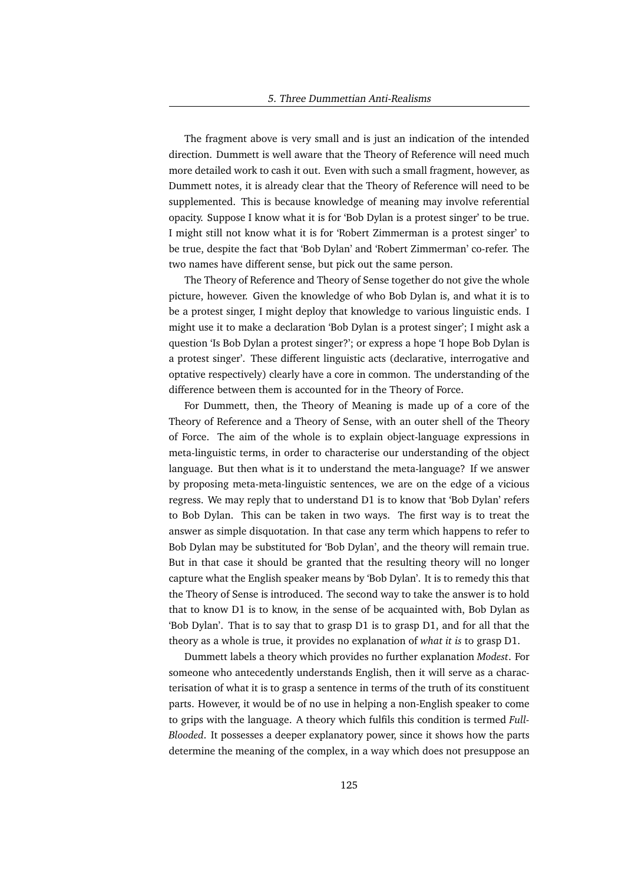The fragment above is very small and is just an indication of the intended direction. Dummett is well aware that the Theory of Reference will need much more detailed work to cash it out. Even with such a small fragment, however, as Dummett notes, it is already clear that the Theory of Reference will need to be supplemented. This is because knowledge of meaning may involve referential opacity. Suppose I know what it is for 'Bob Dylan is a protest singer' to be true. I might still not know what it is for 'Robert Zimmerman is a protest singer' to be true, despite the fact that 'Bob Dylan' and 'Robert Zimmerman' co-refer. The two names have different sense, but pick out the same person.

The Theory of Reference and Theory of Sense together do not give the whole picture, however. Given the knowledge of who Bob Dylan is, and what it is to be a protest singer, I might deploy that knowledge to various linguistic ends. I might use it to make a declaration 'Bob Dylan is a protest singer'; I might ask a question 'Is Bob Dylan a protest singer?'; or express a hope 'I hope Bob Dylan is a protest singer'. These different linguistic acts (declarative, interrogative and optative respectively) clearly have a core in common. The understanding of the difference between them is accounted for in the Theory of Force.

For Dummett, then, the Theory of Meaning is made up of a core of the Theory of Reference and a Theory of Sense, with an outer shell of the Theory of Force. The aim of the whole is to explain object-language expressions in meta-linguistic terms, in order to characterise our understanding of the object language. But then what is it to understand the meta-language? If we answer by proposing meta-meta-linguistic sentences, we are on the edge of a vicious regress. We may reply that to understand D1 is to know that 'Bob Dylan' refers to Bob Dylan. This can be taken in two ways. The first way is to treat the answer as simple disquotation. In that case any term which happens to refer to Bob Dylan may be substituted for 'Bob Dylan', and the theory will remain true. But in that case it should be granted that the resulting theory will no longer capture what the English speaker means by 'Bob Dylan'. It is to remedy this that the Theory of Sense is introduced. The second way to take the answer is to hold that to know D1 is to know, in the sense of be acquainted with, Bob Dylan as 'Bob Dylan'. That is to say that to grasp D1 is to grasp D1, and for all that the theory as a whole is true, it provides no explanation of *what it is* to grasp D1.

Dummett labels a theory which provides no further explanation *Modest*. For someone who antecedently understands English, then it will serve as a characterisation of what it is to grasp a sentence in terms of the truth of its constituent parts. However, it would be of no use in helping a non-English speaker to come to grips with the language. A theory which fulfils this condition is termed *Full-Blooded*. It possesses a deeper explanatory power, since it shows how the parts determine the meaning of the complex, in a way which does not presuppose an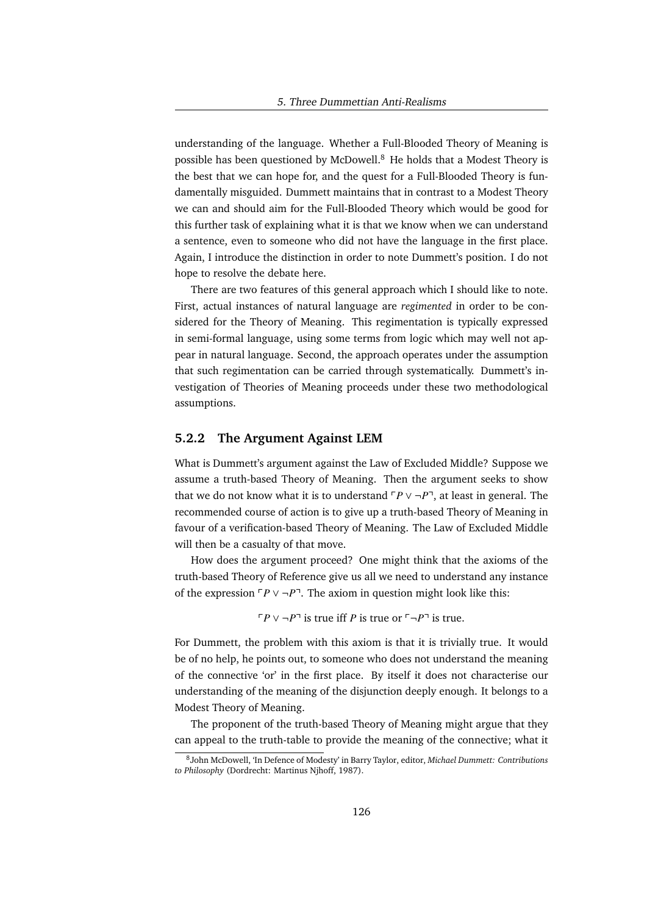understanding of the language. Whether a Full-Blooded Theory of Meaning is possible has been questioned by McDowell.[8] He holds that a Modest Theory is the best that we can hope for, and the quest for a Full-Blooded Theory is fundamentally misguided. Dummett maintains that in contrast to a Modest Theory we can and should aim for the Full-Blooded Theory which would be good for this further task of explaining what it is that we know when we can understand a sentence, even to someone who did not have the language in the first place. Again, I introduce the distinction in order to note Dummett's position. I do not hope to resolve the debate here.

There are two features of this general approach which I should like to note. First, actual instances of natural language are *regimented* in order to be considered for the Theory of Meaning. This regimentation is typically expressed in semi-formal language, using some terms from logic which may well not appear in natural language. Second, the approach operates under the assumption that such regimentation can be carried through systematically. Dummett's investigation of Theories of Meaning proceeds under these two methodological assumptions.

### 5.2.2 The Argument Against LEM

What is Dummett's argument against the Law of Excluded Middle? Suppose we assume a truth-based Theory of Meaning. Then the argument seeks to show that we do not know what it is to understand $\ulcorner P \vee \neg P \urcorner$, at least in general. The recommended course of action is to give up a truth-based Theory of Meaning in favour of a verification-based Theory of Meaning. The Law of Excluded Middle will then be a casualty of that move.

How does the argument proceed? One might think that the axioms of the truth-based Theory of Reference give us all we need to understand any instance of the expression $\ulcorner P \vee \neg P \urcorner$. The axiom in question might look like this:

$$\ulcorner P \vee \neg P \urcorner \text{ is true iff } P \text{ is true or } \ulcorner \neg P \urcorner \text{ is true.}$$

For Dummett, the problem with this axiom is that it is trivially true. It would be of no help, he points out, to someone who does not understand the meaning of the connective 'or' in the first place. By itself it does not characterise our understanding of the meaning of the disjunction deeply enough. It belongs to a Modest Theory of Meaning.

The proponent of the truth-based Theory of Meaning might argue that they can appeal to the truth-table to provide the meaning of the connective; what it

[8] John McDowell, 'In Defence of Modesty' in Barry Taylor, editor, *Michael Dummett: Contributions to Philosophy* (Dordrecht: Martinus Njhoff, 1987).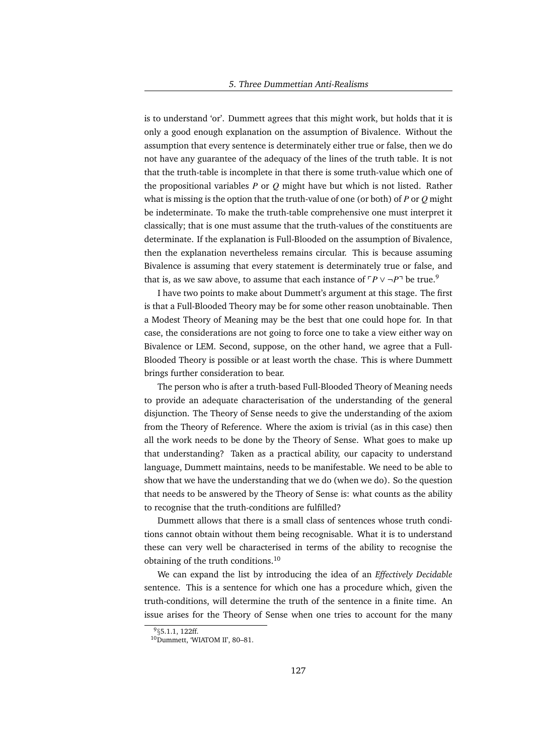is to understand 'or'. Dummett agrees that this might work, but holds that it is only a good enough explanation on the assumption of Bivalence. Without the assumption that every sentence is determinately either true or false, then we do not have any guarantee of the adequacy of the lines of the truth table. It is not that the truth-table is incomplete in that there is some truth-value which one of the propositional variables $P$ or $Q$ might have but which is not listed. Rather what is missing is the option that the truth-value of one (or both) of $P$ or $Q$ might be indeterminate. To make the truth-table comprehensive one must interpret it classically; that is one must assume that the truth-values of the constituents are determinate. If the explanation is Full-Blooded on the assumption of Bivalence, then the explanation nevertheless remains circular. This is because assuming Bivalence is assuming that every statement is determinately true or false, and that is, as we saw above, to assume that each instance of $\ulcorner P \vee \neg P \urcorner$ be true.[9]

I have two points to make about Dummett's argument at this stage. The first is that a Full-Blooded Theory may be for some other reason unobtainable. Then a Modest Theory of Meaning may be the best that one could hope for. In that case, the considerations are not going to force one to take a view either way on Bivalence or LEM. Second, suppose, on the other hand, we agree that a Full-Blooded Theory is possible or at least worth the chase. This is where Dummett brings further consideration to bear.

The person who is after a truth-based Full-Blooded Theory of Meaning needs to provide an adequate characterisation of the understanding of the general disjunction. The Theory of Sense needs to give the understanding of the axiom from the Theory of Reference. Where the axiom is trivial (as in this case) then all the work needs to be done by the Theory of Sense. What goes to make up that understanding? Taken as a practical ability, our capacity to understand language, Dummett maintains, needs to be manifestable. We need to be able to show that we have the understanding that we do (when we do). So the question that needs to be answered by the Theory of Sense is: what counts as the ability to recognise that the truth-conditions are fulfilled?

Dummett allows that there is a small class of sentences whose truth conditions cannot obtain without them being recognisable. What it is to understand these can very well be characterised in terms of the ability to recognise the obtaining of the truth conditions.[10]

We can expand the list by introducing the idea of an *Effectively Decidable* sentence. This is a sentence for which one has a procedure which, given the truth-conditions, will determine the truth of the sentence in a finite time. An issue arises for the Theory of Sense when one tries to account for the many

[9] §5.1.1, 122ff.

[10] Dummett, 'WIATOM II', 80–81.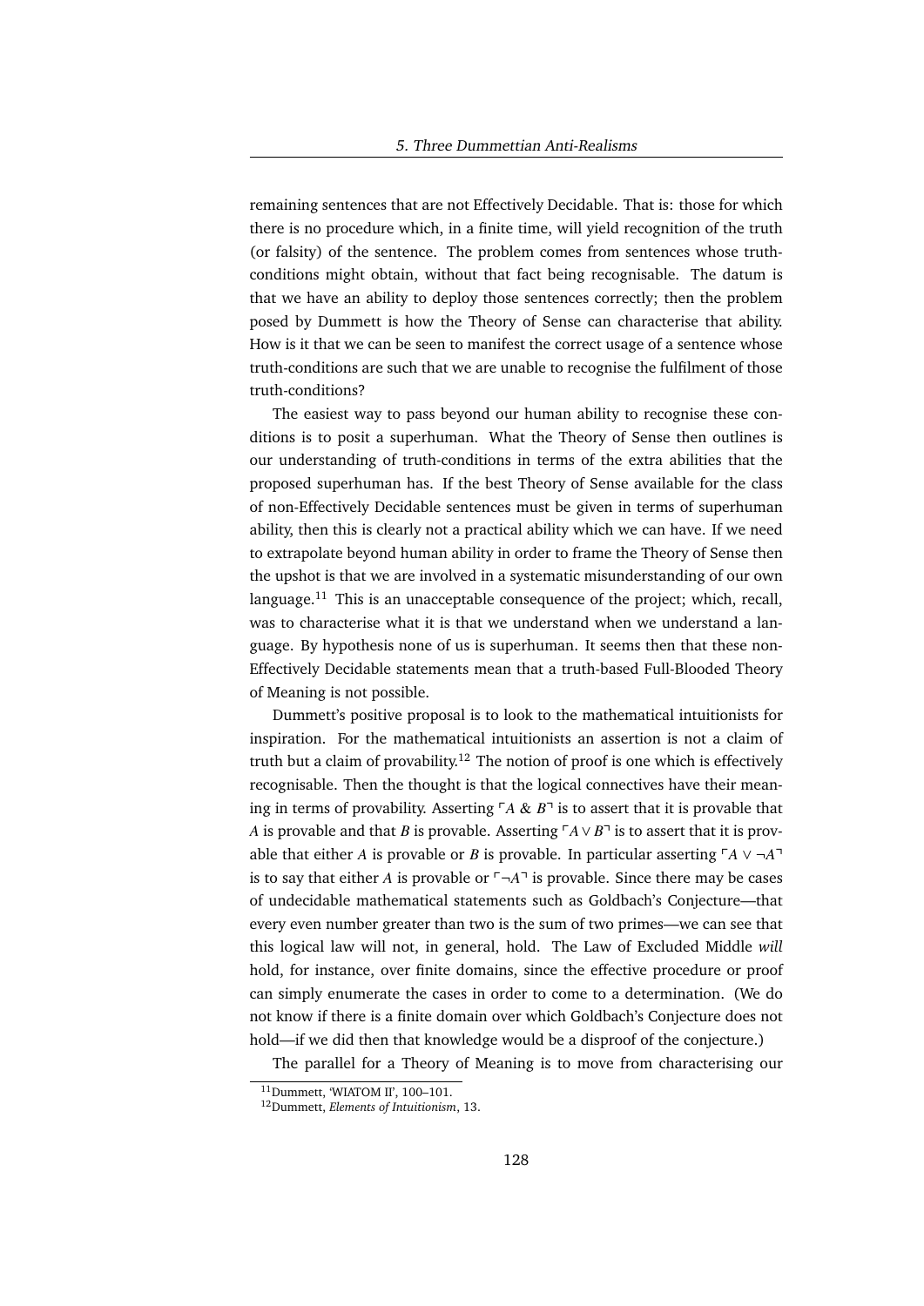remaining sentences that are not Effectively Decidable. That is: those for which there is no procedure which, in a finite time, will yield recognition of the truth (or falsity) of the sentence. The problem comes from sentences whose truth-conditions might obtain, without that fact being recognisable. The datum is that we have an ability to deploy those sentences correctly; then the problem posed by Dummett is how the Theory of Sense can characterise that ability. How is it that we can be seen to manifest the correct usage of a sentence whose truth-conditions are such that we are unable to recognise the fulfilment of those truth-conditions?

The easiest way to pass beyond our human ability to recognise these conditions is to posit a superhuman. What the Theory of Sense then outlines is our understanding of truth-conditions in terms of the extra abilities that the proposed superhuman has. If the best Theory of Sense available for the class of non-Effectively Decidable sentences must be given in terms of superhuman ability, then this is clearly not a practical ability which we can have. If we need to extrapolate beyond human ability in order to frame the Theory of Sense then the upshot is that we are involved in a systematic misunderstanding of our own language.[11] This is an unacceptable consequence of the project; which, recall, was to characterise what it is that we understand when we understand a language. By hypothesis none of us is superhuman. It seems then that these non-Effectively Decidable statements mean that a truth-based Full-Blooded Theory of Meaning is not possible.

Dummett's positive proposal is to look to the mathematical intuitionists for inspiration. For the mathematical intuitionists an assertion is not a claim of truth but a claim of provability.[12] The notion of proof is one which is effectively recognisable. Then the thought is that the logical connectives have their meaning in terms of provability. Asserting $\ulcorner A \mathbin{\&} B \urcorner$ is to assert that it is provable that $A$ is provable and that $B$ is provable. Asserting $\ulcorner A \vee B \urcorner$ is to assert that it is provable that either $A$ is provable or $B$ is provable. In particular asserting $\ulcorner A \vee \neg A \urcorner$ is to say that either $A$ is provable or $\ulcorner \neg A \urcorner$ is provable. Since there may be cases of undecidable mathematical statements such as Goldbach's Conjecture—that every even number greater than two is the sum of two primes—we can see that this logical law will not, in general, hold. The Law of Excluded Middle *will* hold, for instance, over finite domains, since the effective procedure or proof can simply enumerate the cases in order to come to a determination. (We do not know if there is a finite domain over which Goldbach's Conjecture does not hold—if we did then that knowledge would be a disproof of the conjecture.)

The parallel for a Theory of Meaning is to move from characterising our

---

[11] Dummett, 'WIATOM II', 100–101.

[12] Dummett, *Elements of Intuitionism*, 13.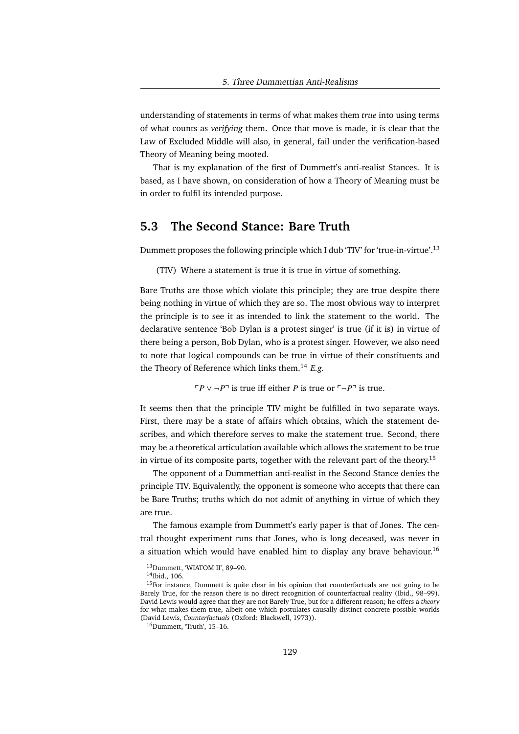understanding of statements in terms of what makes them *true* into using terms of what counts as *verifying* them. Once that move is made, it is clear that the Law of Excluded Middle will also, in general, fail under the verification-based Theory of Meaning being mooted.

That is my explanation of the first of Dummett's anti-realist Stances. It is based, as I have shown, on consideration of how a Theory of Meaning must be in order to fulfil its intended purpose.

## 5.3 The Second Stance: Bare Truth

Dummett proposes the following principle which I dub 'TIV' for 'true-in-virtue'.[13]

(TIV) Where a statement is true it is true in virtue of something.

Bare Truths are those which violate this principle; they are true despite there being nothing in virtue of which they are so. The most obvious way to interpret the principle is to see it as intended to link the statement to the world. The declarative sentence 'Bob Dylan is a protest singer' is true (if it is) in virtue of there being a person, Bob Dylan, who is a protest singer. However, we also need to note that logical compounds can be true in virtue of their constituents and the Theory of Reference which links them.[14] *E.g.*

$$\ulcorner P \vee \neg P \urcorner \text{ is true iff either } P \text{ is true or } \ulcorner \neg P \urcorner \text{ is true.}$$

It seems then that the principle TIV might be fulfilled in two separate ways. First, there may be a state of affairs which obtains, which the statement describes, and which therefore serves to make the statement true. Second, there may be a theoretical articulation available which allows the statement to be true in virtue of its composite parts, together with the relevant part of the theory.[15]

The opponent of a Dummettian anti-realist in the Second Stance denies the principle TIV. Equivalently, the opponent is someone who accepts that there can be Bare Truths; truths which do not admit of anything in virtue of which they are true.

The famous example from Dummett's early paper is that of Jones. The central thought experiment runs that Jones, who is long deceased, was never in a situation which would have enabled him to display any brave behaviour.[16]

---

[13] Dummett, 'WIATOM II', 89–90.

[14] Ibid., 106.

[15] For instance, Dummett is quite clear in his opinion that counterfactuals are not going to be Barely True, for the reason there is no direct recognition of counterfactual reality (Ibid., 98–99). David Lewis would agree that they are not Barely True, but for a different reason; he offers a *theory* for what makes them true, albeit one which postulates causally distinct concrete possible worlds (David Lewis, *Counterfactuals* (Oxford: Blackwell, 1973)).

[16] Dummett, 'Truth', 15–16.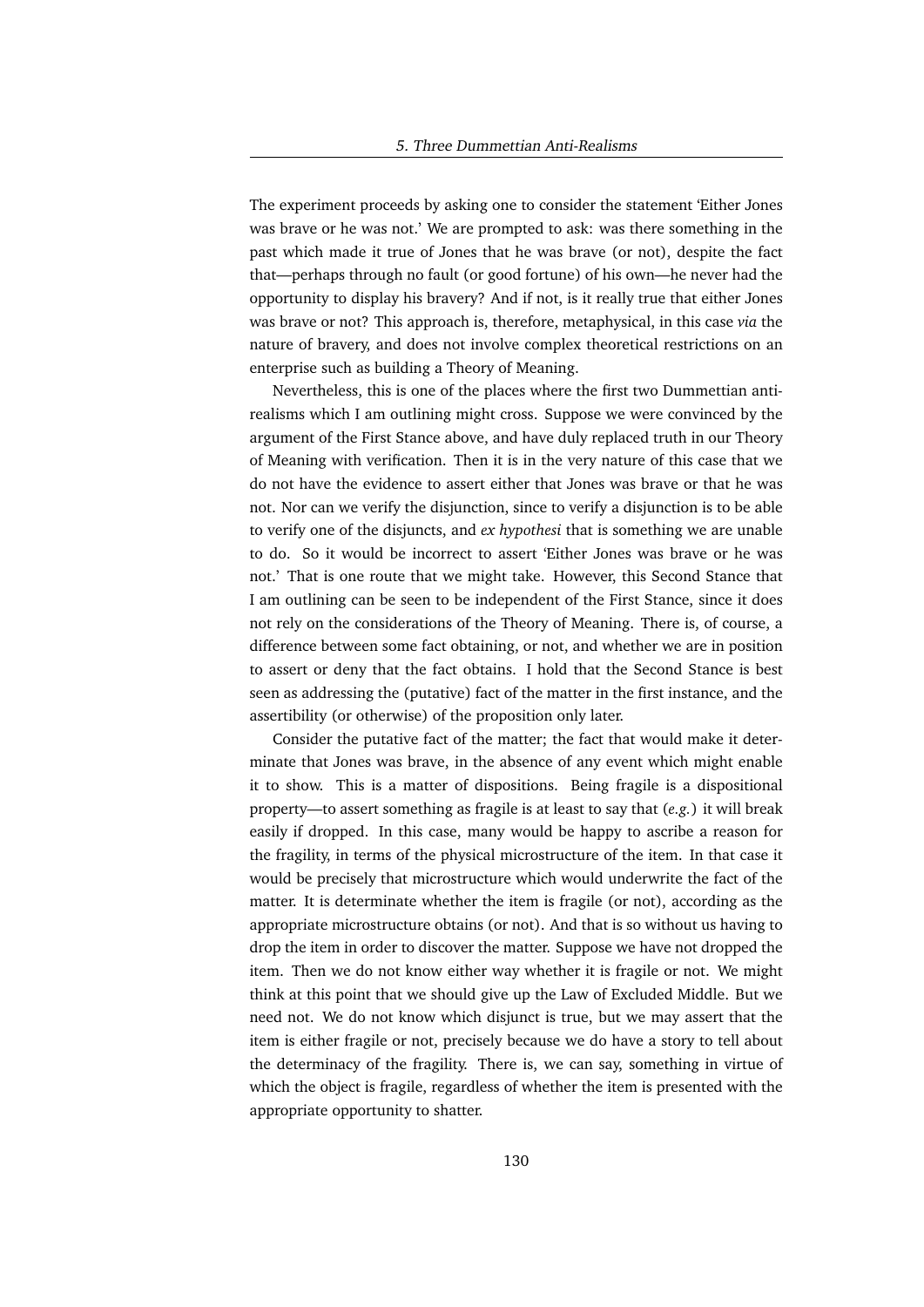The experiment proceeds by asking one to consider the statement 'Either Jones was brave or he was not.' We are prompted to ask: was there something in the past which made it true of Jones that he was brave (or not), despite the fact that—perhaps through no fault (or good fortune) of his own—he never had the opportunity to display his bravery? And if not, is it really true that either Jones was brave or not? This approach is, therefore, metaphysical, in this case *via* the nature of bravery, and does not involve complex theoretical restrictions on an enterprise such as building a Theory of Meaning.

Nevertheless, this is one of the places where the first two Dummettian anti-realisms which I am outlining might cross. Suppose we were convinced by the argument of the First Stance above, and have duly replaced truth in our Theory of Meaning with verification. Then it is in the very nature of this case that we do not have the evidence to assert either that Jones was brave or that he was not. Nor can we verify the disjunction, since to verify a disjunction is to be able to verify one of the disjuncts, and *ex hypothesi* that is something we are unable to do. So it would be incorrect to assert 'Either Jones was brave or he was not.' That is one route that we might take. However, this Second Stance that I am outlining can be seen to be independent of the First Stance, since it does not rely on the considerations of the Theory of Meaning. There is, of course, a difference between some fact obtaining, or not, and whether we are in position to assert or deny that the fact obtains. I hold that the Second Stance is best seen as addressing the (putative) fact of the matter in the first instance, and the assertibility (or otherwise) of the proposition only later.

Consider the putative fact of the matter; the fact that would make it determinate that Jones was brave, in the absence of any event which might enable it to show. This is a matter of dispositions. Being fragile is a dispositional property—to assert something as fragile is at least to say that (*e.g.*) it will break easily if dropped. In this case, many would be happy to ascribe a reason for the fragility, in terms of the physical microstructure of the item. In that case it would be precisely that microstructure which would underwrite the fact of the matter. It is determinate whether the item is fragile (or not), according as the appropriate microstructure obtains (or not). And that is so without us having to drop the item in order to discover the matter. Suppose we have not dropped the item. Then we do not know either way whether it is fragile or not. We might think at this point that we should give up the Law of Excluded Middle. But we need not. We do not know which disjunct is true, but we may assert that the item is either fragile or not, precisely because we do have a story to tell about the determinacy of the fragility. There is, we can say, something in virtue of which the object is fragile, regardless of whether the item is presented with the appropriate opportunity to shatter.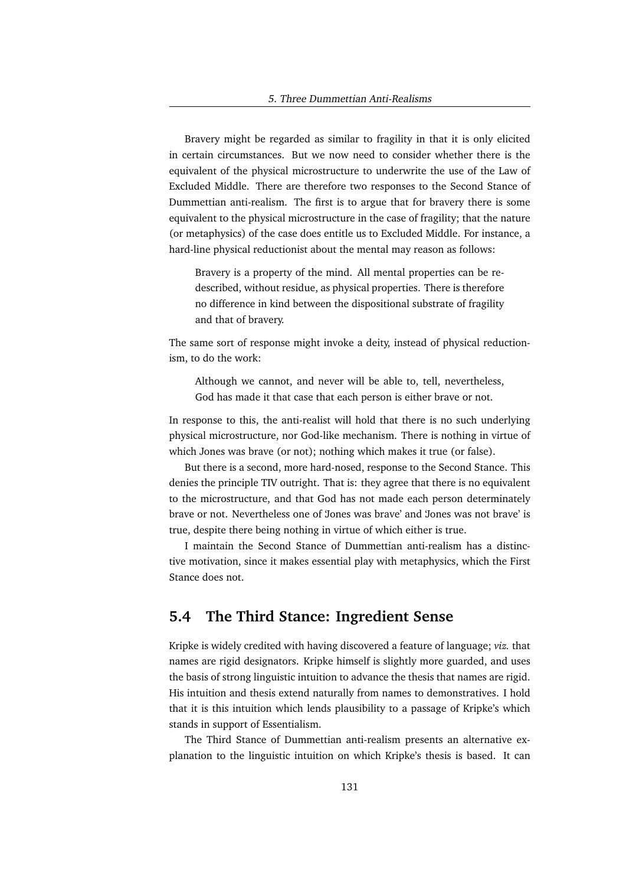Bravery might be regarded as similar to fragility in that it is only elicited in certain circumstances. But we now need to consider whether there is the equivalent of the physical microstructure to underwrite the use of the Law of Excluded Middle. There are therefore two responses to the Second Stance of Dummettian anti-realism. The first is to argue that for bravery there is some equivalent to the physical microstructure in the case of fragility; that the nature (or metaphysics) of the case does entitle us to Excluded Middle. For instance, a hard-line physical reductionist about the mental may reason as follows:

> Bravery is a property of the mind. All mental properties can be redescribed, without residue, as physical properties. There is therefore no difference in kind between the dispositional substrate of fragility and that of bravery.

The same sort of response might invoke a deity, instead of physical reductionism, to do the work:

> Although we cannot, and never will be able to, tell, nevertheless, God has made it that case that each person is either brave or not.

In response to this, the anti-realist will hold that there is no such underlying physical microstructure, nor God-like mechanism. There is nothing in virtue of which Jones was brave (or not); nothing which makes it true (or false).

But there is a second, more hard-nosed, response to the Second Stance. This denies the principle TIV outright. That is: they agree that there is no equivalent to the microstructure, and that God has not made each person determinately brave or not. Nevertheless one of 'Jones was brave' and 'Jones was not brave' is true, despite there being nothing in virtue of which either is true.

I maintain the Second Stance of Dummettian anti-realism has a distinctive motivation, since it makes essential play with metaphysics, which the First Stance does not.

## 5.4 The Third Stance: Ingredient Sense

Kripke is widely credited with having discovered a feature of language; *viz.* that names are rigid designators. Kripke himself is slightly more guarded, and uses the basis of strong linguistic intuition to advance the thesis that names are rigid. His intuition and thesis extend naturally from names to demonstratives. I hold that it is this intuition which lends plausibility to a passage of Kripke's which stands in support of Essentialism.

The Third Stance of Dummettian anti-realism presents an alternative explanation to the linguistic intuition on which Kripke's thesis is based. It can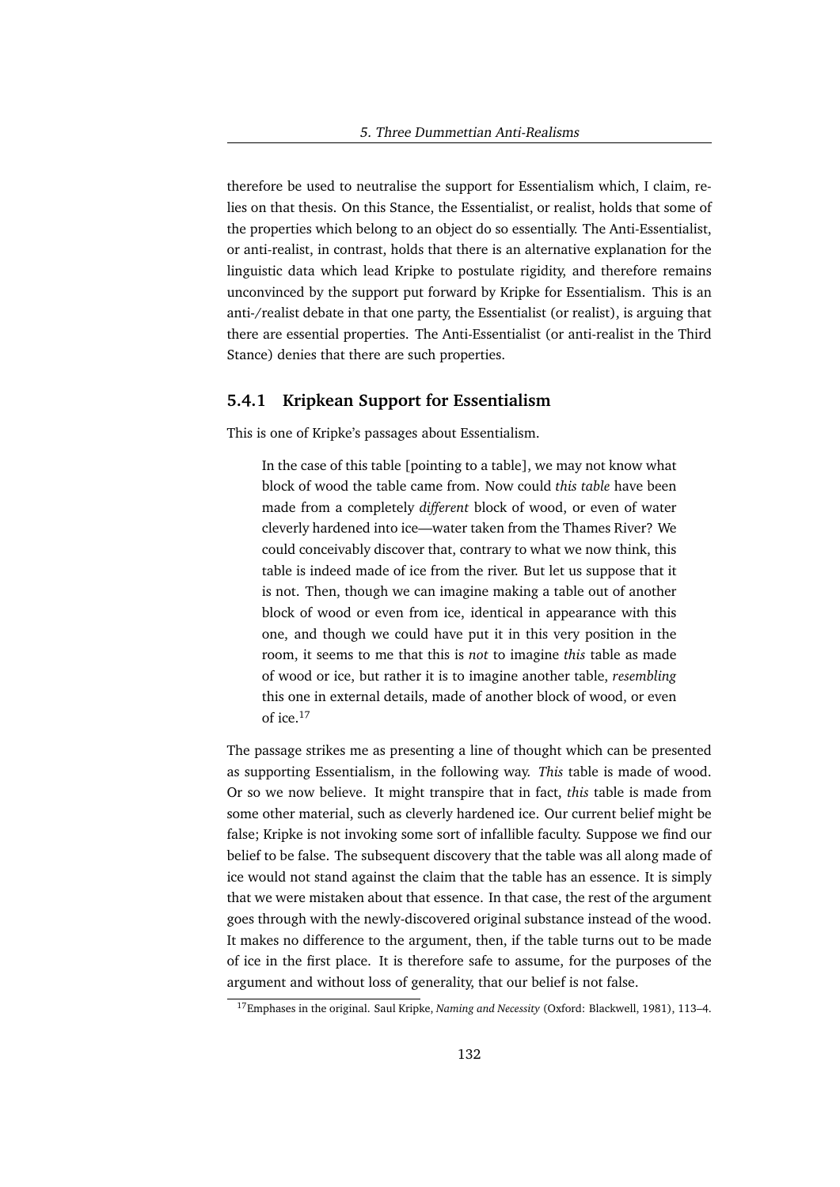therefore be used to neutralise the support for Essentialism which, I claim, relies on that thesis. On this Stance, the Essentialist, or realist, holds that some of the properties which belong to an object do so essentially. The Anti-Essentialist, or anti-realist, in contrast, holds that there is an alternative explanation for the linguistic data which lead Kripke to postulate rigidity, and therefore remains unconvinced by the support put forward by Kripke for Essentialism. This is an anti-/realist debate in that one party, the Essentialist (or realist), is arguing that there are essential properties. The Anti-Essentialist (or anti-realist in the Third Stance) denies that there are such properties.

### 5.4.1 Kripkean Support for Essentialism

This is one of Kripke's passages about Essentialism.

> In the case of this table [pointing to a table], we may not know what block of wood the table came from. Now could *this table* have been made from a completely *different* block of wood, or even of water cleverly hardened into ice—water taken from the Thames River? We could conceivably discover that, contrary to what we now think, this table is indeed made of ice from the river. But let us suppose that it is not. Then, though we can imagine making a table out of another block of wood or even from ice, identical in appearance with this one, and though we could have put it in this very position in the room, it seems to me that this is *not* to imagine *this* table as made of wood or ice, but rather it is to imagine another table, *resembling* this one in external details, made of another block of wood, or even of ice.[17]

The passage strikes me as presenting a line of thought which can be presented as supporting Essentialism, in the following way. *This* table is made of wood. Or so we now believe. It might transpire that in fact, *this* table is made from some other material, such as cleverly hardened ice. Our current belief might be false; Kripke is not invoking some sort of infallible faculty. Suppose we find our belief to be false. The subsequent discovery that the table was all along made of ice would not stand against the claim that the table has an essence. It is simply that we were mistaken about that essence. In that case, the rest of the argument goes through with the newly-discovered original substance instead of the wood. It makes no difference to the argument, then, if the table turns out to be made of ice in the first place. It is therefore safe to assume, for the purposes of the argument and without loss of generality, that our belief is not false.

[17]Emphases in the original. Saul Kripke, *Naming and Necessity* (Oxford: Blackwell, 1981), 113–4.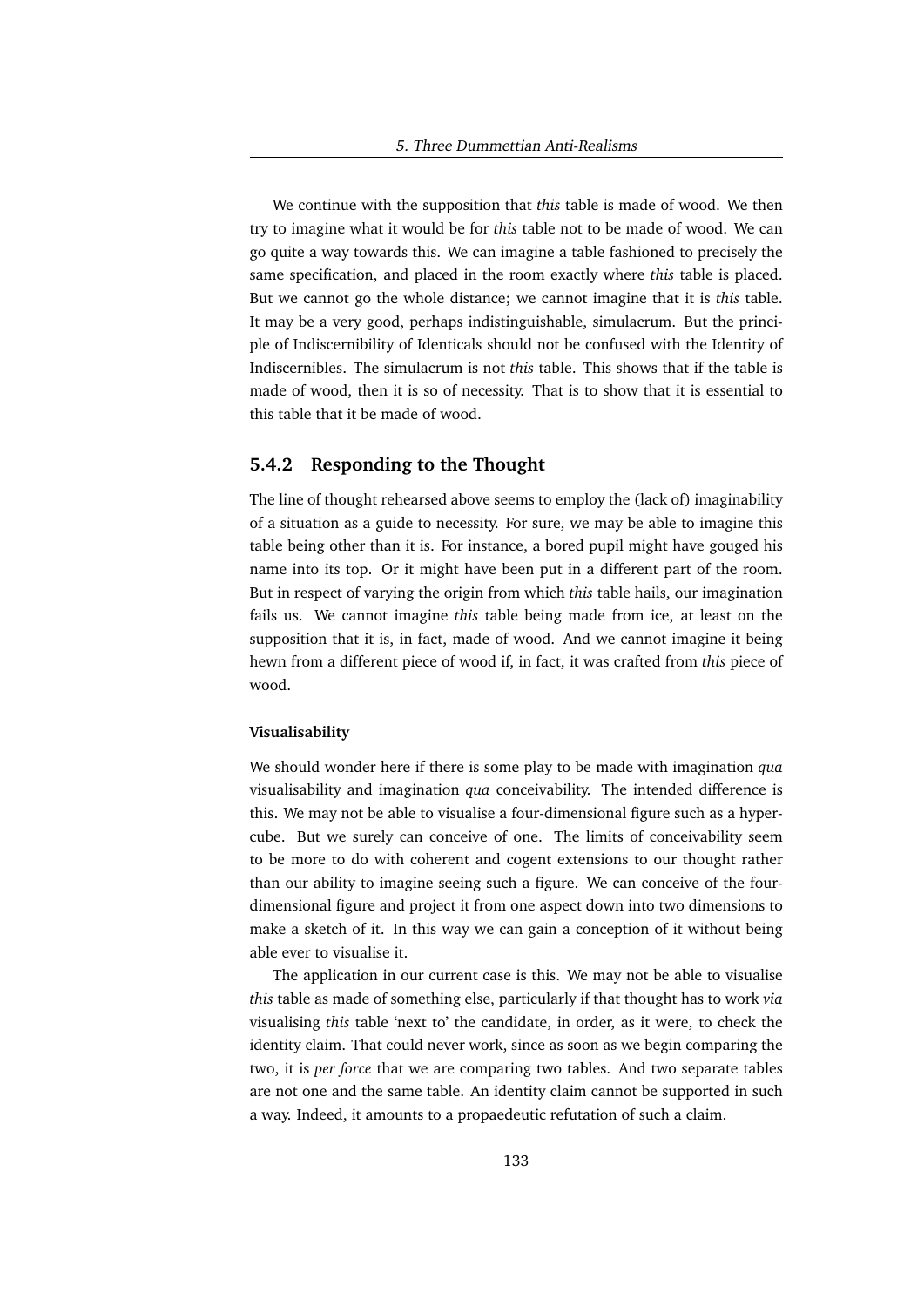We continue with the supposition that *this* table is made of wood. We then try to imagine what it would be for *this* table not to be made of wood. We can go quite a way towards this. We can imagine a table fashioned to precisely the same specification, and placed in the room exactly where *this* table is placed. But we cannot go the whole distance; we cannot imagine that it is *this* table. It may be a very good, perhaps indistinguishable, simulacrum. But the principle of Indiscernibility of Identicals should not be confused with the Identity of Indiscernibles. The simulacrum is not *this* table. This shows that if the table is made of wood, then it is so of necessity. That is to show that it is essential to this table that it be made of wood.

### 5.4.2 Responding to the Thought

The line of thought rehearsed above seems to employ the (lack of) imaginability of a situation as a guide to necessity. For sure, we may be able to imagine this table being other than it is. For instance, a bored pupil might have gouged his name into its top. Or it might have been put in a different part of the room. But in respect of varying the origin from which *this* table hails, our imagination fails us. We cannot imagine *this* table being made from ice, at least on the supposition that it is, in fact, made of wood. And we cannot imagine it being hewn from a different piece of wood if, in fact, it was crafted from *this* piece of wood.

#### Visualisability

We should wonder here if there is some play to be made with imagination *qua* visualisability and imagination *qua* conceivability. The intended difference is this. We may not be able to visualise a four-dimensional figure such as a hypercube. But we surely can conceive of one. The limits of conceivability seem to be more to do with coherent and cogent extensions to our thought rather than our ability to imagine seeing such a figure. We can conceive of the four-dimensional figure and project it from one aspect down into two dimensions to make a sketch of it. In this way we can gain a conception of it without being able ever to visualise it.

The application in our current case is this. We may not be able to visualise *this* table as made of something else, particularly if that thought has to work *via* visualising *this* table 'next to' the candidate, in order, as it were, to check the identity claim. That could never work, since as soon as we begin comparing the two, it is *per force* that we are comparing two tables. And two separate tables are not one and the same table. An identity claim cannot be supported in such a way. Indeed, it amounts to a propaedeutic refutation of such a claim.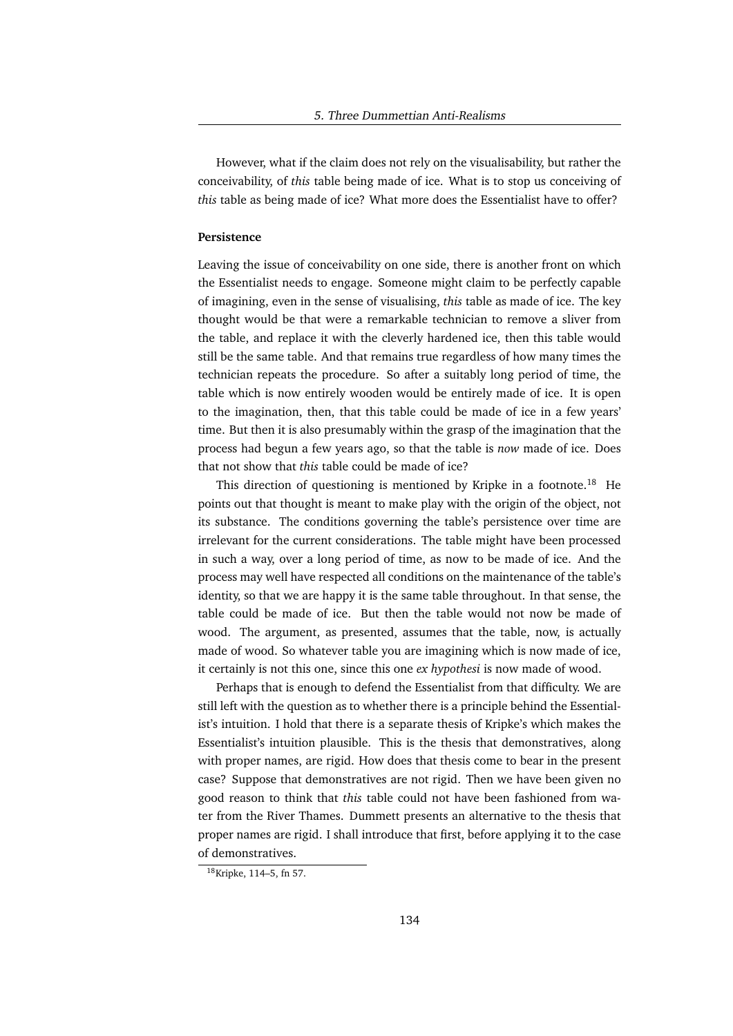However, what if the claim does not rely on the visualisability, but rather the conceivability, of *this* table being made of ice. What is to stop us conceiving of *this* table as being made of ice? What more does the Essentialist have to offer?

**Persistence**

Leaving the issue of conceivability on one side, there is another front on which the Essentialist needs to engage. Someone might claim to be perfectly capable of imagining, even in the sense of visualising, *this* table as made of ice. The key thought would be that were a remarkable technician to remove a sliver from the table, and replace it with the cleverly hardened ice, then this table would still be the same table. And that remains true regardless of how many times the technician repeats the procedure. So after a suitably long period of time, the table which is now entirely wooden would be entirely made of ice. It is open to the imagination, then, that this table could be made of ice in a few years' time. But then it is also presumably within the grasp of the imagination that the process had begun a few years ago, so that the table is *now* made of ice. Does that not show that *this* table could be made of ice?

This direction of questioning is mentioned by Kripke in a footnote.[18] He points out that thought is meant to make play with the origin of the object, not its substance. The conditions governing the table's persistence over time are irrelevant for the current considerations. The table might have been processed in such a way, over a long period of time, as now to be made of ice. And the process may well have respected all conditions on the maintenance of the table's identity, so that we are happy it is the same table throughout. In that sense, the table could be made of ice. But then the table would not now be made of wood. The argument, as presented, assumes that the table, now, is actually made of wood. So whatever table you are imagining which is now made of ice, it certainly is not this one, since this one *ex hypothesi* is now made of wood.

Perhaps that is enough to defend the Essentialist from that difficulty. We are still left with the question as to whether there is a principle behind the Essentialist's intuition. I hold that there is a separate thesis of Kripke's which makes the Essentialist's intuition plausible. This is the thesis that demonstratives, along with proper names, are rigid. How does that thesis come to bear in the present case? Suppose that demonstratives are not rigid. Then we have been given no good reason to think that *this* table could not have been fashioned from water from the River Thames. Dummett presents an alternative to the thesis that proper names are rigid. I shall introduce that first, before applying it to the case of demonstratives.

[18] Kripke, 114–5, fn 57.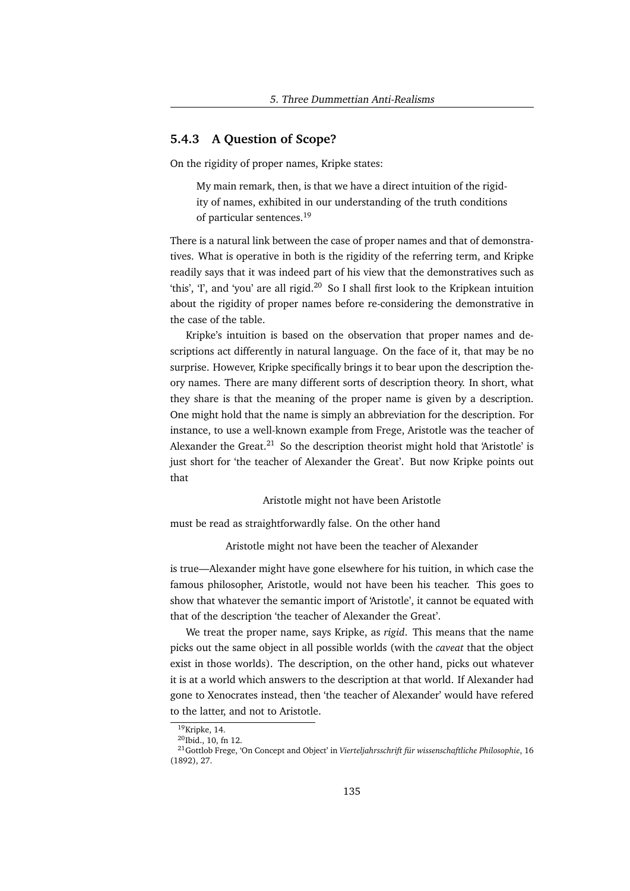### 5.4.3 A Question of Scope?

On the rigidity of proper names, Kripke states:

> My main remark, then, is that we have a direct intuition of the rigidity of names, exhibited in our understanding of the truth conditions of particular sentences.[19]

There is a natural link between the case of proper names and that of demonstratives. What is operative in both is the rigidity of the referring term, and Kripke readily says that it was indeed part of his view that the demonstratives such as 'this', 'I', and 'you' are all rigid.[20] So I shall first look to the Kripkean intuition about the rigidity of proper names before re-considering the demonstrative in the case of the table.

Kripke's intuition is based on the observation that proper names and descriptions act differently in natural language. On the face of it, that may be no surprise. However, Kripke specifically brings it to bear upon the description theory names. There are many different sorts of description theory. In short, what they share is that the meaning of the proper name is given by a description. One might hold that the name is simply an abbreviation for the description. For instance, to use a well-known example from Frege, Aristotle was the teacher of Alexander the Great.[21] So the description theorist might hold that 'Aristotle' is just short for 'the teacher of Alexander the Great'. But now Kripke points out that

Aristotle might not have been Aristotle

must be read as straightforwardly false. On the other hand

Aristotle might not have been the teacher of Alexander

is true—Alexander might have gone elsewhere for his tuition, in which case the famous philosopher, Aristotle, would not have been his teacher. This goes to show that whatever the semantic import of 'Aristotle', it cannot be equated with that of the description 'the teacher of Alexander the Great'.

We treat the proper name, says Kripke, as *rigid*. This means that the name picks out the same object in all possible worlds (with the *caveat* that the object exist in those worlds). The description, on the other hand, picks out whatever it is at a world which answers to the description at that world. If Alexander had gone to Xenocrates instead, then 'the teacher of Alexander' would have refered to the latter, and not to Aristotle.

[19] Kripke, 14.

[20] Ibid., 10, fn 12.

[21] Gottlob Frege, 'On Concept and Object' in *Vierteljahrsschrift für wissenschaftliche Philosophie*, 16 (1892), 27.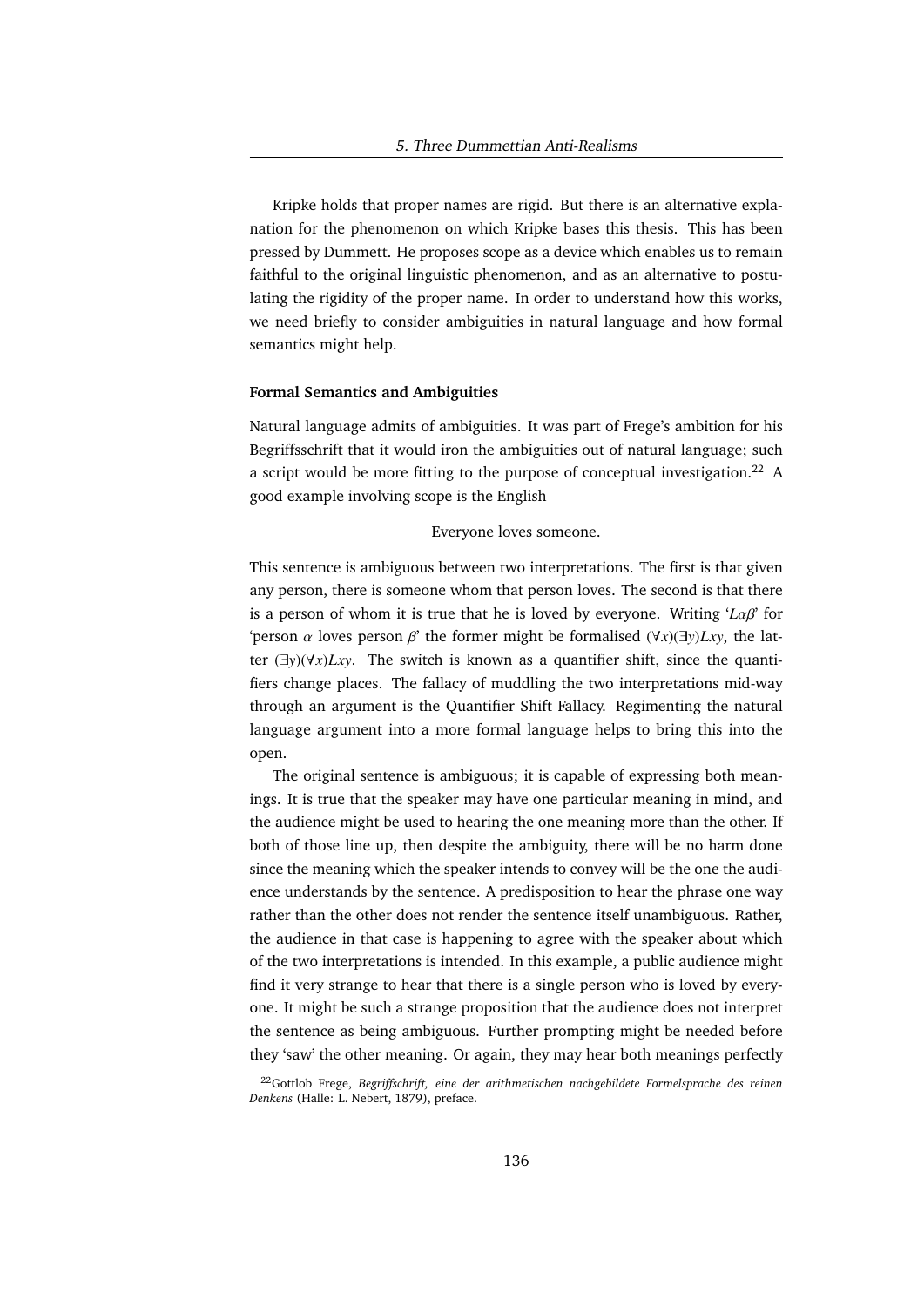Kripke holds that proper names are rigid. But there is an alternative explanation for the phenomenon on which Kripke bases this thesis. This has been pressed by Dummett. He proposes scope as a device which enables us to remain faithful to the original linguistic phenomenon, and as an alternative to postulating the rigidity of the proper name. In order to understand how this works, we need briefly to consider ambiguities in natural language and how formal semantics might help.

**Formal Semantics and Ambiguities**

Natural language admits of ambiguities. It was part of Frege's ambition for his Begriffsschrift that it would iron the ambiguities out of natural language; such a script would be more fitting to the purpose of conceptual investigation.[22] A good example involving scope is the English

Everyone loves someone.

This sentence is ambiguous between two interpretations. The first is that given any person, there is someone whom that person loves. The second is that there is a person of whom it is true that he is loved by everyone. Writing '$L\alpha\beta$' for 'person $\alpha$ loves person $\beta$' the former might be formalised $(\forall x)(\exists y)Lxy$, the latter $(\exists y)(\forall x)Lxy$. The switch is known as a quantifier shift, since the quantifiers change places. The fallacy of muddling the two interpretations mid-way through an argument is the Quantifier Shift Fallacy. Regimenting the natural language argument into a more formal language helps to bring this into the open.

The original sentence is ambiguous; it is capable of expressing both meanings. It is true that the speaker may have one particular meaning in mind, and the audience might be used to hearing the one meaning more than the other. If both of those line up, then despite the ambiguity, there will be no harm done since the meaning which the speaker intends to convey will be the one the audience understands by the sentence. A predisposition to hear the phrase one way rather than the other does not render the sentence itself unambiguous. Rather, the audience in that case is happening to agree with the speaker about which of the two interpretations is intended. In this example, a public audience might find it very strange to hear that there is a single person who is loved by everyone. It might be such a strange proposition that the audience does not interpret the sentence as being ambiguous. Further prompting might be needed before they 'saw' the other meaning. Or again, they may hear both meanings perfectly

[22] Gottlob Frege, *Begriffschrift, eine der arithmetischen nachgebildete Formelsprache des reinen Denkens* (Halle: L. Nebert, 1879), preface.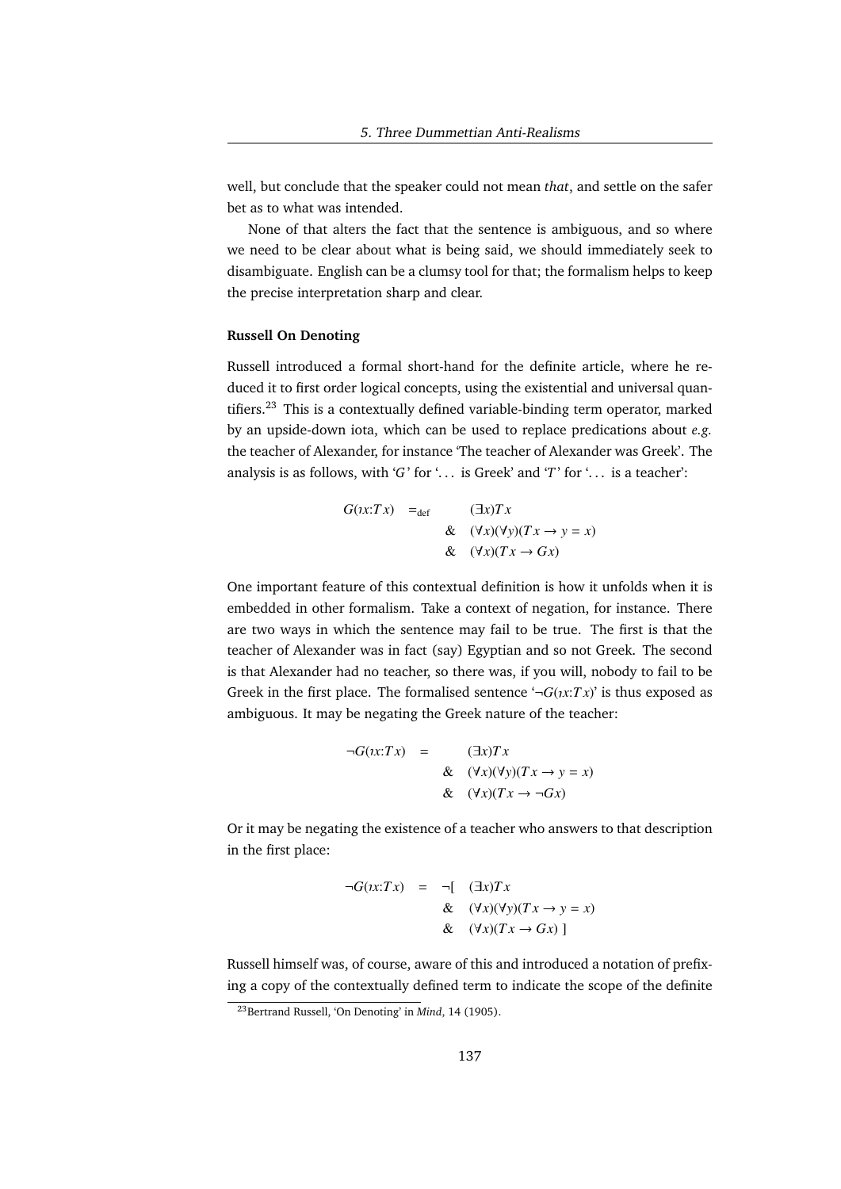well, but conclude that the speaker could not mean *that*, and settle on the safer bet as to what was intended.

None of that alters the fact that the sentence is ambiguous, and so where we need to be clear about what is being said, we should immediately seek to disambiguate. English can be a clumsy tool for that; the formalism helps to keep the precise interpretation sharp and clear.

**Russell On Denoting**

Russell introduced a formal short-hand for the definite article, where he reduced it to first order logical concepts, using the existential and universal quantifiers.[23] This is a contextually defined variable-binding term operator, marked by an upside-down iota, which can be used to replace predications about *e.g.* the teacher of Alexander, for instance 'The teacher of Alexander was Greek'. The analysis is as follows, with '$G$' for '... is Greek' and '$T$' for '... is a teacher':

$$
\begin{array}{lll}
G(\iota x{:}Tx) & =_{\text{def}} & (\exists x)Tx \\
 & \& & (\forall x)(\forall y)(Tx \rightarrow y = x) \\
 & \& & (\forall x)(Tx \rightarrow Gx)
\end{array}
$$

One important feature of this contextual definition is how it unfolds when it is embedded in other formalism. Take a context of negation, for instance. There are two ways in which the sentence may fail to be true. The first is that the teacher of Alexander was in fact (say) Egyptian and so not Greek. The second is that Alexander had no teacher, so there was, if you will, nobody to fail to be Greek in the first place. The formalised sentence '$\neg G(\iota x{:}Tx)$' is thus exposed as ambiguous. It may be negating the Greek nature of the teacher:

$$
\begin{array}{lll}
\neg G(\iota x{:}Tx) & = & (\exists x)Tx \\
 & \& & (\forall x)(\forall y)(Tx \rightarrow y = x) \\
 & \& & (\forall x)(Tx \rightarrow \neg Gx)
\end{array}
$$

Or it may be negating the existence of a teacher who answers to that description in the first place:

$$
\begin{array}{lll}
\neg G(\iota x{:}Tx) & = & \neg[\ \ (\exists x)Tx \\
 & \& & (\forall x)(\forall y)(Tx \rightarrow y = x) \\
 & \& & (\forall x)(Tx \rightarrow Gx)\ ]
\end{array}
$$

Russell himself was, of course, aware of this and introduced a notation of prefixing a copy of the contextually defined term to indicate the scope of the definite

[23] Bertrand Russell, 'On Denoting' in *Mind*, 14 (1905).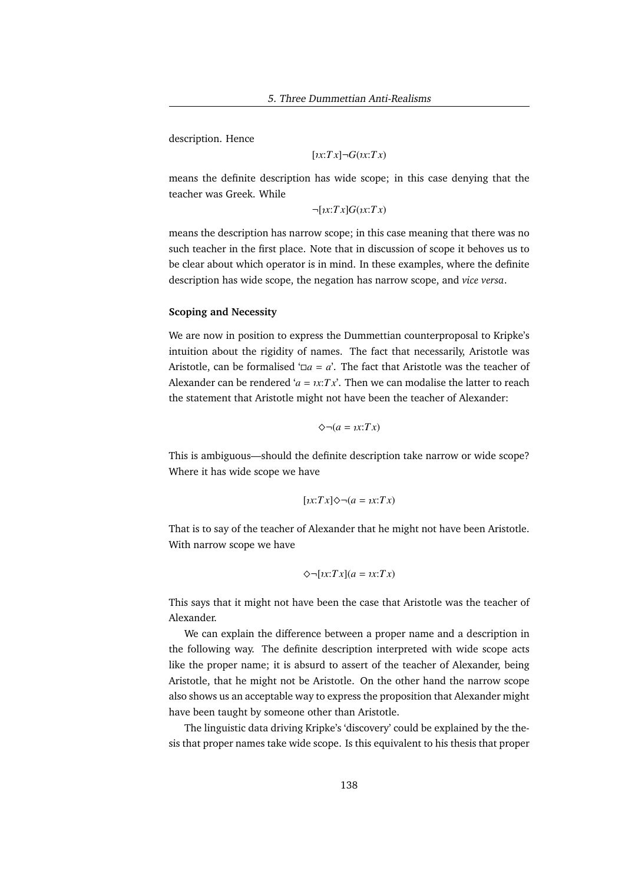description. Hence

$$[\imath x{:}Tx]\neg G(\imath x{:}Tx)$$

means the definite description has wide scope; in this case denying that the teacher was Greek. While

$$\neg[\imath x{:}Tx]G(\imath x{:}Tx)$$

means the description has narrow scope; in this case meaning that there was no such teacher in the first place. Note that in discussion of scope it behoves us to be clear about which operator is in mind. In these examples, where the definite description has wide scope, the negation has narrow scope, and *vice versa*.

**Scoping and Necessity**

We are now in position to express the Dummettian counterproposal to Kripke's intuition about the rigidity of names. The fact that necessarily, Aristotle was Aristotle, can be formalised '$\Box a = a$'. The fact that Aristotle was the teacher of Alexander can be rendered '$a = \imath x{:}Tx$'. Then we can modalise the latter to reach the statement that Aristotle might not have been the teacher of Alexander:

$$\Diamond\neg(a = \imath x{:}Tx)$$

This is ambiguous—should the definite description take narrow or wide scope? Where it has wide scope we have

$$[\imath x{:}Tx]\Diamond\neg(a = \imath x{:}Tx)$$

That is to say of the teacher of Alexander that he might not have been Aristotle. With narrow scope we have

$$\Diamond\neg[\imath x{:}Tx](a = \imath x{:}Tx)$$

This says that it might not have been the case that Aristotle was the teacher of Alexander.

We can explain the difference between a proper name and a description in the following way. The definite description interpreted with wide scope acts like the proper name; it is absurd to assert of the teacher of Alexander, being Aristotle, that he might not be Aristotle. On the other hand the narrow scope also shows us an acceptable way to express the proposition that Alexander might have been taught by someone other than Aristotle.

The linguistic data driving Kripke's 'discovery' could be explained by the thesis that proper names take wide scope. Is this equivalent to his thesis that proper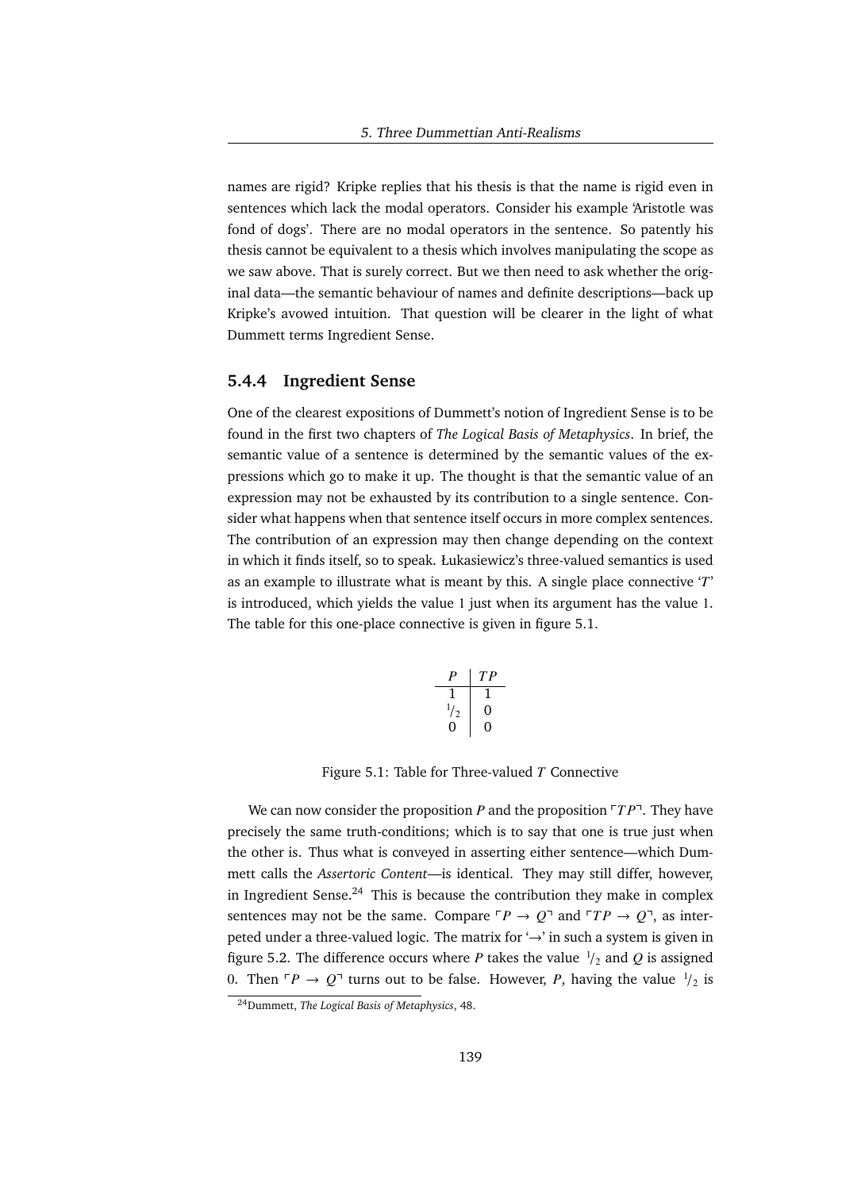names are rigid? Kripke replies that his thesis is that the name is rigid even in sentences which lack the modal operators. Consider his example 'Aristotle was fond of dogs'. There are no modal operators in the sentence. So patently his thesis cannot be equivalent to a thesis which involves manipulating the scope as we saw above. That is surely correct. But we then need to ask whether the original data—the semantic behaviour of names and definite descriptions—back up Kripke's avowed intuition. That question will be clearer in the light of what Dummett terms Ingredient Sense.

### 5.4.4 Ingredient Sense

One of the clearest expositions of Dummett's notion of Ingredient Sense is to be found in the first two chapters of *The Logical Basis of Metaphysics*. In brief, the semantic value of a sentence is determined by the semantic values of the expressions which go to make it up. The thought is that the semantic value of an expression may not be exhausted by its contribution to a single sentence. Consider what happens when that sentence itself occurs in more complex sentences. The contribution of an expression may then change depending on the context in which it finds itself, so to speak. Łukasiewicz's three-valued semantics is used as an example to illustrate what is meant by this. A single place connective '$T$' is introduced, which yields the value 1 just when its argument has the value 1. The table for this one-place connective is given in figure 5.1.

| $P$ | $TP$ |
|---|---|
| 1 | 1 |
| $^1/_2$ | 0 |
| 0 | 0 |

Figure 5.1: Table for Three-valued $T$ Connective

We can now consider the proposition $P$ and the proposition $\ulcorner TP \urcorner$. They have precisely the same truth-conditions; which is to say that one is true just when the other is. Thus what is conveyed in asserting either sentence—which Dummett calls the *Assertoric Content*—is identical. They may still differ, however, in Ingredient Sense.[24] This is because the contribution they make in complex sentences may not be the same. Compare $\ulcorner P \rightarrow Q \urcorner$ and $\ulcorner TP \rightarrow Q \urcorner$, as interpeted under a three-valued logic. The matrix for '$\rightarrow$' in such a system is given in figure 5.2. The difference occurs where $P$ takes the value $^1/_2$ and $Q$ is assigned 0. Then $\ulcorner P \rightarrow Q \urcorner$ turns out to be false. However, $P$, having the value $^1/_2$ is

[24] Dummett, *The Logical Basis of Metaphysics*, 48.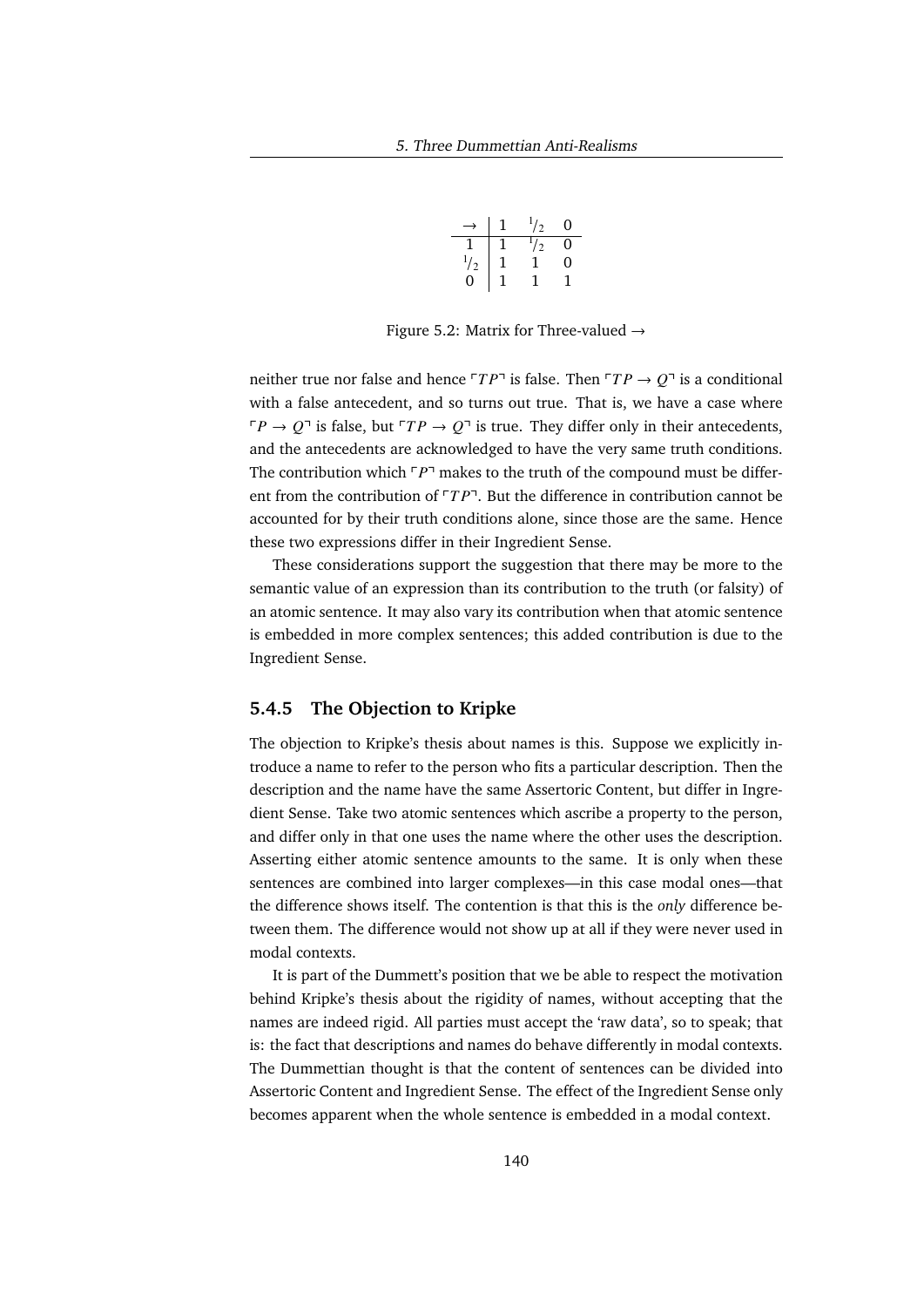| $\to$ | 1 | $^1/_2$ | 0 |
|---|---|---|---|
| 1 | 1 | $^1/_2$ | 0 |
| $^1/_2$ | 1 | 1 | 0 |
| 0 | 1 | 1 | 1 |

Figure 5.2: Matrix for Three-valued $\to$

neither true nor false and hence $\ulcorner TP \urcorner$ is false. Then $\ulcorner TP \to Q \urcorner$ is a conditional with a false antecedent, and so turns out true. That is, we have a case where $\ulcorner P \to Q \urcorner$ is false, but $\ulcorner TP \to Q \urcorner$ is true. They differ only in their antecedents, and the antecedents are acknowledged to have the very same truth conditions. The contribution which $\ulcorner P \urcorner$ makes to the truth of the compound must be different from the contribution of $\ulcorner TP \urcorner$. But the difference in contribution cannot be accounted for by their truth conditions alone, since those are the same. Hence these two expressions differ in their Ingredient Sense.

These considerations support the suggestion that there may be more to the semantic value of an expression than its contribution to the truth (or falsity) of an atomic sentence. It may also vary its contribution when that atomic sentence is embedded in more complex sentences; this added contribution is due to the Ingredient Sense.

### 5.4.5 The Objection to Kripke

The objection to Kripke's thesis about names is this. Suppose we explicitly introduce a name to refer to the person who fits a particular description. Then the description and the name have the same Assertoric Content, but differ in Ingredient Sense. Take two atomic sentences which ascribe a property to the person, and differ only in that one uses the name where the other uses the description. Asserting either atomic sentence amounts to the same. It is only when these sentences are combined into larger complexes—in this case modal ones—that the difference shows itself. The contention is that this is the *only* difference between them. The difference would not show up at all if they were never used in modal contexts.

It is part of the Dummett's position that we be able to respect the motivation behind Kripke's thesis about the rigidity of names, without accepting that the names are indeed rigid. All parties must accept the 'raw data', so to speak; that is: the fact that descriptions and names do behave differently in modal contexts. The Dummettian thought is that the content of sentences can be divided into Assertoric Content and Ingredient Sense. The effect of the Ingredient Sense only becomes apparent when the whole sentence is embedded in a modal context.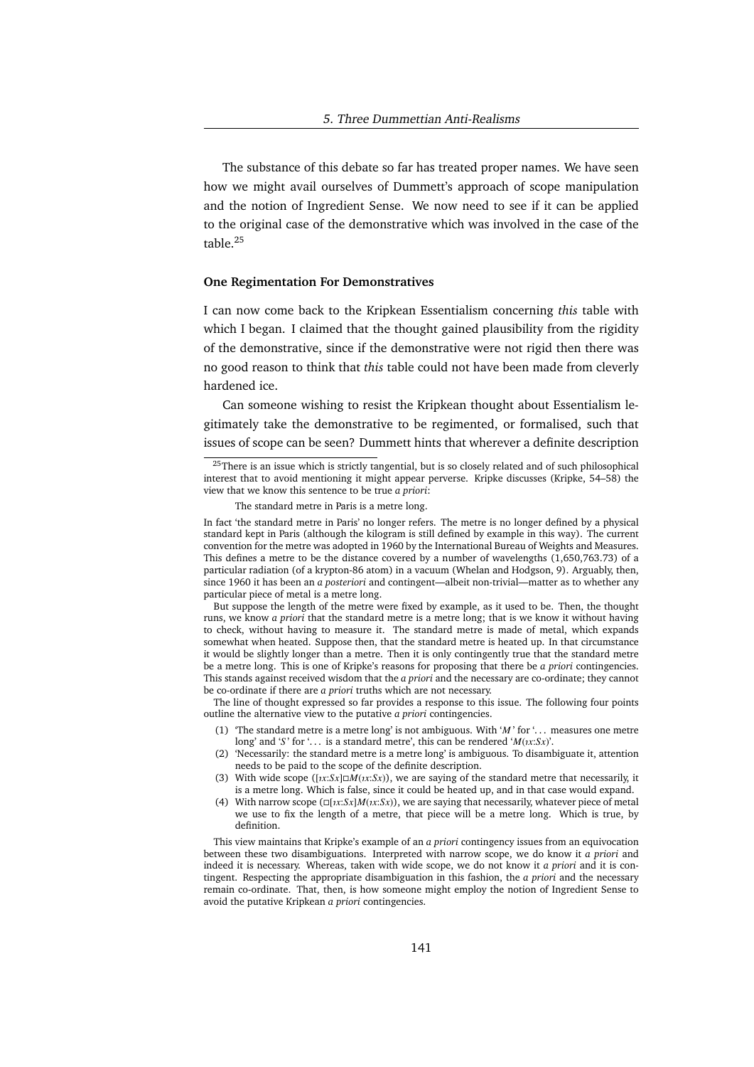The substance of this debate so far has treated proper names. We have seen how we might avail ourselves of Dummett's approach of scope manipulation and the notion of Ingredient Sense. We now need to see if it can be applied to the original case of the demonstrative which was involved in the case of the table.[25]

**One Regimentation For Demonstratives**

I can now come back to the Kripkean Essentialism concerning *this* table with which I began. I claimed that the thought gained plausibility from the rigidity of the demonstrative, since if the demonstrative were not rigid then there was no good reason to think that *this* table could not have been made from cleverly hardened ice.

Can someone wishing to resist the Kripkean thought about Essentialism legitimately take the demonstrative to be regimented, or formalised, such that issues of scope can be seen? Dummett hints that wherever a definite description

[25]There is an issue which is strictly tangential, but is so closely related and of such philosophical interest that to avoid mentioning it might appear perverse. Kripke discusses (Kripke, 54–58) the view that we know this sentence to be true *a priori*:

> The standard metre in Paris is a metre long.

In fact 'the standard metre in Paris' no longer refers. The metre is no longer defined by a physical standard kept in Paris (although the kilogram is still defined by example in this way). The current convention for the metre was adopted in 1960 by the International Bureau of Weights and Measures. This defines a metre to be the distance covered by a number of wavelengths (1,650,763.73) of a particular radiation (of a krypton-86 atom) in a vacuum (Whelan and Hodgson, 9). Arguably, then, since 1960 it has been an *a posteriori* and contingent—albeit non-trivial—matter as to whether any particular piece of metal is a metre long.

But suppose the length of the metre were fixed by example, as it used to be. Then, the thought runs, we know *a priori* that the standard metre is a metre long; that is we know it without having to check, without having to measure it. The standard metre is made of metal, which expands somewhat when heated. Suppose then, that the standard metre is heated up. In that circumstance it would be slightly longer than a metre. Then it is only contingently true that the standard metre be a metre long. This is one of Kripke's reasons for proposing that there be *a priori* contingencies. This stands against received wisdom that the *a priori* and the necessary are co-ordinate; they cannot be co-ordinate if there are *a priori* truths which are not necessary.

The line of thought expressed so far provides a response to this issue. The following four points outline the alternative view to the putative *a priori* contingencies.

(1) 'The standard metre is a metre long' is not ambiguous. With '$M$' for '... measures one metre long' and '$S$' for '... is a standard metre', this can be rendered '$M(\iota x{:}Sx)$'.

(2) 'Necessarily: the standard metre is a metre long' is ambiguous. To disambiguate it, attention needs to be paid to the scope of the definite description.

(3) With wide scope ($[\iota x{:}Sx]\Box M(\iota x{:}Sx)$), we are saying of the standard metre that necessarily, it is a metre long. Which is false, since it could be heated up, and in that case would expand.

(4) With narrow scope ($\Box[\iota x{:}Sx]M(\iota x{:}Sx)$), we are saying that necessarily, whatever piece of metal we use to fix the length of a metre, that piece will be a metre long. Which is true, by definition.

This view maintains that Kripke's example of an *a priori* contingency issues from an equivocation between these two disambiguations. Interpreted with narrow scope, we do know it *a priori* and indeed it is necessary. Whereas, taken with wide scope, we do not know it *a priori* and it is contingent. Respecting the appropriate disambiguation in this fashion, the *a priori* and the necessary remain co-ordinate. That, then, is how someone might employ the notion of Ingredient Sense to avoid the putative Kripkean *a priori* contingencies.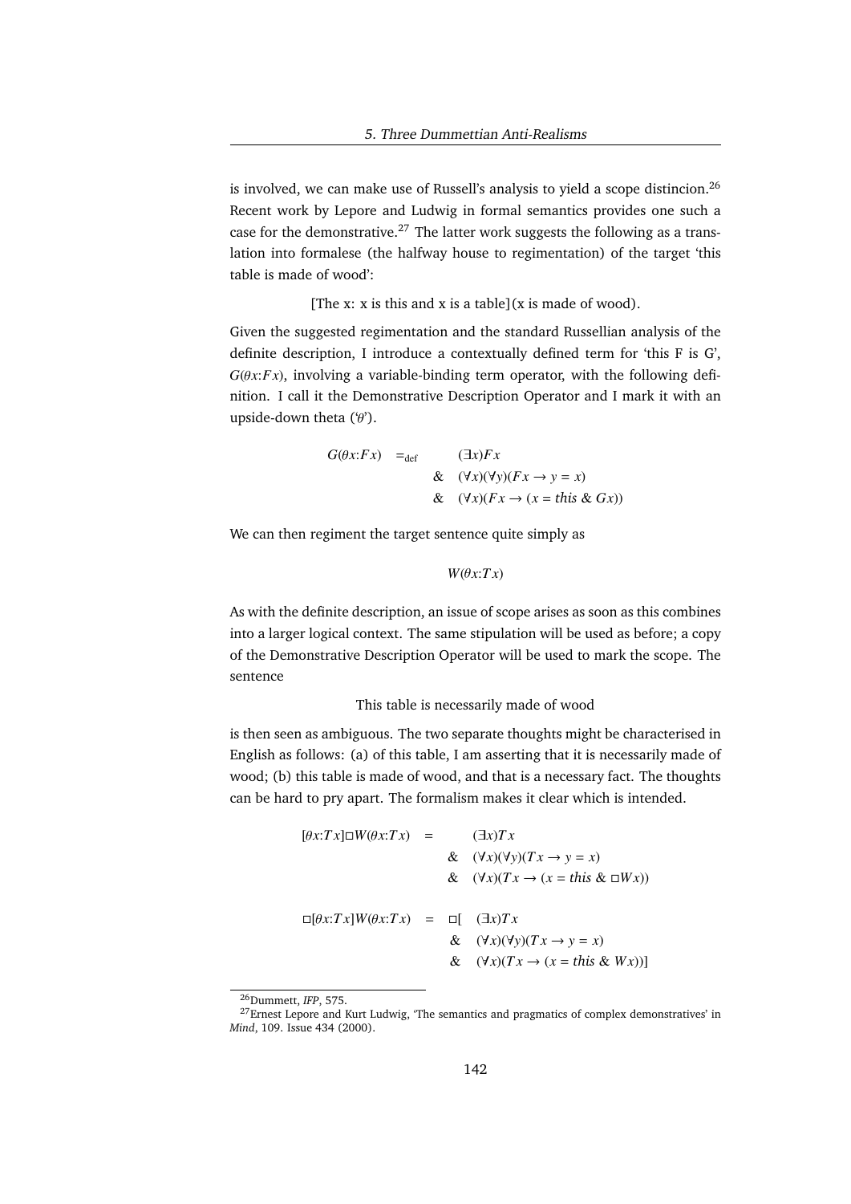is involved, we can make use of Russell's analysis to yield a scope distincion.[26] Recent work by Lepore and Ludwig in formal semantics provides one such a case for the demonstrative.[27] The latter work suggests the following as a translation into formalese (the halfway house to regimentation) of the target 'this table is made of wood':

[The x: x is this and x is a table](x is made of wood).

Given the suggested regimentation and the standard Russellian analysis of the definite description, I introduce a contextually defined term for 'this F is G', $G(\theta x{:}Fx)$, involving a variable-binding term operator, with the following definition. I call it the Demonstrative Description Operator and I mark it with an upside-down theta ('θ').

$$\begin{array}{rcl} G(\theta x{:}Fx) & =_{\text{def}} & (\exists x)Fx \\ & \& & (\forall x)(\forall y)(Fx \rightarrow y = x) \\ & \& & (\forall x)(Fx \rightarrow (x = \textit{this} \ \& \ Gx)) \end{array}$$

We can then regiment the target sentence quite simply as

$$W(\theta x{:}Tx)$$

As with the definite description, an issue of scope arises as soon as this combines into a larger logical context. The same stipulation will be used as before; a copy of the Demonstrative Description Operator will be used to mark the scope. The sentence

This table is necessarily made of wood

is then seen as ambiguous. The two separate thoughts might be characterised in English as follows: (a) of this table, I am asserting that it is necessarily made of wood; (b) this table is made of wood, and that is a necessary fact. The thoughts can be hard to pry apart. The formalism makes it clear which is intended.

$$\begin{array}{rcl} [\theta x{:}Tx]\Box W(\theta x{:}Tx) & = & (\exists x)Tx \\ & \& & (\forall x)(\forall y)(Tx \rightarrow y = x) \\ & \& & (\forall x)(Tx \rightarrow (x = \textit{this} \ \& \ \Box Wx)) \end{array}$$

$$\begin{array}{rcl} \Box[\theta x{:}Tx]W(\theta x{:}Tx) & = & \Box[\ (\exists x)Tx \\ & \& & (\forall x)(\forall y)(Tx \rightarrow y = x) \\ & \& & (\forall x)(Tx \rightarrow (x = \textit{this} \ \& \ Wx))] \end{array}$$

[26] Dummett, *IFP*, 575.

[27] Ernest Lepore and Kurt Ludwig, 'The semantics and pragmatics of complex demonstratives' in *Mind*, 109. Issue 434 (2000).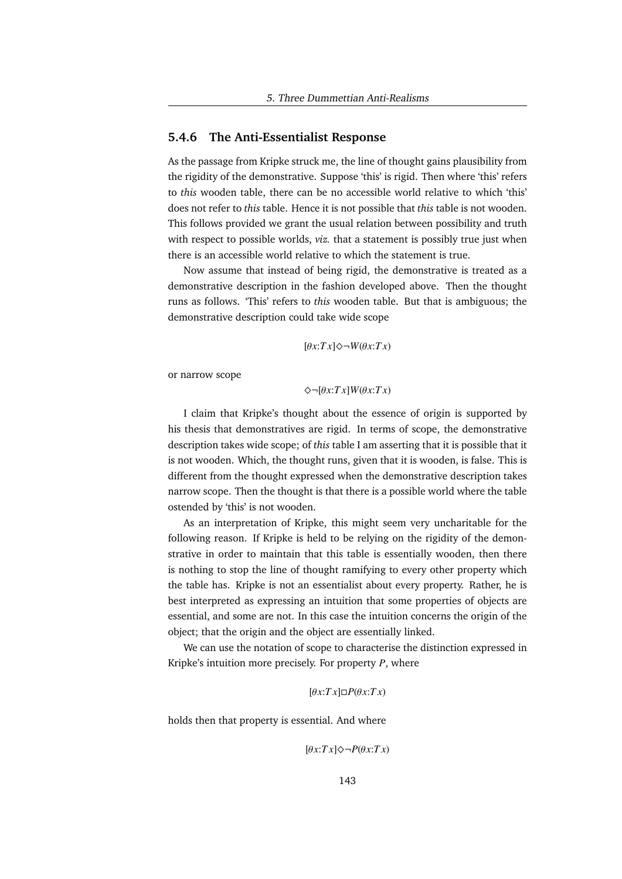### 5.4.6 The Anti-Essentialist Response

As the passage from Kripke struck me, the line of thought gains plausibility from the rigidity of the demonstrative. Suppose 'this' is rigid. Then where 'this' refers to *this* wooden table, there can be no accessible world relative to which 'this' does not refer to *this* table. Hence it is not possible that *this* table is not wooden. This follows provided we grant the usual relation between possibility and truth with respect to possible worlds, *viz.* that a statement is possibly true just when there is an accessible world relative to which the statement is true.

Now assume that instead of being rigid, the demonstrative is treated as a demonstrative description in the fashion developed above. Then the thought runs as follows. 'This' refers to *this* wooden table. But that is ambiguous; the demonstrative description could take wide scope

$$[\theta x{:}Tx]\Diamond\neg W(\theta x{:}Tx)$$

or narrow scope

$$\Diamond\neg[\theta x{:}Tx]W(\theta x{:}Tx)$$

I claim that Kripke's thought about the essence of origin is supported by his thesis that demonstratives are rigid. In terms of scope, the demonstrative description takes wide scope; of *this* table I am asserting that it is possible that it is not wooden. Which, the thought runs, given that it is wooden, is false. This is different from the thought expressed when the demonstrative description takes narrow scope. Then the thought is that there is a possible world where the table ostended by 'this' is not wooden.

As an interpretation of Kripke, this might seem very uncharitable for the following reason. If Kripke is held to be relying on the rigidity of the demonstrative in order to maintain that this table is essentially wooden, then there is nothing to stop the line of thought ramifying to every other property which the table has. Kripke is not an essentialist about every property. Rather, he is best interpreted as expressing an intuition that some properties of objects are essential, and some are not. In this case the intuition concerns the origin of the object; that the origin and the object are essentially linked.

We can use the notation of scope to characterise the distinction expressed in Kripke's intuition more precisely. For property $P$, where

$$[\theta x{:}Tx]\Box P(\theta x{:}Tx)$$

holds then that property is essential. And where

$$[\theta x{:}Tx]\Diamond\neg P(\theta x{:}Tx)$$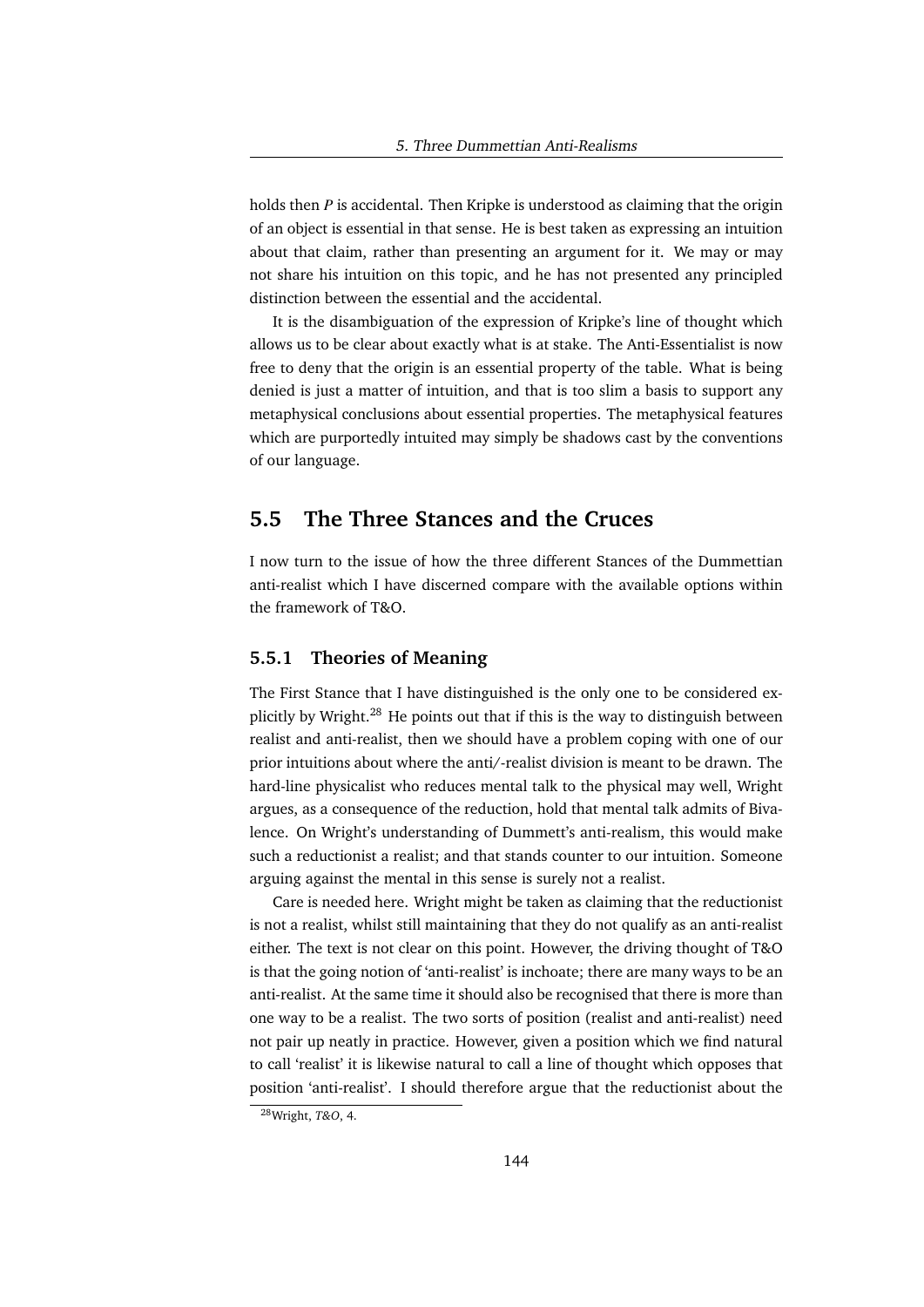holds then *P* is accidental. Then Kripke is understood as claiming that the origin of an object is essential in that sense. He is best taken as expressing an intuition about that claim, rather than presenting an argument for it. We may or may not share his intuition on this topic, and he has not presented any principled distinction between the essential and the accidental.

It is the disambiguation of the expression of Kripke's line of thought which allows us to be clear about exactly what is at stake. The Anti-Essentialist is now free to deny that the origin is an essential property of the table. What is being denied is just a matter of intuition, and that is too slim a basis to support any metaphysical conclusions about essential properties. The metaphysical features which are purportedly intuited may simply be shadows cast by the conventions of our language.

## 5.5 The Three Stances and the Cruces

I now turn to the issue of how the three different Stances of the Dummettian anti-realist which I have discerned compare with the available options within the framework of T&O.

### 5.5.1 Theories of Meaning

The First Stance that I have distinguished is the only one to be considered explicitly by Wright.[28] He points out that if this is the way to distinguish between realist and anti-realist, then we should have a problem coping with one of our prior intuitions about where the anti/-realist division is meant to be drawn. The hard-line physicalist who reduces mental talk to the physical may well, Wright argues, as a consequence of the reduction, hold that mental talk admits of Bivalence. On Wright's understanding of Dummett's anti-realism, this would make such a reductionist a realist; and that stands counter to our intuition. Someone arguing against the mental in this sense is surely not a realist.

Care is needed here. Wright might be taken as claiming that the reductionist is not a realist, whilst still maintaining that they do not qualify as an anti-realist either. The text is not clear on this point. However, the driving thought of T&O is that the going notion of 'anti-realist' is inchoate; there are many ways to be an anti-realist. At the same time it should also be recognised that there is more than one way to be a realist. The two sorts of position (realist and anti-realist) need not pair up neatly in practice. However, given a position which we find natural to call 'realist' it is likewise natural to call a line of thought which opposes that position 'anti-realist'. I should therefore argue that the reductionist about the

[28] Wright, *T&O*, 4.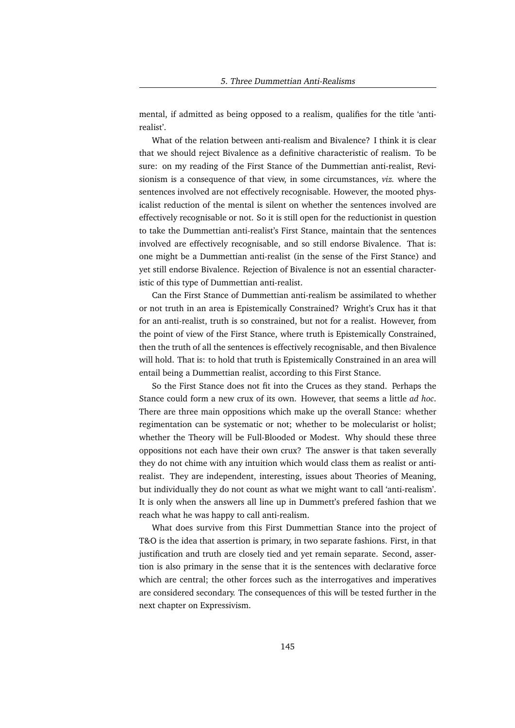mental, if admitted as being opposed to a realism, qualifies for the title 'anti-realist'.

What of the relation between anti-realism and Bivalence? I think it is clear that we should reject Bivalence as a definitive characteristic of realism. To be sure: on my reading of the First Stance of the Dummettian anti-realist, Revisionism is a consequence of that view, in some circumstances, *viz.* where the sentences involved are not effectively recognisable. However, the mooted physicalist reduction of the mental is silent on whether the sentences involved are effectively recognisable or not. So it is still open for the reductionist in question to take the Dummettian anti-realist's First Stance, maintain that the sentences involved are effectively recognisable, and so still endorse Bivalence. That is: one might be a Dummettian anti-realist (in the sense of the First Stance) and yet still endorse Bivalence. Rejection of Bivalence is not an essential characteristic of this type of Dummettian anti-realist.

Can the First Stance of Dummettian anti-realism be assimilated to whether or not truth in an area is Epistemically Constrained? Wright's Crux has it that for an anti-realist, truth is so constrained, but not for a realist. However, from the point of view of the First Stance, where truth is Epistemically Constrained, then the truth of all the sentences is effectively recognisable, and then Bivalence will hold. That is: to hold that truth is Epistemically Constrained in an area will entail being a Dummettian realist, according to this First Stance.

So the First Stance does not fit into the Cruces as they stand. Perhaps the Stance could form a new crux of its own. However, that seems a little *ad hoc*. There are three main oppositions which make up the overall Stance: whether regimentation can be systematic or not; whether to be molecularist or holist; whether the Theory will be Full-Blooded or Modest. Why should these three oppositions not each have their own crux? The answer is that taken severally they do not chime with any intuition which would class them as realist or anti-realist. They are independent, interesting, issues about Theories of Meaning, but individually they do not count as what we might want to call 'anti-realism'. It is only when the answers all line up in Dummett's prefered fashion that we reach what he was happy to call anti-realism.

What does survive from this First Dummettian Stance into the project of T&O is the idea that assertion is primary, in two separate fashions. First, in that justification and truth are closely tied and yet remain separate. Second, assertion is also primary in the sense that it is the sentences with declarative force which are central; the other forces such as the interrogatives and imperatives are considered secondary. The consequences of this will be tested further in the next chapter on Expressivism.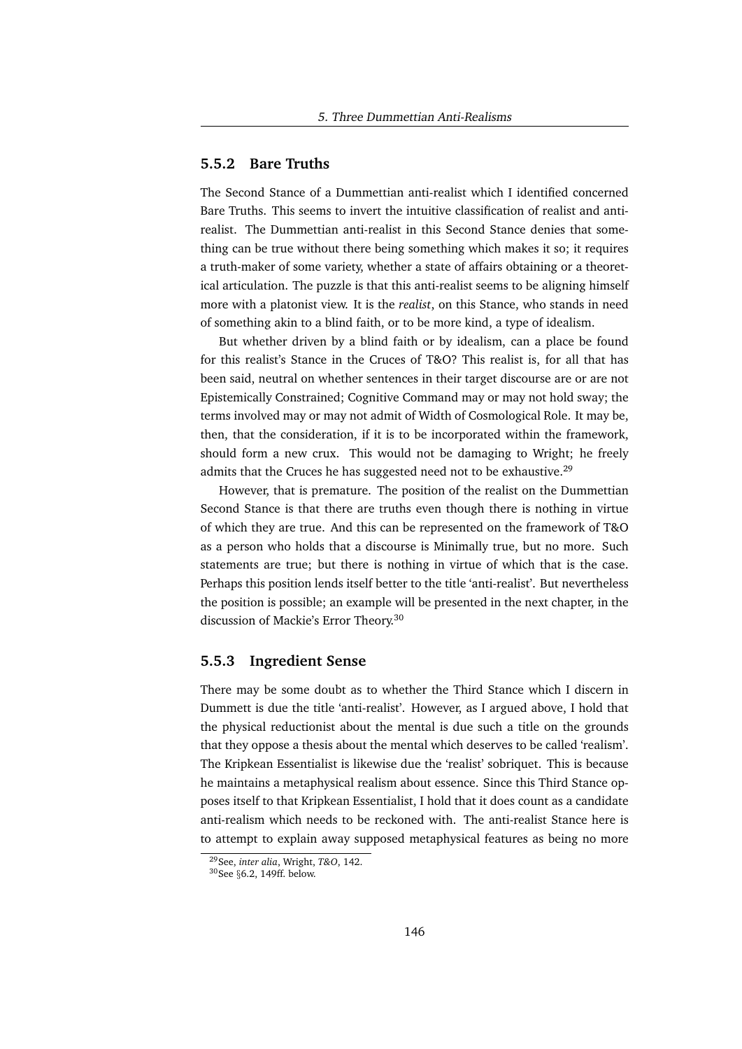### 5.5.2 Bare Truths

The Second Stance of a Dummettian anti-realist which I identified concerned Bare Truths. This seems to invert the intuitive classification of realist and anti-realist. The Dummettian anti-realist in this Second Stance denies that something can be true without there being something which makes it so; it requires a truth-maker of some variety, whether a state of affairs obtaining or a theoretical articulation. The puzzle is that this anti-realist seems to be aligning himself more with a platonist view. It is the *realist*, on this Stance, who stands in need of something akin to a blind faith, or to be more kind, a type of idealism.

But whether driven by a blind faith or by idealism, can a place be found for this realist's Stance in the Cruces of T&O? This realist is, for all that has been said, neutral on whether sentences in their target discourse are or are not Epistemically Constrained; Cognitive Command may or may not hold sway; the terms involved may or may not admit of Width of Cosmological Role. It may be, then, that the consideration, if it is to be incorporated within the framework, should form a new crux. This would not be damaging to Wright; he freely admits that the Cruces he has suggested need not to be exhaustive.[29]

However, that is premature. The position of the realist on the Dummettian Second Stance is that there are truths even though there is nothing in virtue of which they are true. And this can be represented on the framework of T&O as a person who holds that a discourse is Minimally true, but no more. Such statements are true; but there is nothing in virtue of which that is the case. Perhaps this position lends itself better to the title 'anti-realist'. But nevertheless the position is possible; an example will be presented in the next chapter, in the discussion of Mackie's Error Theory.[30]

### 5.5.3 Ingredient Sense

There may be some doubt as to whether the Third Stance which I discern in Dummett is due the title 'anti-realist'. However, as I argued above, I hold that the physical reductionist about the mental is due such a title on the grounds that they oppose a thesis about the mental which deserves to be called 'realism'. The Kripkean Essentialist is likewise due the 'realist' sobriquet. This is because he maintains a metaphysical realism about essence. Since this Third Stance opposes itself to that Kripkean Essentialist, I hold that it does count as a candidate anti-realism which needs to be reckoned with. The anti-realist Stance here is to attempt to explain away supposed metaphysical features as being no more

---

[29] See, *inter alia*, Wright, *T&O*, 142.

[30] See §6.2, 149ff. below.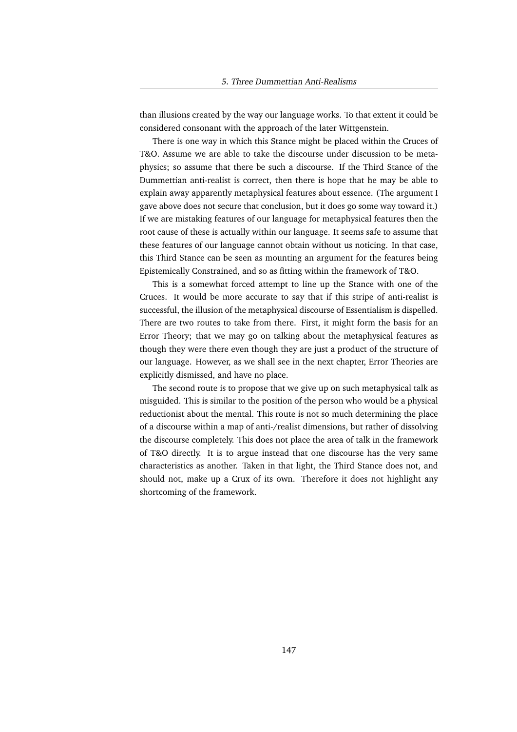than illusions created by the way our language works. To that extent it could be considered consonant with the approach of the later Wittgenstein.

There is one way in which this Stance might be placed within the Cruces of T&O. Assume we are able to take the discourse under discussion to be metaphysics; so assume that there be such a discourse. If the Third Stance of the Dummettian anti-realist is correct, then there is hope that he may be able to explain away apparently metaphysical features about essence. (The argument I gave above does not secure that conclusion, but it does go some way toward it.) If we are mistaking features of our language for metaphysical features then the root cause of these is actually within our language. It seems safe to assume that these features of our language cannot obtain without us noticing. In that case, this Third Stance can be seen as mounting an argument for the features being Epistemically Constrained, and so as fitting within the framework of T&O.

This is a somewhat forced attempt to line up the Stance with one of the Cruces. It would be more accurate to say that if this stripe of anti-realist is successful, the illusion of the metaphysical discourse of Essentialism is dispelled. There are two routes to take from there. First, it might form the basis for an Error Theory; that we may go on talking about the metaphysical features as though they were there even though they are just a product of the structure of our language. However, as we shall see in the next chapter, Error Theories are explicitly dismissed, and have no place.

The second route is to propose that we give up on such metaphysical talk as misguided. This is similar to the position of the person who would be a physical reductionist about the mental. This route is not so much determining the place of a discourse within a map of anti-/realist dimensions, but rather of dissolving the discourse completely. This does not place the area of talk in the framework of T&O directly. It is to argue instead that one discourse has the very same characteristics as another. Taken in that light, the Third Stance does not, and should not, make up a Crux of its own. Therefore it does not highlight any shortcoming of the framework.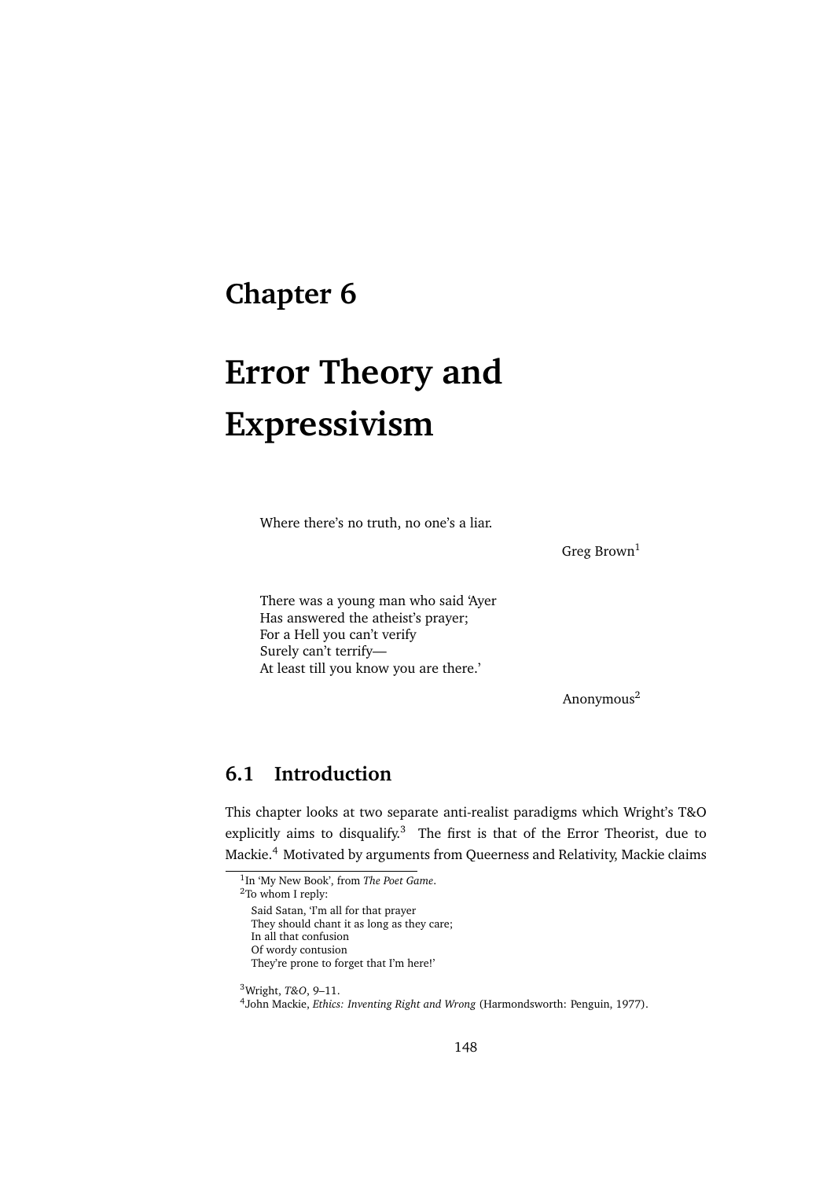# Chapter 6

# Error Theory and Expressivism

> Where there's no truth, no one's a liar.
>
> Greg Brown[1]

> There was a young man who said 'Ayer
> Has answered the atheist's prayer;
> For a Hell you can't verify
> Surely can't terrify—
> At least till you know you are there.'
>
> Anonymous[2]

## 6.1 Introduction

This chapter looks at two separate anti-realist paradigms which Wright's T&O explicitly aims to disqualify.[3] The first is that of the Error Theorist, due to Mackie.[4] Motivated by arguments from Queerness and Relativity, Mackie claims

---

[1] In 'My New Book', from *The Poet Game*.

[2] To whom I reply:

> Said Satan, 'I'm all for that prayer
> They should chant it as long as they care;
> In all that confusion
> Of wordy contusion
> They're prone to forget that I'm here!'

[3] Wright, *T&O*, 9–11.

[4] John Mackie, *Ethics: Inventing Right and Wrong* (Harmondsworth: Penguin, 1977).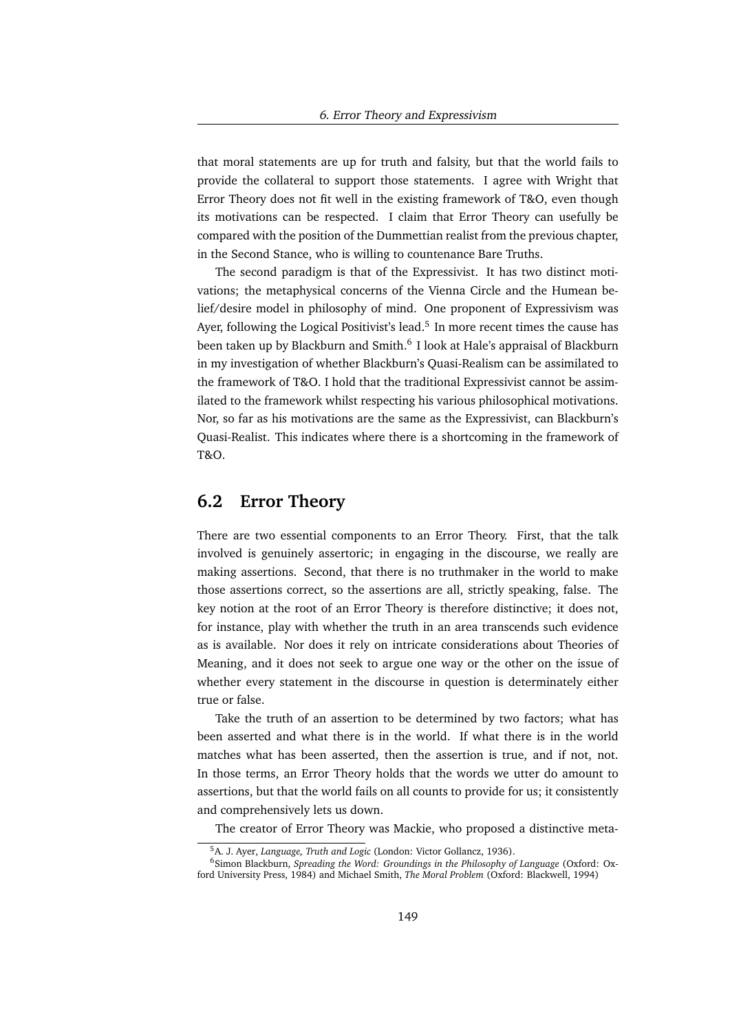that moral statements are up for truth and falsity, but that the world fails to provide the collateral to support those statements. I agree with Wright that Error Theory does not fit well in the existing framework of T&O, even though its motivations can be respected. I claim that Error Theory can usefully be compared with the position of the Dummettian realist from the previous chapter, in the Second Stance, who is willing to countenance Bare Truths.

The second paradigm is that of the Expressivist. It has two distinct motivations; the metaphysical concerns of the Vienna Circle and the Humean belief/desire model in philosophy of mind. One proponent of Expressivism was Ayer, following the Logical Positivist's lead.[5] In more recent times the cause has been taken up by Blackburn and Smith.[6] I look at Hale's appraisal of Blackburn in my investigation of whether Blackburn's Quasi-Realism can be assimilated to the framework of T&O. I hold that the traditional Expressivist cannot be assimilated to the framework whilst respecting his various philosophical motivations. Nor, so far as his motivations are the same as the Expressivist, can Blackburn's Quasi-Realist. This indicates where there is a shortcoming in the framework of T&O.

## 6.2 Error Theory

There are two essential components to an Error Theory. First, that the talk involved is genuinely assertoric; in engaging in the discourse, we really are making assertions. Second, that there is no truthmaker in the world to make those assertions correct, so the assertions are all, strictly speaking, false. The key notion at the root of an Error Theory is therefore distinctive; it does not, for instance, play with whether the truth in an area transcends such evidence as is available. Nor does it rely on intricate considerations about Theories of Meaning, and it does not seek to argue one way or the other on the issue of whether every statement in the discourse in question is determinately either true or false.

Take the truth of an assertion to be determined by two factors; what has been asserted and what there is in the world. If what there is in the world matches what has been asserted, then the assertion is true, and if not, not. In those terms, an Error Theory holds that the words we utter do amount to assertions, but that the world fails on all counts to provide for us; it consistently and comprehensively lets us down.

The creator of Error Theory was Mackie, who proposed a distinctive meta-

[5] A. J. Ayer, *Language, Truth and Logic* (London: Victor Gollancz, 1936).

[6] Simon Blackburn, *Spreading the Word: Groundings in the Philosophy of Language* (Oxford: Oxford University Press, 1984) and Michael Smith, *The Moral Problem* (Oxford: Blackwell, 1994)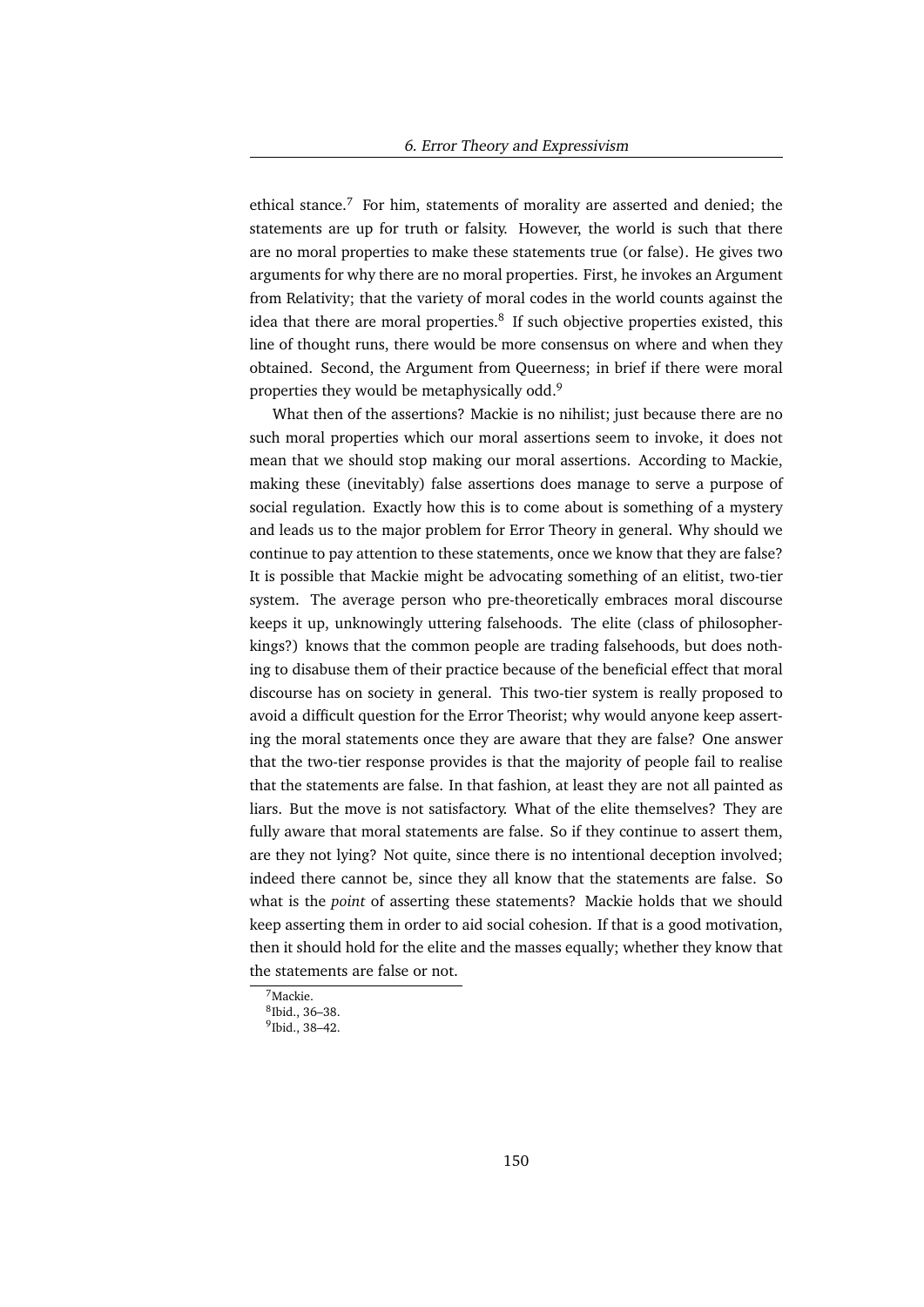ethical stance.[7] For him, statements of morality are asserted and denied; the statements are up for truth or falsity. However, the world is such that there are no moral properties to make these statements true (or false). He gives two arguments for why there are no moral properties. First, he invokes an Argument from Relativity; that the variety of moral codes in the world counts against the idea that there are moral properties.[8] If such objective properties existed, this line of thought runs, there would be more consensus on where and when they obtained. Second, the Argument from Queerness; in brief if there were moral properties they would be metaphysically odd.[9]

What then of the assertions? Mackie is no nihilist; just because there are no such moral properties which our moral assertions seem to invoke, it does not mean that we should stop making our moral assertions. According to Mackie, making these (inevitably) false assertions does manage to serve a purpose of social regulation. Exactly how this is to come about is something of a mystery and leads us to the major problem for Error Theory in general. Why should we continue to pay attention to these statements, once we know that they are false? It is possible that Mackie might be advocating something of an elitist, two-tier system. The average person who pre-theoretically embraces moral discourse keeps it up, unknowingly uttering falsehoods. The elite (class of philosopher-kings?) knows that the common people are trading falsehoods, but does nothing to disabuse them of their practice because of the beneficial effect that moral discourse has on society in general. This two-tier system is really proposed to avoid a difficult question for the Error Theorist; why would anyone keep asserting the moral statements once they are aware that they are false? One answer that the two-tier response provides is that the majority of people fail to realise that the statements are false. In that fashion, at least they are not all painted as liars. But the move is not satisfactory. What of the elite themselves? They are fully aware that moral statements are false. So if they continue to assert them, are they not lying? Not quite, since there is no intentional deception involved; indeed there cannot be, since they all know that the statements are false. So what is the *point* of asserting these statements? Mackie holds that we should keep asserting them in order to aid social cohesion. If that is a good motivation, then it should hold for the elite and the masses equally; whether they know that the statements are false or not.

[7] Mackie.

[8] Ibid., 36–38.

[9] Ibid., 38–42.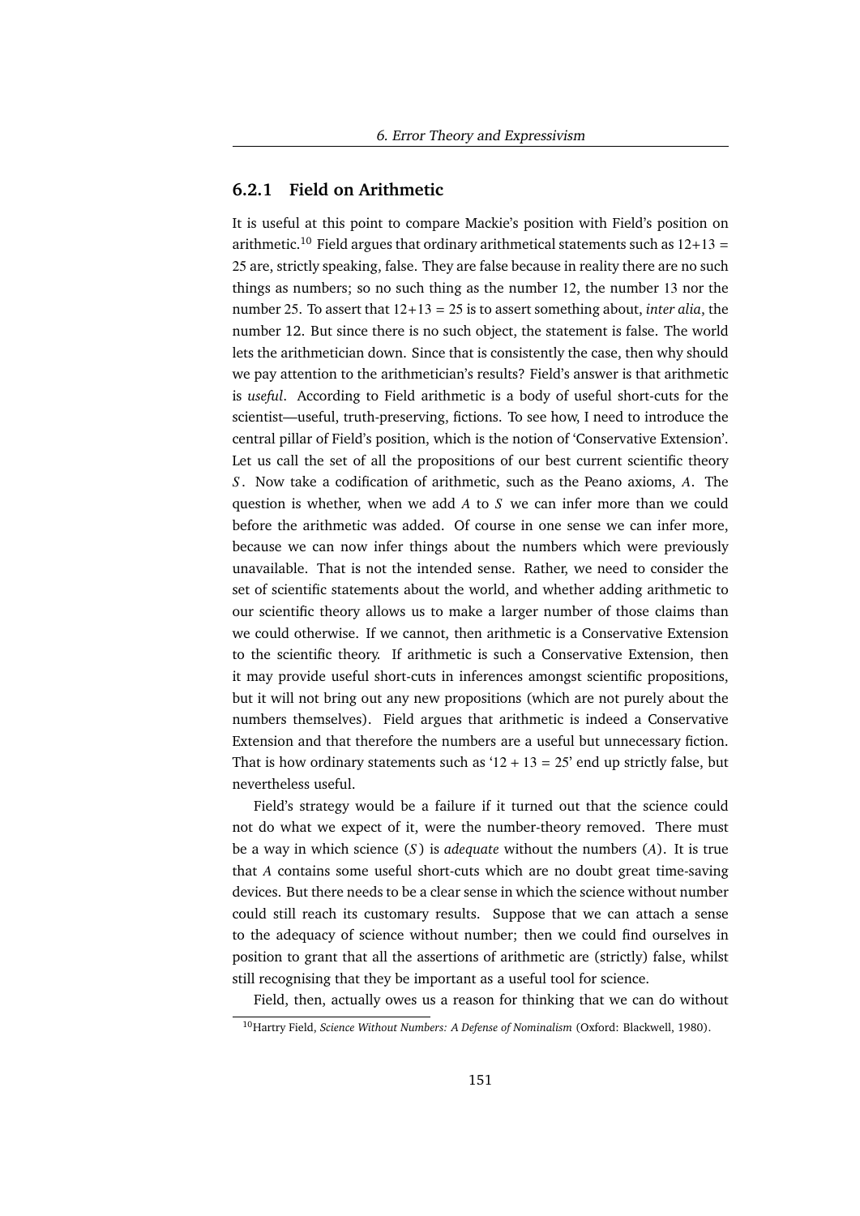### 6.2.1 Field on Arithmetic

It is useful at this point to compare Mackie's position with Field's position on arithmetic.[10] Field argues that ordinary arithmetical statements such as $12+13 = 25$ are, strictly speaking, false. They are false because in reality there are no such things as numbers; so no such thing as the number 12, the number 13 nor the number 25. To assert that $12+13 = 25$ is to assert something about, *inter alia*, the number 12. But since there is no such object, the statement is false. The world lets the arithmetician down. Since that is consistently the case, then why should we pay attention to the arithmetician's results? Field's answer is that arithmetic is *useful*. According to Field arithmetic is a body of useful short-cuts for the scientist—useful, truth-preserving, fictions. To see how, I need to introduce the central pillar of Field's position, which is the notion of 'Conservative Extension'. Let us call the set of all the propositions of our best current scientific theory $S$. Now take a codification of arithmetic, such as the Peano axioms, $A$. The question is whether, when we add $A$ to $S$ we can infer more than we could before the arithmetic was added. Of course in one sense we can infer more, because we can now infer things about the numbers which were previously unavailable. That is not the intended sense. Rather, we need to consider the set of scientific statements about the world, and whether adding arithmetic to our scientific theory allows us to make a larger number of those claims than we could otherwise. If we cannot, then arithmetic is a Conservative Extension to the scientific theory. If arithmetic is such a Conservative Extension, then it may provide useful short-cuts in inferences amongst scientific propositions, but it will not bring out any new propositions (which are not purely about the numbers themselves). Field argues that arithmetic is indeed a Conservative Extension and that therefore the numbers are a useful but unnecessary fiction. That is how ordinary statements such as '$12 + 13 = 25$' end up strictly false, but nevertheless useful.

Field's strategy would be a failure if it turned out that the science could not do what we expect of it, were the number-theory removed. There must be a way in which science ($S$) is *adequate* without the numbers ($A$). It is true that $A$ contains some useful short-cuts which are no doubt great time-saving devices. But there needs to be a clear sense in which the science without number could still reach its customary results. Suppose that we can attach a sense to the adequacy of science without number; then we could find ourselves in position to grant that all the assertions of arithmetic are (strictly) false, whilst still recognising that they be important as a useful tool for science.

Field, then, actually owes us a reason for thinking that we can do without

[10] Hartry Field, *Science Without Numbers: A Defense of Nominalism* (Oxford: Blackwell, 1980).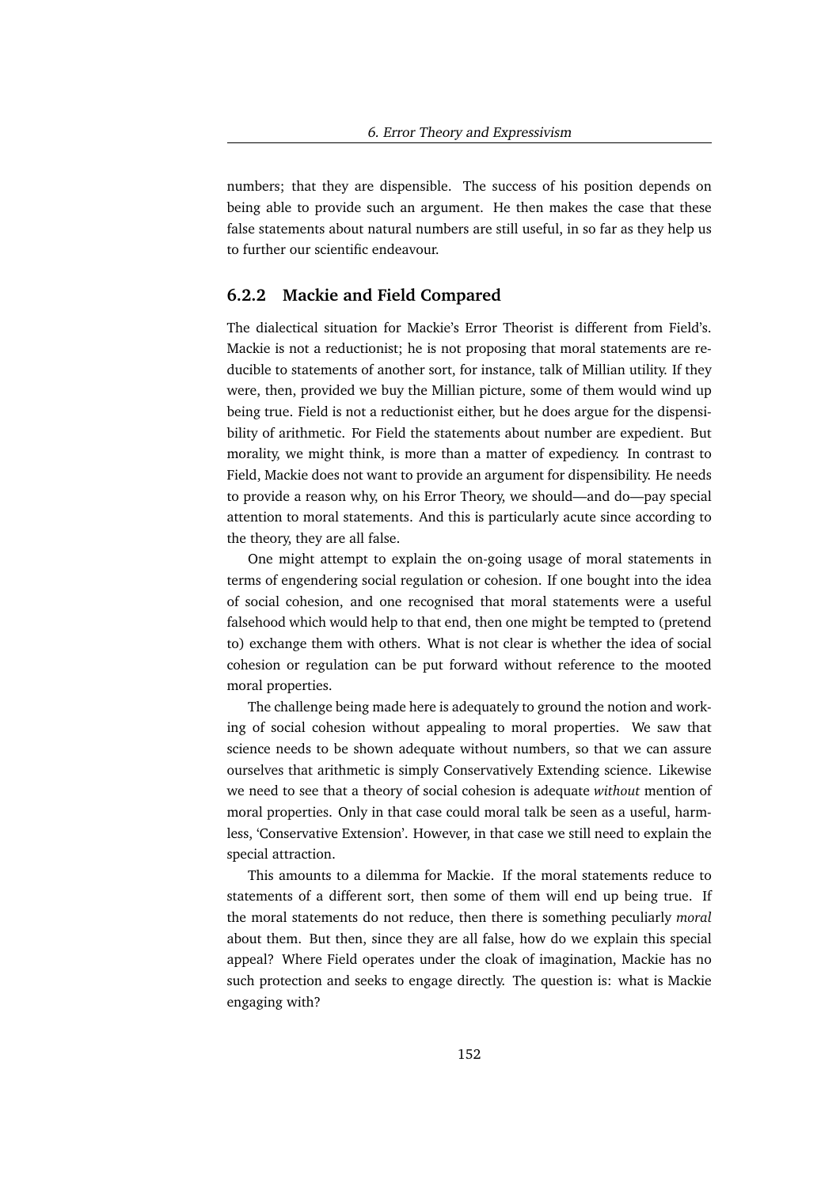numbers; that they are dispensible. The success of his position depends on being able to provide such an argument. He then makes the case that these false statements about natural numbers are still useful, in so far as they help us to further our scientific endeavour.

### 6.2.2 Mackie and Field Compared

The dialectical situation for Mackie's Error Theorist is different from Field's. Mackie is not a reductionist; he is not proposing that moral statements are reducible to statements of another sort, for instance, talk of Millian utility. If they were, then, provided we buy the Millian picture, some of them would wind up being true. Field is not a reductionist either, but he does argue for the dispensibility of arithmetic. For Field the statements about number are expedient. But morality, we might think, is more than a matter of expediency. In contrast to Field, Mackie does not want to provide an argument for dispensibility. He needs to provide a reason why, on his Error Theory, we should—and do—pay special attention to moral statements. And this is particularly acute since according to the theory, they are all false.

One might attempt to explain the on-going usage of moral statements in terms of engendering social regulation or cohesion. If one bought into the idea of social cohesion, and one recognised that moral statements were a useful falsehood which would help to that end, then one might be tempted to (pretend to) exchange them with others. What is not clear is whether the idea of social cohesion or regulation can be put forward without reference to the mooted moral properties.

The challenge being made here is adequately to ground the notion and working of social cohesion without appealing to moral properties. We saw that science needs to be shown adequate without numbers, so that we can assure ourselves that arithmetic is simply Conservatively Extending science. Likewise we need to see that a theory of social cohesion is adequate *without* mention of moral properties. Only in that case could moral talk be seen as a useful, harmless, 'Conservative Extension'. However, in that case we still need to explain the special attraction.

This amounts to a dilemma for Mackie. If the moral statements reduce to statements of a different sort, then some of them will end up being true. If the moral statements do not reduce, then there is something peculiarly *moral* about them. But then, since they are all false, how do we explain this special appeal? Where Field operates under the cloak of imagination, Mackie has no such protection and seeks to engage directly. The question is: what is Mackie engaging with?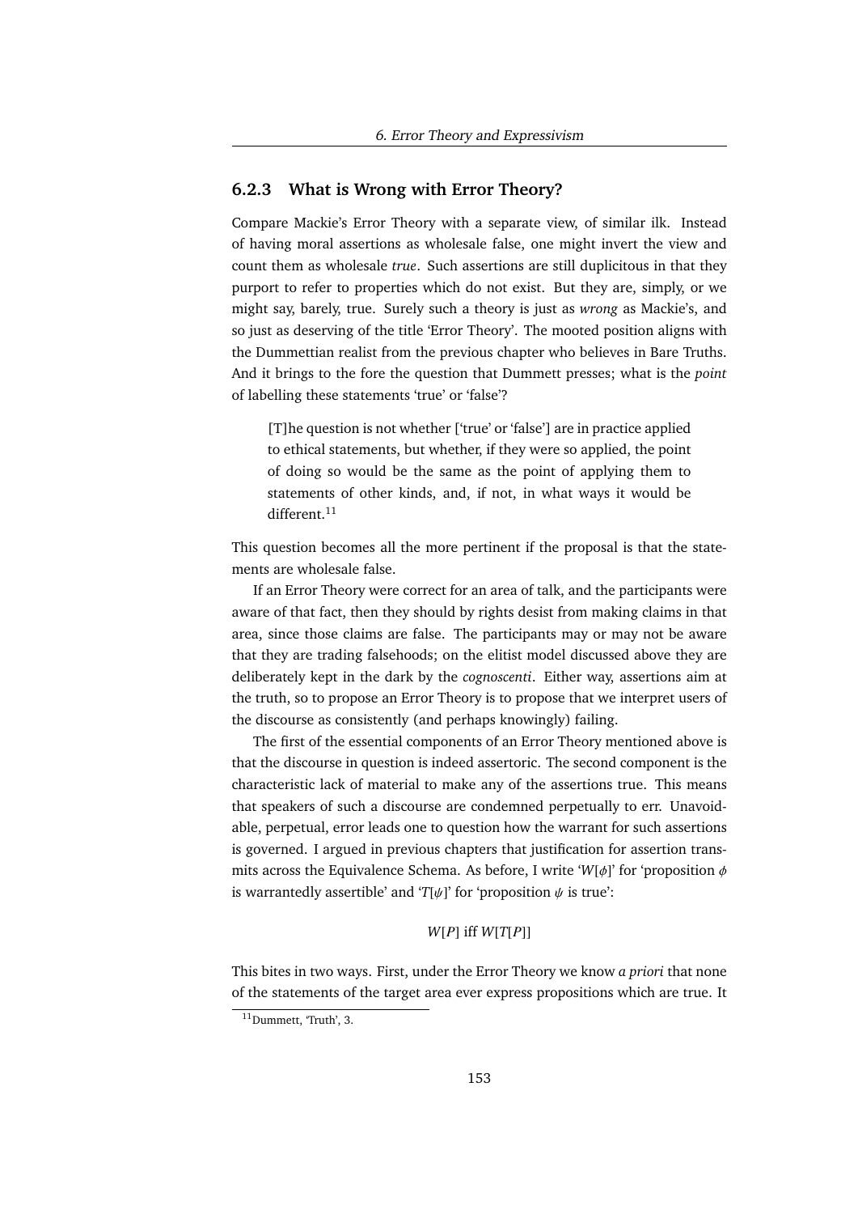### 6.2.3 What is Wrong with Error Theory?

Compare Mackie's Error Theory with a separate view, of similar ilk. Instead of having moral assertions as wholesale false, one might invert the view and count them as wholesale *true*. Such assertions are still duplicitous in that they purport to refer to properties which do not exist. But they are, simply, or we might say, barely, true. Surely such a theory is just as *wrong* as Mackie's, and so just as deserving of the title 'Error Theory'. The mooted position aligns with the Dummettian realist from the previous chapter who believes in Bare Truths. And it brings to the fore the question that Dummett presses; what is the *point* of labelling these statements 'true' or 'false'?

> [T]he question is not whether ['true' or 'false'] are in practice applied to ethical statements, but whether, if they were so applied, the point of doing so would be the same as the point of applying them to statements of other kinds, and, if not, in what ways it would be different.[11]

This question becomes all the more pertinent if the proposal is that the statements are wholesale false.

If an Error Theory were correct for an area of talk, and the participants were aware of that fact, then they should by rights desist from making claims in that area, since those claims are false. The participants may or may not be aware that they are trading falsehoods; on the elitist model discussed above they are deliberately kept in the dark by the *cognoscenti*. Either way, assertions aim at the truth, so to propose an Error Theory is to propose that we interpret users of the discourse as consistently (and perhaps knowingly) failing.

The first of the essential components of an Error Theory mentioned above is that the discourse in question is indeed assertoric. The second component is the characteristic lack of material to make any of the assertions true. This means that speakers of such a discourse are condemned perpetually to err. Unavoidable, perpetual, error leads one to question how the warrant for such assertions is governed. I argued in previous chapters that justification for assertion transmits across the Equivalence Schema. As before, I write '$W[\phi]$' for 'proposition $\phi$ is warrantedly assertible' and '$T[\psi]$' for 'proposition $\psi$ is true':

$$W[P] \text{ iff } W[T[P]]$$

This bites in two ways. First, under the Error Theory we know *a priori* that none of the statements of the target area ever express propositions which are true. It

[11] Dummett, 'Truth', 3.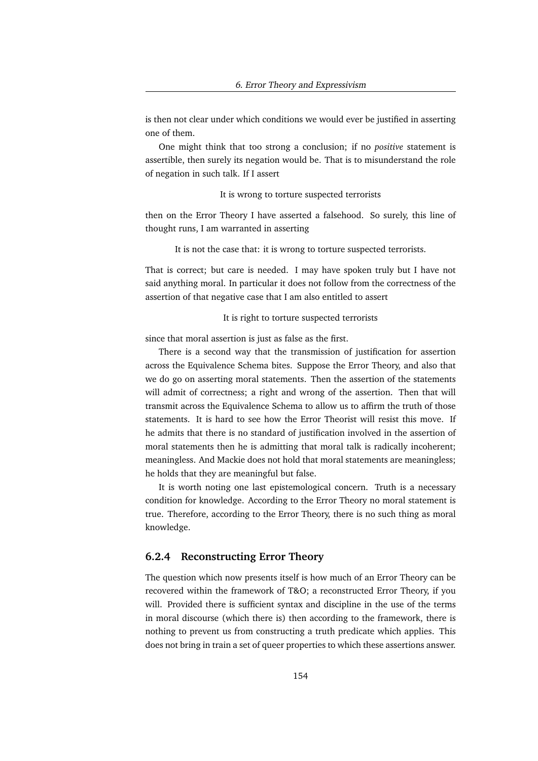is then not clear under which conditions we would ever be justified in asserting one of them.

One might think that too strong a conclusion; if no *positive* statement is assertible, then surely its negation would be. That is to misunderstand the role of negation in such talk. If I assert

It is wrong to torture suspected terrorists

then on the Error Theory I have asserted a falsehood. So surely, this line of thought runs, I am warranted in asserting

It is not the case that: it is wrong to torture suspected terrorists.

That is correct; but care is needed. I may have spoken truly but I have not said anything moral. In particular it does not follow from the correctness of the assertion of that negative case that I am also entitled to assert

It is right to torture suspected terrorists

since that moral assertion is just as false as the first.

There is a second way that the transmission of justification for assertion across the Equivalence Schema bites. Suppose the Error Theory, and also that we do go on asserting moral statements. Then the assertion of the statements will admit of correctness; a right and wrong of the assertion. Then that will transmit across the Equivalence Schema to allow us to affirm the truth of those statements. It is hard to see how the Error Theorist will resist this move. If he admits that there is no standard of justification involved in the assertion of moral statements then he is admitting that moral talk is radically incoherent; meaningless. And Mackie does not hold that moral statements are meaningless; he holds that they are meaningful but false.

It is worth noting one last epistemological concern. Truth is a necessary condition for knowledge. According to the Error Theory no moral statement is true. Therefore, according to the Error Theory, there is no such thing as moral knowledge.

### 6.2.4 Reconstructing Error Theory

The question which now presents itself is how much of an Error Theory can be recovered within the framework of T&O; a reconstructed Error Theory, if you will. Provided there is sufficient syntax and discipline in the use of the terms in moral discourse (which there is) then according to the framework, there is nothing to prevent us from constructing a truth predicate which applies. This does not bring in train a set of queer properties to which these assertions answer.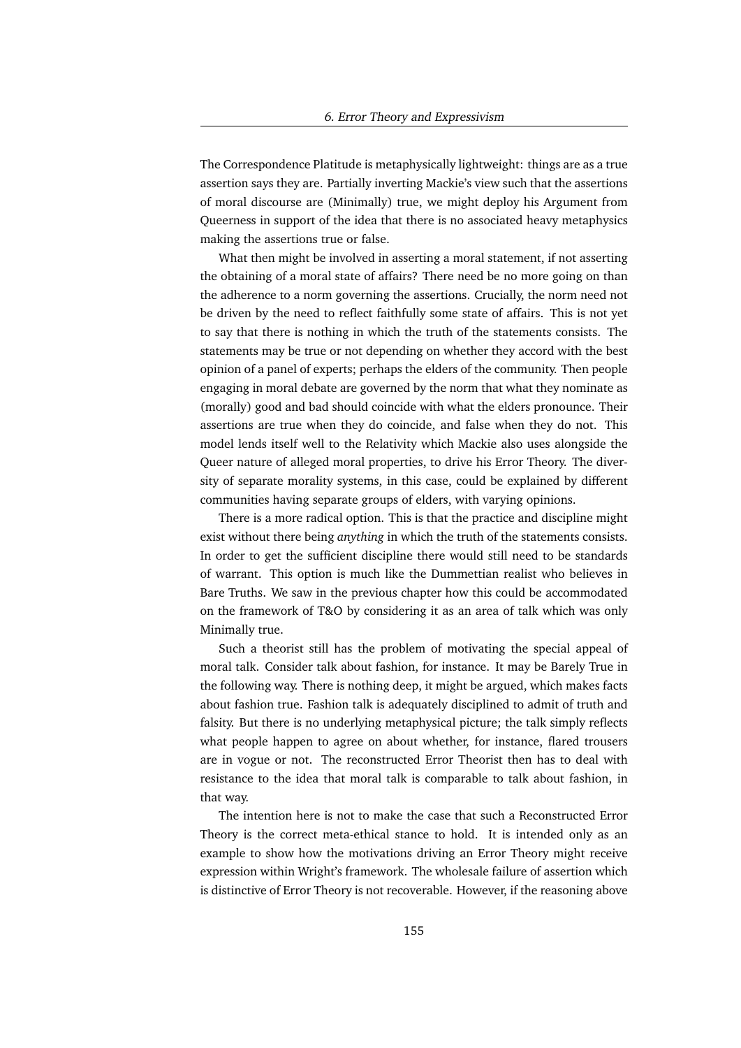The Correspondence Platitude is metaphysically lightweight: things are as a true assertion says they are. Partially inverting Mackie's view such that the assertions of moral discourse are (Minimally) true, we might deploy his Argument from Queerness in support of the idea that there is no associated heavy metaphysics making the assertions true or false.

What then might be involved in asserting a moral statement, if not asserting the obtaining of a moral state of affairs? There need be no more going on than the adherence to a norm governing the assertions. Crucially, the norm need not be driven by the need to reflect faithfully some state of affairs. This is not yet to say that there is nothing in which the truth of the statements consists. The statements may be true or not depending on whether they accord with the best opinion of a panel of experts; perhaps the elders of the community. Then people engaging in moral debate are governed by the norm that what they nominate as (morally) good and bad should coincide with what the elders pronounce. Their assertions are true when they do coincide, and false when they do not. This model lends itself well to the Relativity which Mackie also uses alongside the Queer nature of alleged moral properties, to drive his Error Theory. The diversity of separate morality systems, in this case, could be explained by different communities having separate groups of elders, with varying opinions.

There is a more radical option. This is that the practice and discipline might exist without there being *anything* in which the truth of the statements consists. In order to get the sufficient discipline there would still need to be standards of warrant. This option is much like the Dummettian realist who believes in Bare Truths. We saw in the previous chapter how this could be accommodated on the framework of T&O by considering it as an area of talk which was only Minimally true.

Such a theorist still has the problem of motivating the special appeal of moral talk. Consider talk about fashion, for instance. It may be Barely True in the following way. There is nothing deep, it might be argued, which makes facts about fashion true. Fashion talk is adequately disciplined to admit of truth and falsity. But there is no underlying metaphysical picture; the talk simply reflects what people happen to agree on about whether, for instance, flared trousers are in vogue or not. The reconstructed Error Theorist then has to deal with resistance to the idea that moral talk is comparable to talk about fashion, in that way.

The intention here is not to make the case that such a Reconstructed Error Theory is the correct meta-ethical stance to hold. It is intended only as an example to show how the motivations driving an Error Theory might receive expression within Wright's framework. The wholesale failure of assertion which is distinctive of Error Theory is not recoverable. However, if the reasoning above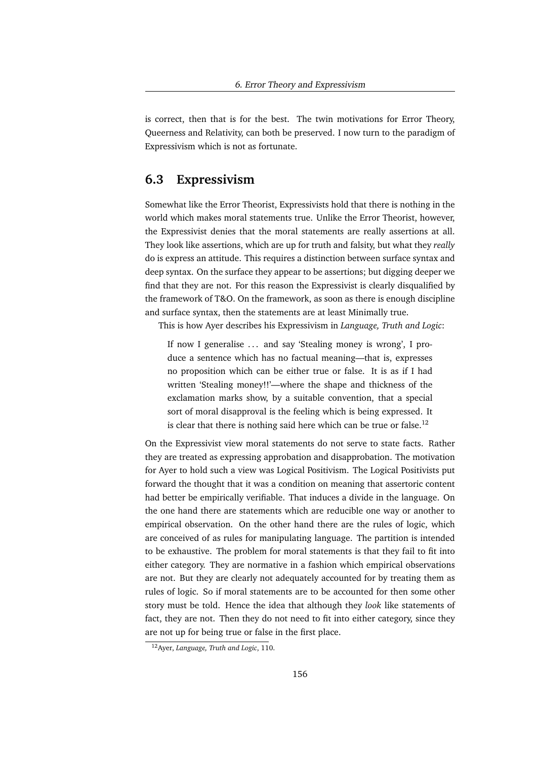is correct, then that is for the best. The twin motivations for Error Theory, Queerness and Relativity, can both be preserved. I now turn to the paradigm of Expressivism which is not as fortunate.

## 6.3 Expressivism

Somewhat like the Error Theorist, Expressivists hold that there is nothing in the world which makes moral statements true. Unlike the Error Theorist, however, the Expressivist denies that the moral statements are really assertions at all. They look like assertions, which are up for truth and falsity, but what they *really* do is express an attitude. This requires a distinction between surface syntax and deep syntax. On the surface they appear to be assertions; but digging deeper we find that they are not. For this reason the Expressivist is clearly disqualified by the framework of T&O. On the framework, as soon as there is enough discipline and surface syntax, then the statements are at least Minimally true.

This is how Ayer describes his Expressivism in *Language, Truth and Logic*:

> If now I generalise ... and say 'Stealing money is wrong', I produce a sentence which has no factual meaning—that is, expresses no proposition which can be either true or false. It is as if I had written 'Stealing money!!'—where the shape and thickness of the exclamation marks show, by a suitable convention, that a special sort of moral disapproval is the feeling which is being expressed. It is clear that there is nothing said here which can be true or false.[12]

On the Expressivist view moral statements do not serve to state facts. Rather they are treated as expressing approbation and disapprobation. The motivation for Ayer to hold such a view was Logical Positivism. The Logical Positivists put forward the thought that it was a condition on meaning that assertoric content had better be empirically verifiable. That induces a divide in the language. On the one hand there are statements which are reducible one way or another to empirical observation. On the other hand there are the rules of logic, which are conceived of as rules for manipulating language. The partition is intended to be exhaustive. The problem for moral statements is that they fail to fit into either category. They are normative in a fashion which empirical observations are not. But they are clearly not adequately accounted for by treating them as rules of logic. So if moral statements are to be accounted for then some other story must be told. Hence the idea that although they *look* like statements of fact, they are not. Then they do not need to fit into either category, since they are not up for being true or false in the first place.

[12] Ayer, *Language, Truth and Logic*, 110.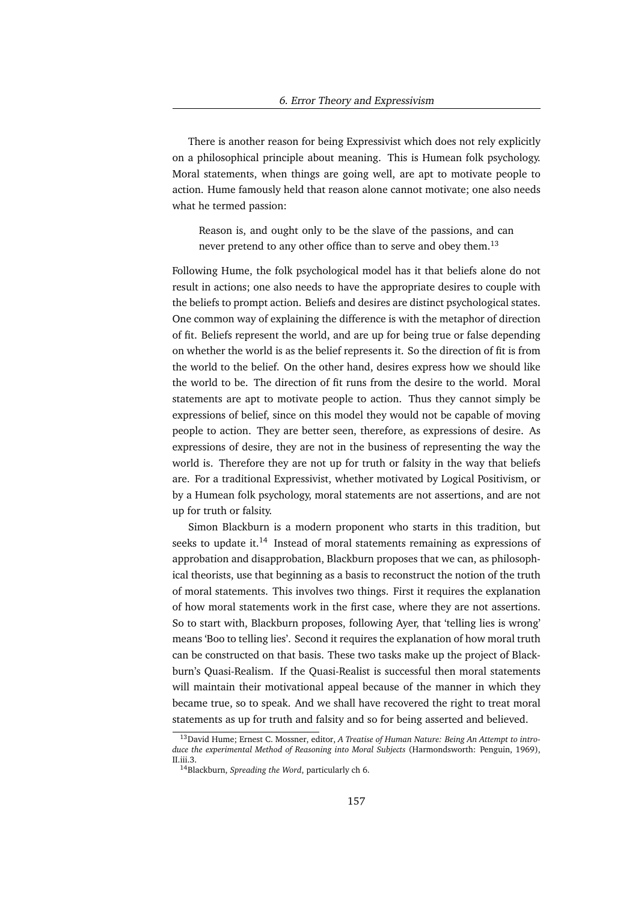There is another reason for being Expressivist which does not rely explicitly on a philosophical principle about meaning. This is Humean folk psychology. Moral statements, when things are going well, are apt to motivate people to action. Hume famously held that reason alone cannot motivate; one also needs what he termed passion:

> Reason is, and ought only to be the slave of the passions, and can never pretend to any other office than to serve and obey them.[13]

Following Hume, the folk psychological model has it that beliefs alone do not result in actions; one also needs to have the appropriate desires to couple with the beliefs to prompt action. Beliefs and desires are distinct psychological states. One common way of explaining the difference is with the metaphor of direction of fit. Beliefs represent the world, and are up for being true or false depending on whether the world is as the belief represents it. So the direction of fit is from the world to the belief. On the other hand, desires express how we should like the world to be. The direction of fit runs from the desire to the world. Moral statements are apt to motivate people to action. Thus they cannot simply be expressions of belief, since on this model they would not be capable of moving people to action. They are better seen, therefore, as expressions of desire. As expressions of desire, they are not in the business of representing the way the world is. Therefore they are not up for truth or falsity in the way that beliefs are. For a traditional Expressivist, whether motivated by Logical Positivism, or by a Humean folk psychology, moral statements are not assertions, and are not up for truth or falsity.

Simon Blackburn is a modern proponent who starts in this tradition, but seeks to update it.[14] Instead of moral statements remaining as expressions of approbation and disapprobation, Blackburn proposes that we can, as philosophical theorists, use that beginning as a basis to reconstruct the notion of the truth of moral statements. This involves two things. First it requires the explanation of how moral statements work in the first case, where they are not assertions. So to start with, Blackburn proposes, following Ayer, that 'telling lies is wrong' means 'Boo to telling lies'. Second it requires the explanation of how moral truth can be constructed on that basis. These two tasks make up the project of Blackburn's Quasi-Realism. If the Quasi-Realist is successful then moral statements will maintain their motivational appeal because of the manner in which they became true, so to speak. And we shall have recovered the right to treat moral statements as up for truth and falsity and so for being asserted and believed.

---

[13] David Hume; Ernest C. Mossner, editor, *A Treatise of Human Nature: Being An Attempt to introduce the experimental Method of Reasoning into Moral Subjects* (Harmondsworth: Penguin, 1969), II.iii.3.

[14] Blackburn, *Spreading the Word*, particularly ch 6.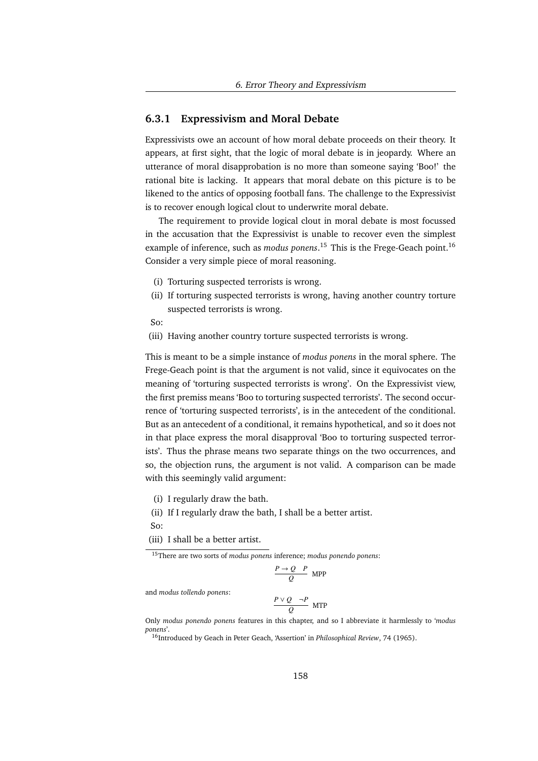### 6.3.1 Expressivism and Moral Debate

Expressivists owe an account of how moral debate proceeds on their theory. It appears, at first sight, that the logic of moral debate is in jeopardy. Where an utterance of moral disapprobation is no more than someone saying 'Boo!' the rational bite is lacking. It appears that moral debate on this picture is to be likened to the antics of opposing football fans. The challenge to the Expressivist is to recover enough logical clout to underwrite moral debate.

The requirement to provide logical clout in moral debate is most focussed in the accusation that the Expressivist is unable to recover even the simplest example of inference, such as *modus ponens*.[15] This is the Frege-Geach point.[16] Consider a very simple piece of moral reasoning.

(i) Torturing suspected terrorists is wrong.

(ii) If torturing suspected terrorists is wrong, having another country torture suspected terrorists is wrong.

So:

(iii) Having another country torture suspected terrorists is wrong.

This is meant to be a simple instance of *modus ponens* in the moral sphere. The Frege-Geach point is that the argument is not valid, since it equivocates on the meaning of 'torturing suspected terrorists is wrong'. On the Expressivist view, the first premiss means 'Boo to torturing suspected terrorists'. The second occurrence of 'torturing suspected terrorists', is in the antecedent of the conditional. But as an antecedent of a conditional, it remains hypothetical, and so it does not in that place express the moral disapproval 'Boo to torturing suspected terrorists'. Thus the phrase means two separate things on the two occurrences, and so, the objection runs, the argument is not valid. A comparison can be made with this seemingly valid argument:

(i) I regularly draw the bath.

(ii) If I regularly draw the bath, I shall be a better artist.

So:

(iii) I shall be a better artist.

---

[15] There are two sorts of *modus ponens* inference; *modus ponendo ponens*:

$$\frac{P \rightarrow Q \quad P}{Q} \text{ MPP}$$

and *modus tollendo ponens*:

$$\frac{P \vee Q \quad \neg P}{Q} \text{ MTP}$$

Only *modus ponendo ponens* features in this chapter, and so I abbreviate it harmlessly to '*modus ponens*'.

[16] Introduced by Geach in Peter Geach, 'Assertion' in *Philosophical Review*, 74 (1965).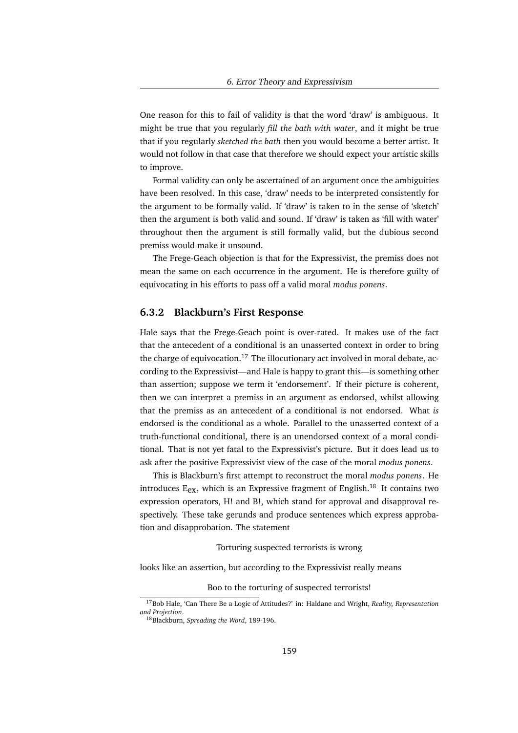One reason for this to fail of validity is that the word 'draw' is ambiguous. It might be true that you regularly *fill the bath with water*, and it might be true that if you regularly *sketched the bath* then you would become a better artist. It would not follow in that case that therefore we should expect your artistic skills to improve.

Formal validity can only be ascertained of an argument once the ambiguities have been resolved. In this case, 'draw' needs to be interpreted consistently for the argument to be formally valid. If 'draw' is taken to in the sense of 'sketch' then the argument is both valid and sound. If 'draw' is taken as 'fill with water' throughout then the argument is still formally valid, but the dubious second premiss would make it unsound.

The Frege-Geach objection is that for the Expressivist, the premiss does not mean the same on each occurrence in the argument. He is therefore guilty of equivocating in his efforts to pass off a valid moral *modus ponens*.

### 6.3.2 Blackburn's First Response

Hale says that the Frege-Geach point is over-rated. It makes use of the fact that the antecedent of a conditional is an unasserted context in order to bring the charge of equivocation.[17] The illocutionary act involved in moral debate, according to the Expressivist—and Hale is happy to grant this—is something other than assertion; suppose we term it 'endorsement'. If their picture is coherent, then we can interpret a premiss in an argument as endorsed, whilst allowing that the premiss as an antecedent of a conditional is not endorsed. What *is* endorsed is the conditional as a whole. Parallel to the unasserted context of a truth-functional conditional, there is an unendorsed context of a moral conditional. That is not yet fatal to the Expressivist's picture. But it does lead us to ask after the positive Expressivist view of the case of the moral *modus ponens*.

This is Blackburn's first attempt to reconstruct the moral *modus ponens*. He introduces $E_{ex}$, which is an Expressive fragment of English.[18] It contains two expression operators, H! and B!, which stand for approval and disapproval respectively. These take gerunds and produce sentences which express approbation and disapprobation. The statement

Torturing suspected terrorists is wrong

looks like an assertion, but according to the Expressivist really means

Boo to the torturing of suspected terrorists!

[17] Bob Hale, 'Can There Be a Logic of Attitudes?' in: Haldane and Wright, *Reality, Representation and Projection*.

[18] Blackburn, *Spreading the Word*, 189-196.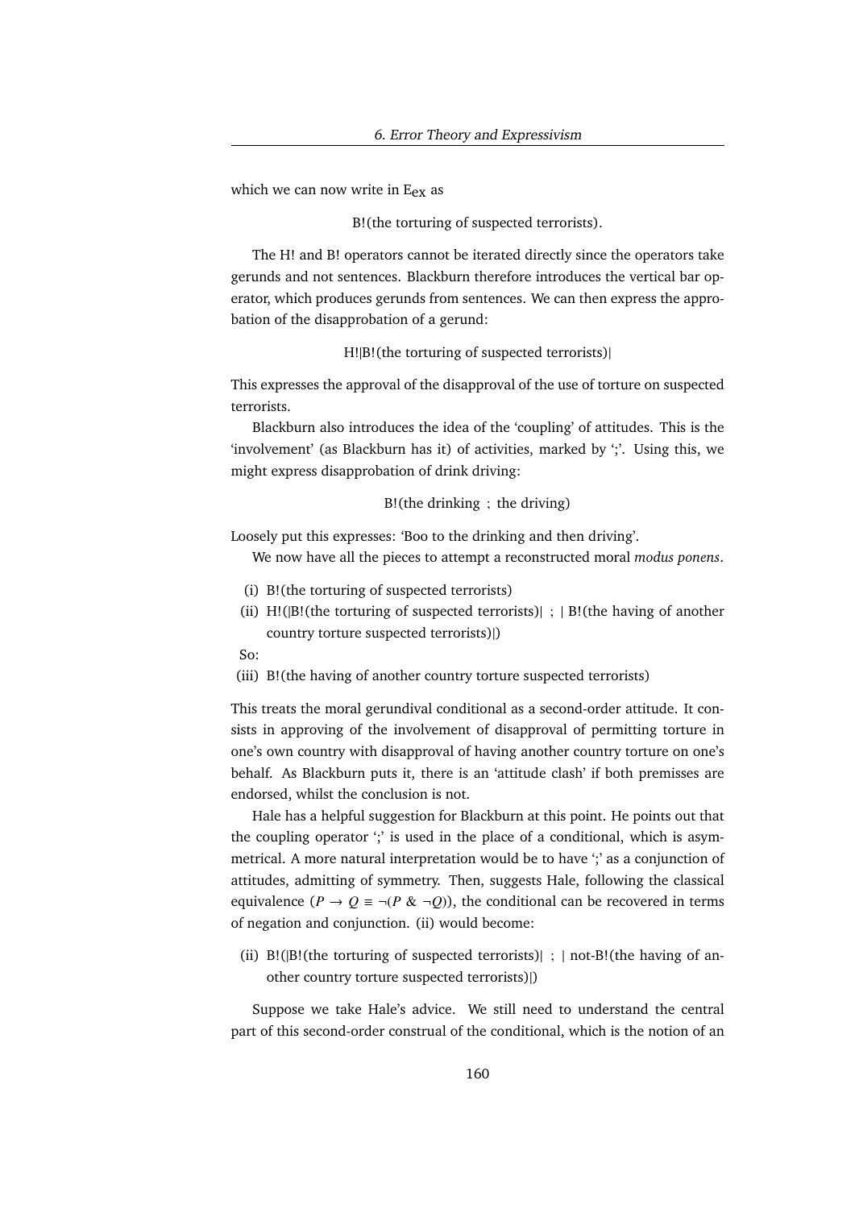which we can now write in $E_{ex}$ as

B!(the torturing of suspected terrorists).

The H! and B! operators cannot be iterated directly since the operators take gerunds and not sentences. Blackburn therefore introduces the vertical bar operator, which produces gerunds from sentences. We can then express the approbation of the disapprobation of a gerund:

H!|B!(the torturing of suspected terrorists)|

This expresses the approval of the disapproval of the use of torture on suspected terrorists.

Blackburn also introduces the idea of the 'coupling' of attitudes. This is the 'involvement' (as Blackburn has it) of activities, marked by ';'. Using this, we might express disapprobation of drink driving:

B!(the drinking ; the driving)

Loosely put this expresses: 'Boo to the drinking and then driving'.

We now have all the pieces to attempt a reconstructed moral *modus ponens*.

(i) B!(the torturing of suspected terrorists)
(ii) H!(|B!(the torturing of suspected terrorists)| ; | B!(the having of another country torture suspected terrorists)|)

So:

(iii) B!(the having of another country torture suspected terrorists)

This treats the moral gerundival conditional as a second-order attitude. It consists in approving of the involvement of disapproval of permitting torture in one's own country with disapproval of having another country torture on one's behalf. As Blackburn puts it, there is an 'attitude clash' if both premisses are endorsed, whilst the conclusion is not.

Hale has a helpful suggestion for Blackburn at this point. He points out that the coupling operator ';' is used in the place of a conditional, which is asymmetrical. A more natural interpretation would be to have ';' as a conjunction of attitudes, admitting of symmetry. Then, suggests Hale, following the classical equivalence ($P \rightarrow Q \equiv \neg(P \;\&\; \neg Q)$), the conditional can be recovered in terms of negation and conjunction. (ii) would become:

(ii) B!(|B!(the torturing of suspected terrorists)| ; | not-B!(the having of another country torture suspected terrorists)|)

Suppose we take Hale's advice. We still need to understand the central part of this second-order construal of the conditional, which is the notion of an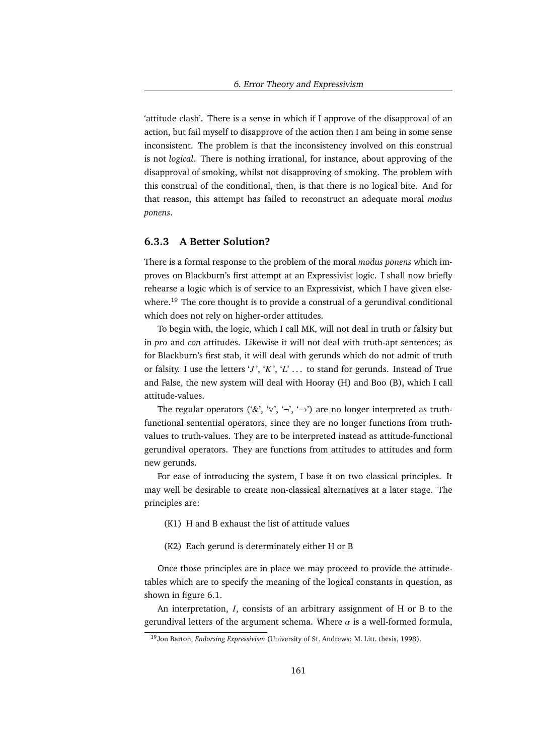'attitude clash'. There is a sense in which if I approve of the disapproval of an action, but fail myself to disapprove of the action then I am being in some sense inconsistent. The problem is that the inconsistency involved on this construal is not *logical*. There is nothing irrational, for instance, about approving of the disapproval of smoking, whilst not disapproving of smoking. The problem with this construal of the conditional, then, is that there is no logical bite. And for that reason, this attempt has failed to reconstruct an adequate moral *modus ponens*.

### 6.3.3 A Better Solution?

There is a formal response to the problem of the moral *modus ponens* which improves on Blackburn's first attempt at an Expressivist logic. I shall now briefly rehearse a logic which is of service to an Expressivist, which I have given elsewhere.[19] The core thought is to provide a construal of a gerundival conditional which does not rely on higher-order attitudes.

To begin with, the logic, which I call MK, will not deal in truth or falsity but in *pro* and *con* attitudes. Likewise it will not deal with truth-apt sentences; as for Blackburn's first stab, it will deal with gerunds which do not admit of truth or falsity. I use the letters '$J$', '$K$', '$L$' ... to stand for gerunds. Instead of True and False, the new system will deal with Hooray (H) and Boo (B), which I call attitude-values.

The regular operators ('&', '∨', '¬', '→') are no longer interpreted as truth-functional sentential operators, since they are no longer functions from truth-values to truth-values. They are to be interpreted instead as attitude-functional gerundival operators. They are functions from attitudes to attitudes and form new gerunds.

For ease of introducing the system, I base it on two classical principles. It may well be desirable to create non-classical alternatives at a later stage. The principles are:

(K1) H and B exhaust the list of attitude values

(K2) Each gerund is determinately either H or B

Once those principles are in place we may proceed to provide the attitude-tables which are to specify the meaning of the logical constants in question, as shown in figure 6.1.

An interpretation, $I$, consists of an arbitrary assignment of H or B to the gerundival letters of the argument schema. Where $\alpha$ is a well-formed formula,

[19] Jon Barton, *Endorsing Expressivism* (University of St. Andrews: M. Litt. thesis, 1998).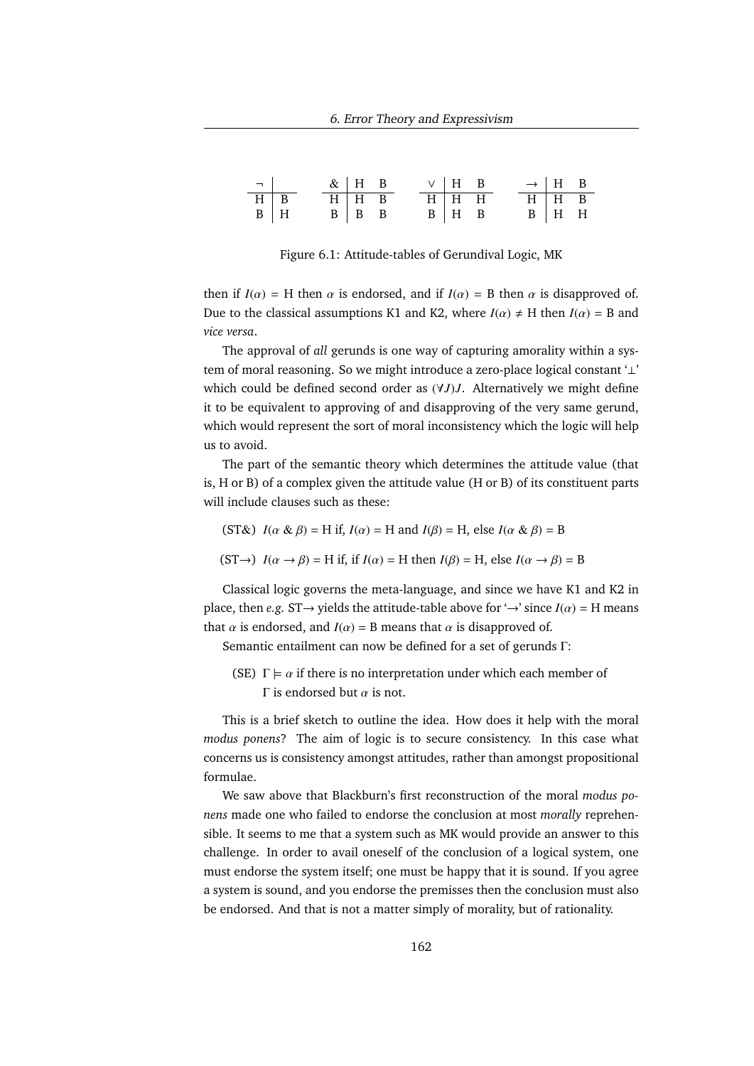| ¬ | |
|---|---|
| H | B |
| B | H |

| & | H | B |
|---|---|---|
| H | H | B |
| B | B | B |

| ∨ | H | B |
|---|---|---|
| H | H | H |
| B | H | B |

| → | H | B |
|---|---|---|
| H | H | B |
| B | H | H |

Figure 6.1: Attitude-tables of Gerundival Logic, MK

then if $I(\alpha) = \text{H}$ then $\alpha$ is endorsed, and if $I(\alpha) = \text{B}$ then $\alpha$ is disapproved of. Due to the classical assumptions K1 and K2, where $I(\alpha) \neq \text{H}$ then $I(\alpha) = \text{B}$ and *vice versa*.

The approval of *all* gerunds is one way of capturing amorality within a system of moral reasoning. So we might introduce a zero-place logical constant '$\perp$' which could be defined second order as $(\forall J)J$. Alternatively we might define it to be equivalent to approving of and disapproving of the very same gerund, which would represent the sort of moral inconsistency which the logic will help us to avoid.

The part of the semantic theory which determines the attitude value (that is, H or B) of a complex given the attitude value (H or B) of its constituent parts will include clauses such as these:

(ST&) $I(\alpha \mathbin{\&} \beta) = \text{H}$ if, $I(\alpha) = \text{H}$ and $I(\beta) = \text{H}$, else $I(\alpha \mathbin{\&} \beta) = \text{B}$

(ST→) $I(\alpha \rightarrow \beta) = \text{H}$ if, if $I(\alpha) = \text{H}$ then $I(\beta) = \text{H}$, else $I(\alpha \rightarrow \beta) = \text{B}$

Classical logic governs the meta-language, and since we have K1 and K2 in place, then *e.g.* ST→ yields the attitude-table above for '→' since $I(\alpha) = \text{H}$ means that $\alpha$ is endorsed, and $I(\alpha) = \text{B}$ means that $\alpha$ is disapproved of.

Semantic entailment can now be defined for a set of gerunds $\Gamma$:

(SE) $\Gamma \models \alpha$ if there is no interpretation under which each member of $\Gamma$ is endorsed but $\alpha$ is not.

This is a brief sketch to outline the idea. How does it help with the moral *modus ponens*? The aim of logic is to secure consistency. In this case what concerns us is consistency amongst attitudes, rather than amongst propositional formulae.

We saw above that Blackburn's first reconstruction of the moral *modus ponens* made one who failed to endorse the conclusion at most *morally* reprehensible. It seems to me that a system such as MK would provide an answer to this challenge. In order to avail oneself of the conclusion of a logical system, one must endorse the system itself; one must be happy that it is sound. If you agree a system is sound, and you endorse the premisses then the conclusion must also be endorsed. And that is not a matter simply of morality, but of rationality.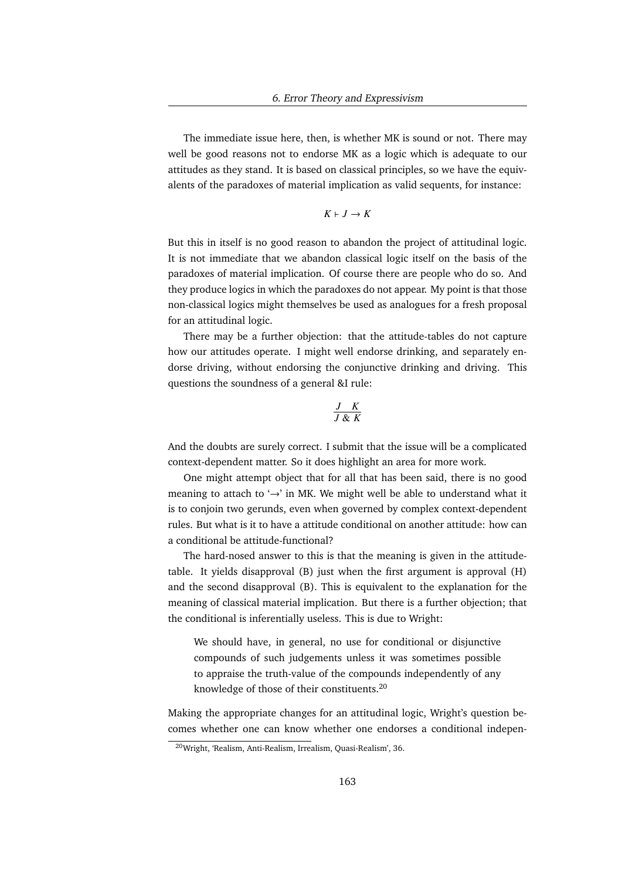The immediate issue here, then, is whether MK is sound or not. There may well be good reasons not to endorse MK as a logic which is adequate to our attitudes as they stand. It is based on classical principles, so we have the equivalents of the paradoxes of material implication as valid sequents, for instance:

$$K \vdash J \rightarrow K$$

But this in itself is no good reason to abandon the project of attitudinal logic. It is not immediate that we abandon classical logic itself on the basis of the paradoxes of material implication. Of course there are people who do so. And they produce logics in which the paradoxes do not appear. My point is that those non-classical logics might themselves be used as analogues for a fresh proposal for an attitudinal logic.

There may be a further objection: that the attitude-tables do not capture how our attitudes operate. I might well endorse drinking, and separately endorse driving, without endorsing the conjunctive drinking and driving. This questions the soundness of a general &I rule:

$$\frac{J \quad K}{J \,\&\, K}$$

And the doubts are surely correct. I submit that the issue will be a complicated context-dependent matter. So it does highlight an area for more work.

One might attempt object that for all that has been said, there is no good meaning to attach to '$\rightarrow$' in MK. We might well be able to understand what it is to conjoin two gerunds, even when governed by complex context-dependent rules. But what is it to have a attitude conditional on another attitude: how can a conditional be attitude-functional?

The hard-nosed answer to this is that the meaning is given in the attitude-table. It yields disapproval (B) just when the first argument is approval (H) and the second disapproval (B). This is equivalent to the explanation for the meaning of classical material implication. But there is a further objection; that the conditional is inferentially useless. This is due to Wright:

> We should have, in general, no use for conditional or disjunctive compounds of such judgements unless it was sometimes possible to appraise the truth-value of the compounds independently of any knowledge of those of their constituents.[20]

Making the appropriate changes for an attitudinal logic, Wright's question becomes whether one can know whether one endorses a conditional indepen-

[20] Wright, 'Realism, Anti-Realism, Irrealism, Quasi-Realism', 36.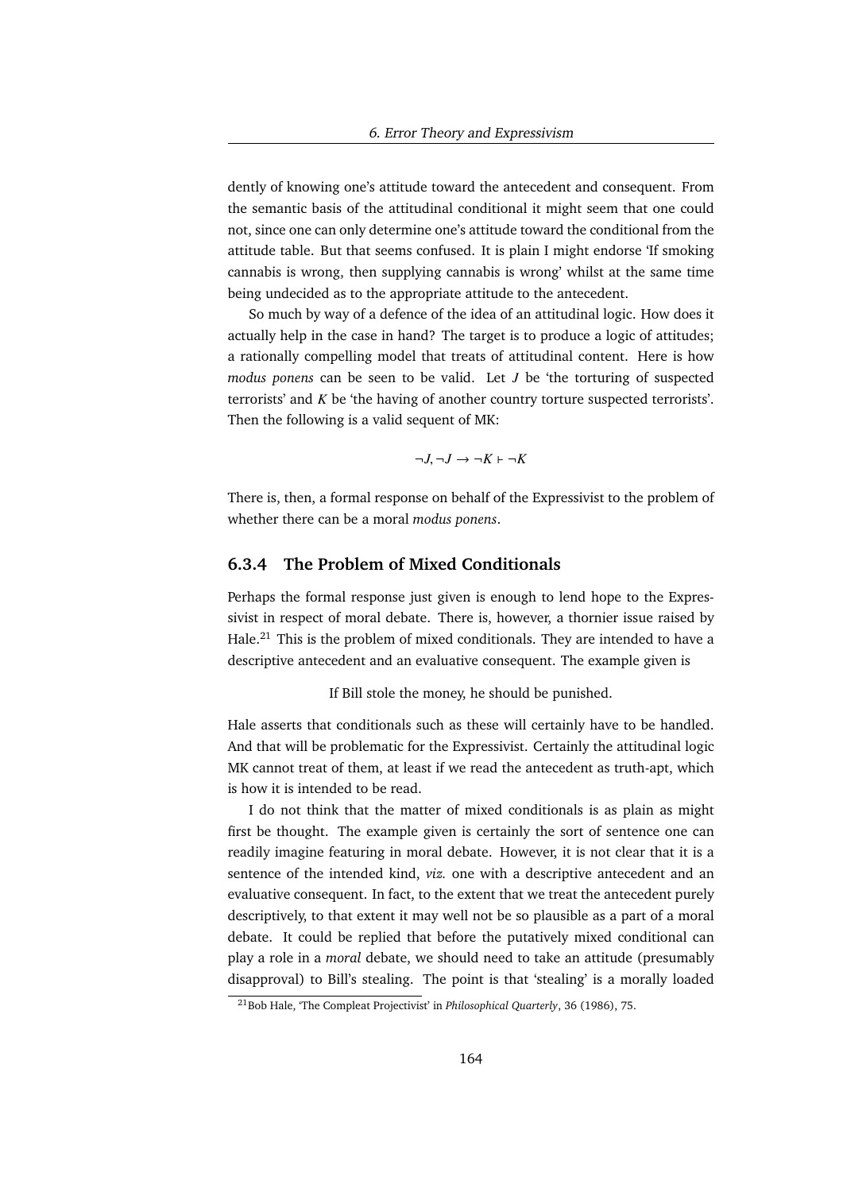dently of knowing one's attitude toward the antecedent and consequent. From the semantic basis of the attitudinal conditional it might seem that one could not, since one can only determine one's attitude toward the conditional from the attitude table. But that seems confused. It is plain I might endorse 'If smoking cannabis is wrong, then supplying cannabis is wrong' whilst at the same time being undecided as to the appropriate attitude to the antecedent.

So much by way of a defence of the idea of an attitudinal logic. How does it actually help in the case in hand? The target is to produce a logic of attitudes; a rationally compelling model that treats of attitudinal content. Here is how *modus ponens* can be seen to be valid. Let $J$ be 'the torturing of suspected terrorists' and $K$ be 'the having of another country torture suspected terrorists'. Then the following is a valid sequent of MK:

$$\neg J, \neg J \rightarrow \neg K \vdash \neg K$$

There is, then, a formal response on behalf of the Expressivist to the problem of whether there can be a moral *modus ponens*.

### 6.3.4 The Problem of Mixed Conditionals

Perhaps the formal response just given is enough to lend hope to the Expressivist in respect of moral debate. There is, however, a thornier issue raised by Hale.[21] This is the problem of mixed conditionals. They are intended to have a descriptive antecedent and an evaluative consequent. The example given is

If Bill stole the money, he should be punished.

Hale asserts that conditionals such as these will certainly have to be handled. And that will be problematic for the Expressivist. Certainly the attitudinal logic MK cannot treat of them, at least if we read the antecedent as truth-apt, which is how it is intended to be read.

I do not think that the matter of mixed conditionals is as plain as might first be thought. The example given is certainly the sort of sentence one can readily imagine featuring in moral debate. However, it is not clear that it is a sentence of the intended kind, *viz.* one with a descriptive antecedent and an evaluative consequent. In fact, to the extent that we treat the antecedent purely descriptively, to that extent it may well not be so plausible as a part of a moral debate. It could be replied that before the putatively mixed conditional can play a role in a *moral* debate, we should need to take an attitude (presumably disapproval) to Bill's stealing. The point is that 'stealing' is a morally loaded

[21] Bob Hale, 'The Compleat Projectivist' in *Philosophical Quarterly*, 36 (1986), 75.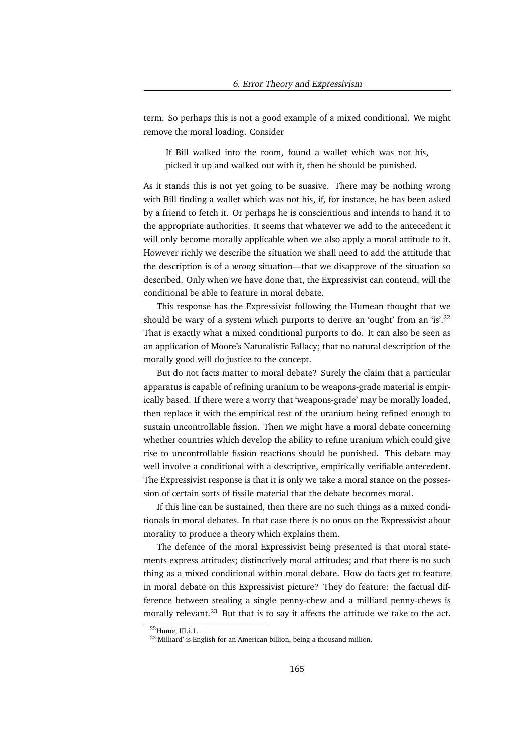term. So perhaps this is not a good example of a mixed conditional. We might remove the moral loading. Consider

> If Bill walked into the room, found a wallet which was not his, picked it up and walked out with it, then he should be punished.

As it stands this is not yet going to be suasive. There may be nothing wrong with Bill finding a wallet which was not his, if, for instance, he has been asked by a friend to fetch it. Or perhaps he is conscientious and intends to hand it to the appropriate authorities. It seems that whatever we add to the antecedent it will only become morally applicable when we also apply a moral attitude to it. However richly we describe the situation we shall need to add the attitude that the description is of a *wrong* situation—that we disapprove of the situation so described. Only when we have done that, the Expressivist can contend, will the conditional be able to feature in moral debate.

This response has the Expressivist following the Humean thought that we should be wary of a system which purports to derive an 'ought' from an 'is'.[22] That is exactly what a mixed conditional purports to do. It can also be seen as an application of Moore's Naturalistic Fallacy; that no natural description of the morally good will do justice to the concept.

But do not facts matter to moral debate? Surely the claim that a particular apparatus is capable of refining uranium to be weapons-grade material is empirically based. If there were a worry that 'weapons-grade' may be morally loaded, then replace it with the empirical test of the uranium being refined enough to sustain uncontrollable fission. Then we might have a moral debate concerning whether countries which develop the ability to refine uranium which could give rise to uncontrollable fission reactions should be punished. This debate may well involve a conditional with a descriptive, empirically verifiable antecedent. The Expressivist response is that it is only we take a moral stance on the possession of certain sorts of fissile material that the debate becomes moral.

If this line can be sustained, then there are no such things as a mixed conditionals in moral debates. In that case there is no onus on the Expressivist about morality to produce a theory which explains them.

The defence of the moral Expressivist being presented is that moral statements express attitudes; distinctively moral attitudes; and that there is no such thing as a mixed conditional within moral debate. How do facts get to feature in moral debate on this Expressivist picture? They do feature: the factual difference between stealing a single penny-chew and a milliard penny-chews is morally relevant.[23] But that is to say it affects the attitude we take to the act.

[22] Hume, III.i.1.

[23] 'Milliard' is English for an American billion, being a thousand million.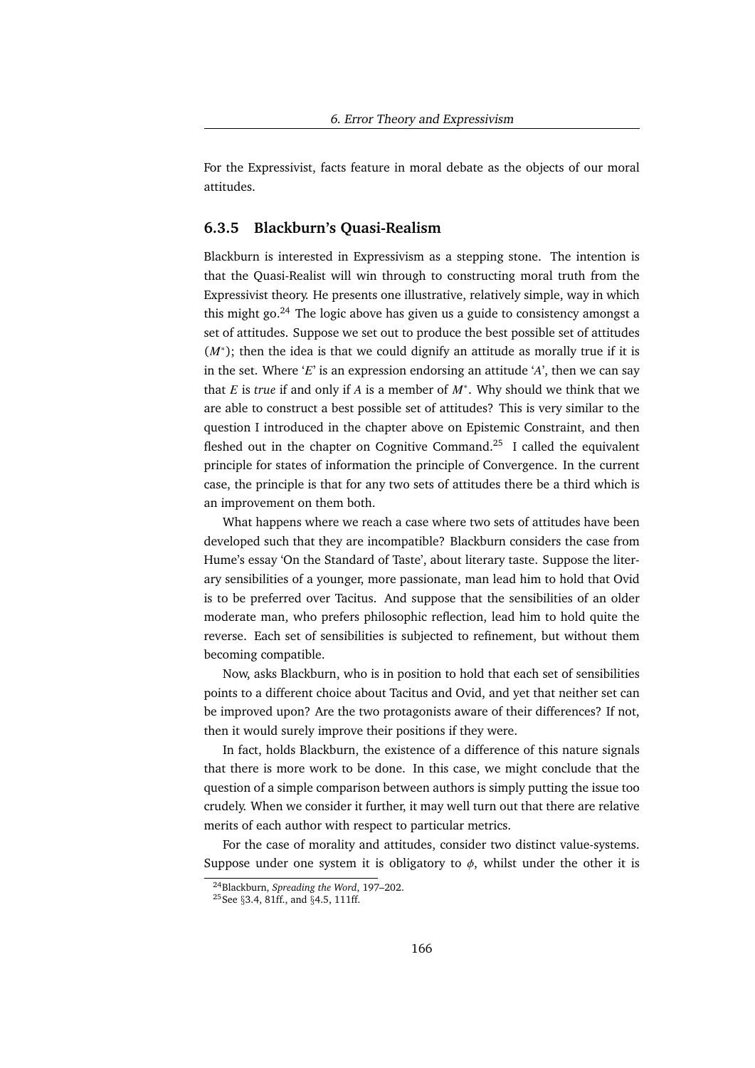For the Expressivist, facts feature in moral debate as the objects of our moral attitudes.

### 6.3.5 Blackburn's Quasi-Realism

Blackburn is interested in Expressivism as a stepping stone. The intention is that the Quasi-Realist will win through to constructing moral truth from the Expressivist theory. He presents one illustrative, relatively simple, way in which this might go.[24] The logic above has given us a guide to consistency amongst a set of attitudes. Suppose we set out to produce the best possible set of attitudes ($M^*$); then the idea is that we could dignify an attitude as morally true if it is in the set. Where '$E$' is an expression endorsing an attitude '$A$', then we can say that $E$ is *true* if and only if $A$ is a member of $M^*$. Why should we think that we are able to construct a best possible set of attitudes? This is very similar to the question I introduced in the chapter above on Epistemic Constraint, and then fleshed out in the chapter on Cognitive Command.[25] I called the equivalent principle for states of information the principle of Convergence. In the current case, the principle is that for any two sets of attitudes there be a third which is an improvement on them both.

What happens where we reach a case where two sets of attitudes have been developed such that they are incompatible? Blackburn considers the case from Hume's essay 'On the Standard of Taste', about literary taste. Suppose the literary sensibilities of a younger, more passionate, man lead him to hold that Ovid is to be preferred over Tacitus. And suppose that the sensibilities of an older moderate man, who prefers philosophic reflection, lead him to hold quite the reverse. Each set of sensibilities is subjected to refinement, but without them becoming compatible.

Now, asks Blackburn, who is in position to hold that each set of sensibilities points to a different choice about Tacitus and Ovid, and yet that neither set can be improved upon? Are the two protagonists aware of their differences? If not, then it would surely improve their positions if they were.

In fact, holds Blackburn, the existence of a difference of this nature signals that there is more work to be done. In this case, we might conclude that the question of a simple comparison between authors is simply putting the issue too crudely. When we consider it further, it may well turn out that there are relative merits of each author with respect to particular metrics.

For the case of morality and attitudes, consider two distinct value-systems. Suppose under one system it is obligatory to $\phi$, whilst under the other it is

---

[24] Blackburn, *Spreading the Word*, 197–202.

[25] See §3.4, 81ff., and §4.5, 111ff.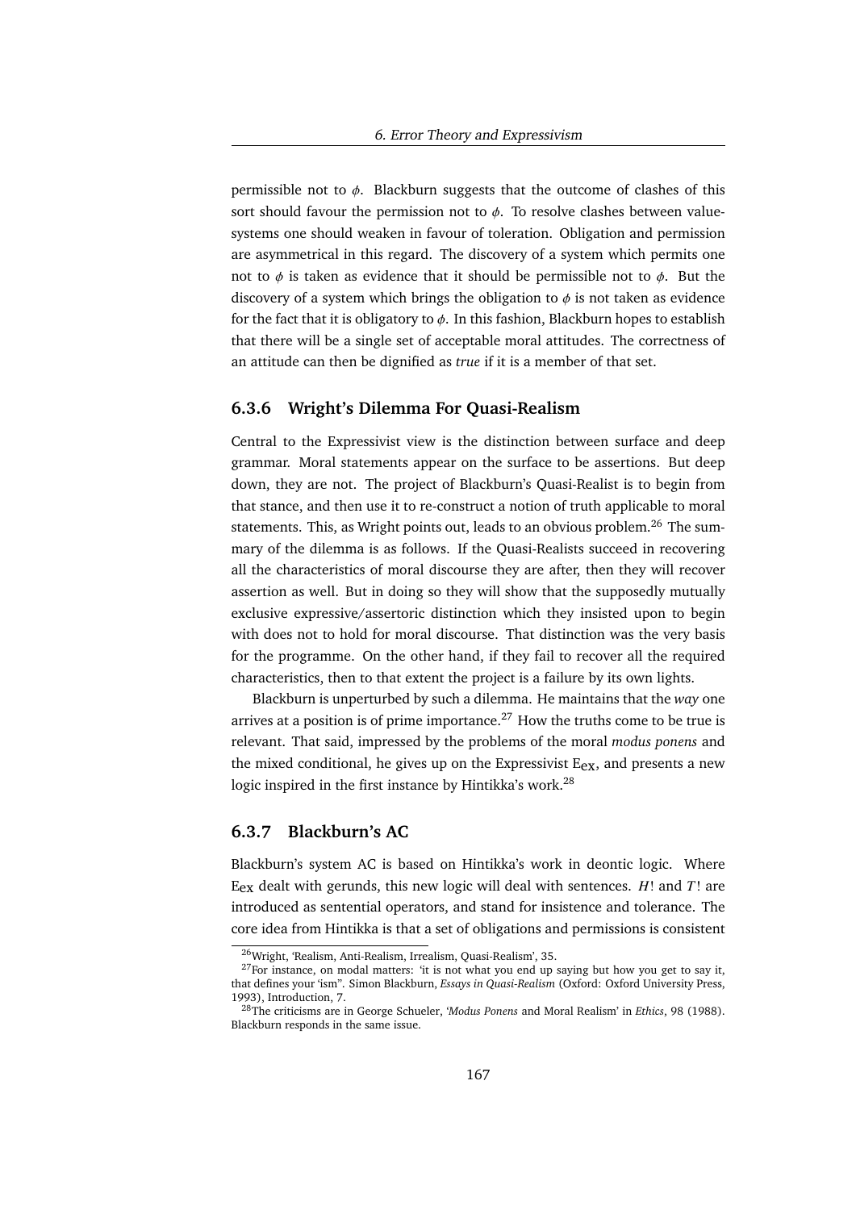permissible not to $\phi$. Blackburn suggests that the outcome of clashes of this sort should favour the permission not to $\phi$. To resolve clashes between value-systems one should weaken in favour of toleration. Obligation and permission are asymmetrical in this regard. The discovery of a system which permits one not to $\phi$ is taken as evidence that it should be permissible not to $\phi$. But the discovery of a system which brings the obligation to $\phi$ is not taken as evidence for the fact that it is obligatory to $\phi$. In this fashion, Blackburn hopes to establish that there will be a single set of acceptable moral attitudes. The correctness of an attitude can then be dignified as *true* if it is a member of that set.

### 6.3.6 Wright's Dilemma For Quasi-Realism

Central to the Expressivist view is the distinction between surface and deep grammar. Moral statements appear on the surface to be assertions. But deep down, they are not. The project of Blackburn's Quasi-Realist is to begin from that stance, and then use it to re-construct a notion of truth applicable to moral statements. This, as Wright points out, leads to an obvious problem.[26] The summary of the dilemma is as follows. If the Quasi-Realists succeed in recovering all the characteristics of moral discourse they are after, then they will recover assertion as well. But in doing so they will show that the supposedly mutually exclusive expressive/assertoric distinction which they insisted upon to begin with does not to hold for moral discourse. That distinction was the very basis for the programme. On the other hand, if they fail to recover all the required characteristics, then to that extent the project is a failure by its own lights.

Blackburn is unperturbed by such a dilemma. He maintains that the *way* one arrives at a position is of prime importance.[27] How the truths come to be true is relevant. That said, impressed by the problems of the moral *modus ponens* and the mixed conditional, he gives up on the Expressivist $\mathrm{E_{ex}}$, and presents a new logic inspired in the first instance by Hintikka's work.[28]

### 6.3.7 Blackburn's AC

Blackburn's system AC is based on Hintikka's work in deontic logic. Where $\mathrm{E_{ex}}$ dealt with gerunds, this new logic will deal with sentences. $H!$ and $T!$ are introduced as sentential operators, and stand for insistence and tolerance. The core idea from Hintikka is that a set of obligations and permissions is consistent

[26] Wright, 'Realism, Anti-Realism, Irrealism, Quasi-Realism', 35.

[27] For instance, on modal matters: 'it is not what you end up saying but how you get to say it, that defines your 'ism". Simon Blackburn, *Essays in Quasi-Realism* (Oxford: Oxford University Press, 1993), Introduction, 7.

[28] The criticisms are in George Schueler, '*Modus Ponens* and Moral Realism' in *Ethics*, 98 (1988). Blackburn responds in the same issue.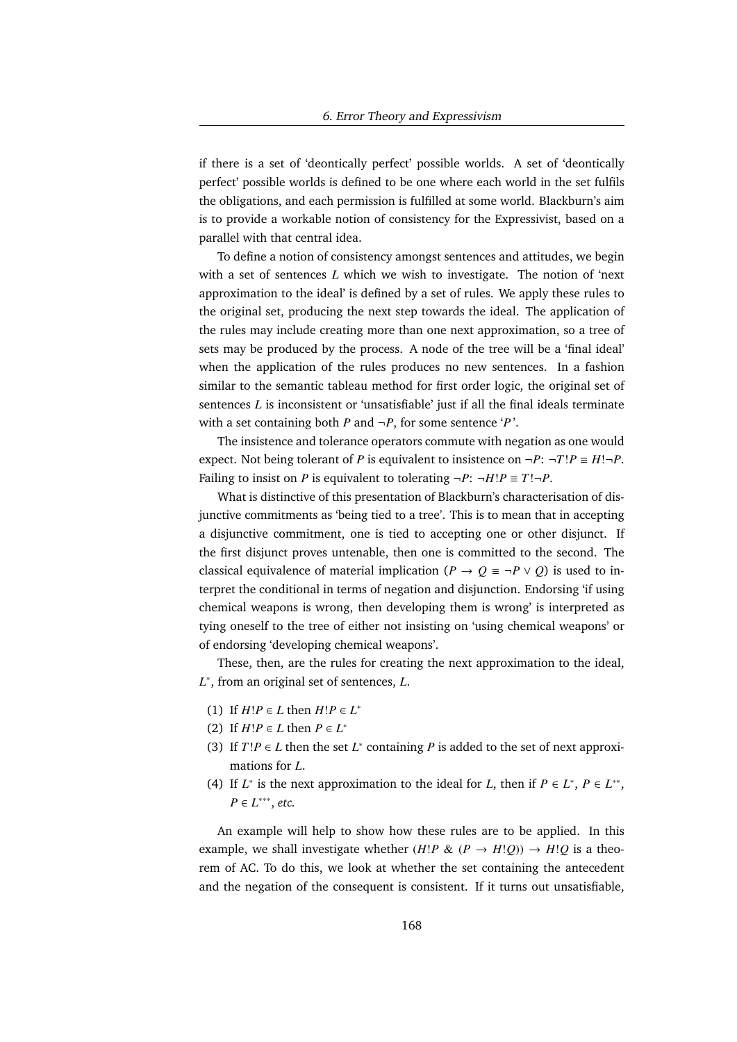if there is a set of 'deontically perfect' possible worlds. A set of 'deontically perfect' possible worlds is defined to be one where each world in the set fulfils the obligations, and each permission is fulfilled at some world. Blackburn's aim is to provide a workable notion of consistency for the Expressivist, based on a parallel with that central idea.

To define a notion of consistency amongst sentences and attitudes, we begin with a set of sentences $L$ which we wish to investigate. The notion of 'next approximation to the ideal' is defined by a set of rules. We apply these rules to the original set, producing the next step towards the ideal. The application of the rules may include creating more than one next approximation, so a tree of sets may be produced by the process. A node of the tree will be a 'final ideal' when the application of the rules produces no new sentences. In a fashion similar to the semantic tableau method for first order logic, the original set of sentences $L$ is inconsistent or 'unsatisfiable' just if all the final ideals terminate with a set containing both $P$ and $\neg P$, for some sentence '$P$'.

The insistence and tolerance operators commute with negation as one would expect. Not being tolerant of $P$ is equivalent to insistence on $\neg P$: $\neg T!P \equiv H!\neg P$. Failing to insist on $P$ is equivalent to tolerating $\neg P$: $\neg H!P \equiv T!\neg P$.

What is distinctive of this presentation of Blackburn's characterisation of disjunctive commitments as 'being tied to a tree'. This is to mean that in accepting a disjunctive commitment, one is tied to accepting one or other disjunct. If the first disjunct proves untenable, then one is committed to the second. The classical equivalence of material implication ($P \rightarrow Q \equiv \neg P \vee Q$) is used to interpret the conditional in terms of negation and disjunction. Endorsing 'if using chemical weapons is wrong, then developing them is wrong' is interpreted as tying oneself to the tree of either not insisting on 'using chemical weapons' or of endorsing 'developing chemical weapons'.

These, then, are the rules for creating the next approximation to the ideal, $L^*$, from an original set of sentences, $L$.

(1) If $H!P \in L$ then $H!P \in L^*$
(2) If $H!P \in L$ then $P \in L^*$
(3) If $T!P \in L$ then the set $L^*$ containing $P$ is added to the set of next approximations for $L$.
(4) If $L^*$ is the next approximation to the ideal for $L$, then if $P \in L^*$, $P \in L^{**}$, $P \in L^{***}$, *etc.*

An example will help to show how these rules are to be applied. In this example, we shall investigate whether $(H!P \;\&\; (P \rightarrow H!Q)) \rightarrow H!Q$ is a theorem of AC. To do this, we look at whether the set containing the antecedent and the negation of the consequent is consistent. If it turns out unsatisfiable,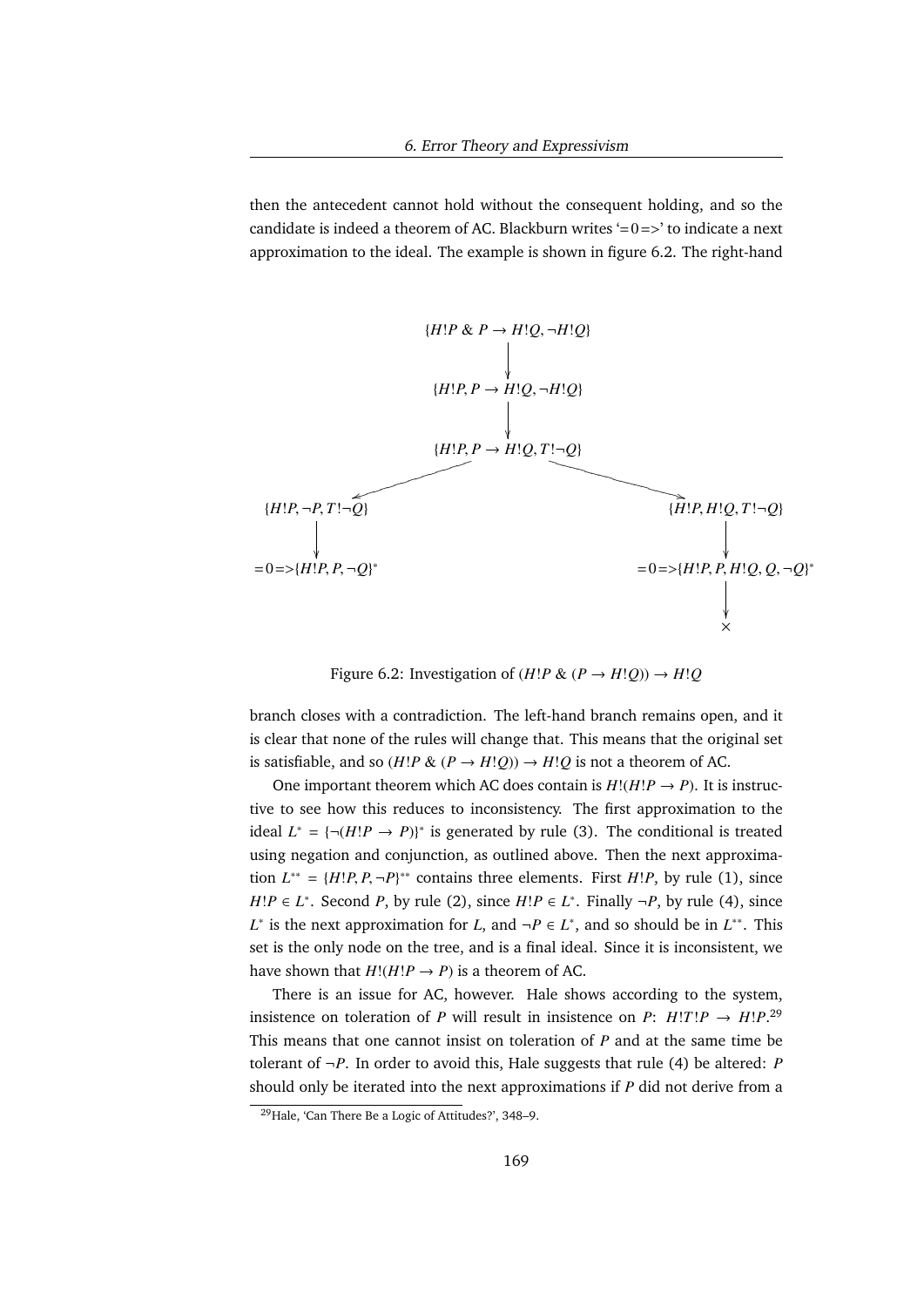then the antecedent cannot hold without the consequent holding, and so the candidate is indeed a theorem of AC. Blackburn writes '=0=>' to indicate a next approximation to the ideal. The example is shown in figure 6.2. The right-hand

$$\{H!P \;\&\; P \rightarrow H!Q, \neg H!Q\}$$

$$\downarrow$$

$$\{H!P, P \rightarrow H!Q, \neg H!Q\}$$

$$\downarrow$$

$$\{H!P, P \rightarrow H!Q, T!\neg Q\}$$

$$\swarrow \qquad\qquad\qquad\qquad \searrow$$

$$\{H!P, \neg P, T!\neg Q\} \qquad\qquad\qquad\qquad \{H!P, H!Q, T!\neg Q\}$$

$$\downarrow \qquad\qquad\qquad\qquad\qquad\qquad \downarrow$$

$$=0=>\{H!P, P, \neg Q\}^{*} \qquad\qquad =0=>\{H!P, P, H!Q, Q, \neg Q\}^{*}$$

$$\downarrow$$

$$\times$$

Figure 6.2: Investigation of $(H!P \;\&\; (P \rightarrow H!Q)) \rightarrow H!Q$

branch closes with a contradiction. The left-hand branch remains open, and it is clear that none of the rules will change that. This means that the original set is satisfiable, and so $(H!P \;\&\; (P \rightarrow H!Q)) \rightarrow H!Q$ is not a theorem of AC.

One important theorem which AC does contain is $H!(H!P \rightarrow P)$. It is instructive to see how this reduces to inconsistency. The first approximation to the ideal $L^{*} = \{\neg(H!P \rightarrow P)\}^{*}$ is generated by rule (3). The conditional is treated using negation and conjunction, as outlined above. Then the next approximation $L^{**} = \{H!P, P, \neg P\}^{**}$ contains three elements. First $H!P$, by rule (1), since $H!P \in L^{*}$. Second $P$, by rule (2), since $H!P \in L^{*}$. Finally $\neg P$, by rule (4), since $L^{*}$ is the next approximation for $L$, and $\neg P \in L^{*}$, and so should be in $L^{**}$. This set is the only node on the tree, and is a final ideal. Since it is inconsistent, we have shown that $H!(H!P \rightarrow P)$ is a theorem of AC.

There is an issue for AC, however. Hale shows according to the system, insistence on toleration of $P$ will result in insistence on $P$: $H!T!P \rightarrow H!P$.[29] This means that one cannot insist on toleration of $P$ and at the same time be tolerant of $\neg P$. In order to avoid this, Hale suggests that rule (4) be altered: $P$ should only be iterated into the next approximations if $P$ did not derive from a

[29] Hale, 'Can There Be a Logic of Attitudes?', 348–9.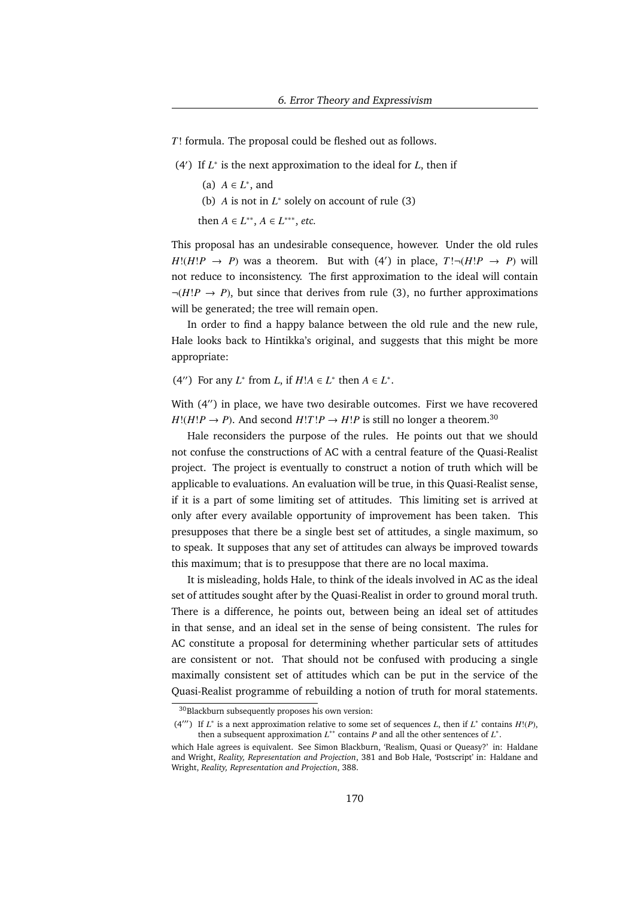$T!$ formula. The proposal could be fleshed out as follows.

(4′) If $L^*$ is the next approximation to the ideal for $L$, then if

(a) $A \in L^*$, and

(b) $A$ is not in $L^*$ solely on account of rule (3)

then $A \in L^{**}$, $A \in L^{***}$, *etc.*

This proposal has an undesirable consequence, however. Under the old rules $H!(H!P \rightarrow P)$ was a theorem. But with (4′) in place, $T!\neg(H!P \rightarrow P)$ will not reduce to inconsistency. The first approximation to the ideal will contain $\neg(H!P \rightarrow P)$, but since that derives from rule (3), no further approximations will be generated; the tree will remain open.

In order to find a happy balance between the old rule and the new rule, Hale looks back to Hintikka's original, and suggests that this might be more appropriate:

(4″) For any $L^*$ from $L$, if $H!A \in L^*$ then $A \in L^*$.

With (4″) in place, we have two desirable outcomes. First we have recovered $H!(H!P \rightarrow P)$. And second $H!T!P \rightarrow H!P$ is still no longer a theorem.[30]

Hale reconsiders the purpose of the rules. He points out that we should not confuse the constructions of AC with a central feature of the Quasi-Realist project. The project is eventually to construct a notion of truth which will be applicable to evaluations. An evaluation will be true, in this Quasi-Realist sense, if it is a part of some limiting set of attitudes. This limiting set is arrived at only after every available opportunity of improvement has been taken. This presupposes that there be a single best set of attitudes, a single maximum, so to speak. It supposes that any set of attitudes can always be improved towards this maximum; that is to presuppose that there are no local maxima.

It is misleading, holds Hale, to think of the ideals involved in AC as the ideal set of attitudes sought after by the Quasi-Realist in order to ground moral truth. There is a difference, he points out, between being an ideal set of attitudes in that sense, and an ideal set in the sense of being consistent. The rules for AC constitute a proposal for determining whether particular sets of attitudes are consistent or not. That should not be confused with producing a single maximally consistent set of attitudes which can be put in the service of the Quasi-Realist programme of rebuilding a notion of truth for moral statements.

---

[30] Blackburn subsequently proposes his own version:

(4‴) If $L^*$ is a next approximation relative to some set of sequences $L$, then if $L^*$ contains $H!(P)$, then a subsequent approximation $L^{**}$ contains $P$ and all the other sentences of $L^*$.

which Hale agrees is equivalent. See Simon Blackburn, 'Realism, Quasi or Queasy?' in: Haldane and Wright, *Reality, Representation and Projection*, 381 and Bob Hale, 'Postscript' in: Haldane and Wright, *Reality, Representation and Projection*, 388.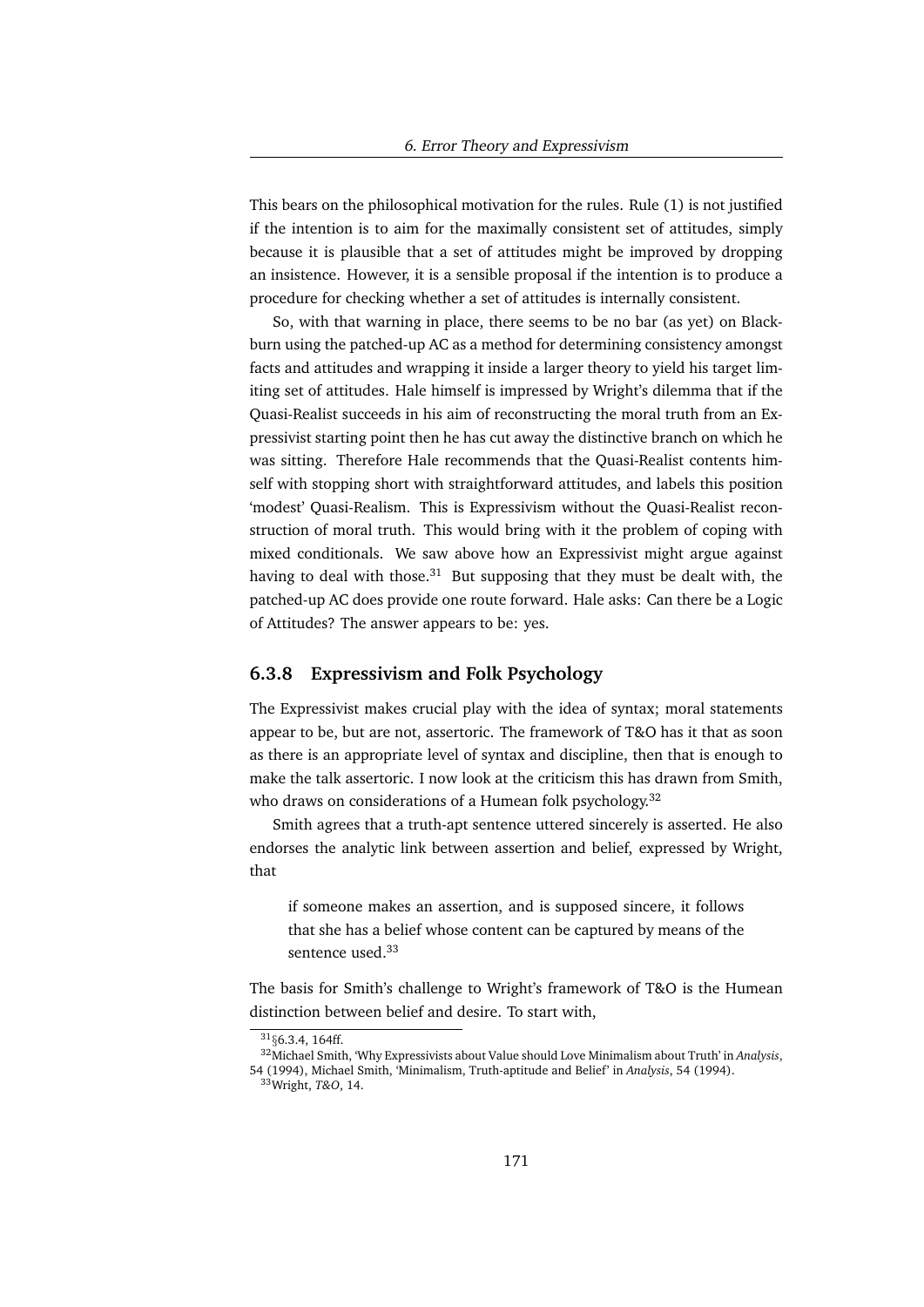This bears on the philosophical motivation for the rules. Rule (1) is not justified if the intention is to aim for the maximally consistent set of attitudes, simply because it is plausible that a set of attitudes might be improved by dropping an insistence. However, it is a sensible proposal if the intention is to produce a procedure for checking whether a set of attitudes is internally consistent.

So, with that warning in place, there seems to be no bar (as yet) on Blackburn using the patched-up AC as a method for determining consistency amongst facts and attitudes and wrapping it inside a larger theory to yield his target limiting set of attitudes. Hale himself is impressed by Wright's dilemma that if the Quasi-Realist succeeds in his aim of reconstructing the moral truth from an Expressivist starting point then he has cut away the distinctive branch on which he was sitting. Therefore Hale recommends that the Quasi-Realist contents himself with stopping short with straightforward attitudes, and labels this position 'modest' Quasi-Realism. This is Expressivism without the Quasi-Realist reconstruction of moral truth. This would bring with it the problem of coping with mixed conditionals. We saw above how an Expressivist might argue against having to deal with those.[31] But supposing that they must be dealt with, the patched-up AC does provide one route forward. Hale asks: Can there be a Logic of Attitudes? The answer appears to be: yes.

### 6.3.8 Expressivism and Folk Psychology

The Expressivist makes crucial play with the idea of syntax; moral statements appear to be, but are not, assertoric. The framework of T&O has it that as soon as there is an appropriate level of syntax and discipline, then that is enough to make the talk assertoric. I now look at the criticism this has drawn from Smith, who draws on considerations of a Humean folk psychology.[32]

Smith agrees that a truth-apt sentence uttered sincerely is asserted. He also endorses the analytic link between assertion and belief, expressed by Wright, that

> if someone makes an assertion, and is supposed sincere, it follows that she has a belief whose content can be captured by means of the sentence used.[33]

The basis for Smith's challenge to Wright's framework of T&O is the Humean distinction between belief and desire. To start with,

---

[31] §6.3.4, 164ff.

[32] Michael Smith, 'Why Expressivists about Value should Love Minimalism about Truth' in *Analysis*, 54 (1994), Michael Smith, 'Minimalism, Truth-aptitude and Belief' in *Analysis*, 54 (1994).

[33] Wright, *T&O*, 14.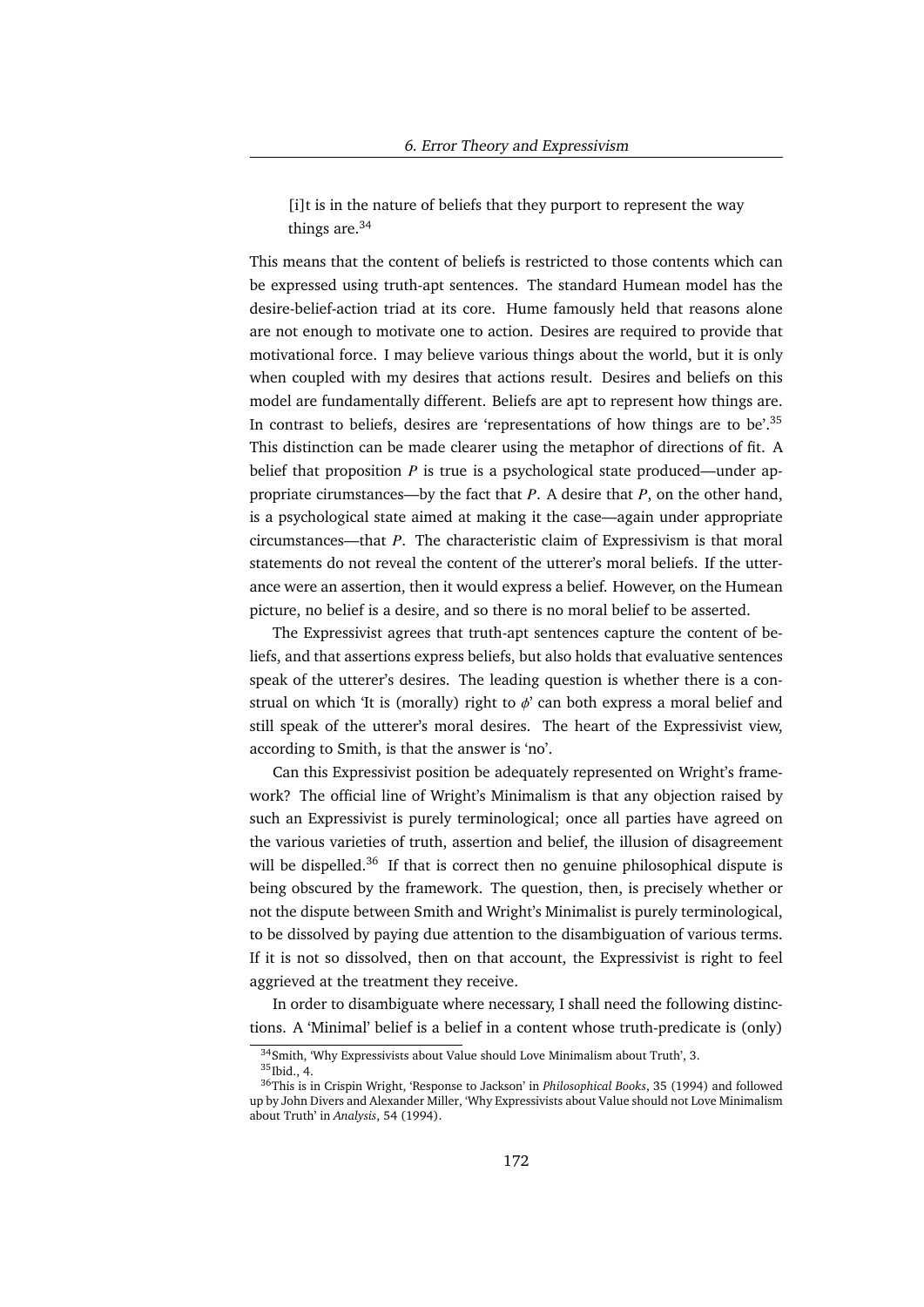> [i]t is in the nature of beliefs that they purport to represent the way things are.[34]

This means that the content of beliefs is restricted to those contents which can be expressed using truth-apt sentences. The standard Humean model has the desire-belief-action triad at its core. Hume famously held that reasons alone are not enough to motivate one to action. Desires are required to provide that motivational force. I may believe various things about the world, but it is only when coupled with my desires that actions result. Desires and beliefs on this model are fundamentally different. Beliefs are apt to represent how things are. In contrast to beliefs, desires are 'representations of how things are to be'.[35] This distinction can be made clearer using the metaphor of directions of fit. A belief that proposition *P* is true is a psychological state produced—under appropriate cirumstances—by the fact that *P*. A desire that *P*, on the other hand, is a psychological state aimed at making it the case—again under appropriate circumstances—that *P*. The characteristic claim of Expressivism is that moral statements do not reveal the content of the utterer's moral beliefs. If the utterance were an assertion, then it would express a belief. However, on the Humean picture, no belief is a desire, and so there is no moral belief to be asserted.

The Expressivist agrees that truth-apt sentences capture the content of beliefs, and that assertions express beliefs, but also holds that evaluative sentences speak of the utterer's desires. The leading question is whether there is a construal on which 'It is (morally) right to $\phi$' can both express a moral belief and still speak of the utterer's moral desires. The heart of the Expressivist view, according to Smith, is that the answer is 'no'.

Can this Expressivist position be adequately represented on Wright's framework? The official line of Wright's Minimalism is that any objection raised by such an Expressivist is purely terminological; once all parties have agreed on the various varieties of truth, assertion and belief, the illusion of disagreement will be dispelled.[36] If that is correct then no genuine philosophical dispute is being obscured by the framework. The question, then, is precisely whether or not the dispute between Smith and Wright's Minimalist is purely terminological, to be dissolved by paying due attention to the disambiguation of various terms. If it is not so dissolved, then on that account, the Expressivist is right to feel aggrieved at the treatment they receive.

In order to disambiguate where necessary, I shall need the following distinctions. A 'Minimal' belief is a belief in a content whose truth-predicate is (only)

---

[34] Smith, 'Why Expressivists about Value should Love Minimalism about Truth', 3.

[35] Ibid., 4.

[36] This is in Crispin Wright, 'Response to Jackson' in *Philosophical Books*, 35 (1994) and followed up by John Divers and Alexander Miller, 'Why Expressivists about Value should not Love Minimalism about Truth' in *Analysis*, 54 (1994).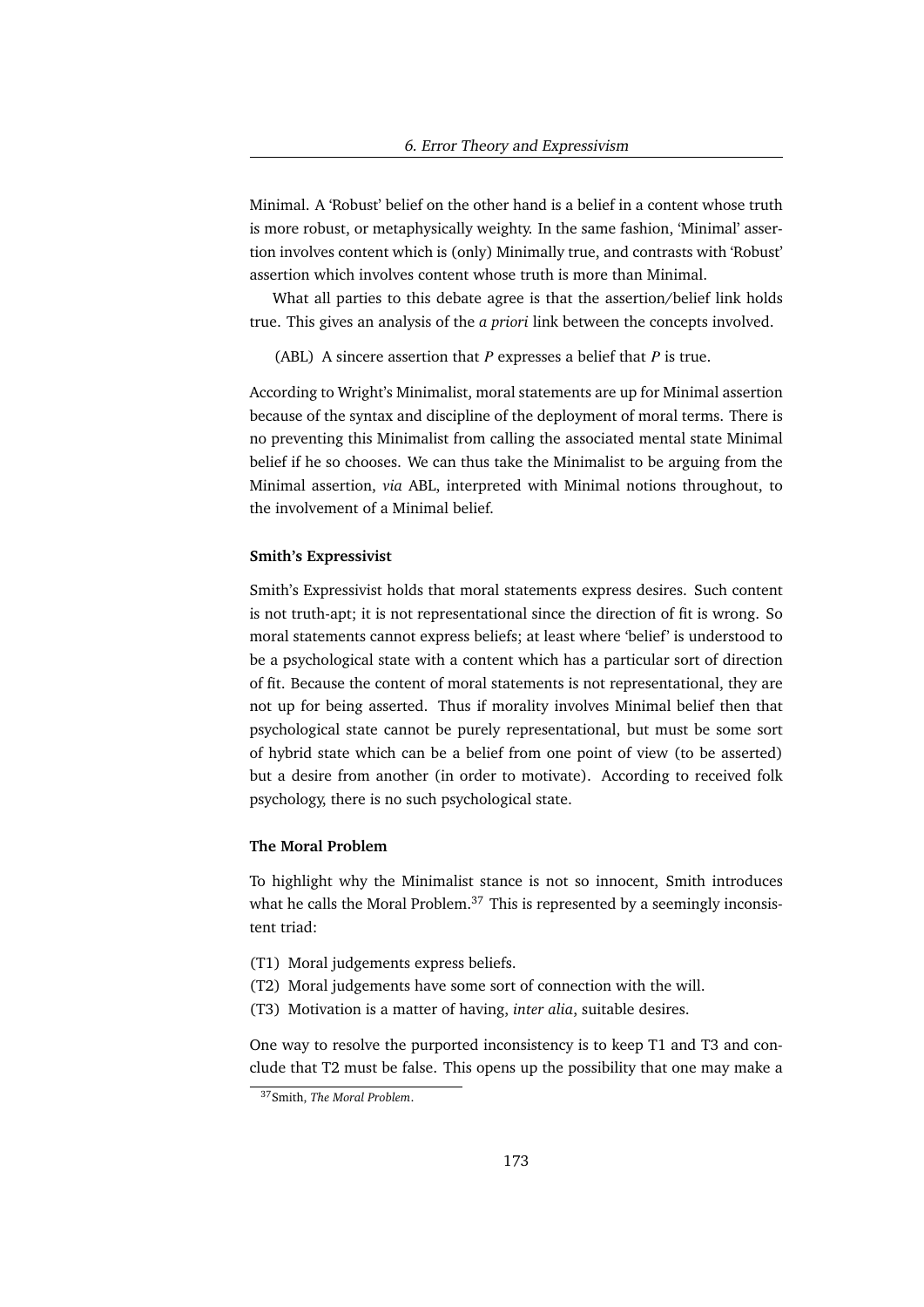Minimal. A 'Robust' belief on the other hand is a belief in a content whose truth is more robust, or metaphysically weighty. In the same fashion, 'Minimal' assertion involves content which is (only) Minimally true, and contrasts with 'Robust' assertion which involves content whose truth is more than Minimal.

What all parties to this debate agree is that the assertion/belief link holds true. This gives an analysis of the *a priori* link between the concepts involved.

(ABL) A sincere assertion that *P* expresses a belief that *P* is true.

According to Wright's Minimalist, moral statements are up for Minimal assertion because of the syntax and discipline of the deployment of moral terms. There is no preventing this Minimalist from calling the associated mental state Minimal belief if he so chooses. We can thus take the Minimalist to be arguing from the Minimal assertion, *via* ABL, interpreted with Minimal notions throughout, to the involvement of a Minimal belief.

#### Smith's Expressivist

Smith's Expressivist holds that moral statements express desires. Such content is not truth-apt; it is not representational since the direction of fit is wrong. So moral statements cannot express beliefs; at least where 'belief' is understood to be a psychological state with a content which has a particular sort of direction of fit. Because the content of moral statements is not representational, they are not up for being asserted. Thus if morality involves Minimal belief then that psychological state cannot be purely representational, but must be some sort of hybrid state which can be a belief from one point of view (to be asserted) but a desire from another (in order to motivate). According to received folk psychology, there is no such psychological state.

#### The Moral Problem

To highlight why the Minimalist stance is not so innocent, Smith introduces what he calls the Moral Problem.[37] This is represented by a seemingly inconsistent triad:

(T1) Moral judgements express beliefs.
(T2) Moral judgements have some sort of connection with the will.
(T3) Motivation is a matter of having, *inter alia*, suitable desires.

One way to resolve the purported inconsistency is to keep T1 and T3 and conclude that T2 must be false. This opens up the possibility that one may make a

[37] Smith, *The Moral Problem*.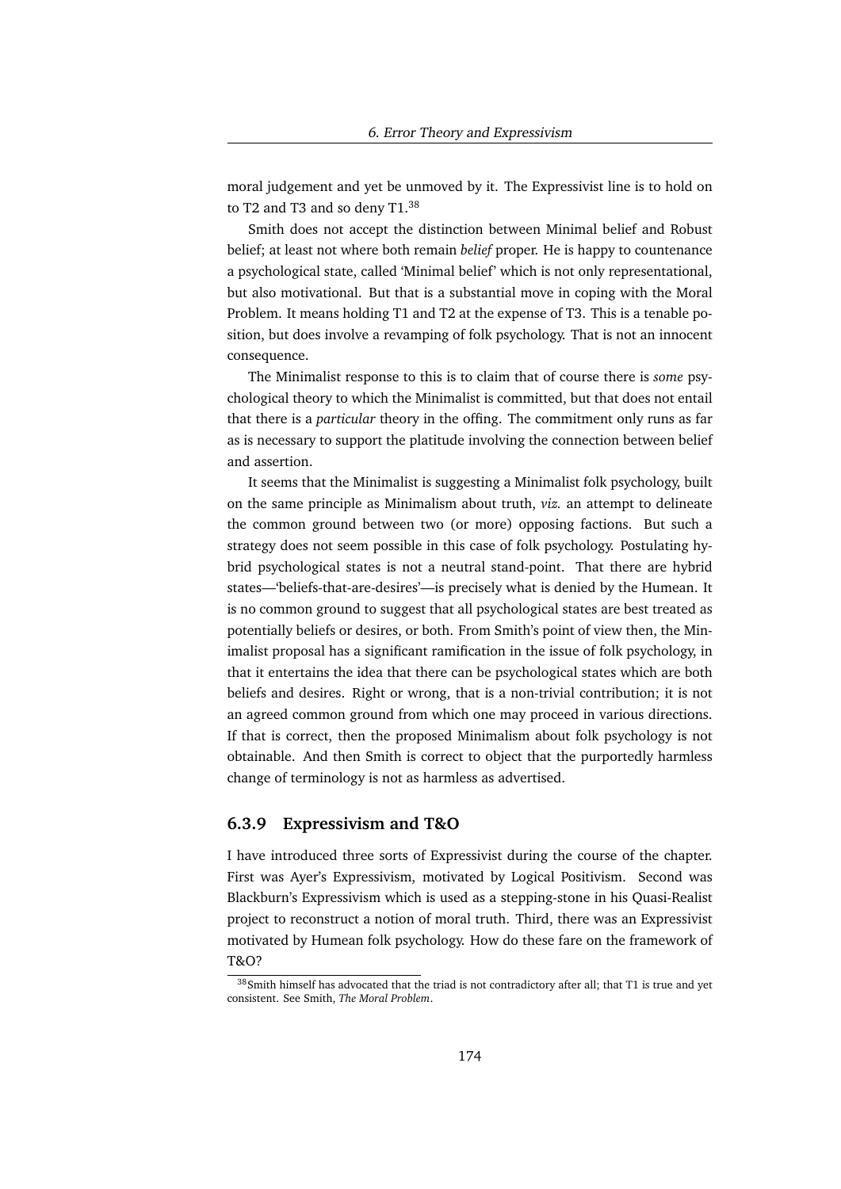moral judgement and yet be unmoved by it. The Expressivist line is to hold on to T2 and T3 and so deny T1.[38]

Smith does not accept the distinction between Minimal belief and Robust belief; at least not where both remain *belief* proper. He is happy to countenance a psychological state, called 'Minimal belief' which is not only representational, but also motivational. But that is a substantial move in coping with the Moral Problem. It means holding T1 and T2 at the expense of T3. This is a tenable position, but does involve a revamping of folk psychology. That is not an innocent consequence.

The Minimalist response to this is to claim that of course there is *some* psychological theory to which the Minimalist is committed, but that does not entail that there is a *particular* theory in the offing. The commitment only runs as far as is necessary to support the platitude involving the connection between belief and assertion.

It seems that the Minimalist is suggesting a Minimalist folk psychology, built on the same principle as Minimalism about truth, *viz.* an attempt to delineate the common ground between two (or more) opposing factions. But such a strategy does not seem possible in this case of folk psychology. Postulating hybrid psychological states is not a neutral stand-point. That there are hybrid states—'beliefs-that-are-desires'—is precisely what is denied by the Humean. It is no common ground to suggest that all psychological states are best treated as potentially beliefs or desires, or both. From Smith's point of view then, the Minimalist proposal has a significant ramification in the issue of folk psychology, in that it entertains the idea that there can be psychological states which are both beliefs and desires. Right or wrong, that is a non-trivial contribution; it is not an agreed common ground from which one may proceed in various directions. If that is correct, then the proposed Minimalism about folk psychology is not obtainable. And then Smith is correct to object that the purportedly harmless change of terminology is not as harmless as advertised.

### 6.3.9 Expressivism and T&O

I have introduced three sorts of Expressivist during the course of the chapter. First was Ayer's Expressivism, motivated by Logical Positivism. Second was Blackburn's Expressivism which is used as a stepping-stone in his Quasi-Realist project to reconstruct a notion of moral truth. Third, there was an Expressivist motivated by Humean folk psychology. How do these fare on the framework of T&O?

[38] Smith himself has advocated that the triad is not contradictory after all; that T1 is true and yet consistent. See Smith, *The Moral Problem*.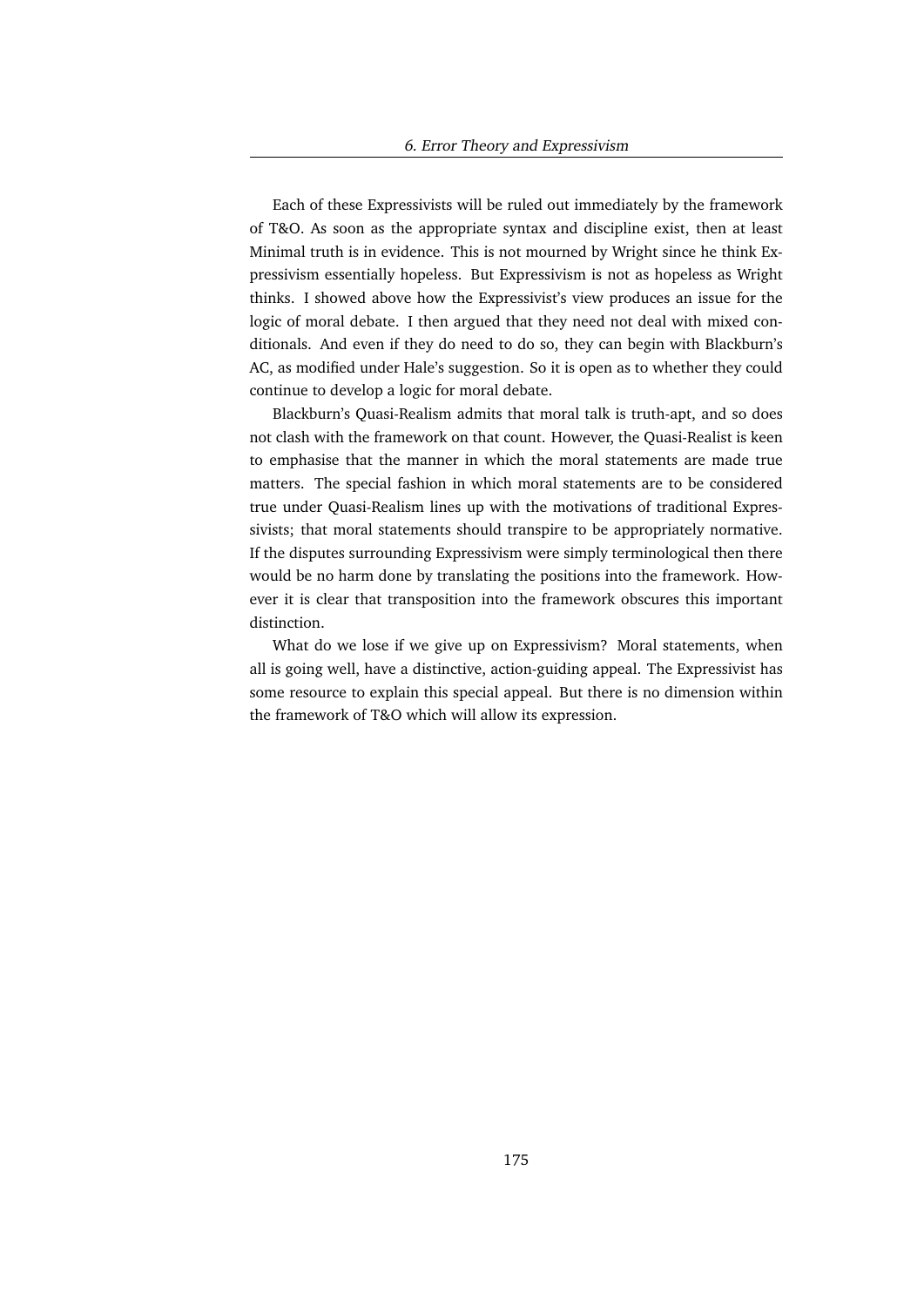Each of these Expressivists will be ruled out immediately by the framework of T&O. As soon as the appropriate syntax and discipline exist, then at least Minimal truth is in evidence. This is not mourned by Wright since he think Expressivism essentially hopeless. But Expressivism is not as hopeless as Wright thinks. I showed above how the Expressivist's view produces an issue for the logic of moral debate. I then argued that they need not deal with mixed conditionals. And even if they do need to do so, they can begin with Blackburn's AC, as modified under Hale's suggestion. So it is open as to whether they could continue to develop a logic for moral debate.

Blackburn's Quasi-Realism admits that moral talk is truth-apt, and so does not clash with the framework on that count. However, the Quasi-Realist is keen to emphasise that the manner in which the moral statements are made true matters. The special fashion in which moral statements are to be considered true under Quasi-Realism lines up with the motivations of traditional Expressivists; that moral statements should transpire to be appropriately normative. If the disputes surrounding Expressivism were simply terminological then there would be no harm done by translating the positions into the framework. However it is clear that transposition into the framework obscures this important distinction.

What do we lose if we give up on Expressivism? Moral statements, when all is going well, have a distinctive, action-guiding appeal. The Expressivist has some resource to explain this special appeal. But there is no dimension within the framework of T&O which will allow its expression.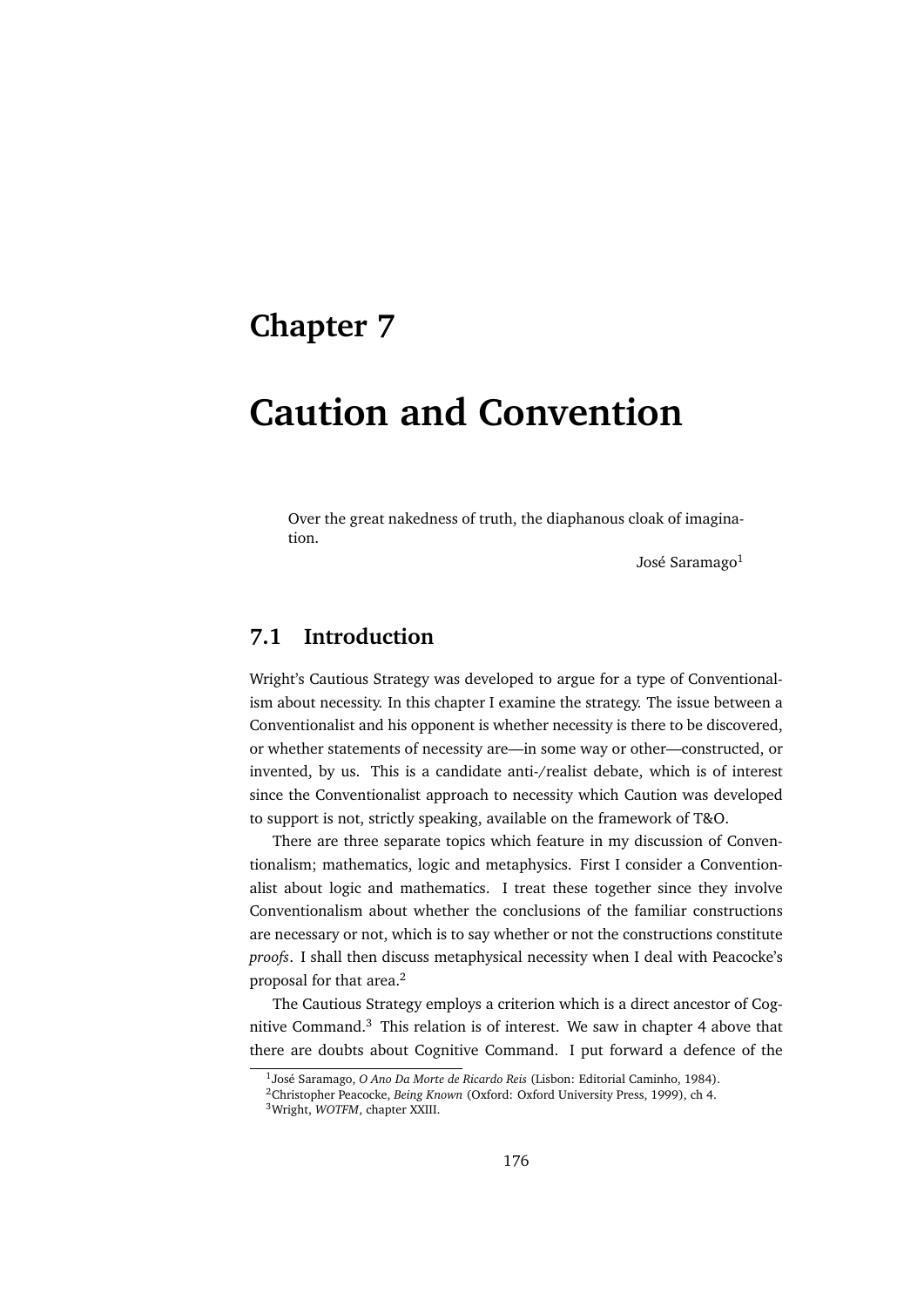# Chapter 7

# Caution and Convention

> Over the great nakedness of truth, the diaphanous cloak of imagination.
>
> José Saramago[1]

## 7.1 Introduction

Wright's Cautious Strategy was developed to argue for a type of Conventionalism about necessity. In this chapter I examine the strategy. The issue between a Conventionalist and his opponent is whether necessity is there to be discovered, or whether statements of necessity are—in some way or other—constructed, or invented, by us. This is a candidate anti-/realist debate, which is of interest since the Conventionalist approach to necessity which Caution was developed to support is not, strictly speaking, available on the framework of T&O.

There are three separate topics which feature in my discussion of Conventionalism; mathematics, logic and metaphysics. First I consider a Conventionalist about logic and mathematics. I treat these together since they involve Conventionalism about whether the conclusions of the familiar constructions are necessary or not, which is to say whether or not the constructions constitute *proofs*. I shall then discuss metaphysical necessity when I deal with Peacocke's proposal for that area.[2]

The Cautious Strategy employs a criterion which is a direct ancestor of Cognitive Command.[3] This relation is of interest. We saw in chapter 4 above that there are doubts about Cognitive Command. I put forward a defence of the

---

[1] José Saramago, *O Ano Da Morte de Ricardo Reis* (Lisbon: Editorial Caminho, 1984).

[2] Christopher Peacocke, *Being Known* (Oxford: Oxford University Press, 1999), ch 4.

[3] Wright, *WOTFM*, chapter XXIII.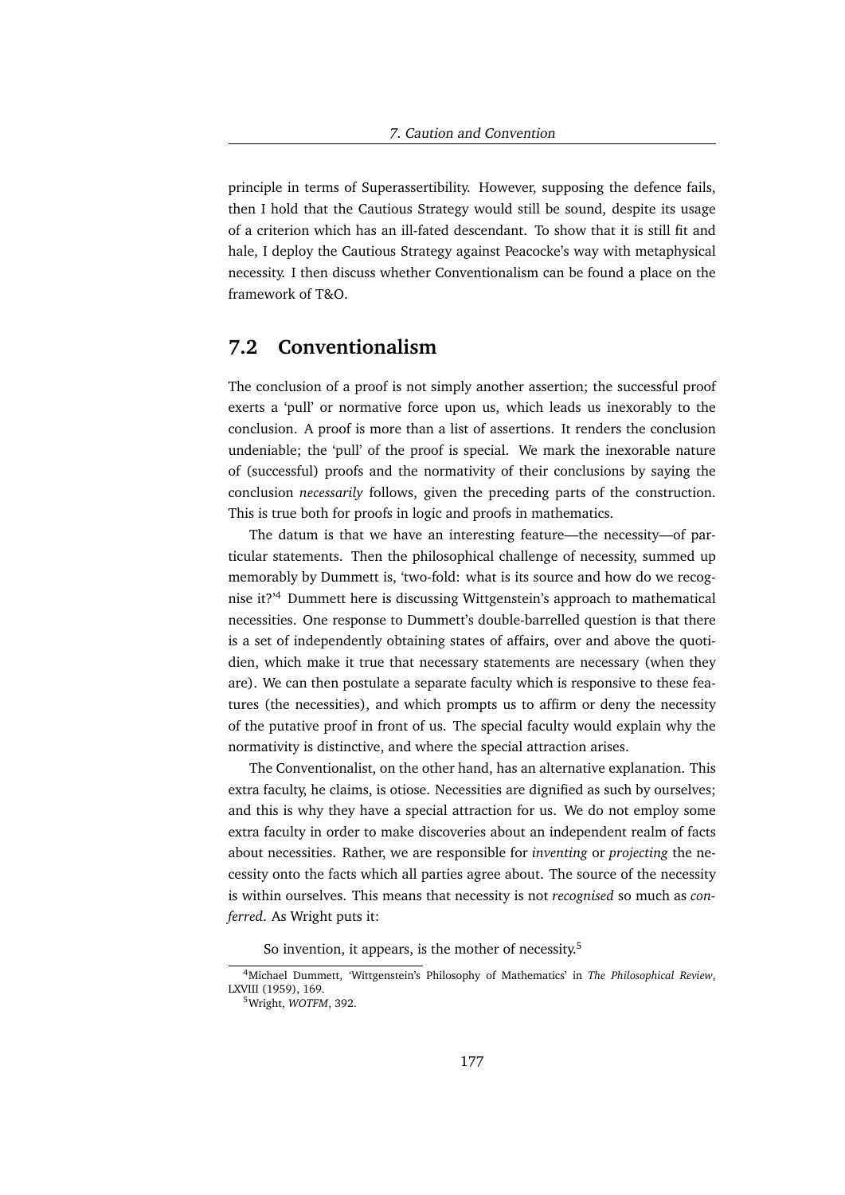principle in terms of Superassertibility. However, supposing the defence fails, then I hold that the Cautious Strategy would still be sound, despite its usage of a criterion which has an ill-fated descendant. To show that it is still fit and hale, I deploy the Cautious Strategy against Peacocke's way with metaphysical necessity. I then discuss whether Conventionalism can be found a place on the framework of T&O.

## 7.2 Conventionalism

The conclusion of a proof is not simply another assertion; the successful proof exerts a 'pull' or normative force upon us, which leads us inexorably to the conclusion. A proof is more than a list of assertions. It renders the conclusion undeniable; the 'pull' of the proof is special. We mark the inexorable nature of (successful) proofs and the normativity of their conclusions by saying the conclusion *necessarily* follows, given the preceding parts of the construction. This is true both for proofs in logic and proofs in mathematics.

The datum is that we have an interesting feature—the necessity—of particular statements. Then the philosophical challenge of necessity, summed up memorably by Dummett is, 'two-fold: what is its source and how do we recognise it?'[4] Dummett here is discussing Wittgenstein's approach to mathematical necessities. One response to Dummett's double-barrelled question is that there is a set of independently obtaining states of affairs, over and above the quotidien, which make it true that necessary statements are necessary (when they are). We can then postulate a separate faculty which is responsive to these features (the necessities), and which prompts us to affirm or deny the necessity of the putative proof in front of us. The special faculty would explain why the normativity is distinctive, and where the special attraction arises.

The Conventionalist, on the other hand, has an alternative explanation. This extra faculty, he claims, is otiose. Necessities are dignified as such by ourselves; and this is why they have a special attraction for us. We do not employ some extra faculty in order to make discoveries about an independent realm of facts about necessities. Rather, we are responsible for *inventing* or *projecting* the necessity onto the facts which all parties agree about. The source of the necessity is within ourselves. This means that necessity is not *recognised* so much as *conferred*. As Wright puts it:

> So invention, it appears, is the mother of necessity.[5]

[4]Michael Dummett, 'Wittgenstein's Philosophy of Mathematics' in *The Philosophical Review*, LXVIII (1959), 169.

[5]Wright, *WOTFM*, 392.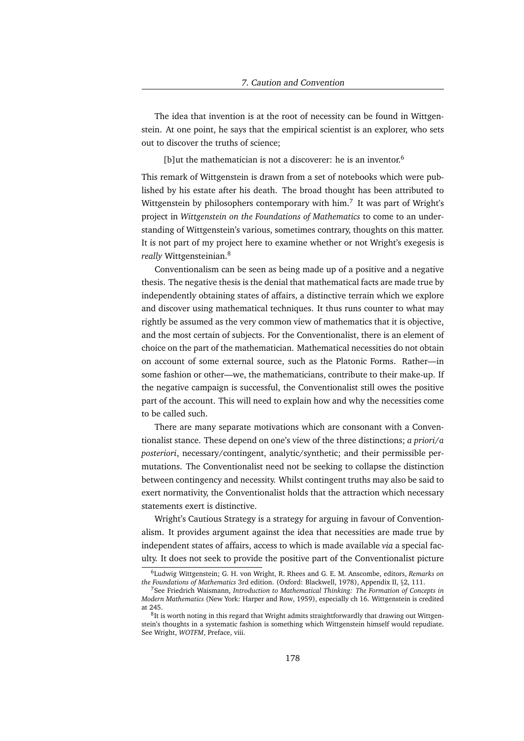The idea that invention is at the root of necessity can be found in Wittgenstein. At one point, he says that the empirical scientist is an explorer, who sets out to discover the truths of science;

> [b]ut the mathematician is not a discoverer: he is an inventor.[6]

This remark of Wittgenstein is drawn from a set of notebooks which were published by his estate after his death. The broad thought has been attributed to Wittgenstein by philosophers contemporary with him.[7] It was part of Wright's project in *Wittgenstein on the Foundations of Mathematics* to come to an understanding of Wittgenstein's various, sometimes contrary, thoughts on this matter. It is not part of my project here to examine whether or not Wright's exegesis is *really* Wittgensteinian.[8]

Conventionalism can be seen as being made up of a positive and a negative thesis. The negative thesis is the denial that mathematical facts are made true by independently obtaining states of affairs, a distinctive terrain which we explore and discover using mathematical techniques. It thus runs counter to what may rightly be assumed as the very common view of mathematics that it is objective, and the most certain of subjects. For the Conventionalist, there is an element of choice on the part of the mathematician. Mathematical necessities do not obtain on account of some external source, such as the Platonic Forms. Rather—in some fashion or other—we, the mathematicians, contribute to their make-up. If the negative campaign is successful, the Conventionalist still owes the positive part of the account. This will need to explain how and why the necessities come to be called such.

There are many separate motivations which are consonant with a Conventionalist stance. These depend on one's view of the three distinctions; *a priori/a posteriori*, necessary/contingent, analytic/synthetic; and their permissible permutations. The Conventionalist need not be seeking to collapse the distinction between contingency and necessity. Whilst contingent truths may also be said to exert normativity, the Conventionalist holds that the attraction which necessary statements exert is distinctive.

Wright's Cautious Strategy is a strategy for arguing in favour of Conventionalism. It provides argument against the idea that necessities are made true by independent states of affairs, access to which is made available *via* a special faculty. It does not seek to provide the positive part of the Conventionalist picture

---

[6] Ludwig Wittgenstein; G. H. von Wright, R. Rhees and G. E. M. Anscombe, editors, *Remarks on the Foundations of Mathematics* 3rd edition. (Oxford: Blackwell, 1978), Appendix II, §2, 111.

[7] See Friedrich Waismann, *Introduction to Mathematical Thinking: The Formation of Concepts in Modern Mathematics* (New York: Harper and Row, 1959), especially ch 16. Wittgenstein is credited at 245.

[8] It is worth noting in this regard that Wright admits straightforwardly that drawing out Wittgenstein's thoughts in a systematic fashion is something which Wittgenstein himself would repudiate. See Wright, *WOTFM*, Preface, viii.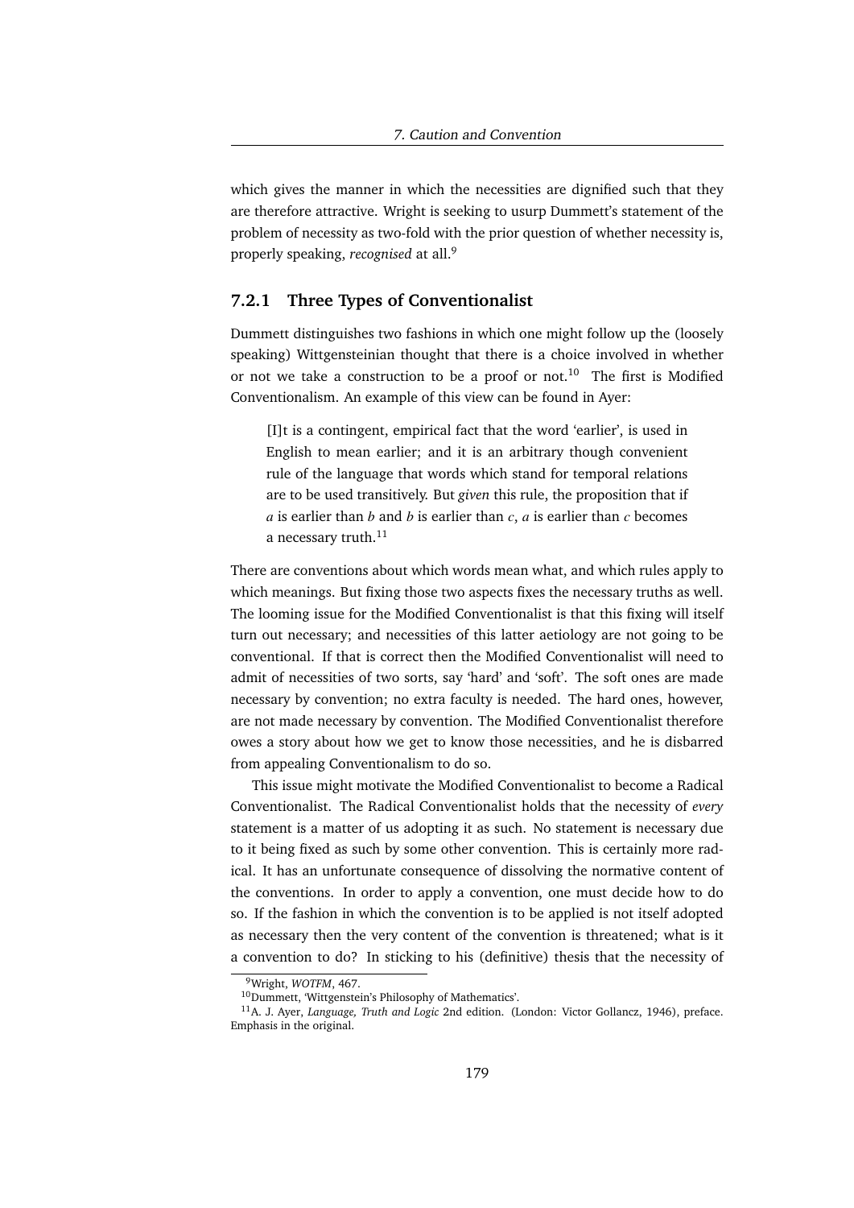which gives the manner in which the necessities are dignified such that they are therefore attractive. Wright is seeking to usurp Dummett's statement of the problem of necessity as two-fold with the prior question of whether necessity is, properly speaking, *recognised* at all.[9]

### 7.2.1 Three Types of Conventionalist

Dummett distinguishes two fashions in which one might follow up the (loosely speaking) Wittgensteinian thought that there is a choice involved in whether or not we take a construction to be a proof or not.[10] The first is Modified Conventionalism. An example of this view can be found in Ayer:

> [I]t is a contingent, empirical fact that the word 'earlier', is used in English to mean earlier; and it is an arbitrary though convenient rule of the language that words which stand for temporal relations are to be used transitively. But *given* this rule, the proposition that if $a$ is earlier than $b$ and $b$ is earlier than $c$, $a$ is earlier than $c$ becomes a necessary truth.[11]

There are conventions about which words mean what, and which rules apply to which meanings. But fixing those two aspects fixes the necessary truths as well. The looming issue for the Modified Conventionalist is that this fixing will itself turn out necessary; and necessities of this latter aetiology are not going to be conventional. If that is correct then the Modified Conventionalist will need to admit of necessities of two sorts, say 'hard' and 'soft'. The soft ones are made necessary by convention; no extra faculty is needed. The hard ones, however, are not made necessary by convention. The Modified Conventionalist therefore owes a story about how we get to know those necessities, and he is disbarred from appealing Conventionalism to do so.

This issue might motivate the Modified Conventionalist to become a Radical Conventionalist. The Radical Conventionalist holds that the necessity of *every* statement is a matter of us adopting it as such. No statement is necessary due to it being fixed as such by some other convention. This is certainly more radical. It has an unfortunate consequence of dissolving the normative content of the conventions. In order to apply a convention, one must decide how to do so. If the fashion in which the convention is to be applied is not itself adopted as necessary then the very content of the convention is threatened; what is it a convention to do? In sticking to his (definitive) thesis that the necessity of

[9] Wright, *WOTFM*, 467.

[10] Dummett, 'Wittgenstein's Philosophy of Mathematics'.

[11] A. J. Ayer, *Language, Truth and Logic* 2nd edition. (London: Victor Gollancz, 1946), preface. Emphasis in the original.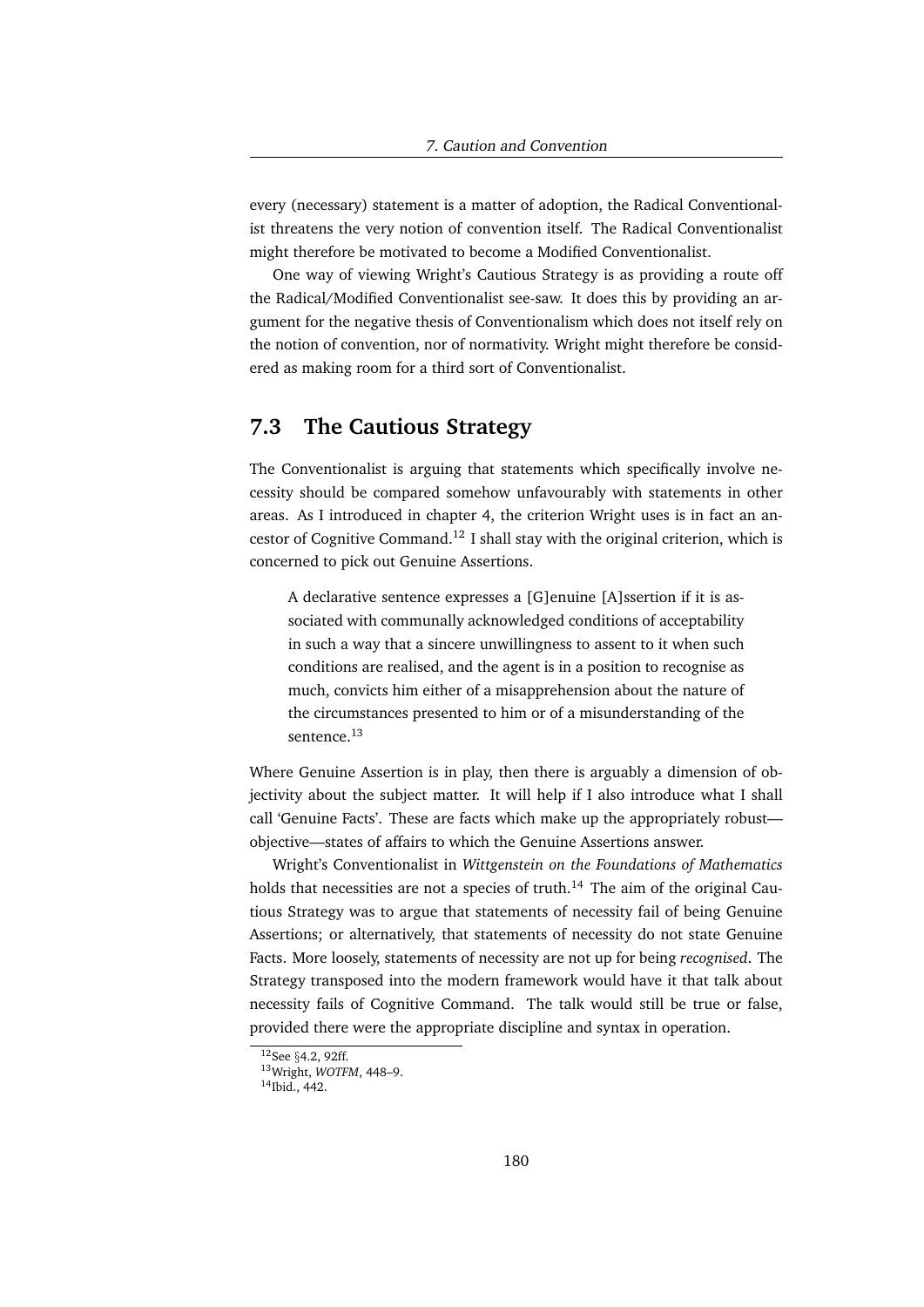every (necessary) statement is a matter of adoption, the Radical Conventionalist threatens the very notion of convention itself. The Radical Conventionalist might therefore be motivated to become a Modified Conventionalist.

One way of viewing Wright's Cautious Strategy is as providing a route off the Radical/Modified Conventionalist see-saw. It does this by providing an argument for the negative thesis of Conventionalism which does not itself rely on the notion of convention, nor of normativity. Wright might therefore be considered as making room for a third sort of Conventionalist.

## 7.3 The Cautious Strategy

The Conventionalist is arguing that statements which specifically involve necessity should be compared somehow unfavourably with statements in other areas. As I introduced in chapter 4, the criterion Wright uses is in fact an ancestor of Cognitive Command.[12] I shall stay with the original criterion, which is concerned to pick out Genuine Assertions.

> A declarative sentence expresses a [G]enuine [A]ssertion if it is associated with communally acknowledged conditions of acceptability in such a way that a sincere unwillingness to assent to it when such conditions are realised, and the agent is in a position to recognise as much, convicts him either of a misapprehension about the nature of the circumstances presented to him or of a misunderstanding of the sentence.[13]

Where Genuine Assertion is in play, then there is arguably a dimension of objectivity about the subject matter. It will help if I also introduce what I shall call 'Genuine Facts'. These are facts which make up the appropriately robust—objective—states of affairs to which the Genuine Assertions answer.

Wright's Conventionalist in *Wittgenstein on the Foundations of Mathematics* holds that necessities are not a species of truth.[14] The aim of the original Cautious Strategy was to argue that statements of necessity fail of being Genuine Assertions; or alternatively, that statements of necessity do not state Genuine Facts. More loosely, statements of necessity are not up for being *recognised*. The Strategy transposed into the modern framework would have it that talk about necessity fails of Cognitive Command. The talk would still be true or false, provided there were the appropriate discipline and syntax in operation.

[12] See §4.2, 92ff.

[13] Wright, *WOTFM*, 448–9.

[14] Ibid., 442.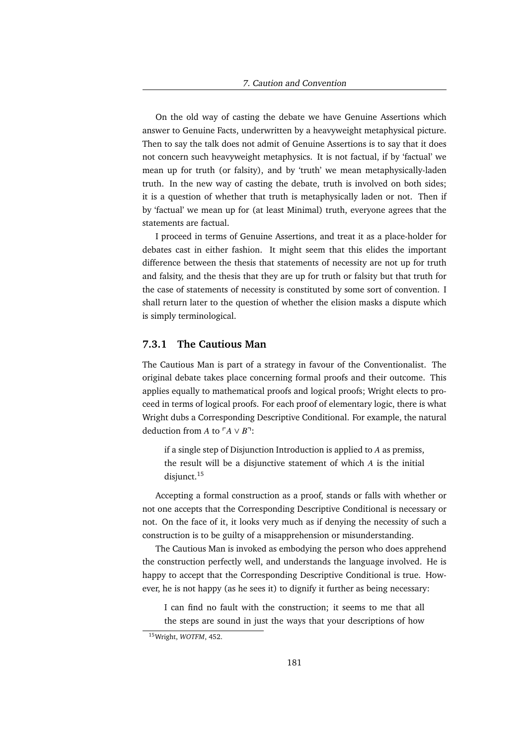On the old way of casting the debate we have Genuine Assertions which answer to Genuine Facts, underwritten by a heavyweight metaphysical picture. Then to say the talk does not admit of Genuine Assertions is to say that it does not concern such heavyweight metaphysics. It is not factual, if by 'factual' we mean up for truth (or falsity), and by 'truth' we mean metaphysically-laden truth. In the new way of casting the debate, truth is involved on both sides; it is a question of whether that truth is metaphysically laden or not. Then if by 'factual' we mean up for (at least Minimal) truth, everyone agrees that the statements are factual.

I proceed in terms of Genuine Assertions, and treat it as a place-holder for debates cast in either fashion. It might seem that this elides the important difference between the thesis that statements of necessity are not up for truth and falsity, and the thesis that they are up for truth or falsity but that truth for the case of statements of necessity is constituted by some sort of convention. I shall return later to the question of whether the elision masks a dispute which is simply terminological.

### 7.3.1 The Cautious Man

The Cautious Man is part of a strategy in favour of the Conventionalist. The original debate takes place concerning formal proofs and their outcome. This applies equally to mathematical proofs and logical proofs; Wright elects to proceed in terms of logical proofs. For each proof of elementary logic, there is what Wright dubs a Corresponding Descriptive Conditional. For example, the natural deduction from $A$ to $\ulcorner A \vee B \urcorner$:

> if a single step of Disjunction Introduction is applied to $A$ as premiss, the result will be a disjunctive statement of which $A$ is the initial disjunct.[15]

Accepting a formal construction as a proof, stands or falls with whether or not one accepts that the Corresponding Descriptive Conditional is necessary or not. On the face of it, it looks very much as if denying the necessity of such a construction is to be guilty of a misapprehension or misunderstanding.

The Cautious Man is invoked as embodying the person who does apprehend the construction perfectly well, and understands the language involved. He is happy to accept that the Corresponding Descriptive Conditional is true. However, he is not happy (as he sees it) to dignify it further as being necessary:

> I can find no fault with the construction; it seems to me that all the steps are sound in just the ways that your descriptions of how

[15] Wright, *WOTFM*, 452.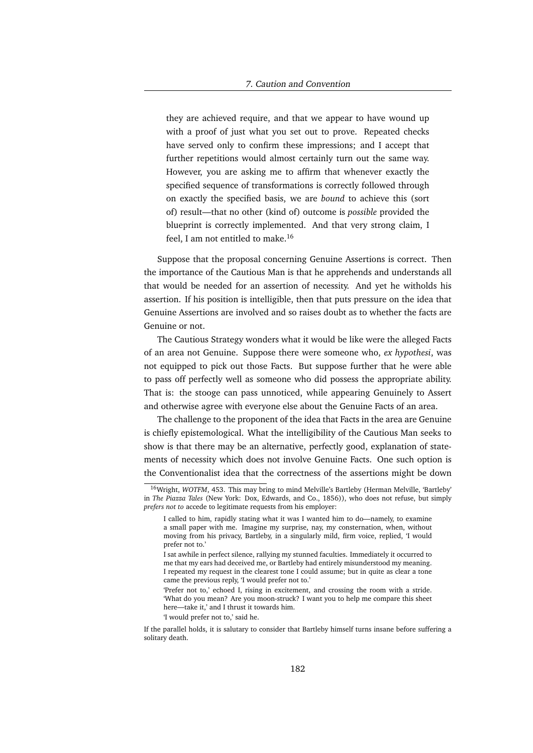> they are achieved require, and that we appear to have wound up with a proof of just what you set out to prove. Repeated checks have served only to confirm these impressions; and I accept that further repetitions would almost certainly turn out the same way. However, you are asking me to affirm that whenever exactly the specified sequence of transformations is correctly followed through on exactly the specified basis, we are *bound* to achieve this (sort of) result—that no other (kind of) outcome is *possible* provided the blueprint is correctly implemented. And that very strong claim, I feel, I am not entitled to make.[16]

Suppose that the proposal concerning Genuine Assertions is correct. Then the importance of the Cautious Man is that he apprehends and understands all that would be needed for an assertion of necessity. And yet he witholds his assertion. If his position is intelligible, then that puts pressure on the idea that Genuine Assertions are involved and so raises doubt as to whether the facts are Genuine or not.

The Cautious Strategy wonders what it would be like were the alleged Facts of an area not Genuine. Suppose there were someone who, *ex hypothesi*, was not equipped to pick out those Facts. But suppose further that he were able to pass off perfectly well as someone who did possess the appropriate ability. That is: the stooge can pass unnoticed, while appearing Genuinely to Assert and otherwise agree with everyone else about the Genuine Facts of an area.

The challenge to the proponent of the idea that Facts in the area are Genuine is chiefly epistemological. What the intelligibility of the Cautious Man seeks to show is that there may be an alternative, perfectly good, explanation of statements of necessity which does not involve Genuine Facts. One such option is the Conventionalist idea that the correctness of the assertions might be down

---

[16] Wright, *WOTFM*, 453. This may bring to mind Melville's Bartleby (Herman Melville, 'Bartleby' in *The Piazza Tales* (New York: Dox, Edwards, and Co., 1856)), who does not refuse, but simply *prefers not to* accede to legitimate requests from his employer:

> I called to him, rapidly stating what it was I wanted him to do—namely, to examine a small paper with me. Imagine my surprise, nay, my consternation, when, without moving from his privacy, Bartleby, in a singularly mild, firm voice, replied, 'I would prefer not to.'
>
> I sat awhile in perfect silence, rallying my stunned faculties. Immediately it occurred to me that my ears had deceived me, or Bartleby had entirely misunderstood my meaning. I repeated my request in the clearest tone I could assume; but in quite as clear a tone came the previous reply, 'I would prefer not to.'
>
> 'Prefer not to,' echoed I, rising in excitement, and crossing the room with a stride. 'What do you mean? Are you moon-struck? I want you to help me compare this sheet here—take it,' and I thrust it towards him.
>
> 'I would prefer not to,' said he.

If the parallel holds, it is salutary to consider that Bartleby himself turns insane before suffering a solitary death.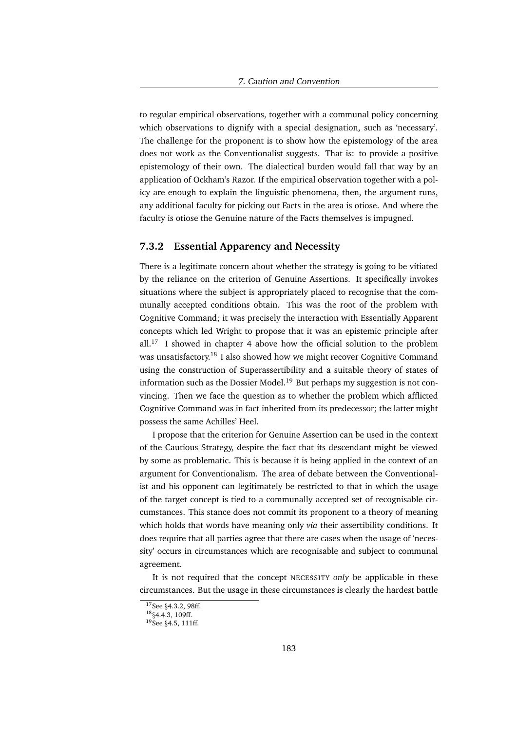to regular empirical observations, together with a communal policy concerning which observations to dignify with a special designation, such as 'necessary'. The challenge for the proponent is to show how the epistemology of the area does not work as the Conventionalist suggests. That is: to provide a positive epistemology of their own. The dialectical burden would fall that way by an application of Ockham's Razor. If the empirical observation together with a policy are enough to explain the linguistic phenomena, then, the argument runs, any additional faculty for picking out Facts in the area is otiose. And where the faculty is otiose the Genuine nature of the Facts themselves is impugned.

### 7.3.2 Essential Apparency and Necessity

There is a legitimate concern about whether the strategy is going to be vitiated by the reliance on the criterion of Genuine Assertions. It specifically invokes situations where the subject is appropriately placed to recognise that the communally accepted conditions obtain. This was the root of the problem with Cognitive Command; it was precisely the interaction with Essentially Apparent concepts which led Wright to propose that it was an epistemic principle after all.[17] I showed in chapter 4 above how the official solution to the problem was unsatisfactory.[18] I also showed how we might recover Cognitive Command using the construction of Superassertibility and a suitable theory of states of information such as the Dossier Model.[19] But perhaps my suggestion is not convincing. Then we face the question as to whether the problem which afflicted Cognitive Command was in fact inherited from its predecessor; the latter might possess the same Achilles' Heel.

I propose that the criterion for Genuine Assertion can be used in the context of the Cautious Strategy, despite the fact that its descendant might be viewed by some as problematic. This is because it is being applied in the context of an argument for Conventionalism. The area of debate between the Conventionalist and his opponent can legitimately be restricted to that in which the usage of the target concept is tied to a communally accepted set of recognisable circumstances. This stance does not commit its proponent to a theory of meaning which holds that words have meaning only *via* their assertibility conditions. It does require that all parties agree that there are cases when the usage of 'necessity' occurs in circumstances which are recognisable and subject to communal agreement.

It is not required that the concept NECESSITY *only* be applicable in these circumstances. But the usage in these circumstances is clearly the hardest battle

[17] See §4.3.2, 98ff.

[18] §4.4.3, 109ff.

[19] See §4.5, 111ff.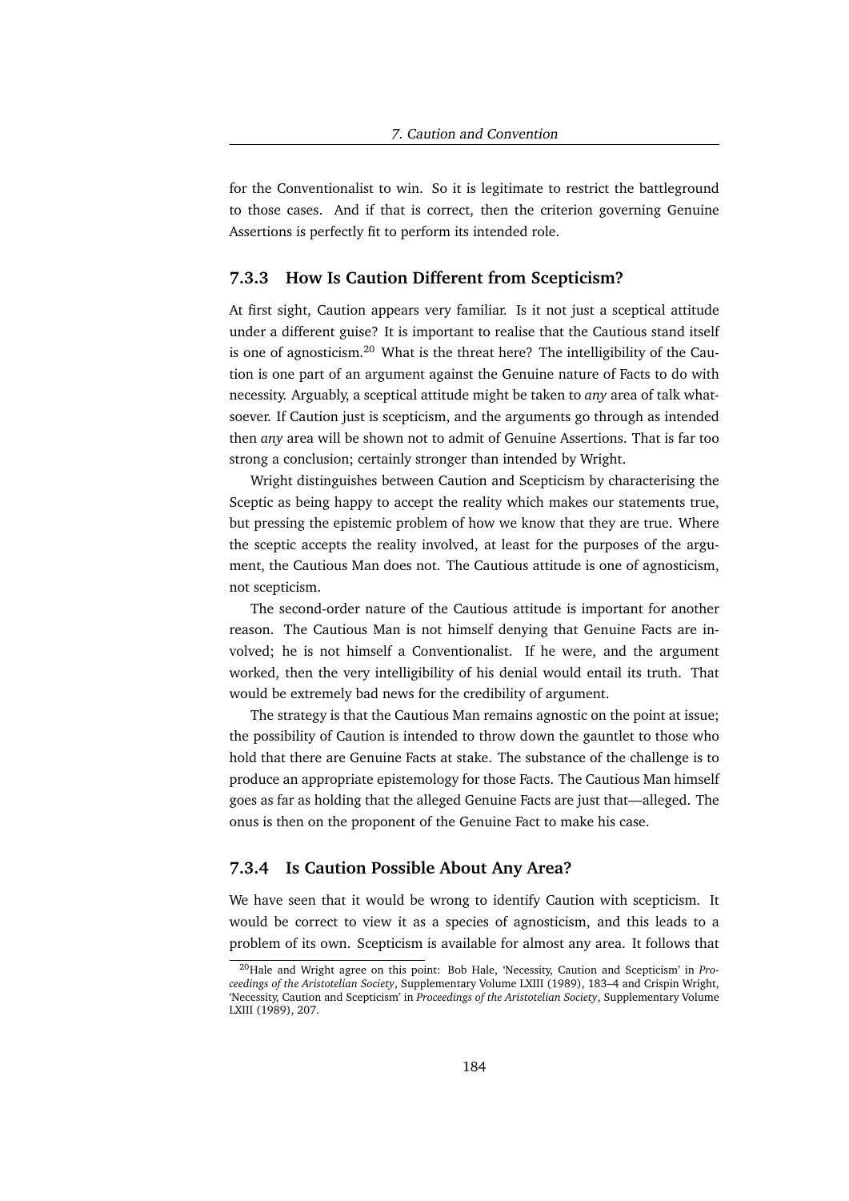for the Conventionalist to win. So it is legitimate to restrict the battleground to those cases. And if that is correct, then the criterion governing Genuine Assertions is perfectly fit to perform its intended role.

### 7.3.3 How Is Caution Different from Scepticism?

At first sight, Caution appears very familiar. Is it not just a sceptical attitude under a different guise? It is important to realise that the Cautious stand itself is one of agnosticism.[20] What is the threat here? The intelligibility of the Caution is one part of an argument against the Genuine nature of Facts to do with necessity. Arguably, a sceptical attitude might be taken to *any* area of talk whatsoever. If Caution just is scepticism, and the arguments go through as intended then *any* area will be shown not to admit of Genuine Assertions. That is far too strong a conclusion; certainly stronger than intended by Wright.

Wright distinguishes between Caution and Scepticism by characterising the Sceptic as being happy to accept the reality which makes our statements true, but pressing the epistemic problem of how we know that they are true. Where the sceptic accepts the reality involved, at least for the purposes of the argument, the Cautious Man does not. The Cautious attitude is one of agnosticism, not scepticism.

The second-order nature of the Cautious attitude is important for another reason. The Cautious Man is not himself denying that Genuine Facts are involved; he is not himself a Conventionalist. If he were, and the argument worked, then the very intelligibility of his denial would entail its truth. That would be extremely bad news for the credibility of argument.

The strategy is that the Cautious Man remains agnostic on the point at issue; the possibility of Caution is intended to throw down the gauntlet to those who hold that there are Genuine Facts at stake. The substance of the challenge is to produce an appropriate epistemology for those Facts. The Cautious Man himself goes as far as holding that the alleged Genuine Facts are just that—alleged. The onus is then on the proponent of the Genuine Fact to make his case.

### 7.3.4 Is Caution Possible About Any Area?

We have seen that it would be wrong to identify Caution with scepticism. It would be correct to view it as a species of agnosticism, and this leads to a problem of its own. Scepticism is available for almost any area. It follows that

[20] Hale and Wright agree on this point: Bob Hale, 'Necessity, Caution and Scepticism' in *Proceedings of the Aristotelian Society*, Supplementary Volume LXIII (1989), 183–4 and Crispin Wright, 'Necessity, Caution and Scepticism' in *Proceedings of the Aristotelian Society*, Supplementary Volume LXIII (1989), 207.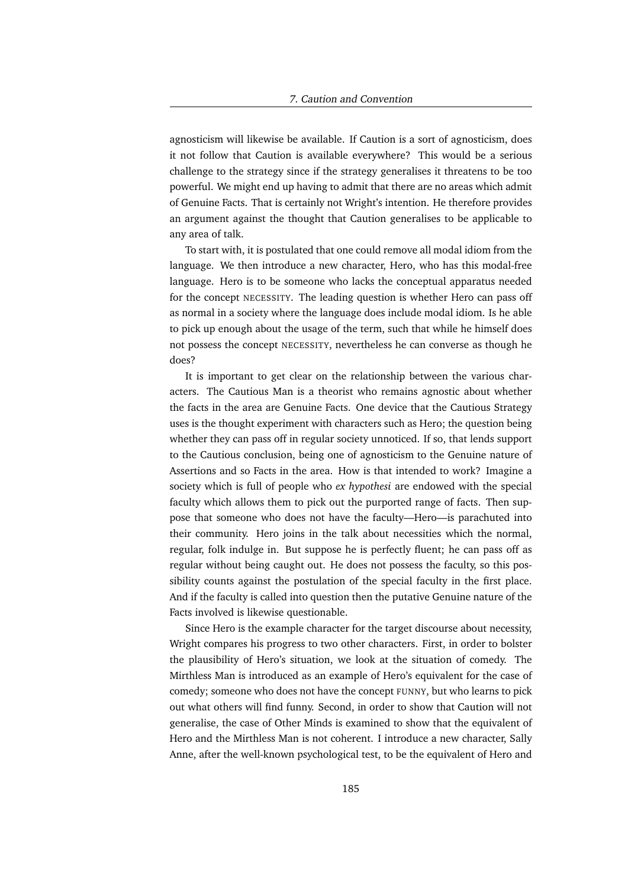agnosticism will likewise be available. If Caution is a sort of agnosticism, does it not follow that Caution is available everywhere? This would be a serious challenge to the strategy since if the strategy generalises it threatens to be too powerful. We might end up having to admit that there are no areas which admit of Genuine Facts. That is certainly not Wright's intention. He therefore provides an argument against the thought that Caution generalises to be applicable to any area of talk.

To start with, it is postulated that one could remove all modal idiom from the language. We then introduce a new character, Hero, who has this modal-free language. Hero is to be someone who lacks the conceptual apparatus needed for the concept NECESSITY. The leading question is whether Hero can pass off as normal in a society where the language does include modal idiom. Is he able to pick up enough about the usage of the term, such that while he himself does not possess the concept NECESSITY, nevertheless he can converse as though he does?

It is important to get clear on the relationship between the various characters. The Cautious Man is a theorist who remains agnostic about whether the facts in the area are Genuine Facts. One device that the Cautious Strategy uses is the thought experiment with characters such as Hero; the question being whether they can pass off in regular society unnoticed. If so, that lends support to the Cautious conclusion, being one of agnosticism to the Genuine nature of Assertions and so Facts in the area. How is that intended to work? Imagine a society which is full of people who *ex hypothesi* are endowed with the special faculty which allows them to pick out the purported range of facts. Then suppose that someone who does not have the faculty—Hero—is parachuted into their community. Hero joins in the talk about necessities which the normal, regular, folk indulge in. But suppose he is perfectly fluent; he can pass off as regular without being caught out. He does not possess the faculty, so this possibility counts against the postulation of the special faculty in the first place. And if the faculty is called into question then the putative Genuine nature of the Facts involved is likewise questionable.

Since Hero is the example character for the target discourse about necessity, Wright compares his progress to two other characters. First, in order to bolster the plausibility of Hero's situation, we look at the situation of comedy. The Mirthless Man is introduced as an example of Hero's equivalent for the case of comedy; someone who does not have the concept FUNNY, but who learns to pick out what others will find funny. Second, in order to show that Caution will not generalise, the case of Other Minds is examined to show that the equivalent of Hero and the Mirthless Man is not coherent. I introduce a new character, Sally Anne, after the well-known psychological test, to be the equivalent of Hero and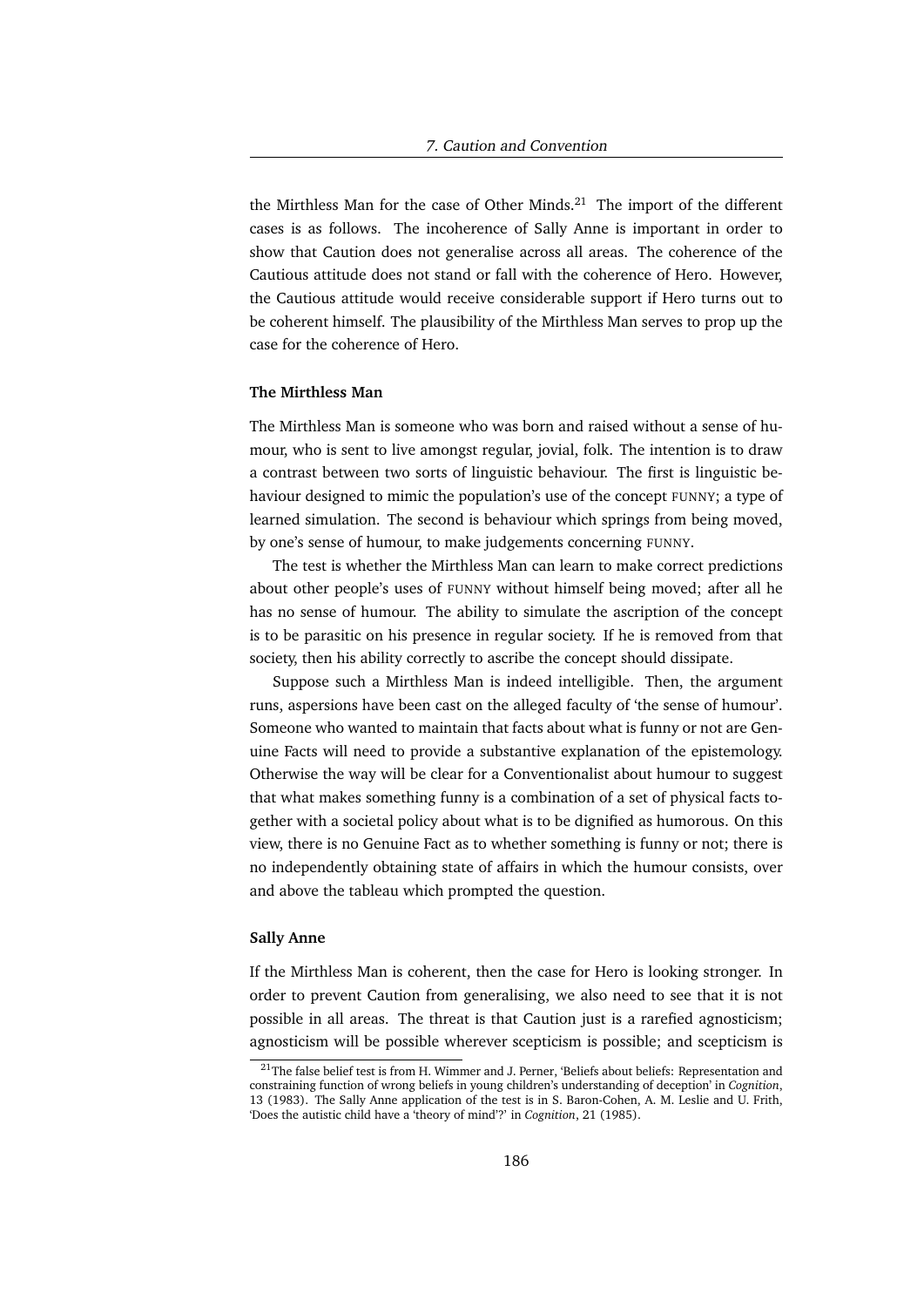the Mirthless Man for the case of Other Minds.[21] The import of the different cases is as follows. The incoherence of Sally Anne is important in order to show that Caution does not generalise across all areas. The coherence of the Cautious attitude does not stand or fall with the coherence of Hero. However, the Cautious attitude would receive considerable support if Hero turns out to be coherent himself. The plausibility of the Mirthless Man serves to prop up the case for the coherence of Hero.

### The Mirthless Man

The Mirthless Man is someone who was born and raised without a sense of humour, who is sent to live amongst regular, jovial, folk. The intention is to draw a contrast between two sorts of linguistic behaviour. The first is linguistic behaviour designed to mimic the population's use of the concept FUNNY; a type of learned simulation. The second is behaviour which springs from being moved, by one's sense of humour, to make judgements concerning FUNNY.

The test is whether the Mirthless Man can learn to make correct predictions about other people's uses of FUNNY without himself being moved; after all he has no sense of humour. The ability to simulate the ascription of the concept is to be parasitic on his presence in regular society. If he is removed from that society, then his ability correctly to ascribe the concept should dissipate.

Suppose such a Mirthless Man is indeed intelligible. Then, the argument runs, aspersions have been cast on the alleged faculty of 'the sense of humour'. Someone who wanted to maintain that facts about what is funny or not are Genuine Facts will need to provide a substantive explanation of the epistemology. Otherwise the way will be clear for a Conventionalist about humour to suggest that what makes something funny is a combination of a set of physical facts together with a societal policy about what is to be dignified as humorous. On this view, there is no Genuine Fact as to whether something is funny or not; there is no independently obtaining state of affairs in which the humour consists, over and above the tableau which prompted the question.

### Sally Anne

If the Mirthless Man is coherent, then the case for Hero is looking stronger. In order to prevent Caution from generalising, we also need to see that it is not possible in all areas. The threat is that Caution just is a rarefied agnosticism; agnosticism will be possible wherever scepticism is possible; and scepticism is

[21] The false belief test is from H. Wimmer and J. Perner, 'Beliefs about beliefs: Representation and constraining function of wrong beliefs in young children's understanding of deception' in *Cognition*, 13 (1983). The Sally Anne application of the test is in S. Baron-Cohen, A. M. Leslie and U. Frith, 'Does the autistic child have a 'theory of mind'?' in *Cognition*, 21 (1985).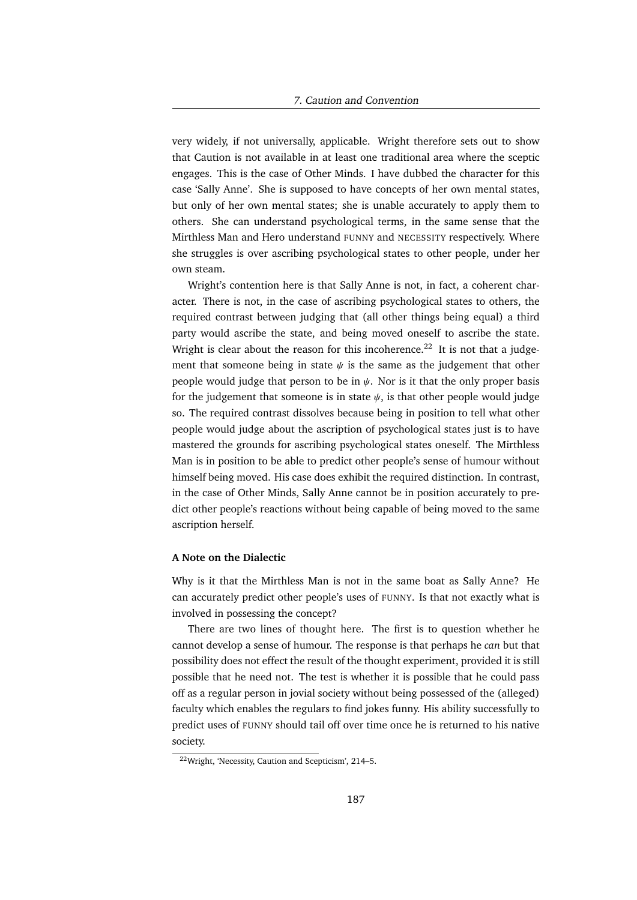very widely, if not universally, applicable. Wright therefore sets out to show that Caution is not available in at least one traditional area where the sceptic engages. This is the case of Other Minds. I have dubbed the character for this case 'Sally Anne'. She is supposed to have concepts of her own mental states, but only of her own mental states; she is unable accurately to apply them to others. She can understand psychological terms, in the same sense that the Mirthless Man and Hero understand FUNNY and NECESSITY respectively. Where she struggles is over ascribing psychological states to other people, under her own steam.

Wright's contention here is that Sally Anne is not, in fact, a coherent character. There is not, in the case of ascribing psychological states to others, the required contrast between judging that (all other things being equal) a third party would ascribe the state, and being moved oneself to ascribe the state. Wright is clear about the reason for this incoherence.[22] It is not that a judgement that someone being in state $\psi$ is the same as the judgement that other people would judge that person to be in $\psi$. Nor is it that the only proper basis for the judgement that someone is in state $\psi$, is that other people would judge so. The required contrast dissolves because being in position to tell what other people would judge about the ascription of psychological states just is to have mastered the grounds for ascribing psychological states oneself. The Mirthless Man is in position to be able to predict other people's sense of humour without himself being moved. His case does exhibit the required distinction. In contrast, in the case of Other Minds, Sally Anne cannot be in position accurately to predict other people's reactions without being capable of being moved to the same ascription herself.

### A Note on the Dialectic

Why is it that the Mirthless Man is not in the same boat as Sally Anne? He can accurately predict other people's uses of FUNNY. Is that not exactly what is involved in possessing the concept?

There are two lines of thought here. The first is to question whether he cannot develop a sense of humour. The response is that perhaps he *can* but that possibility does not effect the result of the thought experiment, provided it is still possible that he need not. The test is whether it is possible that he could pass off as a regular person in jovial society without being possessed of the (alleged) faculty which enables the regulars to find jokes funny. His ability successfully to predict uses of FUNNY should tail off over time once he is returned to his native society.

[22] Wright, 'Necessity, Caution and Scepticism', 214–5.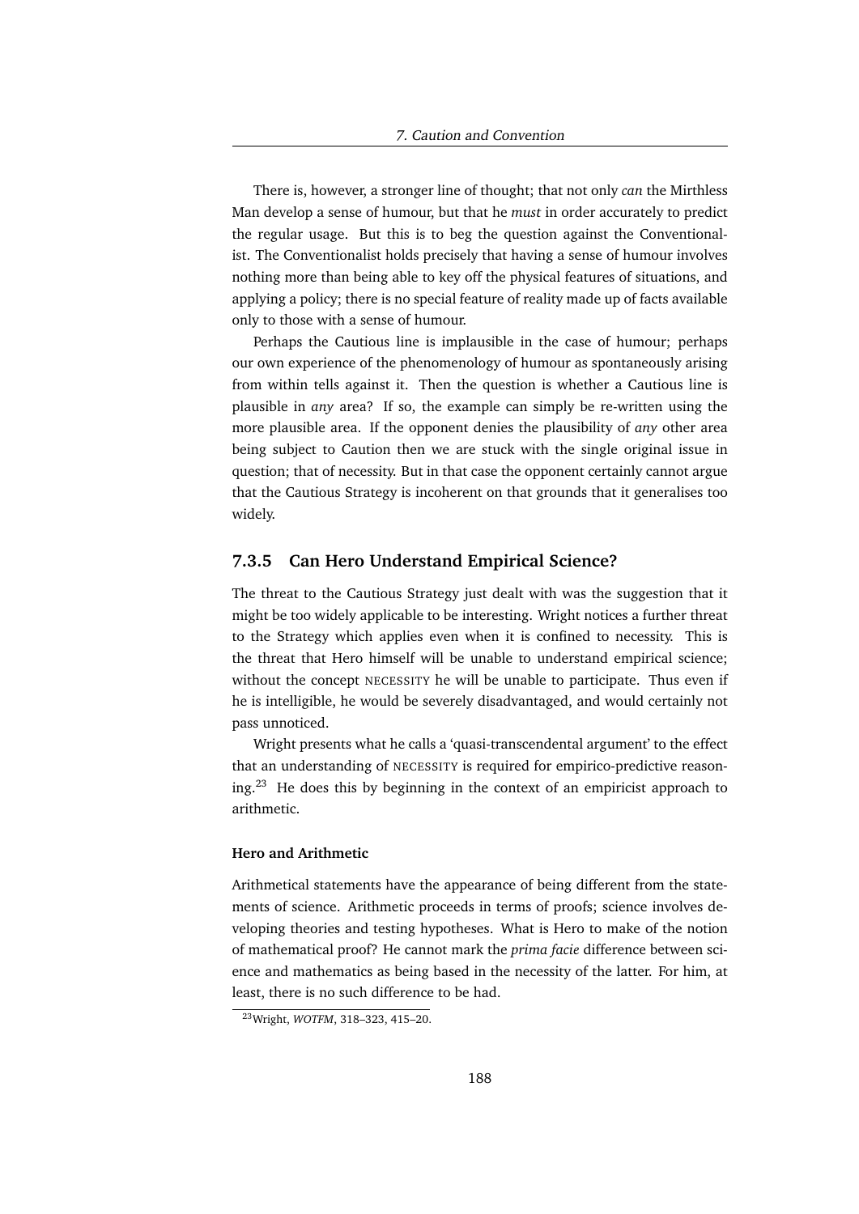There is, however, a stronger line of thought; that not only *can* the Mirthless Man develop a sense of humour, but that he *must* in order accurately to predict the regular usage. But this is to beg the question against the Conventionalist. The Conventionalist holds precisely that having a sense of humour involves nothing more than being able to key off the physical features of situations, and applying a policy; there is no special feature of reality made up of facts available only to those with a sense of humour.

Perhaps the Cautious line is implausible in the case of humour; perhaps our own experience of the phenomenology of humour as spontaneously arising from within tells against it. Then the question is whether a Cautious line is plausible in *any* area? If so, the example can simply be re-written using the more plausible area. If the opponent denies the plausibility of *any* other area being subject to Caution then we are stuck with the single original issue in question; that of necessity. But in that case the opponent certainly cannot argue that the Cautious Strategy is incoherent on that grounds that it generalises too widely.

### 7.3.5 Can Hero Understand Empirical Science?

The threat to the Cautious Strategy just dealt with was the suggestion that it might be too widely applicable to be interesting. Wright notices a further threat to the Strategy which applies even when it is confined to necessity. This is the threat that Hero himself will be unable to understand empirical science; without the concept NECESSITY he will be unable to participate. Thus even if he is intelligible, he would be severely disadvantaged, and would certainly not pass unnoticed.

Wright presents what he calls a 'quasi-transcendental argument' to the effect that an understanding of NECESSITY is required for empirico-predictive reasoning.[23] He does this by beginning in the context of an empiricist approach to arithmetic.

#### Hero and Arithmetic

Arithmetical statements have the appearance of being different from the statements of science. Arithmetic proceeds in terms of proofs; science involves developing theories and testing hypotheses. What is Hero to make of the notion of mathematical proof? He cannot mark the *prima facie* difference between science and mathematics as being based in the necessity of the latter. For him, at least, there is no such difference to be had.

[23] Wright, *WOTFM*, 318–323, 415–20.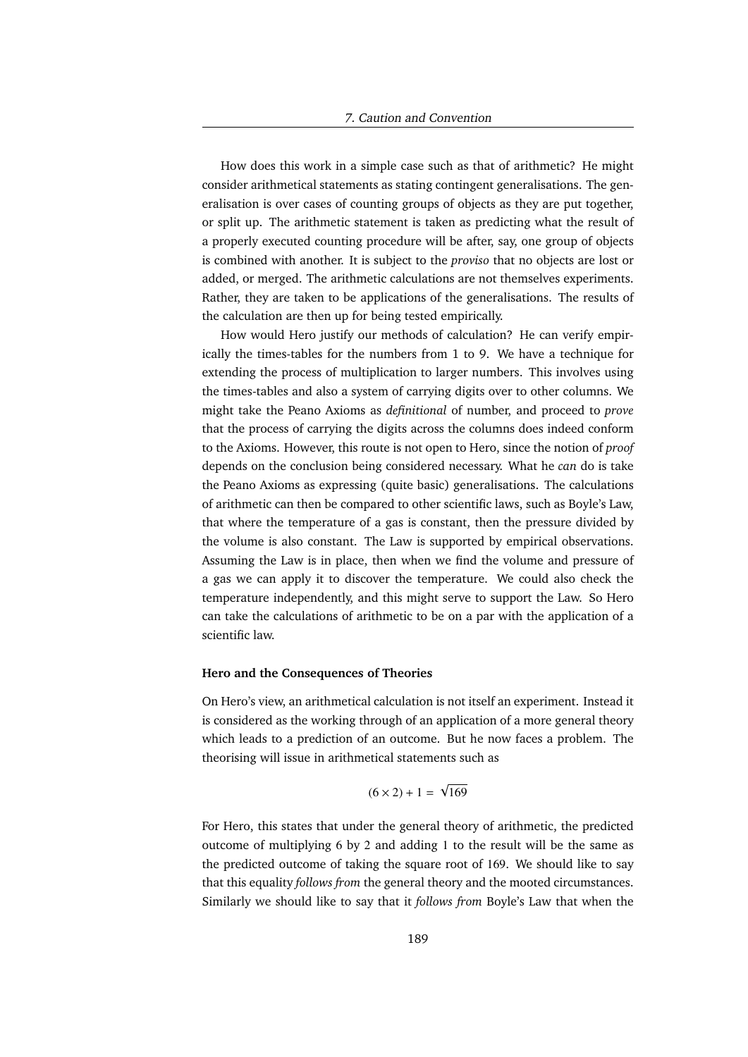How does this work in a simple case such as that of arithmetic? He might consider arithmetical statements as stating contingent generalisations. The generalisation is over cases of counting groups of objects as they are put together, or split up. The arithmetic statement is taken as predicting what the result of a properly executed counting procedure will be after, say, one group of objects is combined with another. It is subject to the *proviso* that no objects are lost or added, or merged. The arithmetic calculations are not themselves experiments. Rather, they are taken to be applications of the generalisations. The results of the calculation are then up for being tested empirically.

How would Hero justify our methods of calculation? He can verify empirically the times-tables for the numbers from 1 to 9. We have a technique for extending the process of multiplication to larger numbers. This involves using the times-tables and also a system of carrying digits over to other columns. We might take the Peano Axioms as *definitional* of number, and proceed to *prove* that the process of carrying the digits across the columns does indeed conform to the Axioms. However, this route is not open to Hero, since the notion of *proof* depends on the conclusion being considered necessary. What he *can* do is take the Peano Axioms as expressing (quite basic) generalisations. The calculations of arithmetic can then be compared to other scientific laws, such as Boyle's Law, that where the temperature of a gas is constant, then the pressure divided by the volume is also constant. The Law is supported by empirical observations. Assuming the Law is in place, then when we find the volume and pressure of a gas we can apply it to discover the temperature. We could also check the temperature independently, and this might serve to support the Law. So Hero can take the calculations of arithmetic to be on a par with the application of a scientific law.

**Hero and the Consequences of Theories**

On Hero's view, an arithmetical calculation is not itself an experiment. Instead it is considered as the working through of an application of a more general theory which leads to a prediction of an outcome. But he now faces a problem. The theorising will issue in arithmetical statements such as

$$(6 \times 2) + 1 = \sqrt{169}$$

For Hero, this states that under the general theory of arithmetic, the predicted outcome of multiplying 6 by 2 and adding 1 to the result will be the same as the predicted outcome of taking the square root of 169. We should like to say that this equality *follows from* the general theory and the mooted circumstances. Similarly we should like to say that it *follows from* Boyle's Law that when the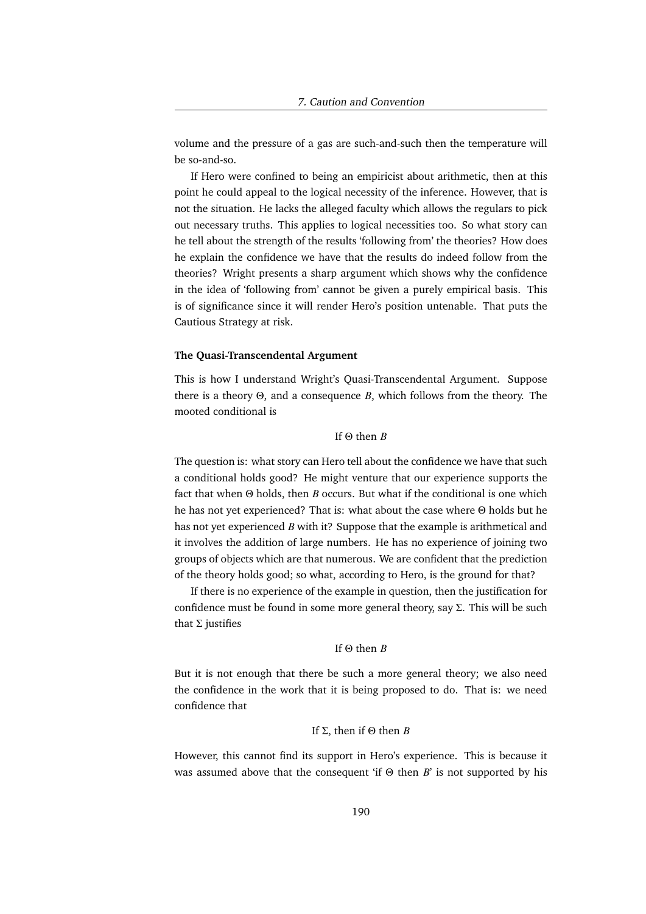volume and the pressure of a gas are such-and-such then the temperature will be so-and-so.

If Hero were confined to being an empiricist about arithmetic, then at this point he could appeal to the logical necessity of the inference. However, that is not the situation. He lacks the alleged faculty which allows the regulars to pick out necessary truths. This applies to logical necessities too. So what story can he tell about the strength of the results 'following from' the theories? How does he explain the confidence we have that the results do indeed follow from the theories? Wright presents a sharp argument which shows why the confidence in the idea of 'following from' cannot be given a purely empirical basis. This is of significance since it will render Hero's position untenable. That puts the Cautious Strategy at risk.

#### The Quasi-Transcendental Argument

This is how I understand Wright's Quasi-Transcendental Argument. Suppose there is a theory $\Theta$, and a consequence $B$, which follows from the theory. The mooted conditional is

$$\text{If } \Theta \text{ then } B$$

The question is: what story can Hero tell about the confidence we have that such a conditional holds good? He might venture that our experience supports the fact that when $\Theta$ holds, then $B$ occurs. But what if the conditional is one which he has not yet experienced? That is: what about the case where $\Theta$ holds but he has not yet experienced $B$ with it? Suppose that the example is arithmetical and it involves the addition of large numbers. He has no experience of joining two groups of objects which are that numerous. We are confident that the prediction of the theory holds good; so what, according to Hero, is the ground for that?

If there is no experience of the example in question, then the justification for confidence must be found in some more general theory, say $\Sigma$. This will be such that $\Sigma$ justifies

$$\text{If } \Theta \text{ then } B$$

But it is not enough that there be such a more general theory; we also need the confidence in the work that it is being proposed to do. That is: we need confidence that

$$\text{If } \Sigma\text{, then if } \Theta \text{ then } B$$

However, this cannot find its support in Hero's experience. This is because it was assumed above that the consequent 'if $\Theta$ then $B$' is not supported by his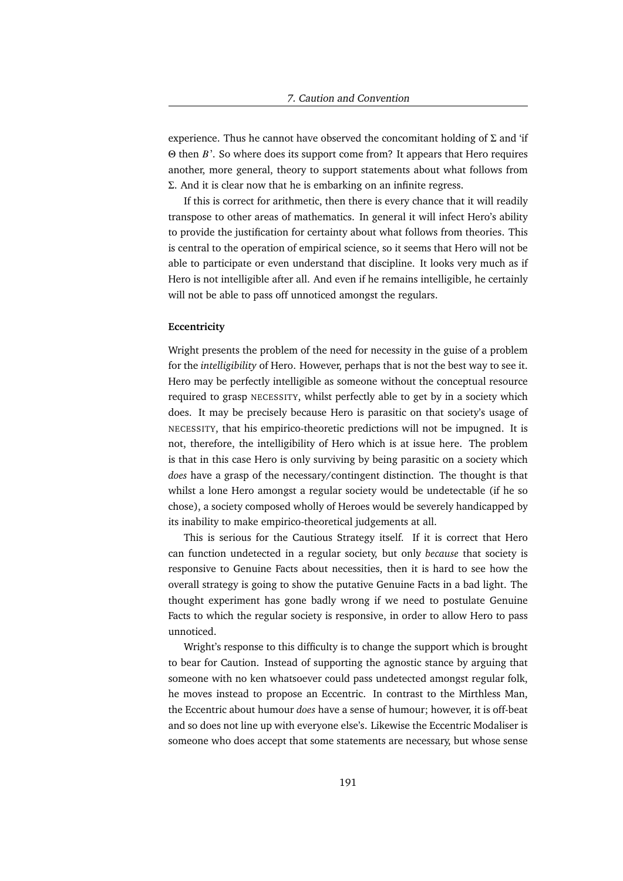experience. Thus he cannot have observed the concomitant holding of $\Sigma$ and 'if $\Theta$ then $B$'. So where does its support come from? It appears that Hero requires another, more general, theory to support statements about what follows from $\Sigma$. And it is clear now that he is embarking on an infinite regress.

If this is correct for arithmetic, then there is every chance that it will readily transpose to other areas of mathematics. In general it will infect Hero's ability to provide the justification for certainty about what follows from theories. This is central to the operation of empirical science, so it seems that Hero will not be able to participate or even understand that discipline. It looks very much as if Hero is not intelligible after all. And even if he remains intelligible, he certainly will not be able to pass off unnoticed amongst the regulars.

#### Eccentricity

Wright presents the problem of the need for necessity in the guise of a problem for the *intelligibility* of Hero. However, perhaps that is not the best way to see it. Hero may be perfectly intelligible as someone without the conceptual resource required to grasp NECESSITY, whilst perfectly able to get by in a society which does. It may be precisely because Hero is parasitic on that society's usage of NECESSITY, that his empirico-theoretic predictions will not be impugned. It is not, therefore, the intelligibility of Hero which is at issue here. The problem is that in this case Hero is only surviving by being parasitic on a society which *does* have a grasp of the necessary/contingent distinction. The thought is that whilst a lone Hero amongst a regular society would be undetectable (if he so chose), a society composed wholly of Heroes would be severely handicapped by its inability to make empirico-theoretical judgements at all.

This is serious for the Cautious Strategy itself. If it is correct that Hero can function undetected in a regular society, but only *because* that society is responsive to Genuine Facts about necessities, then it is hard to see how the overall strategy is going to show the putative Genuine Facts in a bad light. The thought experiment has gone badly wrong if we need to postulate Genuine Facts to which the regular society is responsive, in order to allow Hero to pass unnoticed.

Wright's response to this difficulty is to change the support which is brought to bear for Caution. Instead of supporting the agnostic stance by arguing that someone with no ken whatsoever could pass undetected amongst regular folk, he moves instead to propose an Eccentric. In contrast to the Mirthless Man, the Eccentric about humour *does* have a sense of humour; however, it is off-beat and so does not line up with everyone else's. Likewise the Eccentric Modaliser is someone who does accept that some statements are necessary, but whose sense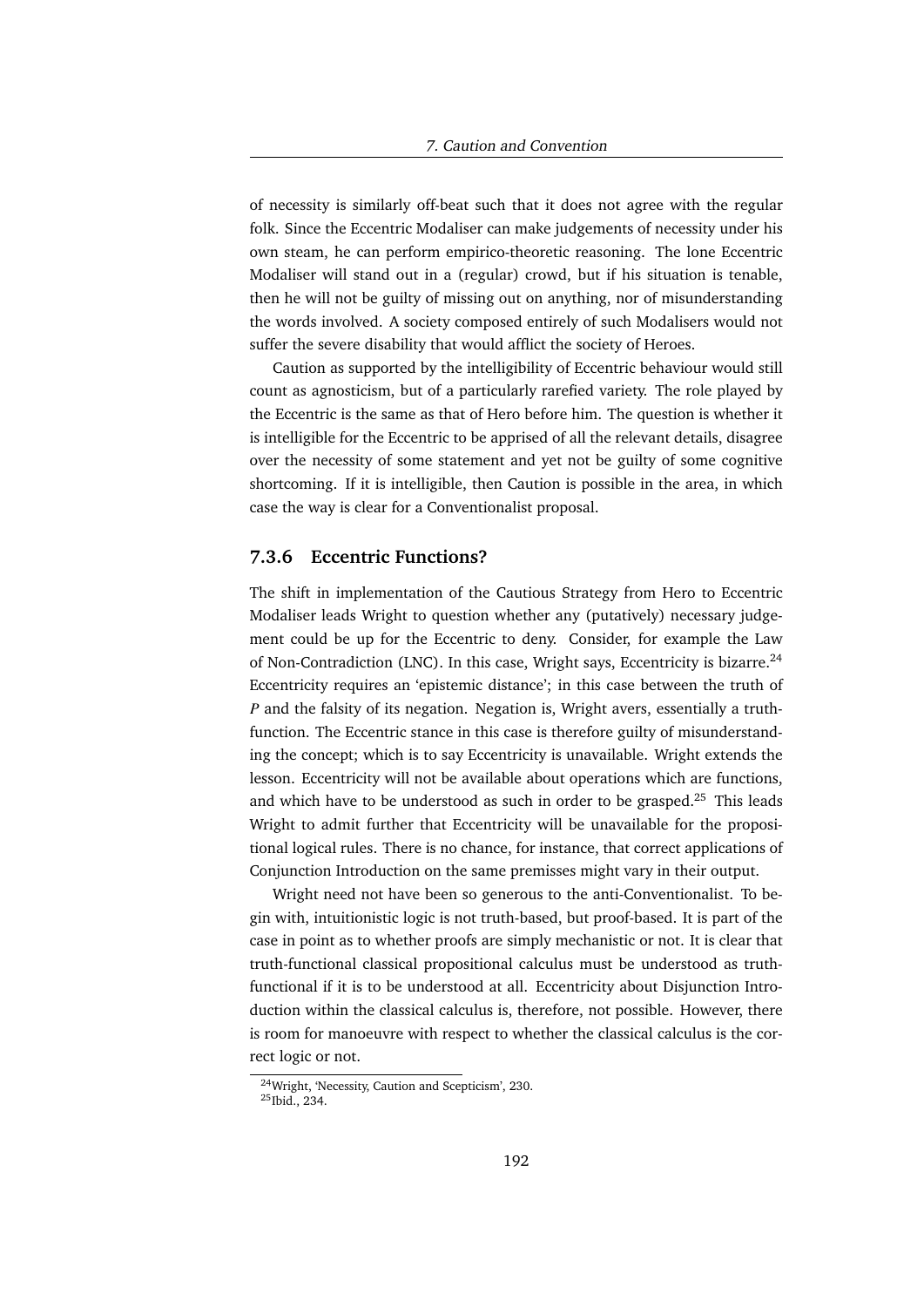of necessity is similarly off-beat such that it does not agree with the regular folk. Since the Eccentric Modaliser can make judgements of necessity under his own steam, he can perform empirico-theoretic reasoning. The lone Eccentric Modaliser will stand out in a (regular) crowd, but if his situation is tenable, then he will not be guilty of missing out on anything, nor of misunderstanding the words involved. A society composed entirely of such Modalisers would not suffer the severe disability that would afflict the society of Heroes.

Caution as supported by the intelligibility of Eccentric behaviour would still count as agnosticism, but of a particularly rarefied variety. The role played by the Eccentric is the same as that of Hero before him. The question is whether it is intelligible for the Eccentric to be apprised of all the relevant details, disagree over the necessity of some statement and yet not be guilty of some cognitive shortcoming. If it is intelligible, then Caution is possible in the area, in which case the way is clear for a Conventionalist proposal.

### 7.3.6 Eccentric Functions?

The shift in implementation of the Cautious Strategy from Hero to Eccentric Modaliser leads Wright to question whether any (putatively) necessary judgement could be up for the Eccentric to deny. Consider, for example the Law of Non-Contradiction (LNC). In this case, Wright says, Eccentricity is bizarre.[24] Eccentricity requires an 'epistemic distance'; in this case between the truth of *P* and the falsity of its negation. Negation is, Wright avers, essentially a truth-function. The Eccentric stance in this case is therefore guilty of misunderstanding the concept; which is to say Eccentricity is unavailable. Wright extends the lesson. Eccentricity will not be available about operations which are functions, and which have to be understood as such in order to be grasped.[25] This leads Wright to admit further that Eccentricity will be unavailable for the propositional logical rules. There is no chance, for instance, that correct applications of Conjunction Introduction on the same premisses might vary in their output.

Wright need not have been so generous to the anti-Conventionalist. To begin with, intuitionistic logic is not truth-based, but proof-based. It is part of the case in point as to whether proofs are simply mechanistic or not. It is clear that truth-functional classical propositional calculus must be understood as truth-functional if it is to be understood at all. Eccentricity about Disjunction Introduction within the classical calculus is, therefore, not possible. However, there is room for manoeuvre with respect to whether the classical calculus is the correct logic or not.

[24] Wright, 'Necessity, Caution and Scepticism', 230.

[25] Ibid., 234.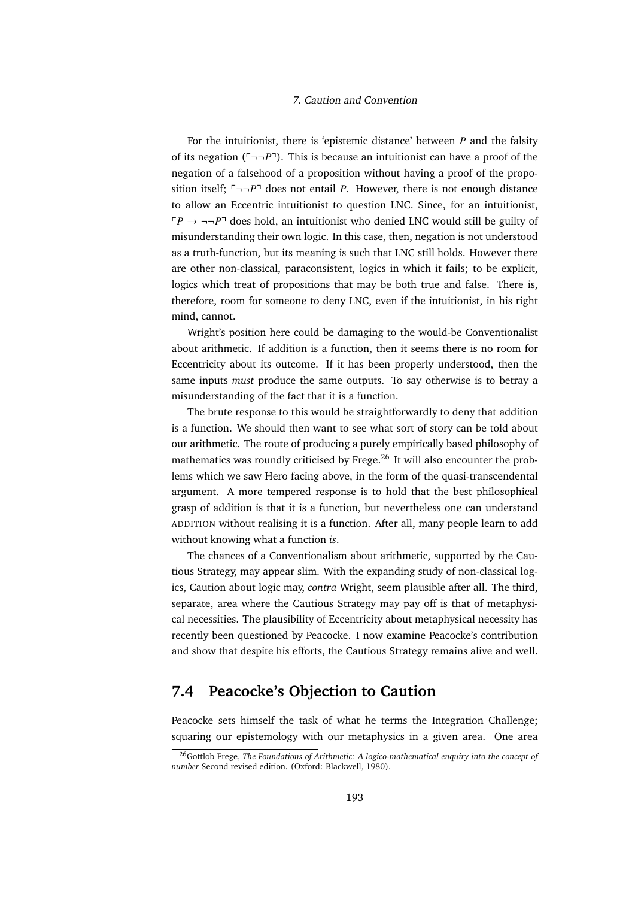For the intuitionist, there is 'epistemic distance' between $P$ and the falsity of its negation ($\ulcorner\neg\neg P\urcorner$). This is because an intuitionist can have a proof of the negation of a falsehood of a proposition without having a proof of the proposition itself; $\ulcorner\neg\neg P\urcorner$ does not entail $P$. However, there is not enough distance to allow an Eccentric intuitionist to question LNC. Since, for an intuitionist, $\ulcorner P \rightarrow \neg\neg P\urcorner$ does hold, an intuitionist who denied LNC would still be guilty of misunderstanding their own logic. In this case, then, negation is not understood as a truth-function, but its meaning is such that LNC still holds. However there are other non-classical, paraconsistent, logics in which it fails; to be explicit, logics which treat of propositions that may be both true and false. There is, therefore, room for someone to deny LNC, even if the intuitionist, in his right mind, cannot.

Wright's position here could be damaging to the would-be Conventionalist about arithmetic. If addition is a function, then it seems there is no room for Eccentricity about its outcome. If it has been properly understood, then the same inputs *must* produce the same outputs. To say otherwise is to betray a misunderstanding of the fact that it is a function.

The brute response to this would be straightforwardly to deny that addition is a function. We should then want to see what sort of story can be told about our arithmetic. The route of producing a purely empirically based philosophy of mathematics was roundly criticised by Frege.[26] It will also encounter the problems which we saw Hero facing above, in the form of the quasi-transcendental argument. A more tempered response is to hold that the best philosophical grasp of addition is that it is a function, but nevertheless one can understand ADDITION without realising it is a function. After all, many people learn to add without knowing what a function *is*.

The chances of a Conventionalism about arithmetic, supported by the Cautious Strategy, may appear slim. With the expanding study of non-classical logics, Caution about logic may, *contra* Wright, seem plausible after all. The third, separate, area where the Cautious Strategy may pay off is that of metaphysical necessities. The plausibility of Eccentricity about metaphysical necessity has recently been questioned by Peacocke. I now examine Peacocke's contribution and show that despite his efforts, the Cautious Strategy remains alive and well.

## 7.4 Peacocke's Objection to Caution

Peacocke sets himself the task of what he terms the Integration Challenge; squaring our epistemology with our metaphysics in a given area. One area

[26] Gottlob Frege, *The Foundations of Arithmetic: A logico-mathematical enquiry into the concept of number* Second revised edition. (Oxford: Blackwell, 1980).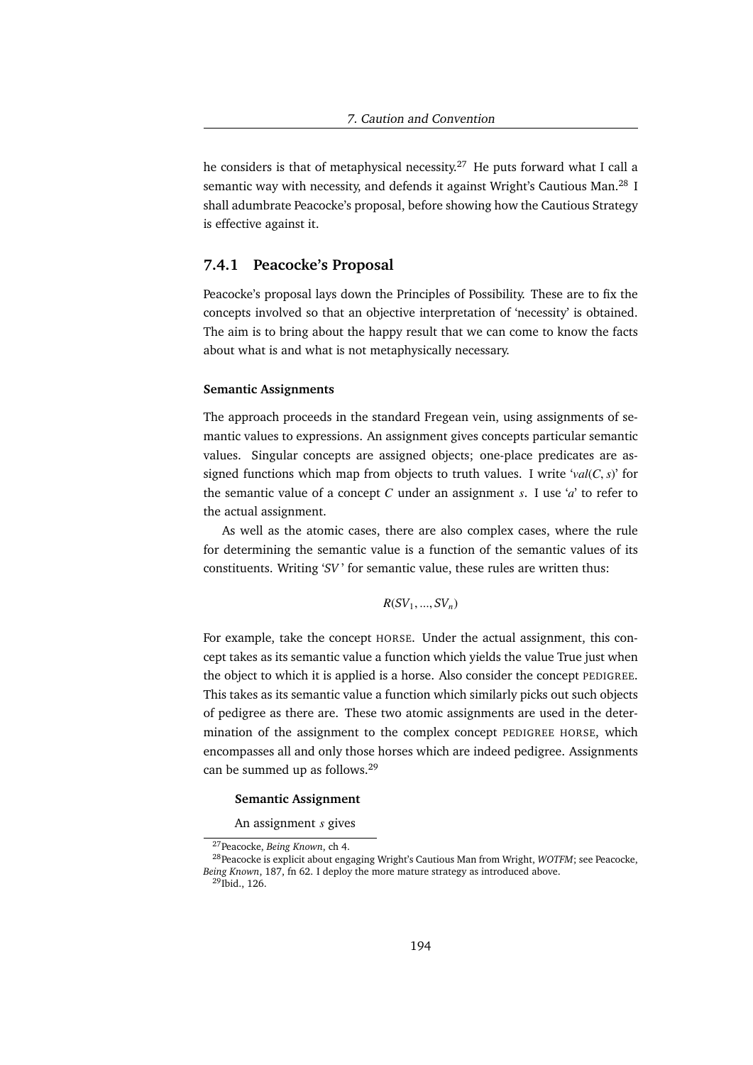he considers is that of metaphysical necessity.[27] He puts forward what I call a semantic way with necessity, and defends it against Wright's Cautious Man.[28] I shall adumbrate Peacocke's proposal, before showing how the Cautious Strategy is effective against it.

### 7.4.1 Peacocke's Proposal

Peacocke's proposal lays down the Principles of Possibility. These are to fix the concepts involved so that an objective interpretation of 'necessity' is obtained. The aim is to bring about the happy result that we can come to know the facts about what is and what is not metaphysically necessary.

#### Semantic Assignments

The approach proceeds in the standard Fregean vein, using assignments of semantic values to expressions. An assignment gives concepts particular semantic values. Singular concepts are assigned objects; one-place predicates are assigned functions which map from objects to truth values. I write '$val(C, s)$' for the semantic value of a concept $C$ under an assignment $s$. I use '$a$' to refer to the actual assignment.

As well as the atomic cases, there are also complex cases, where the rule for determining the semantic value is a function of the semantic values of its constituents. Writing '$SV$' for semantic value, these rules are written thus:

$$R(SV_1, ..., SV_n)$$

For example, take the concept HORSE. Under the actual assignment, this concept takes as its semantic value a function which yields the value True just when the object to which it is applied is a horse. Also consider the concept PEDIGREE. This takes as its semantic value a function which similarly picks out such objects of pedigree as there are. These two atomic assignments are used in the determination of the assignment to the complex concept PEDIGREE HORSE, which encompasses all and only those horses which are indeed pedigree. Assignments can be summed up as follows.[29]

**Semantic Assignment**

An assignment $s$ gives

[27] Peacocke, *Being Known*, ch 4.

[28] Peacocke is explicit about engaging Wright's Cautious Man from Wright, *WOTFM*; see Peacocke, *Being Known*, 187, fn 62. I deploy the more mature strategy as introduced above.

[29] Ibid., 126.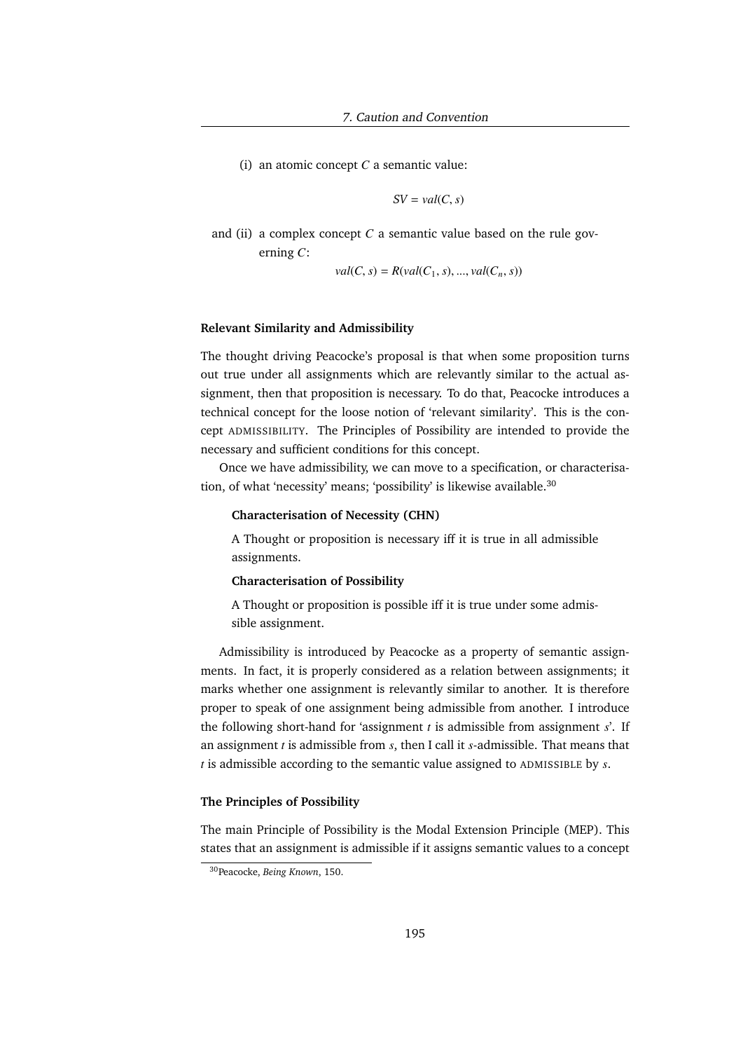(i) an atomic concept $C$ a semantic value:

$$SV = val(C, s)$$

and (ii) a complex concept $C$ a semantic value based on the rule governing $C$:

$$val(C, s) = R(val(C_1, s), ..., val(C_n, s))$$

#### Relevant Similarity and Admissibility

The thought driving Peacocke's proposal is that when some proposition turns out true under all assignments which are relevantly similar to the actual assignment, then that proposition is necessary. To do that, Peacocke introduces a technical concept for the loose notion of 'relevant similarity'. This is the concept ADMISSIBILITY. The Principles of Possibility are intended to provide the necessary and sufficient conditions for this concept.

Once we have admissibility, we can move to a specification, or characterisation, of what 'necessity' means; 'possibility' is likewise available.[30]

> **Characterisation of Necessity (CHN)**
>
> A Thought or proposition is necessary iff it is true in all admissible assignments.
>
> **Characterisation of Possibility**
>
> A Thought or proposition is possible iff it is true under some admissible assignment.

Admissibility is introduced by Peacocke as a property of semantic assignments. In fact, it is properly considered as a relation between assignments; it marks whether one assignment is relevantly similar to another. It is therefore proper to speak of one assignment being admissible from another. I introduce the following short-hand for 'assignment $t$ is admissible from assignment $s$'. If an assignment $t$ is admissible from $s$, then I call it $s$-admissible. That means that $t$ is admissible according to the semantic value assigned to ADMISSIBLE by $s$.

#### The Principles of Possibility

The main Principle of Possibility is the Modal Extension Principle (MEP). This states that an assignment is admissible if it assigns semantic values to a concept

[30] Peacocke, *Being Known*, 150.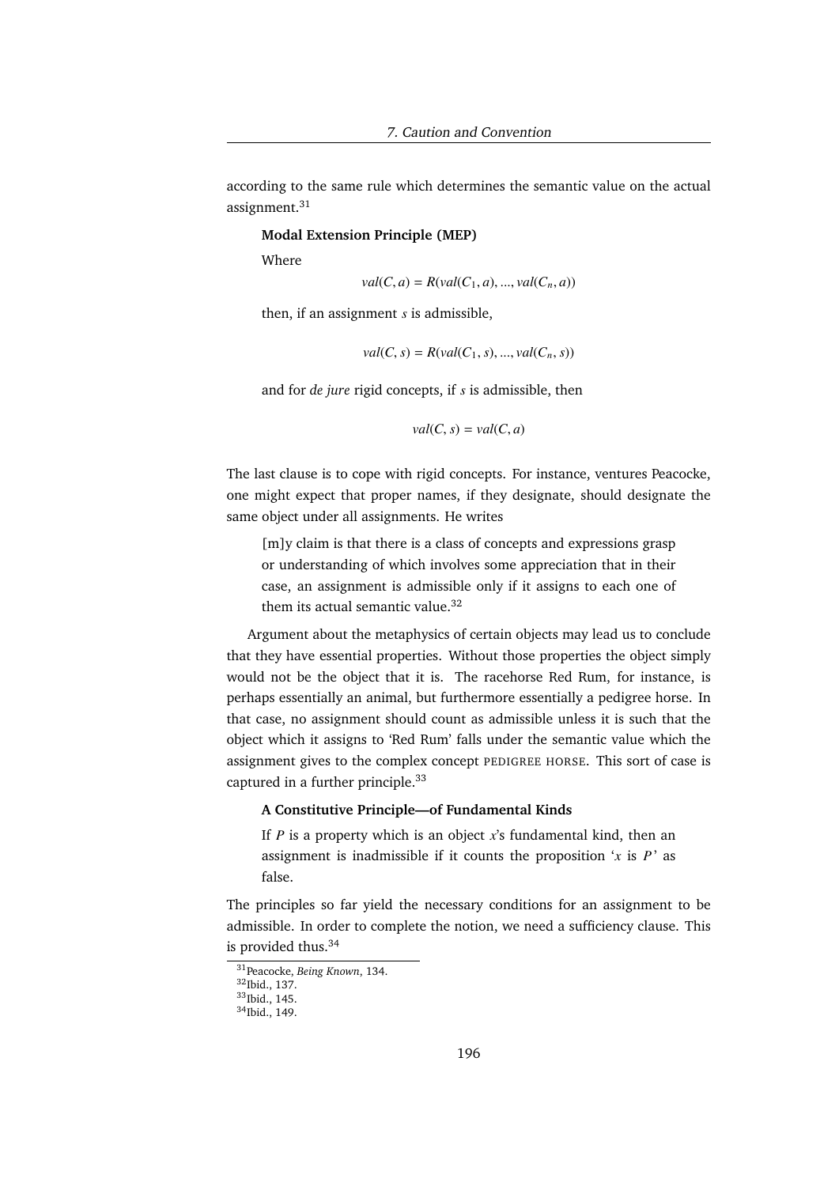according to the same rule which determines the semantic value on the actual assignment.[31]

> **Modal Extension Principle (MEP)**
>
> Where
>
> $$val(C, a) = R(val(C_1, a), ..., val(C_n, a))$$
>
> then, if an assignment $s$ is admissible,
>
> $$val(C, s) = R(val(C_1, s), ..., val(C_n, s))$$
>
> and for *de jure* rigid concepts, if $s$ is admissible, then
>
> $$val(C, s) = val(C, a)$$

The last clause is to cope with rigid concepts. For instance, ventures Peacocke, one might expect that proper names, if they designate, should designate the same object under all assignments. He writes

> [m]y claim is that there is a class of concepts and expressions grasp or understanding of which involves some appreciation that in their case, an assignment is admissible only if it assigns to each one of them its actual semantic value.[32]

Argument about the metaphysics of certain objects may lead us to conclude that they have essential properties. Without those properties the object simply would not be the object that it is. The racehorse Red Rum, for instance, is perhaps essentially an animal, but furthermore essentially a pedigree horse. In that case, no assignment should count as admissible unless it is such that the object which it assigns to 'Red Rum' falls under the semantic value which the assignment gives to the complex concept PEDIGREE HORSE. This sort of case is captured in a further principle.[33]

> **A Constitutive Principle—of Fundamental Kinds**
>
> If $P$ is a property which is an object $x$'s fundamental kind, then an assignment is inadmissible if it counts the proposition '$x$ is $P$' as false.

The principles so far yield the necessary conditions for an assignment to be admissible. In order to complete the notion, we need a sufficiency clause. This is provided thus.[34]

---

[31] Peacocke, *Being Known*, 134.
[32] Ibid., 137.
[33] Ibid., 145.
[34] Ibid., 149.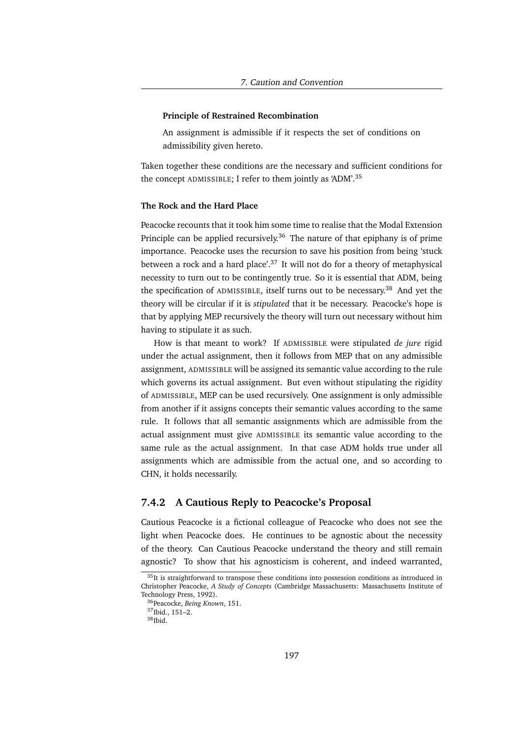**Principle of Restrained Recombination**

> An assignment is admissible if it respects the set of conditions on admissibility given hereto.

Taken together these conditions are the necessary and sufficient conditions for the concept ADMISSIBLE; I refer to them jointly as 'ADM'.[35]

**The Rock and the Hard Place**

Peacocke recounts that it took him some time to realise that the Modal Extension Principle can be applied recursively.[36] The nature of that epiphany is of prime importance. Peacocke uses the recursion to save his position from being 'stuck between a rock and a hard place'.[37] It will not do for a theory of metaphysical necessity to turn out to be contingently true. So it is essential that ADM, being the specification of ADMISSIBLE, itself turns out to be necessary.[38] And yet the theory will be circular if it is *stipulated* that it be necessary. Peacocke's hope is that by applying MEP recursively the theory will turn out necessary without him having to stipulate it as such.

How is that meant to work? If ADMISSIBLE were stipulated *de jure* rigid under the actual assignment, then it follows from MEP that on any admissible assignment, ADMISSIBLE will be assigned its semantic value according to the rule which governs its actual assignment. But even without stipulating the rigidity of ADMISSIBLE, MEP can be used recursively. One assignment is only admissible from another if it assigns concepts their semantic values according to the same rule. It follows that all semantic assignments which are admissible from the actual assignment must give ADMISSIBLE its semantic value according to the same rule as the actual assignment. In that case ADM holds true under all assignments which are admissible from the actual one, and so according to CHN, it holds necessarily.

### 7.4.2 A Cautious Reply to Peacocke's Proposal

Cautious Peacocke is a fictional colleague of Peacocke who does not see the light when Peacocke does. He continues to be agnostic about the necessity of the theory. Can Cautious Peacocke understand the theory and still remain agnostic? To show that his agnosticism is coherent, and indeed warranted,

[35] It is straightforward to transpose these conditions into possession conditions as introduced in Christopher Peacocke, *A Study of Concepts* (Cambridge Massachusetts: Massachusetts Institute of Technology Press, 1992).

[36] Peacocke, *Being Known*, 151.

[37] Ibid., 151–2.

[38] Ibid.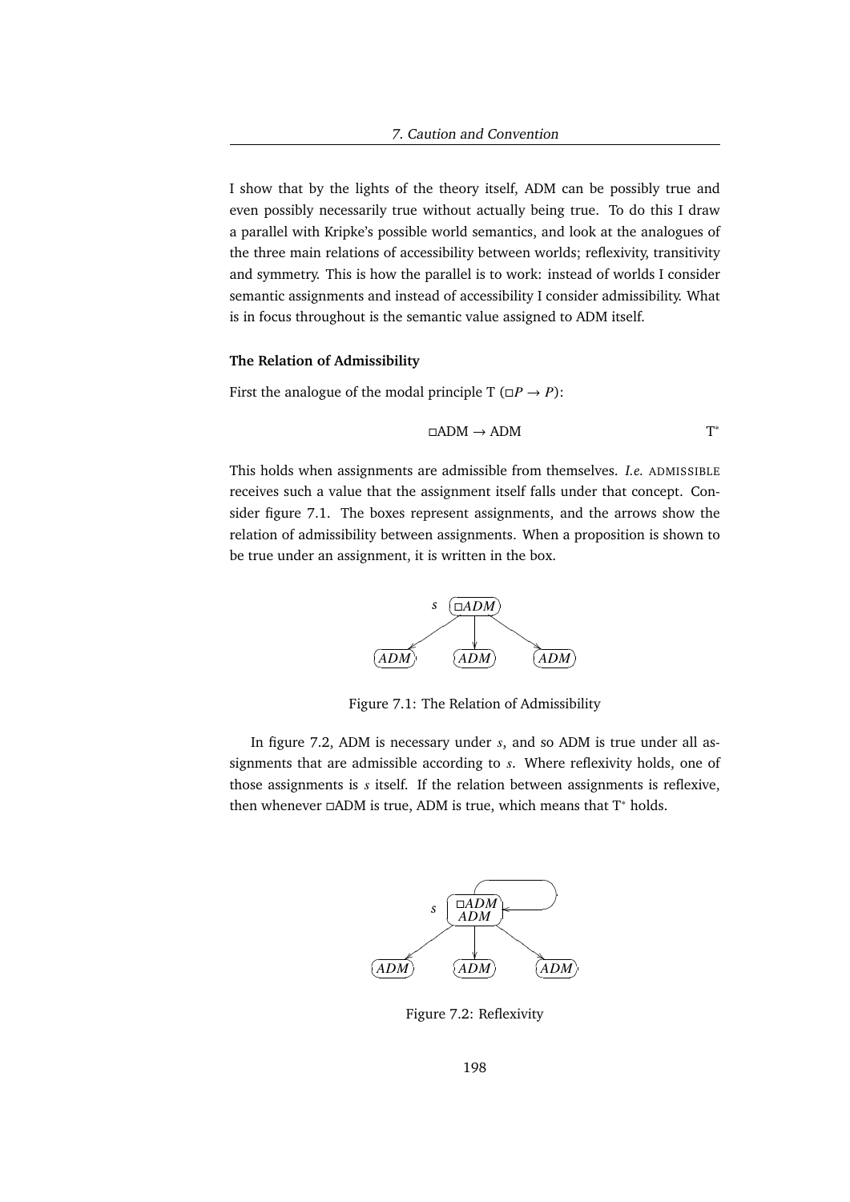I show that by the lights of the theory itself, ADM can be possibly true and even possibly necessarily true without actually being true. To do this I draw a parallel with Kripke's possible world semantics, and look at the analogues of the three main relations of accessibility between worlds; reflexivity, transitivity and symmetry. This is how the parallel is to work: instead of worlds I consider semantic assignments and instead of accessibility I consider admissibility. What is in focus throughout is the semantic value assigned to ADM itself.

**The Relation of Admissibility**

First the analogue of the modal principle T ($\Box P \rightarrow P$):

$$\Box \text{ADM} \rightarrow \text{ADM} \qquad \text{T}^*$$

This holds when assignments are admissible from themselves. *I.e.* ADMISSIBLE receives such a value that the assignment itself falls under that concept. Consider figure 7.1. The boxes represent assignments, and the arrows show the relation of admissibility between assignments. When a proposition is shown to be true under an assignment, it is written in the box.

Figure 7.1: The Relation of Admissibility

In figure 7.2, ADM is necessary under $s$, and so ADM is true under all assignments that are admissible according to $s$. Where reflexivity holds, one of those assignments is $s$ itself. If the relation between assignments is reflexive, then whenever $\Box$ADM is true, ADM is true, which means that T* holds.

Figure 7.2: Reflexivity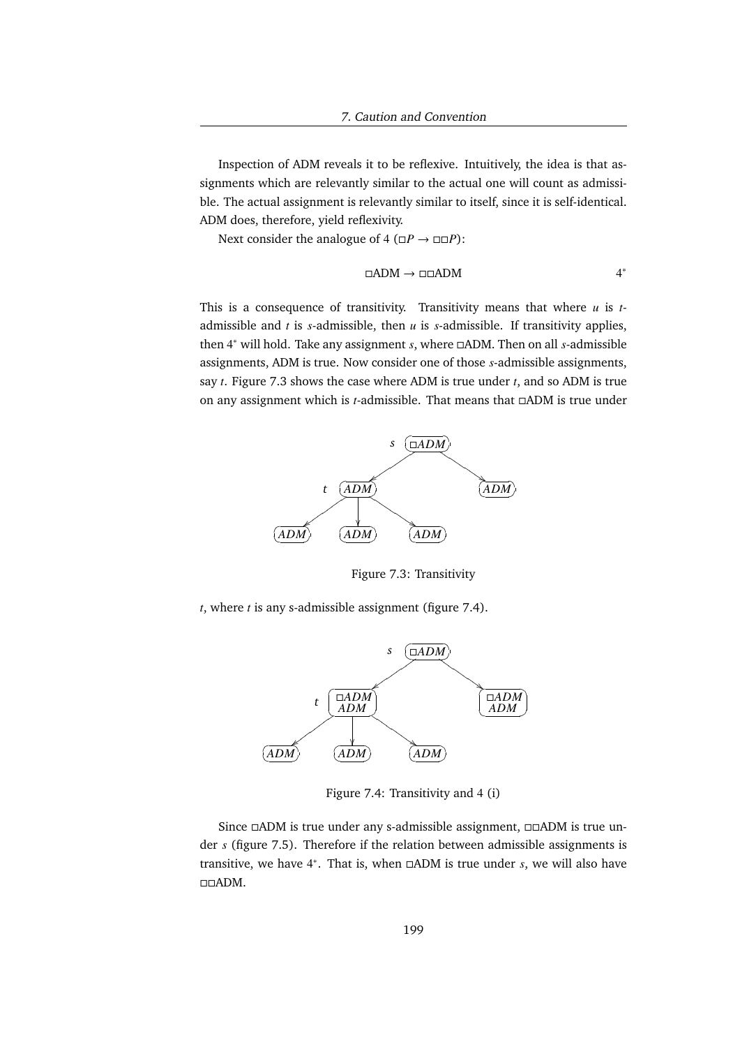Inspection of ADM reveals it to be reflexive. Intuitively, the idea is that assignments which are relevantly similar to the actual one will count as admissible. The actual assignment is relevantly similar to itself, since it is self-identical. ADM does, therefore, yield reflexivity.

Next consider the analogue of 4 ($\Box P \rightarrow \Box\Box P$):

$$\Box\text{ADM} \rightarrow \Box\Box\text{ADM} \qquad 4^*$$

This is a consequence of transitivity. Transitivity means that where $u$ is $t$-admissible and $t$ is $s$-admissible, then $u$ is $s$-admissible. If transitivity applies, then $4^*$ will hold. Take any assignment $s$, where $\Box$ADM. Then on all $s$-admissible assignments, ADM is true. Now consider one of those $s$-admissible assignments, say $t$. Figure 7.3 shows the case where ADM is true under $t$, and so ADM is true on any assignment which is $t$-admissible. That means that $\Box$ADM is true under

Figure 7.3: Transitivity

$t$, where $t$ is any s-admissible assignment (figure 7.4).

Figure 7.4: Transitivity and 4 (i)

Since $\Box$ADM is true under any s-admissible assignment, $\Box\Box$ADM is true under $s$ (figure 7.5). Therefore if the relation between admissible assignments is transitive, we have $4^*$. That is, when $\Box$ADM is true under $s$, we will also have $\Box\Box$ADM.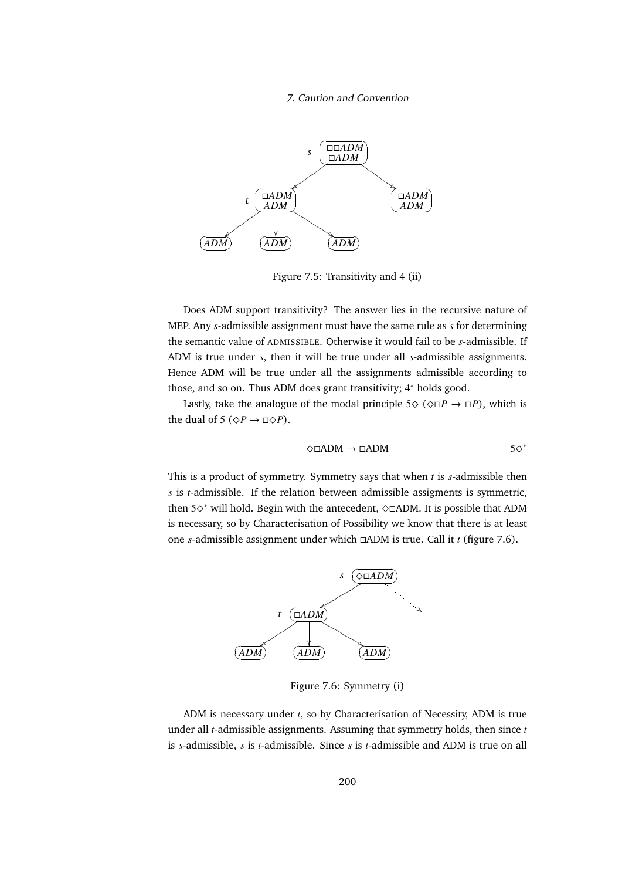Figure 7.5: Transitivity and 4 (ii)

Does ADM support transitivity? The answer lies in the recursive nature of MEP. Any *s*-admissible assignment must have the same rule as *s* for determining the semantic value of ADMISSIBLE. Otherwise it would fail to be *s*-admissible. If ADM is true under *s*, then it will be true under all *s*-admissible assignments. Hence ADM will be true under all the assignments admissible according to those, and so on. Thus ADM does grant transitivity; $4^*$ holds good.

Lastly, take the analogue of the modal principle $5\Diamond$ ($\Diamond\Box P \rightarrow \Box P$), which is the dual of 5 ($\Diamond P \rightarrow \Box\Diamond P$).

$$\Diamond\Box\text{ADM} \rightarrow \Box\text{ADM} \qquad 5\Diamond^*$$

This is a product of symmetry. Symmetry says that when *t* is *s*-admissible then *s* is *t*-admissible. If the relation between admissible assigments is symmetric, then $5\Diamond^*$ will hold. Begin with the antecedent, $\Diamond\Box$ADM. It is possible that ADM is necessary, so by Characterisation of Possibility we know that there is at least one *s*-admissible assignment under which $\Box$ADM is true. Call it *t* (figure 7.6).

Figure 7.6: Symmetry (i)

ADM is necessary under *t*, so by Characterisation of Necessity, ADM is true under all *t*-admissible assignments. Assuming that symmetry holds, then since *t* is *s*-admissible, *s* is *t*-admissible. Since *s* is *t*-admissible and ADM is true on all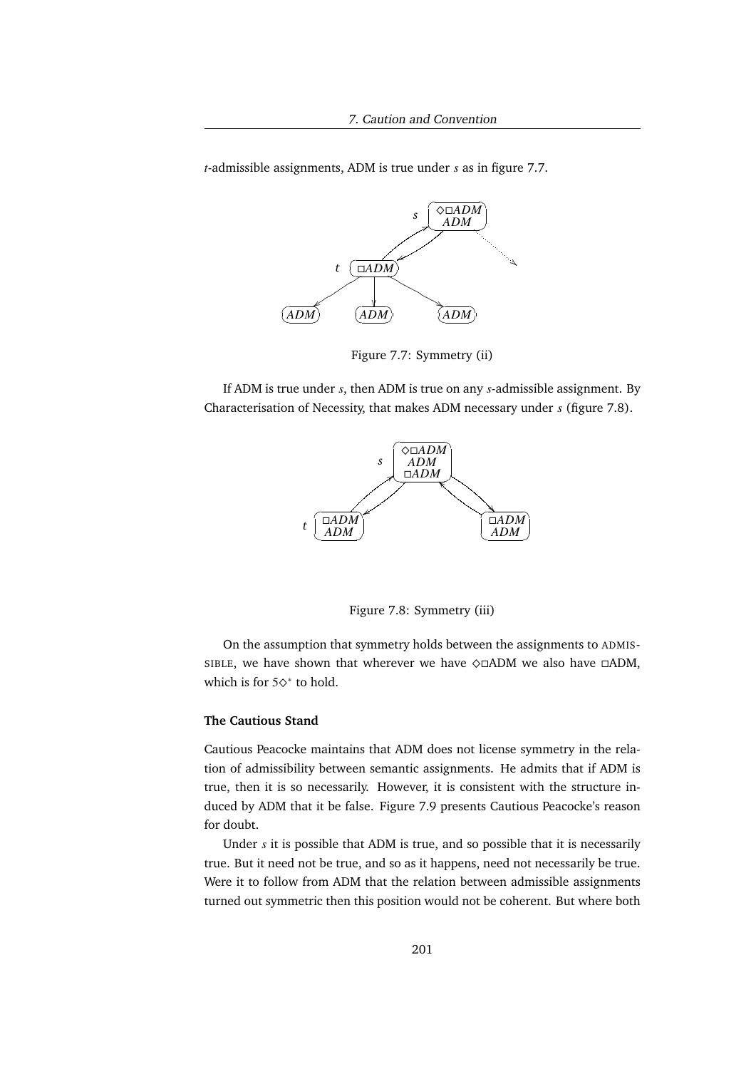*t*-admissible assignments, ADM is true under *s* as in figure 7.7.

Figure 7.7: Symmetry (ii)

If ADM is true under *s*, then ADM is true on any *s*-admissible assignment. By Characterisation of Necessity, that makes ADM necessary under *s* (figure 7.8).

Figure 7.8: Symmetry (iii)

On the assumption that symmetry holds between the assignments to ADMISSIBLE, we have shown that wherever we have ◇□ADM we also have □ADM, which is for $5\diamond^{+}$ to hold.

**The Cautious Stand**

Cautious Peacocke maintains that ADM does not license symmetry in the relation of admissibility between semantic assignments. He admits that if ADM is true, then it is so necessarily. However, it is consistent with the structure induced by ADM that it be false. Figure 7.9 presents Cautious Peacocke's reason for doubt.

Under *s* it is possible that ADM is true, and so possible that it is necessarily true. But it need not be true, and so as it happens, need not necessarily be true. Were it to follow from ADM that the relation between admissible assignments turned out symmetric then this position would not be coherent. But where both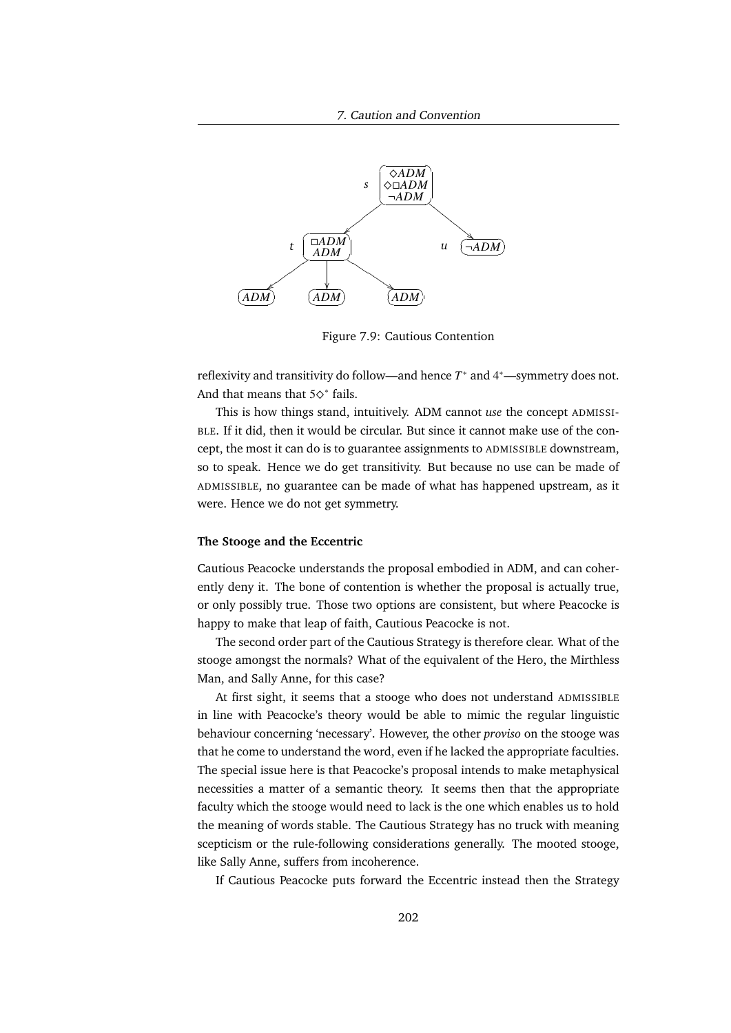Figure 7.9: Cautious Contention

reflexivity and transitivity do follow—and hence $T^*$ and $4^*$—symmetry does not. And that means that $5\Diamond^*$ fails.

This is how things stand, intuitively. ADM cannot *use* the concept ADMISSIBLE. If it did, then it would be circular. But since it cannot make use of the concept, the most it can do is to guarantee assignments to ADMISSIBLE downstream, so to speak. Hence we do get transitivity. But because no use can be made of ADMISSIBLE, no guarantee can be made of what has happened upstream, as it were. Hence we do not get symmetry.

**The Stooge and the Eccentric**

Cautious Peacocke understands the proposal embodied in ADM, and can coherently deny it. The bone of contention is whether the proposal is actually true, or only possibly true. Those two options are consistent, but where Peacocke is happy to make that leap of faith, Cautious Peacocke is not.

The second order part of the Cautious Strategy is therefore clear. What of the stooge amongst the normals? What of the equivalent of the Hero, the Mirthless Man, and Sally Anne, for this case?

At first sight, it seems that a stooge who does not understand ADMISSIBLE in line with Peacocke's theory would be able to mimic the regular linguistic behaviour concerning 'necessary'. However, the other *proviso* on the stooge was that he come to understand the word, even if he lacked the appropriate faculties. The special issue here is that Peacocke's proposal intends to make metaphysical necessities a matter of a semantic theory. It seems then that the appropriate faculty which the stooge would need to lack is the one which enables us to hold the meaning of words stable. The Cautious Strategy has no truck with meaning scepticism or the rule-following considerations generally. The mooted stooge, like Sally Anne, suffers from incoherence.

If Cautious Peacocke puts forward the Eccentric instead then the Strategy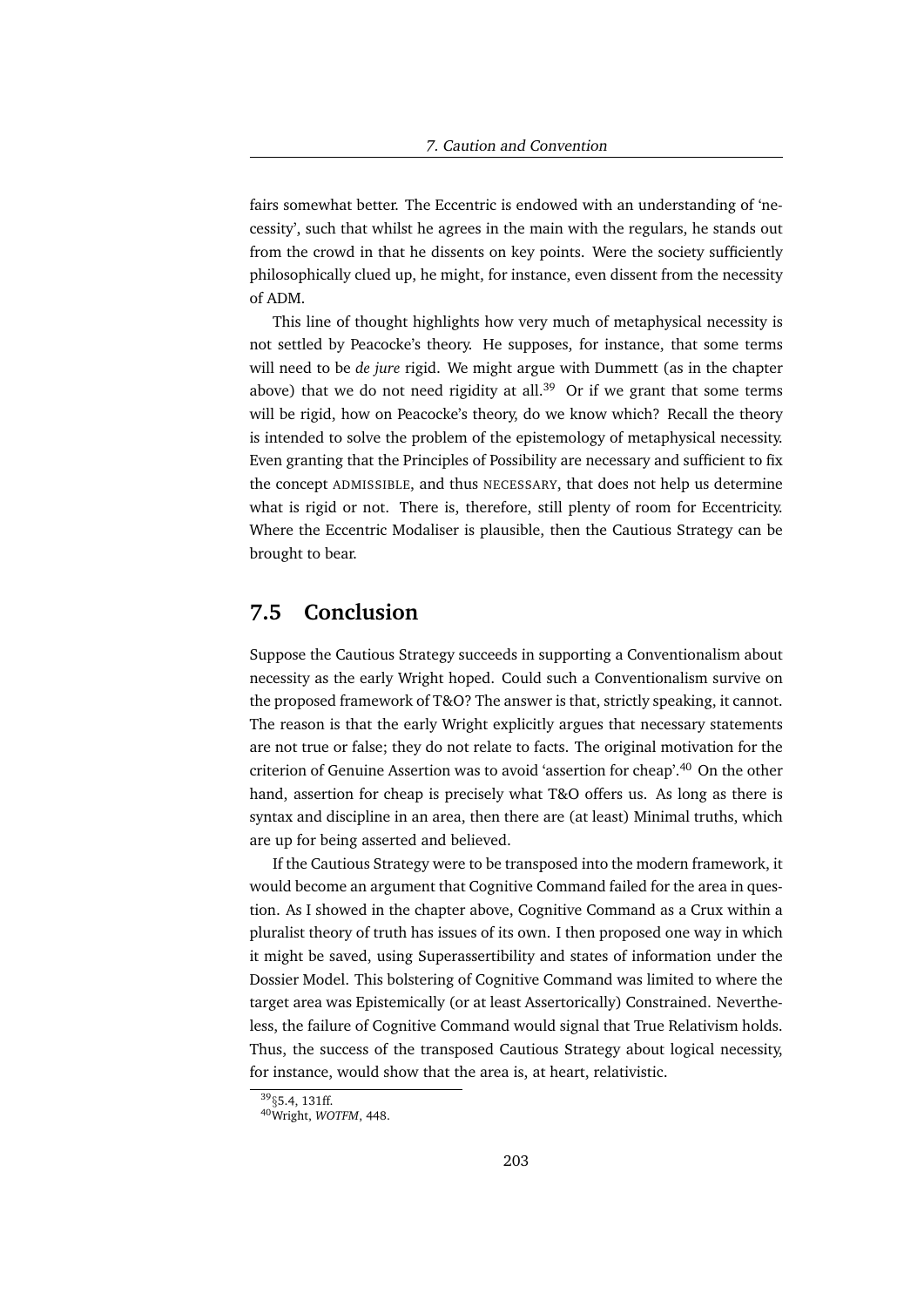fairs somewhat better. The Eccentric is endowed with an understanding of 'necessity', such that whilst he agrees in the main with the regulars, he stands out from the crowd in that he dissents on key points. Were the society sufficiently philosophically clued up, he might, for instance, even dissent from the necessity of ADM.

This line of thought highlights how very much of metaphysical necessity is not settled by Peacocke's theory. He supposes, for instance, that some terms will need to be *de jure* rigid. We might argue with Dummett (as in the chapter above) that we do not need rigidity at all.[39] Or if we grant that some terms will be rigid, how on Peacocke's theory, do we know which? Recall the theory is intended to solve the problem of the epistemology of metaphysical necessity. Even granting that the Principles of Possibility are necessary and sufficient to fix the concept ADMISSIBLE, and thus NECESSARY, that does not help us determine what is rigid or not. There is, therefore, still plenty of room for Eccentricity. Where the Eccentric Modaliser is plausible, then the Cautious Strategy can be brought to bear.

## 7.5 Conclusion

Suppose the Cautious Strategy succeeds in supporting a Conventionalism about necessity as the early Wright hoped. Could such a Conventionalism survive on the proposed framework of T&O? The answer is that, strictly speaking, it cannot. The reason is that the early Wright explicitly argues that necessary statements are not true or false; they do not relate to facts. The original motivation for the criterion of Genuine Assertion was to avoid 'assertion for cheap'.[40] On the other hand, assertion for cheap is precisely what T&O offers us. As long as there is syntax and discipline in an area, then there are (at least) Minimal truths, which are up for being asserted and believed.

If the Cautious Strategy were to be transposed into the modern framework, it would become an argument that Cognitive Command failed for the area in question. As I showed in the chapter above, Cognitive Command as a Crux within a pluralist theory of truth has issues of its own. I then proposed one way in which it might be saved, using Superassertibility and states of information under the Dossier Model. This bolstering of Cognitive Command was limited to where the target area was Epistemically (or at least Assertorically) Constrained. Nevertheless, the failure of Cognitive Command would signal that True Relativism holds. Thus, the success of the transposed Cautious Strategy about logical necessity, for instance, would show that the area is, at heart, relativistic.

[39] §5.4, 131ff.

[40] Wright, *WOTFM*, 448.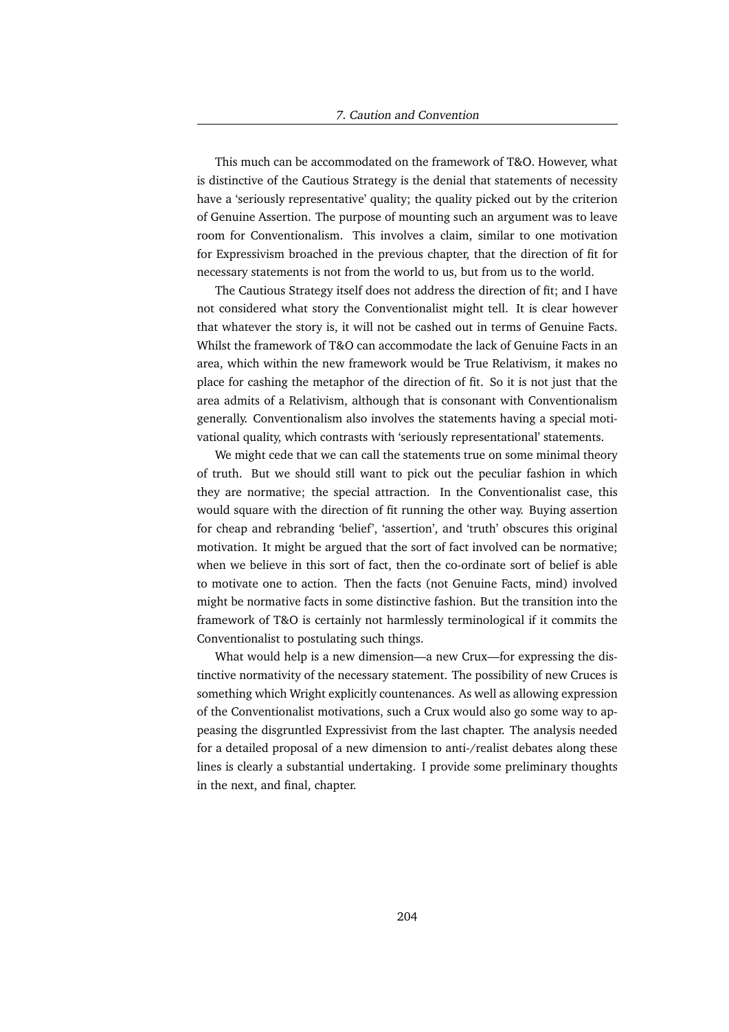This much can be accommodated on the framework of T&O. However, what is distinctive of the Cautious Strategy is the denial that statements of necessity have a 'seriously representative' quality; the quality picked out by the criterion of Genuine Assertion. The purpose of mounting such an argument was to leave room for Conventionalism. This involves a claim, similar to one motivation for Expressivism broached in the previous chapter, that the direction of fit for necessary statements is not from the world to us, but from us to the world.

The Cautious Strategy itself does not address the direction of fit; and I have not considered what story the Conventionalist might tell. It is clear however that whatever the story is, it will not be cashed out in terms of Genuine Facts. Whilst the framework of T&O can accommodate the lack of Genuine Facts in an area, which within the new framework would be True Relativism, it makes no place for cashing the metaphor of the direction of fit. So it is not just that the area admits of a Relativism, although that is consonant with Conventionalism generally. Conventionalism also involves the statements having a special motivational quality, which contrasts with 'seriously representational' statements.

We might cede that we can call the statements true on some minimal theory of truth. But we should still want to pick out the peculiar fashion in which they are normative; the special attraction. In the Conventionalist case, this would square with the direction of fit running the other way. Buying assertion for cheap and rebranding 'belief', 'assertion', and 'truth' obscures this original motivation. It might be argued that the sort of fact involved can be normative; when we believe in this sort of fact, then the co-ordinate sort of belief is able to motivate one to action. Then the facts (not Genuine Facts, mind) involved might be normative facts in some distinctive fashion. But the transition into the framework of T&O is certainly not harmlessly terminological if it commits the Conventionalist to postulating such things.

What would help is a new dimension—a new Crux—for expressing the distinctive normativity of the necessary statement. The possibility of new Cruces is something which Wright explicitly countenances. As well as allowing expression of the Conventionalist motivations, such a Crux would also go some way to appeasing the disgruntled Expressivist from the last chapter. The analysis needed for a detailed proposal of a new dimension to anti-/realist debates along these lines is clearly a substantial undertaking. I provide some preliminary thoughts in the next, and final, chapter.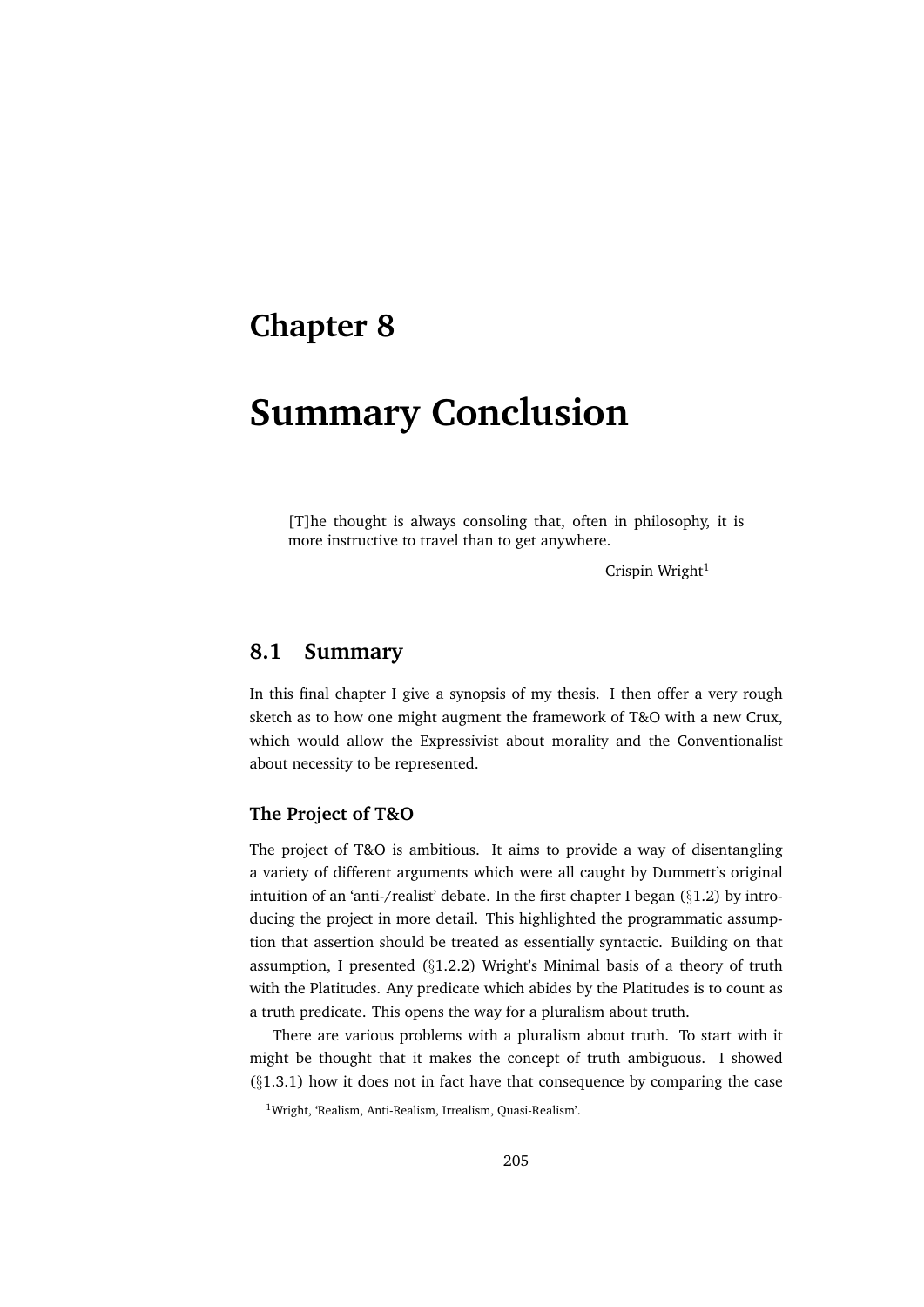# Chapter 8

# Summary Conclusion

> [T]he thought is always consoling that, often in philosophy, it is more instructive to travel than to get anywhere.
>
> Crispin Wright[1]

## 8.1 Summary

In this final chapter I give a synopsis of my thesis. I then offer a very rough sketch as to how one might augment the framework of T&O with a new Crux, which would allow the Expressivist about morality and the Conventionalist about necessity to be represented.

### The Project of T&O

The project of T&O is ambitious. It aims to provide a way of disentangling a variety of different arguments which were all caught by Dummett's original intuition of an 'anti-/realist' debate. In the first chapter I began (§1.2) by introducing the project in more detail. This highlighted the programmatic assumption that assertion should be treated as essentially syntactic. Building on that assumption, I presented (§1.2.2) Wright's Minimal basis of a theory of truth with the Platitudes. Any predicate which abides by the Platitudes is to count as a truth predicate. This opens the way for a pluralism about truth.

There are various problems with a pluralism about truth. To start with it might be thought that it makes the concept of truth ambiguous. I showed (§1.3.1) how it does not in fact have that consequence by comparing the case

[1] Wright, 'Realism, Anti-Realism, Irrealism, Quasi-Realism'.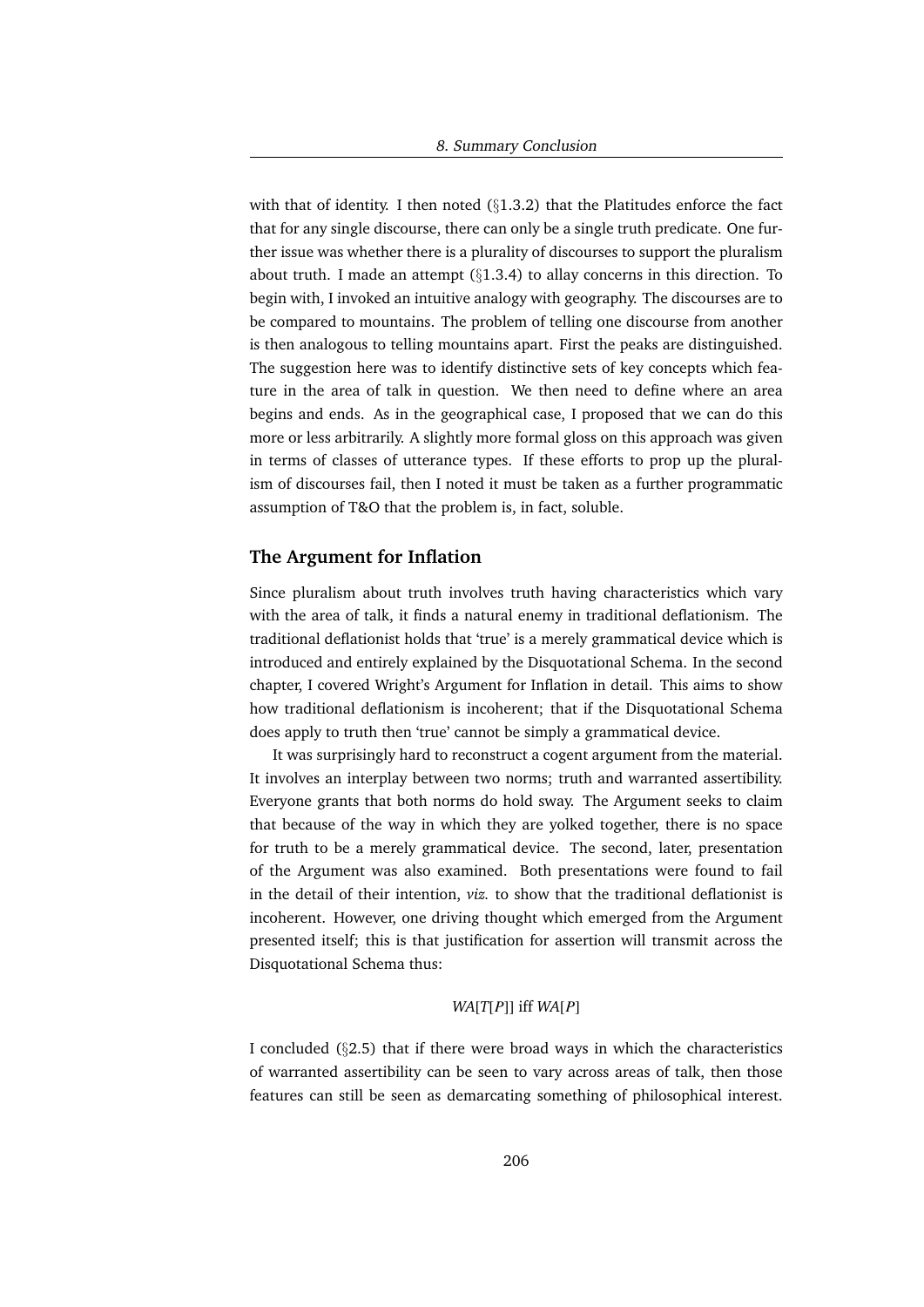with that of identity. I then noted (§1.3.2) that the Platitudes enforce the fact that for any single discourse, there can only be a single truth predicate. One further issue was whether there is a plurality of discourses to support the pluralism about truth. I made an attempt (§1.3.4) to allay concerns in this direction. To begin with, I invoked an intuitive analogy with geography. The discourses are to be compared to mountains. The problem of telling one discourse from another is then analogous to telling mountains apart. First the peaks are distinguished. The suggestion here was to identify distinctive sets of key concepts which feature in the area of talk in question. We then need to define where an area begins and ends. As in the geographical case, I proposed that we can do this more or less arbitrarily. A slightly more formal gloss on this approach was given in terms of classes of utterance types. If these efforts to prop up the pluralism of discourses fail, then I noted it must be taken as a further programmatic assumption of T&O that the problem is, in fact, soluble.

## The Argument for Inflation

Since pluralism about truth involves truth having characteristics which vary with the area of talk, it finds a natural enemy in traditional deflationism. The traditional deflationist holds that 'true' is a merely grammatical device which is introduced and entirely explained by the Disquotational Schema. In the second chapter, I covered Wright's Argument for Inflation in detail. This aims to show how traditional deflationism is incoherent; that if the Disquotational Schema does apply to truth then 'true' cannot be simply a grammatical device.

It was surprisingly hard to reconstruct a cogent argument from the material. It involves an interplay between two norms; truth and warranted assertibility. Everyone grants that both norms do hold sway. The Argument seeks to claim that because of the way in which they are yolked together, there is no space for truth to be a merely grammatical device. The second, later, presentation of the Argument was also examined. Both presentations were found to fail in the detail of their intention, *viz.* to show that the traditional deflationist is incoherent. However, one driving thought which emerged from the Argument presented itself; this is that justification for assertion will transmit across the Disquotational Schema thus:

$$WA[T[P]] \text{ iff } WA[P]$$

I concluded (§2.5) that if there were broad ways in which the characteristics of warranted assertibility can be seen to vary across areas of talk, then those features can still be seen as demarcating something of philosophical interest.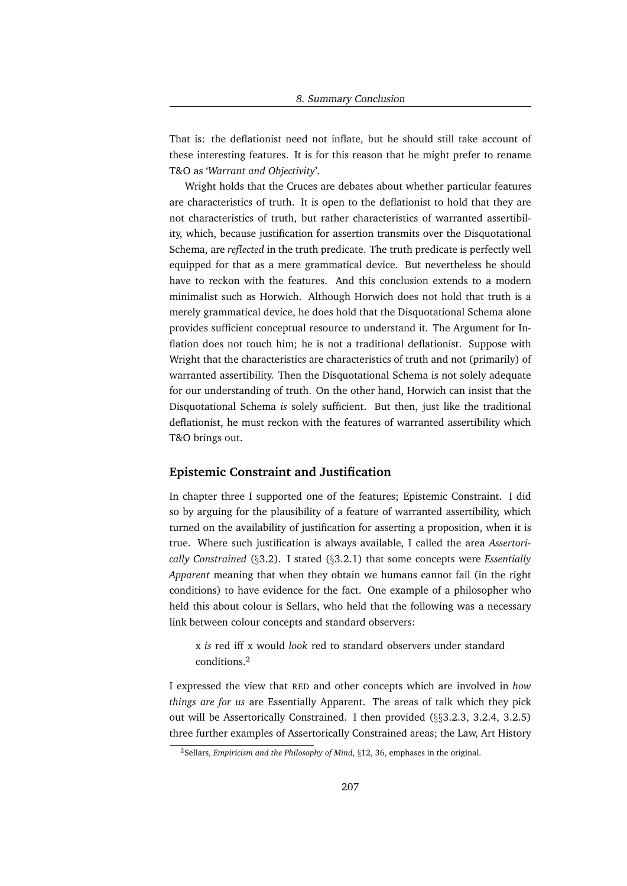That is: the deflationist need not inflate, but he should still take account of these interesting features. It is for this reason that he might prefer to rename T&O as '*Warrant and Objectivity*'.

Wright holds that the Cruces are debates about whether particular features are characteristics of truth. It is open to the deflationist to hold that they are not characteristics of truth, but rather characteristics of warranted assertibility, which, because justification for assertion transmits over the Disquotational Schema, are *reflected* in the truth predicate. The truth predicate is perfectly well equipped for that as a mere grammatical device. But nevertheless he should have to reckon with the features. And this conclusion extends to a modern minimalist such as Horwich. Although Horwich does not hold that truth is a merely grammatical device, he does hold that the Disquotational Schema alone provides sufficient conceptual resource to understand it. The Argument for Inflation does not touch him; he is not a traditional deflationist. Suppose with Wright that the characteristics are characteristics of truth and not (primarily) of warranted assertibility. Then the Disquotational Schema is not solely adequate for our understanding of truth. On the other hand, Horwich can insist that the Disquotational Schema *is* solely sufficient. But then, just like the traditional deflationist, he must reckon with the features of warranted assertibility which T&O brings out.

### Epistemic Constraint and Justification

In chapter three I supported one of the features; Epistemic Constraint. I did so by arguing for the plausibility of a feature of warranted assertibility, which turned on the availability of justification for asserting a proposition, when it is true. Where such justification is always available, I called the area *Assertorically Constrained* (§3.2). I stated (§3.2.1) that some concepts were *Essentially Apparent* meaning that when they obtain we humans cannot fail (in the right conditions) to have evidence for the fact. One example of a philosopher who held this about colour is Sellars, who held that the following was a necessary link between colour concepts and standard observers:

> x *is* red iff x would *look* red to standard observers under standard conditions.[2]

I expressed the view that RED and other concepts which are involved in *how things are for us* are Essentially Apparent. The areas of talk which they pick out will be Assertorically Constrained. I then provided (§§3.2.3, 3.2.4, 3.2.5) three further examples of Assertorically Constrained areas; the Law, Art History

[2]Sellars, *Empiricism and the Philosophy of Mind*, §12, 36, emphases in the original.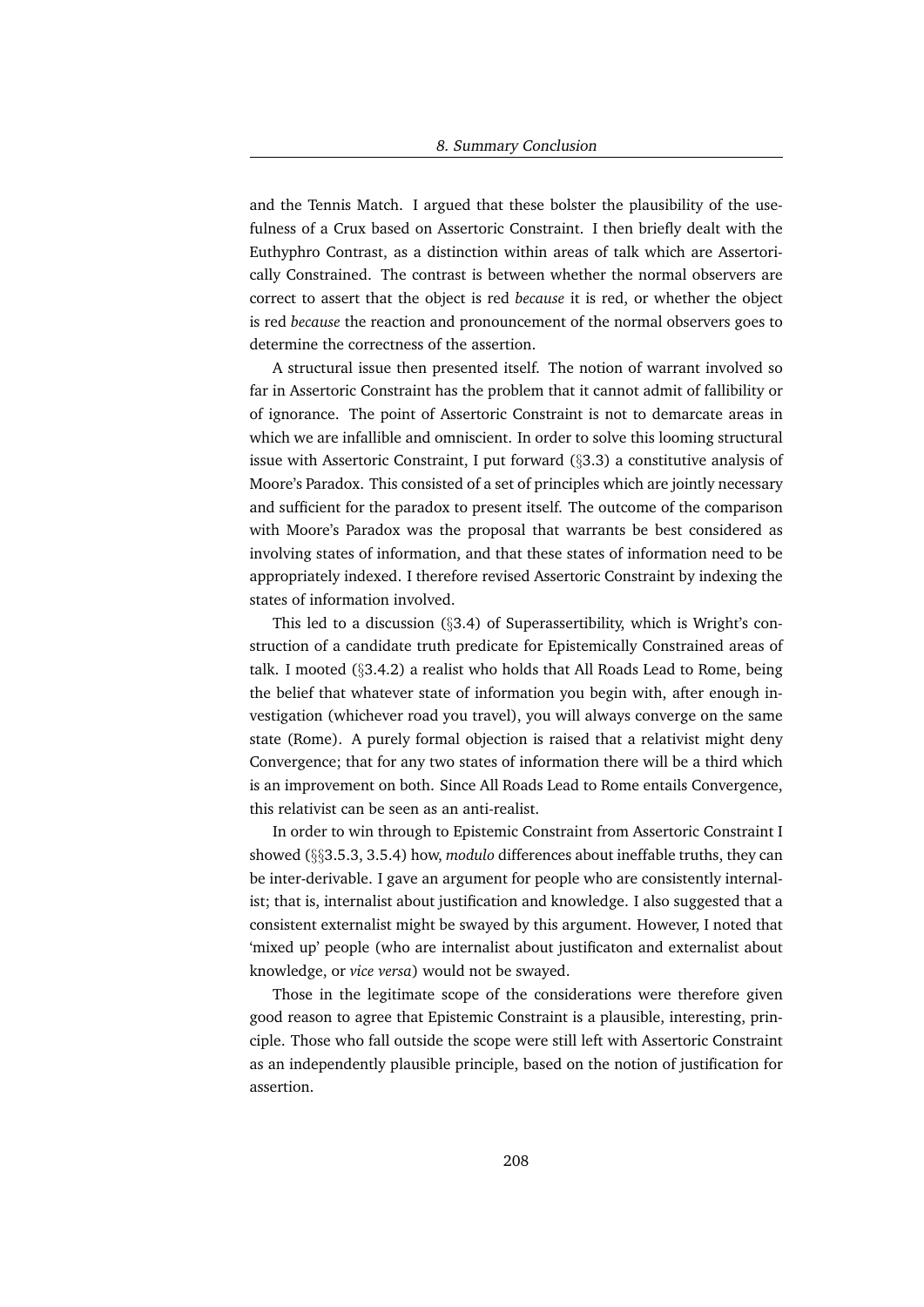and the Tennis Match. I argued that these bolster the plausibility of the usefulness of a Crux based on Assertoric Constraint. I then briefly dealt with the Euthyphro Contrast, as a distinction within areas of talk which are Assertorically Constrained. The contrast is between whether the normal observers are correct to assert that the object is red *because* it is red, or whether the object is red *because* the reaction and pronouncement of the normal observers goes to determine the correctness of the assertion.

A structural issue then presented itself. The notion of warrant involved so far in Assertoric Constraint has the problem that it cannot admit of fallibility or of ignorance. The point of Assertoric Constraint is not to demarcate areas in which we are infallible and omniscient. In order to solve this looming structural issue with Assertoric Constraint, I put forward (§3.3) a constitutive analysis of Moore's Paradox. This consisted of a set of principles which are jointly necessary and sufficient for the paradox to present itself. The outcome of the comparison with Moore's Paradox was the proposal that warrants be best considered as involving states of information, and that these states of information need to be appropriately indexed. I therefore revised Assertoric Constraint by indexing the states of information involved.

This led to a discussion (§3.4) of Superassertibility, which is Wright's construction of a candidate truth predicate for Epistemically Constrained areas of talk. I mooted (§3.4.2) a realist who holds that All Roads Lead to Rome, being the belief that whatever state of information you begin with, after enough investigation (whichever road you travel), you will always converge on the same state (Rome). A purely formal objection is raised that a relativist might deny Convergence; that for any two states of information there will be a third which is an improvement on both. Since All Roads Lead to Rome entails Convergence, this relativist can be seen as an anti-realist.

In order to win through to Epistemic Constraint from Assertoric Constraint I showed (§§3.5.3, 3.5.4) how, *modulo* differences about ineffable truths, they can be inter-derivable. I gave an argument for people who are consistently internalist; that is, internalist about justification and knowledge. I also suggested that a consistent externalist might be swayed by this argument. However, I noted that 'mixed up' people (who are internalist about justificaton and externalist about knowledge, or *vice versa*) would not be swayed.

Those in the legitimate scope of the considerations were therefore given good reason to agree that Epistemic Constraint is a plausible, interesting, principle. Those who fall outside the scope were still left with Assertoric Constraint as an independently plausible principle, based on the notion of justification for assertion.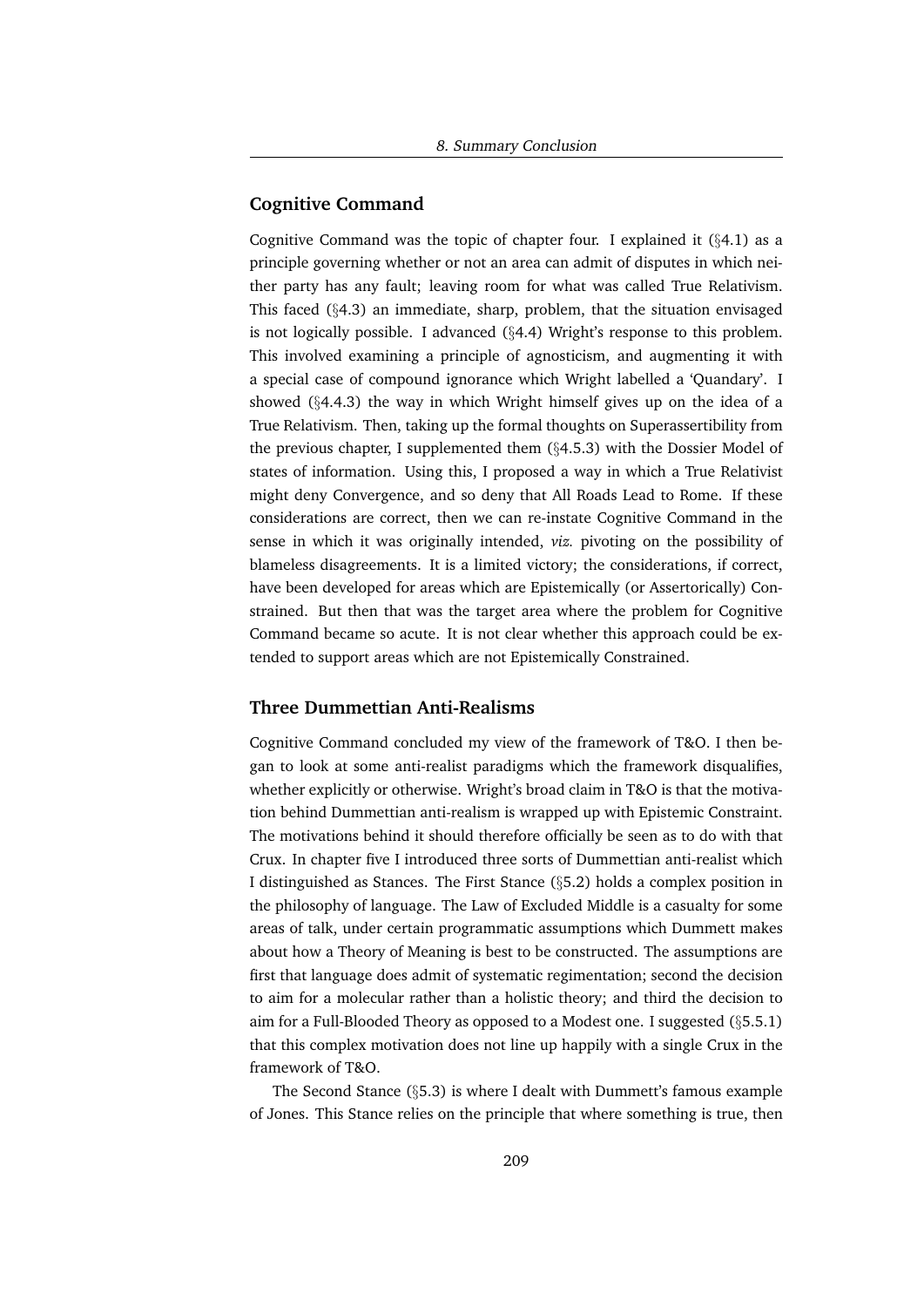### Cognitive Command

Cognitive Command was the topic of chapter four. I explained it (§4.1) as a principle governing whether or not an area can admit of disputes in which neither party has any fault; leaving room for what was called True Relativism. This faced (§4.3) an immediate, sharp, problem, that the situation envisaged is not logically possible. I advanced (§4.4) Wright's response to this problem. This involved examining a principle of agnosticism, and augmenting it with a special case of compound ignorance which Wright labelled a 'Quandary'. I showed (§4.4.3) the way in which Wright himself gives up on the idea of a True Relativism. Then, taking up the formal thoughts on Superassertibility from the previous chapter, I supplemented them (§4.5.3) with the Dossier Model of states of information. Using this, I proposed a way in which a True Relativist might deny Convergence, and so deny that All Roads Lead to Rome. If these considerations are correct, then we can re-instate Cognitive Command in the sense in which it was originally intended, *viz.* pivoting on the possibility of blameless disagreements. It is a limited victory; the considerations, if correct, have been developed for areas which are Epistemically (or Assertorically) Constrained. But then that was the target area where the problem for Cognitive Command became so acute. It is not clear whether this approach could be extended to support areas which are not Epistemically Constrained.

### Three Dummettian Anti-Realisms

Cognitive Command concluded my view of the framework of T&O. I then began to look at some anti-realist paradigms which the framework disqualifies, whether explicitly or otherwise. Wright's broad claim in T&O is that the motivation behind Dummettian anti-realism is wrapped up with Epistemic Constraint. The motivations behind it should therefore officially be seen as to do with that Crux. In chapter five I introduced three sorts of Dummettian anti-realist which I distinguished as Stances. The First Stance (§5.2) holds a complex position in the philosophy of language. The Law of Excluded Middle is a casualty for some areas of talk, under certain programmatic assumptions which Dummett makes about how a Theory of Meaning is best to be constructed. The assumptions are first that language does admit of systematic regimentation; second the decision to aim for a molecular rather than a holistic theory; and third the decision to aim for a Full-Blooded Theory as opposed to a Modest one. I suggested (§5.5.1) that this complex motivation does not line up happily with a single Crux in the framework of T&O.

The Second Stance (§5.3) is where I dealt with Dummett's famous example of Jones. This Stance relies on the principle that where something is true, then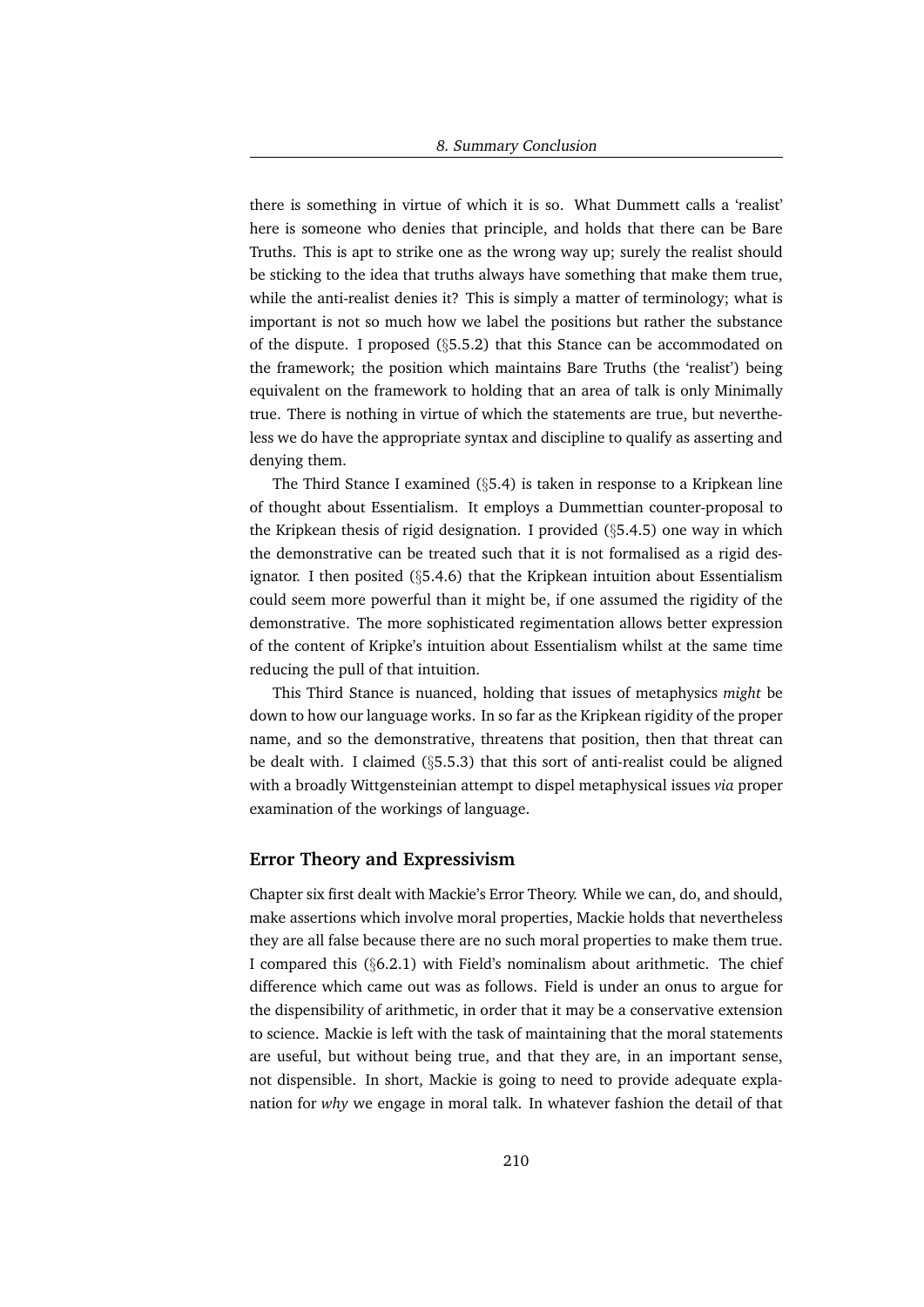there is something in virtue of which it is so. What Dummett calls a 'realist' here is someone who denies that principle, and holds that there can be Bare Truths. This is apt to strike one as the wrong way up; surely the realist should be sticking to the idea that truths always have something that make them true, while the anti-realist denies it? This is simply a matter of terminology; what is important is not so much how we label the positions but rather the substance of the dispute. I proposed (§5.5.2) that this Stance can be accommodated on the framework; the position which maintains Bare Truths (the 'realist') being equivalent on the framework to holding that an area of talk is only Minimally true. There is nothing in virtue of which the statements are true, but nevertheless we do have the appropriate syntax and discipline to qualify as asserting and denying them.

The Third Stance I examined (§5.4) is taken in response to a Kripkean line of thought about Essentialism. It employs a Dummettian counter-proposal to the Kripkean thesis of rigid designation. I provided (§5.4.5) one way in which the demonstrative can be treated such that it is not formalised as a rigid designator. I then posited (§5.4.6) that the Kripkean intuition about Essentialism could seem more powerful than it might be, if one assumed the rigidity of the demonstrative. The more sophisticated regimentation allows better expression of the content of Kripke's intuition about Essentialism whilst at the same time reducing the pull of that intuition.

This Third Stance is nuanced, holding that issues of metaphysics *might* be down to how our language works. In so far as the Kripkean rigidity of the proper name, and so the demonstrative, threatens that position, then that threat can be dealt with. I claimed (§5.5.3) that this sort of anti-realist could be aligned with a broadly Wittgensteinian attempt to dispel metaphysical issues *via* proper examination of the workings of language.

### Error Theory and Expressivism

Chapter six first dealt with Mackie's Error Theory. While we can, do, and should, make assertions which involve moral properties, Mackie holds that nevertheless they are all false because there are no such moral properties to make them true. I compared this (§6.2.1) with Field's nominalism about arithmetic. The chief difference which came out was as follows. Field is under an onus to argue for the dispensibility of arithmetic, in order that it may be a conservative extension to science. Mackie is left with the task of maintaining that the moral statements are useful, but without being true, and that they are, in an important sense, not dispensible. In short, Mackie is going to need to provide adequate explanation for *why* we engage in moral talk. In whatever fashion the detail of that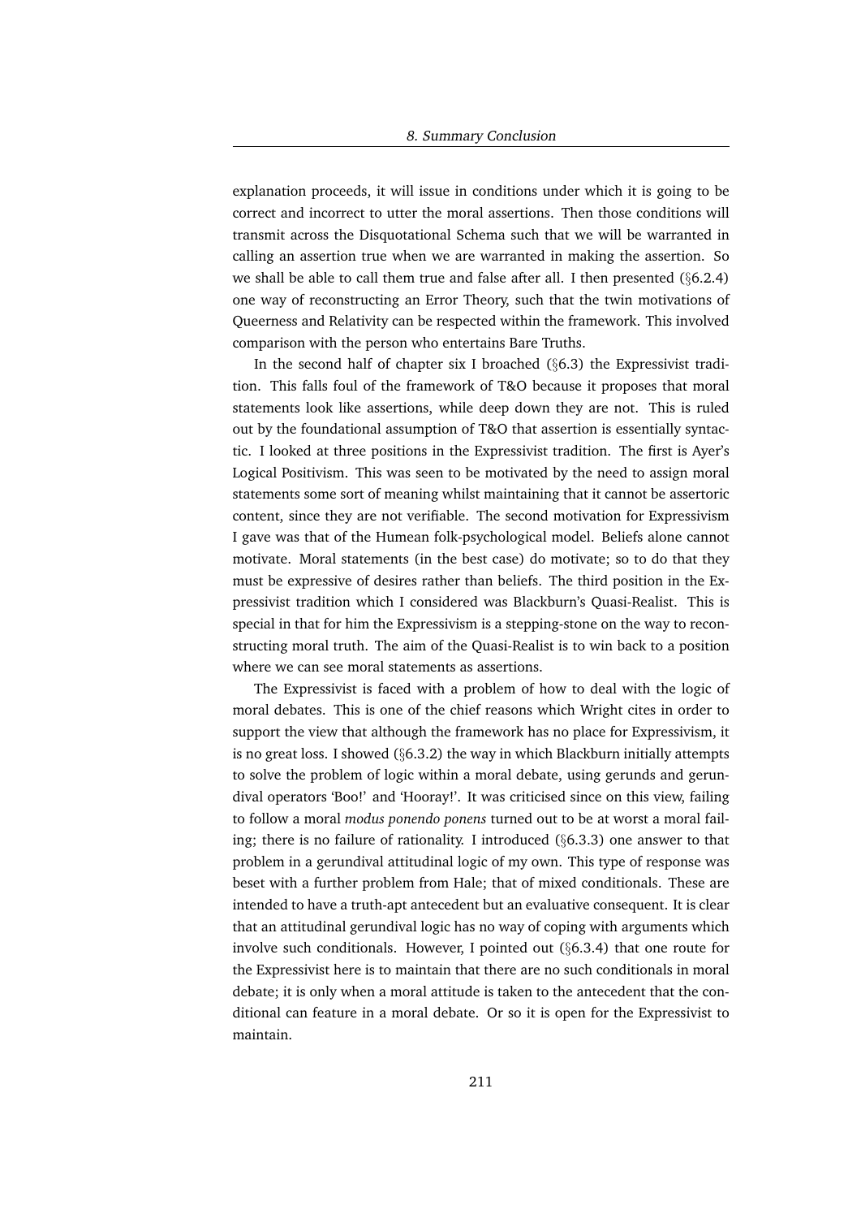explanation proceeds, it will issue in conditions under which it is going to be correct and incorrect to utter the moral assertions. Then those conditions will transmit across the Disquotational Schema such that we will be warranted in calling an assertion true when we are warranted in making the assertion. So we shall be able to call them true and false after all. I then presented (§6.2.4) one way of reconstructing an Error Theory, such that the twin motivations of Queerness and Relativity can be respected within the framework. This involved comparison with the person who entertains Bare Truths.

In the second half of chapter six I broached (§6.3) the Expressivist tradition. This falls foul of the framework of T&O because it proposes that moral statements look like assertions, while deep down they are not. This is ruled out by the foundational assumption of T&O that assertion is essentially syntactic. I looked at three positions in the Expressivist tradition. The first is Ayer's Logical Positivism. This was seen to be motivated by the need to assign moral statements some sort of meaning whilst maintaining that it cannot be assertoric content, since they are not verifiable. The second motivation for Expressivism I gave was that of the Humean folk-psychological model. Beliefs alone cannot motivate. Moral statements (in the best case) do motivate; so to do that they must be expressive of desires rather than beliefs. The third position in the Expressivist tradition which I considered was Blackburn's Quasi-Realist. This is special in that for him the Expressivism is a stepping-stone on the way to reconstructing moral truth. The aim of the Quasi-Realist is to win back to a position where we can see moral statements as assertions.

The Expressivist is faced with a problem of how to deal with the logic of moral debates. This is one of the chief reasons which Wright cites in order to support the view that although the framework has no place for Expressivism, it is no great loss. I showed (§6.3.2) the way in which Blackburn initially attempts to solve the problem of logic within a moral debate, using gerunds and gerundival operators 'Boo!' and 'Hooray!'. It was criticised since on this view, failing to follow a moral *modus ponendo ponens* turned out to be at worst a moral failing; there is no failure of rationality. I introduced (§6.3.3) one answer to that problem in a gerundival attitudinal logic of my own. This type of response was beset with a further problem from Hale; that of mixed conditionals. These are intended to have a truth-apt antecedent but an evaluative consequent. It is clear that an attitudinal gerundival logic has no way of coping with arguments which involve such conditionals. However, I pointed out (§6.3.4) that one route for the Expressivist here is to maintain that there are no such conditionals in moral debate; it is only when a moral attitude is taken to the antecedent that the conditional can feature in a moral debate. Or so it is open for the Expressivist to maintain.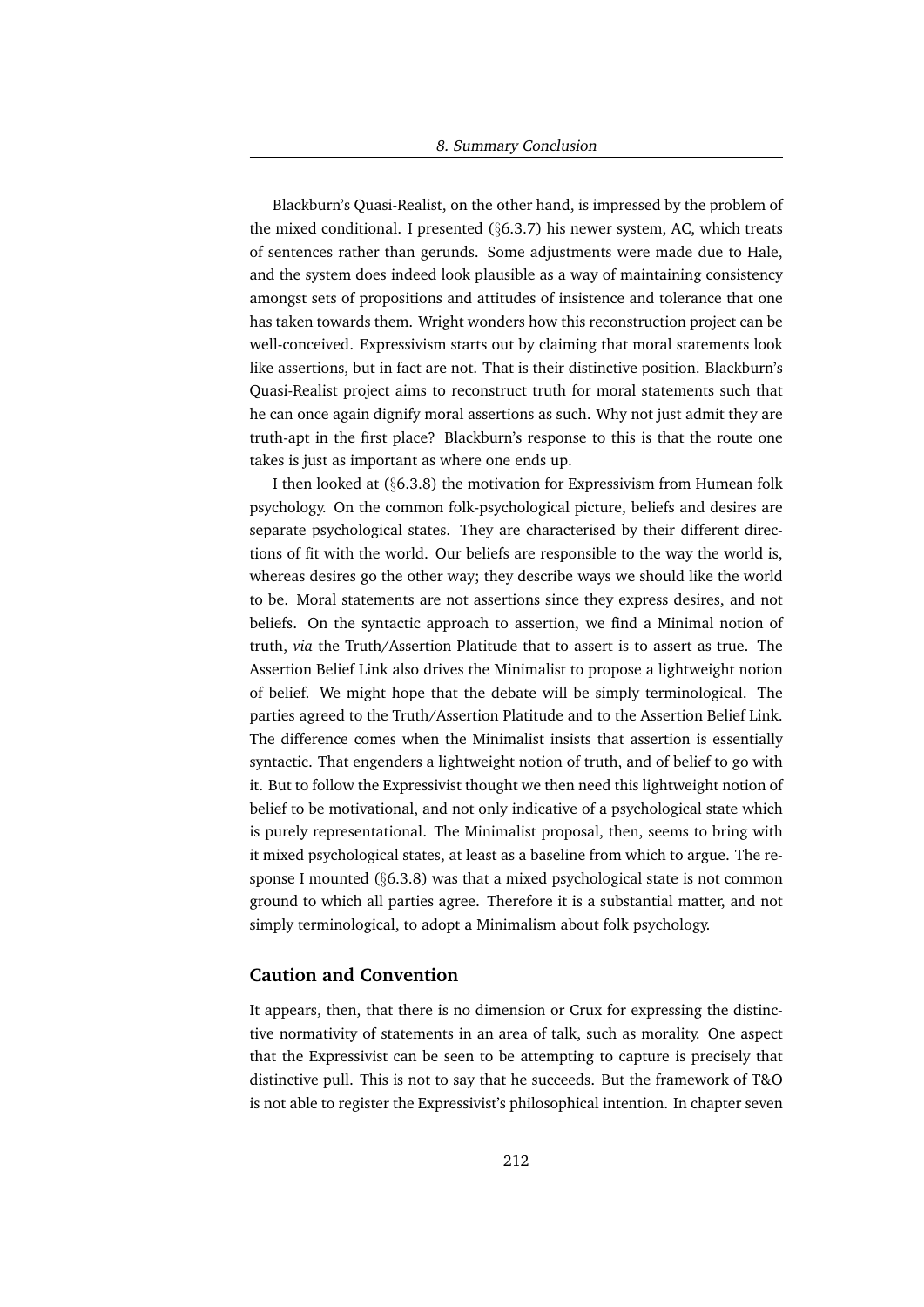Blackburn's Quasi-Realist, on the other hand, is impressed by the problem of the mixed conditional. I presented (§6.3.7) his newer system, AC, which treats of sentences rather than gerunds. Some adjustments were made due to Hale, and the system does indeed look plausible as a way of maintaining consistency amongst sets of propositions and attitudes of insistence and tolerance that one has taken towards them. Wright wonders how this reconstruction project can be well-conceived. Expressivism starts out by claiming that moral statements look like assertions, but in fact are not. That is their distinctive position. Blackburn's Quasi-Realist project aims to reconstruct truth for moral statements such that he can once again dignify moral assertions as such. Why not just admit they are truth-apt in the first place? Blackburn's response to this is that the route one takes is just as important as where one ends up.

I then looked at (§6.3.8) the motivation for Expressivism from Humean folk psychology. On the common folk-psychological picture, beliefs and desires are separate psychological states. They are characterised by their different directions of fit with the world. Our beliefs are responsible to the way the world is, whereas desires go the other way; they describe ways we should like the world to be. Moral statements are not assertions since they express desires, and not beliefs. On the syntactic approach to assertion, we find a Minimal notion of truth, *via* the Truth/Assertion Platitude that to assert is to assert as true. The Assertion Belief Link also drives the Minimalist to propose a lightweight notion of belief. We might hope that the debate will be simply terminological. The parties agreed to the Truth/Assertion Platitude and to the Assertion Belief Link. The difference comes when the Minimalist insists that assertion is essentially syntactic. That engenders a lightweight notion of truth, and of belief to go with it. But to follow the Expressivist thought we then need this lightweight notion of belief to be motivational, and not only indicative of a psychological state which is purely representational. The Minimalist proposal, then, seems to bring with it mixed psychological states, at least as a baseline from which to argue. The response I mounted (§6.3.8) was that a mixed psychological state is not common ground to which all parties agree. Therefore it is a substantial matter, and not simply terminological, to adopt a Minimalism about folk psychology.

### Caution and Convention

It appears, then, that there is no dimension or Crux for expressing the distinctive normativity of statements in an area of talk, such as morality. One aspect that the Expressivist can be seen to be attempting to capture is precisely that distinctive pull. This is not to say that he succeeds. But the framework of T&O is not able to register the Expressivist's philosophical intention. In chapter seven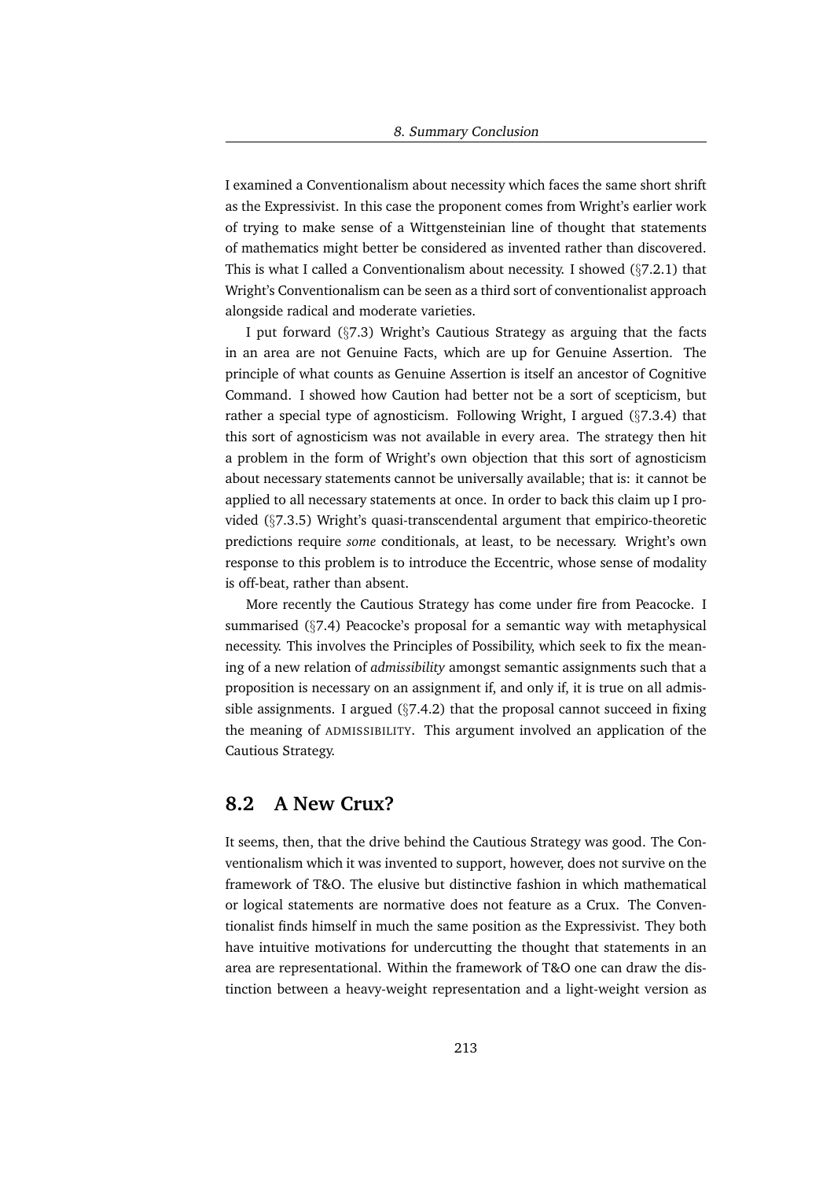I examined a Conventionalism about necessity which faces the same short shrift as the Expressivist. In this case the proponent comes from Wright's earlier work of trying to make sense of a Wittgensteinian line of thought that statements of mathematics might better be considered as invented rather than discovered. This is what I called a Conventionalism about necessity. I showed (§7.2.1) that Wright's Conventionalism can be seen as a third sort of conventionalist approach alongside radical and moderate varieties.

I put forward (§7.3) Wright's Cautious Strategy as arguing that the facts in an area are not Genuine Facts, which are up for Genuine Assertion. The principle of what counts as Genuine Assertion is itself an ancestor of Cognitive Command. I showed how Caution had better not be a sort of scepticism, but rather a special type of agnosticism. Following Wright, I argued (§7.3.4) that this sort of agnosticism was not available in every area. The strategy then hit a problem in the form of Wright's own objection that this sort of agnosticism about necessary statements cannot be universally available; that is: it cannot be applied to all necessary statements at once. In order to back this claim up I provided (§7.3.5) Wright's quasi-transcendental argument that empirico-theoretic predictions require *some* conditionals, at least, to be necessary. Wright's own response to this problem is to introduce the Eccentric, whose sense of modality is off-beat, rather than absent.

More recently the Cautious Strategy has come under fire from Peacocke. I summarised (§7.4) Peacocke's proposal for a semantic way with metaphysical necessity. This involves the Principles of Possibility, which seek to fix the meaning of a new relation of *admissibility* amongst semantic assignments such that a proposition is necessary on an assignment if, and only if, it is true on all admissible assignments. I argued (§7.4.2) that the proposal cannot succeed in fixing the meaning of ADMISSIBILITY. This argument involved an application of the Cautious Strategy.

## 8.2 A New Crux?

It seems, then, that the drive behind the Cautious Strategy was good. The Conventionalism which it was invented to support, however, does not survive on the framework of T&O. The elusive but distinctive fashion in which mathematical or logical statements are normative does not feature as a Crux. The Conventionalist finds himself in much the same position as the Expressivist. They both have intuitive motivations for undercutting the thought that statements in an area are representational. Within the framework of T&O one can draw the distinction between a heavy-weight representation and a light-weight version as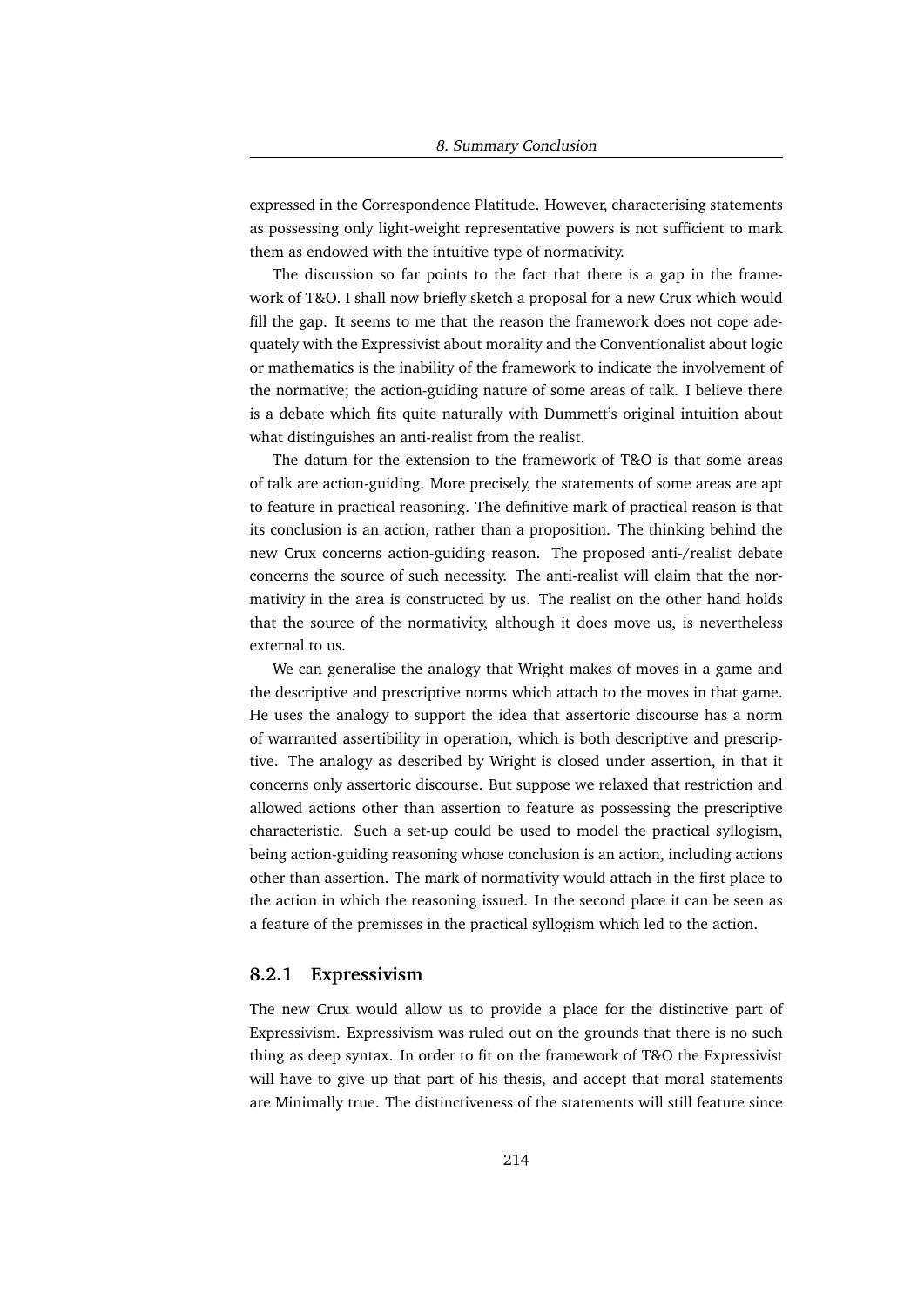expressed in the Correspondence Platitude. However, characterising statements as possessing only light-weight representative powers is not sufficient to mark them as endowed with the intuitive type of normativity.

The discussion so far points to the fact that there is a gap in the framework of T&O. I shall now briefly sketch a proposal for a new Crux which would fill the gap. It seems to me that the reason the framework does not cope adequately with the Expressivist about morality and the Conventionalist about logic or mathematics is the inability of the framework to indicate the involvement of the normative; the action-guiding nature of some areas of talk. I believe there is a debate which fits quite naturally with Dummett's original intuition about what distinguishes an anti-realist from the realist.

The datum for the extension to the framework of T&O is that some areas of talk are action-guiding. More precisely, the statements of some areas are apt to feature in practical reasoning. The definitive mark of practical reason is that its conclusion is an action, rather than a proposition. The thinking behind the new Crux concerns action-guiding reason. The proposed anti-/realist debate concerns the source of such necessity. The anti-realist will claim that the normativity in the area is constructed by us. The realist on the other hand holds that the source of the normativity, although it does move us, is nevertheless external to us.

We can generalise the analogy that Wright makes of moves in a game and the descriptive and prescriptive norms which attach to the moves in that game. He uses the analogy to support the idea that assertoric discourse has a norm of warranted assertibility in operation, which is both descriptive and prescriptive. The analogy as described by Wright is closed under assertion, in that it concerns only assertoric discourse. But suppose we relaxed that restriction and allowed actions other than assertion to feature as possessing the prescriptive characteristic. Such a set-up could be used to model the practical syllogism, being action-guiding reasoning whose conclusion is an action, including actions other than assertion. The mark of normativity would attach in the first place to the action in which the reasoning issued. In the second place it can be seen as a feature of the premisses in the practical syllogism which led to the action.

### 8.2.1 Expressivism

The new Crux would allow us to provide a place for the distinctive part of Expressivism. Expressivism was ruled out on the grounds that there is no such thing as deep syntax. In order to fit on the framework of T&O the Expressivist will have to give up that part of his thesis, and accept that moral statements are Minimally true. The distinctiveness of the statements will still feature since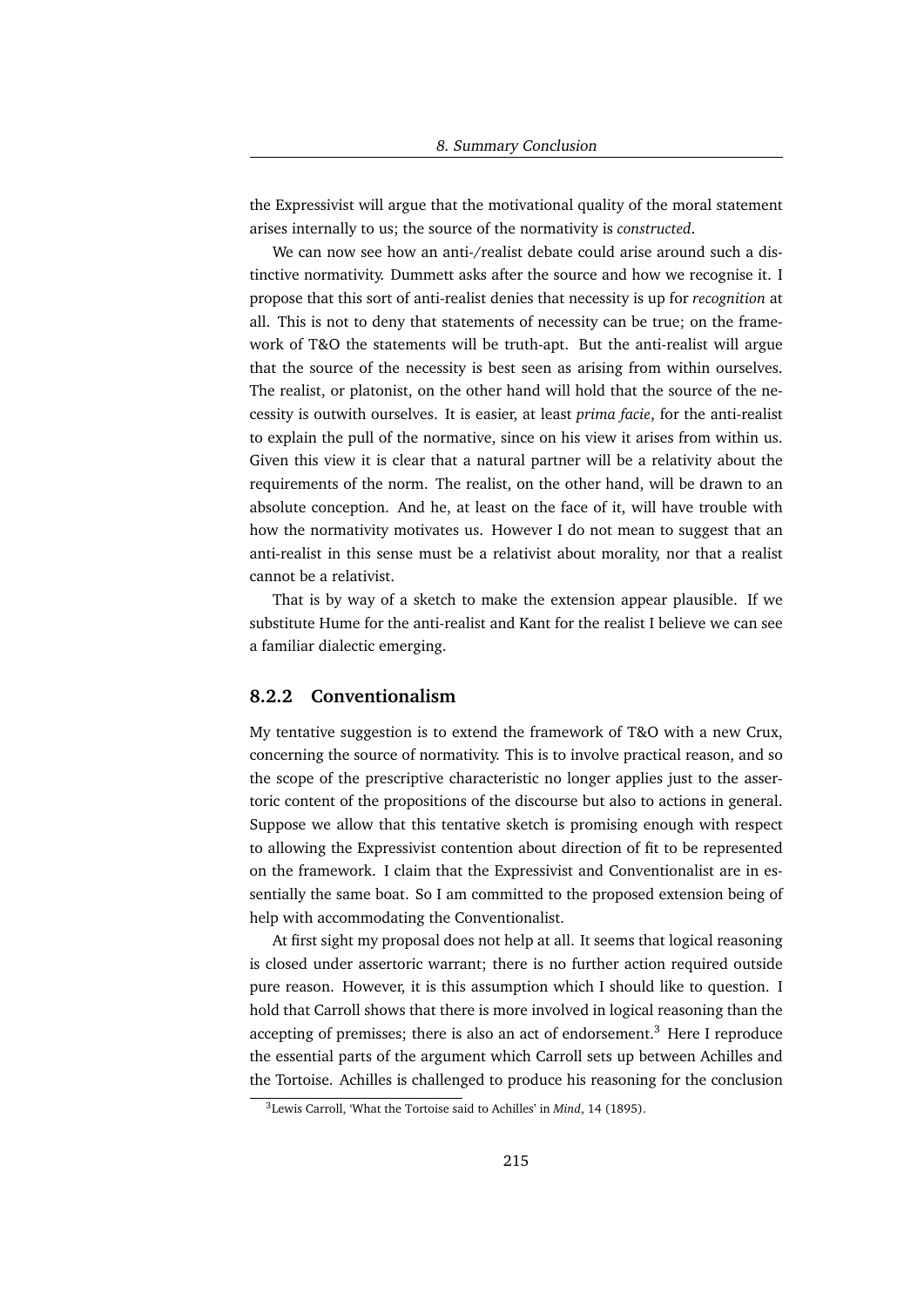the Expressivist will argue that the motivational quality of the moral statement arises internally to us; the source of the normativity is *constructed*.

We can now see how an anti-/realist debate could arise around such a distinctive normativity. Dummett asks after the source and how we recognise it. I propose that this sort of anti-realist denies that necessity is up for *recognition* at all. This is not to deny that statements of necessity can be true; on the framework of T&O the statements will be truth-apt. But the anti-realist will argue that the source of the necessity is best seen as arising from within ourselves. The realist, or platonist, on the other hand will hold that the source of the necessity is outwith ourselves. It is easier, at least *prima facie*, for the anti-realist to explain the pull of the normative, since on his view it arises from within us. Given this view it is clear that a natural partner will be a relativity about the requirements of the norm. The realist, on the other hand, will be drawn to an absolute conception. And he, at least on the face of it, will have trouble with how the normativity motivates us. However I do not mean to suggest that an anti-realist in this sense must be a relativist about morality, nor that a realist cannot be a relativist.

That is by way of a sketch to make the extension appear plausible. If we substitute Hume for the anti-realist and Kant for the realist I believe we can see a familiar dialectic emerging.

### 8.2.2 Conventionalism

My tentative suggestion is to extend the framework of T&O with a new Crux, concerning the source of normativity. This is to involve practical reason, and so the scope of the prescriptive characteristic no longer applies just to the assertoric content of the propositions of the discourse but also to actions in general. Suppose we allow that this tentative sketch is promising enough with respect to allowing the Expressivist contention about direction of fit to be represented on the framework. I claim that the Expressivist and Conventionalist are in essentially the same boat. So I am committed to the proposed extension being of help with accommodating the Conventionalist.

At first sight my proposal does not help at all. It seems that logical reasoning is closed under assertoric warrant; there is no further action required outside pure reason. However, it is this assumption which I should like to question. I hold that Carroll shows that there is more involved in logical reasoning than the accepting of premisses; there is also an act of endorsement.[3] Here I reproduce the essential parts of the argument which Carroll sets up between Achilles and the Tortoise. Achilles is challenged to produce his reasoning for the conclusion

[3]Lewis Carroll, 'What the Tortoise said to Achilles' in *Mind*, 14 (1895).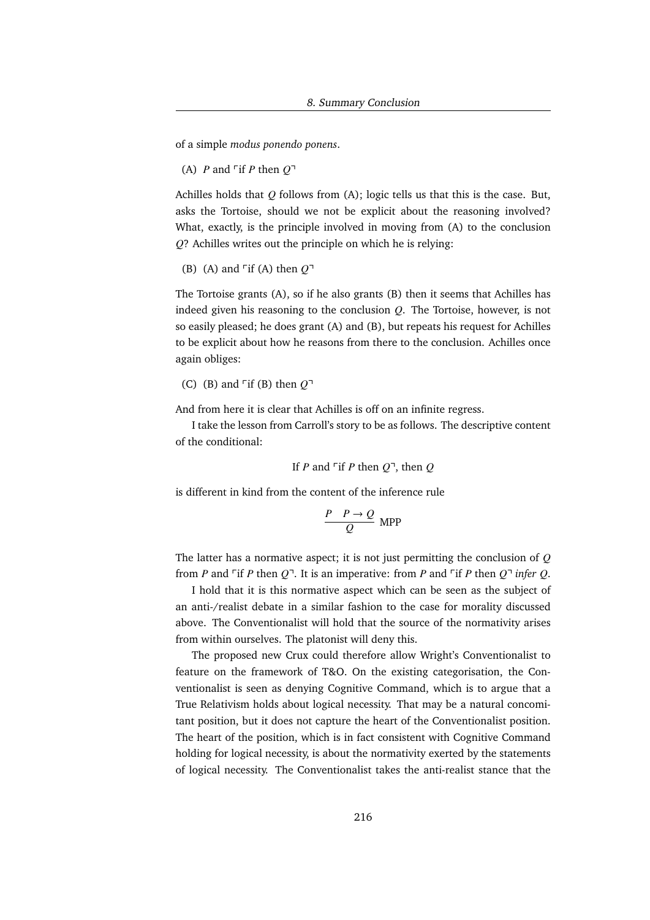of a simple *modus ponendo ponens*.

(A) $P$ and ⌜if $P$ then $Q$⌝

Achilles holds that $Q$ follows from (A); logic tells us that this is the case. But, asks the Tortoise, should we not be explicit about the reasoning involved? What, exactly, is the principle involved in moving from (A) to the conclusion $Q$? Achilles writes out the principle on which he is relying:

(B) (A) and ⌜if (A) then $Q$⌝

The Tortoise grants (A), so if he also grants (B) then it seems that Achilles has indeed given his reasoning to the conclusion $Q$. The Tortoise, however, is not so easily pleased; he does grant (A) and (B), but repeats his request for Achilles to be explicit about how he reasons from there to the conclusion. Achilles once again obliges:

(C) (B) and ⌜if (B) then $Q$⌝

And from here it is clear that Achilles is off on an infinite regress.

I take the lesson from Carroll's story to be as follows. The descriptive content of the conditional:

If $P$ and ⌜if $P$ then $Q$⌝, then $Q$

is different in kind from the content of the inference rule

$$\frac{P \quad P \rightarrow Q}{Q}\ \text{MPP}$$

The latter has a normative aspect; it is not just permitting the conclusion of $Q$ from $P$ and ⌜if $P$ then $Q$⌝. It is an imperative: from $P$ and ⌜if $P$ then $Q$⌝ *infer* $Q$.

I hold that it is this normative aspect which can be seen as the subject of an anti-/realist debate in a similar fashion to the case for morality discussed above. The Conventionalist will hold that the source of the normativity arises from within ourselves. The platonist will deny this.

The proposed new Crux could therefore allow Wright's Conventionalist to feature on the framework of T&O. On the existing categorisation, the Conventionalist is seen as denying Cognitive Command, which is to argue that a True Relativism holds about logical necessity. That may be a natural concomitant position, but it does not capture the heart of the Conventionalist position. The heart of the position, which is in fact consistent with Cognitive Command holding for logical necessity, is about the normativity exerted by the statements of logical necessity. The Conventionalist takes the anti-realist stance that the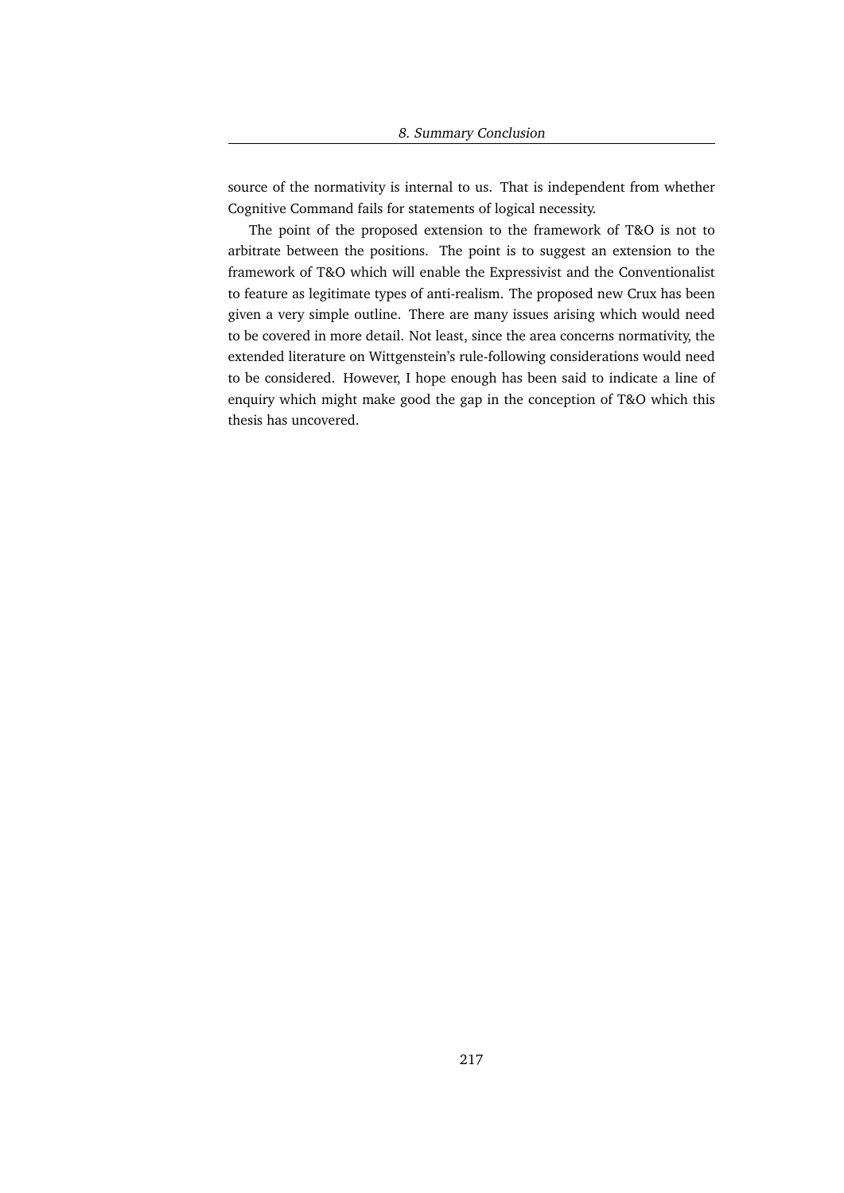source of the normativity is internal to us. That is independent from whether Cognitive Command fails for statements of logical necessity.

The point of the proposed extension to the framework of T&O is not to arbitrate between the positions. The point is to suggest an extension to the framework of T&O which will enable the Expressivist and the Conventionalist to feature as legitimate types of anti-realism. The proposed new Crux has been given a very simple outline. There are many issues arising which would need to be covered in more detail. Not least, since the area concerns normativity, the extended literature on Wittgenstein's rule-following considerations would need to be considered. However, I hope enough has been said to indicate a line of enquiry which might make good the gap in the conception of T&O which this thesis has uncovered.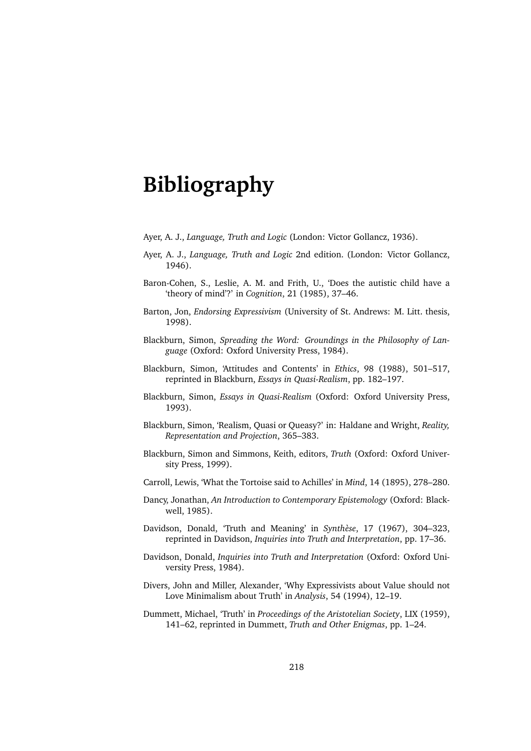# Bibliography

Ayer, A. J., *Language, Truth and Logic* (London: Victor Gollancz, 1936).

Ayer, A. J., *Language, Truth and Logic* 2nd edition. (London: Victor Gollancz, 1946).

Baron-Cohen, S., Leslie, A. M. and Frith, U., 'Does the autistic child have a 'theory of mind'?' in *Cognition*, 21 (1985), 37–46.

Barton, Jon, *Endorsing Expressivism* (University of St. Andrews: M. Litt. thesis, 1998).

Blackburn, Simon, *Spreading the Word: Groundings in the Philosophy of Language* (Oxford: Oxford University Press, 1984).

Blackburn, Simon, 'Attitudes and Contents' in *Ethics*, 98 (1988), 501–517, reprinted in Blackburn, *Essays in Quasi-Realism*, pp. 182–197.

Blackburn, Simon, *Essays in Quasi-Realism* (Oxford: Oxford University Press, 1993).

Blackburn, Simon, 'Realism, Quasi or Queasy?' in: Haldane and Wright, *Reality, Representation and Projection*, 365–383.

Blackburn, Simon and Simmons, Keith, editors, *Truth* (Oxford: Oxford University Press, 1999).

Carroll, Lewis, 'What the Tortoise said to Achilles' in *Mind*, 14 (1895), 278–280.

Dancy, Jonathan, *An Introduction to Contemporary Epistemology* (Oxford: Blackwell, 1985).

Davidson, Donald, 'Truth and Meaning' in *Synthèse*, 17 (1967), 304–323, reprinted in Davidson, *Inquiries into Truth and Interpretation*, pp. 17–36.

Davidson, Donald, *Inquiries into Truth and Interpretation* (Oxford: Oxford University Press, 1984).

Divers, John and Miller, Alexander, 'Why Expressivists about Value should not Love Minimalism about Truth' in *Analysis*, 54 (1994), 12–19.

Dummett, Michael, 'Truth' in *Proceedings of the Aristotelian Society*, LIX (1959), 141–62, reprinted in Dummett, *Truth and Other Enigmas*, pp. 1–24.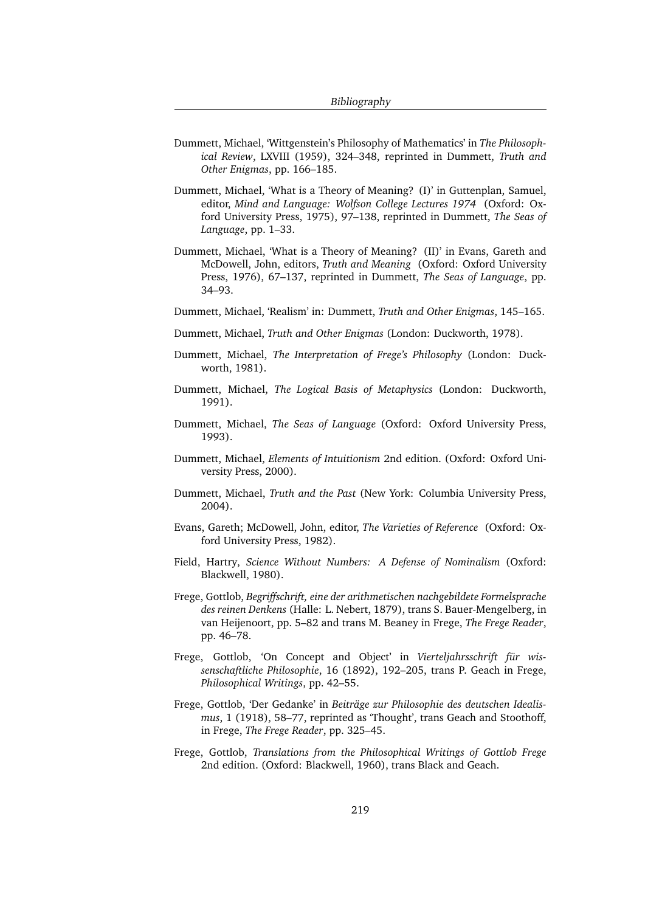Dummett, Michael, 'Wittgenstein's Philosophy of Mathematics' in *The Philosophical Review*, LXVIII (1959), 324–348, reprinted in Dummett, *Truth and Other Enigmas*, pp. 166–185.

Dummett, Michael, 'What is a Theory of Meaning? (I)' in Guttenplan, Samuel, editor, *Mind and Language: Wolfson College Lectures 1974* (Oxford: Oxford University Press, 1975), 97–138, reprinted in Dummett, *The Seas of Language*, pp. 1–33.

Dummett, Michael, 'What is a Theory of Meaning? (II)' in Evans, Gareth and McDowell, John, editors, *Truth and Meaning* (Oxford: Oxford University Press, 1976), 67–137, reprinted in Dummett, *The Seas of Language*, pp. 34–93.

Dummett, Michael, 'Realism' in: Dummett, *Truth and Other Enigmas*, 145–165.

Dummett, Michael, *Truth and Other Enigmas* (London: Duckworth, 1978).

Dummett, Michael, *The Interpretation of Frege's Philosophy* (London: Duckworth, 1981).

Dummett, Michael, *The Logical Basis of Metaphysics* (London: Duckworth, 1991).

Dummett, Michael, *The Seas of Language* (Oxford: Oxford University Press, 1993).

Dummett, Michael, *Elements of Intuitionism* 2nd edition. (Oxford: Oxford University Press, 2000).

Dummett, Michael, *Truth and the Past* (New York: Columbia University Press, 2004).

Evans, Gareth; McDowell, John, editor, *The Varieties of Reference* (Oxford: Oxford University Press, 1982).

Field, Hartry, *Science Without Numbers: A Defense of Nominalism* (Oxford: Blackwell, 1980).

Frege, Gottlob, *Begriffschrift, eine der arithmetischen nachgebildete Formelsprache des reinen Denkens* (Halle: L. Nebert, 1879), trans S. Bauer-Mengelberg, in van Heijenoort, pp. 5–82 and trans M. Beaney in Frege, *The Frege Reader*, pp. 46–78.

Frege, Gottlob, 'On Concept and Object' in *Vierteljahrsschrift für wissenschaftliche Philosophie*, 16 (1892), 192–205, trans P. Geach in Frege, *Philosophical Writings*, pp. 42–55.

Frege, Gottlob, 'Der Gedanke' in *Beiträge zur Philosophie des deutschen Idealismus*, 1 (1918), 58–77, reprinted as 'Thought', trans Geach and Stoothoff, in Frege, *The Frege Reader*, pp. 325–45.

Frege, Gottlob, *Translations from the Philosophical Writings of Gottlob Frege* 2nd edition. (Oxford: Blackwell, 1960), trans Black and Geach.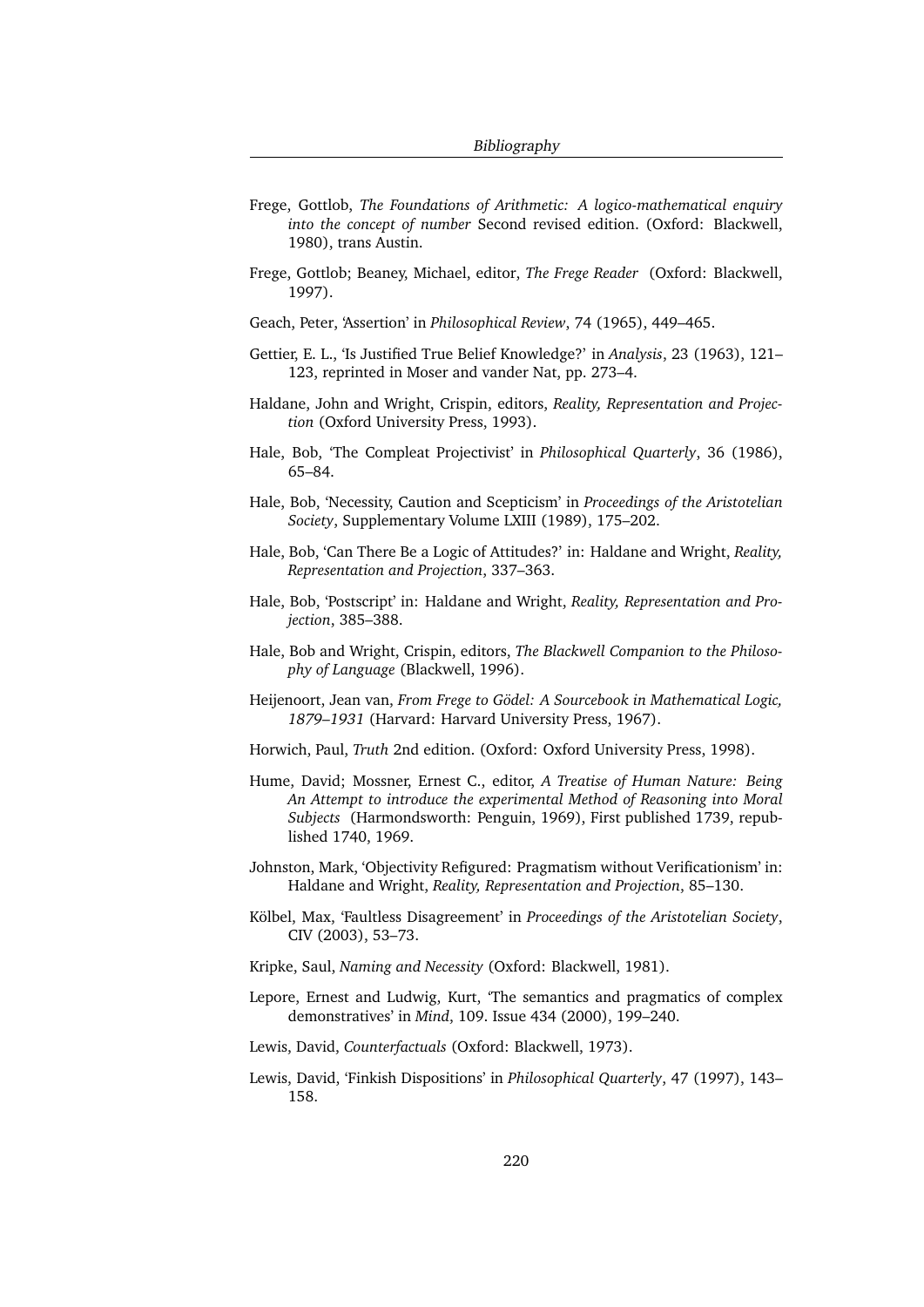Frege, Gottlob, *The Foundations of Arithmetic: A logico-mathematical enquiry into the concept of number* Second revised edition. (Oxford: Blackwell, 1980), trans Austin.

Frege, Gottlob; Beaney, Michael, editor, *The Frege Reader* (Oxford: Blackwell, 1997).

Geach, Peter, 'Assertion' in *Philosophical Review*, 74 (1965), 449–465.

Gettier, E. L., 'Is Justified True Belief Knowledge?' in *Analysis*, 23 (1963), 121–123, reprinted in Moser and vander Nat, pp. 273–4.

Haldane, John and Wright, Crispin, editors, *Reality, Representation and Projection* (Oxford University Press, 1993).

Hale, Bob, 'The Compleat Projectivist' in *Philosophical Quarterly*, 36 (1986), 65–84.

Hale, Bob, 'Necessity, Caution and Scepticism' in *Proceedings of the Aristotelian Society*, Supplementary Volume LXIII (1989), 175–202.

Hale, Bob, 'Can There Be a Logic of Attitudes?' in: Haldane and Wright, *Reality, Representation and Projection*, 337–363.

Hale, Bob, 'Postscript' in: Haldane and Wright, *Reality, Representation and Projection*, 385–388.

Hale, Bob and Wright, Crispin, editors, *The Blackwell Companion to the Philosophy of Language* (Blackwell, 1996).

Heijenoort, Jean van, *From Frege to Gödel: A Sourcebook in Mathematical Logic, 1879–1931* (Harvard: Harvard University Press, 1967).

Horwich, Paul, *Truth* 2nd edition. (Oxford: Oxford University Press, 1998).

Hume, David; Mossner, Ernest C., editor, *A Treatise of Human Nature: Being An Attempt to introduce the experimental Method of Reasoning into Moral Subjects* (Harmondsworth: Penguin, 1969), First published 1739, republished 1740, 1969.

Johnston, Mark, 'Objectivity Refigured: Pragmatism without Verificationism' in: Haldane and Wright, *Reality, Representation and Projection*, 85–130.

Kölbel, Max, 'Faultless Disagreement' in *Proceedings of the Aristotelian Society*, CIV (2003), 53–73.

Kripke, Saul, *Naming and Necessity* (Oxford: Blackwell, 1981).

Lepore, Ernest and Ludwig, Kurt, 'The semantics and pragmatics of complex demonstratives' in *Mind*, 109. Issue 434 (2000), 199–240.

Lewis, David, *Counterfactuals* (Oxford: Blackwell, 1973).

Lewis, David, 'Finkish Dispositions' in *Philosophical Quarterly*, 47 (1997), 143–158.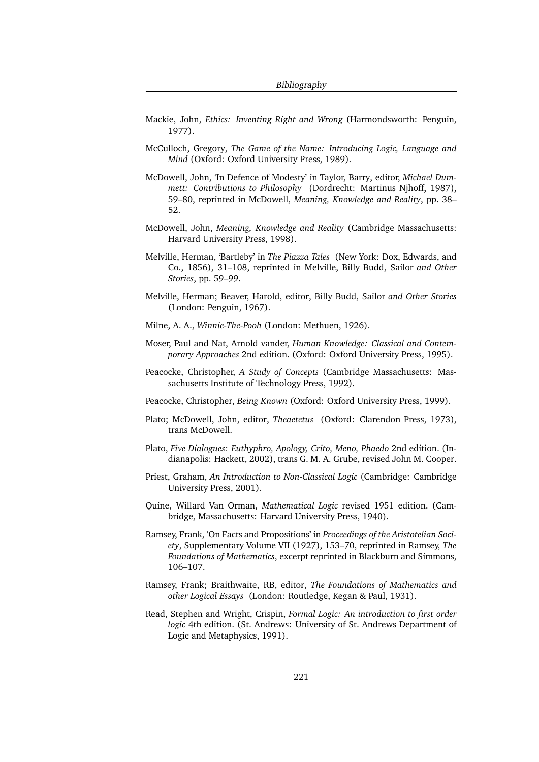Mackie, John, *Ethics: Inventing Right and Wrong* (Harmondsworth: Penguin, 1977).

McCulloch, Gregory, *The Game of the Name: Introducing Logic, Language and Mind* (Oxford: Oxford University Press, 1989).

McDowell, John, 'In Defence of Modesty' in Taylor, Barry, editor, *Michael Dummett: Contributions to Philosophy* (Dordrecht: Martinus Njhoff, 1987), 59–80, reprinted in McDowell, *Meaning, Knowledge and Reality*, pp. 38–52.

McDowell, John, *Meaning, Knowledge and Reality* (Cambridge Massachusetts: Harvard University Press, 1998).

Melville, Herman, 'Bartleby' in *The Piazza Tales* (New York: Dox, Edwards, and Co., 1856), 31–108, reprinted in Melville, Billy Budd, Sailor *and Other Stories*, pp. 59–99.

Melville, Herman; Beaver, Harold, editor, Billy Budd, Sailor *and Other Stories* (London: Penguin, 1967).

Milne, A. A., *Winnie-The-Pooh* (London: Methuen, 1926).

Moser, Paul and Nat, Arnold vander, *Human Knowledge: Classical and Contemporary Approaches* 2nd edition. (Oxford: Oxford University Press, 1995).

Peacocke, Christopher, *A Study of Concepts* (Cambridge Massachusetts: Massachusetts Institute of Technology Press, 1992).

Peacocke, Christopher, *Being Known* (Oxford: Oxford University Press, 1999).

Plato; McDowell, John, editor, *Theaetetus* (Oxford: Clarendon Press, 1973), trans McDowell.

Plato, *Five Dialogues: Euthyphro, Apology, Crito, Meno, Phaedo* 2nd edition. (Indianapolis: Hackett, 2002), trans G. M. A. Grube, revised John M. Cooper.

Priest, Graham, *An Introduction to Non-Classical Logic* (Cambridge: Cambridge University Press, 2001).

Quine, Willard Van Orman, *Mathematical Logic* revised 1951 edition. (Cambridge, Massachusetts: Harvard University Press, 1940).

Ramsey, Frank, 'On Facts and Propositions' in *Proceedings of the Aristotelian Society*, Supplementary Volume VII (1927), 153–70, reprinted in Ramsey, *The Foundations of Mathematics*, excerpt reprinted in Blackburn and Simmons, 106–107.

Ramsey, Frank; Braithwaite, RB, editor, *The Foundations of Mathematics and other Logical Essays* (London: Routledge, Kegan & Paul, 1931).

Read, Stephen and Wright, Crispin, *Formal Logic: An introduction to first order logic* 4th edition. (St. Andrews: University of St. Andrews Department of Logic and Metaphysics, 1991).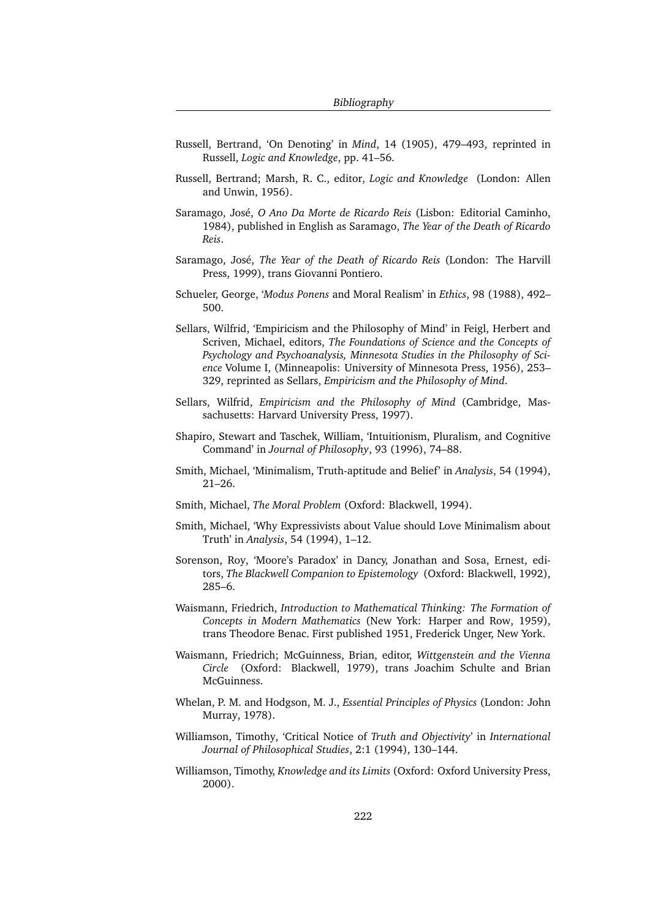Russell, Bertrand, 'On Denoting' in *Mind*, 14 (1905), 479–493, reprinted in Russell, *Logic and Knowledge*, pp. 41–56.

Russell, Bertrand; Marsh, R. C., editor, *Logic and Knowledge* (London: Allen and Unwin, 1956).

Saramago, José, *O Ano Da Morte de Ricardo Reis* (Lisbon: Editorial Caminho, 1984), published in English as Saramago, *The Year of the Death of Ricardo Reis*.

Saramago, José, *The Year of the Death of Ricardo Reis* (London: The Harvill Press, 1999), trans Giovanni Pontiero.

Schueler, George, '*Modus Ponens* and Moral Realism' in *Ethics*, 98 (1988), 492–500.

Sellars, Wilfrid, 'Empiricism and the Philosophy of Mind' in Feigl, Herbert and Scriven, Michael, editors, *The Foundations of Science and the Concepts of Psychology and Psychoanalysis, Minnesota Studies in the Philosophy of Science* Volume I, (Minneapolis: University of Minnesota Press, 1956), 253–329, reprinted as Sellars, *Empiricism and the Philosophy of Mind*.

Sellars, Wilfrid, *Empiricism and the Philosophy of Mind* (Cambridge, Massachusetts: Harvard University Press, 1997).

Shapiro, Stewart and Taschek, William, 'Intuitionism, Pluralism, and Cognitive Command' in *Journal of Philosophy*, 93 (1996), 74–88.

Smith, Michael, 'Minimalism, Truth-aptitude and Belief' in *Analysis*, 54 (1994), 21–26.

Smith, Michael, *The Moral Problem* (Oxford: Blackwell, 1994).

Smith, Michael, 'Why Expressivists about Value should Love Minimalism about Truth' in *Analysis*, 54 (1994), 1–12.

Sorenson, Roy, 'Moore's Paradox' in Dancy, Jonathan and Sosa, Ernest, editors, *The Blackwell Companion to Epistemology* (Oxford: Blackwell, 1992), 285–6.

Waismann, Friedrich, *Introduction to Mathematical Thinking: The Formation of Concepts in Modern Mathematics* (New York: Harper and Row, 1959), trans Theodore Benac. First published 1951, Frederick Unger, New York.

Waismann, Friedrich; McGuinness, Brian, editor, *Wittgenstein and the Vienna Circle* (Oxford: Blackwell, 1979), trans Joachim Schulte and Brian McGuinness.

Whelan, P. M. and Hodgson, M. J., *Essential Principles of Physics* (London: John Murray, 1978).

Williamson, Timothy, 'Critical Notice of *Truth and Objectivity*' in *International Journal of Philosophical Studies*, 2:1 (1994), 130–144.

Williamson, Timothy, *Knowledge and its Limits* (Oxford: Oxford University Press, 2000).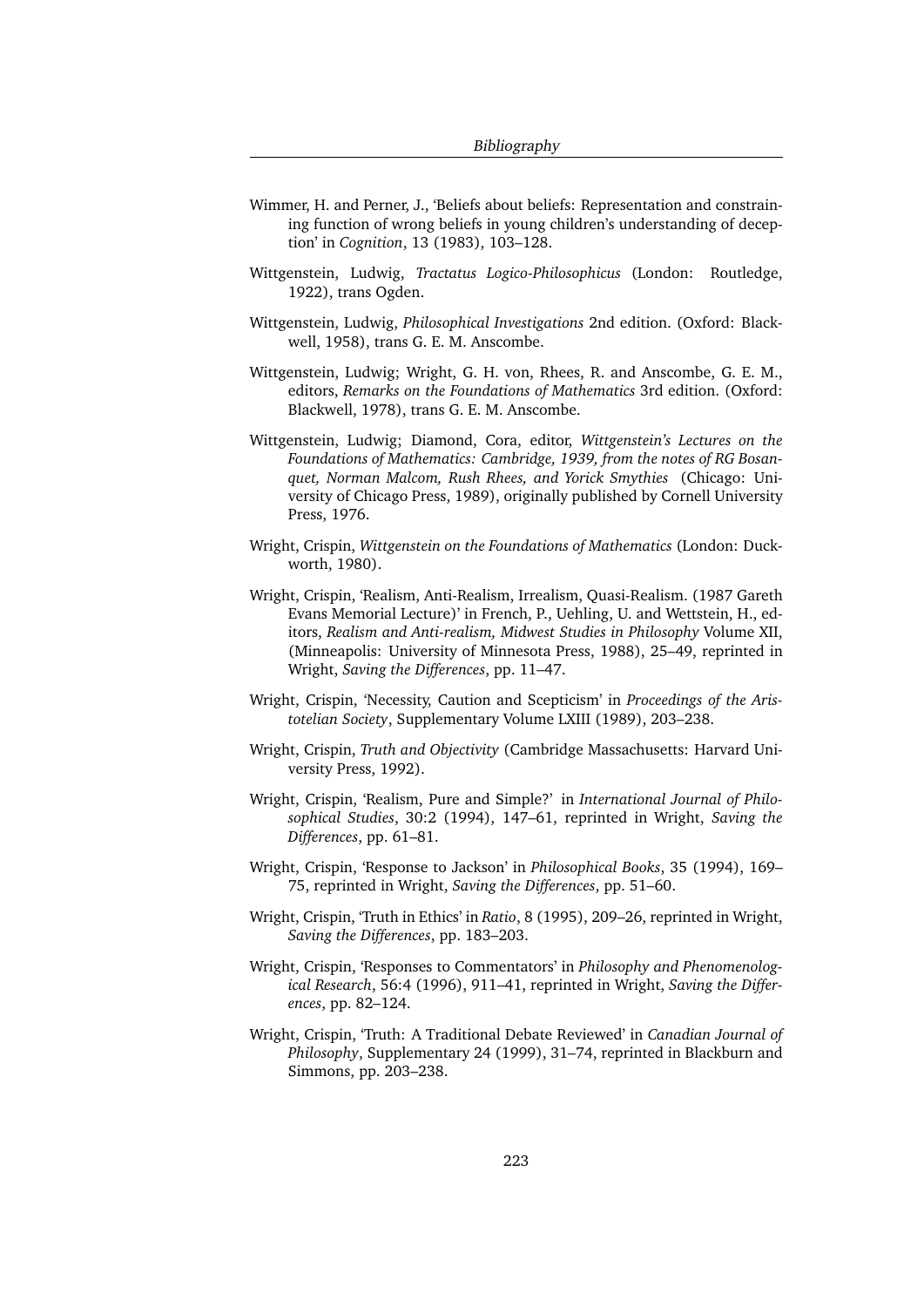Wimmer, H. and Perner, J., 'Beliefs about beliefs: Representation and constraining function of wrong beliefs in young children's understanding of deception' in *Cognition*, 13 (1983), 103–128.

Wittgenstein, Ludwig, *Tractatus Logico-Philosophicus* (London: Routledge, 1922), trans Ogden.

Wittgenstein, Ludwig, *Philosophical Investigations* 2nd edition. (Oxford: Blackwell, 1958), trans G. E. M. Anscombe.

Wittgenstein, Ludwig; Wright, G. H. von, Rhees, R. and Anscombe, G. E. M., editors, *Remarks on the Foundations of Mathematics* 3rd edition. (Oxford: Blackwell, 1978), trans G. E. M. Anscombe.

Wittgenstein, Ludwig; Diamond, Cora, editor, *Wittgenstein's Lectures on the Foundations of Mathematics: Cambridge, 1939, from the notes of RG Bosanquet, Norman Malcom, Rush Rhees, and Yorick Smythies* (Chicago: University of Chicago Press, 1989), originally published by Cornell University Press, 1976.

Wright, Crispin, *Wittgenstein on the Foundations of Mathematics* (London: Duckworth, 1980).

Wright, Crispin, 'Realism, Anti-Realism, Irrealism, Quasi-Realism. (1987 Gareth Evans Memorial Lecture)' in French, P., Uehling, U. and Wettstein, H., editors, *Realism and Anti-realism, Midwest Studies in Philosophy* Volume XII, (Minneapolis: University of Minnesota Press, 1988), 25–49, reprinted in Wright, *Saving the Differences*, pp. 11–47.

Wright, Crispin, 'Necessity, Caution and Scepticism' in *Proceedings of the Aristotelian Society*, Supplementary Volume LXIII (1989), 203–238.

Wright, Crispin, *Truth and Objectivity* (Cambridge Massachusetts: Harvard University Press, 1992).

Wright, Crispin, 'Realism, Pure and Simple?' in *International Journal of Philosophical Studies*, 30:2 (1994), 147–61, reprinted in Wright, *Saving the Differences*, pp. 61–81.

Wright, Crispin, 'Response to Jackson' in *Philosophical Books*, 35 (1994), 169–75, reprinted in Wright, *Saving the Differences*, pp. 51–60.

Wright, Crispin, 'Truth in Ethics' in *Ratio*, 8 (1995), 209–26, reprinted in Wright, *Saving the Differences*, pp. 183–203.

Wright, Crispin, 'Responses to Commentators' in *Philosophy and Phenomenological Research*, 56:4 (1996), 911–41, reprinted in Wright, *Saving the Differences*, pp. 82–124.

Wright, Crispin, 'Truth: A Traditional Debate Reviewed' in *Canadian Journal of Philosophy*, Supplementary 24 (1999), 31–74, reprinted in Blackburn and Simmons, pp. 203–238.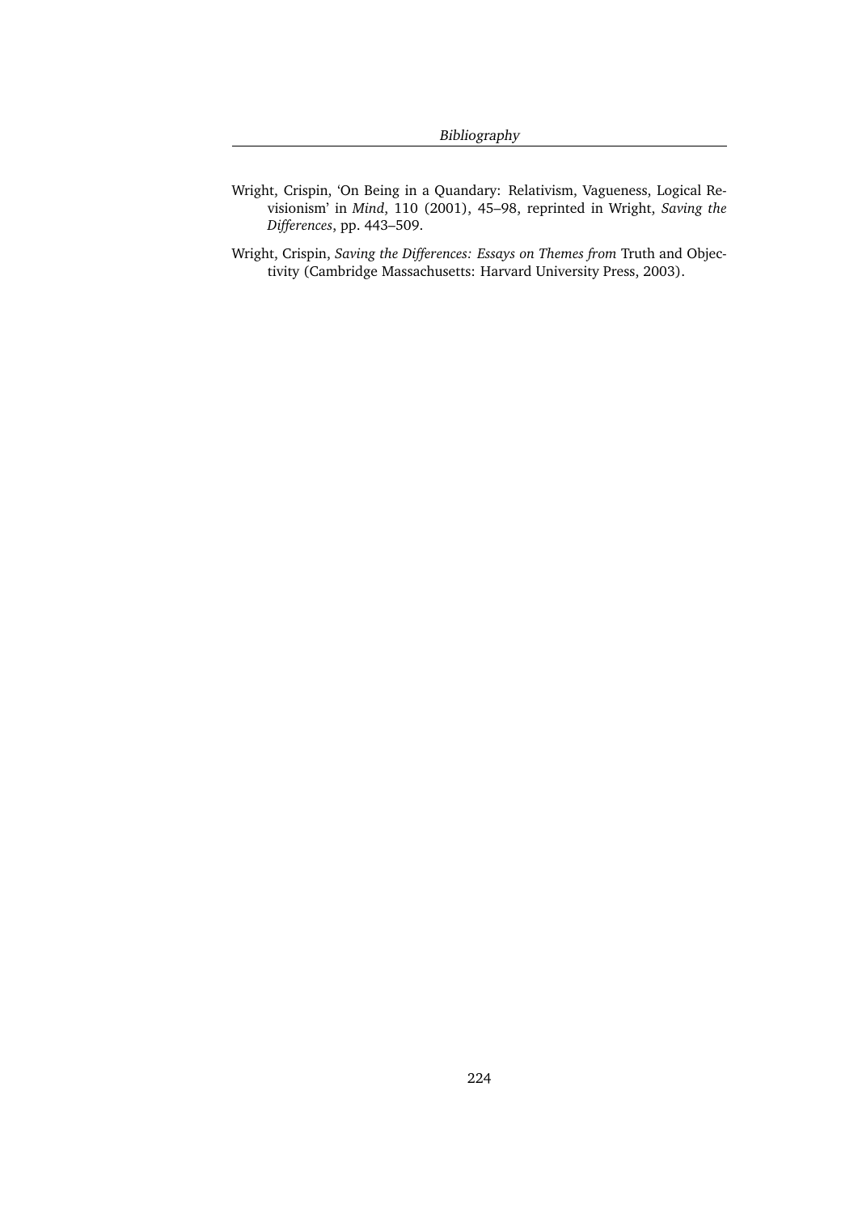Wright, Crispin, 'On Being in a Quandary: Relativism, Vagueness, Logical Revisionism' in *Mind*, 110 (2001), 45–98, reprinted in Wright, *Saving the Differences*, pp. 443–509.

Wright, Crispin, *Saving the Differences: Essays on Themes from* Truth and Objectivity (Cambridge Massachusetts: Harvard University Press, 2003).